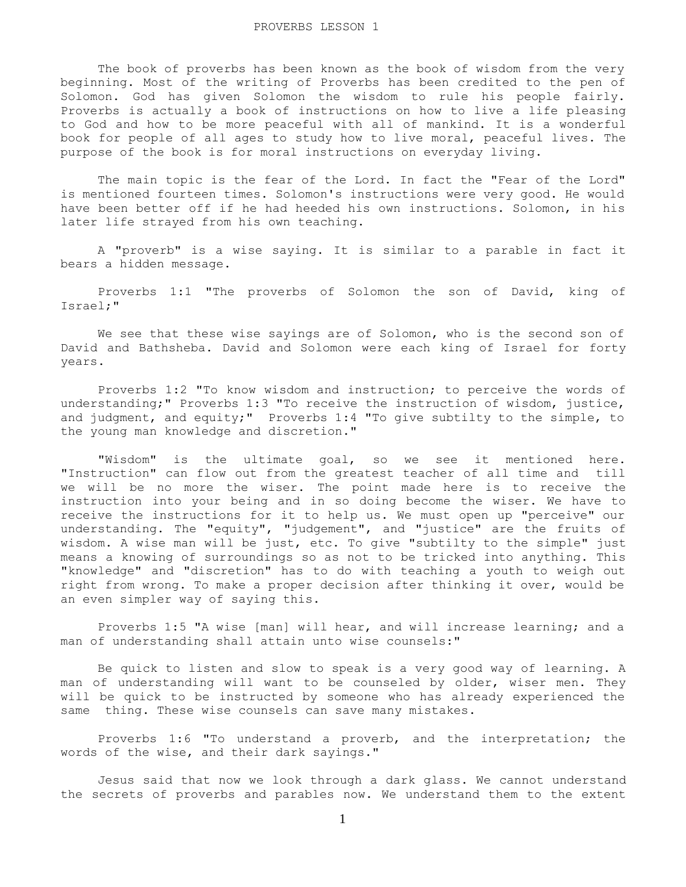# PROVERBS LESSON 1

The book of proverbs has been known as the book of wisdom from the very beginning. Most of the writing of Proverbs has been credited to the pen of Solomon. God has given Solomon the wisdom to rule his people fairly. Proverbs is actually a book of instructions on how to live a life pleasing to God and how to be more peaceful with all of mankind. It is a wonderful book for people of all ages to study how to live moral, peaceful lives. The purpose of the book is for moral instructions on everyday living.

The main topic is the fear of the Lord. In fact the "Fear of the Lord" is mentioned fourteen times. Solomon's instructions were very good. He would have been better off if he had heeded his own instructions. Solomon, in his later life strayed from his own teaching.

A "proverb" is a wise saying. It is similar to a parable in fact it bears a hidden message.

Proverbs 1:1 "The proverbs of Solomon the son of David, king of Israel;"

We see that these wise sayings are of Solomon, who is the second son of David and Bathsheba. David and Solomon were each king of Israel for forty years.

Proverbs 1:2 "To know wisdom and instruction; to perceive the words of understanding;" Proverbs 1:3 "To receive the instruction of wisdom, justice, and judgment, and equity;" Proverbs 1:4 "To give subtilty to the simple, to the young man knowledge and discretion."

"Wisdom" is the ultimate goal, so we see it mentioned here. "Instruction" can flow out from the greatest teacher of all time and till we will be no more the wiser. The point made here is to receive the instruction into your being and in so doing become the wiser. We have to receive the instructions for it to help us. We must open up "perceive" our understanding. The "equity", "judgement", and "justice" are the fruits of wisdom. A wise man will be just, etc. To give "subtilty to the simple" just means a knowing of surroundings so as not to be tricked into anything. This "knowledge" and "discretion" has to do with teaching a youth to weigh out right from wrong. To make a proper decision after thinking it over, would be an even simpler way of saying this.

Proverbs 1:5 "A wise [man] will hear, and will increase learning; and a man of understanding shall attain unto wise counsels:"

Be quick to listen and slow to speak is a very good way of learning. A man of understanding will want to be counseled by older, wiser men. They will be quick to be instructed by someone who has already experienced the same thing. These wise counsels can save many mistakes.

Proverbs 1:6 "To understand a proverb, and the interpretation; the words of the wise, and their dark sayings."

Jesus said that now we look through a dark glass. We cannot understand the secrets of proverbs and parables now. We understand them to the extent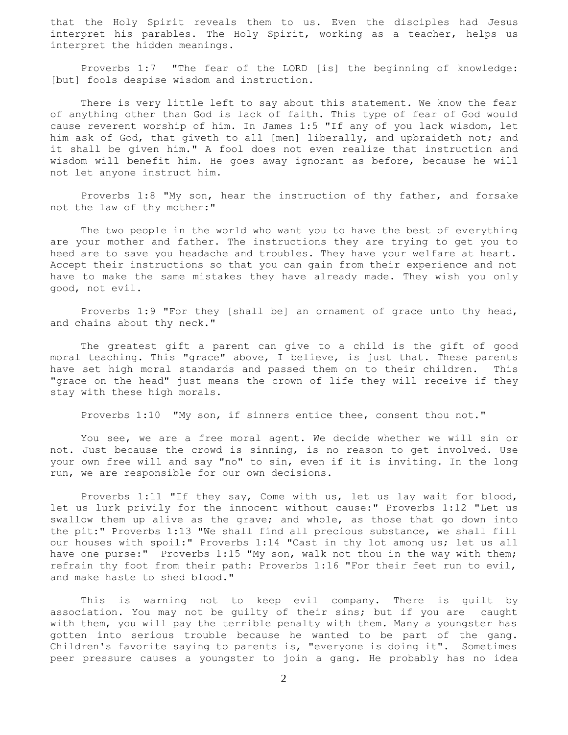that the Holy Spirit reveals them to us. Even the disciples had Jesus interpret his parables. The Holy Spirit, working as a teacher, helps us interpret the hidden meanings.

Proverbs 1:7 "The fear of the LORD [is] the beginning of knowledge: [but] fools despise wisdom and instruction.

There is very little left to say about this statement. We know the fear of anything other than God is lack of faith. This type of fear of God would cause reverent worship of him. In James 1:5 "If any of you lack wisdom, let him ask of God, that giveth to all [men] liberally, and upbraideth not; and it shall be given him." A fool does not even realize that instruction and wisdom will benefit him. He goes away ignorant as before, because he will not let anyone instruct him.

Proverbs 1:8 "My son, hear the instruction of thy father, and forsake not the law of thy mother:"

The two people in the world who want you to have the best of everything are your mother and father. The instructions they are trying to get you to heed are to save you headache and troubles. They have your welfare at heart. Accept their instructions so that you can gain from their experience and not have to make the same mistakes they have already made. They wish you only good, not evil.

Proverbs 1:9 "For they [shall be] an ornament of grace unto thy head, and chains about thy neck."

The greatest gift a parent can give to a child is the gift of good moral teaching. This "grace" above, I believe, is just that. These parents have set high moral standards and passed them on to their children. This "grace on the head" just means the crown of life they will receive if they stay with these high morals.

Proverbs 1:10 "My son, if sinners entice thee, consent thou not."

You see, we are a free moral agent. We decide whether we will sin or not. Just because the crowd is sinning, is no reason to get involved. Use your own free will and say "no" to sin, even if it is inviting. In the long run, we are responsible for our own decisions.

Proverbs 1:11 "If they say, Come with us, let us lay wait for blood, let us lurk privily for the innocent without cause:" Proverbs 1:12 "Let us swallow them up alive as the grave; and whole, as those that go down into the pit:" Proverbs 1:13 "We shall find all precious substance, we shall fill our houses with spoil:" Proverbs 1:14 "Cast in thy lot among us; let us all have one purse:" Proverbs 1:15 "My son, walk not thou in the way with them; refrain thy foot from their path: Proverbs 1:16 "For their feet run to evil, and make haste to shed blood."

This is warning not to keep evil company. There is guilt by association. You may not be guilty of their sins; but if you are caught with them, you will pay the terrible penalty with them. Many a youngster has gotten into serious trouble because he wanted to be part of the gang. Children's favorite saying to parents is, "everyone is doing it". Sometimes peer pressure causes a youngster to join a gang. He probably has no idea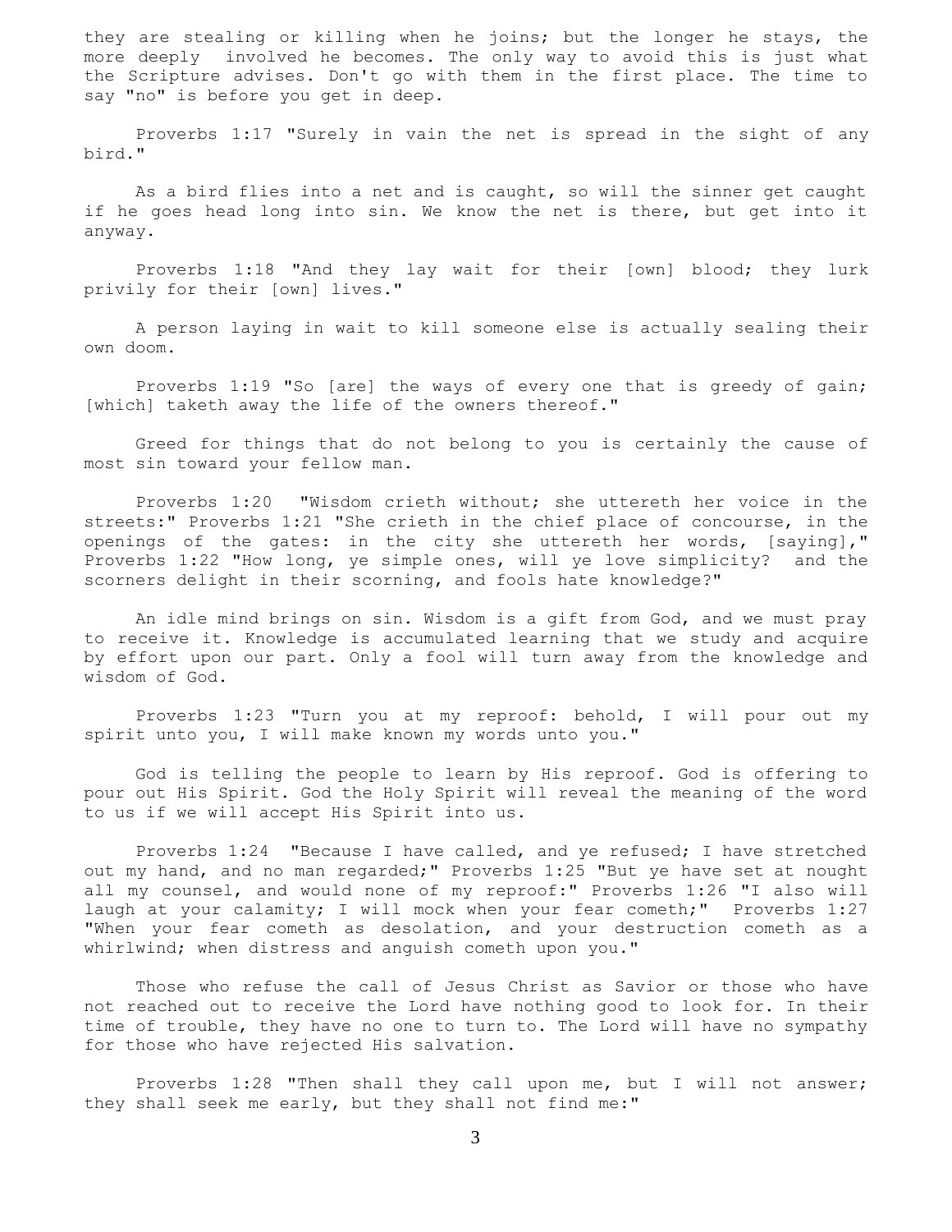they are stealing or killing when he joins; but the longer he stays, the more deeply involved he becomes. The only way to avoid this is just what the Scripture advises. Don't go with them in the first place. The time to say "no" is before you get in deep.

Proverbs 1:17 "Surely in vain the net is spread in the sight of any bird."

As a bird flies into a net and is caught, so will the sinner get caught if he goes head long into sin. We know the net is there, but get into it anyway.

Proverbs 1:18 "And they lay wait for their [own] blood; they lurk privily for their [own] lives."

A person laying in wait to kill someone else is actually sealing their own doom.

Proverbs 1:19 "So [are] the ways of every one that is greedy of gain; [which] taketh away the life of the owners thereof."

Greed for things that do not belong to you is certainly the cause of most sin toward your fellow man.

Proverbs 1:20 "Wisdom crieth without; she uttereth her voice in the streets:" Proverbs 1:21 "She crieth in the chief place of concourse, in the openings of the gates: in the city she uttereth her words, [saying]," Proverbs 1:22 "How long, ye simple ones, will ye love simplicity? and the scorners delight in their scorning, and fools hate knowledge?"

An idle mind brings on sin. Wisdom is a gift from God, and we must pray to receive it. Knowledge is accumulated learning that we study and acquire by effort upon our part. Only a fool will turn away from the knowledge and wisdom of God.

Proverbs 1:23 "Turn you at my reproof: behold, I will pour out my spirit unto you, I will make known my words unto you."

God is telling the people to learn by His reproof. God is offering to pour out His Spirit. God the Holy Spirit will reveal the meaning of the word to us if we will accept His Spirit into us.

Proverbs 1:24 "Because I have called, and ye refused; I have stretched out my hand, and no man regarded;" Proverbs 1:25 "But ye have set at nought all my counsel, and would none of my reproof:" Proverbs 1:26 "I also will laugh at your calamity; I will mock when your fear cometh;" Proverbs 1:27 "When your fear cometh as desolation, and your destruction cometh as a whirlwind; when distress and anguish cometh upon you."

Those who refuse the call of Jesus Christ as Savior or those who have not reached out to receive the Lord have nothing good to look for. In their time of trouble, they have no one to turn to. The Lord will have no sympathy for those who have rejected His salvation.

Proverbs 1:28 "Then shall they call upon me, but I will not answer; they shall seek me early, but they shall not find me:"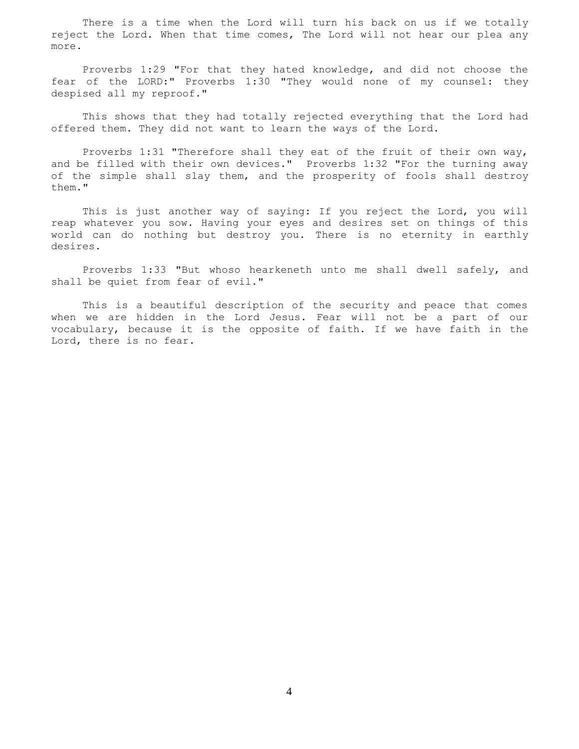There is a time when the Lord will turn his back on us if we totally reject the Lord. When that time comes, The Lord will not hear our plea any more.

Proverbs 1:29 "For that they hated knowledge, and did not choose the fear of the LORD:" Proverbs 1:30 "They would none of my counsel: they despised all my reproof."

This shows that they had totally rejected everything that the Lord had offered them. They did not want to learn the ways of the Lord.

Proverbs 1:31 "Therefore shall they eat of the fruit of their own way, and be filled with their own devices." Proverbs 1:32 "For the turning away of the simple shall slay them, and the prosperity of fools shall destroy them."

This is just another way of saying: If you reject the Lord, you will reap whatever you sow. Having your eyes and desires set on things of this world can do nothing but destroy you. There is no eternity in earthly desires.

Proverbs 1:33 "But whoso hearkeneth unto me shall dwell safely, and shall be quiet from fear of evil."

This is a beautiful description of the security and peace that comes when we are hidden in the Lord Jesus. Fear will not be a part of our vocabulary, because it is the opposite of faith. If we have faith in the Lord, there is no fear.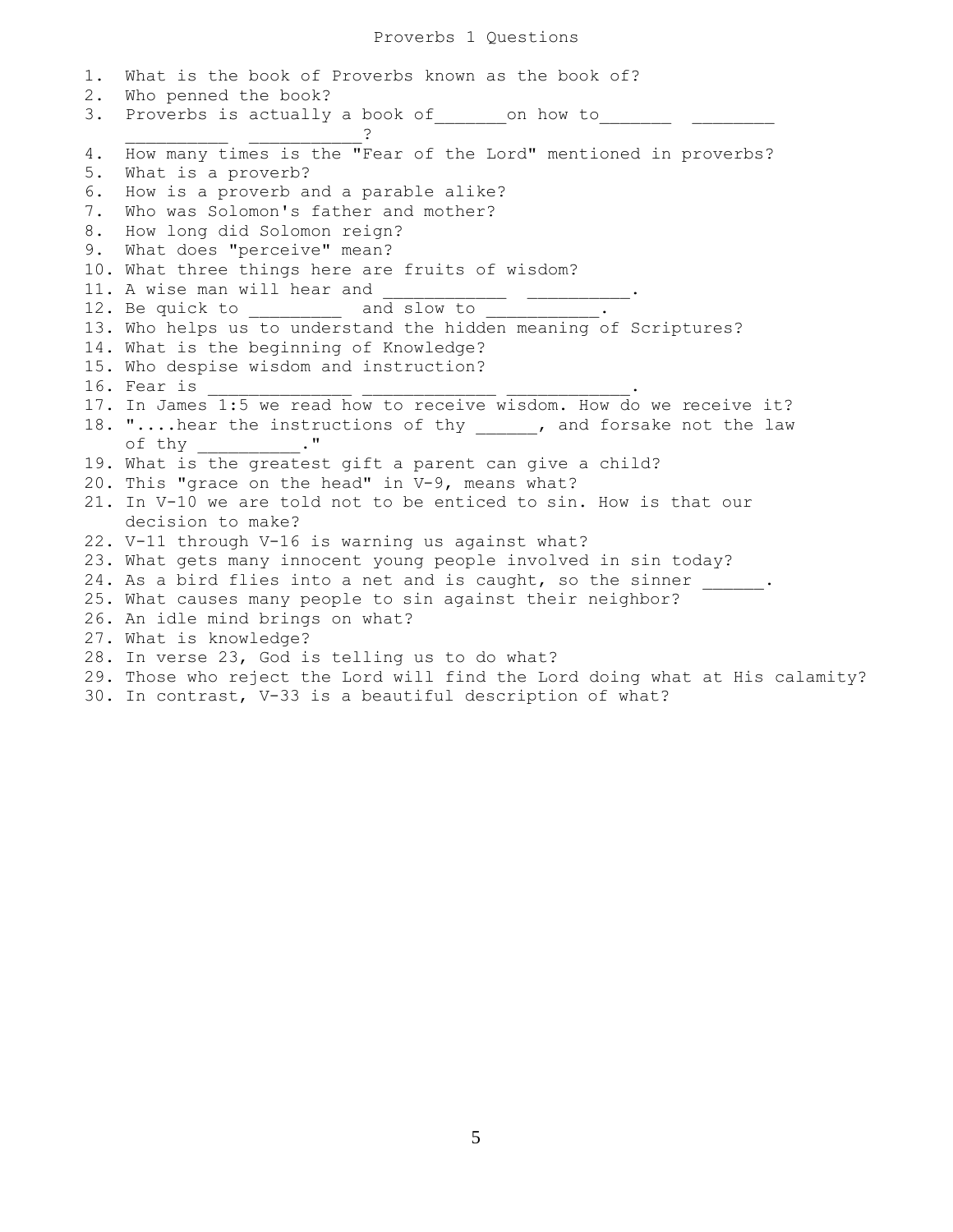# Proverbs 1 Questions

1. What is the book of Proverbs known as the book of?
2. Who penned the book?
3. Proverbs is actually a book of_______on how to_______ ________ __________ ___________?
4. How many times is the "Fear of the Lord" mentioned in proverbs?
5. What is a proverb?
6. How is a proverb and a parable alike?
7. Who was Solomon's father and mother?
8. How long did Solomon reign?
9. What does "perceive" mean?
10. What three things here are fruits of wisdom?
11. A wise man will hear and ____________ __________.
12. Be quick to _________ and slow to ___________.
13. Who helps us to understand the hidden meaning of Scriptures?
14. What is the beginning of Knowledge?
15. Who despise wisdom and instruction?
16. Fear is ______________ _____________ ____________.
17. In James 1:5 we read how to receive wisdom. How do we receive it?
18. "....hear the instructions of thy ______, and forsake not the law of thy __________."
19. What is the greatest gift a parent can give a child?
20. This "grace on the head" in V-9, means what?
21. In V-10 we are told not to be enticed to sin. How is that our decision to make?
22. V-11 through V-16 is warning us against what?
23. What gets many innocent young people involved in sin today?
24. As a bird flies into a net and is caught, so the sinner ______.
25. What causes many people to sin against their neighbor?
26. An idle mind brings on what?
27. What is knowledge?
28. In verse 23, God is telling us to do what?
29. Those who reject the Lord will find the Lord doing what at His calamity?
30. In contrast, V-33 is a beautiful description of what?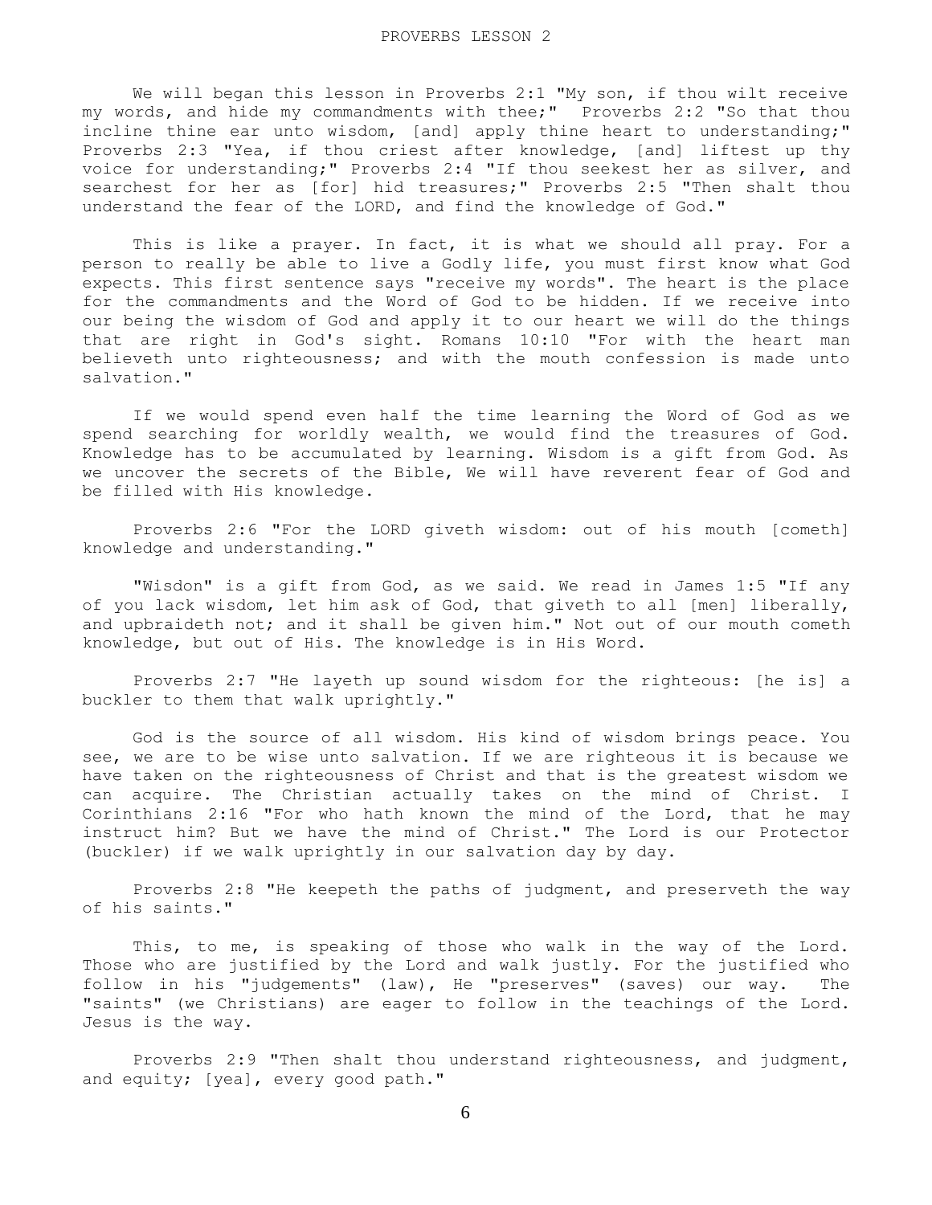We will began this lesson in Proverbs 2:1 "My son, if thou wilt receive my words, and hide my commandments with thee;" Proverbs 2:2 "So that thou incline thine ear unto wisdom, [and] apply thine heart to understanding;" Proverbs 2:3 "Yea, if thou criest after knowledge, [and] liftest up thy voice for understanding;" Proverbs 2:4 "If thou seekest her as silver, and searchest for her as [for] hid treasures;" Proverbs 2:5 "Then shalt thou understand the fear of the LORD, and find the knowledge of God."

This is like a prayer. In fact, it is what we should all pray. For a person to really be able to live a Godly life, you must first know what God expects. This first sentence says "receive my words". The heart is the place for the commandments and the Word of God to be hidden. If we receive into our being the wisdom of God and apply it to our heart we will do the things that are right in God's sight. Romans 10:10 "For with the heart man believeth unto righteousness; and with the mouth confession is made unto salvation."

If we would spend even half the time learning the Word of God as we spend searching for worldly wealth, we would find the treasures of God. Knowledge has to be accumulated by learning. Wisdom is a gift from God. As we uncover the secrets of the Bible, We will have reverent fear of God and be filled with His knowledge.

Proverbs 2:6 "For the LORD giveth wisdom: out of his mouth [cometh] knowledge and understanding."

"Wisdon" is a gift from God, as we said. We read in James 1:5 "If any of you lack wisdom, let him ask of God, that giveth to all [men] liberally, and upbraideth not; and it shall be given him." Not out of our mouth cometh knowledge, but out of His. The knowledge is in His Word.

Proverbs 2:7 "He layeth up sound wisdom for the righteous: [he is] a buckler to them that walk uprightly."

God is the source of all wisdom. His kind of wisdom brings peace. You see, we are to be wise unto salvation. If we are righteous it is because we have taken on the righteousness of Christ and that is the greatest wisdom we can acquire. The Christian actually takes on the mind of Christ. I Corinthians 2:16 "For who hath known the mind of the Lord, that he may instruct him? But we have the mind of Christ." The Lord is our Protector (buckler) if we walk uprightly in our salvation day by day.

Proverbs 2:8 "He keepeth the paths of judgment, and preserveth the way of his saints."

This, to me, is speaking of those who walk in the way of the Lord. Those who are justified by the Lord and walk justly. For the justified who follow in his "judgements" (law), He "preserves" (saves) our way. The "saints" (we Christians) are eager to follow in the teachings of the Lord. Jesus is the way.

Proverbs 2:9 "Then shalt thou understand righteousness, and judgment, and equity; [yea], every good path."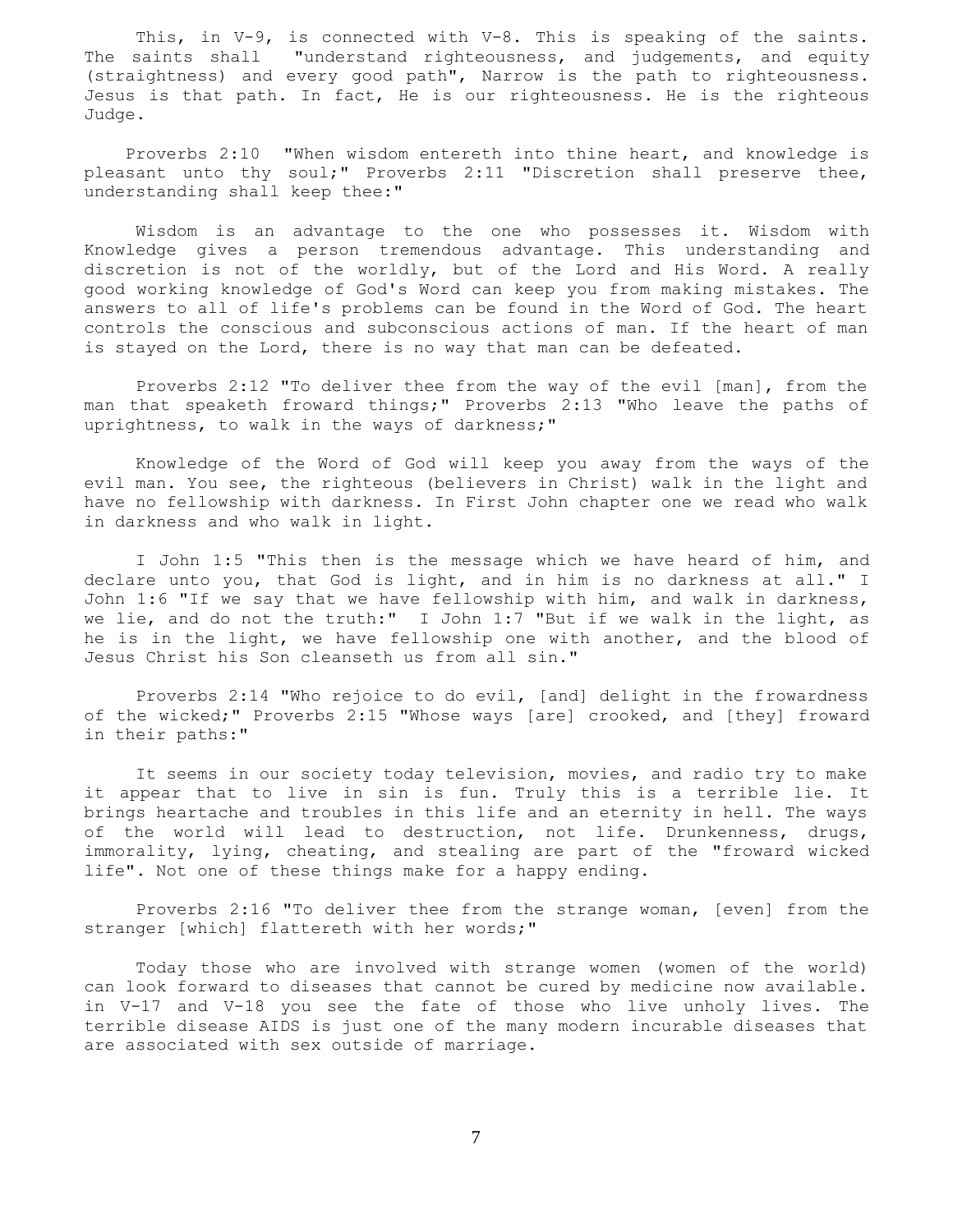This, in V-9, is connected with V-8. This is speaking of the saints. The saints shall "understand righteousness, and judgements, and equity (straightness) and every good path", Narrow is the path to righteousness. Jesus is that path. In fact, He is our righteousness. He is the righteous Judge.

Proverbs 2:10 "When wisdom entereth into thine heart, and knowledge is pleasant unto thy soul;" Proverbs 2:11 "Discretion shall preserve thee, understanding shall keep thee:"

Wisdom is an advantage to the one who possesses it. Wisdom with Knowledge gives a person tremendous advantage. This understanding and discretion is not of the worldly, but of the Lord and His Word. A really good working knowledge of God's Word can keep you from making mistakes. The answers to all of life's problems can be found in the Word of God. The heart controls the conscious and subconscious actions of man. If the heart of man is stayed on the Lord, there is no way that man can be defeated.

Proverbs 2:12 "To deliver thee from the way of the evil [man], from the man that speaketh froward things;" Proverbs 2:13 "Who leave the paths of uprightness, to walk in the ways of darkness;"

Knowledge of the Word of God will keep you away from the ways of the evil man. You see, the righteous (believers in Christ) walk in the light and have no fellowship with darkness. In First John chapter one we read who walk in darkness and who walk in light.

I John 1:5 "This then is the message which we have heard of him, and declare unto you, that God is light, and in him is no darkness at all." I John 1:6 "If we say that we have fellowship with him, and walk in darkness, we lie, and do not the truth:" I John 1:7 "But if we walk in the light, as he is in the light, we have fellowship one with another, and the blood of Jesus Christ his Son cleanseth us from all sin."

Proverbs 2:14 "Who rejoice to do evil, [and] delight in the frowardness of the wicked;" Proverbs 2:15 "Whose ways [are] crooked, and [they] froward in their paths:"

It seems in our society today television, movies, and radio try to make it appear that to live in sin is fun. Truly this is a terrible lie. It brings heartache and troubles in this life and an eternity in hell. The ways of the world will lead to destruction, not life. Drunkenness, drugs, immorality, lying, cheating, and stealing are part of the "froward wicked life". Not one of these things make for a happy ending.

Proverbs 2:16 "To deliver thee from the strange woman, [even] from the stranger [which] flattereth with her words;"

Today those who are involved with strange women (women of the world) can look forward to diseases that cannot be cured by medicine now available. in V-17 and V-18 you see the fate of those who live unholy lives. The terrible disease AIDS is just one of the many modern incurable diseases that are associated with sex outside of marriage.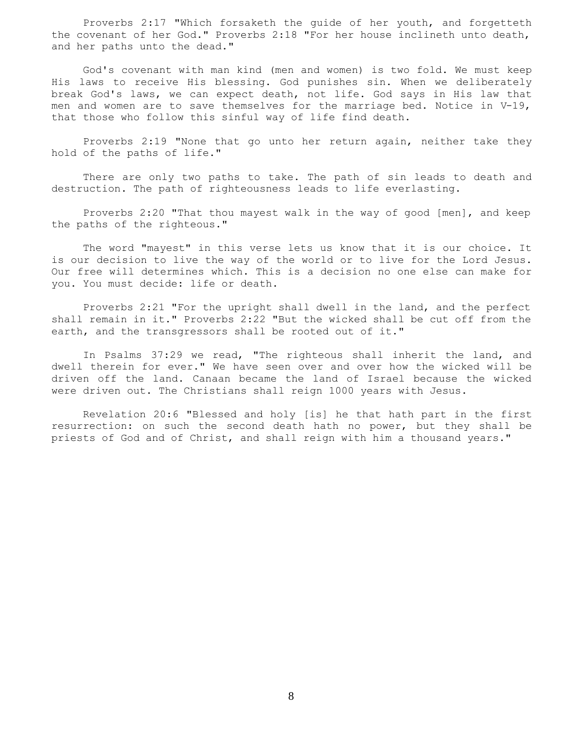Proverbs 2:17 "Which forsaketh the guide of her youth, and forgetteth the covenant of her God." Proverbs 2:18 "For her house inclineth unto death, and her paths unto the dead."

God's covenant with man kind (men and women) is two fold. We must keep His laws to receive His blessing. God punishes sin. When we deliberately break God's laws, we can expect death, not life. God says in His law that men and women are to save themselves for the marriage bed. Notice in V-19, that those who follow this sinful way of life find death.

Proverbs 2:19 "None that go unto her return again, neither take they hold of the paths of life."

There are only two paths to take. The path of sin leads to death and destruction. The path of righteousness leads to life everlasting.

Proverbs 2:20 "That thou mayest walk in the way of good [men], and keep the paths of the righteous."

The word "mayest" in this verse lets us know that it is our choice. It is our decision to live the way of the world or to live for the Lord Jesus. Our free will determines which. This is a decision no one else can make for you. You must decide: life or death.

Proverbs 2:21 "For the upright shall dwell in the land, and the perfect shall remain in it." Proverbs 2:22 "But the wicked shall be cut off from the earth, and the transgressors shall be rooted out of it."

In Psalms 37:29 we read, "The righteous shall inherit the land, and dwell therein for ever." We have seen over and over how the wicked will be driven off the land. Canaan became the land of Israel because the wicked were driven out. The Christians shall reign 1000 years with Jesus.

Revelation 20:6 "Blessed and holy [is] he that hath part in the first resurrection: on such the second death hath no power, but they shall be priests of God and of Christ, and shall reign with him a thousand years."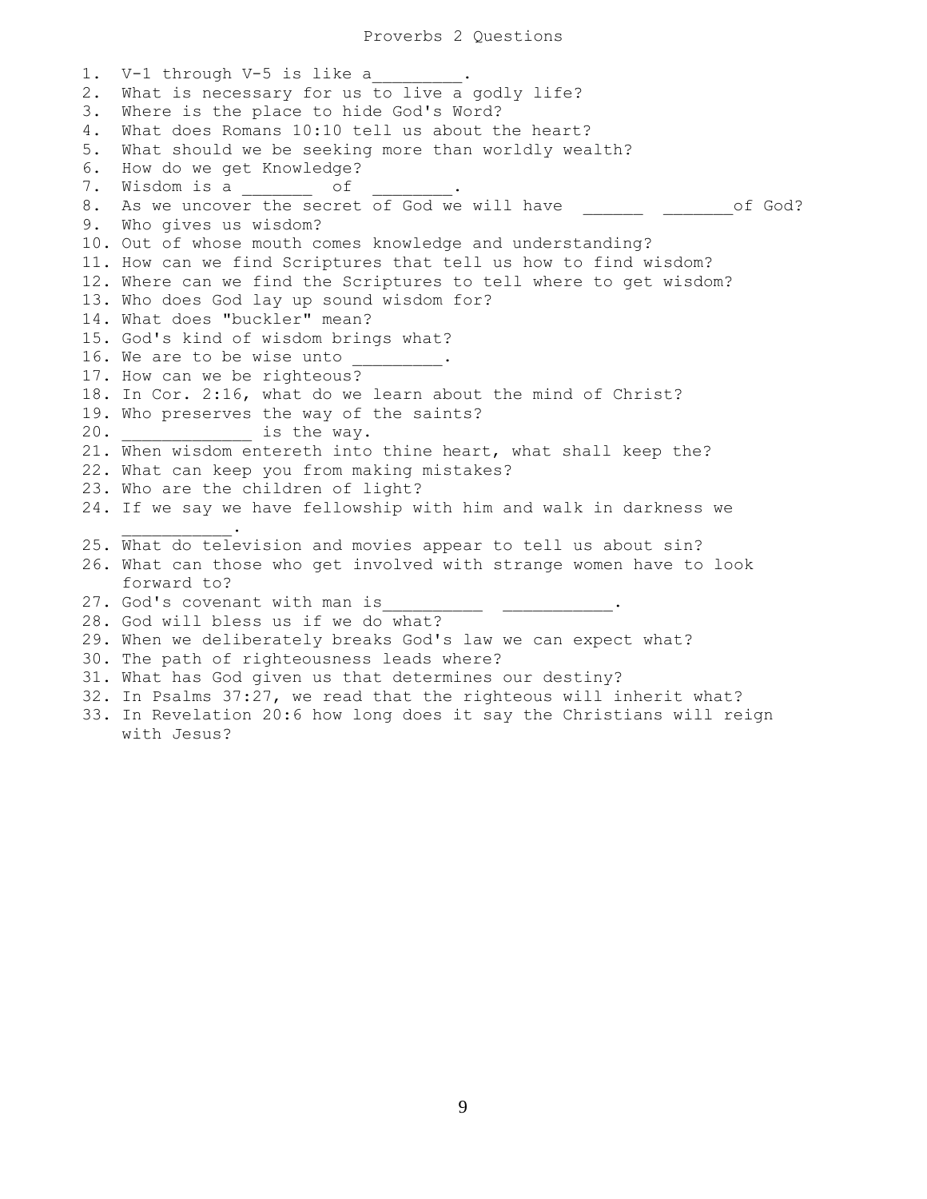# Proverbs 2 Questions

1. V-1 through V-5 is like a_________.
2. What is necessary for us to live a godly life?
3. Where is the place to hide God's Word?
4. What does Romans 10:10 tell us about the heart?
5. What should we be seeking more than worldly wealth?
6. How do we get Knowledge?
7. Wisdom is a _______ of ________.
8. As we uncover the secret of God we will have ______ _______of God?
9. Who gives us wisdom?
10. Out of whose mouth comes knowledge and understanding?
11. How can we find Scriptures that tell us how to find wisdom?
12. Where can we find the Scriptures to tell where to get wisdom?
13. Who does God lay up sound wisdom for?
14. What does "buckler" mean?
15. God's kind of wisdom brings what?
16. We are to be wise unto _________.
17. How can we be righteous?
18. In Cor. 2:16, what do we learn about the mind of Christ?
19. Who preserves the way of the saints?
20. _____________ is the way.
21. When wisdom entereth into thine heart, what shall keep the?
22. What can keep you from making mistakes?
23. Who are the children of light?
24. If we say we have fellowship with him and walk in darkness we ___________.
25. What do television and movies appear to tell us about sin?
26. What can those who get involved with strange women have to look forward to?
27. God's covenant with man is__________ ___________.
28. God will bless us if we do what?
29. When we deliberately breaks God's law we can expect what?
30. The path of righteousness leads where?
31. What has God given us that determines our destiny?
32. In Psalms 37:27, we read that the righteous will inherit what?
33. In Revelation 20:6 how long does it say the Christians will reign with Jesus?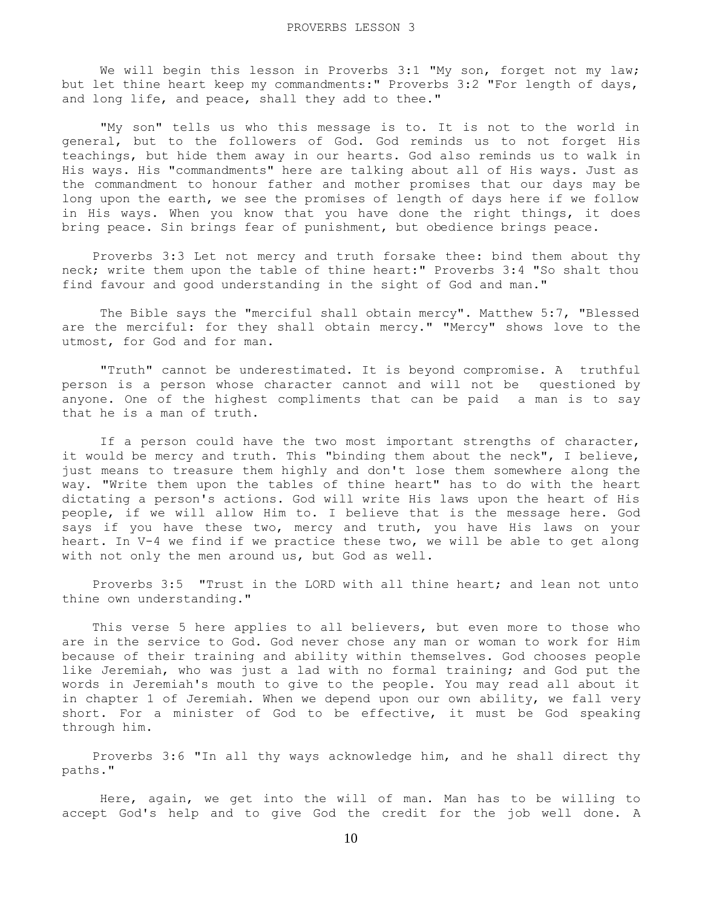# PROVERBS LESSON 3

We will begin this lesson in Proverbs 3:1 "My son, forget not my law; but let thine heart keep my commandments:" Proverbs 3:2 "For length of days, and long life, and peace, shall they add to thee."

"My son" tells us who this message is to. It is not to the world in general, but to the followers of God. God reminds us to not forget His teachings, but hide them away in our hearts. God also reminds us to walk in His ways. His "commandments" here are talking about all of His ways. Just as the commandment to honour father and mother promises that our days may be long upon the earth, we see the promises of length of days here if we follow in His ways. When you know that you have done the right things, it does bring peace. Sin brings fear of punishment, but obedience brings peace.

Proverbs 3:3 Let not mercy and truth forsake thee: bind them about thy neck; write them upon the table of thine heart:" Proverbs 3:4 "So shalt thou find favour and good understanding in the sight of God and man."

The Bible says the "merciful shall obtain mercy". Matthew 5:7, "Blessed are the merciful: for they shall obtain mercy." "Mercy" shows love to the utmost, for God and for man.

"Truth" cannot be underestimated. It is beyond compromise. A truthful person is a person whose character cannot and will not be questioned by anyone. One of the highest compliments that can be paid a man is to say that he is a man of truth.

If a person could have the two most important strengths of character, it would be mercy and truth. This "binding them about the neck", I believe, just means to treasure them highly and don't lose them somewhere along the way. "Write them upon the tables of thine heart" has to do with the heart dictating a person's actions. God will write His laws upon the heart of His people, if we will allow Him to. I believe that is the message here. God says if you have these two, mercy and truth, you have His laws on your heart. In V-4 we find if we practice these two, we will be able to get along with not only the men around us, but God as well.

Proverbs 3:5 "Trust in the LORD with all thine heart; and lean not unto thine own understanding."

This verse 5 here applies to all believers, but even more to those who are in the service to God. God never chose any man or woman to work for Him because of their training and ability within themselves. God chooses people like Jeremiah, who was just a lad with no formal training; and God put the words in Jeremiah's mouth to give to the people. You may read all about it in chapter 1 of Jeremiah. When we depend upon our own ability, we fall very short. For a minister of God to be effective, it must be God speaking through him.

Proverbs 3:6 "In all thy ways acknowledge him, and he shall direct thy paths."

Here, again, we get into the will of man. Man has to be willing to accept God's help and to give God the credit for the job well done. A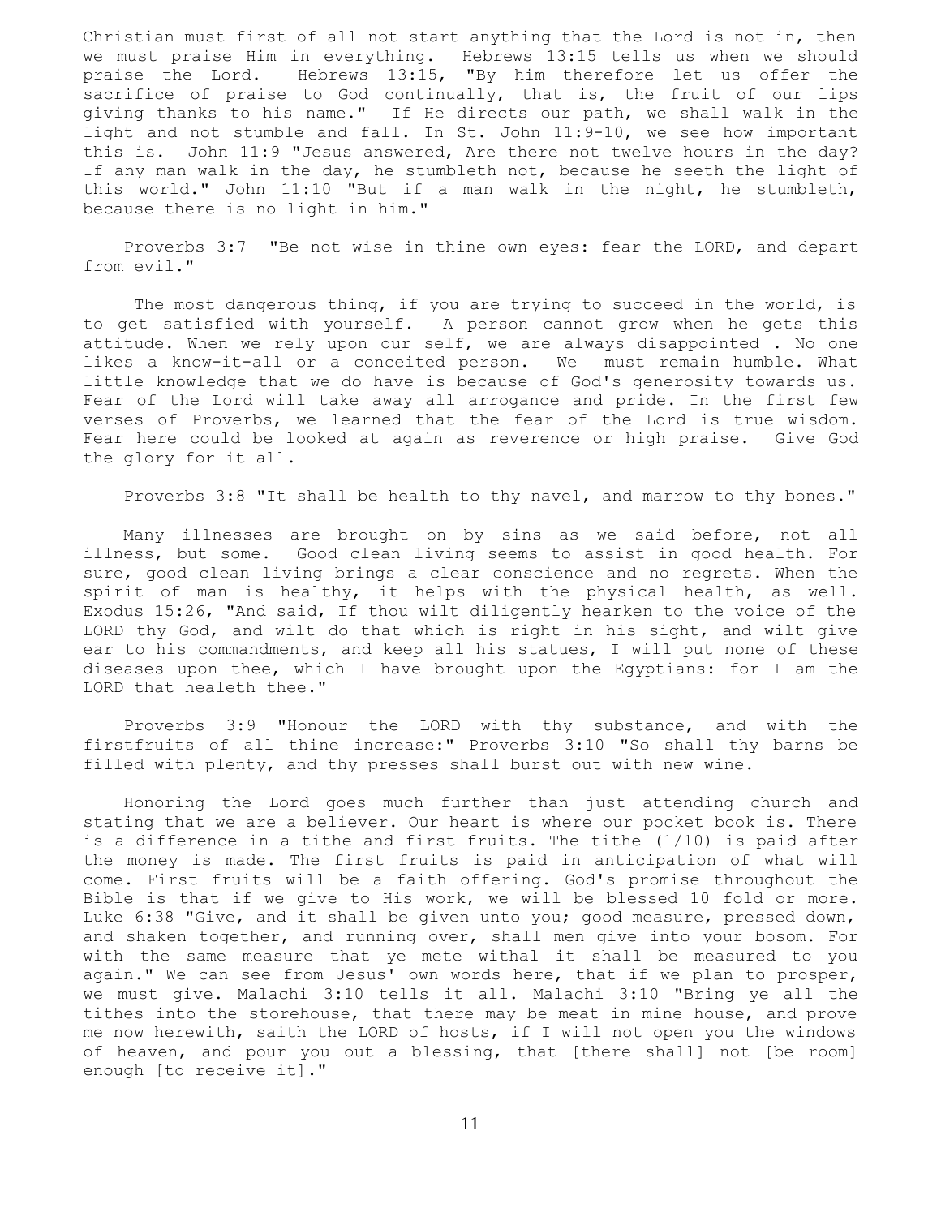Christian must first of all not start anything that the Lord is not in, then we must praise Him in everything. Hebrews 13:15 tells us when we should praise the Lord. Hebrews 13:15, "By him therefore let us offer the sacrifice of praise to God continually, that is, the fruit of our lips giving thanks to his name." If He directs our path, we shall walk in the light and not stumble and fall. In St. John 11:9-10, we see how important this is. John 11:9 "Jesus answered, Are there not twelve hours in the day? If any man walk in the day, he stumbleth not, because he seeth the light of this world." John 11:10 "But if a man walk in the night, he stumbleth, because there is no light in him."

Proverbs 3:7 "Be not wise in thine own eyes: fear the LORD, and depart from evil."

The most dangerous thing, if you are trying to succeed in the world, is to get satisfied with yourself. A person cannot grow when he gets this attitude. When we rely upon our self, we are always disappointed . No one likes a know-it-all or a conceited person. We must remain humble. What little knowledge that we do have is because of God's generosity towards us. Fear of the Lord will take away all arrogance and pride. In the first few verses of Proverbs, we learned that the fear of the Lord is true wisdom. Fear here could be looked at again as reverence or high praise. Give God the glory for it all.

Proverbs 3:8 "It shall be health to thy navel, and marrow to thy bones."

Many illnesses are brought on by sins as we said before, not all illness, but some. Good clean living seems to assist in good health. For sure, good clean living brings a clear conscience and no regrets. When the spirit of man is healthy, it helps with the physical health, as well. Exodus 15:26, "And said, If thou wilt diligently hearken to the voice of the LORD thy God, and wilt do that which is right in his sight, and wilt give ear to his commandments, and keep all his statues, I will put none of these diseases upon thee, which I have brought upon the Egyptians: for I am the LORD that healeth thee."

Proverbs 3:9 "Honour the LORD with thy substance, and with the firstfruits of all thine increase:" Proverbs 3:10 "So shall thy barns be filled with plenty, and thy presses shall burst out with new wine.

Honoring the Lord goes much further than just attending church and stating that we are a believer. Our heart is where our pocket book is. There is a difference in a tithe and first fruits. The tithe (1/10) is paid after the money is made. The first fruits is paid in anticipation of what will come. First fruits will be a faith offering. God's promise throughout the Bible is that if we give to His work, we will be blessed 10 fold or more. Luke 6:38 "Give, and it shall be given unto you; good measure, pressed down, and shaken together, and running over, shall men give into your bosom. For with the same measure that ye mete withal it shall be measured to you again." We can see from Jesus' own words here, that if we plan to prosper, we must give. Malachi 3:10 tells it all. Malachi 3:10 "Bring ye all the tithes into the storehouse, that there may be meat in mine house, and prove me now herewith, saith the LORD of hosts, if I will not open you the windows of heaven, and pour you out a blessing, that [there shall] not [be room] enough [to receive it]."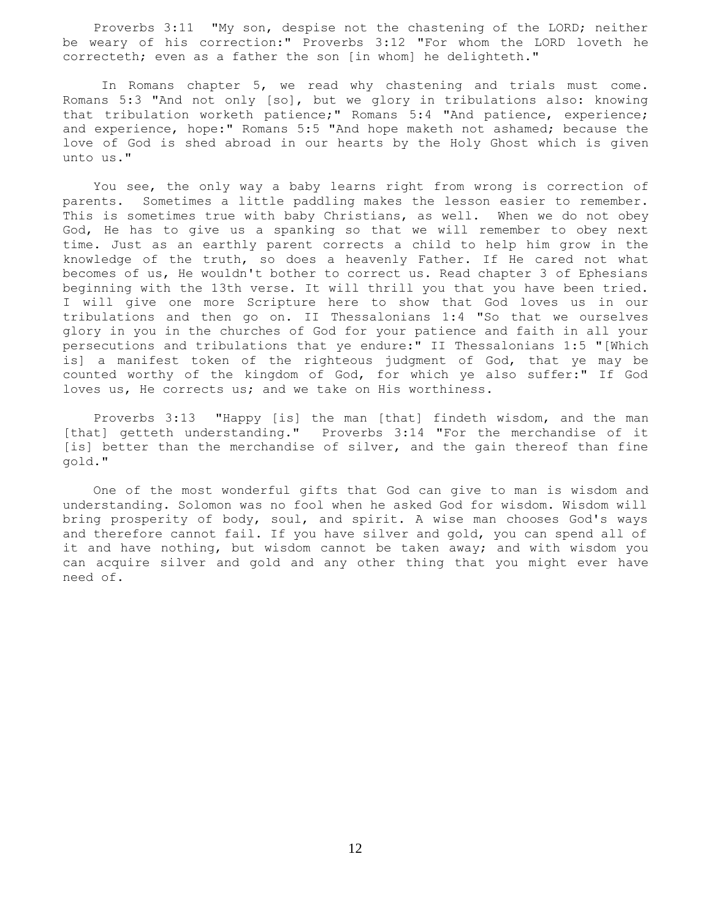Proverbs 3:11 "My son, despise not the chastening of the LORD; neither be weary of his correction:" Proverbs 3:12 "For whom the LORD loveth he correcteth; even as a father the son [in whom] he delighteth."

In Romans chapter 5, we read why chastening and trials must come. Romans 5:3 "And not only [so], but we glory in tribulations also: knowing that tribulation worketh patience;" Romans 5:4 "And patience, experience; and experience, hope:" Romans 5:5 "And hope maketh not ashamed; because the love of God is shed abroad in our hearts by the Holy Ghost which is given unto us."

You see, the only way a baby learns right from wrong is correction of parents. Sometimes a little paddling makes the lesson easier to remember. This is sometimes true with baby Christians, as well. When we do not obey God, He has to give us a spanking so that we will remember to obey next time. Just as an earthly parent corrects a child to help him grow in the knowledge of the truth, so does a heavenly Father. If He cared not what becomes of us, He wouldn't bother to correct us. Read chapter 3 of Ephesians beginning with the 13th verse. It will thrill you that you have been tried. I will give one more Scripture here to show that God loves us in our tribulations and then go on. II Thessalonians 1:4 "So that we ourselves glory in you in the churches of God for your patience and faith in all your persecutions and tribulations that ye endure:" II Thessalonians 1:5 "[Which is] a manifest token of the righteous judgment of God, that ye may be counted worthy of the kingdom of God, for which ye also suffer:" If God loves us, He corrects us; and we take on His worthiness.

Proverbs 3:13 "Happy [is] the man [that] findeth wisdom, and the man [that] getteth understanding." Proverbs 3:14 "For the merchandise of it [is] better than the merchandise of silver, and the gain thereof than fine gold."

One of the most wonderful gifts that God can give to man is wisdom and understanding. Solomon was no fool when he asked God for wisdom. Wisdom will bring prosperity of body, soul, and spirit. A wise man chooses God's ways and therefore cannot fail. If you have silver and gold, you can spend all of it and have nothing, but wisdom cannot be taken away; and with wisdom you can acquire silver and gold and any other thing that you might ever have need of.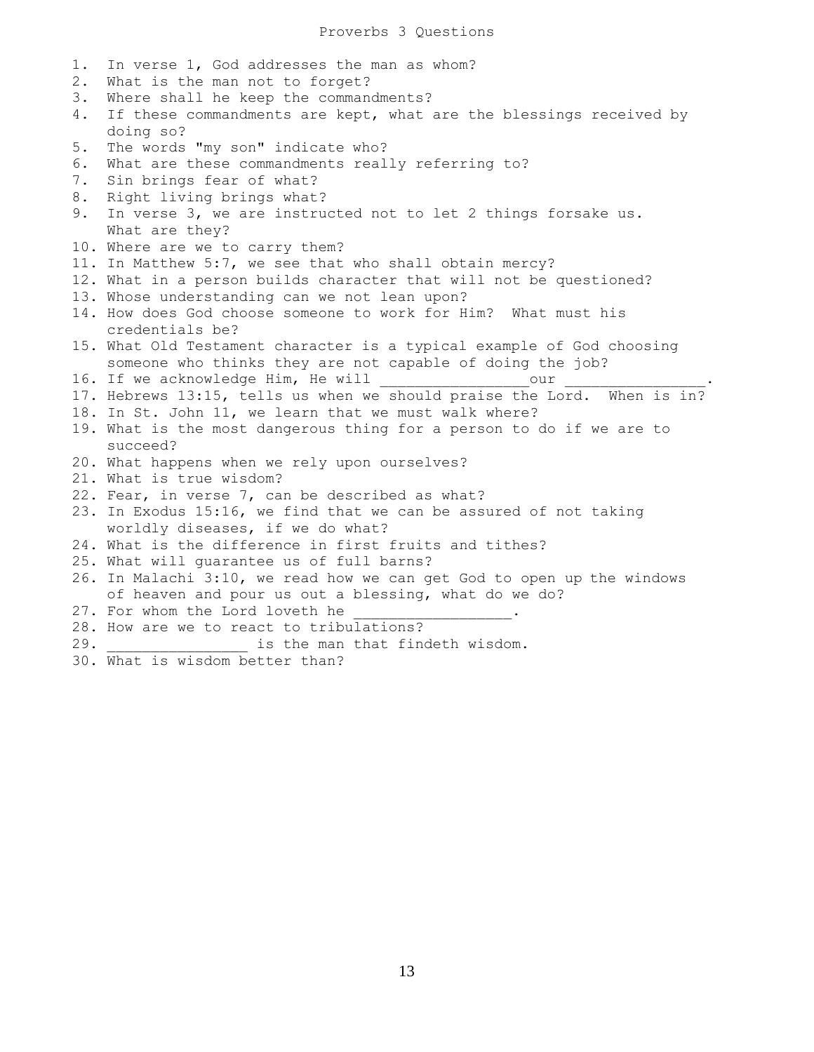# Proverbs 3 Questions

1. In verse 1, God addresses the man as whom?
2. What is the man not to forget?
3. Where shall he keep the commandments?
4. If these commandments are kept, what are the blessings received by doing so?
5. The words "my son" indicate who?
6. What are these commandments really referring to?
7. Sin brings fear of what?
8. Right living brings what?
9. In verse 3, we are instructed not to let 2 things forsake us. What are they?
10. Where are we to carry them?
11. In Matthew 5:7, we see that who shall obtain mercy?
12. What in a person builds character that will not be questioned?
13. Whose understanding can we not lean upon?
14. How does God choose someone to work for Him? What must his credentials be?
15. What Old Testament character is a typical example of God choosing someone who thinks they are not capable of doing the job?
16. If we acknowledge Him, He will ________________our _______________.
17. Hebrews 13:15, tells us when we should praise the Lord. When is in?
18. In St. John 11, we learn that we must walk where?
19. What is the most dangerous thing for a person to do if we are to succeed?
20. What happens when we rely upon ourselves?
21. What is true wisdom?
22. Fear, in verse 7, can be described as what?
23. In Exodus 15:16, we find that we can be assured of not taking worldly diseases, if we do what?
24. What is the difference in first fruits and tithes?
25. What will guarantee us of full barns?
26. In Malachi 3:10, we read how we can get God to open up the windows of heaven and pour us out a blessing, what do we do?
27. For whom the Lord loveth he _________________.
28. How are we to react to tribulations?
29. _______________ is the man that findeth wisdom.
30. What is wisdom better than?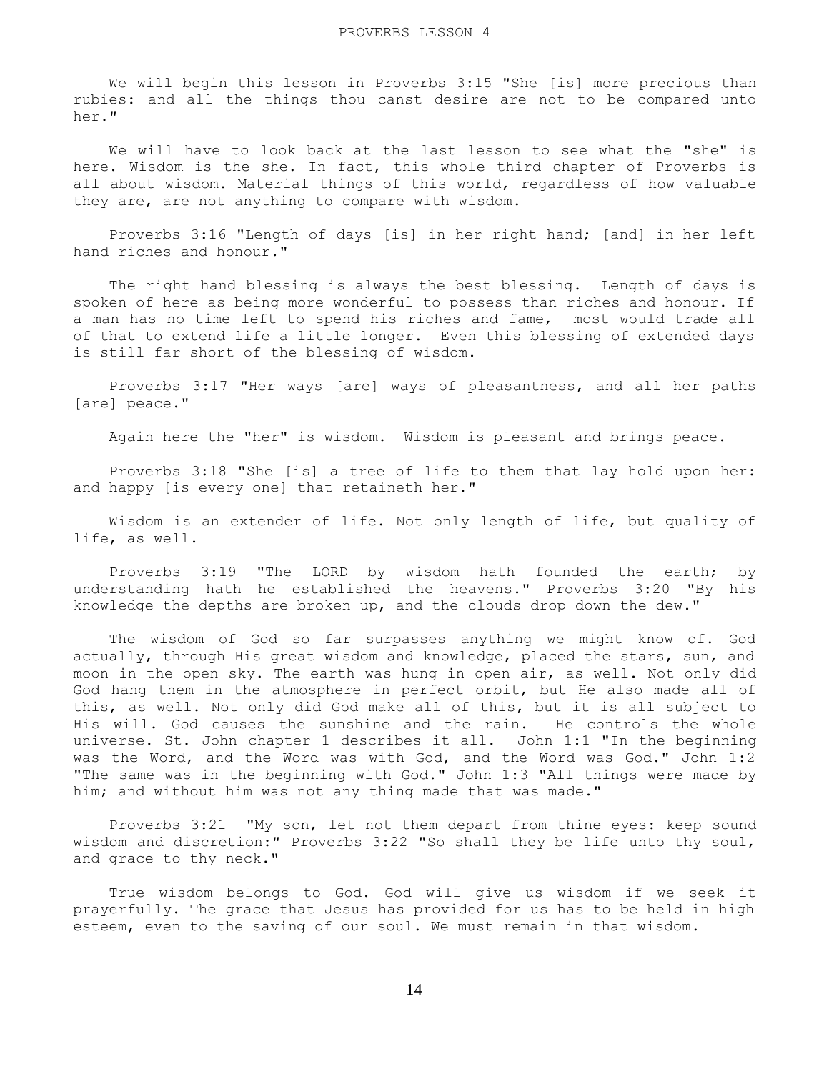We will begin this lesson in Proverbs 3:15 "She [is] more precious than rubies: and all the things thou canst desire are not to be compared unto her."

We will have to look back at the last lesson to see what the "she" is here. Wisdom is the she. In fact, this whole third chapter of Proverbs is all about wisdom. Material things of this world, regardless of how valuable they are, are not anything to compare with wisdom.

Proverbs 3:16 "Length of days [is] in her right hand; [and] in her left hand riches and honour."

The right hand blessing is always the best blessing. Length of days is spoken of here as being more wonderful to possess than riches and honour. If a man has no time left to spend his riches and fame, most would trade all of that to extend life a little longer. Even this blessing of extended days is still far short of the blessing of wisdom.

Proverbs 3:17 "Her ways [are] ways of pleasantness, and all her paths [are] peace."

Again here the "her" is wisdom. Wisdom is pleasant and brings peace.

Proverbs 3:18 "She [is] a tree of life to them that lay hold upon her: and happy [is every one] that retaineth her."

Wisdom is an extender of life. Not only length of life, but quality of life, as well.

Proverbs 3:19 "The LORD by wisdom hath founded the earth; by understanding hath he established the heavens." Proverbs 3:20 "By his knowledge the depths are broken up, and the clouds drop down the dew."

The wisdom of God so far surpasses anything we might know of. God actually, through His great wisdom and knowledge, placed the stars, sun, and moon in the open sky. The earth was hung in open air, as well. Not only did God hang them in the atmosphere in perfect orbit, but He also made all of this, as well. Not only did God make all of this, but it is all subject to His will. God causes the sunshine and the rain. He controls the whole universe. St. John chapter 1 describes it all. John 1:1 "In the beginning was the Word, and the Word was with God, and the Word was God." John 1:2 "The same was in the beginning with God." John 1:3 "All things were made by him; and without him was not any thing made that was made."

Proverbs 3:21 "My son, let not them depart from thine eyes: keep sound wisdom and discretion:" Proverbs 3:22 "So shall they be life unto thy soul, and grace to thy neck."

True wisdom belongs to God. God will give us wisdom if we seek it prayerfully. The grace that Jesus has provided for us has to be held in high esteem, even to the saving of our soul. We must remain in that wisdom.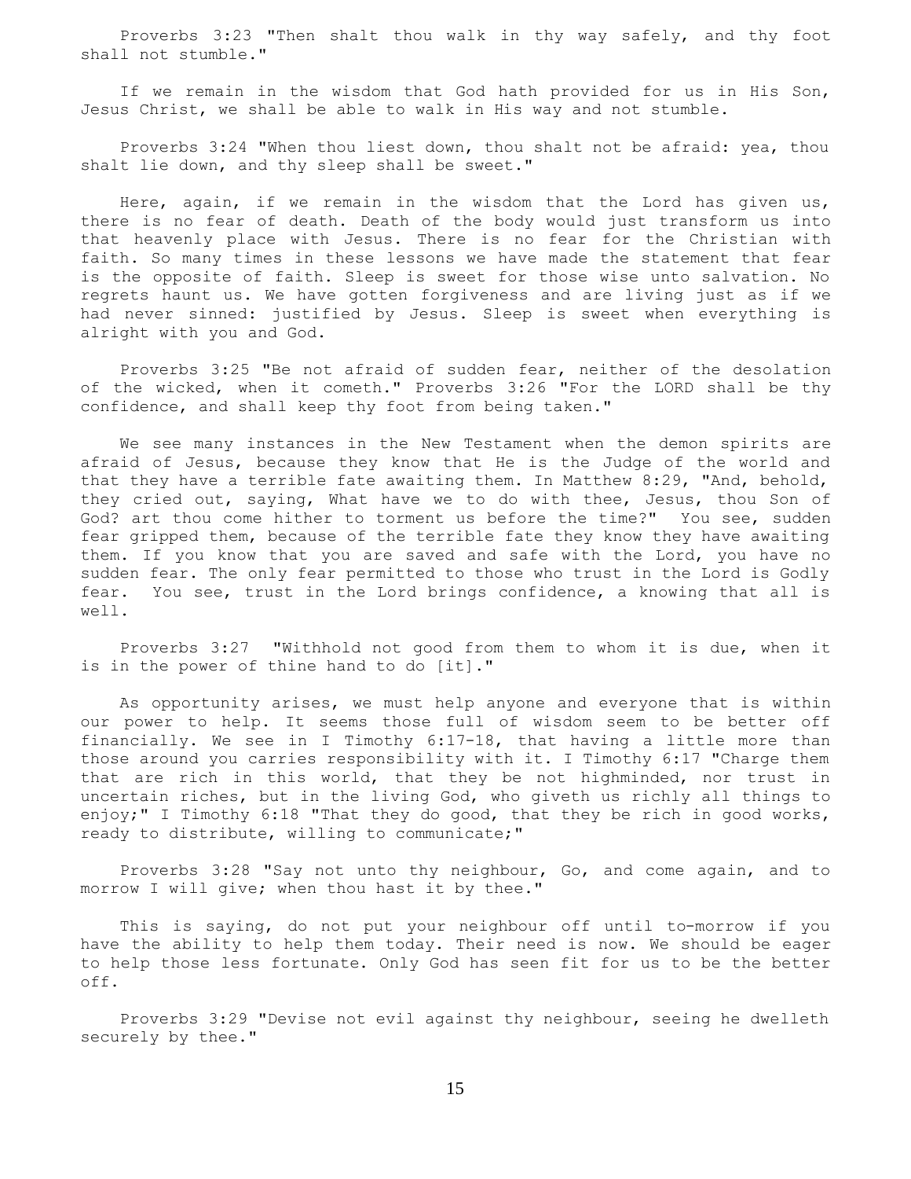Proverbs 3:23 "Then shalt thou walk in thy way safely, and thy foot shall not stumble."

If we remain in the wisdom that God hath provided for us in His Son, Jesus Christ, we shall be able to walk in His way and not stumble.

Proverbs 3:24 "When thou liest down, thou shalt not be afraid: yea, thou shalt lie down, and thy sleep shall be sweet."

Here, again, if we remain in the wisdom that the Lord has given us, there is no fear of death. Death of the body would just transform us into that heavenly place with Jesus. There is no fear for the Christian with faith. So many times in these lessons we have made the statement that fear is the opposite of faith. Sleep is sweet for those wise unto salvation. No regrets haunt us. We have gotten forgiveness and are living just as if we had never sinned: justified by Jesus. Sleep is sweet when everything is alright with you and God.

Proverbs 3:25 "Be not afraid of sudden fear, neither of the desolation of the wicked, when it cometh." Proverbs 3:26 "For the LORD shall be thy confidence, and shall keep thy foot from being taken."

We see many instances in the New Testament when the demon spirits are afraid of Jesus, because they know that He is the Judge of the world and that they have a terrible fate awaiting them. In Matthew 8:29, "And, behold, they cried out, saying, What have we to do with thee, Jesus, thou Son of God? art thou come hither to torment us before the time?" You see, sudden fear gripped them, because of the terrible fate they know they have awaiting them. If you know that you are saved and safe with the Lord, you have no sudden fear. The only fear permitted to those who trust in the Lord is Godly fear. You see, trust in the Lord brings confidence, a knowing that all is well.

Proverbs 3:27 "Withhold not good from them to whom it is due, when it is in the power of thine hand to do [it]."

As opportunity arises, we must help anyone and everyone that is within our power to help. It seems those full of wisdom seem to be better off financially. We see in I Timothy 6:17-18, that having a little more than those around you carries responsibility with it. I Timothy 6:17 "Charge them that are rich in this world, that they be not highminded, nor trust in uncertain riches, but in the living God, who giveth us richly all things to enjoy;" I Timothy 6:18 "That they do good, that they be rich in good works, ready to distribute, willing to communicate;"

Proverbs 3:28 "Say not unto thy neighbour, Go, and come again, and to morrow I will give; when thou hast it by thee."

This is saying, do not put your neighbour off until to-morrow if you have the ability to help them today. Their need is now. We should be eager to help those less fortunate. Only God has seen fit for us to be the better off.

Proverbs 3:29 "Devise not evil against thy neighbour, seeing he dwelleth securely by thee."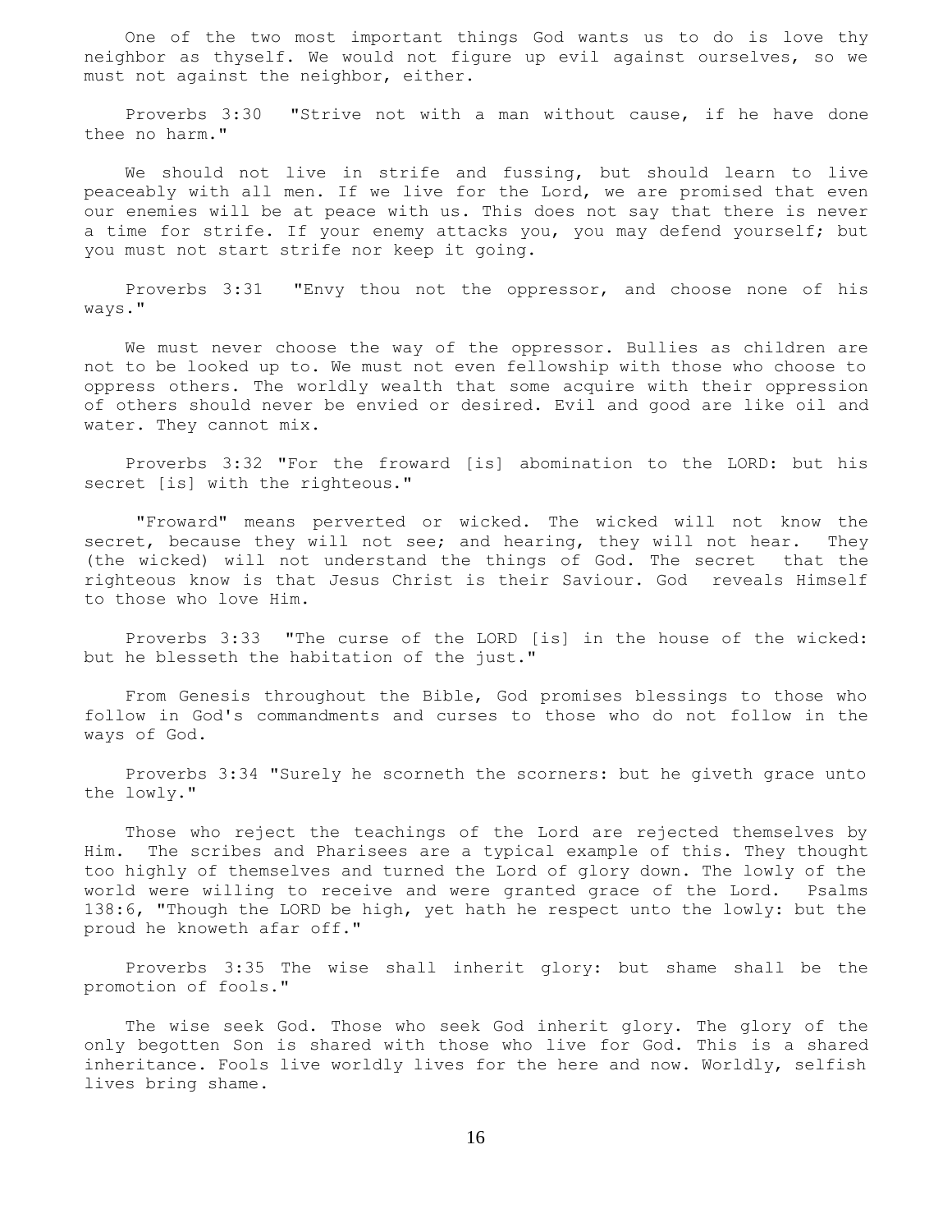One of the two most important things God wants us to do is love thy neighbor as thyself. We would not figure up evil against ourselves, so we must not against the neighbor, either.

Proverbs 3:30 "Strive not with a man without cause, if he have done thee no harm."

We should not live in strife and fussing, but should learn to live peaceably with all men. If we live for the Lord, we are promised that even our enemies will be at peace with us. This does not say that there is never a time for strife. If your enemy attacks you, you may defend yourself; but you must not start strife nor keep it going.

Proverbs 3:31 "Envy thou not the oppressor, and choose none of his ways."

We must never choose the way of the oppressor. Bullies as children are not to be looked up to. We must not even fellowship with those who choose to oppress others. The worldly wealth that some acquire with their oppression of others should never be envied or desired. Evil and good are like oil and water. They cannot mix.

Proverbs 3:32 "For the froward [is] abomination to the LORD: but his secret [is] with the righteous."

"Froward" means perverted or wicked. The wicked will not know the secret, because they will not see; and hearing, they will not hear. They (the wicked) will not understand the things of God. The secret that the righteous know is that Jesus Christ is their Saviour. God reveals Himself to those who love Him.

Proverbs 3:33 "The curse of the LORD [is] in the house of the wicked: but he blesseth the habitation of the just."

From Genesis throughout the Bible, God promises blessings to those who follow in God's commandments and curses to those who do not follow in the ways of God.

Proverbs 3:34 "Surely he scorneth the scorners: but he giveth grace unto the lowly."

Those who reject the teachings of the Lord are rejected themselves by Him. The scribes and Pharisees are a typical example of this. They thought too highly of themselves and turned the Lord of glory down. The lowly of the world were willing to receive and were granted grace of the Lord. Psalms 138:6, "Though the LORD be high, yet hath he respect unto the lowly: but the proud he knoweth afar off."

Proverbs 3:35 The wise shall inherit glory: but shame shall be the promotion of fools."

The wise seek God. Those who seek God inherit glory. The glory of the only begotten Son is shared with those who live for God. This is a shared inheritance. Fools live worldly lives for the here and now. Worldly, selfish lives bring shame.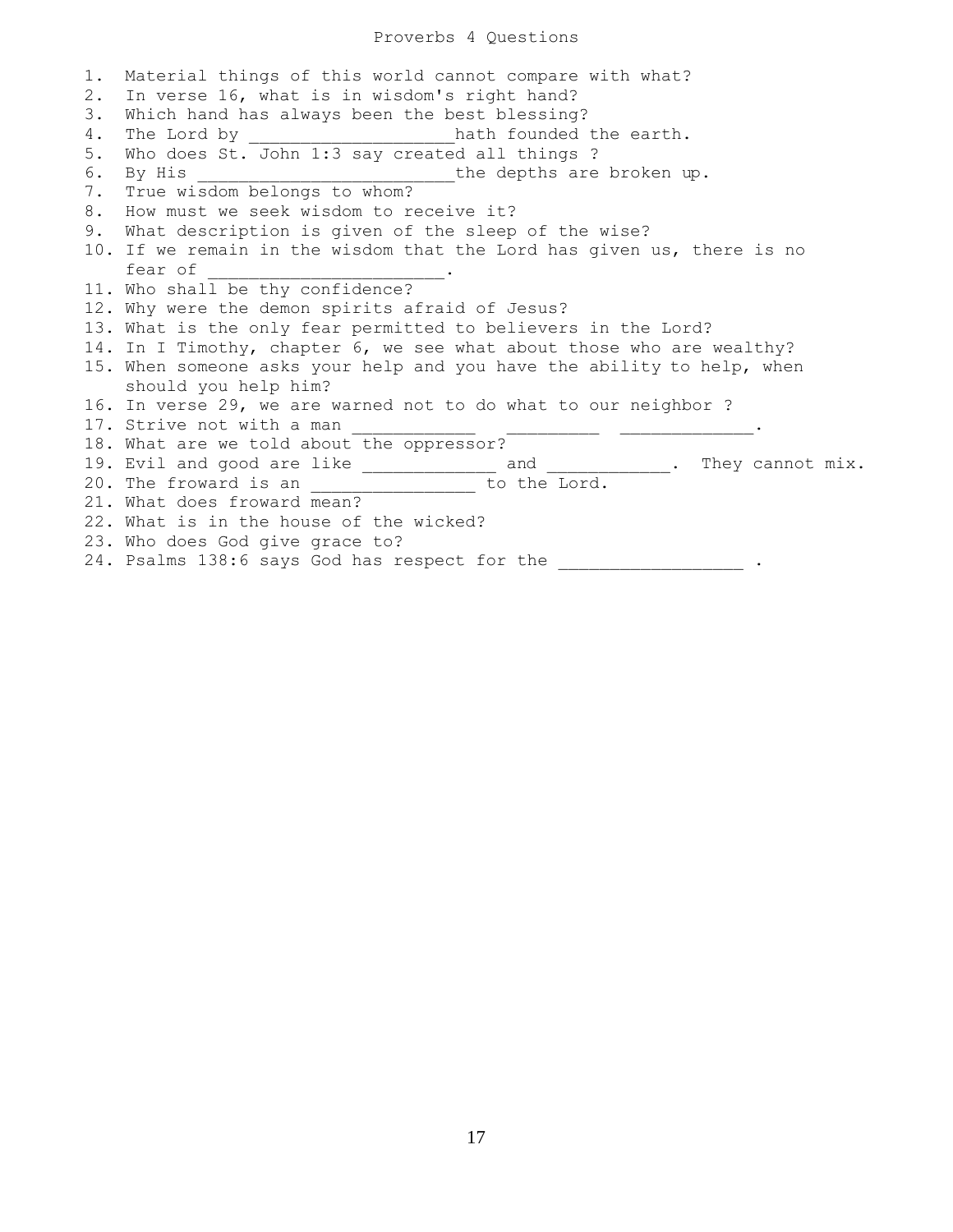# Proverbs 4 Questions

1. Material things of this world cannot compare with what?
2. In verse 16, what is in wisdom's right hand?
3. Which hand has always been the best blessing?
4. The Lord by ____________________hath founded the earth.
5. Who does St. John 1:3 say created all things ?
6. By His _________________________the depths are broken up.
7. True wisdom belongs to whom?
8. How must we seek wisdom to receive it?
9. What description is given of the sleep of the wise?
10. If we remain in the wisdom that the Lord has given us, there is no fear of ______________________.
11. Who shall be thy confidence?
12. Why were the demon spirits afraid of Jesus?
13. What is the only fear permitted to believers in the Lord?
14. In I Timothy, chapter 6, we see what about those who are wealthy?
15. When someone asks your help and you have the ability to help, when should you help him?
16. In verse 29, we are warned not to do what to our neighbor ?
17. Strive not with a man ____________ _________ _____________.
18. What are we told about the oppressor?
19. Evil and good are like _____________ and ____________. They cannot mix.
20. The froward is an ________________ to the Lord.
21. What does froward mean?
22. What is in the house of the wicked?
23. Who does God give grace to?
24. Psalms 138:6 says God has respect for the _________________ .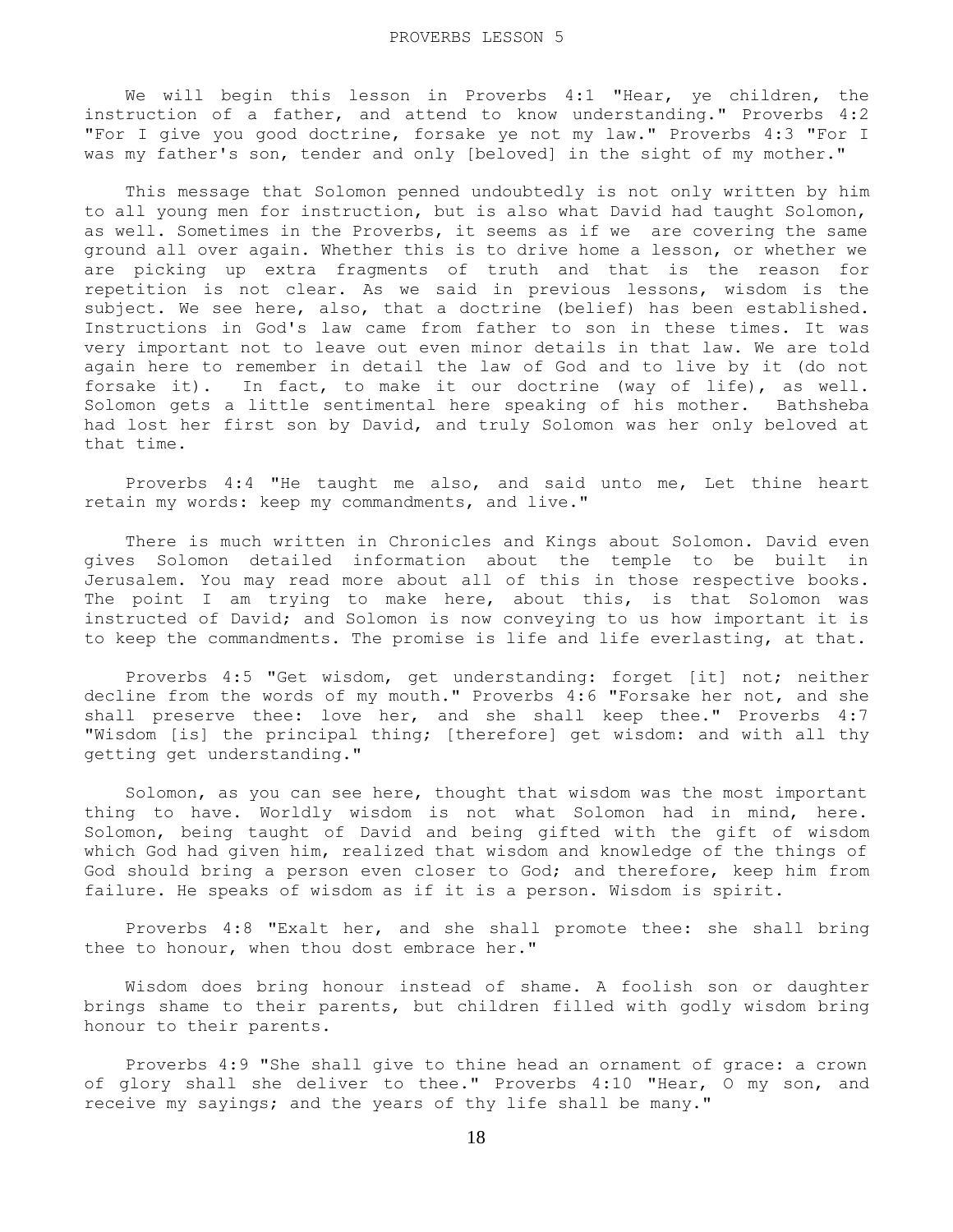# PROVERBS LESSON 5

We will begin this lesson in Proverbs 4:1 "Hear, ye children, the instruction of a father, and attend to know understanding." Proverbs 4:2 "For I give you good doctrine, forsake ye not my law." Proverbs 4:3 "For I was my father's son, tender and only [beloved] in the sight of my mother."

This message that Solomon penned undoubtedly is not only written by him to all young men for instruction, but is also what David had taught Solomon, as well. Sometimes in the Proverbs, it seems as if we are covering the same ground all over again. Whether this is to drive home a lesson, or whether we are picking up extra fragments of truth and that is the reason for repetition is not clear. As we said in previous lessons, wisdom is the subject. We see here, also, that a doctrine (belief) has been established. Instructions in God's law came from father to son in these times. It was very important not to leave out even minor details in that law. We are told again here to remember in detail the law of God and to live by it (do not forsake it). In fact, to make it our doctrine (way of life), as well. Solomon gets a little sentimental here speaking of his mother. Bathsheba had lost her first son by David, and truly Solomon was her only beloved at that time.

Proverbs 4:4 "He taught me also, and said unto me, Let thine heart retain my words: keep my commandments, and live."

There is much written in Chronicles and Kings about Solomon. David even gives Solomon detailed information about the temple to be built in Jerusalem. You may read more about all of this in those respective books. The point I am trying to make here, about this, is that Solomon was instructed of David; and Solomon is now conveying to us how important it is to keep the commandments. The promise is life and life everlasting, at that.

Proverbs 4:5 "Get wisdom, get understanding: forget [it] not; neither decline from the words of my mouth." Proverbs 4:6 "Forsake her not, and she shall preserve thee: love her, and she shall keep thee." Proverbs 4:7 "Wisdom [is] the principal thing; [therefore] get wisdom: and with all thy getting get understanding."

Solomon, as you can see here, thought that wisdom was the most important thing to have. Worldly wisdom is not what Solomon had in mind, here. Solomon, being taught of David and being gifted with the gift of wisdom which God had given him, realized that wisdom and knowledge of the things of God should bring a person even closer to God; and therefore, keep him from failure. He speaks of wisdom as if it is a person. Wisdom is spirit.

Proverbs 4:8 "Exalt her, and she shall promote thee: she shall bring thee to honour, when thou dost embrace her."

Wisdom does bring honour instead of shame. A foolish son or daughter brings shame to their parents, but children filled with godly wisdom bring honour to their parents.

Proverbs 4:9 "She shall give to thine head an ornament of grace: a crown of glory shall she deliver to thee." Proverbs 4:10 "Hear, O my son, and receive my sayings; and the years of thy life shall be many."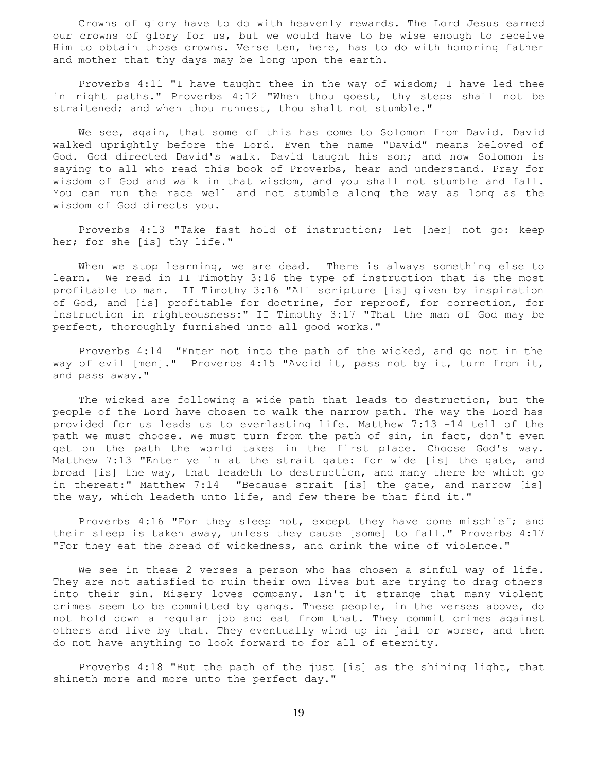Crowns of glory have to do with heavenly rewards. The Lord Jesus earned our crowns of glory for us, but we would have to be wise enough to receive Him to obtain those crowns. Verse ten, here, has to do with honoring father and mother that thy days may be long upon the earth.

Proverbs 4:11 "I have taught thee in the way of wisdom; I have led thee in right paths." Proverbs 4:12 "When thou goest, thy steps shall not be straitened; and when thou runnest, thou shalt not stumble."

We see, again, that some of this has come to Solomon from David. David walked uprightly before the Lord. Even the name "David" means beloved of God. God directed David's walk. David taught his son; and now Solomon is saying to all who read this book of Proverbs, hear and understand. Pray for wisdom of God and walk in that wisdom, and you shall not stumble and fall. You can run the race well and not stumble along the way as long as the wisdom of God directs you.

Proverbs 4:13 "Take fast hold of instruction; let [her] not go: keep her; for she [is] thy life."

When we stop learning, we are dead. There is always something else to learn. We read in II Timothy 3:16 the type of instruction that is the most profitable to man. II Timothy 3:16 "All scripture [is] given by inspiration of God, and [is] profitable for doctrine, for reproof, for correction, for instruction in righteousness:" II Timothy 3:17 "That the man of God may be perfect, thoroughly furnished unto all good works."

Proverbs 4:14 "Enter not into the path of the wicked, and go not in the way of evil [men]." Proverbs 4:15 "Avoid it, pass not by it, turn from it, and pass away."

The wicked are following a wide path that leads to destruction, but the people of the Lord have chosen to walk the narrow path. The way the Lord has provided for us leads us to everlasting life. Matthew 7:13 -14 tell of the path we must choose. We must turn from the path of sin, in fact, don't even get on the path the world takes in the first place. Choose God's way. Matthew 7:13 "Enter ye in at the strait gate: for wide [is] the gate, and broad [is] the way, that leadeth to destruction, and many there be which go in thereat:" Matthew 7:14 "Because strait [is] the gate, and narrow [is] the way, which leadeth unto life, and few there be that find it."

Proverbs 4:16 "For they sleep not, except they have done mischief; and their sleep is taken away, unless they cause [some] to fall." Proverbs 4:17 "For they eat the bread of wickedness, and drink the wine of violence."

We see in these 2 verses a person who has chosen a sinful way of life. They are not satisfied to ruin their own lives but are trying to drag others into their sin. Misery loves company. Isn't it strange that many violent crimes seem to be committed by gangs. These people, in the verses above, do not hold down a regular job and eat from that. They commit crimes against others and live by that. They eventually wind up in jail or worse, and then do not have anything to look forward to for all of eternity.

Proverbs 4:18 "But the path of the just [is] as the shining light, that shineth more and more unto the perfect day."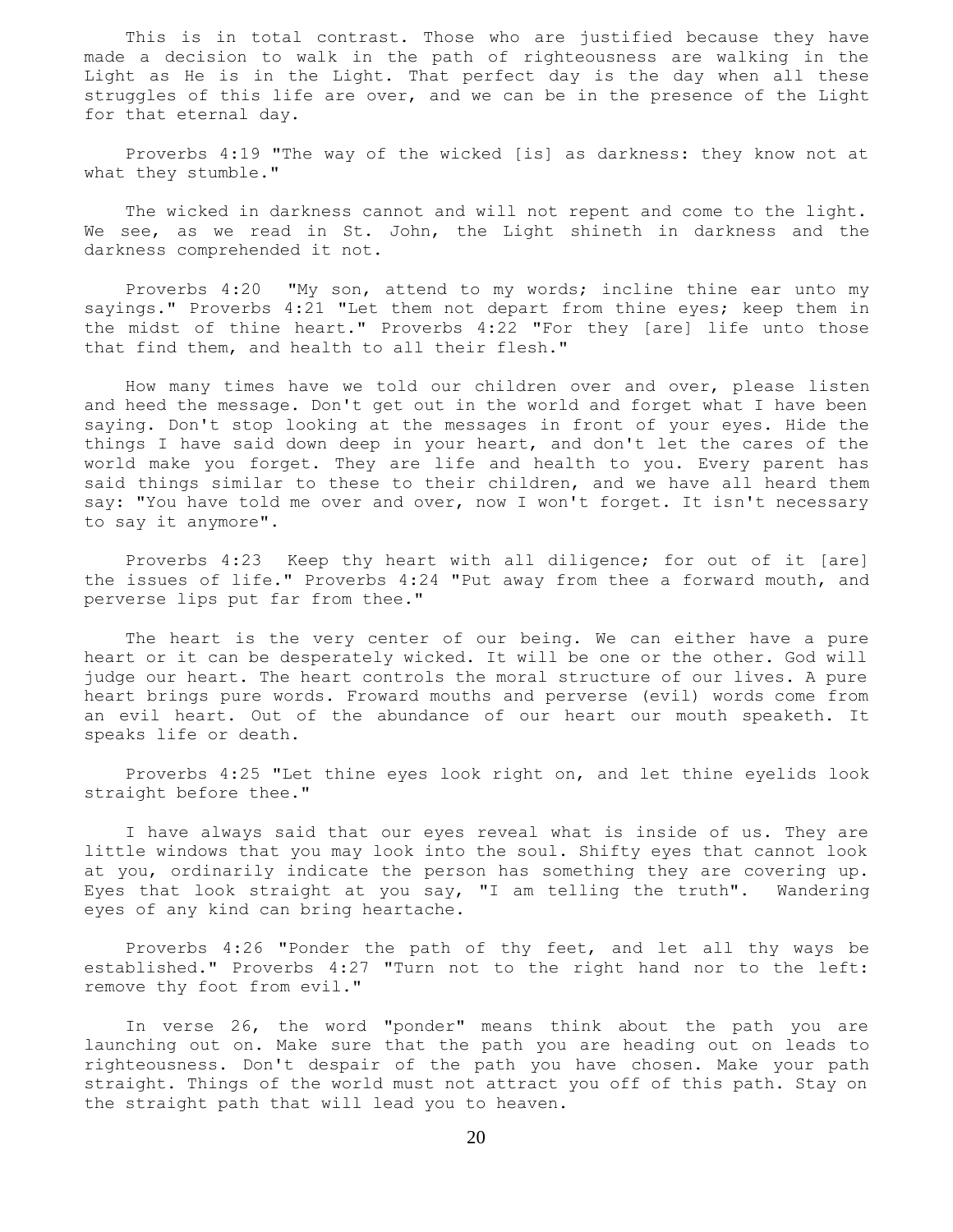This is in total contrast. Those who are justified because they have made a decision to walk in the path of righteousness are walking in the Light as He is in the Light. That perfect day is the day when all these struggles of this life are over, and we can be in the presence of the Light for that eternal day.

Proverbs 4:19 "The way of the wicked [is] as darkness: they know not at what they stumble."

The wicked in darkness cannot and will not repent and come to the light. We see, as we read in St. John, the Light shineth in darkness and the darkness comprehended it not.

Proverbs 4:20 "My son, attend to my words; incline thine ear unto my sayings." Proverbs 4:21 "Let them not depart from thine eyes; keep them in the midst of thine heart." Proverbs 4:22 "For they [are] life unto those that find them, and health to all their flesh."

How many times have we told our children over and over, please listen and heed the message. Don't get out in the world and forget what I have been saying. Don't stop looking at the messages in front of your eyes. Hide the things I have said down deep in your heart, and don't let the cares of the world make you forget. They are life and health to you. Every parent has said things similar to these to their children, and we have all heard them say: "You have told me over and over, now I won't forget. It isn't necessary to say it anymore".

Proverbs 4:23 Keep thy heart with all diligence; for out of it [are] the issues of life." Proverbs 4:24 "Put away from thee a forward mouth, and perverse lips put far from thee."

The heart is the very center of our being. We can either have a pure heart or it can be desperately wicked. It will be one or the other. God will judge our heart. The heart controls the moral structure of our lives. A pure heart brings pure words. Froward mouths and perverse (evil) words come from an evil heart. Out of the abundance of our heart our mouth speaketh. It speaks life or death.

Proverbs 4:25 "Let thine eyes look right on, and let thine eyelids look straight before thee."

I have always said that our eyes reveal what is inside of us. They are little windows that you may look into the soul. Shifty eyes that cannot look at you, ordinarily indicate the person has something they are covering up. Eyes that look straight at you say, "I am telling the truth". Wandering eyes of any kind can bring heartache.

Proverbs 4:26 "Ponder the path of thy feet, and let all thy ways be established." Proverbs 4:27 "Turn not to the right hand nor to the left: remove thy foot from evil."

In verse 26, the word "ponder" means think about the path you are launching out on. Make sure that the path you are heading out on leads to righteousness. Don't despair of the path you have chosen. Make your path straight. Things of the world must not attract you off of this path. Stay on the straight path that will lead you to heaven.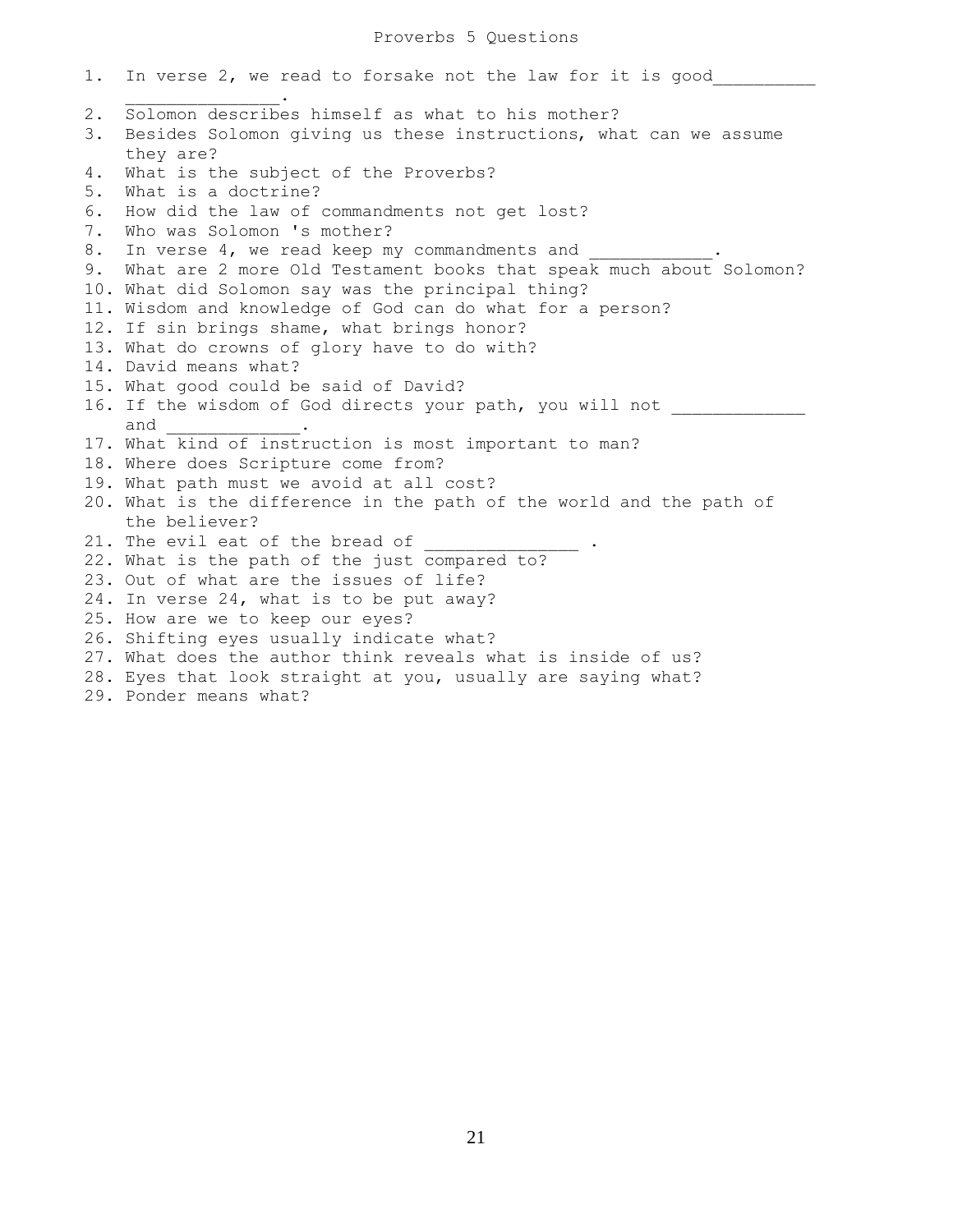# Proverbs 5 Questions

1. In verse 2, we read to forsake not the law for it is good_________ ______________.
2. Solomon describes himself as what to his mother?
3. Besides Solomon giving us these instructions, what can we assume they are?
4. What is the subject of the Proverbs?
5. What is a doctrine?
6. How did the law of commandments not get lost?
7. Who was Solomon 's mother?
8. In verse 4, we read keep my commandments and ___________.
9. What are 2 more Old Testament books that speak much about Solomon?
10. What did Solomon say was the principal thing?
11. Wisdom and knowledge of God can do what for a person?
12. If sin brings shame, what brings honor?
13. What do crowns of glory have to do with?
14. David means what?
15. What good could be said of David?
16. If the wisdom of God directs your path, you will not ____________ and ____________.
17. What kind of instruction is most important to man?
18. Where does Scripture come from?
19. What path must we avoid at all cost?
20. What is the difference in the path of the world and the path of the believer?
21. The evil eat of the bread of ______________ .
22. What is the path of the just compared to?
23. Out of what are the issues of life?
24. In verse 24, what is to be put away?
25. How are we to keep our eyes?
26. Shifting eyes usually indicate what?
27. What does the author think reveals what is inside of us?
28. Eyes that look straight at you, usually are saying what?
29. Ponder means what?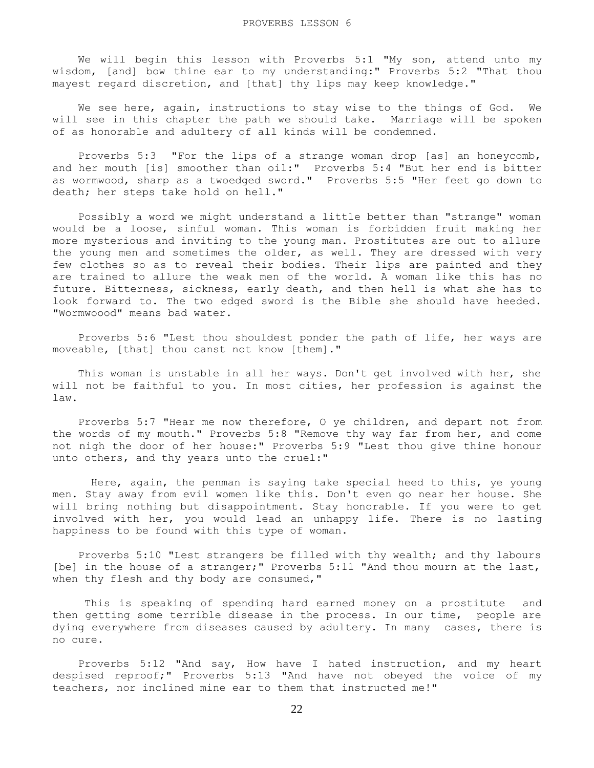PROVERBS LESSON 6

We will begin this lesson with Proverbs 5:1 "My son, attend unto my wisdom, [and] bow thine ear to my understanding:" Proverbs 5:2 "That thou mayest regard discretion, and [that] thy lips may keep knowledge."

We see here, again, instructions to stay wise to the things of God. We will see in this chapter the path we should take. Marriage will be spoken of as honorable and adultery of all kinds will be condemned.

Proverbs 5:3 "For the lips of a strange woman drop [as] an honeycomb, and her mouth [is] smoother than oil:" Proverbs 5:4 "But her end is bitter as wormwood, sharp as a twoedged sword." Proverbs 5:5 "Her feet go down to death; her steps take hold on hell."

Possibly a word we might understand a little better than "strange" woman would be a loose, sinful woman. This woman is forbidden fruit making her more mysterious and inviting to the young man. Prostitutes are out to allure the young men and sometimes the older, as well. They are dressed with very few clothes so as to reveal their bodies. Their lips are painted and they are trained to allure the weak men of the world. A woman like this has no future. Bitterness, sickness, early death, and then hell is what she has to look forward to. The two edged sword is the Bible she should have heeded. "Wormwoood" means bad water.

Proverbs 5:6 "Lest thou shouldest ponder the path of life, her ways are moveable, [that] thou canst not know [them]."

This woman is unstable in all her ways. Don't get involved with her, she will not be faithful to you. In most cities, her profession is against the law.

Proverbs 5:7 "Hear me now therefore, O ye children, and depart not from the words of my mouth." Proverbs 5:8 "Remove thy way far from her, and come not nigh the door of her house:" Proverbs 5:9 "Lest thou give thine honour unto others, and thy years unto the cruel:"

Here, again, the penman is saying take special heed to this, ye young men. Stay away from evil women like this. Don't even go near her house. She will bring nothing but disappointment. Stay honorable. If you were to get involved with her, you would lead an unhappy life. There is no lasting happiness to be found with this type of woman.

Proverbs 5:10 "Lest strangers be filled with thy wealth; and thy labours [be] in the house of a stranger;" Proverbs 5:11 "And thou mourn at the last, when thy flesh and thy body are consumed,"

This is speaking of spending hard earned money on a prostitute and then getting some terrible disease in the process. In our time, people are dying everywhere from diseases caused by adultery. In many cases, there is no cure.

Proverbs 5:12 "And say, How have I hated instruction, and my heart despised reproof;" Proverbs 5:13 "And have not obeyed the voice of my teachers, nor inclined mine ear to them that instructed me!"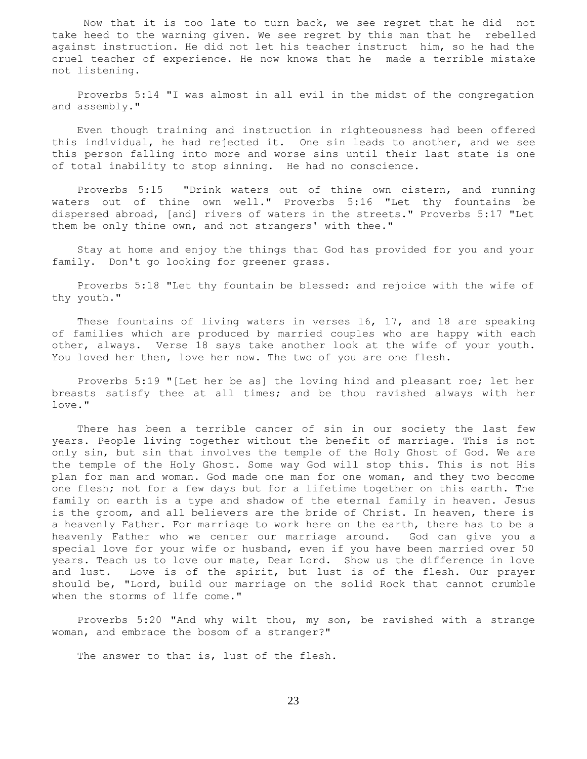Now that it is too late to turn back, we see regret that he did not take heed to the warning given. We see regret by this man that he rebelled against instruction. He did not let his teacher instruct him, so he had the cruel teacher of experience. He now knows that he made a terrible mistake not listening.

Proverbs 5:14 "I was almost in all evil in the midst of the congregation and assembly."

Even though training and instruction in righteousness had been offered this individual, he had rejected it. One sin leads to another, and we see this person falling into more and worse sins until their last state is one of total inability to stop sinning. He had no conscience.

Proverbs 5:15 "Drink waters out of thine own cistern, and running waters out of thine own well." Proverbs 5:16 "Let thy fountains be dispersed abroad, [and] rivers of waters in the streets." Proverbs 5:17 "Let them be only thine own, and not strangers' with thee."

Stay at home and enjoy the things that God has provided for you and your family. Don't go looking for greener grass.

Proverbs 5:18 "Let thy fountain be blessed: and rejoice with the wife of thy youth."

These fountains of living waters in verses 16, 17, and 18 are speaking of families which are produced by married couples who are happy with each other, always. Verse 18 says take another look at the wife of your youth. You loved her then, love her now. The two of you are one flesh.

Proverbs 5:19 "[Let her be as] the loving hind and pleasant roe; let her breasts satisfy thee at all times; and be thou ravished always with her love."

There has been a terrible cancer of sin in our society the last few years. People living together without the benefit of marriage. This is not only sin, but sin that involves the temple of the Holy Ghost of God. We are the temple of the Holy Ghost. Some way God will stop this. This is not His plan for man and woman. God made one man for one woman, and they two become one flesh; not for a few days but for a lifetime together on this earth. The family on earth is a type and shadow of the eternal family in heaven. Jesus is the groom, and all believers are the bride of Christ. In heaven, there is a heavenly Father. For marriage to work here on the earth, there has to be a heavenly Father who we center our marriage around. God can give you a special love for your wife or husband, even if you have been married over 50 years. Teach us to love our mate, Dear Lord. Show us the difference in love and lust. Love is of the spirit, but lust is of the flesh. Our prayer should be, "Lord, build our marriage on the solid Rock that cannot crumble when the storms of life come."

Proverbs 5:20 "And why wilt thou, my son, be ravished with a strange woman, and embrace the bosom of a stranger?"

The answer to that is, lust of the flesh.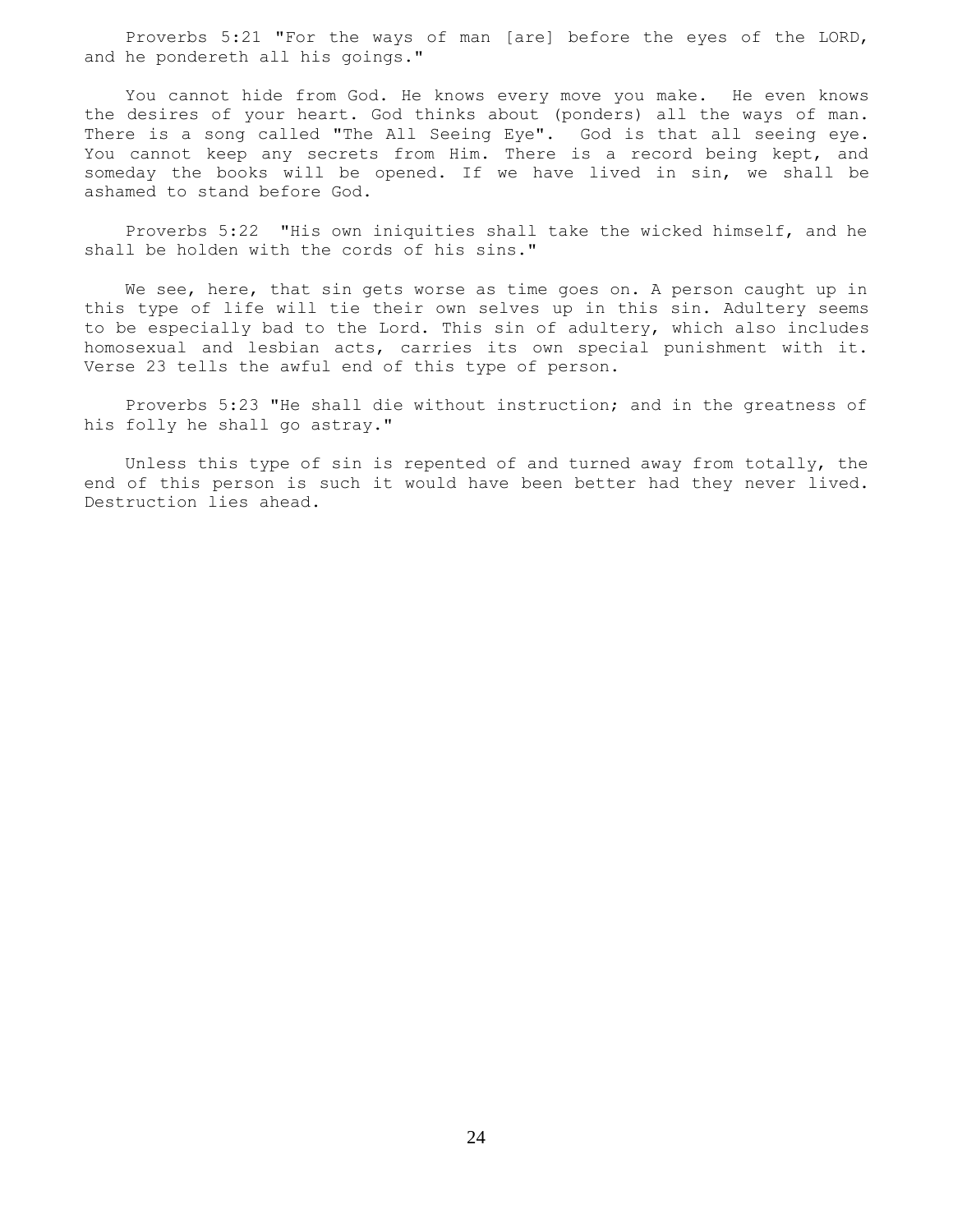Proverbs 5:21 "For the ways of man [are] before the eyes of the LORD, and he pondereth all his goings."

You cannot hide from God. He knows every move you make. He even knows the desires of your heart. God thinks about (ponders) all the ways of man. There is a song called "The All Seeing Eye". God is that all seeing eye. You cannot keep any secrets from Him. There is a record being kept, and someday the books will be opened. If we have lived in sin, we shall be ashamed to stand before God.

Proverbs 5:22 "His own iniquities shall take the wicked himself, and he shall be holden with the cords of his sins."

We see, here, that sin gets worse as time goes on. A person caught up in this type of life will tie their own selves up in this sin. Adultery seems to be especially bad to the Lord. This sin of adultery, which also includes homosexual and lesbian acts, carries its own special punishment with it. Verse 23 tells the awful end of this type of person.

Proverbs 5:23 "He shall die without instruction; and in the greatness of his folly he shall go astray."

Unless this type of sin is repented of and turned away from totally, the end of this person is such it would have been better had they never lived. Destruction lies ahead.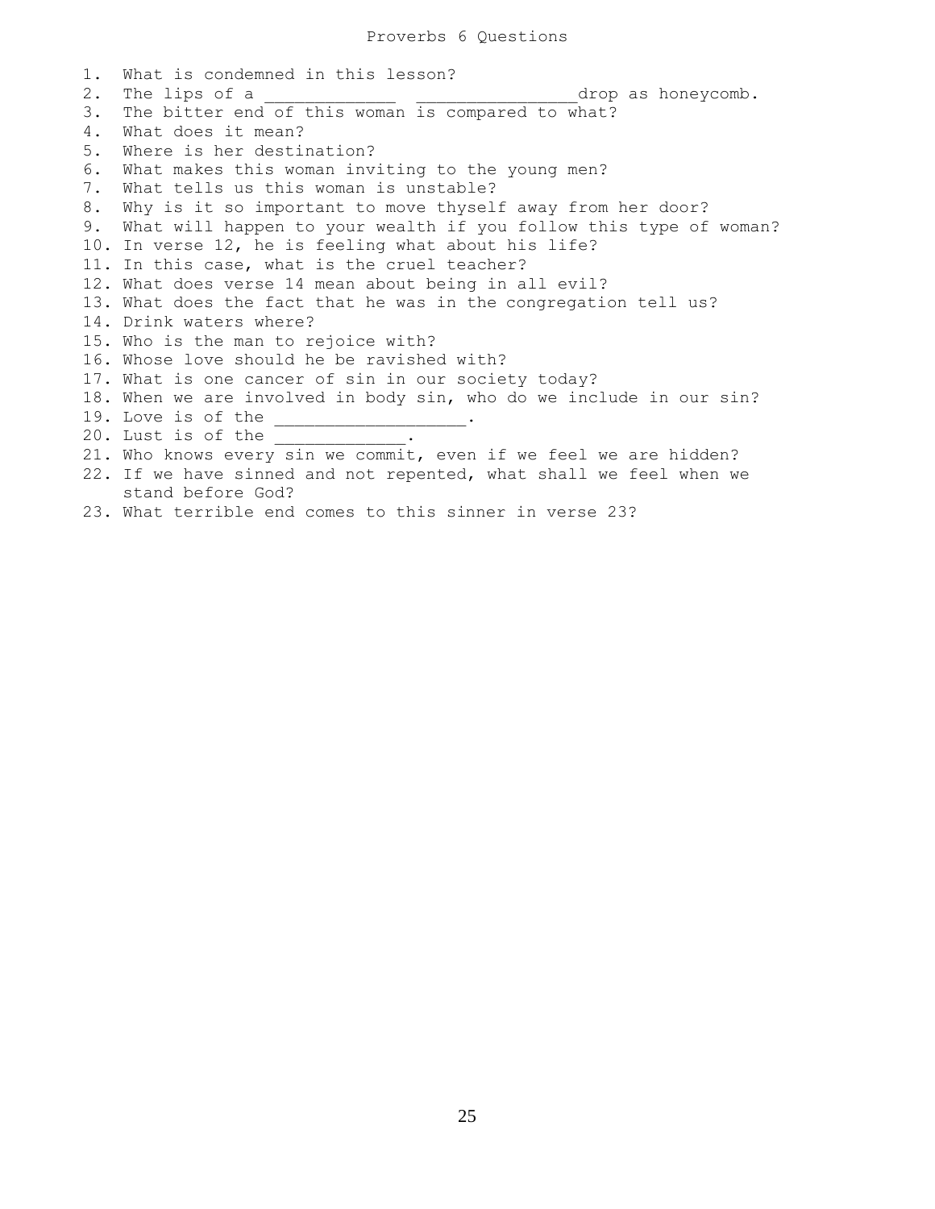# Proverbs 6 Questions

1. What is condemned in this lesson?
2. The lips of a _____________ ________________drop as honeycomb.
3. The bitter end of this woman is compared to what?
4. What does it mean?
5. Where is her destination?
6. What makes this woman inviting to the young men?
7. What tells us this woman is unstable?
8. Why is it so important to move thyself away from her door?
9. What will happen to your wealth if you follow this type of woman?
10. In verse 12, he is feeling what about his life?
11. In this case, what is the cruel teacher?
12. What does verse 14 mean about being in all evil?
13. What does the fact that he was in the congregation tell us?
14. Drink waters where?
15. Who is the man to rejoice with?
16. Whose love should he be ravished with?
17. What is one cancer of sin in our society today?
18. When we are involved in body sin, who do we include in our sin?
19. Love is of the __________________.
20. Lust is of the _____________.
21. Who knows every sin we commit, even if we feel we are hidden?
22. If we have sinned and not repented, what shall we feel when we stand before God?
23. What terrible end comes to this sinner in verse 23?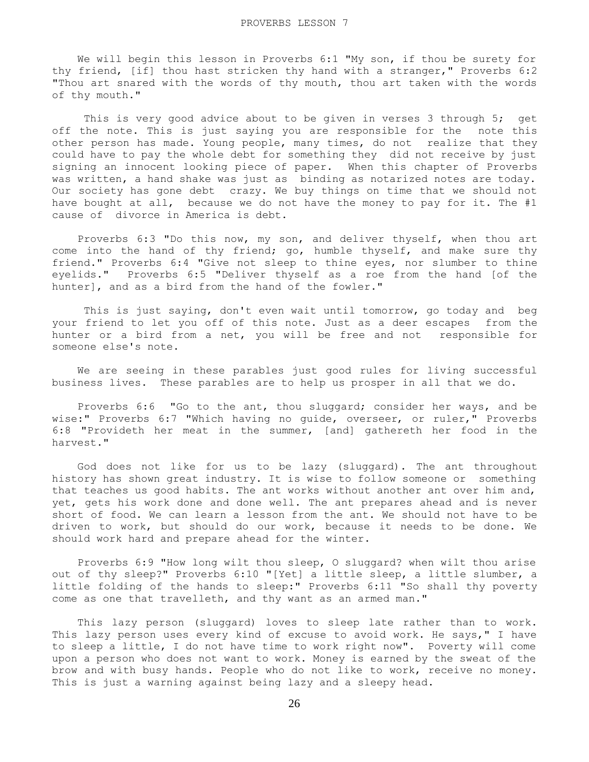# PROVERBS LESSON 7

We will begin this lesson in Proverbs 6:1 "My son, if thou be surety for thy friend, [if] thou hast stricken thy hand with a stranger," Proverbs 6:2 "Thou art snared with the words of thy mouth, thou art taken with the words of thy mouth."

This is very good advice about to be given in verses 3 through 5; get off the note. This is just saying you are responsible for the note this other person has made. Young people, many times, do not realize that they could have to pay the whole debt for something they did not receive by just signing an innocent looking piece of paper. When this chapter of Proverbs was written, a hand shake was just as binding as notarized notes are today. Our society has gone debt crazy. We buy things on time that we should not have bought at all, because we do not have the money to pay for it. The #1 cause of divorce in America is debt.

Proverbs 6:3 "Do this now, my son, and deliver thyself, when thou art come into the hand of thy friend; go, humble thyself, and make sure thy friend." Proverbs 6:4 "Give not sleep to thine eyes, nor slumber to thine eyelids." Proverbs 6:5 "Deliver thyself as a roe from the hand [of the hunter], and as a bird from the hand of the fowler."

This is just saying, don't even wait until tomorrow, go today and beg your friend to let you off of this note. Just as a deer escapes from the hunter or a bird from a net, you will be free and not responsible for someone else's note.

We are seeing in these parables just good rules for living successful business lives. These parables are to help us prosper in all that we do.

Proverbs 6:6 "Go to the ant, thou sluggard; consider her ways, and be wise:" Proverbs 6:7 "Which having no guide, overseer, or ruler," Proverbs 6:8 "Provideth her meat in the summer, [and] gathereth her food in the harvest."

God does not like for us to be lazy (sluggard). The ant throughout history has shown great industry. It is wise to follow someone or something that teaches us good habits. The ant works without another ant over him and, yet, gets his work done and done well. The ant prepares ahead and is never short of food. We can learn a lesson from the ant. We should not have to be driven to work, but should do our work, because it needs to be done. We should work hard and prepare ahead for the winter.

Proverbs 6:9 "How long wilt thou sleep, O sluggard? when wilt thou arise out of thy sleep?" Proverbs 6:10 "[Yet] a little sleep, a little slumber, a little folding of the hands to sleep:" Proverbs 6:11 "So shall thy poverty come as one that travelleth, and thy want as an armed man."

This lazy person (sluggard) loves to sleep late rather than to work. This lazy person uses every kind of excuse to avoid work. He says," I have to sleep a little, I do not have time to work right now". Poverty will come upon a person who does not want to work. Money is earned by the sweat of the brow and with busy hands. People who do not like to work, receive no money. This is just a warning against being lazy and a sleepy head.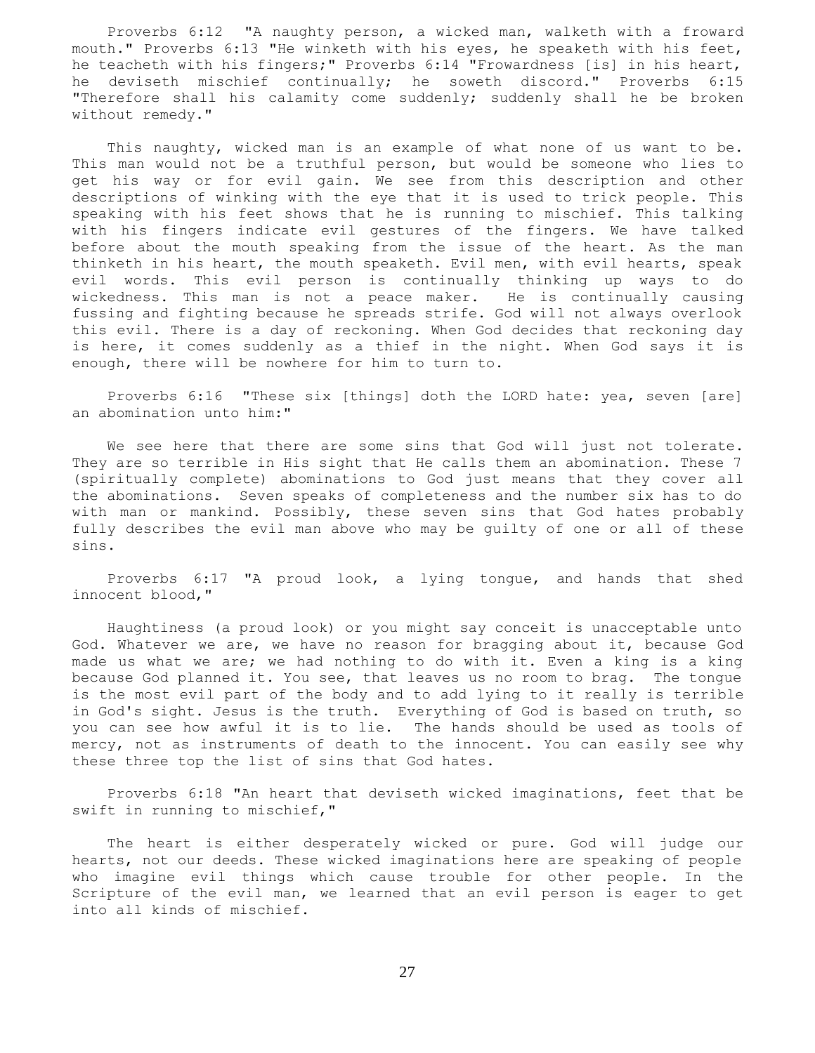Proverbs 6:12 "A naughty person, a wicked man, walketh with a froward mouth." Proverbs 6:13 "He winketh with his eyes, he speaketh with his feet, he teacheth with his fingers;" Proverbs 6:14 "Frowardness [is] in his heart, he deviseth mischief continually; he soweth discord." Proverbs 6:15 "Therefore shall his calamity come suddenly; suddenly shall he be broken without remedy."

This naughty, wicked man is an example of what none of us want to be. This man would not be a truthful person, but would be someone who lies to get his way or for evil gain. We see from this description and other descriptions of winking with the eye that it is used to trick people. This speaking with his feet shows that he is running to mischief. This talking with his fingers indicate evil gestures of the fingers. We have talked before about the mouth speaking from the issue of the heart. As the man thinketh in his heart, the mouth speaketh. Evil men, with evil hearts, speak evil words. This evil person is continually thinking up ways to do wickedness. This man is not a peace maker. He is continually causing fussing and fighting because he spreads strife. God will not always overlook this evil. There is a day of reckoning. When God decides that reckoning day is here, it comes suddenly as a thief in the night. When God says it is enough, there will be nowhere for him to turn to.

Proverbs 6:16 "These six [things] doth the LORD hate: yea, seven [are] an abomination unto him:"

We see here that there are some sins that God will just not tolerate. They are so terrible in His sight that He calls them an abomination. These 7 (spiritually complete) abominations to God just means that they cover all the abominations. Seven speaks of completeness and the number six has to do with man or mankind. Possibly, these seven sins that God hates probably fully describes the evil man above who may be guilty of one or all of these sins.

Proverbs 6:17 "A proud look, a lying tongue, and hands that shed innocent blood,"

Haughtiness (a proud look) or you might say conceit is unacceptable unto God. Whatever we are, we have no reason for bragging about it, because God made us what we are; we had nothing to do with it. Even a king is a king because God planned it. You see, that leaves us no room to brag. The tongue is the most evil part of the body and to add lying to it really is terrible in God's sight. Jesus is the truth. Everything of God is based on truth, so you can see how awful it is to lie. The hands should be used as tools of mercy, not as instruments of death to the innocent. You can easily see why these three top the list of sins that God hates.

Proverbs 6:18 "An heart that deviseth wicked imaginations, feet that be swift in running to mischief,"

The heart is either desperately wicked or pure. God will judge our hearts, not our deeds. These wicked imaginations here are speaking of people who imagine evil things which cause trouble for other people. In the Scripture of the evil man, we learned that an evil person is eager to get into all kinds of mischief.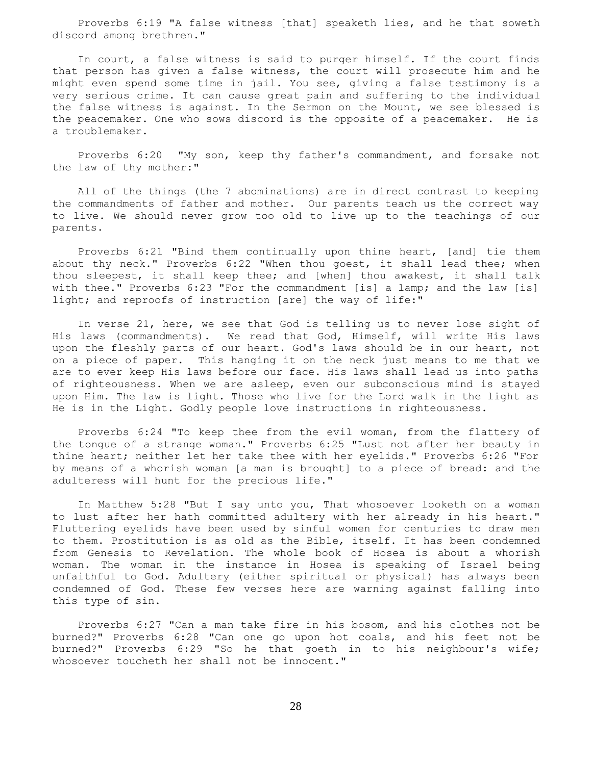Proverbs 6:19 "A false witness [that] speaketh lies, and he that soweth discord among brethren."

In court, a false witness is said to purger himself. If the court finds that person has given a false witness, the court will prosecute him and he might even spend some time in jail. You see, giving a false testimony is a very serious crime. It can cause great pain and suffering to the individual the false witness is against. In the Sermon on the Mount, we see blessed is the peacemaker. One who sows discord is the opposite of a peacemaker. He is a troublemaker.

Proverbs 6:20 "My son, keep thy father's commandment, and forsake not the law of thy mother:"

All of the things (the 7 abominations) are in direct contrast to keeping the commandments of father and mother. Our parents teach us the correct way to live. We should never grow too old to live up to the teachings of our parents.

Proverbs 6:21 "Bind them continually upon thine heart, [and] tie them about thy neck." Proverbs 6:22 "When thou goest, it shall lead thee; when thou sleepest, it shall keep thee; and [when] thou awakest, it shall talk with thee." Proverbs 6:23 "For the commandment [is] a lamp; and the law [is] light; and reproofs of instruction [are] the way of life:"

In verse 21, here, we see that God is telling us to never lose sight of His laws (commandments). We read that God, Himself, will write His laws upon the fleshly parts of our heart. God's laws should be in our heart, not on a piece of paper. This hanging it on the neck just means to me that we are to ever keep His laws before our face. His laws shall lead us into paths of righteousness. When we are asleep, even our subconscious mind is stayed upon Him. The law is light. Those who live for the Lord walk in the light as He is in the Light. Godly people love instructions in righteousness.

Proverbs 6:24 "To keep thee from the evil woman, from the flattery of the tongue of a strange woman." Proverbs 6:25 "Lust not after her beauty in thine heart; neither let her take thee with her eyelids." Proverbs 6:26 "For by means of a whorish woman [a man is brought] to a piece of bread: and the adulteress will hunt for the precious life."

In Matthew 5:28 "But I say unto you, That whosoever looketh on a woman to lust after her hath committed adultery with her already in his heart." Fluttering eyelids have been used by sinful women for centuries to draw men to them. Prostitution is as old as the Bible, itself. It has been condemned from Genesis to Revelation. The whole book of Hosea is about a whorish woman. The woman in the instance in Hosea is speaking of Israel being unfaithful to God. Adultery (either spiritual or physical) has always been condemned of God. These few verses here are warning against falling into this type of sin.

Proverbs 6:27 "Can a man take fire in his bosom, and his clothes not be burned?" Proverbs 6:28 "Can one go upon hot coals, and his feet not be burned?" Proverbs 6:29 "So he that goeth in to his neighbour's wife; whosoever toucheth her shall not be innocent."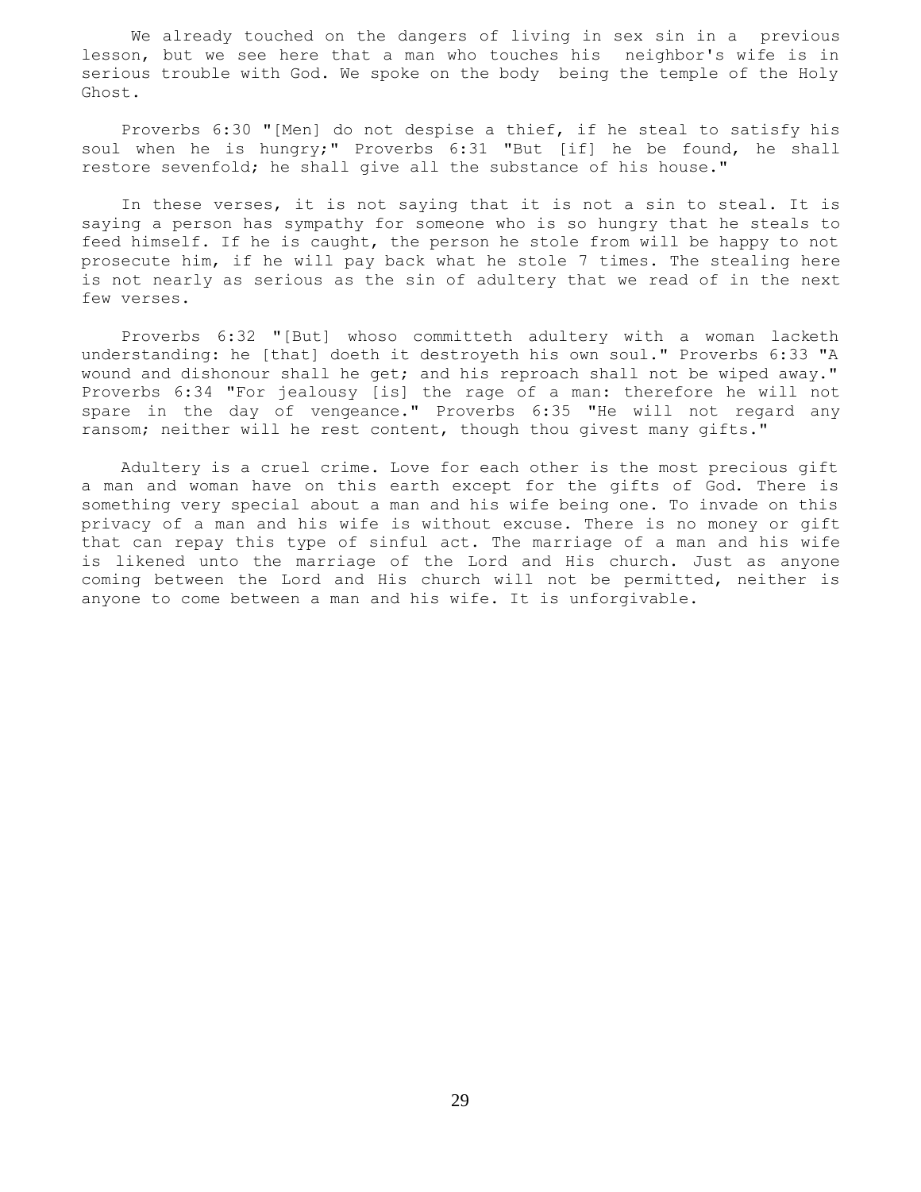We already touched on the dangers of living in sex sin in a previous lesson, but we see here that a man who touches his neighbor's wife is in serious trouble with God. We spoke on the body being the temple of the Holy Ghost.

Proverbs 6:30 "[Men] do not despise a thief, if he steal to satisfy his soul when he is hungry;" Proverbs 6:31 "But [if] he be found, he shall restore sevenfold; he shall give all the substance of his house."

In these verses, it is not saying that it is not a sin to steal. It is saying a person has sympathy for someone who is so hungry that he steals to feed himself. If he is caught, the person he stole from will be happy to not prosecute him, if he will pay back what he stole 7 times. The stealing here is not nearly as serious as the sin of adultery that we read of in the next few verses.

Proverbs 6:32 "[But] whoso committeth adultery with a woman lacketh understanding: he [that] doeth it destroyeth his own soul." Proverbs 6:33 "A wound and dishonour shall he get; and his reproach shall not be wiped away." Proverbs 6:34 "For jealousy [is] the rage of a man: therefore he will not spare in the day of vengeance." Proverbs 6:35 "He will not regard any ransom; neither will he rest content, though thou givest many gifts."

Adultery is a cruel crime. Love for each other is the most precious gift a man and woman have on this earth except for the gifts of God. There is something very special about a man and his wife being one. To invade on this privacy of a man and his wife is without excuse. There is no money or gift that can repay this type of sinful act. The marriage of a man and his wife is likened unto the marriage of the Lord and His church. Just as anyone coming between the Lord and His church will not be permitted, neither is anyone to come between a man and his wife. It is unforgivable.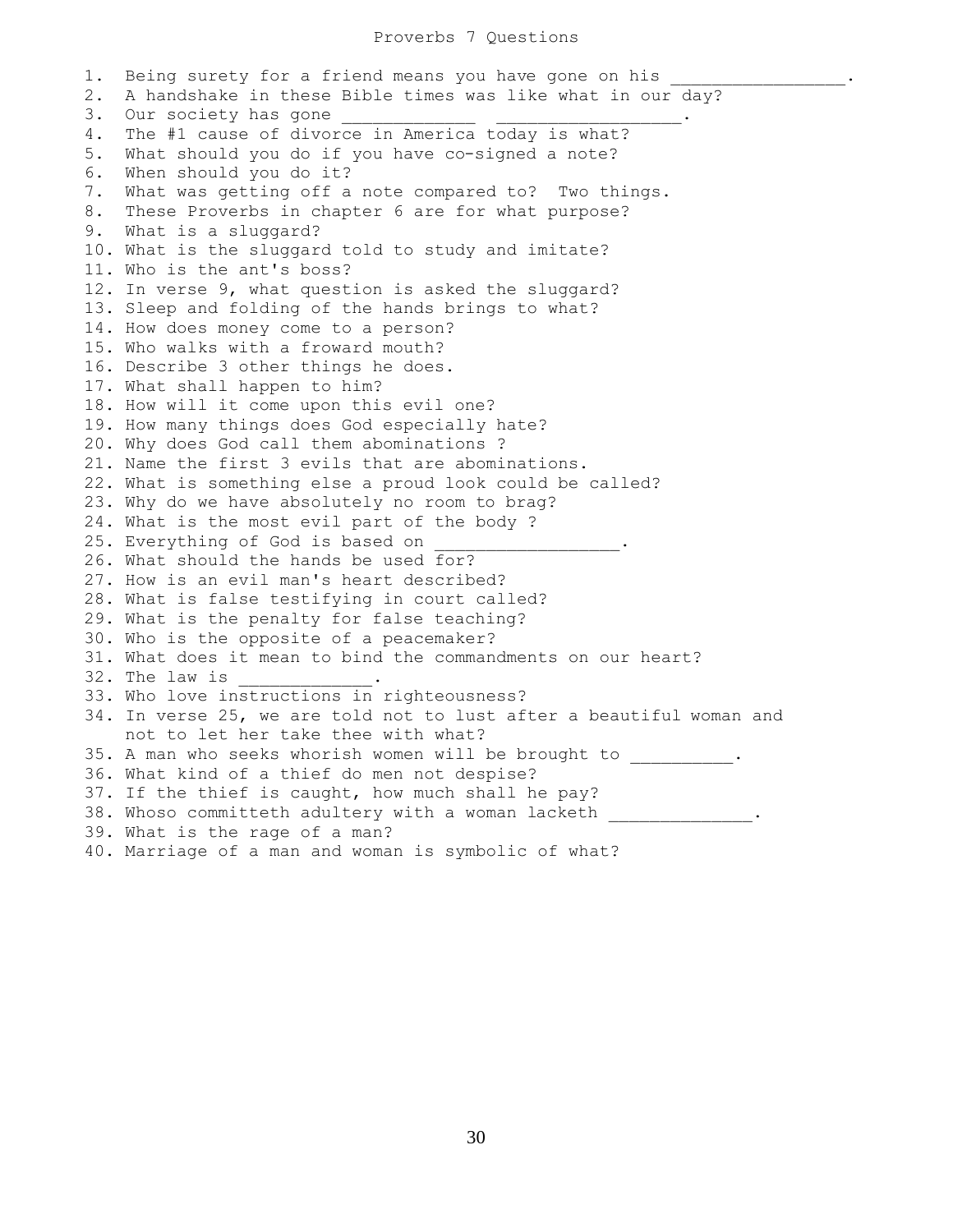# Proverbs 7 Questions

1. Being surety for a friend means you have gone on his _________________.
2. A handshake in these Bible times was like what in our day?
3. Our society has gone _____________ __________________.
4. The #1 cause of divorce in America today is what?
5. What should you do if you have co-signed a note?
6. When should you do it?
7. What was getting off a note compared to? Two things.
8. These Proverbs in chapter 6 are for what purpose?
9. What is a sluggard?
10. What is the sluggard told to study and imitate?
11. Who is the ant's boss?
12. In verse 9, what question is asked the sluggard?
13. Sleep and folding of the hands brings to what?
14. How does money come to a person?
15. Who walks with a froward mouth?
16. Describe 3 other things he does.
17. What shall happen to him?
18. How will it come upon this evil one?
19. How many things does God especially hate?
20. Why does God call them abominations ?
21. Name the first 3 evils that are abominations.
22. What is something else a proud look could be called?
23. Why do we have absolutely no room to brag?
24. What is the most evil part of the body ?
25. Everything of God is based on __________________.
26. What should the hands be used for?
27. How is an evil man's heart described?
28. What is false testifying in court called?
29. What is the penalty for false teaching?
30. Who is the opposite of a peacemaker?
31. What does it mean to bind the commandments on our heart?
32. The law is _____________.
33. Who love instructions in righteousness?
34. In verse 25, we are told not to lust after a beautiful woman and not to let her take thee with what?
35. A man who seeks whorish women will be brought to __________.
36. What kind of a thief do men not despise?
37. If the thief is caught, how much shall he pay?
38. Whoso committeth adultery with a woman lacketh ______________.
39. What is the rage of a man?
40. Marriage of a man and woman is symbolic of what?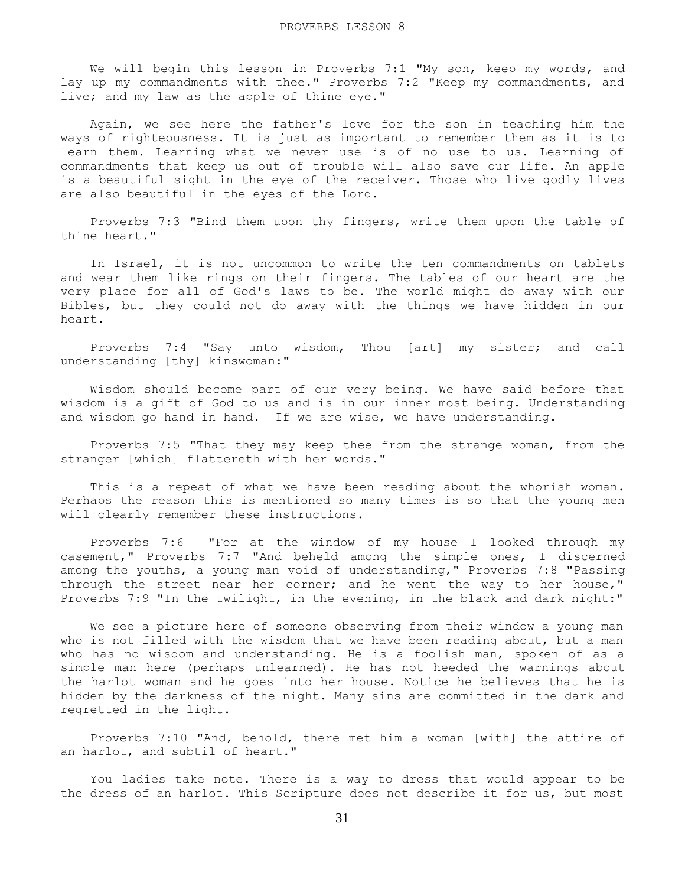# PROVERBS LESSON 8

We will begin this lesson in Proverbs 7:1 "My son, keep my words, and lay up my commandments with thee." Proverbs 7:2 "Keep my commandments, and live; and my law as the apple of thine eye."

Again, we see here the father's love for the son in teaching him the ways of righteousness. It is just as important to remember them as it is to learn them. Learning what we never use is of no use to us. Learning of commandments that keep us out of trouble will also save our life. An apple is a beautiful sight in the eye of the receiver. Those who live godly lives are also beautiful in the eyes of the Lord.

Proverbs 7:3 "Bind them upon thy fingers, write them upon the table of thine heart."

In Israel, it is not uncommon to write the ten commandments on tablets and wear them like rings on their fingers. The tables of our heart are the very place for all of God's laws to be. The world might do away with our Bibles, but they could not do away with the things we have hidden in our heart.

Proverbs 7:4 "Say unto wisdom, Thou [art] my sister; and call understanding [thy] kinswoman:"

Wisdom should become part of our very being. We have said before that wisdom is a gift of God to us and is in our inner most being. Understanding and wisdom go hand in hand. If we are wise, we have understanding.

Proverbs 7:5 "That they may keep thee from the strange woman, from the stranger [which] flattereth with her words."

This is a repeat of what we have been reading about the whorish woman. Perhaps the reason this is mentioned so many times is so that the young men will clearly remember these instructions.

Proverbs 7:6 "For at the window of my house I looked through my casement," Proverbs 7:7 "And beheld among the simple ones, I discerned among the youths, a young man void of understanding," Proverbs 7:8 "Passing through the street near her corner; and he went the way to her house," Proverbs 7:9 "In the twilight, in the evening, in the black and dark night:"

We see a picture here of someone observing from their window a young man who is not filled with the wisdom that we have been reading about, but a man who has no wisdom and understanding. He is a foolish man, spoken of as a simple man here (perhaps unlearned). He has not heeded the warnings about the harlot woman and he goes into her house. Notice he believes that he is hidden by the darkness of the night. Many sins are committed in the dark and regretted in the light.

Proverbs 7:10 "And, behold, there met him a woman [with] the attire of an harlot, and subtil of heart."

You ladies take note. There is a way to dress that would appear to be the dress of an harlot. This Scripture does not describe it for us, but most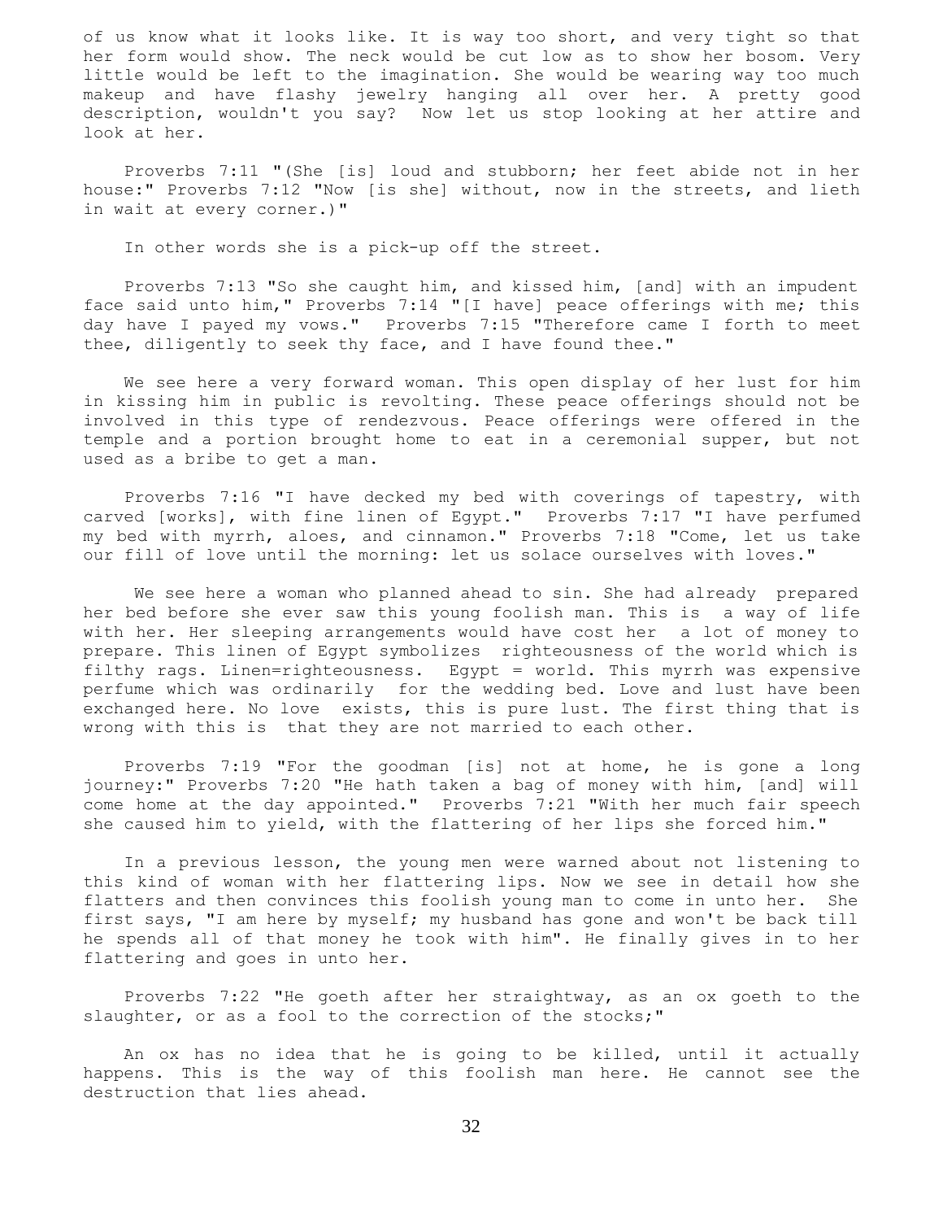of us know what it looks like. It is way too short, and very tight so that her form would show. The neck would be cut low as to show her bosom. Very little would be left to the imagination. She would be wearing way too much makeup and have flashy jewelry hanging all over her. A pretty good description, wouldn't you say? Now let us stop looking at her attire and look at her.

Proverbs 7:11 "(She [is] loud and stubborn; her feet abide not in her house:" Proverbs 7:12 "Now [is she] without, now in the streets, and lieth in wait at every corner.)"

In other words she is a pick-up off the street.

Proverbs 7:13 "So she caught him, and kissed him, [and] with an impudent face said unto him," Proverbs 7:14 "[I have] peace offerings with me; this day have I payed my vows." Proverbs 7:15 "Therefore came I forth to meet thee, diligently to seek thy face, and I have found thee."

We see here a very forward woman. This open display of her lust for him in kissing him in public is revolting. These peace offerings should not be involved in this type of rendezvous. Peace offerings were offered in the temple and a portion brought home to eat in a ceremonial supper, but not used as a bribe to get a man.

Proverbs 7:16 "I have decked my bed with coverings of tapestry, with carved [works], with fine linen of Egypt." Proverbs 7:17 "I have perfumed my bed with myrrh, aloes, and cinnamon." Proverbs 7:18 "Come, let us take our fill of love until the morning: let us solace ourselves with loves."

We see here a woman who planned ahead to sin. She had already prepared her bed before she ever saw this young foolish man. This is a way of life with her. Her sleeping arrangements would have cost her a lot of money to prepare. This linen of Egypt symbolizes righteousness of the world which is filthy rags. Linen=righteousness. Egypt = world. This myrrh was expensive perfume which was ordinarily for the wedding bed. Love and lust have been exchanged here. No love exists, this is pure lust. The first thing that is wrong with this is that they are not married to each other.

Proverbs 7:19 "For the goodman [is] not at home, he is gone a long journey:" Proverbs 7:20 "He hath taken a bag of money with him, [and] will come home at the day appointed." Proverbs 7:21 "With her much fair speech she caused him to yield, with the flattering of her lips she forced him."

In a previous lesson, the young men were warned about not listening to this kind of woman with her flattering lips. Now we see in detail how she flatters and then convinces this foolish young man to come in unto her. She first says, "I am here by myself; my husband has gone and won't be back till he spends all of that money he took with him". He finally gives in to her flattering and goes in unto her.

Proverbs 7:22 "He goeth after her straightway, as an ox goeth to the slaughter, or as a fool to the correction of the stocks;"

An ox has no idea that he is going to be killed, until it actually happens. This is the way of this foolish man here. He cannot see the destruction that lies ahead.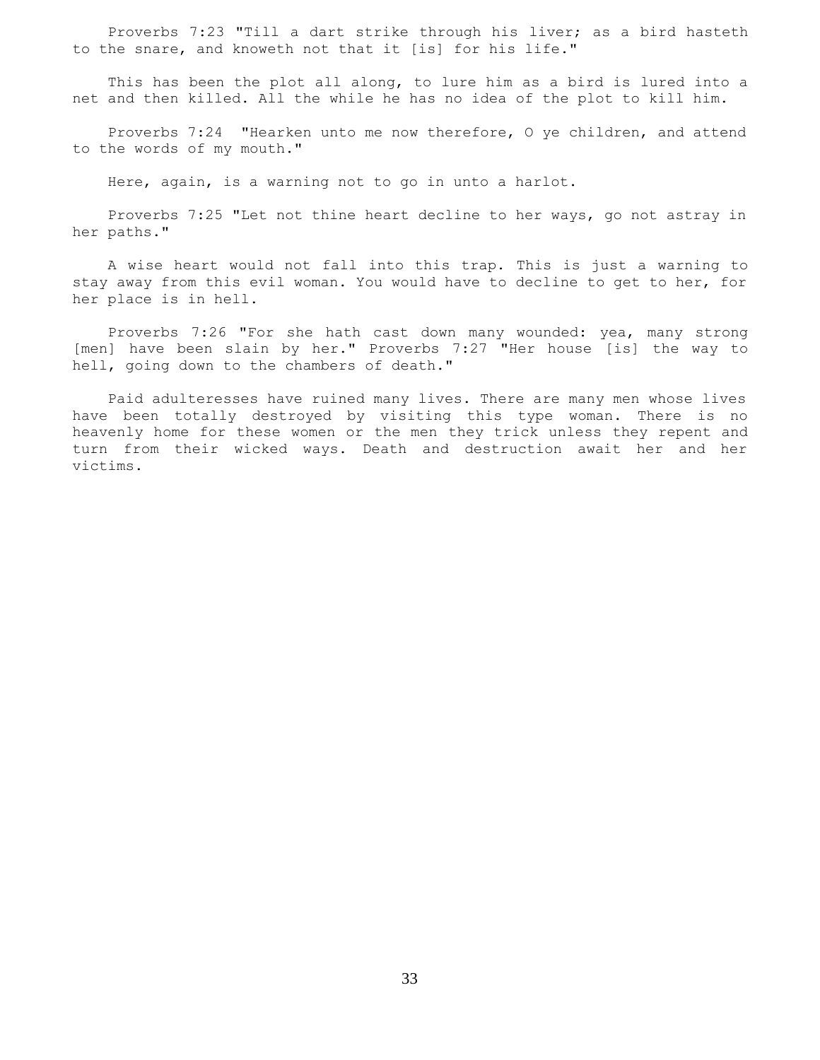Proverbs 7:23 "Till a dart strike through his liver; as a bird hasteth to the snare, and knoweth not that it [is] for his life."

This has been the plot all along, to lure him as a bird is lured into a net and then killed. All the while he has no idea of the plot to kill him.

Proverbs 7:24 "Hearken unto me now therefore, O ye children, and attend to the words of my mouth."

Here, again, is a warning not to go in unto a harlot.

Proverbs 7:25 "Let not thine heart decline to her ways, go not astray in her paths."

A wise heart would not fall into this trap. This is just a warning to stay away from this evil woman. You would have to decline to get to her, for her place is in hell.

Proverbs 7:26 "For she hath cast down many wounded: yea, many strong [men] have been slain by her." Proverbs 7:27 "Her house [is] the way to hell, going down to the chambers of death."

Paid adulteresses have ruined many lives. There are many men whose lives have been totally destroyed by visiting this type woman. There is no heavenly home for these women or the men they trick unless they repent and turn from their wicked ways. Death and destruction await her and her victims.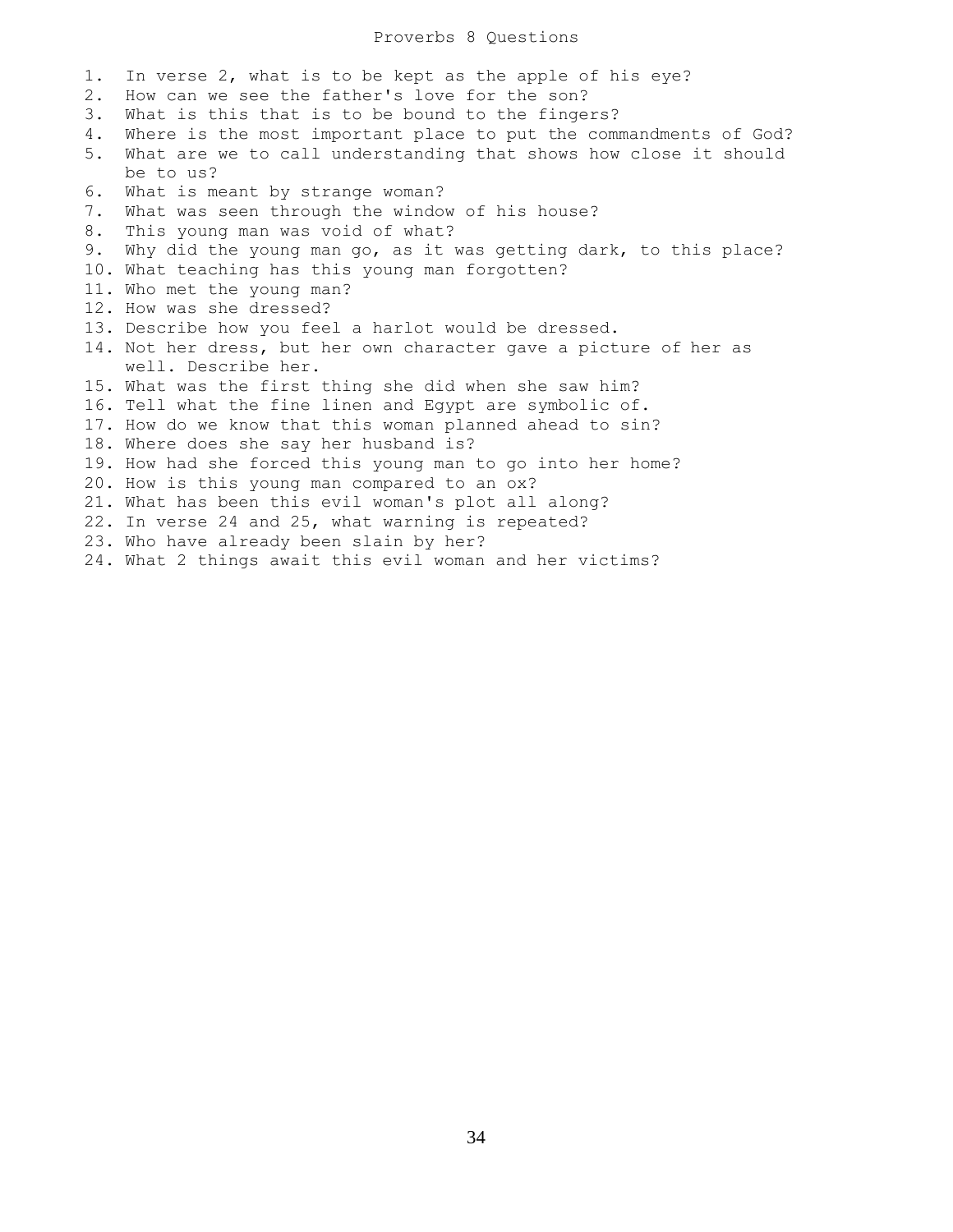# Proverbs 8 Questions

1. In verse 2, what is to be kept as the apple of his eye?
2. How can we see the father's love for the son?
3. What is this that is to be bound to the fingers?
4. Where is the most important place to put the commandments of God?
5. What are we to call understanding that shows how close it should be to us?
6. What is meant by strange woman?
7. What was seen through the window of his house?
8. This young man was void of what?
9. Why did the young man go, as it was getting dark, to this place?
10. What teaching has this young man forgotten?
11. Who met the young man?
12. How was she dressed?
13. Describe how you feel a harlot would be dressed.
14. Not her dress, but her own character gave a picture of her as well. Describe her.
15. What was the first thing she did when she saw him?
16. Tell what the fine linen and Egypt are symbolic of.
17. How do we know that this woman planned ahead to sin?
18. Where does she say her husband is?
19. How had she forced this young man to go into her home?
20. How is this young man compared to an ox?
21. What has been this evil woman's plot all along?
22. In verse 24 and 25, what warning is repeated?
23. Who have already been slain by her?
24. What 2 things await this evil woman and her victims?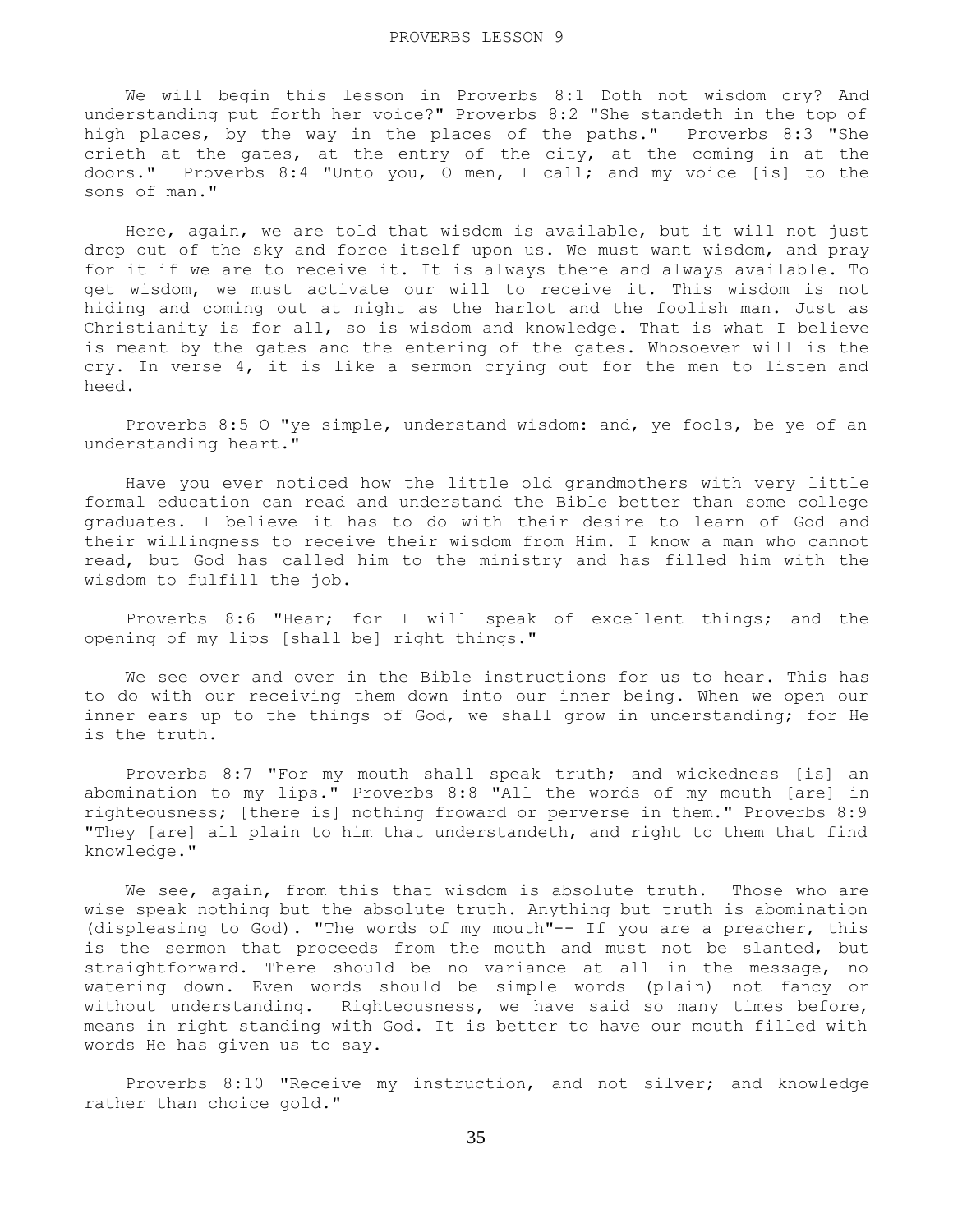# PROVERBS LESSON 9

We will begin this lesson in Proverbs 8:1 Doth not wisdom cry? And understanding put forth her voice?" Proverbs 8:2 "She standeth in the top of high places, by the way in the places of the paths." Proverbs 8:3 "She crieth at the gates, at the entry of the city, at the coming in at the doors." Proverbs 8:4 "Unto you, O men, I call; and my voice [is] to the sons of man."

Here, again, we are told that wisdom is available, but it will not just drop out of the sky and force itself upon us. We must want wisdom, and pray for it if we are to receive it. It is always there and always available. To get wisdom, we must activate our will to receive it. This wisdom is not hiding and coming out at night as the harlot and the foolish man. Just as Christianity is for all, so is wisdom and knowledge. That is what I believe is meant by the gates and the entering of the gates. Whosoever will is the cry. In verse 4, it is like a sermon crying out for the men to listen and heed.

Proverbs 8:5 O "ye simple, understand wisdom: and, ye fools, be ye of an understanding heart."

Have you ever noticed how the little old grandmothers with very little formal education can read and understand the Bible better than some college graduates. I believe it has to do with their desire to learn of God and their willingness to receive their wisdom from Him. I know a man who cannot read, but God has called him to the ministry and has filled him with the wisdom to fulfill the job.

Proverbs 8:6 "Hear; for I will speak of excellent things; and the opening of my lips [shall be] right things."

We see over and over in the Bible instructions for us to hear. This has to do with our receiving them down into our inner being. When we open our inner ears up to the things of God, we shall grow in understanding; for He is the truth.

Proverbs 8:7 "For my mouth shall speak truth; and wickedness [is] an abomination to my lips." Proverbs 8:8 "All the words of my mouth [are] in righteousness; [there is] nothing froward or perverse in them." Proverbs 8:9 "They [are] all plain to him that understandeth, and right to them that find knowledge."

We see, again, from this that wisdom is absolute truth. Those who are wise speak nothing but the absolute truth. Anything but truth is abomination (displeasing to God). "The words of my mouth"-- If you are a preacher, this is the sermon that proceeds from the mouth and must not be slanted, but straightforward. There should be no variance at all in the message, no watering down. Even words should be simple words (plain) not fancy or without understanding. Righteousness, we have said so many times before, means in right standing with God. It is better to have our mouth filled with words He has given us to say.

Proverbs 8:10 "Receive my instruction, and not silver; and knowledge rather than choice gold."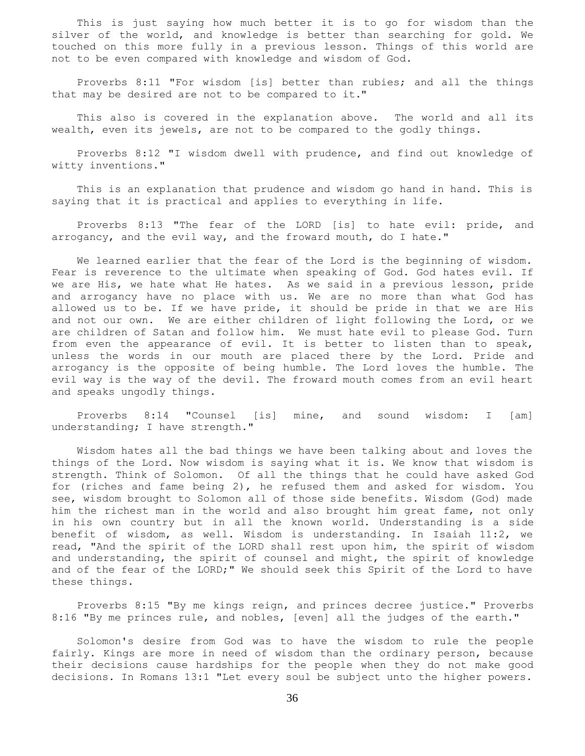This is just saying how much better it is to go for wisdom than the silver of the world, and knowledge is better than searching for gold. We touched on this more fully in a previous lesson. Things of this world are not to be even compared with knowledge and wisdom of God.

Proverbs 8:11 "For wisdom [is] better than rubies; and all the things that may be desired are not to be compared to it."

This also is covered in the explanation above. The world and all its wealth, even its jewels, are not to be compared to the godly things.

Proverbs 8:12 "I wisdom dwell with prudence, and find out knowledge of witty inventions."

This is an explanation that prudence and wisdom go hand in hand. This is saying that it is practical and applies to everything in life.

Proverbs 8:13 "The fear of the LORD [is] to hate evil: pride, and arrogancy, and the evil way, and the froward mouth, do I hate."

We learned earlier that the fear of the Lord is the beginning of wisdom. Fear is reverence to the ultimate when speaking of God. God hates evil. If we are His, we hate what He hates. As we said in a previous lesson, pride and arrogancy have no place with us. We are no more than what God has allowed us to be. If we have pride, it should be pride in that we are His and not our own. We are either children of light following the Lord, or we are children of Satan and follow him. We must hate evil to please God. Turn from even the appearance of evil. It is better to listen than to speak, unless the words in our mouth are placed there by the Lord. Pride and arrogancy is the opposite of being humble. The Lord loves the humble. The evil way is the way of the devil. The froward mouth comes from an evil heart and speaks ungodly things.

Proverbs 8:14 "Counsel [is] mine, and sound wisdom: I [am] understanding; I have strength."

Wisdom hates all the bad things we have been talking about and loves the things of the Lord. Now wisdom is saying what it is. We know that wisdom is strength. Think of Solomon. Of all the things that he could have asked God for (riches and fame being 2), he refused them and asked for wisdom. You see, wisdom brought to Solomon all of those side benefits. Wisdom (God) made him the richest man in the world and also brought him great fame, not only in his own country but in all the known world. Understanding is a side benefit of wisdom, as well. Wisdom is understanding. In Isaiah 11:2, we read, "And the spirit of the LORD shall rest upon him, the spirit of wisdom and understanding, the spirit of counsel and might, the spirit of knowledge and of the fear of the LORD;" We should seek this Spirit of the Lord to have these things.

Proverbs 8:15 "By me kings reign, and princes decree justice." Proverbs 8:16 "By me princes rule, and nobles, [even] all the judges of the earth."

Solomon's desire from God was to have the wisdom to rule the people fairly. Kings are more in need of wisdom than the ordinary person, because their decisions cause hardships for the people when they do not make good decisions. In Romans 13:1 "Let every soul be subject unto the higher powers.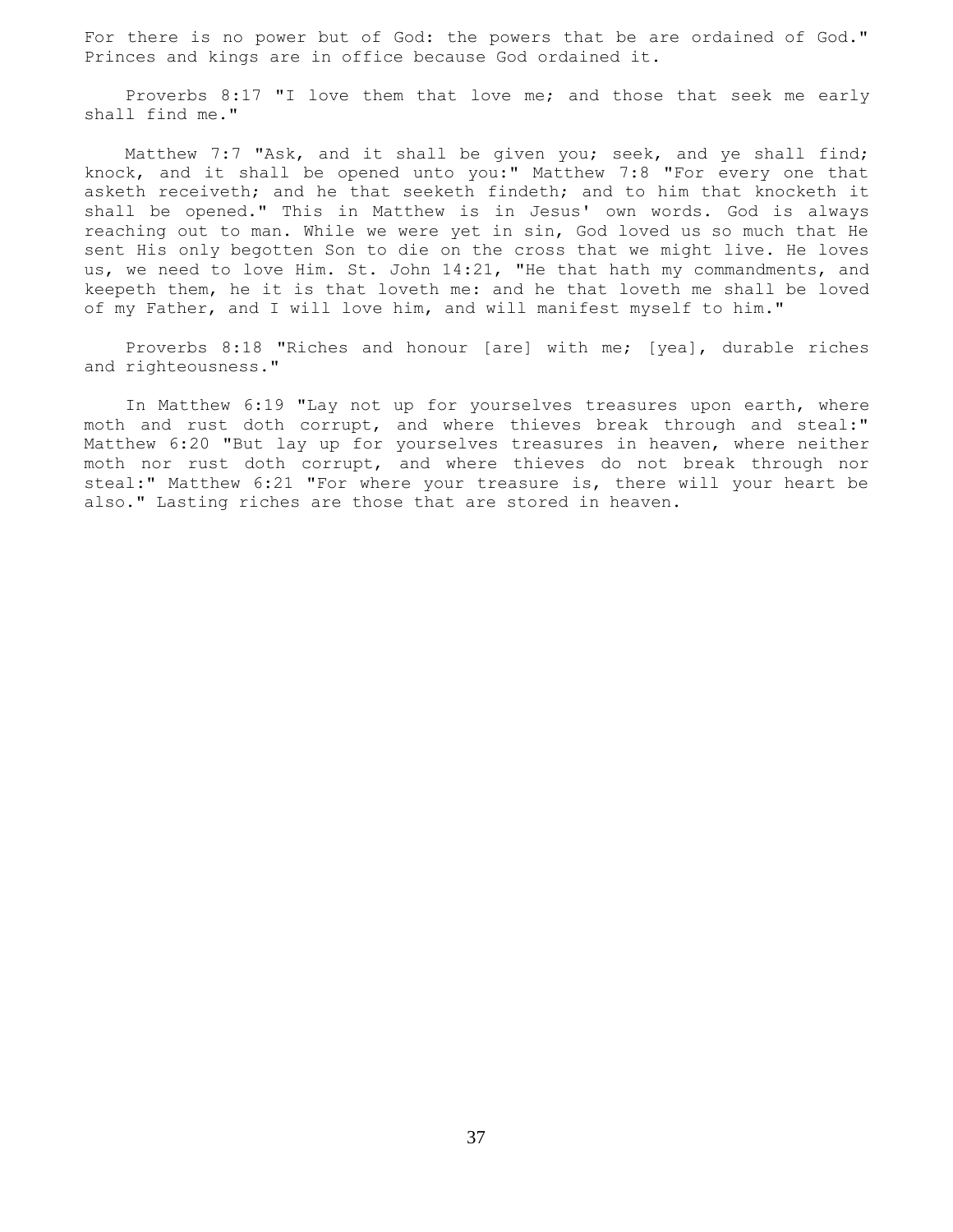For there is no power but of God: the powers that be are ordained of God." Princes and kings are in office because God ordained it.

Proverbs 8:17 "I love them that love me; and those that seek me early shall find me."

Matthew 7:7 "Ask, and it shall be given you; seek, and ye shall find; knock, and it shall be opened unto you:" Matthew 7:8 "For every one that asketh receiveth; and he that seeketh findeth; and to him that knocketh it shall be opened." This in Matthew is in Jesus' own words. God is always reaching out to man. While we were yet in sin, God loved us so much that He sent His only begotten Son to die on the cross that we might live. He loves us, we need to love Him. St. John 14:21, "He that hath my commandments, and keepeth them, he it is that loveth me: and he that loveth me shall be loved of my Father, and I will love him, and will manifest myself to him."

Proverbs 8:18 "Riches and honour [are] with me; [yea], durable riches and righteousness."

In Matthew 6:19 "Lay not up for yourselves treasures upon earth, where moth and rust doth corrupt, and where thieves break through and steal:" Matthew 6:20 "But lay up for yourselves treasures in heaven, where neither moth nor rust doth corrupt, and where thieves do not break through nor steal:" Matthew 6:21 "For where your treasure is, there will your heart be also." Lasting riches are those that are stored in heaven.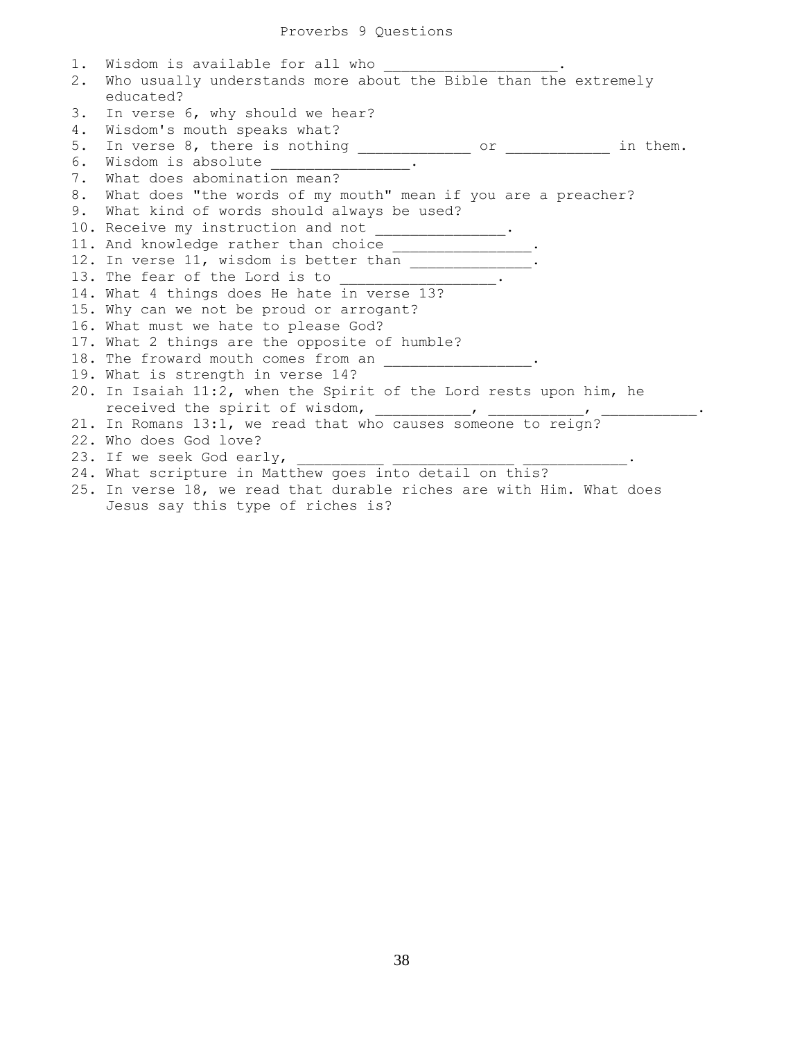# Proverbs 9 Questions

1. Wisdom is available for all who ____________________.
2. Who usually understands more about the Bible than the extremely educated?
3. In verse 6, why should we hear?
4. Wisdom's mouth speaks what?
5. In verse 8, there is nothing _____________ or ____________ in them.
6. Wisdom is absolute ________________.
7. What does abomination mean?
8. What does "the words of my mouth" mean if you are a preacher?
9. What kind of words should always be used?
10. Receive my instruction and not _______________.
11. And knowledge rather than choice ________________.
12. In verse 11, wisdom is better than ______________.
13. The fear of the Lord is to __________________.
14. What 4 things does He hate in verse 13?
15. Why can we not be proud or arrogant?
16. What must we hate to please God?
17. What 2 things are the opposite of humble?
18. The froward mouth comes from an _________________.
19. What is strength in verse 14?
20. In Isaiah 11:2, when the Spirit of the Lord rests upon him, he received the spirit of wisdom, ___________, ___________, ___________.
21. In Romans 13:1, we read that who causes someone to reign?
22. Who does God love?
23. If we seek God early, __________ ______________ ____________.
24. What scripture in Matthew goes into detail on this?
25. In verse 18, we read that durable riches are with Him. What does Jesus say this type of riches is?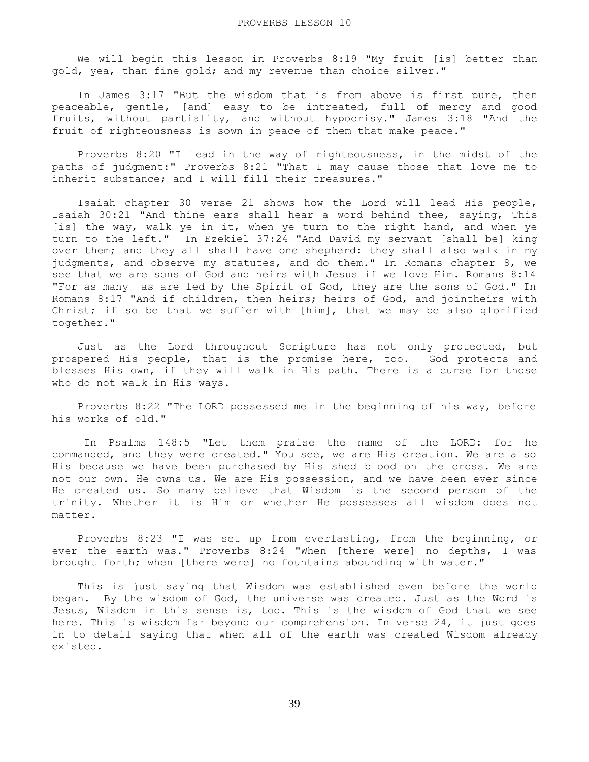PROVERBS LESSON 10

We will begin this lesson in Proverbs 8:19 "My fruit [is] better than gold, yea, than fine gold; and my revenue than choice silver."

In James 3:17 "But the wisdom that is from above is first pure, then peaceable, gentle, [and] easy to be intreated, full of mercy and good fruits, without partiality, and without hypocrisy." James 3:18 "And the fruit of righteousness is sown in peace of them that make peace."

Proverbs 8:20 "I lead in the way of righteousness, in the midst of the paths of judgment:" Proverbs 8:21 "That I may cause those that love me to inherit substance; and I will fill their treasures."

Isaiah chapter 30 verse 21 shows how the Lord will lead His people, Isaiah 30:21 "And thine ears shall hear a word behind thee, saying, This [is] the way, walk ye in it, when ye turn to the right hand, and when ye turn to the left." In Ezekiel 37:24 "And David my servant [shall be] king over them; and they all shall have one shepherd: they shall also walk in my judgments, and observe my statutes, and do them." In Romans chapter 8, we see that we are sons of God and heirs with Jesus if we love Him. Romans 8:14 "For as many as are led by the Spirit of God, they are the sons of God." In Romans 8:17 "And if children, then heirs; heirs of God, and jointheirs with Christ; if so be that we suffer with [him], that we may be also glorified together."

Just as the Lord throughout Scripture has not only protected, but prospered His people, that is the promise here, too. God protects and blesses His own, if they will walk in His path. There is a curse for those who do not walk in His ways.

Proverbs 8:22 "The LORD possessed me in the beginning of his way, before his works of old."

In Psalms 148:5 "Let them praise the name of the LORD: for he commanded, and they were created." You see, we are His creation. We are also His because we have been purchased by His shed blood on the cross. We are not our own. He owns us. We are His possession, and we have been ever since He created us. So many believe that Wisdom is the second person of the trinity. Whether it is Him or whether He possesses all wisdom does not matter.

Proverbs 8:23 "I was set up from everlasting, from the beginning, or ever the earth was." Proverbs 8:24 "When [there were] no depths, I was brought forth; when [there were] no fountains abounding with water."

This is just saying that Wisdom was established even before the world began. By the wisdom of God, the universe was created. Just as the Word is Jesus, Wisdom in this sense is, too. This is the wisdom of God that we see here. This is wisdom far beyond our comprehension. In verse 24, it just goes in to detail saying that when all of the earth was created Wisdom already existed.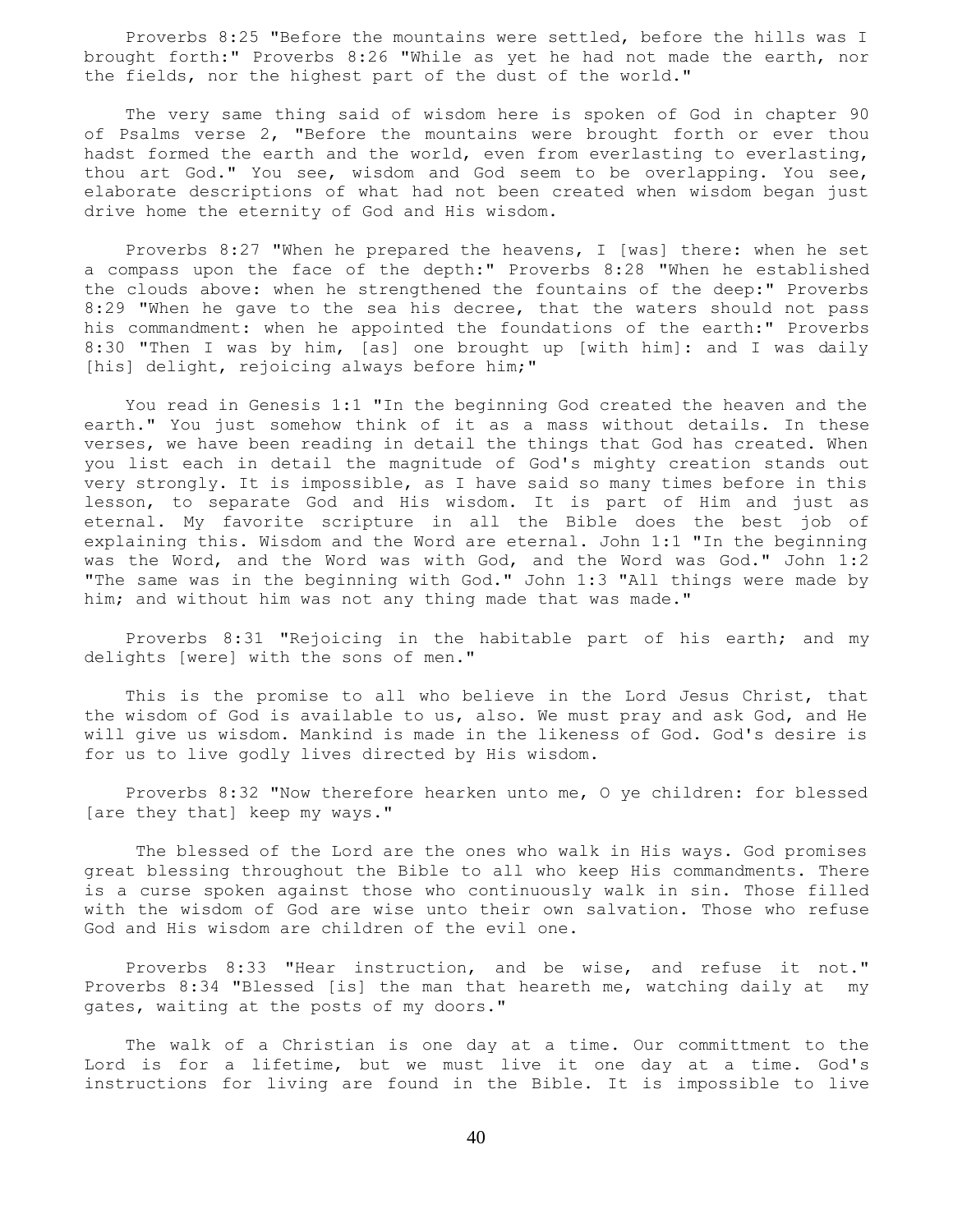Proverbs 8:25 "Before the mountains were settled, before the hills was I brought forth:" Proverbs 8:26 "While as yet he had not made the earth, nor the fields, nor the highest part of the dust of the world."

The very same thing said of wisdom here is spoken of God in chapter 90 of Psalms verse 2, "Before the mountains were brought forth or ever thou hadst formed the earth and the world, even from everlasting to everlasting, thou art God." You see, wisdom and God seem to be overlapping. You see, elaborate descriptions of what had not been created when wisdom began just drive home the eternity of God and His wisdom.

Proverbs 8:27 "When he prepared the heavens, I [was] there: when he set a compass upon the face of the depth:" Proverbs 8:28 "When he established the clouds above: when he strengthened the fountains of the deep:" Proverbs 8:29 "When he gave to the sea his decree, that the waters should not pass his commandment: when he appointed the foundations of the earth:" Proverbs 8:30 "Then I was by him, [as] one brought up [with him]: and I was daily [his] delight, rejoicing always before him;"

You read in Genesis 1:1 "In the beginning God created the heaven and the earth." You just somehow think of it as a mass without details. In these verses, we have been reading in detail the things that God has created. When you list each in detail the magnitude of God's mighty creation stands out very strongly. It is impossible, as I have said so many times before in this lesson, to separate God and His wisdom. It is part of Him and just as eternal. My favorite scripture in all the Bible does the best job of explaining this. Wisdom and the Word are eternal. John 1:1 "In the beginning was the Word, and the Word was with God, and the Word was God." John 1:2 "The same was in the beginning with God." John 1:3 "All things were made by him; and without him was not any thing made that was made."

Proverbs 8:31 "Rejoicing in the habitable part of his earth; and my delights [were] with the sons of men."

This is the promise to all who believe in the Lord Jesus Christ, that the wisdom of God is available to us, also. We must pray and ask God, and He will give us wisdom. Mankind is made in the likeness of God. God's desire is for us to live godly lives directed by His wisdom.

Proverbs 8:32 "Now therefore hearken unto me, O ye children: for blessed [are they that] keep my ways."

The blessed of the Lord are the ones who walk in His ways. God promises great blessing throughout the Bible to all who keep His commandments. There is a curse spoken against those who continuously walk in sin. Those filled with the wisdom of God are wise unto their own salvation. Those who refuse God and His wisdom are children of the evil one.

Proverbs 8:33 "Hear instruction, and be wise, and refuse it not." Proverbs 8:34 "Blessed [is] the man that heareth me, watching daily at my gates, waiting at the posts of my doors."

The walk of a Christian is one day at a time. Our committment to the Lord is for a lifetime, but we must live it one day at a time. God's instructions for living are found in the Bible. It is impossible to live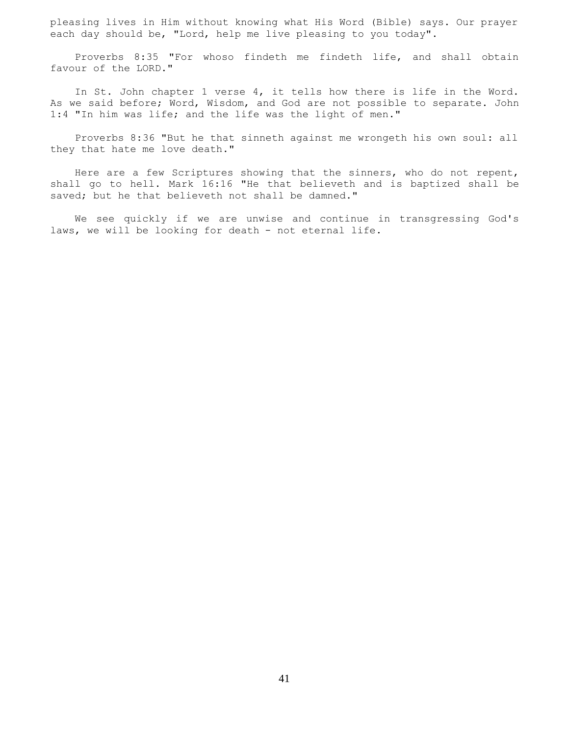pleasing lives in Him without knowing what His Word (Bible) says. Our prayer each day should be, "Lord, help me live pleasing to you today".

Proverbs 8:35 "For whoso findeth me findeth life, and shall obtain favour of the LORD."

In St. John chapter 1 verse 4, it tells how there is life in the Word. As we said before; Word, Wisdom, and God are not possible to separate. John 1:4 "In him was life; and the life was the light of men."

Proverbs 8:36 "But he that sinneth against me wrongeth his own soul: all they that hate me love death."

Here are a few Scriptures showing that the sinners, who do not repent, shall go to hell. Mark 16:16 "He that believeth and is baptized shall be saved; but he that believeth not shall be damned."

We see quickly if we are unwise and continue in transgressing God's laws, we will be looking for death - not eternal life.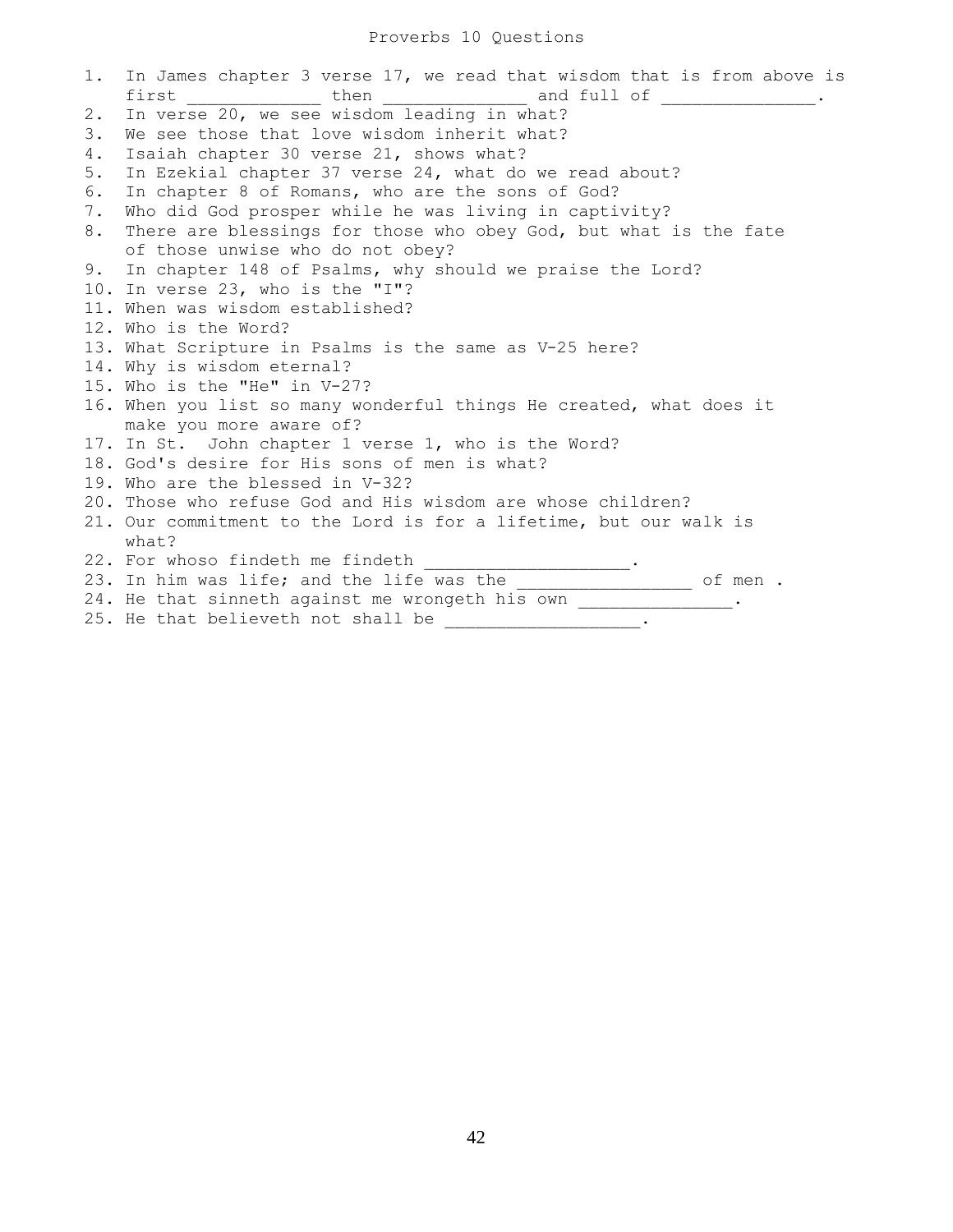# Proverbs 10 Questions

1. In James chapter 3 verse 17, we read that wisdom that is from above is first _____________ then ______________ and full of _______________.
2. In verse 20, we see wisdom leading in what?
3. We see those that love wisdom inherit what?
4. Isaiah chapter 30 verse 21, shows what?
5. In Ezekial chapter 37 verse 24, what do we read about?
6. In chapter 8 of Romans, who are the sons of God?
7. Who did God prosper while he was living in captivity?
8. There are blessings for those who obey God, but what is the fate of those unwise who do not obey?
9. In chapter 148 of Psalms, why should we praise the Lord?
10. In verse 23, who is the "I"?
11. When was wisdom established?
12. Who is the Word?
13. What Scripture in Psalms is the same as V-25 here?
14. Why is wisdom eternal?
15. Who is the "He" in V-27?
16. When you list so many wonderful things He created, what does it make you more aware of?
17. In St. John chapter 1 verse 1, who is the Word?
18. God's desire for His sons of men is what?
19. Who are the blessed in V-32?
20. Those who refuse God and His wisdom are whose children?
21. Our commitment to the Lord is for a lifetime, but our walk is what?
22. For whoso findeth me findeth ____________________.
23. In him was life; and the life was the _________________ of men .
24. He that sinneth against me wrongeth his own _______________.
25. He that believeth not shall be ___________________.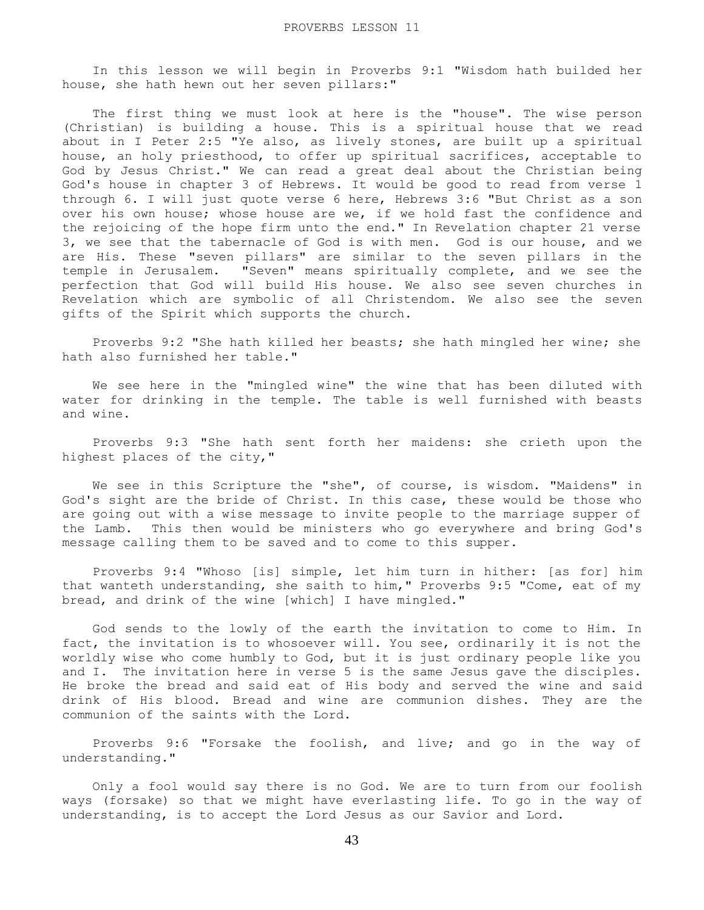PROVERBS LESSON 11

In this lesson we will begin in Proverbs 9:1 "Wisdom hath builded her house, she hath hewn out her seven pillars:"

The first thing we must look at here is the "house". The wise person (Christian) is building a house. This is a spiritual house that we read about in I Peter 2:5 "Ye also, as lively stones, are built up a spiritual house, an holy priesthood, to offer up spiritual sacrifices, acceptable to God by Jesus Christ." We can read a great deal about the Christian being God's house in chapter 3 of Hebrews. It would be good to read from verse 1 through 6. I will just quote verse 6 here, Hebrews 3:6 "But Christ as a son over his own house; whose house are we, if we hold fast the confidence and the rejoicing of the hope firm unto the end." In Revelation chapter 21 verse 3, we see that the tabernacle of God is with men. God is our house, and we are His. These "seven pillars" are similar to the seven pillars in the temple in Jerusalem. "Seven" means spiritually complete, and we see the perfection that God will build His house. We also see seven churches in Revelation which are symbolic of all Christendom. We also see the seven gifts of the Spirit which supports the church.

Proverbs 9:2 "She hath killed her beasts; she hath mingled her wine; she hath also furnished her table."

We see here in the "mingled wine" the wine that has been diluted with water for drinking in the temple. The table is well furnished with beasts and wine.

Proverbs 9:3 "She hath sent forth her maidens: she crieth upon the highest places of the city,"

We see in this Scripture the "she", of course, is wisdom. "Maidens" in God's sight are the bride of Christ. In this case, these would be those who are going out with a wise message to invite people to the marriage supper of the Lamb. This then would be ministers who go everywhere and bring God's message calling them to be saved and to come to this supper.

Proverbs 9:4 "Whoso [is] simple, let him turn in hither: [as for] him that wanteth understanding, she saith to him," Proverbs 9:5 "Come, eat of my bread, and drink of the wine [which] I have mingled."

God sends to the lowly of the earth the invitation to come to Him. In fact, the invitation is to whosoever will. You see, ordinarily it is not the worldly wise who come humbly to God, but it is just ordinary people like you and I. The invitation here in verse 5 is the same Jesus gave the disciples. He broke the bread and said eat of His body and served the wine and said drink of His blood. Bread and wine are communion dishes. They are the communion of the saints with the Lord.

Proverbs 9:6 "Forsake the foolish, and live; and go in the way of understanding."

Only a fool would say there is no God. We are to turn from our foolish ways (forsake) so that we might have everlasting life. To go in the way of understanding, is to accept the Lord Jesus as our Savior and Lord.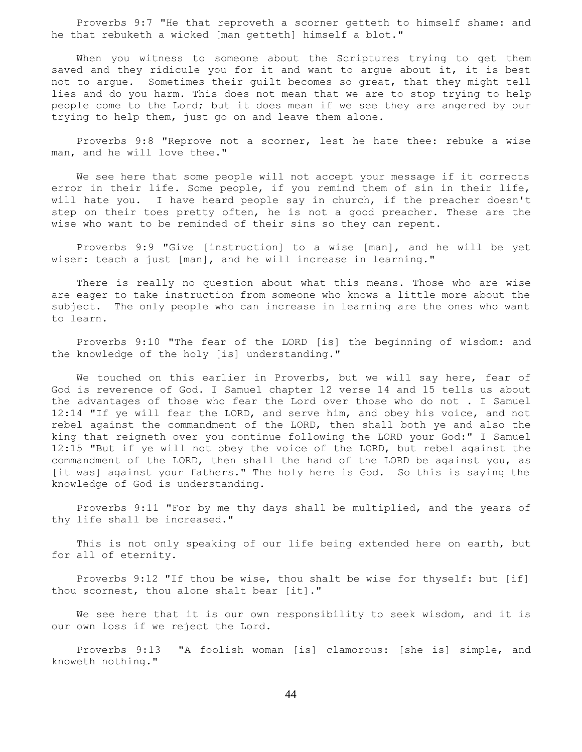Proverbs 9:7 "He that reproveth a scorner getteth to himself shame: and he that rebuketh a wicked [man getteth] himself a blot."

When you witness to someone about the Scriptures trying to get them saved and they ridicule you for it and want to argue about it, it is best not to argue. Sometimes their guilt becomes so great, that they might tell lies and do you harm. This does not mean that we are to stop trying to help people come to the Lord; but it does mean if we see they are angered by our trying to help them, just go on and leave them alone.

Proverbs 9:8 "Reprove not a scorner, lest he hate thee: rebuke a wise man, and he will love thee."

We see here that some people will not accept your message if it corrects error in their life. Some people, if you remind them of sin in their life, will hate you. I have heard people say in church, if the preacher doesn't step on their toes pretty often, he is not a good preacher. These are the wise who want to be reminded of their sins so they can repent.

Proverbs 9:9 "Give [instruction] to a wise [man], and he will be yet wiser: teach a just [man], and he will increase in learning."

There is really no question about what this means. Those who are wise are eager to take instruction from someone who knows a little more about the subject. The only people who can increase in learning are the ones who want to learn.

Proverbs 9:10 "The fear of the LORD [is] the beginning of wisdom: and the knowledge of the holy [is] understanding."

We touched on this earlier in Proverbs, but we will say here, fear of God is reverence of God. I Samuel chapter 12 verse 14 and 15 tells us about the advantages of those who fear the Lord over those who do not . I Samuel 12:14 "If ye will fear the LORD, and serve him, and obey his voice, and not rebel against the commandment of the LORD, then shall both ye and also the king that reigneth over you continue following the LORD your God:" I Samuel 12:15 "But if ye will not obey the voice of the LORD, but rebel against the commandment of the LORD, then shall the hand of the LORD be against you, as [it was] against your fathers." The holy here is God. So this is saying the knowledge of God is understanding.

Proverbs 9:11 "For by me thy days shall be multiplied, and the years of thy life shall be increased."

This is not only speaking of our life being extended here on earth, but for all of eternity.

Proverbs 9:12 "If thou be wise, thou shalt be wise for thyself: but [if] thou scornest, thou alone shalt bear [it]."

We see here that it is our own responsibility to seek wisdom, and it is our own loss if we reject the Lord.

Proverbs 9:13 "A foolish woman [is] clamorous: [she is] simple, and knoweth nothing."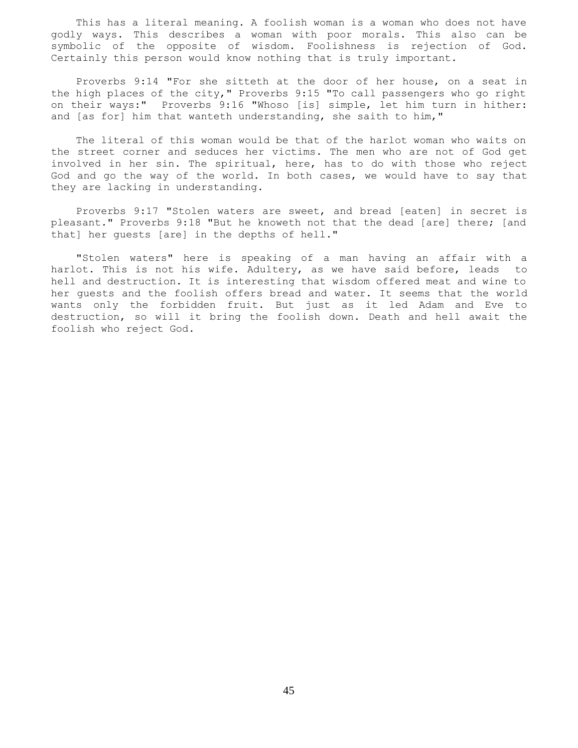This has a literal meaning. A foolish woman is a woman who does not have godly ways. This describes a woman with poor morals. This also can be symbolic of the opposite of wisdom. Foolishness is rejection of God. Certainly this person would know nothing that is truly important.

Proverbs 9:14 "For she sitteth at the door of her house, on a seat in the high places of the city," Proverbs 9:15 "To call passengers who go right on their ways:" Proverbs 9:16 "Whoso [is] simple, let him turn in hither: and [as for] him that wanteth understanding, she saith to him,"

The literal of this woman would be that of the harlot woman who waits on the street corner and seduces her victims. The men who are not of God get involved in her sin. The spiritual, here, has to do with those who reject God and go the way of the world. In both cases, we would have to say that they are lacking in understanding.

Proverbs 9:17 "Stolen waters are sweet, and bread [eaten] in secret is pleasant." Proverbs 9:18 "But he knoweth not that the dead [are] there; [and that] her guests [are] in the depths of hell."

"Stolen waters" here is speaking of a man having an affair with a harlot. This is not his wife. Adultery, as we have said before, leads to hell and destruction. It is interesting that wisdom offered meat and wine to her guests and the foolish offers bread and water. It seems that the world wants only the forbidden fruit. But just as it led Adam and Eve to destruction, so will it bring the foolish down. Death and hell await the foolish who reject God.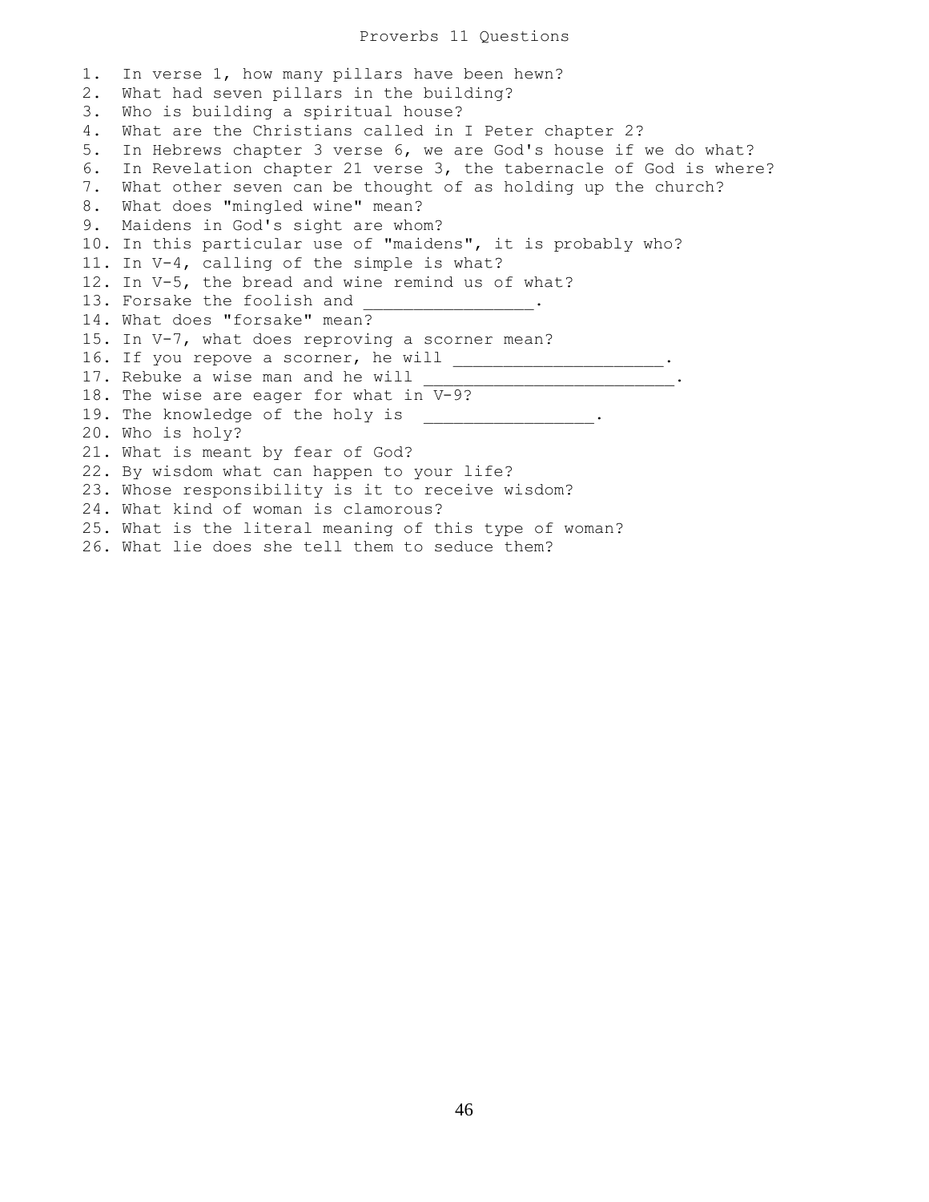# Proverbs 11 Questions

1. In verse 1, how many pillars have been hewn?
2. What had seven pillars in the building?
3. Who is building a spiritual house?
4. What are the Christians called in I Peter chapter 2?
5. In Hebrews chapter 3 verse 6, we are God's house if we do what?
6. In Revelation chapter 21 verse 3, the tabernacle of God is where?
7. What other seven can be thought of as holding up the church?
8. What does "mingled wine" mean?
9. Maidens in God's sight are whom?
10. In this particular use of "maidens", it is probably who?
11. In V-4, calling of the simple is what?
12. In V-5, the bread and wine remind us of what?
13. Forsake the foolish and ________________.
14. What does "forsake" mean?
15. In V-7, what does reproving a scorner mean?
16. If you repove a scorner, he will ____________________.
17. Rebuke a wise man and he will ________________________.
18. The wise are eager for what in V-9?
19. The knowledge of the holy is ________________.
20. Who is holy?
21. What is meant by fear of God?
22. By wisdom what can happen to your life?
23. Whose responsibility is it to receive wisdom?
24. What kind of woman is clamorous?
25. What is the literal meaning of this type of woman?
26. What lie does she tell them to seduce them?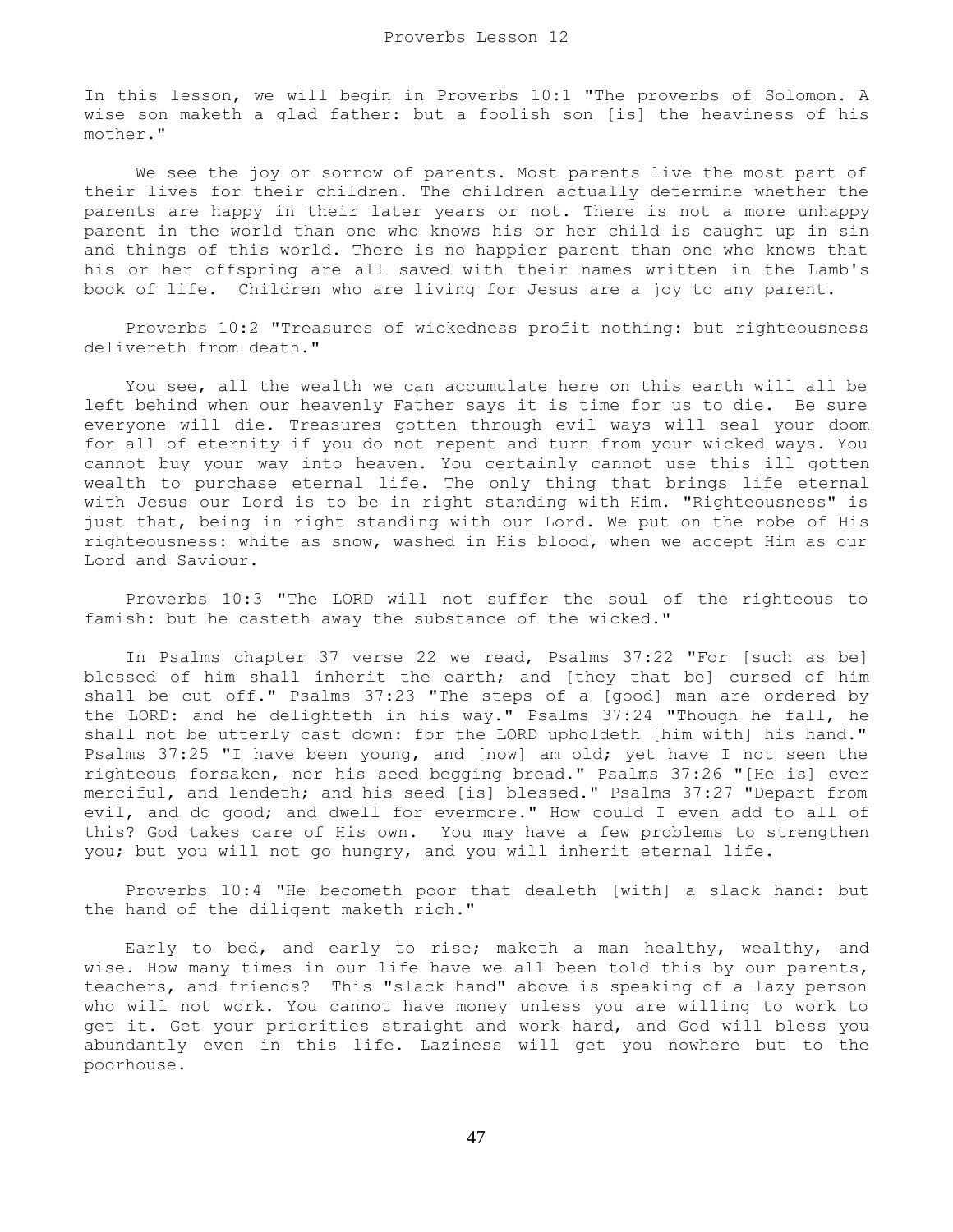# Proverbs Lesson 12

In this lesson, we will begin in Proverbs 10:1 "The proverbs of Solomon. A wise son maketh a glad father: but a foolish son [is] the heaviness of his mother."

We see the joy or sorrow of parents. Most parents live the most part of their lives for their children. The children actually determine whether the parents are happy in their later years or not. There is not a more unhappy parent in the world than one who knows his or her child is caught up in sin and things of this world. There is no happier parent than one who knows that his or her offspring are all saved with their names written in the Lamb's book of life. Children who are living for Jesus are a joy to any parent.

Proverbs 10:2 "Treasures of wickedness profit nothing: but righteousness delivereth from death."

You see, all the wealth we can accumulate here on this earth will all be left behind when our heavenly Father says it is time for us to die. Be sure everyone will die. Treasures gotten through evil ways will seal your doom for all of eternity if you do not repent and turn from your wicked ways. You cannot buy your way into heaven. You certainly cannot use this ill gotten wealth to purchase eternal life. The only thing that brings life eternal with Jesus our Lord is to be in right standing with Him. "Righteousness" is just that, being in right standing with our Lord. We put on the robe of His righteousness: white as snow, washed in His blood, when we accept Him as our Lord and Saviour.

Proverbs 10:3 "The LORD will not suffer the soul of the righteous to famish: but he casteth away the substance of the wicked."

In Psalms chapter 37 verse 22 we read, Psalms 37:22 "For [such as be] blessed of him shall inherit the earth; and [they that be] cursed of him shall be cut off." Psalms 37:23 "The steps of a [good] man are ordered by the LORD: and he delighteth in his way." Psalms 37:24 "Though he fall, he shall not be utterly cast down: for the LORD upholdeth [him with] his hand." Psalms 37:25 "I have been young, and [now] am old; yet have I not seen the righteous forsaken, nor his seed begging bread." Psalms 37:26 "[He is] ever merciful, and lendeth; and his seed [is] blessed." Psalms 37:27 "Depart from evil, and do good; and dwell for evermore." How could I even add to all of this? God takes care of His own. You may have a few problems to strengthen you; but you will not go hungry, and you will inherit eternal life.

Proverbs 10:4 "He becometh poor that dealeth [with] a slack hand: but the hand of the diligent maketh rich."

Early to bed, and early to rise; maketh a man healthy, wealthy, and wise. How many times in our life have we all been told this by our parents, teachers, and friends? This "slack hand" above is speaking of a lazy person who will not work. You cannot have money unless you are willing to work to get it. Get your priorities straight and work hard, and God will bless you abundantly even in this life. Laziness will get you nowhere but to the poorhouse.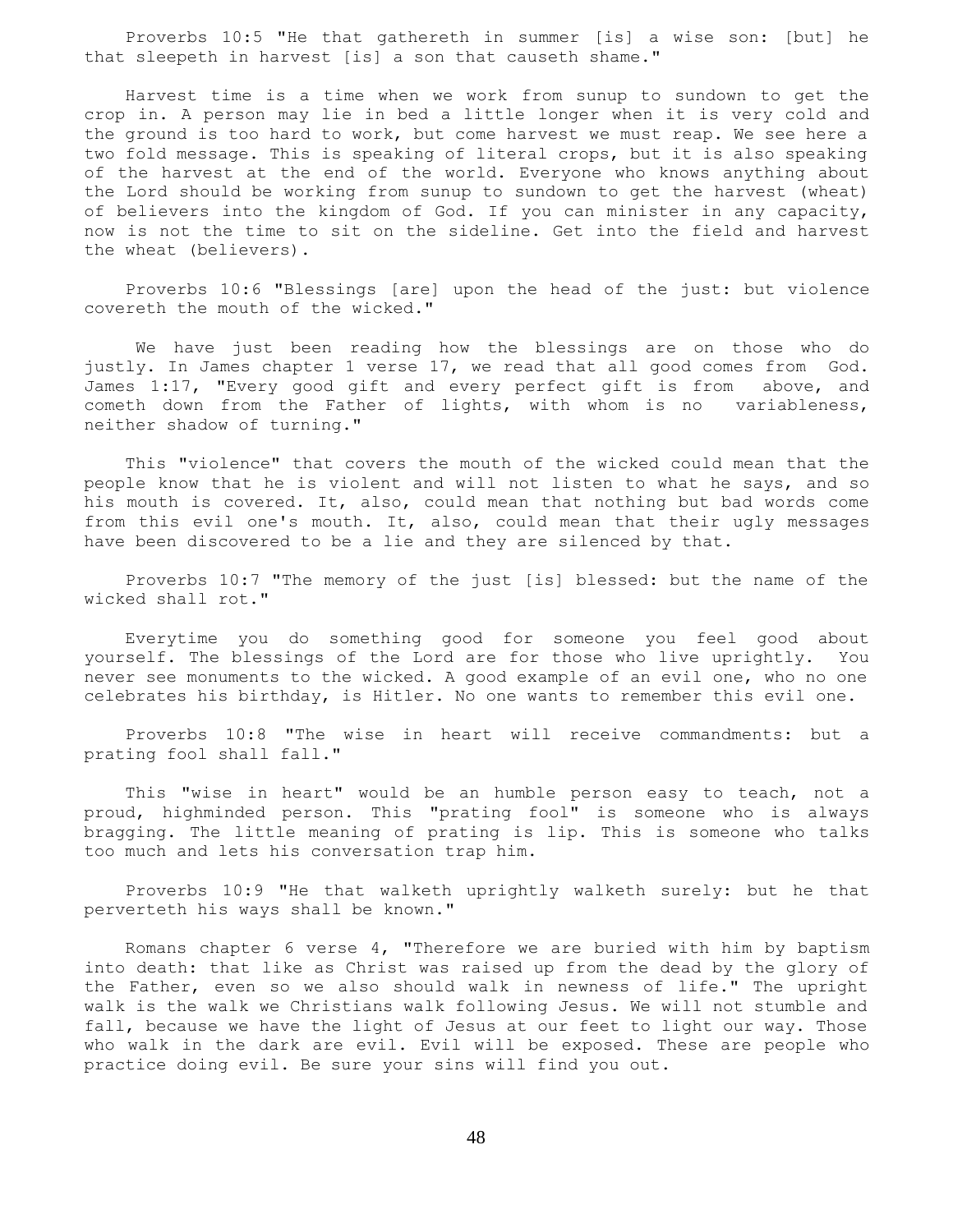Proverbs 10:5 "He that gathereth in summer [is] a wise son: [but] he that sleepeth in harvest [is] a son that causeth shame."

Harvest time is a time when we work from sunup to sundown to get the crop in. A person may lie in bed a little longer when it is very cold and the ground is too hard to work, but come harvest we must reap. We see here a two fold message. This is speaking of literal crops, but it is also speaking of the harvest at the end of the world. Everyone who knows anything about the Lord should be working from sunup to sundown to get the harvest (wheat) of believers into the kingdom of God. If you can minister in any capacity, now is not the time to sit on the sideline. Get into the field and harvest the wheat (believers).

Proverbs 10:6 "Blessings [are] upon the head of the just: but violence covereth the mouth of the wicked."

We have just been reading how the blessings are on those who do justly. In James chapter 1 verse 17, we read that all good comes from God. James 1:17, "Every good gift and every perfect gift is from above, and cometh down from the Father of lights, with whom is no variableness, neither shadow of turning."

This "violence" that covers the mouth of the wicked could mean that the people know that he is violent and will not listen to what he says, and so his mouth is covered. It, also, could mean that nothing but bad words come from this evil one's mouth. It, also, could mean that their ugly messages have been discovered to be a lie and they are silenced by that.

Proverbs 10:7 "The memory of the just [is] blessed: but the name of the wicked shall rot."

Everytime you do something good for someone you feel good about yourself. The blessings of the Lord are for those who live uprightly. You never see monuments to the wicked. A good example of an evil one, who no one celebrates his birthday, is Hitler. No one wants to remember this evil one.

Proverbs 10:8 "The wise in heart will receive commandments: but a prating fool shall fall."

This "wise in heart" would be an humble person easy to teach, not a proud, highminded person. This "prating fool" is someone who is always bragging. The little meaning of prating is lip. This is someone who talks too much and lets his conversation trap him.

Proverbs 10:9 "He that walketh uprightly walketh surely: but he that perverteth his ways shall be known."

Romans chapter 6 verse 4, "Therefore we are buried with him by baptism into death: that like as Christ was raised up from the dead by the glory of the Father, even so we also should walk in newness of life." The upright walk is the walk we Christians walk following Jesus. We will not stumble and fall, because we have the light of Jesus at our feet to light our way. Those who walk in the dark are evil. Evil will be exposed. These are people who practice doing evil. Be sure your sins will find you out.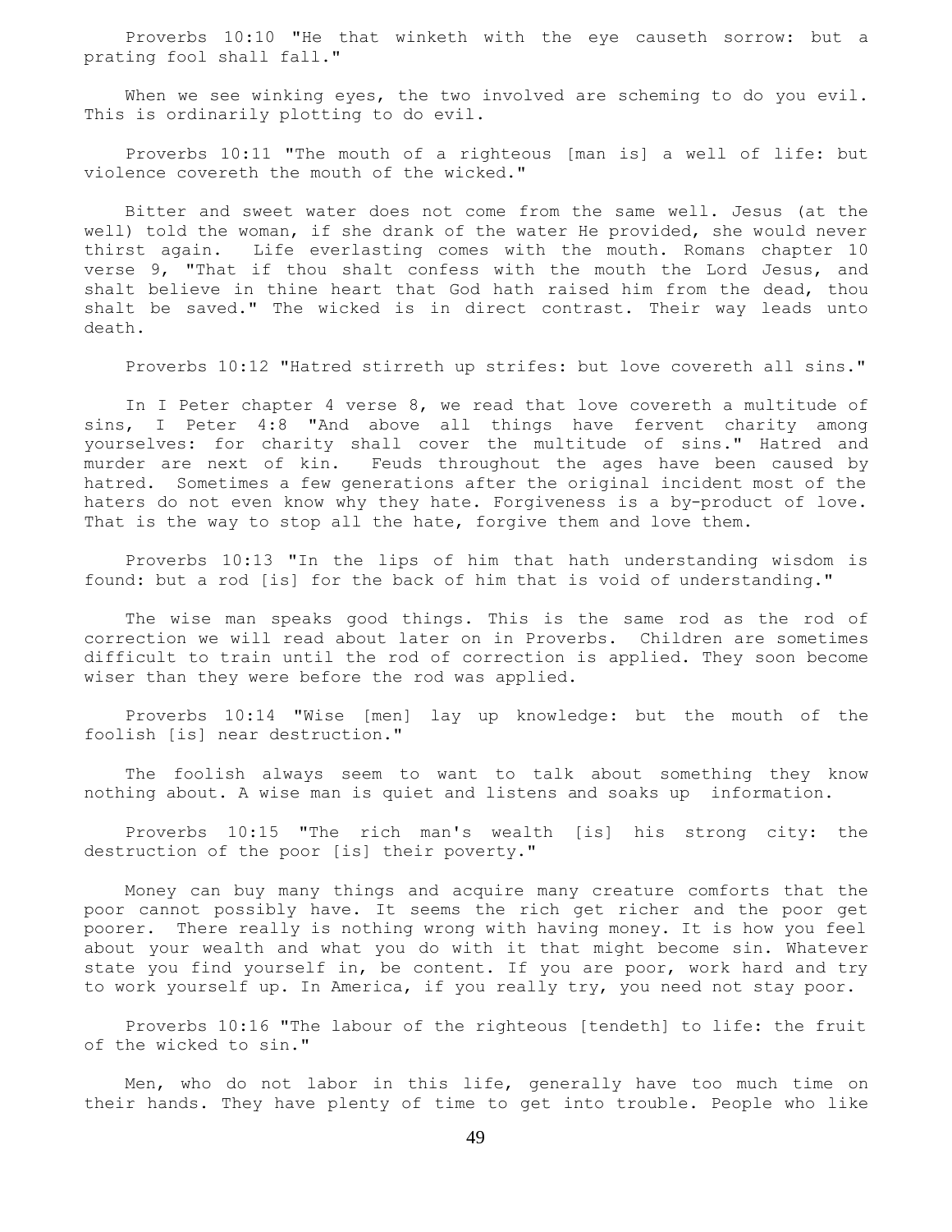Proverbs 10:10 "He that winketh with the eye causeth sorrow: but a prating fool shall fall."

When we see winking eyes, the two involved are scheming to do you evil. This is ordinarily plotting to do evil.

Proverbs 10:11 "The mouth of a righteous [man is] a well of life: but violence covereth the mouth of the wicked."

Bitter and sweet water does not come from the same well. Jesus (at the well) told the woman, if she drank of the water He provided, she would never thirst again. Life everlasting comes with the mouth. Romans chapter 10 verse 9, "That if thou shalt confess with the mouth the Lord Jesus, and shalt believe in thine heart that God hath raised him from the dead, thou shalt be saved." The wicked is in direct contrast. Their way leads unto death.

Proverbs 10:12 "Hatred stirreth up strifes: but love covereth all sins."

In I Peter chapter 4 verse 8, we read that love covereth a multitude of sins, I Peter 4:8 "And above all things have fervent charity among yourselves: for charity shall cover the multitude of sins." Hatred and murder are next of kin. Feuds throughout the ages have been caused by hatred. Sometimes a few generations after the original incident most of the haters do not even know why they hate. Forgiveness is a by-product of love. That is the way to stop all the hate, forgive them and love them.

Proverbs 10:13 "In the lips of him that hath understanding wisdom is found: but a rod [is] for the back of him that is void of understanding."

The wise man speaks good things. This is the same rod as the rod of correction we will read about later on in Proverbs. Children are sometimes difficult to train until the rod of correction is applied. They soon become wiser than they were before the rod was applied.

Proverbs 10:14 "Wise [men] lay up knowledge: but the mouth of the foolish [is] near destruction."

The foolish always seem to want to talk about something they know nothing about. A wise man is quiet and listens and soaks up information.

Proverbs 10:15 "The rich man's wealth [is] his strong city: the destruction of the poor [is] their poverty."

Money can buy many things and acquire many creature comforts that the poor cannot possibly have. It seems the rich get richer and the poor get poorer. There really is nothing wrong with having money. It is how you feel about your wealth and what you do with it that might become sin. Whatever state you find yourself in, be content. If you are poor, work hard and try to work yourself up. In America, if you really try, you need not stay poor.

Proverbs 10:16 "The labour of the righteous [tendeth] to life: the fruit of the wicked to sin."

Men, who do not labor in this life, generally have too much time on their hands. They have plenty of time to get into trouble. People who like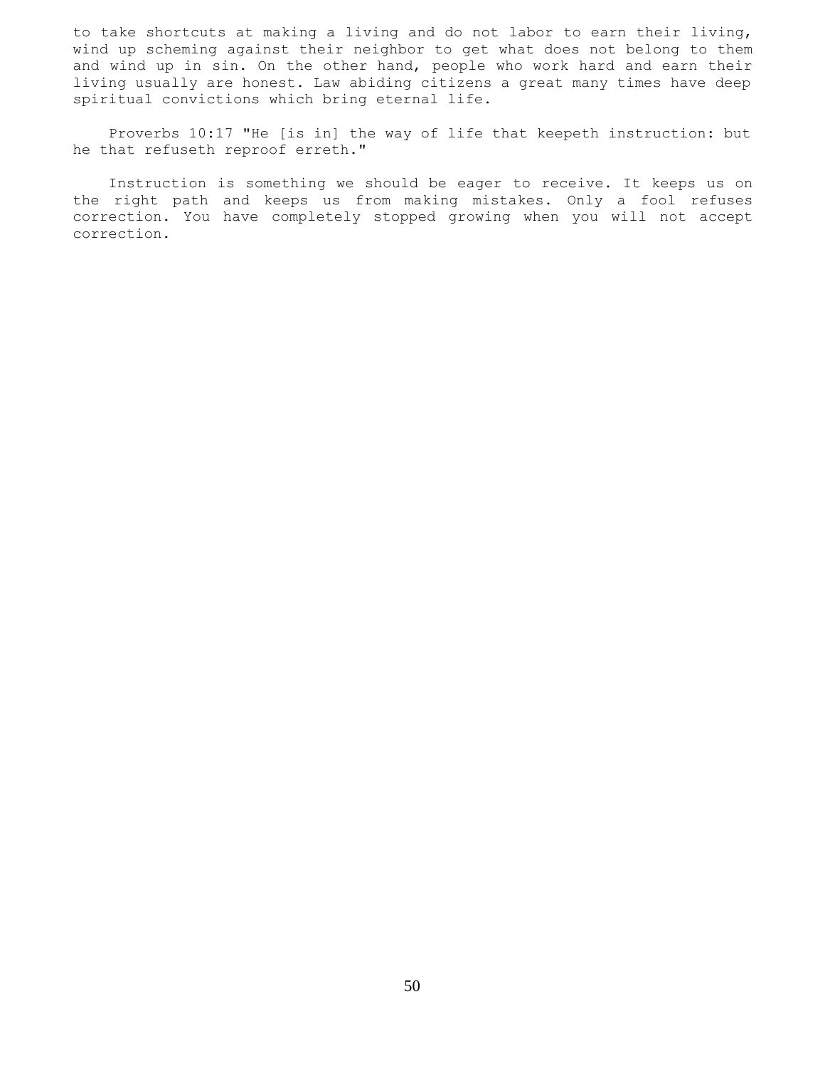to take shortcuts at making a living and do not labor to earn their living, wind up scheming against their neighbor to get what does not belong to them and wind up in sin. On the other hand, people who work hard and earn their living usually are honest. Law abiding citizens a great many times have deep spiritual convictions which bring eternal life.

Proverbs 10:17 "He [is in] the way of life that keepeth instruction: but he that refuseth reproof erreth."

Instruction is something we should be eager to receive. It keeps us on the right path and keeps us from making mistakes. Only a fool refuses correction. You have completely stopped growing when you will not accept correction.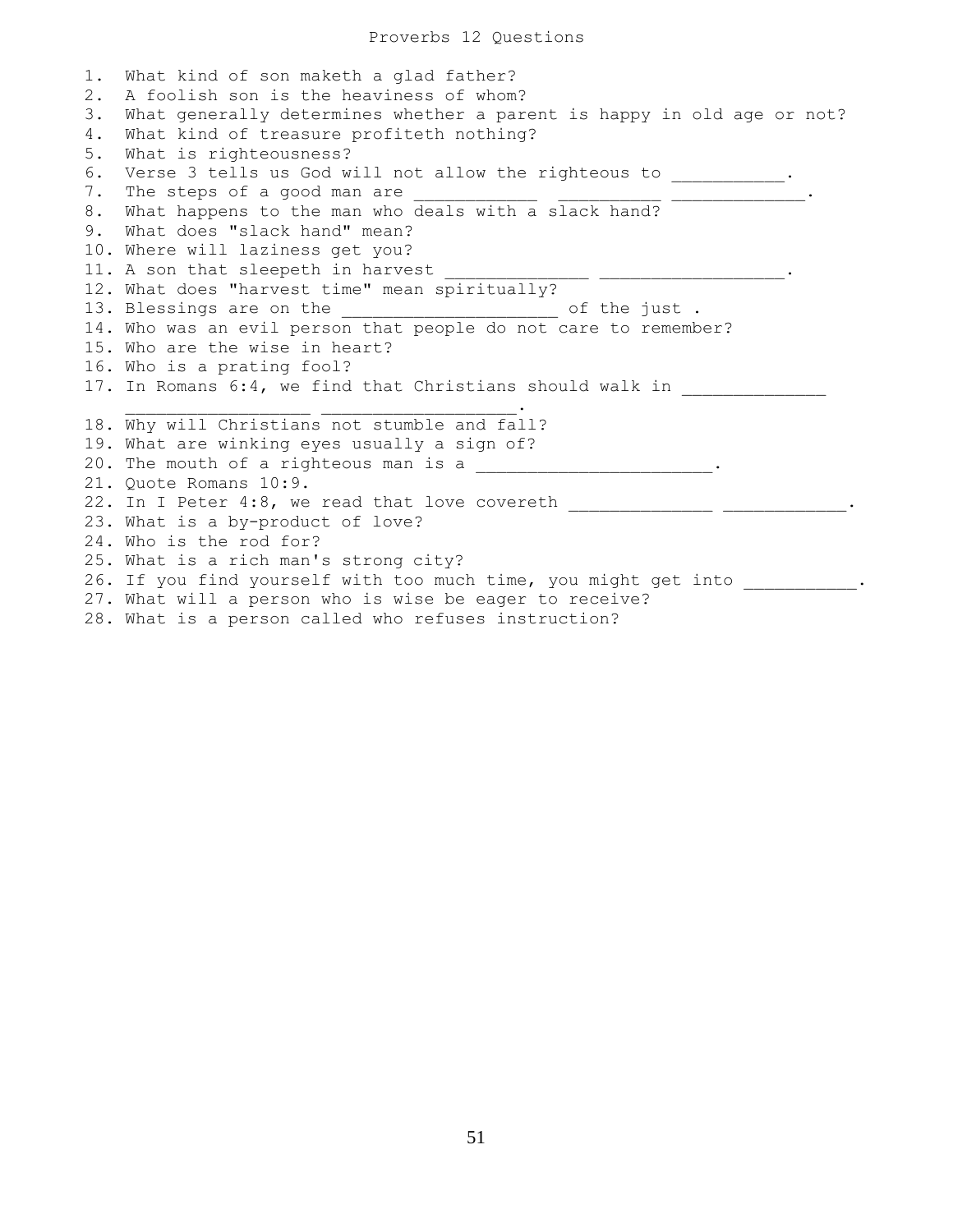# Proverbs 12 Questions

1. What kind of son maketh a glad father?
2. A foolish son is the heaviness of whom?
3. What generally determines whether a parent is happy in old age or not?
4. What kind of treasure profiteth nothing?
5. What is righteousness?
6. Verse 3 tells us God will not allow the righteous to ___________.
7. The steps of a good man are ____________ __________ _____________.
8. What happens to the man who deals with a slack hand?
9. What does "slack hand" mean?
10. Where will laziness get you?
11. A son that sleepeth in harvest ______________ __________________.
12. What does "harvest time" mean spiritually?
13. Blessings are on the ____________________ of the just .
14. Who was an evil person that people do not care to remember?
15. Who are the wise in heart?
16. Who is a prating fool?
17. In Romans 6:4, we find that Christians should walk in ______________ __________________ ___________________.
18. Why will Christians not stumble and fall?
19. What are winking eyes usually a sign of?
20. The mouth of a righteous man is a _______________________.
21. Quote Romans 10:9.
22. In I Peter 4:8, we read that love covereth ______________ ____________.
23. What is a by-product of love?
24. Who is the rod for?
25. What is a rich man's strong city?
26. If you find yourself with too much time, you might get into ___________.
27. What will a person who is wise be eager to receive?
28. What is a person called who refuses instruction?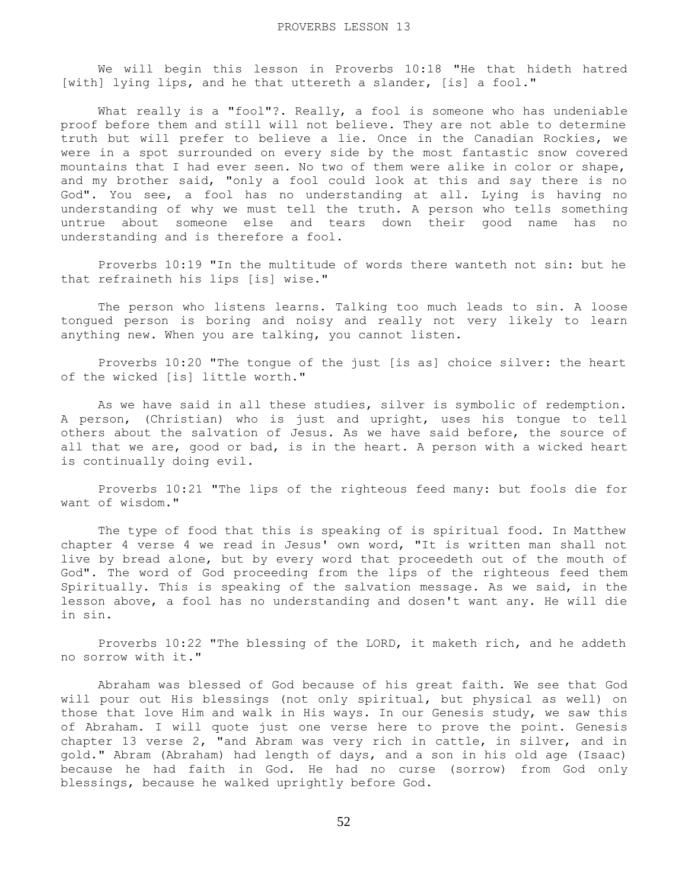We will begin this lesson in Proverbs 10:18 "He that hideth hatred [with] lying lips, and he that uttereth a slander, [is] a fool."

What really is a "fool"?. Really, a fool is someone who has undeniable proof before them and still will not believe. They are not able to determine truth but will prefer to believe a lie. Once in the Canadian Rockies, we were in a spot surrounded on every side by the most fantastic snow covered mountains that I had ever seen. No two of them were alike in color or shape, and my brother said, "only a fool could look at this and say there is no God". You see, a fool has no understanding at all. Lying is having no understanding of why we must tell the truth. A person who tells something untrue about someone else and tears down their good name has no understanding and is therefore a fool.

Proverbs 10:19 "In the multitude of words there wanteth not sin: but he that refraineth his lips [is] wise."

The person who listens learns. Talking too much leads to sin. A loose tongued person is boring and noisy and really not very likely to learn anything new. When you are talking, you cannot listen.

Proverbs 10:20 "The tongue of the just [is as] choice silver: the heart of the wicked [is] little worth."

As we have said in all these studies, silver is symbolic of redemption. A person, (Christian) who is just and upright, uses his tongue to tell others about the salvation of Jesus. As we have said before, the source of all that we are, good or bad, is in the heart. A person with a wicked heart is continually doing evil.

Proverbs 10:21 "The lips of the righteous feed many: but fools die for want of wisdom."

The type of food that this is speaking of is spiritual food. In Matthew chapter 4 verse 4 we read in Jesus' own word, "It is written man shall not live by bread alone, but by every word that proceedeth out of the mouth of God". The word of God proceeding from the lips of the righteous feed them Spiritually. This is speaking of the salvation message. As we said, in the lesson above, a fool has no understanding and dosen't want any. He will die in sin.

Proverbs 10:22 "The blessing of the LORD, it maketh rich, and he addeth no sorrow with it."

Abraham was blessed of God because of his great faith. We see that God will pour out His blessings (not only spiritual, but physical as well) on those that love Him and walk in His ways. In our Genesis study, we saw this of Abraham. I will quote just one verse here to prove the point. Genesis chapter 13 verse 2, "and Abram was very rich in cattle, in silver, and in gold." Abram (Abraham) had length of days, and a son in his old age (Isaac) because he had faith in God. He had no curse (sorrow) from God only blessings, because he walked uprightly before God.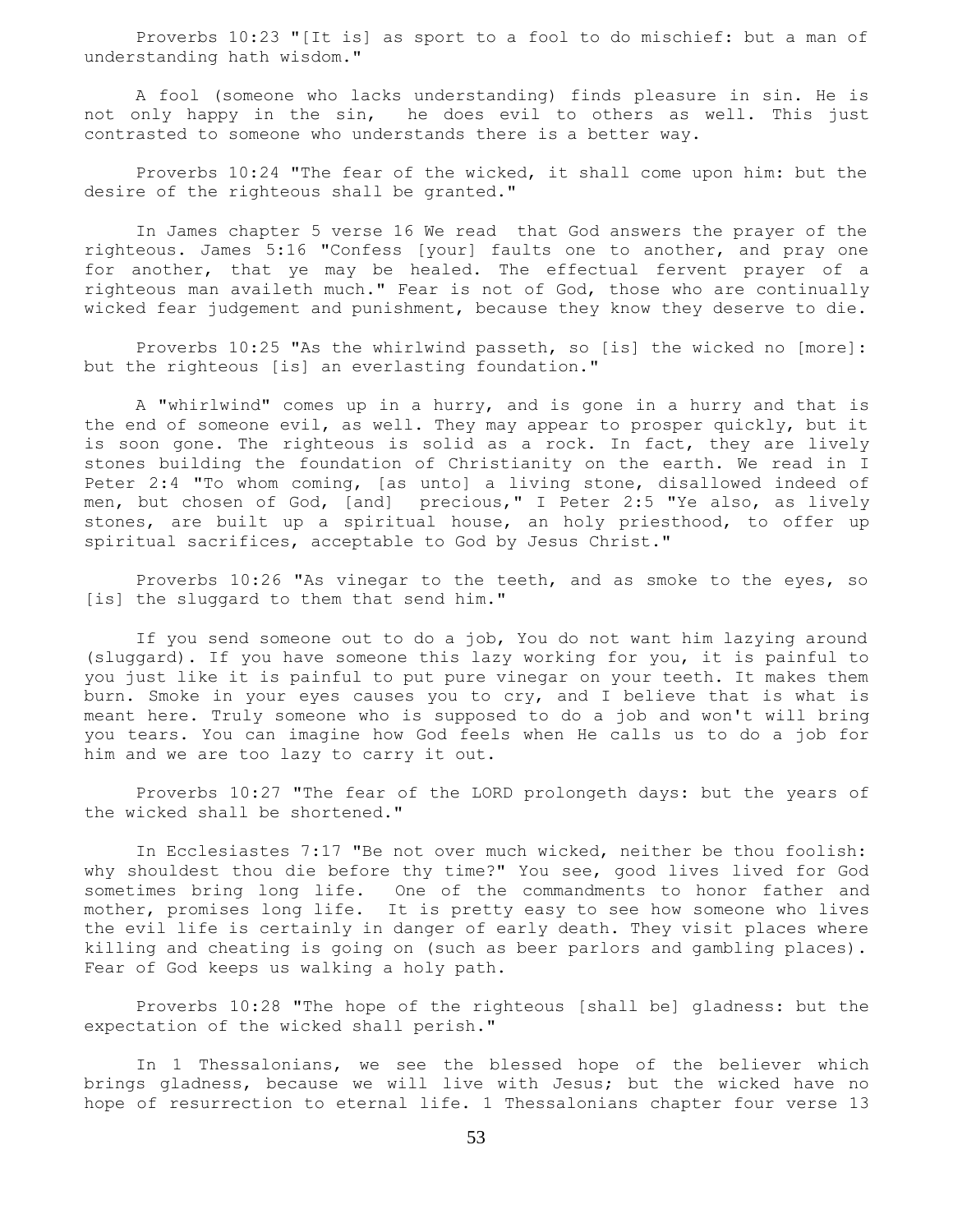Proverbs 10:23 "[It is] as sport to a fool to do mischief: but a man of understanding hath wisdom."

A fool (someone who lacks understanding) finds pleasure in sin. He is not only happy in the sin, he does evil to others as well. This just contrasted to someone who understands there is a better way.

Proverbs 10:24 "The fear of the wicked, it shall come upon him: but the desire of the righteous shall be granted."

In James chapter 5 verse 16 We read that God answers the prayer of the righteous. James 5:16 "Confess [your] faults one to another, and pray one for another, that ye may be healed. The effectual fervent prayer of a righteous man availeth much." Fear is not of God, those who are continually wicked fear judgement and punishment, because they know they deserve to die.

Proverbs 10:25 "As the whirlwind passeth, so [is] the wicked no [more]: but the righteous [is] an everlasting foundation."

A "whirlwind" comes up in a hurry, and is gone in a hurry and that is the end of someone evil, as well. They may appear to prosper quickly, but it is soon gone. The righteous is solid as a rock. In fact, they are lively stones building the foundation of Christianity on the earth. We read in I Peter 2:4 "To whom coming, [as unto] a living stone, disallowed indeed of men, but chosen of God, [and] precious," I Peter 2:5 "Ye also, as lively stones, are built up a spiritual house, an holy priesthood, to offer up spiritual sacrifices, acceptable to God by Jesus Christ."

Proverbs 10:26 "As vinegar to the teeth, and as smoke to the eyes, so [is] the sluggard to them that send him."

If you send someone out to do a job, You do not want him lazying around (sluggard). If you have someone this lazy working for you, it is painful to you just like it is painful to put pure vinegar on your teeth. It makes them burn. Smoke in your eyes causes you to cry, and I believe that is what is meant here. Truly someone who is supposed to do a job and won't will bring you tears. You can imagine how God feels when He calls us to do a job for him and we are too lazy to carry it out.

Proverbs 10:27 "The fear of the LORD prolongeth days: but the years of the wicked shall be shortened."

In Ecclesiastes 7:17 "Be not over much wicked, neither be thou foolish: why shouldest thou die before thy time?" You see, good lives lived for God sometimes bring long life. One of the commandments to honor father and mother, promises long life. It is pretty easy to see how someone who lives the evil life is certainly in danger of early death. They visit places where killing and cheating is going on (such as beer parlors and gambling places). Fear of God keeps us walking a holy path.

Proverbs 10:28 "The hope of the righteous [shall be] gladness: but the expectation of the wicked shall perish."

In 1 Thessalonians, we see the blessed hope of the believer which brings gladness, because we will live with Jesus; but the wicked have no hope of resurrection to eternal life. 1 Thessalonians chapter four verse 13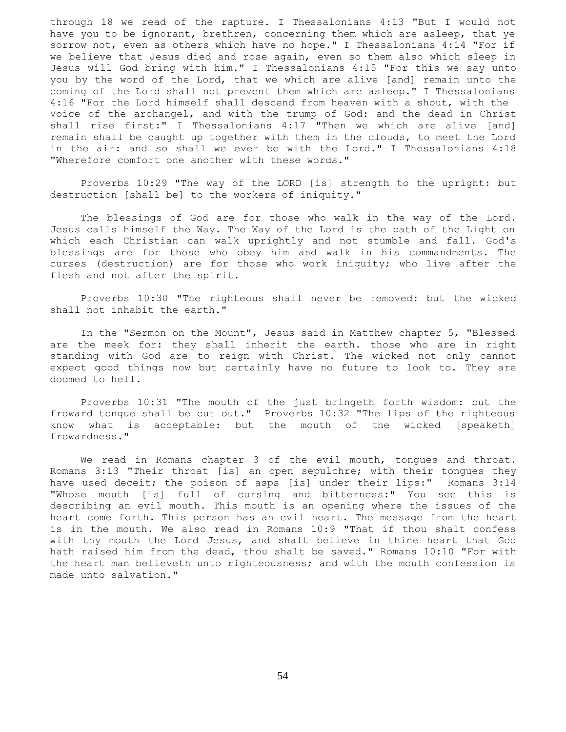through 18 we read of the rapture. I Thessalonians 4:13 "But I would not have you to be ignorant, brethren, concerning them which are asleep, that ye sorrow not, even as others which have no hope." I Thessalonians 4:14 "For if we believe that Jesus died and rose again, even so them also which sleep in Jesus will God bring with him." I Thessalonians 4:15 "For this we say unto you by the word of the Lord, that we which are alive [and] remain unto the coming of the Lord shall not prevent them which are asleep." I Thessalonians 4:16 "For the Lord himself shall descend from heaven with a shout, with the Voice of the archangel, and with the trump of God: and the dead in Christ shall rise first:" I Thessalonians 4:17 "Then we which are alive [and] remain shall be caught up together with them in the clouds, to meet the Lord in the air: and so shall we ever be with the Lord." I Thessalonians 4:18 "Wherefore comfort one another with these words."

Proverbs 10:29 "The way of the LORD [is] strength to the upright: but destruction [shall be] to the workers of iniquity."

The blessings of God are for those who walk in the way of the Lord. Jesus calls himself the Way. The Way of the Lord is the path of the Light on which each Christian can walk uprightly and not stumble and fall. God's blessings are for those who obey him and walk in his commandments. The curses (destruction) are for those who work iniquity; who live after the flesh and not after the spirit.

Proverbs 10:30 "The righteous shall never be removed: but the wicked shall not inhabit the earth."

In the "Sermon on the Mount", Jesus said in Matthew chapter 5, "Blessed are the meek for: they shall inherit the earth. those who are in right standing with God are to reign with Christ. The wicked not only cannot expect good things now but certainly have no future to look to. They are doomed to hell.

Proverbs 10:31 "The mouth of the just bringeth forth wisdom: but the froward tongue shall be cut out." Proverbs 10:32 "The lips of the righteous know what is acceptable: but the mouth of the wicked [speaketh] frowardness."

We read in Romans chapter 3 of the evil mouth, tongues and throat. Romans 3:13 "Their throat [is] an open sepulchre; with their tongues they have used deceit; the poison of asps [is] under their lips:" Romans 3:14 "Whose mouth [is] full of cursing and bitterness:" You see this is describing an evil mouth. This mouth is an opening where the issues of the heart come forth. This person has an evil heart. The message from the heart is in the mouth. We also read in Romans 10:9 "That if thou shalt confess with thy mouth the Lord Jesus, and shalt believe in thine heart that God hath raised him from the dead, thou shalt be saved." Romans 10:10 "For with the heart man believeth unto righteousness; and with the mouth confession is made unto salvation."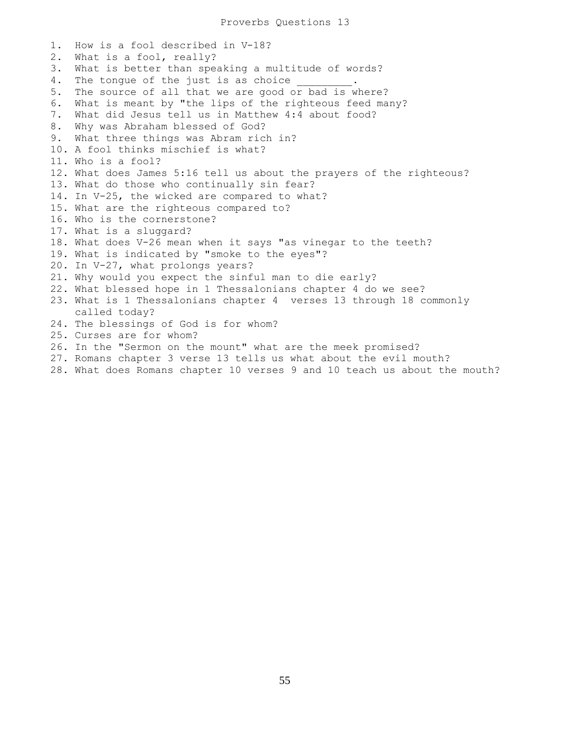# Proverbs Questions 13

1. How is a fool described in V-18?
2. What is a fool, really?
3. What is better than speaking a multitude of words?
4. The tongue of the just is as choice _________.
5. The source of all that we are good or bad is where?
6. What is meant by "the lips of the righteous feed many?
7. What did Jesus tell us in Matthew 4:4 about food?
8. Why was Abraham blessed of God?
9. What three things was Abram rich in?
10. A fool thinks mischief is what?
11. Who is a fool?
12. What does James 5:16 tell us about the prayers of the righteous?
13. What do those who continually sin fear?
14. In V-25, the wicked are compared to what?
15. What are the righteous compared to?
16. Who is the cornerstone?
17. What is a sluggard?
18. What does V-26 mean when it says "as vinegar to the teeth?
19. What is indicated by "smoke to the eyes"?
20. In V-27, what prolongs years?
21. Why would you expect the sinful man to die early?
22. What blessed hope in 1 Thessalonians chapter 4 do we see?
23. What is 1 Thessalonians chapter 4 verses 13 through 18 commonly called today?
24. The blessings of God is for whom?
25. Curses are for whom?
26. In the "Sermon on the mount" what are the meek promised?
27. Romans chapter 3 verse 13 tells us what about the evil mouth?
28. What does Romans chapter 10 verses 9 and 10 teach us about the mouth?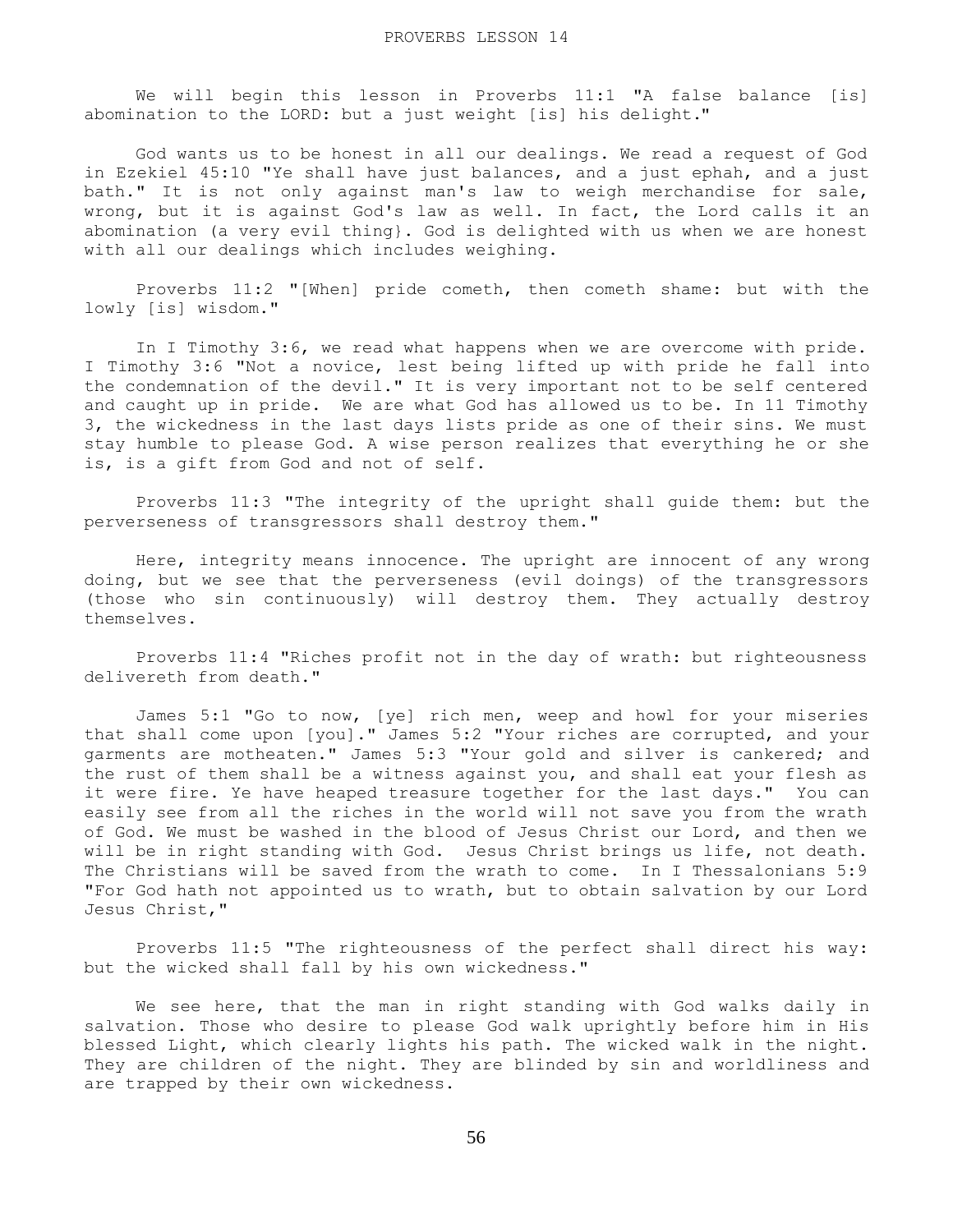# PROVERBS LESSON 14

We will begin this lesson in Proverbs 11:1 "A false balance [is] abomination to the LORD: but a just weight [is] his delight."

God wants us to be honest in all our dealings. We read a request of God in Ezekiel 45:10 "Ye shall have just balances, and a just ephah, and a just bath." It is not only against man's law to weigh merchandise for sale, wrong, but it is against God's law as well. In fact, the Lord calls it an abomination (a very evil thing}. God is delighted with us when we are honest with all our dealings which includes weighing.

Proverbs 11:2 "[When] pride cometh, then cometh shame: but with the lowly [is] wisdom."

In I Timothy 3:6, we read what happens when we are overcome with pride. I Timothy 3:6 "Not a novice, lest being lifted up with pride he fall into the condemnation of the devil." It is very important not to be self centered and caught up in pride. We are what God has allowed us to be. In 11 Timothy 3, the wickedness in the last days lists pride as one of their sins. We must stay humble to please God. A wise person realizes that everything he or she is, is a gift from God and not of self.

Proverbs 11:3 "The integrity of the upright shall guide them: but the perverseness of transgressors shall destroy them."

Here, integrity means innocence. The upright are innocent of any wrong doing, but we see that the perverseness (evil doings) of the transgressors (those who sin continuously) will destroy them. They actually destroy themselves.

Proverbs 11:4 "Riches profit not in the day of wrath: but righteousness delivereth from death."

James 5:1 "Go to now, [ye] rich men, weep and howl for your miseries that shall come upon [you]." James 5:2 "Your riches are corrupted, and your garments are motheaten." James 5:3 "Your gold and silver is cankered; and the rust of them shall be a witness against you, and shall eat your flesh as it were fire. Ye have heaped treasure together for the last days." You can easily see from all the riches in the world will not save you from the wrath of God. We must be washed in the blood of Jesus Christ our Lord, and then we will be in right standing with God. Jesus Christ brings us life, not death. The Christians will be saved from the wrath to come. In I Thessalonians 5:9 "For God hath not appointed us to wrath, but to obtain salvation by our Lord Jesus Christ,"

Proverbs 11:5 "The righteousness of the perfect shall direct his way: but the wicked shall fall by his own wickedness."

We see here, that the man in right standing with God walks daily in salvation. Those who desire to please God walk uprightly before him in His blessed Light, which clearly lights his path. The wicked walk in the night. They are children of the night. They are blinded by sin and worldliness and are trapped by their own wickedness.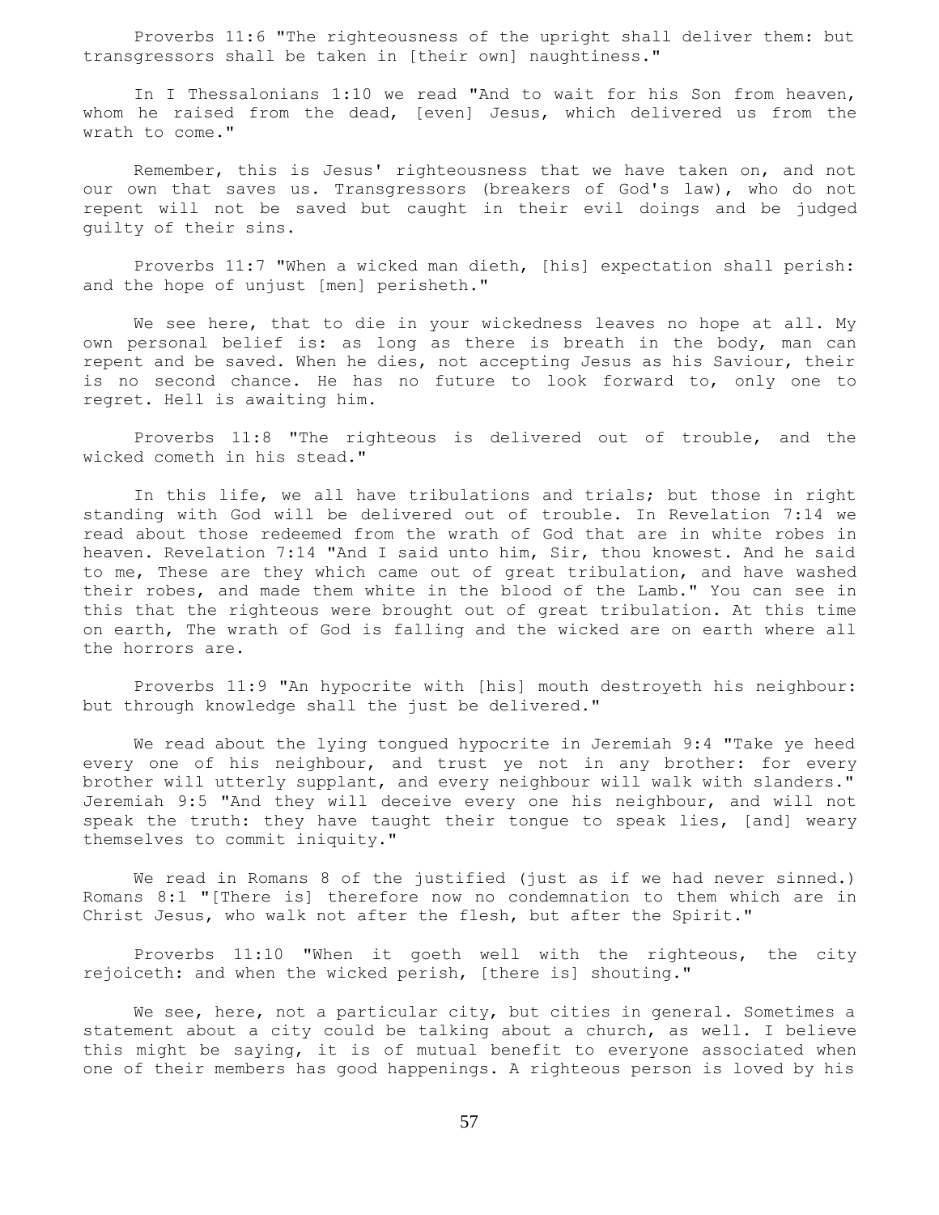Proverbs 11:6 "The righteousness of the upright shall deliver them: but transgressors shall be taken in [their own] naughtiness."

In I Thessalonians 1:10 we read "And to wait for his Son from heaven, whom he raised from the dead, [even] Jesus, which delivered us from the wrath to come."

Remember, this is Jesus' righteousness that we have taken on, and not our own that saves us. Transgressors (breakers of God's law), who do not repent will not be saved but caught in their evil doings and be judged guilty of their sins.

Proverbs 11:7 "When a wicked man dieth, [his] expectation shall perish: and the hope of unjust [men] perisheth."

We see here, that to die in your wickedness leaves no hope at all. My own personal belief is: as long as there is breath in the body, man can repent and be saved. When he dies, not accepting Jesus as his Saviour, their is no second chance. He has no future to look forward to, only one to regret. Hell is awaiting him.

Proverbs 11:8 "The righteous is delivered out of trouble, and the wicked cometh in his stead."

In this life, we all have tribulations and trials; but those in right standing with God will be delivered out of trouble. In Revelation 7:14 we read about those redeemed from the wrath of God that are in white robes in heaven. Revelation 7:14 "And I said unto him, Sir, thou knowest. And he said to me, These are they which came out of great tribulation, and have washed their robes, and made them white in the blood of the Lamb." You can see in this that the righteous were brought out of great tribulation. At this time on earth, The wrath of God is falling and the wicked are on earth where all the horrors are.

Proverbs 11:9 "An hypocrite with [his] mouth destroyeth his neighbour: but through knowledge shall the just be delivered."

We read about the lying tongued hypocrite in Jeremiah 9:4 "Take ye heed every one of his neighbour, and trust ye not in any brother: for every brother will utterly supplant, and every neighbour will walk with slanders." Jeremiah 9:5 "And they will deceive every one his neighbour, and will not speak the truth: they have taught their tongue to speak lies, [and] weary themselves to commit iniquity."

We read in Romans 8 of the justified (just as if we had never sinned.) Romans 8:1 "[There is] therefore now no condemnation to them which are in Christ Jesus, who walk not after the flesh, but after the Spirit."

Proverbs 11:10 "When it goeth well with the righteous, the city rejoiceth: and when the wicked perish, [there is] shouting."

We see, here, not a particular city, but cities in general. Sometimes a statement about a city could be talking about a church, as well. I believe this might be saying, it is of mutual benefit to everyone associated when one of their members has good happenings. A righteous person is loved by his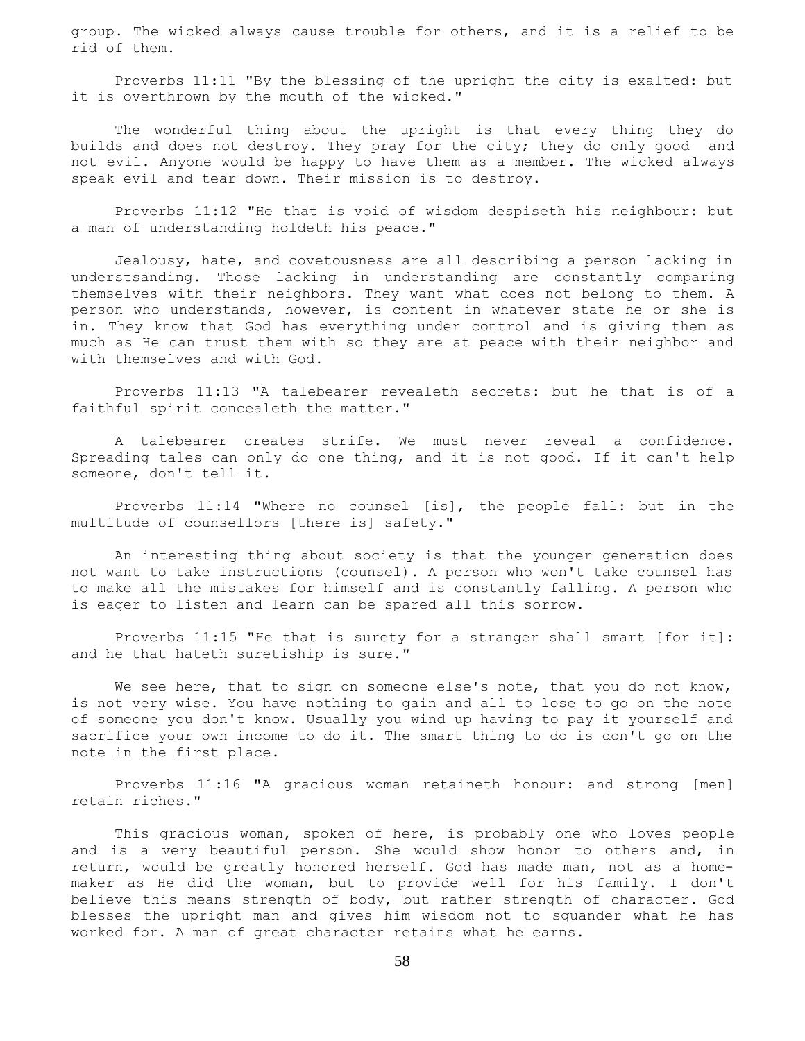group. The wicked always cause trouble for others, and it is a relief to be rid of them.

Proverbs 11:11 "By the blessing of the upright the city is exalted: but it is overthrown by the mouth of the wicked."

The wonderful thing about the upright is that every thing they do builds and does not destroy. They pray for the city; they do only good and not evil. Anyone would be happy to have them as a member. The wicked always speak evil and tear down. Their mission is to destroy.

Proverbs 11:12 "He that is void of wisdom despiseth his neighbour: but a man of understanding holdeth his peace."

Jealousy, hate, and covetousness are all describing a person lacking in understsanding. Those lacking in understanding are constantly comparing themselves with their neighbors. They want what does not belong to them. A person who understands, however, is content in whatever state he or she is in. They know that God has everything under control and is giving them as much as He can trust them with so they are at peace with their neighbor and with themselves and with God.

Proverbs 11:13 "A talebearer revealeth secrets: but he that is of a faithful spirit concealeth the matter."

A talebearer creates strife. We must never reveal a confidence. Spreading tales can only do one thing, and it is not good. If it can't help someone, don't tell it.

Proverbs 11:14 "Where no counsel [is], the people fall: but in the multitude of counsellors [there is] safety."

An interesting thing about society is that the younger generation does not want to take instructions (counsel). A person who won't take counsel has to make all the mistakes for himself and is constantly falling. A person who is eager to listen and learn can be spared all this sorrow.

Proverbs 11:15 "He that is surety for a stranger shall smart [for it]: and he that hateth suretiship is sure."

We see here, that to sign on someone else's note, that you do not know, is not very wise. You have nothing to gain and all to lose to go on the note of someone you don't know. Usually you wind up having to pay it yourself and sacrifice your own income to do it. The smart thing to do is don't go on the note in the first place.

Proverbs 11:16 "A gracious woman retaineth honour: and strong [men] retain riches."

This gracious woman, spoken of here, is probably one who loves people and is a very beautiful person. She would show honor to others and, in return, would be greatly honored herself. God has made man, not as a home-maker as He did the woman, but to provide well for his family. I don't believe this means strength of body, but rather strength of character. God blesses the upright man and gives him wisdom not to squander what he has worked for. A man of great character retains what he earns.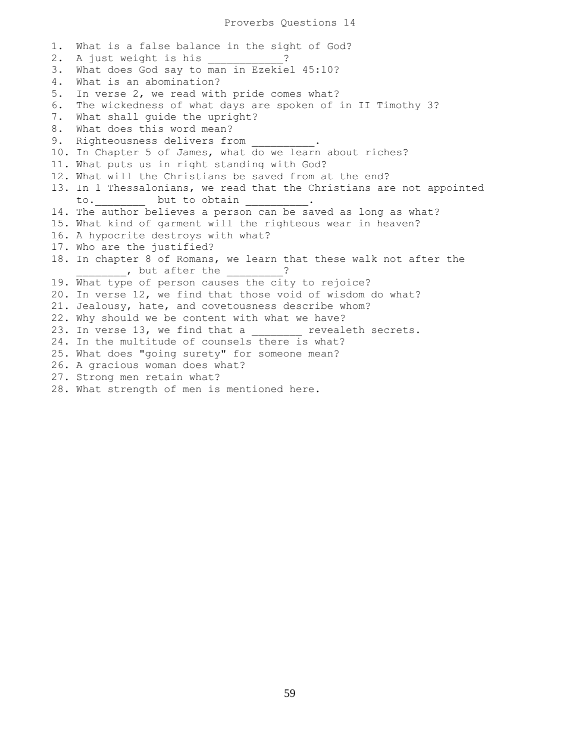# Proverbs Questions 14

1. What is a false balance in the sight of God?
2. A just weight is his ___________?
3. What does God say to man in Ezekiel 45:10?
4. What is an abomination?
5. In verse 2, we read with pride comes what?
6. The wickedness of what days are spoken of in II Timothy 3?
7. What shall guide the upright?
8. What does this word mean?
9. Righteousness delivers from _________.
10. In Chapter 5 of James, what do we learn about riches?
11. What puts us in right standing with God?
12. What will the Christians be saved from at the end?
13. In 1 Thessalonians, we read that the Christians are not appointed to.________ but to obtain _________.
14. The author believes a person can be saved as long as what?
15. What kind of garment will the righteous wear in heaven?
16. A hypocrite destroys with what?
17. Who are the justified?
18. In chapter 8 of Romans, we learn that these walk not after the ________, but after the ________?
19. What type of person causes the city to rejoice?
20. In verse 12, we find that those void of wisdom do what?
21. Jealousy, hate, and covetousness describe whom?
22. Why should we be content with what we have?
23. In verse 13, we find that a ________ revealeth secrets.
24. In the multitude of counsels there is what?
25. What does "going surety" for someone mean?
26. A gracious woman does what?
27. Strong men retain what?
28. What strength of men is mentioned here.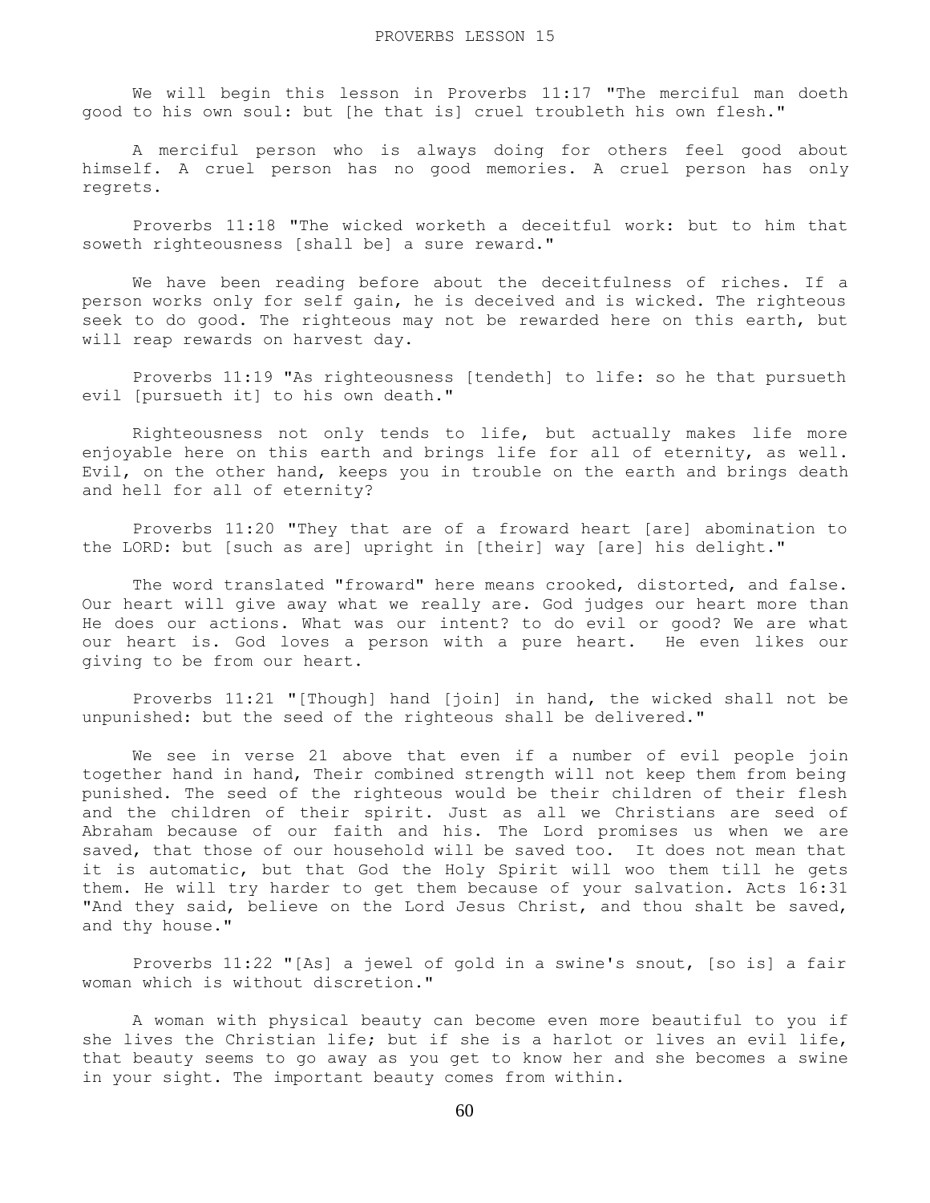# PROVERBS LESSON 15

We will begin this lesson in Proverbs 11:17 "The merciful man doeth good to his own soul: but [he that is] cruel troubleth his own flesh."

A merciful person who is always doing for others feel good about himself. A cruel person has no good memories. A cruel person has only regrets.

Proverbs 11:18 "The wicked worketh a deceitful work: but to him that soweth righteousness [shall be] a sure reward."

We have been reading before about the deceitfulness of riches. If a person works only for self gain, he is deceived and is wicked. The righteous seek to do good. The righteous may not be rewarded here on this earth, but will reap rewards on harvest day.

Proverbs 11:19 "As righteousness [tendeth] to life: so he that pursueth evil [pursueth it] to his own death."

Righteousness not only tends to life, but actually makes life more enjoyable here on this earth and brings life for all of eternity, as well. Evil, on the other hand, keeps you in trouble on the earth and brings death and hell for all of eternity?

Proverbs 11:20 "They that are of a froward heart [are] abomination to the LORD: but [such as are] upright in [their] way [are] his delight."

The word translated "froward" here means crooked, distorted, and false. Our heart will give away what we really are. God judges our heart more than He does our actions. What was our intent? to do evil or good? We are what our heart is. God loves a person with a pure heart. He even likes our giving to be from our heart.

Proverbs 11:21 "[Though] hand [join] in hand, the wicked shall not be unpunished: but the seed of the righteous shall be delivered."

We see in verse 21 above that even if a number of evil people join together hand in hand, Their combined strength will not keep them from being punished. The seed of the righteous would be their children of their flesh and the children of their spirit. Just as all we Christians are seed of Abraham because of our faith and his. The Lord promises us when we are saved, that those of our household will be saved too. It does not mean that it is automatic, but that God the Holy Spirit will woo them till he gets them. He will try harder to get them because of your salvation. Acts 16:31 "And they said, believe on the Lord Jesus Christ, and thou shalt be saved, and thy house."

Proverbs 11:22 "[As] a jewel of gold in a swine's snout, [so is] a fair woman which is without discretion."

A woman with physical beauty can become even more beautiful to you if she lives the Christian life; but if she is a harlot or lives an evil life, that beauty seems to go away as you get to know her and she becomes a swine in your sight. The important beauty comes from within.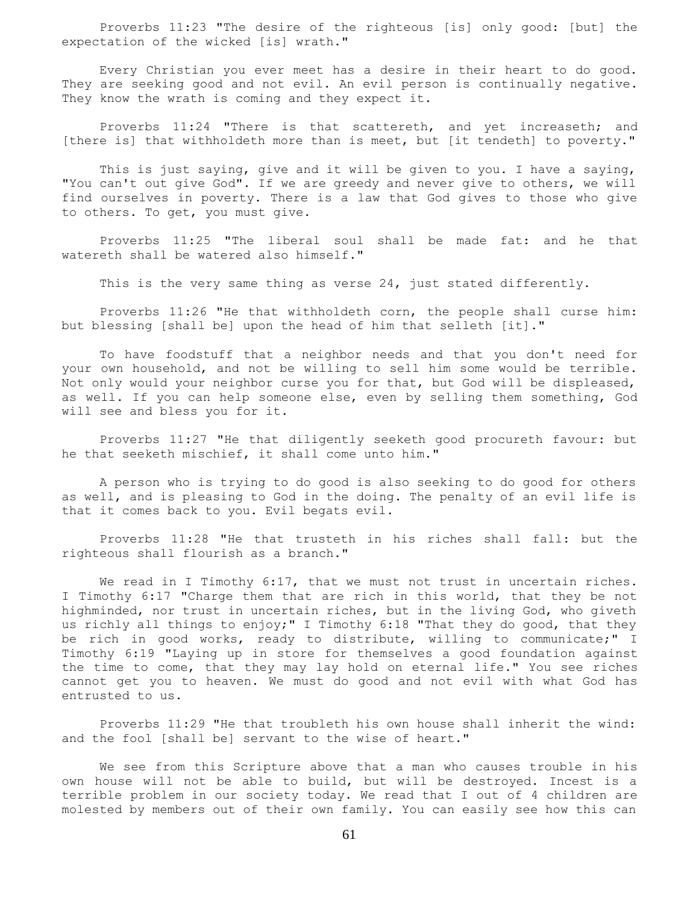Proverbs 11:23 "The desire of the righteous [is] only good: [but] the expectation of the wicked [is] wrath."

Every Christian you ever meet has a desire in their heart to do good. They are seeking good and not evil. An evil person is continually negative. They know the wrath is coming and they expect it.

Proverbs 11:24 "There is that scattereth, and yet increaseth; and [there is] that withholdeth more than is meet, but [it tendeth] to poverty."

This is just saying, give and it will be given to you. I have a saying, "You can't out give God". If we are greedy and never give to others, we will find ourselves in poverty. There is a law that God gives to those who give to others. To get, you must give.

Proverbs 11:25 "The liberal soul shall be made fat: and he that watereth shall be watered also himself."

This is the very same thing as verse 24, just stated differently.

Proverbs 11:26 "He that withholdeth corn, the people shall curse him: but blessing [shall be] upon the head of him that selleth [it]."

To have foodstuff that a neighbor needs and that you don't need for your own household, and not be willing to sell him some would be terrible. Not only would your neighbor curse you for that, but God will be displeased, as well. If you can help someone else, even by selling them something, God will see and bless you for it.

Proverbs 11:27 "He that diligently seeketh good procureth favour: but he that seeketh mischief, it shall come unto him."

A person who is trying to do good is also seeking to do good for others as well, and is pleasing to God in the doing. The penalty of an evil life is that it comes back to you. Evil begats evil.

Proverbs 11:28 "He that trusteth in his riches shall fall: but the righteous shall flourish as a branch."

We read in I Timothy 6:17, that we must not trust in uncertain riches. I Timothy 6:17 "Charge them that are rich in this world, that they be not highminded, nor trust in uncertain riches, but in the living God, who giveth us richly all things to enjoy;" I Timothy 6:18 "That they do good, that they be rich in good works, ready to distribute, willing to communicate;" I Timothy 6:19 "Laying up in store for themselves a good foundation against the time to come, that they may lay hold on eternal life." You see riches cannot get you to heaven. We must do good and not evil with what God has entrusted to us.

Proverbs 11:29 "He that troubleth his own house shall inherit the wind: and the fool [shall be] servant to the wise of heart."

We see from this Scripture above that a man who causes trouble in his own house will not be able to build, but will be destroyed. Incest is a terrible problem in our society today. We read that I out of 4 children are molested by members out of their own family. You can easily see how this can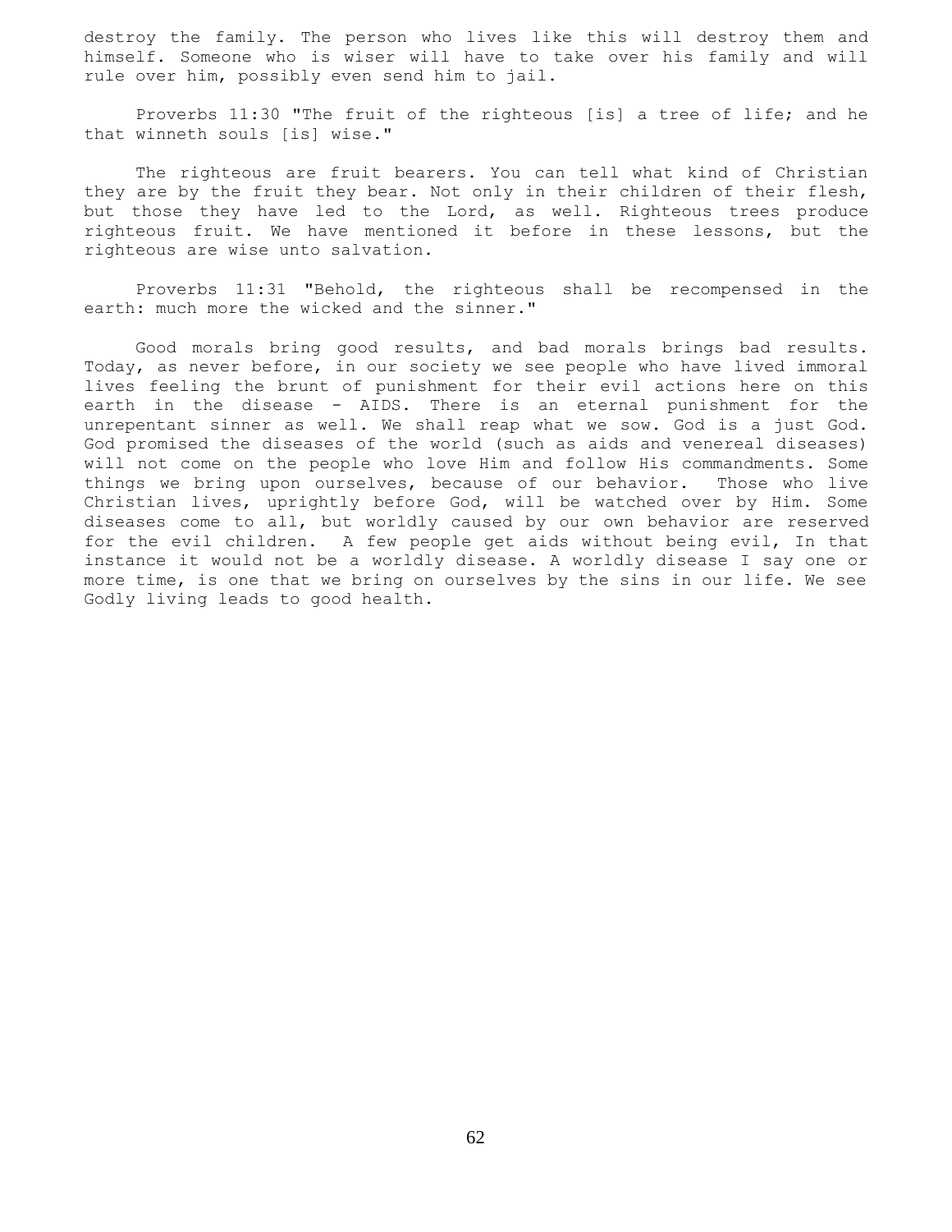destroy the family. The person who lives like this will destroy them and himself. Someone who is wiser will have to take over his family and will rule over him, possibly even send him to jail.

Proverbs 11:30 "The fruit of the righteous [is] a tree of life; and he that winneth souls [is] wise."

The righteous are fruit bearers. You can tell what kind of Christian they are by the fruit they bear. Not only in their children of their flesh, but those they have led to the Lord, as well. Righteous trees produce righteous fruit. We have mentioned it before in these lessons, but the righteous are wise unto salvation.

Proverbs 11:31 "Behold, the righteous shall be recompensed in the earth: much more the wicked and the sinner."

Good morals bring good results, and bad morals brings bad results. Today, as never before, in our society we see people who have lived immoral lives feeling the brunt of punishment for their evil actions here on this earth in the disease - AIDS. There is an eternal punishment for the unrepentant sinner as well. We shall reap what we sow. God is a just God. God promised the diseases of the world (such as aids and venereal diseases) will not come on the people who love Him and follow His commandments. Some things we bring upon ourselves, because of our behavior. Those who live Christian lives, uprightly before God, will be watched over by Him. Some diseases come to all, but worldly caused by our own behavior are reserved for the evil children. A few people get aids without being evil, In that instance it would not be a worldly disease. A worldly disease I say one or more time, is one that we bring on ourselves by the sins in our life. We see Godly living leads to good health.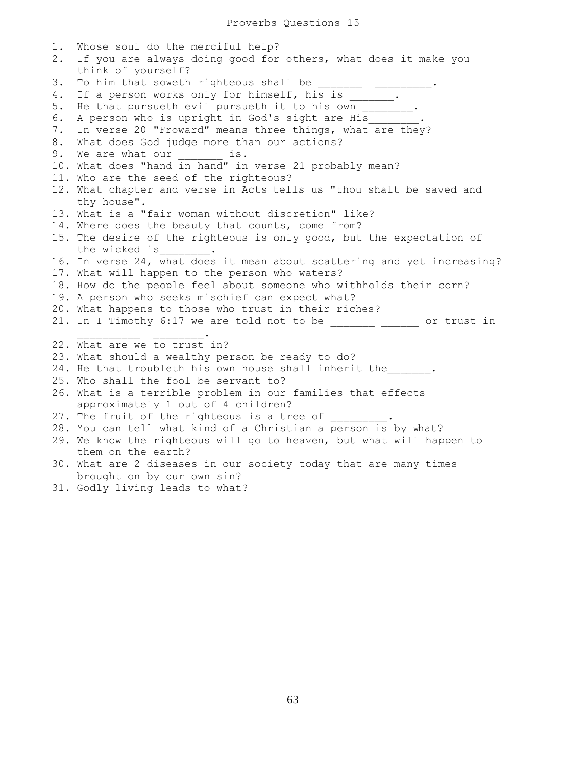# Proverbs Questions 15

1. Whose soul do the merciful help?
2. If you are always doing good for others, what does it make you think of yourself?
3. To him that soweth righteous shall be _______ _________.
4. If a person works only for himself, his is _______.
5. He that pursueth evil pursueth it to his own ________.
6. A person who is upright in God's sight are His________.
7. In verse 20 "Froward" means three things, what are they?
8. What does God judge more than our actions?
9. We are what our _______ is.
10. What does "hand in hand" in verse 21 probably mean?
11. Who are the seed of the righteous?
12. What chapter and verse in Acts tells us "thou shalt be saved and thy house".
13. What is a "fair woman without discretion" like?
14. Where does the beauty that counts, come from?
15. The desire of the righteous is only good, but the expectation of the wicked is________.
16. In verse 24, what does it mean about scattering and yet increasing?
17. What will happen to the person who waters?
18. How do the people feel about someone who withholds their corn?
19. A person who seeks mischief can expect what?
20. What happens to those who trust in their riches?
21. In I Timothy 6:17 we are told not to be _______ ______ or trust in __________ ________.
22. What are we to trust in?
23. What should a wealthy person be ready to do?
24. He that troubleth his own house shall inherit the_______.
25. Who shall the fool be servant to?
26. What is a terrible problem in our families that effects approximately 1 out of 4 children?
27. The fruit of the righteous is a tree of _________.
28. You can tell what kind of a Christian a person is by what?
29. We know the righteous will go to heaven, but what will happen to them on the earth?
30. What are 2 diseases in our society today that are many times brought on by our own sin?
31. Godly living leads to what?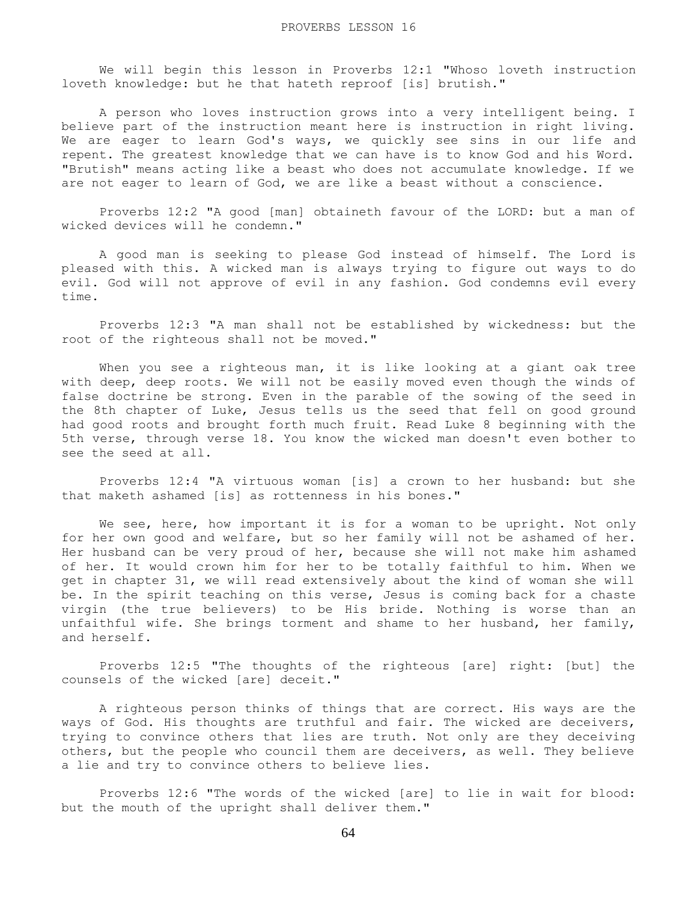# PROVERBS LESSON 16

We will begin this lesson in Proverbs 12:1 "Whoso loveth instruction loveth knowledge: but he that hateth reproof [is] brutish."

A person who loves instruction grows into a very intelligent being. I believe part of the instruction meant here is instruction in right living. We are eager to learn God's ways, we quickly see sins in our life and repent. The greatest knowledge that we can have is to know God and his Word. "Brutish" means acting like a beast who does not accumulate knowledge. If we are not eager to learn of God, we are like a beast without a conscience.

Proverbs 12:2 "A good [man] obtaineth favour of the LORD: but a man of wicked devices will he condemn."

A good man is seeking to please God instead of himself. The Lord is pleased with this. A wicked man is always trying to figure out ways to do evil. God will not approve of evil in any fashion. God condemns evil every time.

Proverbs 12:3 "A man shall not be established by wickedness: but the root of the righteous shall not be moved."

When you see a righteous man, it is like looking at a giant oak tree with deep, deep roots. We will not be easily moved even though the winds of false doctrine be strong. Even in the parable of the sowing of the seed in the 8th chapter of Luke, Jesus tells us the seed that fell on good ground had good roots and brought forth much fruit. Read Luke 8 beginning with the 5th verse, through verse 18. You know the wicked man doesn't even bother to see the seed at all.

Proverbs 12:4 "A virtuous woman [is] a crown to her husband: but she that maketh ashamed [is] as rottenness in his bones."

We see, here, how important it is for a woman to be upright. Not only for her own good and welfare, but so her family will not be ashamed of her. Her husband can be very proud of her, because she will not make him ashamed of her. It would crown him for her to be totally faithful to him. When we get in chapter 31, we will read extensively about the kind of woman she will be. In the spirit teaching on this verse, Jesus is coming back for a chaste virgin (the true believers) to be His bride. Nothing is worse than an unfaithful wife. She brings torment and shame to her husband, her family, and herself.

Proverbs 12:5 "The thoughts of the righteous [are] right: [but] the counsels of the wicked [are] deceit."

A righteous person thinks of things that are correct. His ways are the ways of God. His thoughts are truthful and fair. The wicked are deceivers, trying to convince others that lies are truth. Not only are they deceiving others, but the people who council them are deceivers, as well. They believe a lie and try to convince others to believe lies.

Proverbs 12:6 "The words of the wicked [are] to lie in wait for blood: but the mouth of the upright shall deliver them."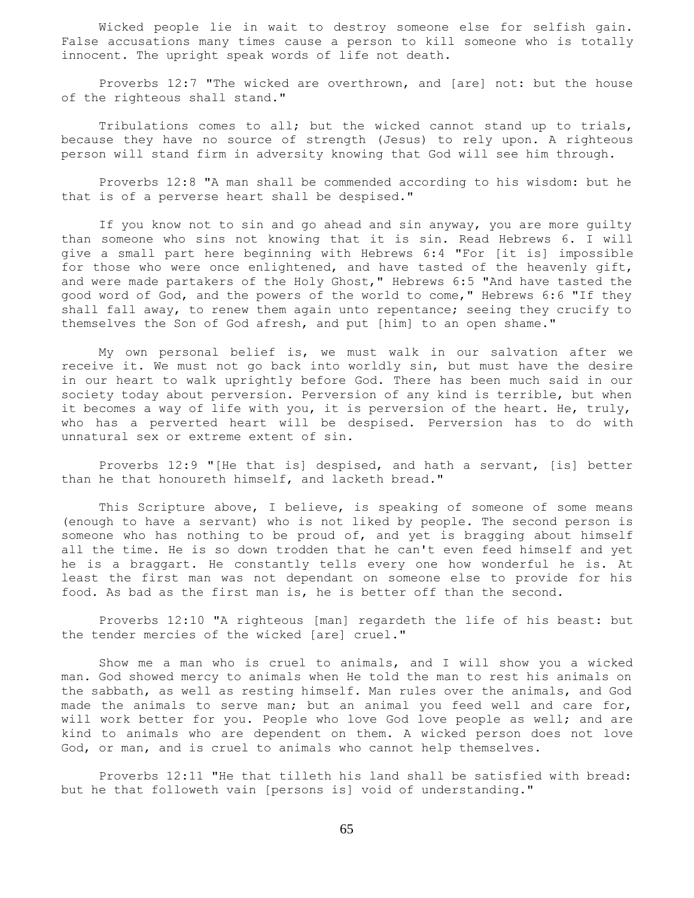Wicked people lie in wait to destroy someone else for selfish gain. False accusations many times cause a person to kill someone who is totally innocent. The upright speak words of life not death.

Proverbs 12:7 "The wicked are overthrown, and [are] not: but the house of the righteous shall stand."

Tribulations comes to all; but the wicked cannot stand up to trials, because they have no source of strength (Jesus) to rely upon. A righteous person will stand firm in adversity knowing that God will see him through.

Proverbs 12:8 "A man shall be commended according to his wisdom: but he that is of a perverse heart shall be despised."

If you know not to sin and go ahead and sin anyway, you are more guilty than someone who sins not knowing that it is sin. Read Hebrews 6. I will give a small part here beginning with Hebrews 6:4 "For [it is] impossible for those who were once enlightened, and have tasted of the heavenly gift, and were made partakers of the Holy Ghost," Hebrews 6:5 "And have tasted the good word of God, and the powers of the world to come," Hebrews 6:6 "If they shall fall away, to renew them again unto repentance; seeing they crucify to themselves the Son of God afresh, and put [him] to an open shame."

My own personal belief is, we must walk in our salvation after we receive it. We must not go back into worldly sin, but must have the desire in our heart to walk uprightly before God. There has been much said in our society today about perversion. Perversion of any kind is terrible, but when it becomes a way of life with you, it is perversion of the heart. He, truly, who has a perverted heart will be despised. Perversion has to do with unnatural sex or extreme extent of sin.

Proverbs 12:9 "[He that is] despised, and hath a servant, [is] better than he that honoureth himself, and lacketh bread."

This Scripture above, I believe, is speaking of someone of some means (enough to have a servant) who is not liked by people. The second person is someone who has nothing to be proud of, and yet is bragging about himself all the time. He is so down trodden that he can't even feed himself and yet he is a braggart. He constantly tells every one how wonderful he is. At least the first man was not dependant on someone else to provide for his food. As bad as the first man is, he is better off than the second.

Proverbs 12:10 "A righteous [man] regardeth the life of his beast: but the tender mercies of the wicked [are] cruel."

Show me a man who is cruel to animals, and I will show you a wicked man. God showed mercy to animals when He told the man to rest his animals on the sabbath, as well as resting himself. Man rules over the animals, and God made the animals to serve man; but an animal you feed well and care for, will work better for you. People who love God love people as well; and are kind to animals who are dependent on them. A wicked person does not love God, or man, and is cruel to animals who cannot help themselves.

Proverbs 12:11 "He that tilleth his land shall be satisfied with bread: but he that followeth vain [persons is] void of understanding."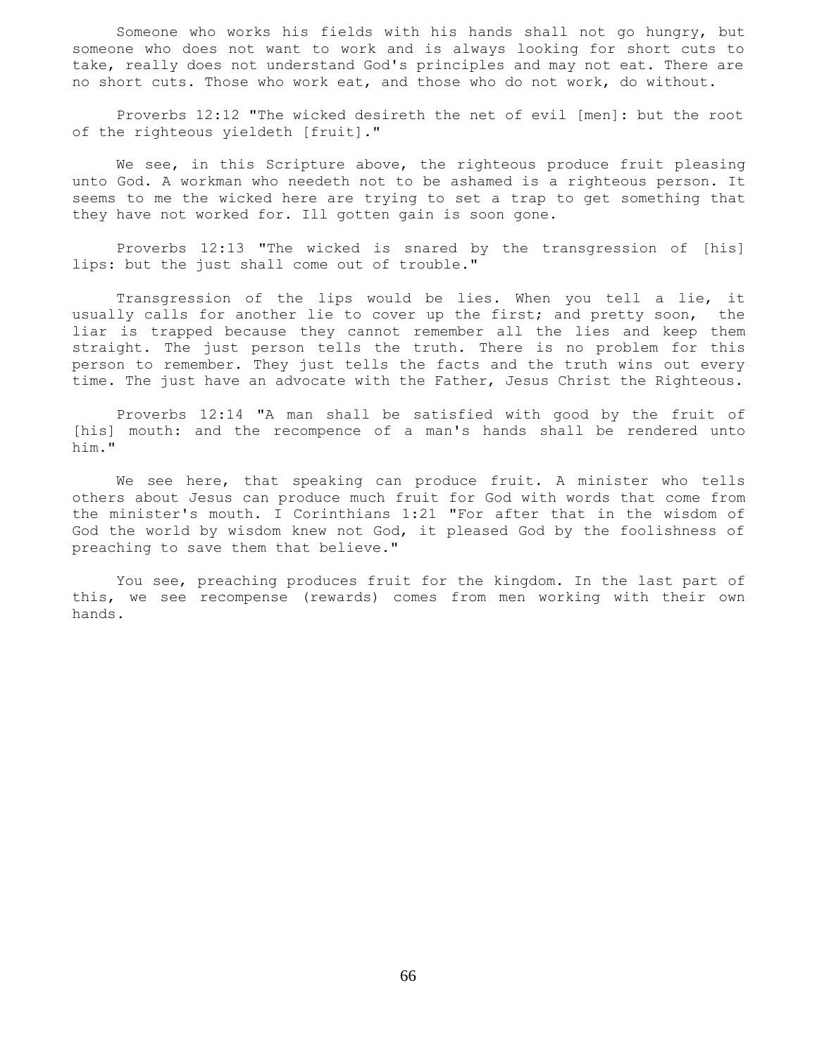Someone who works his fields with his hands shall not go hungry, but someone who does not want to work and is always looking for short cuts to take, really does not understand God's principles and may not eat. There are no short cuts. Those who work eat, and those who do not work, do without.

Proverbs 12:12 "The wicked desireth the net of evil [men]: but the root of the righteous yieldeth [fruit]."

We see, in this Scripture above, the righteous produce fruit pleasing unto God. A workman who needeth not to be ashamed is a righteous person. It seems to me the wicked here are trying to set a trap to get something that they have not worked for. Ill gotten gain is soon gone.

Proverbs 12:13 "The wicked is snared by the transgression of [his] lips: but the just shall come out of trouble."

Transgression of the lips would be lies. When you tell a lie, it usually calls for another lie to cover up the first; and pretty soon, the liar is trapped because they cannot remember all the lies and keep them straight. The just person tells the truth. There is no problem for this person to remember. They just tells the facts and the truth wins out every time. The just have an advocate with the Father, Jesus Christ the Righteous.

Proverbs 12:14 "A man shall be satisfied with good by the fruit of [his] mouth: and the recompence of a man's hands shall be rendered unto him."

We see here, that speaking can produce fruit. A minister who tells others about Jesus can produce much fruit for God with words that come from the minister's mouth. I Corinthians 1:21 "For after that in the wisdom of God the world by wisdom knew not God, it pleased God by the foolishness of preaching to save them that believe."

You see, preaching produces fruit for the kingdom. In the last part of this, we see recompense (rewards) comes from men working with their own hands.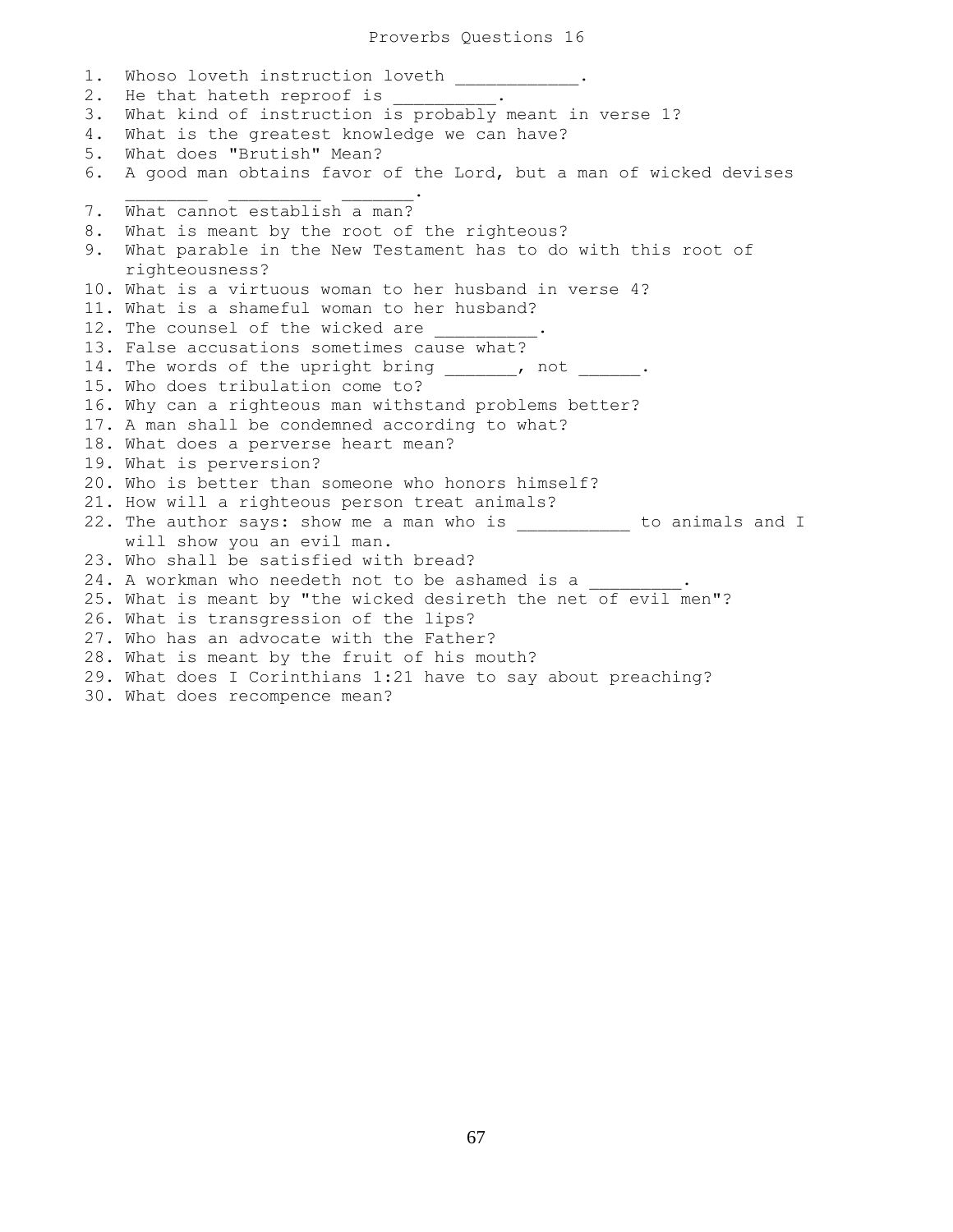# Proverbs Questions 16

1. Whoso loveth instruction loveth ___________.
2. He that hateth reproof is __________.
3. What kind of instruction is probably meant in verse 1?
4. What is the greatest knowledge we can have?
5. What does "Brutish" Mean?
6. A good man obtains favor of the Lord, but a man of wicked devises ________ _________ _______.
7. What cannot establish a man?
8. What is meant by the root of the righteous?
9. What parable in the New Testament has to do with this root of righteousness?
10. What is a virtuous woman to her husband in verse 4?
11. What is a shameful woman to her husband?
12. The counsel of the wicked are __________.
13. False accusations sometimes cause what?
14. The words of the upright bring _______, not ______.
15. Who does tribulation come to?
16. Why can a righteous man withstand problems better?
17. A man shall be condemned according to what?
18. What does a perverse heart mean?
19. What is perversion?
20. Who is better than someone who honors himself?
21. How will a righteous person treat animals?
22. The author says: show me a man who is ___________ to animals and I will show you an evil man.
23. Who shall be satisfied with bread?
24. A workman who needeth not to be ashamed is a _________.
25. What is meant by "the wicked desireth the net of evil men"?
26. What is transgression of the lips?
27. Who has an advocate with the Father?
28. What is meant by the fruit of his mouth?
29. What does I Corinthians 1:21 have to say about preaching?
30. What does recompence mean?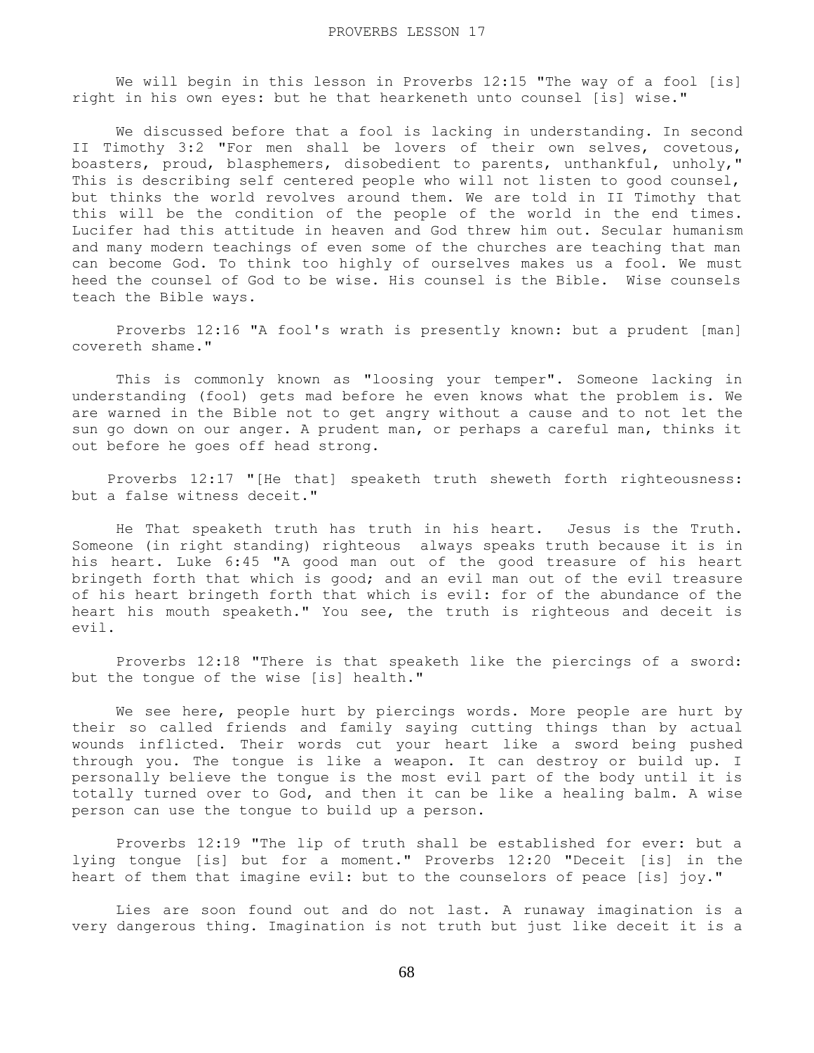# PROVERBS LESSON 17

We will begin in this lesson in Proverbs 12:15 "The way of a fool [is] right in his own eyes: but he that hearkeneth unto counsel [is] wise."

We discussed before that a fool is lacking in understanding. In second II Timothy 3:2 "For men shall be lovers of their own selves, covetous, boasters, proud, blasphemers, disobedient to parents, unthankful, unholy," This is describing self centered people who will not listen to good counsel, but thinks the world revolves around them. We are told in II Timothy that this will be the condition of the people of the world in the end times. Lucifer had this attitude in heaven and God threw him out. Secular humanism and many modern teachings of even some of the churches are teaching that man can become God. To think too highly of ourselves makes us a fool. We must heed the counsel of God to be wise. His counsel is the Bible. Wise counsels teach the Bible ways.

Proverbs 12:16 "A fool's wrath is presently known: but a prudent [man] covereth shame."

This is commonly known as "loosing your temper". Someone lacking in understanding (fool) gets mad before he even knows what the problem is. We are warned in the Bible not to get angry without a cause and to not let the sun go down on our anger. A prudent man, or perhaps a careful man, thinks it out before he goes off head strong.

Proverbs 12:17 "[He that] speaketh truth sheweth forth righteousness: but a false witness deceit."

He That speaketh truth has truth in his heart. Jesus is the Truth. Someone (in right standing) righteous always speaks truth because it is in his heart. Luke 6:45 "A good man out of the good treasure of his heart bringeth forth that which is good; and an evil man out of the evil treasure of his heart bringeth forth that which is evil: for of the abundance of the heart his mouth speaketh." You see, the truth is righteous and deceit is evil.

Proverbs 12:18 "There is that speaketh like the piercings of a sword: but the tongue of the wise [is] health."

We see here, people hurt by piercings words. More people are hurt by their so called friends and family saying cutting things than by actual wounds inflicted. Their words cut your heart like a sword being pushed through you. The tongue is like a weapon. It can destroy or build up. I personally believe the tongue is the most evil part of the body until it is totally turned over to God, and then it can be like a healing balm. A wise person can use the tongue to build up a person.

Proverbs 12:19 "The lip of truth shall be established for ever: but a lying tongue [is] but for a moment." Proverbs 12:20 "Deceit [is] in the heart of them that imagine evil: but to the counselors of peace [is] joy."

Lies are soon found out and do not last. A runaway imagination is a very dangerous thing. Imagination is not truth but just like deceit it is a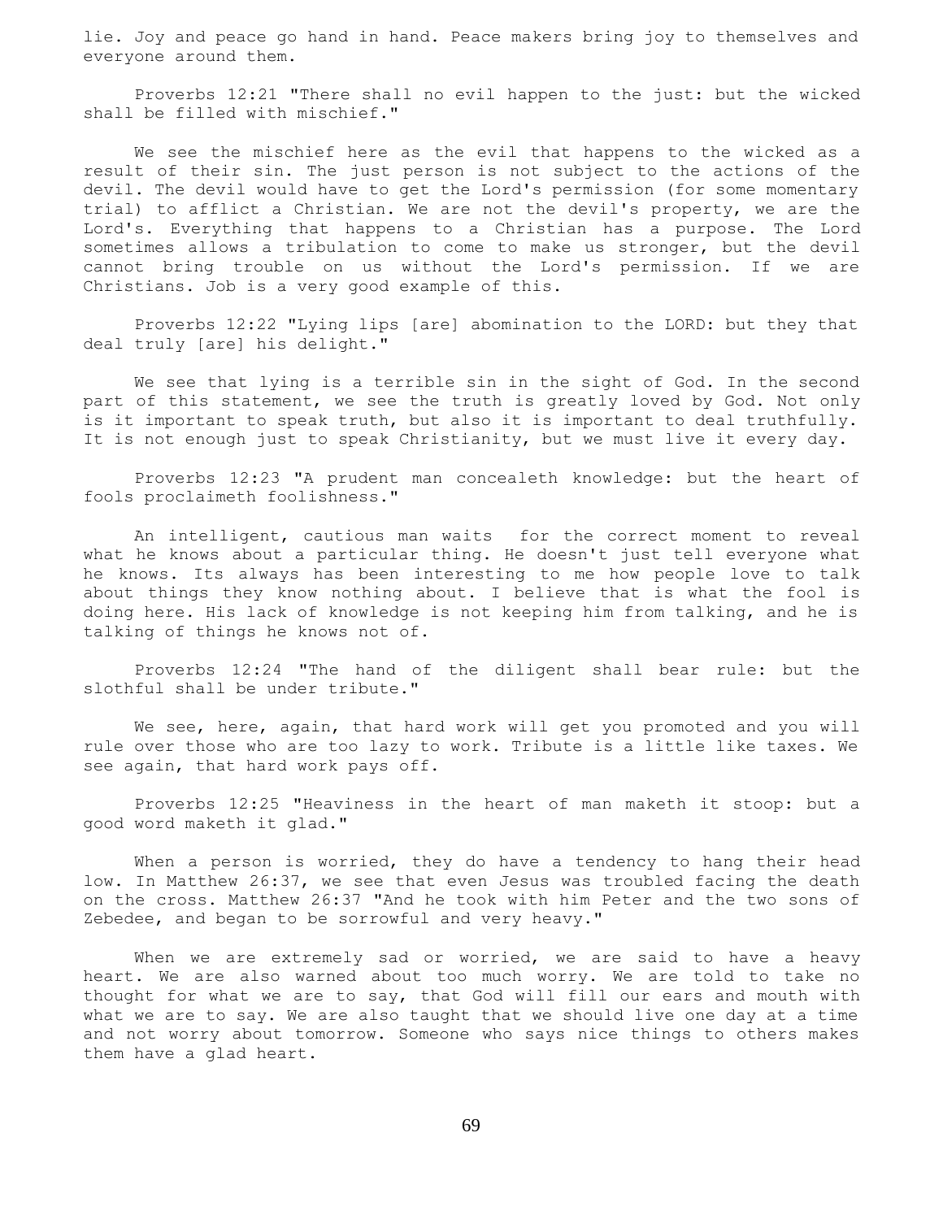lie. Joy and peace go hand in hand. Peace makers bring joy to themselves and everyone around them.

Proverbs 12:21 "There shall no evil happen to the just: but the wicked shall be filled with mischief."

We see the mischief here as the evil that happens to the wicked as a result of their sin. The just person is not subject to the actions of the devil. The devil would have to get the Lord's permission (for some momentary trial) to afflict a Christian. We are not the devil's property, we are the Lord's. Everything that happens to a Christian has a purpose. The Lord sometimes allows a tribulation to come to make us stronger, but the devil cannot bring trouble on us without the Lord's permission. If we are Christians. Job is a very good example of this.

Proverbs 12:22 "Lying lips [are] abomination to the LORD: but they that deal truly [are] his delight."

We see that lying is a terrible sin in the sight of God. In the second part of this statement, we see the truth is greatly loved by God. Not only is it important to speak truth, but also it is important to deal truthfully. It is not enough just to speak Christianity, but we must live it every day.

Proverbs 12:23 "A prudent man concealeth knowledge: but the heart of fools proclaimeth foolishness."

An intelligent, cautious man waits for the correct moment to reveal what he knows about a particular thing. He doesn't just tell everyone what he knows. Its always has been interesting to me how people love to talk about things they know nothing about. I believe that is what the fool is doing here. His lack of knowledge is not keeping him from talking, and he is talking of things he knows not of.

Proverbs 12:24 "The hand of the diligent shall bear rule: but the slothful shall be under tribute."

We see, here, again, that hard work will get you promoted and you will rule over those who are too lazy to work. Tribute is a little like taxes. We see again, that hard work pays off.

Proverbs 12:25 "Heaviness in the heart of man maketh it stoop: but a good word maketh it glad."

When a person is worried, they do have a tendency to hang their head low. In Matthew 26:37, we see that even Jesus was troubled facing the death on the cross. Matthew 26:37 "And he took with him Peter and the two sons of Zebedee, and began to be sorrowful and very heavy."

When we are extremely sad or worried, we are said to have a heavy heart. We are also warned about too much worry. We are told to take no thought for what we are to say, that God will fill our ears and mouth with what we are to say. We are also taught that we should live one day at a time and not worry about tomorrow. Someone who says nice things to others makes them have a glad heart.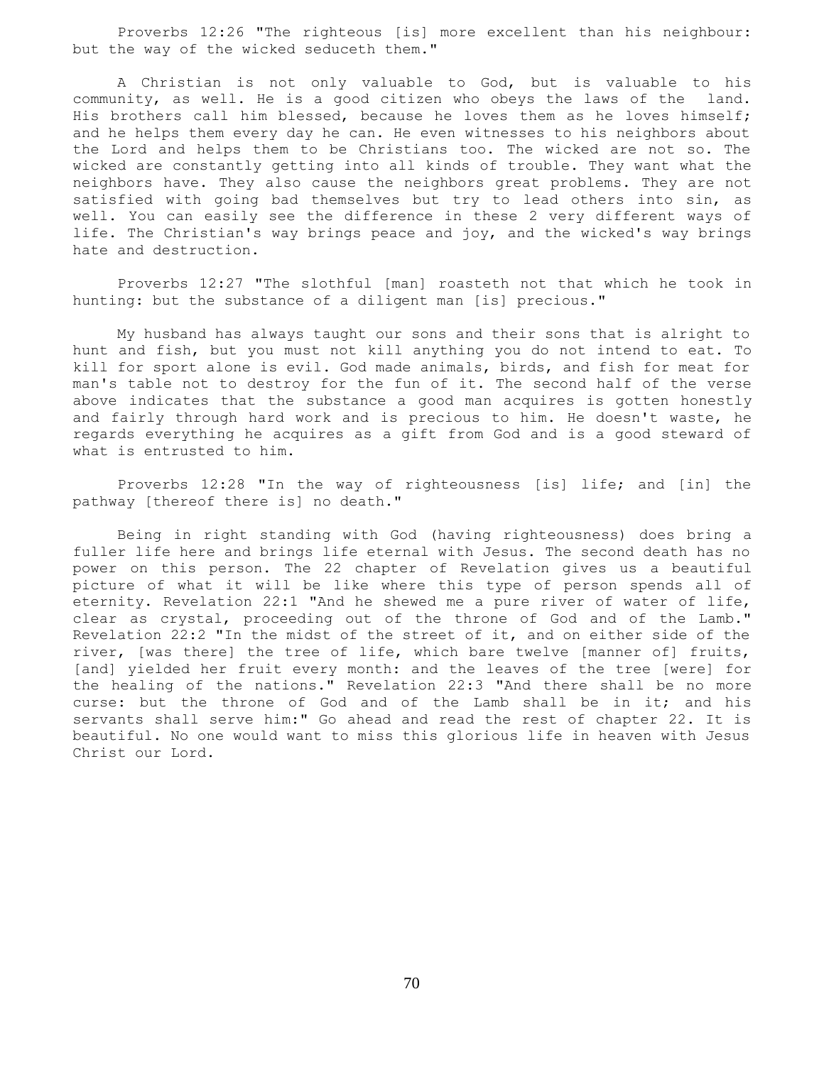Proverbs 12:26 "The righteous [is] more excellent than his neighbour: but the way of the wicked seduceth them."

A Christian is not only valuable to God, but is valuable to his community, as well. He is a good citizen who obeys the laws of the land. His brothers call him blessed, because he loves them as he loves himself; and he helps them every day he can. He even witnesses to his neighbors about the Lord and helps them to be Christians too. The wicked are not so. The wicked are constantly getting into all kinds of trouble. They want what the neighbors have. They also cause the neighbors great problems. They are not satisfied with going bad themselves but try to lead others into sin, as well. You can easily see the difference in these 2 very different ways of life. The Christian's way brings peace and joy, and the wicked's way brings hate and destruction.

Proverbs 12:27 "The slothful [man] roasteth not that which he took in hunting: but the substance of a diligent man [is] precious."

My husband has always taught our sons and their sons that is alright to hunt and fish, but you must not kill anything you do not intend to eat. To kill for sport alone is evil. God made animals, birds, and fish for meat for man's table not to destroy for the fun of it. The second half of the verse above indicates that the substance a good man acquires is gotten honestly and fairly through hard work and is precious to him. He doesn't waste, he regards everything he acquires as a gift from God and is a good steward of what is entrusted to him.

Proverbs 12:28 "In the way of righteousness [is] life; and [in] the pathway [thereof there is] no death."

Being in right standing with God (having righteousness) does bring a fuller life here and brings life eternal with Jesus. The second death has no power on this person. The 22 chapter of Revelation gives us a beautiful picture of what it will be like where this type of person spends all of eternity. Revelation 22:1 "And he shewed me a pure river of water of life, clear as crystal, proceeding out of the throne of God and of the Lamb." Revelation 22:2 "In the midst of the street of it, and on either side of the river, [was there] the tree of life, which bare twelve [manner of] fruits, [and] yielded her fruit every month: and the leaves of the tree [were] for the healing of the nations." Revelation 22:3 "And there shall be no more curse: but the throne of God and of the Lamb shall be in it; and his servants shall serve him:" Go ahead and read the rest of chapter 22. It is beautiful. No one would want to miss this glorious life in heaven with Jesus Christ our Lord.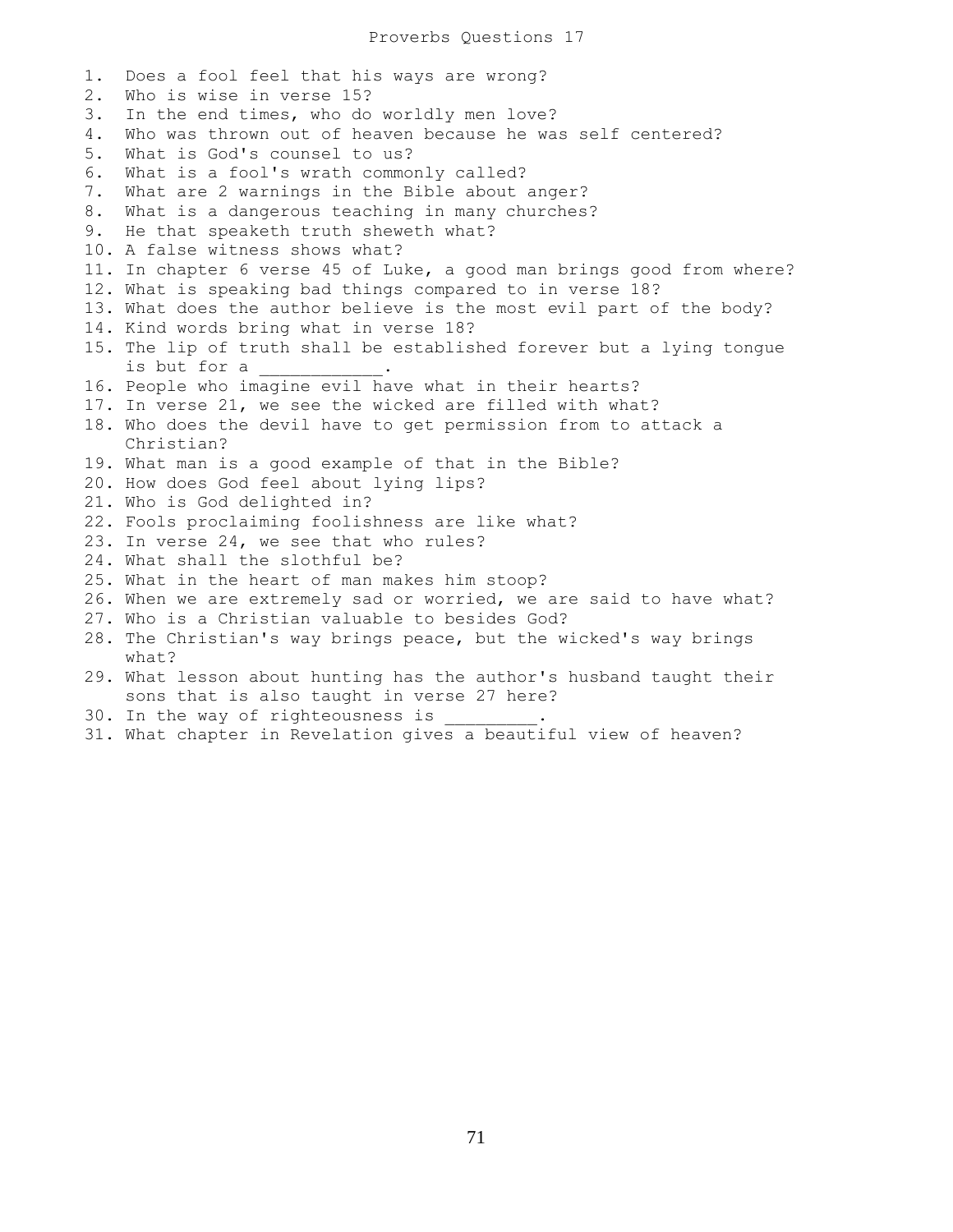# Proverbs Questions 17

1. Does a fool feel that his ways are wrong?
2. Who is wise in verse 15?
3. In the end times, who do worldly men love?
4. Who was thrown out of heaven because he was self centered?
5. What is God's counsel to us?
6. What is a fool's wrath commonly called?
7. What are 2 warnings in the Bible about anger?
8. What is a dangerous teaching in many churches?
9. He that speaketh truth sheweth what?
10. A false witness shows what?
11. In chapter 6 verse 45 of Luke, a good man brings good from where?
12. What is speaking bad things compared to in verse 18?
13. What does the author believe is the most evil part of the body?
14. Kind words bring what in verse 18?
15. The lip of truth shall be established forever but a lying tongue is but for a ___________.
16. People who imagine evil have what in their hearts?
17. In verse 21, we see the wicked are filled with what?
18. Who does the devil have to get permission from to attack a Christian?
19. What man is a good example of that in the Bible?
20. How does God feel about lying lips?
21. Who is God delighted in?
22. Fools proclaiming foolishness are like what?
23. In verse 24, we see that who rules?
24. What shall the slothful be?
25. What in the heart of man makes him stoop?
26. When we are extremely sad or worried, we are said to have what?
27. Who is a Christian valuable to besides God?
28. The Christian's way brings peace, but the wicked's way brings what?
29. What lesson about hunting has the author's husband taught their sons that is also taught in verse 27 here?
30. In the way of righteousness is _________.
31. What chapter in Revelation gives a beautiful view of heaven?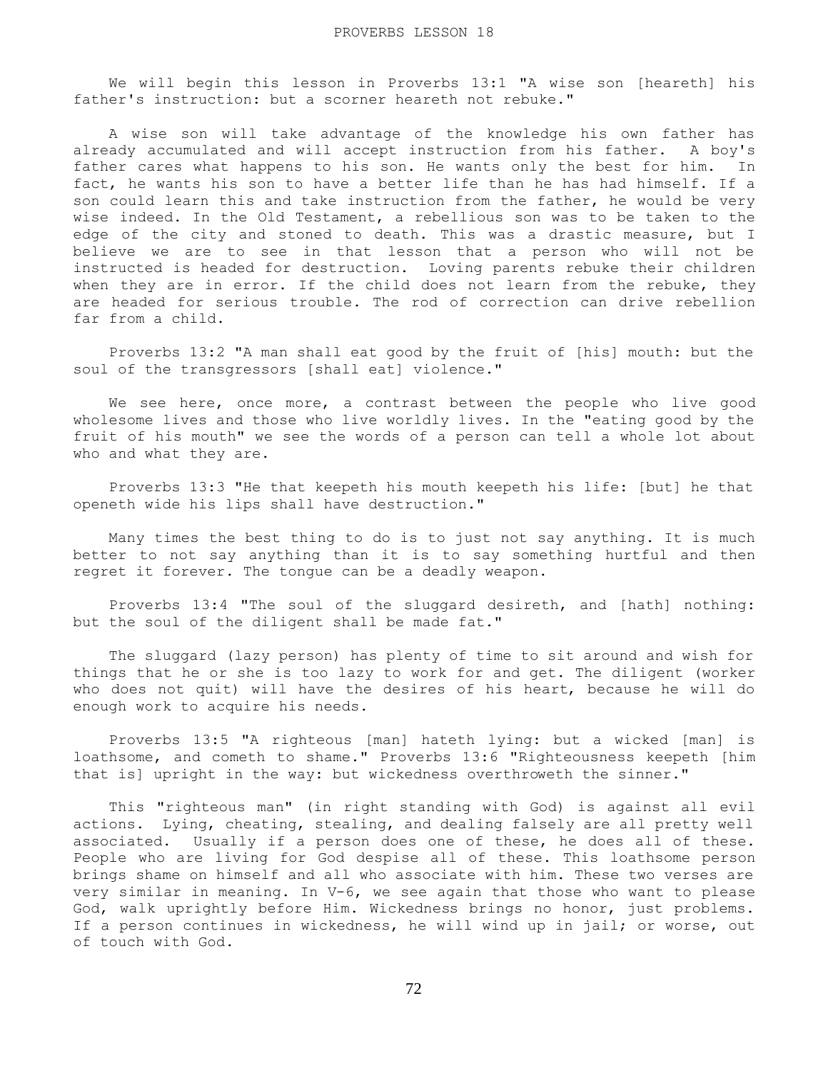# PROVERBS LESSON 18

We will begin this lesson in Proverbs 13:1 "A wise son [heareth] his father's instruction: but a scorner heareth not rebuke."

A wise son will take advantage of the knowledge his own father has already accumulated and will accept instruction from his father. A boy's father cares what happens to his son. He wants only the best for him. In fact, he wants his son to have a better life than he has had himself. If a son could learn this and take instruction from the father, he would be very wise indeed. In the Old Testament, a rebellious son was to be taken to the edge of the city and stoned to death. This was a drastic measure, but I believe we are to see in that lesson that a person who will not be instructed is headed for destruction. Loving parents rebuke their children when they are in error. If the child does not learn from the rebuke, they are headed for serious trouble. The rod of correction can drive rebellion far from a child.

Proverbs 13:2 "A man shall eat good by the fruit of [his] mouth: but the soul of the transgressors [shall eat] violence."

We see here, once more, a contrast between the people who live good wholesome lives and those who live worldly lives. In the "eating good by the fruit of his mouth" we see the words of a person can tell a whole lot about who and what they are.

Proverbs 13:3 "He that keepeth his mouth keepeth his life: [but] he that openeth wide his lips shall have destruction."

Many times the best thing to do is to just not say anything. It is much better to not say anything than it is to say something hurtful and then regret it forever. The tongue can be a deadly weapon.

Proverbs 13:4 "The soul of the sluggard desireth, and [hath] nothing: but the soul of the diligent shall be made fat."

The sluggard (lazy person) has plenty of time to sit around and wish for things that he or she is too lazy to work for and get. The diligent (worker who does not quit) will have the desires of his heart, because he will do enough work to acquire his needs.

Proverbs 13:5 "A righteous [man] hateth lying: but a wicked [man] is loathsome, and cometh to shame." Proverbs 13:6 "Righteousness keepeth [him that is] upright in the way: but wickedness overthroweth the sinner."

This "righteous man" (in right standing with God) is against all evil actions. Lying, cheating, stealing, and dealing falsely are all pretty well associated. Usually if a person does one of these, he does all of these. People who are living for God despise all of these. This loathsome person brings shame on himself and all who associate with him. These two verses are very similar in meaning. In V-6, we see again that those who want to please God, walk uprightly before Him. Wickedness brings no honor, just problems. If a person continues in wickedness, he will wind up in jail; or worse, out of touch with God.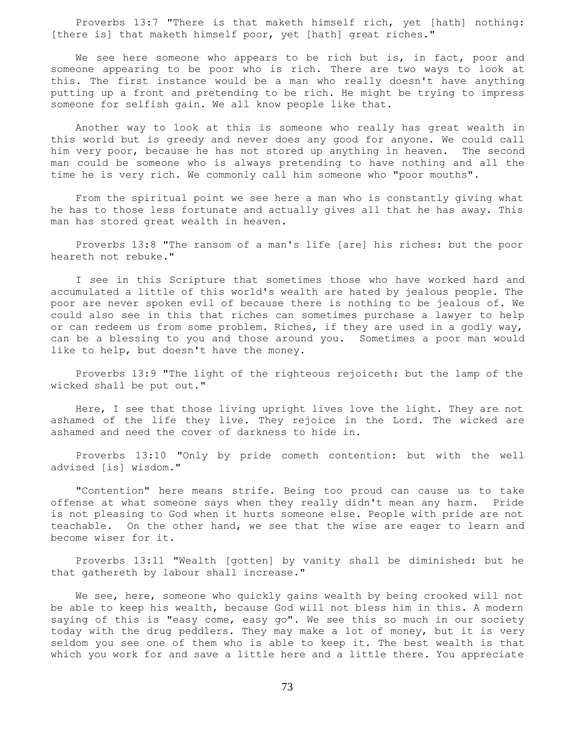Proverbs 13:7 "There is that maketh himself rich, yet [hath] nothing: [there is] that maketh himself poor, yet [hath] great riches."

We see here someone who appears to be rich but is, in fact, poor and someone appearing to be poor who is rich. There are two ways to look at this. The first instance would be a man who really doesn't have anything putting up a front and pretending to be rich. He might be trying to impress someone for selfish gain. We all know people like that.

Another way to look at this is someone who really has great wealth in this world but is greedy and never does any good for anyone. We could call him very poor, because he has not stored up anything in heaven. The second man could be someone who is always pretending to have nothing and all the time he is very rich. We commonly call him someone who "poor mouths".

From the spiritual point we see here a man who is constantly giving what he has to those less fortunate and actually gives all that he has away. This man has stored great wealth in heaven.

Proverbs 13:8 "The ransom of a man's life [are] his riches: but the poor heareth not rebuke."

I see in this Scripture that sometimes those who have worked hard and accumulated a little of this world's wealth are hated by jealous people. The poor are never spoken evil of because there is nothing to be jealous of. We could also see in this that riches can sometimes purchase a lawyer to help or can redeem us from some problem. Riches, if they are used in a godly way, can be a blessing to you and those around you. Sometimes a poor man would like to help, but doesn't have the money.

Proverbs 13:9 "The light of the righteous rejoiceth: but the lamp of the wicked shall be put out."

Here, I see that those living upright lives love the light. They are not ashamed of the life they live. They rejoice in the Lord. The wicked are ashamed and need the cover of darkness to hide in.

Proverbs 13:10 "Only by pride cometh contention: but with the well advised [is] wisdom."

"Contention" here means strife. Being too proud can cause us to take offense at what someone says when they really didn't mean any harm. Pride is not pleasing to God when it hurts someone else. People with pride are not teachable. On the other hand, we see that the wise are eager to learn and become wiser for it.

Proverbs 13:11 "Wealth [gotten] by vanity shall be diminished: but he that gathereth by labour shall increase."

We see, here, someone who quickly gains wealth by being crooked will not be able to keep his wealth, because God will not bless him in this. A modern saying of this is "easy come, easy go". We see this so much in our society today with the drug peddlers. They may make a lot of money, but it is very seldom you see one of them who is able to keep it. The best wealth is that which you work for and save a little here and a little there. You appreciate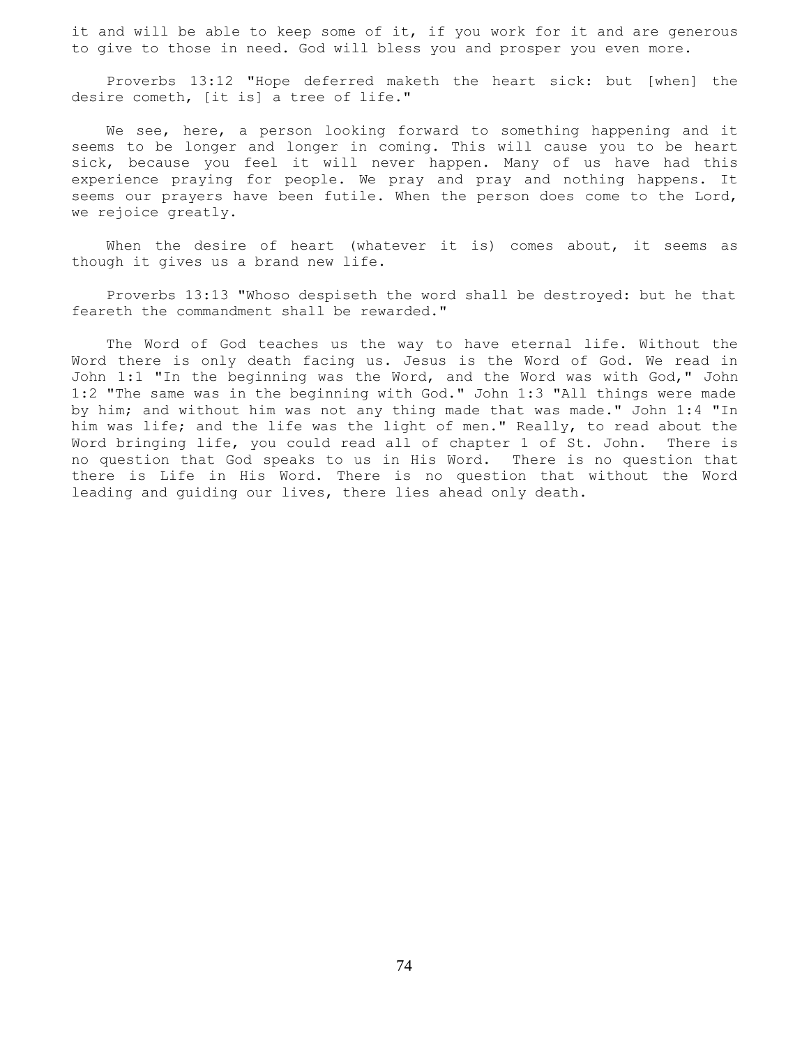it and will be able to keep some of it, if you work for it and are generous to give to those in need. God will bless you and prosper you even more.

Proverbs 13:12 "Hope deferred maketh the heart sick: but [when] the desire cometh, [it is] a tree of life."

We see, here, a person looking forward to something happening and it seems to be longer and longer in coming. This will cause you to be heart sick, because you feel it will never happen. Many of us have had this experience praying for people. We pray and pray and nothing happens. It seems our prayers have been futile. When the person does come to the Lord, we rejoice greatly.

When the desire of heart (whatever it is) comes about, it seems as though it gives us a brand new life.

Proverbs 13:13 "Whoso despiseth the word shall be destroyed: but he that feareth the commandment shall be rewarded."

The Word of God teaches us the way to have eternal life. Without the Word there is only death facing us. Jesus is the Word of God. We read in John 1:1 "In the beginning was the Word, and the Word was with God," John 1:2 "The same was in the beginning with God." John 1:3 "All things were made by him; and without him was not any thing made that was made." John 1:4 "In him was life; and the life was the light of men." Really, to read about the Word bringing life, you could read all of chapter 1 of St. John. There is no question that God speaks to us in His Word. There is no question that there is Life in His Word. There is no question that without the Word leading and guiding our lives, there lies ahead only death.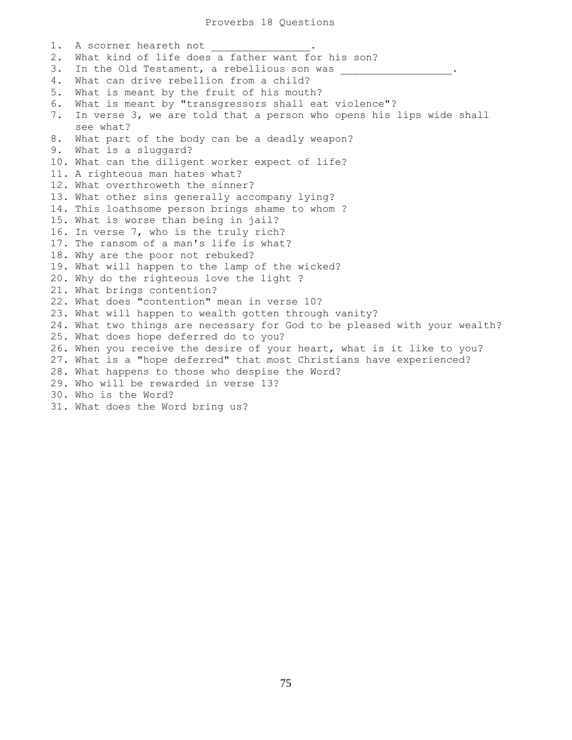# Proverbs 18 Questions

1. A scorner heareth not ________________.
2. What kind of life does a father want for his son?
3. In the Old Testament, a rebellious son was __________________.
4. What can drive rebellion from a child?
5. What is meant by the fruit of his mouth?
6. What is meant by "transgressors shall eat violence"?
7. In verse 3, we are told that a person who opens his lips wide shall see what?
8. What part of the body can be a deadly weapon?
9. What is a sluggard?
10. What can the diligent worker expect of life?
11. A righteous man hates what?
12. What overthroweth the sinner?
13. What other sins generally accompany lying?
14. This loathsome person brings shame to whom ?
15. What is worse than being in jail?
16. In verse 7, who is the truly rich?
17. The ransom of a man's life is what?
18. Why are the poor not rebuked?
19. What will happen to the lamp of the wicked?
20. Why do the righteous love the light ?
21. What brings contention?
22. What does "contention" mean in verse 10?
23. What will happen to wealth gotten through vanity?
24. What two things are necessary for God to be pleased with your wealth?
25. What does hope deferred do to you?
26. When you receive the desire of your heart, what is it like to you?
27. What is a "hope deferred" that most Christians have experienced?
28. What happens to those who despise the Word?
29. Who will be rewarded in verse 13?
30. Who is the Word?
31. What does the Word bring us?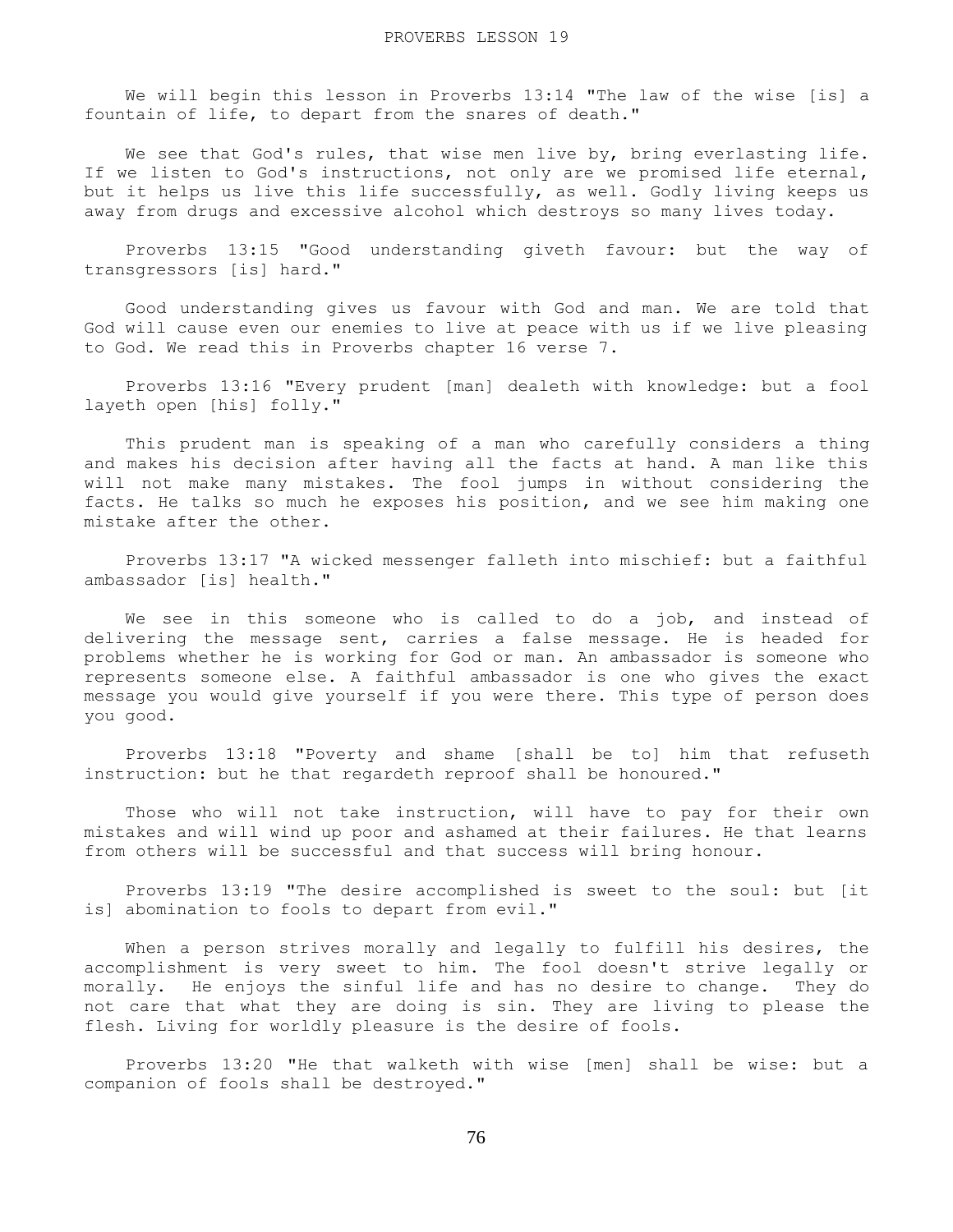We will begin this lesson in Proverbs 13:14 "The law of the wise [is] a fountain of life, to depart from the snares of death."

We see that God's rules, that wise men live by, bring everlasting life. If we listen to God's instructions, not only are we promised life eternal, but it helps us live this life successfully, as well. Godly living keeps us away from drugs and excessive alcohol which destroys so many lives today.

Proverbs 13:15 "Good understanding giveth favour: but the way of transgressors [is] hard."

Good understanding gives us favour with God and man. We are told that God will cause even our enemies to live at peace with us if we live pleasing to God. We read this in Proverbs chapter 16 verse 7.

Proverbs 13:16 "Every prudent [man] dealeth with knowledge: but a fool layeth open [his] folly."

This prudent man is speaking of a man who carefully considers a thing and makes his decision after having all the facts at hand. A man like this will not make many mistakes. The fool jumps in without considering the facts. He talks so much he exposes his position, and we see him making one mistake after the other.

Proverbs 13:17 "A wicked messenger falleth into mischief: but a faithful ambassador [is] health."

We see in this someone who is called to do a job, and instead of delivering the message sent, carries a false message. He is headed for problems whether he is working for God or man. An ambassador is someone who represents someone else. A faithful ambassador is one who gives the exact message you would give yourself if you were there. This type of person does you good.

Proverbs 13:18 "Poverty and shame [shall be to] him that refuseth instruction: but he that regardeth reproof shall be honoured."

Those who will not take instruction, will have to pay for their own mistakes and will wind up poor and ashamed at their failures. He that learns from others will be successful and that success will bring honour.

Proverbs 13:19 "The desire accomplished is sweet to the soul: but [it is] abomination to fools to depart from evil."

When a person strives morally and legally to fulfill his desires, the accomplishment is very sweet to him. The fool doesn't strive legally or morally. He enjoys the sinful life and has no desire to change. They do not care that what they are doing is sin. They are living to please the flesh. Living for worldly pleasure is the desire of fools.

Proverbs 13:20 "He that walketh with wise [men] shall be wise: but a companion of fools shall be destroyed."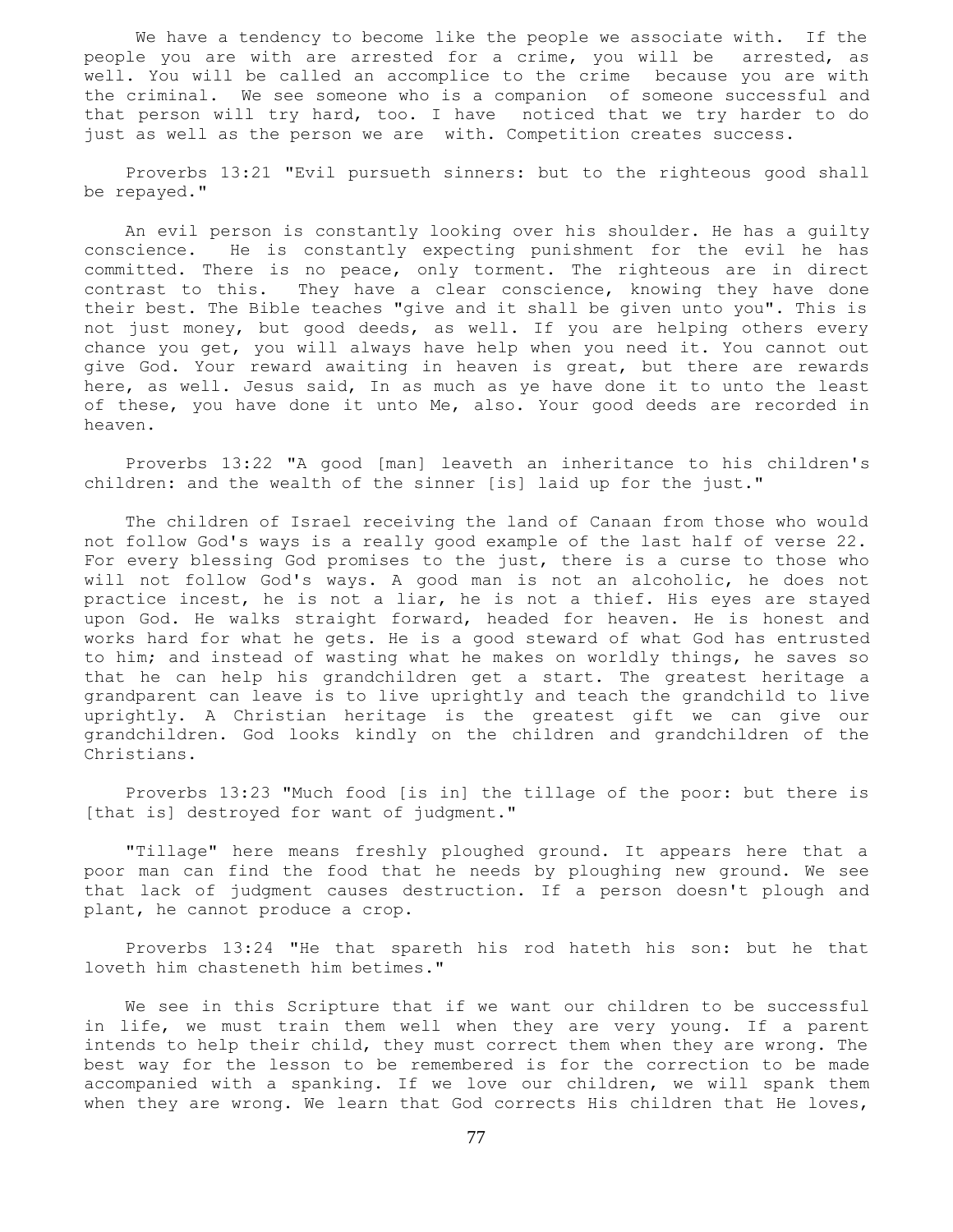We have a tendency to become like the people we associate with. If the people you are with are arrested for a crime, you will be arrested, as well. You will be called an accomplice to the crime because you are with the criminal. We see someone who is a companion of someone successful and that person will try hard, too. I have noticed that we try harder to do just as well as the person we are with. Competition creates success.

Proverbs 13:21 "Evil pursueth sinners: but to the righteous good shall be repayed."

An evil person is constantly looking over his shoulder. He has a guilty conscience. He is constantly expecting punishment for the evil he has committed. There is no peace, only torment. The righteous are in direct contrast to this. They have a clear conscience, knowing they have done their best. The Bible teaches "give and it shall be given unto you". This is not just money, but good deeds, as well. If you are helping others every chance you get, you will always have help when you need it. You cannot out give God. Your reward awaiting in heaven is great, but there are rewards here, as well. Jesus said, In as much as ye have done it to unto the least of these, you have done it unto Me, also. Your good deeds are recorded in heaven.

Proverbs 13:22 "A good [man] leaveth an inheritance to his children's children: and the wealth of the sinner [is] laid up for the just."

The children of Israel receiving the land of Canaan from those who would not follow God's ways is a really good example of the last half of verse 22. For every blessing God promises to the just, there is a curse to those who will not follow God's ways. A good man is not an alcoholic, he does not practice incest, he is not a liar, he is not a thief. His eyes are stayed upon God. He walks straight forward, headed for heaven. He is honest and works hard for what he gets. He is a good steward of what God has entrusted to him; and instead of wasting what he makes on worldly things, he saves so that he can help his grandchildren get a start. The greatest heritage a grandparent can leave is to live uprightly and teach the grandchild to live uprightly. A Christian heritage is the greatest gift we can give our grandchildren. God looks kindly on the children and grandchildren of the Christians.

Proverbs 13:23 "Much food [is in] the tillage of the poor: but there is [that is] destroyed for want of judgment."

"Tillage" here means freshly ploughed ground. It appears here that a poor man can find the food that he needs by ploughing new ground. We see that lack of judgment causes destruction. If a person doesn't plough and plant, he cannot produce a crop.

Proverbs 13:24 "He that spareth his rod hateth his son: but he that loveth him chasteneth him betimes."

We see in this Scripture that if we want our children to be successful in life, we must train them well when they are very young. If a parent intends to help their child, they must correct them when they are wrong. The best way for the lesson to be remembered is for the correction to be made accompanied with a spanking. If we love our children, we will spank them when they are wrong. We learn that God corrects His children that He loves,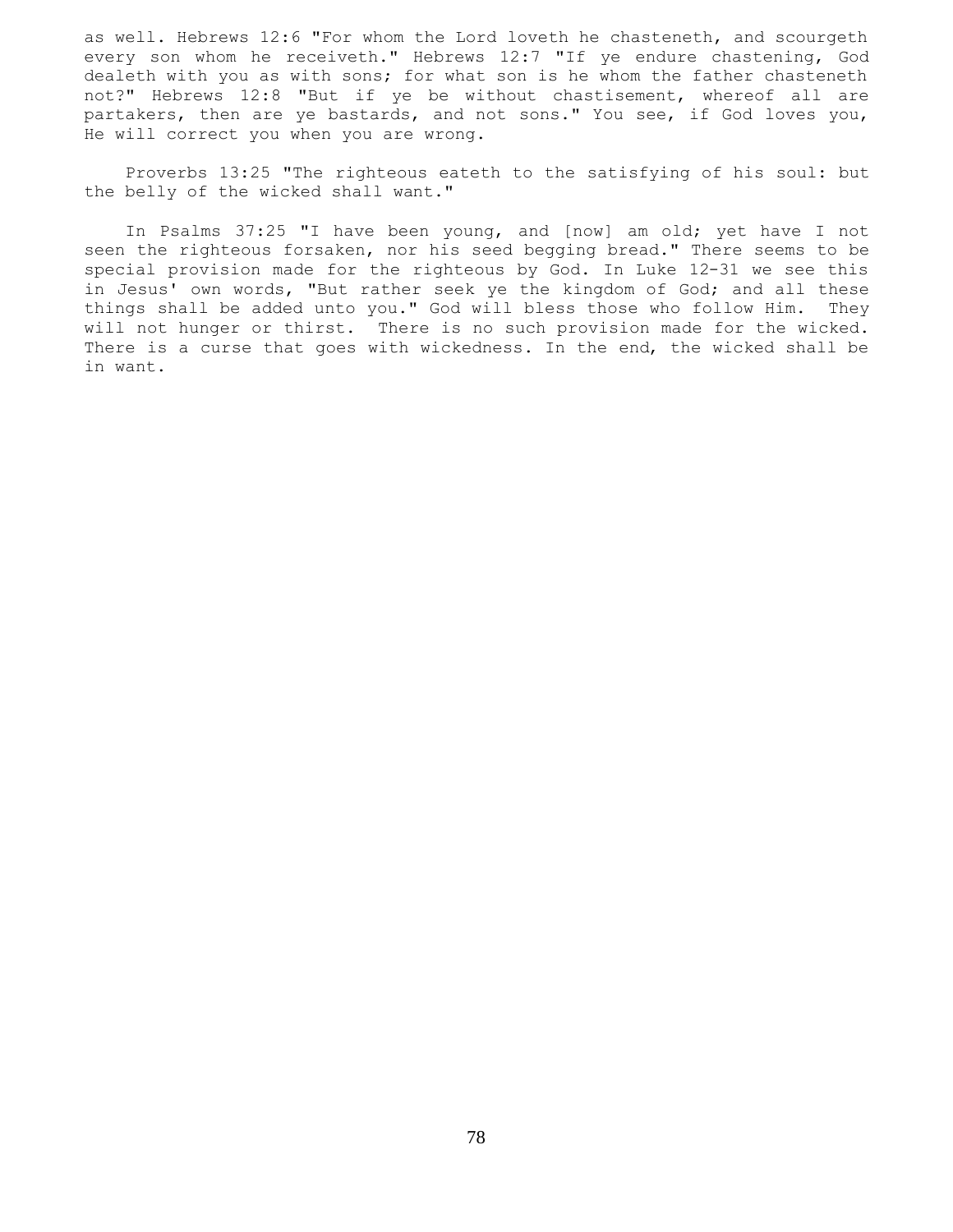as well. Hebrews 12:6 "For whom the Lord loveth he chasteneth, and scourgeth every son whom he receiveth." Hebrews 12:7 "If ye endure chastening, God dealeth with you as with sons; for what son is he whom the father chasteneth not?" Hebrews 12:8 "But if ye be without chastisement, whereof all are partakers, then are ye bastards, and not sons." You see, if God loves you, He will correct you when you are wrong.

Proverbs 13:25 "The righteous eateth to the satisfying of his soul: but the belly of the wicked shall want."

In Psalms 37:25 "I have been young, and [now] am old; yet have I not seen the righteous forsaken, nor his seed begging bread." There seems to be special provision made for the righteous by God. In Luke 12-31 we see this in Jesus' own words, "But rather seek ye the kingdom of God; and all these things shall be added unto you." God will bless those who follow Him. They will not hunger or thirst. There is no such provision made for the wicked. There is a curse that goes with wickedness. In the end, the wicked shall be in want.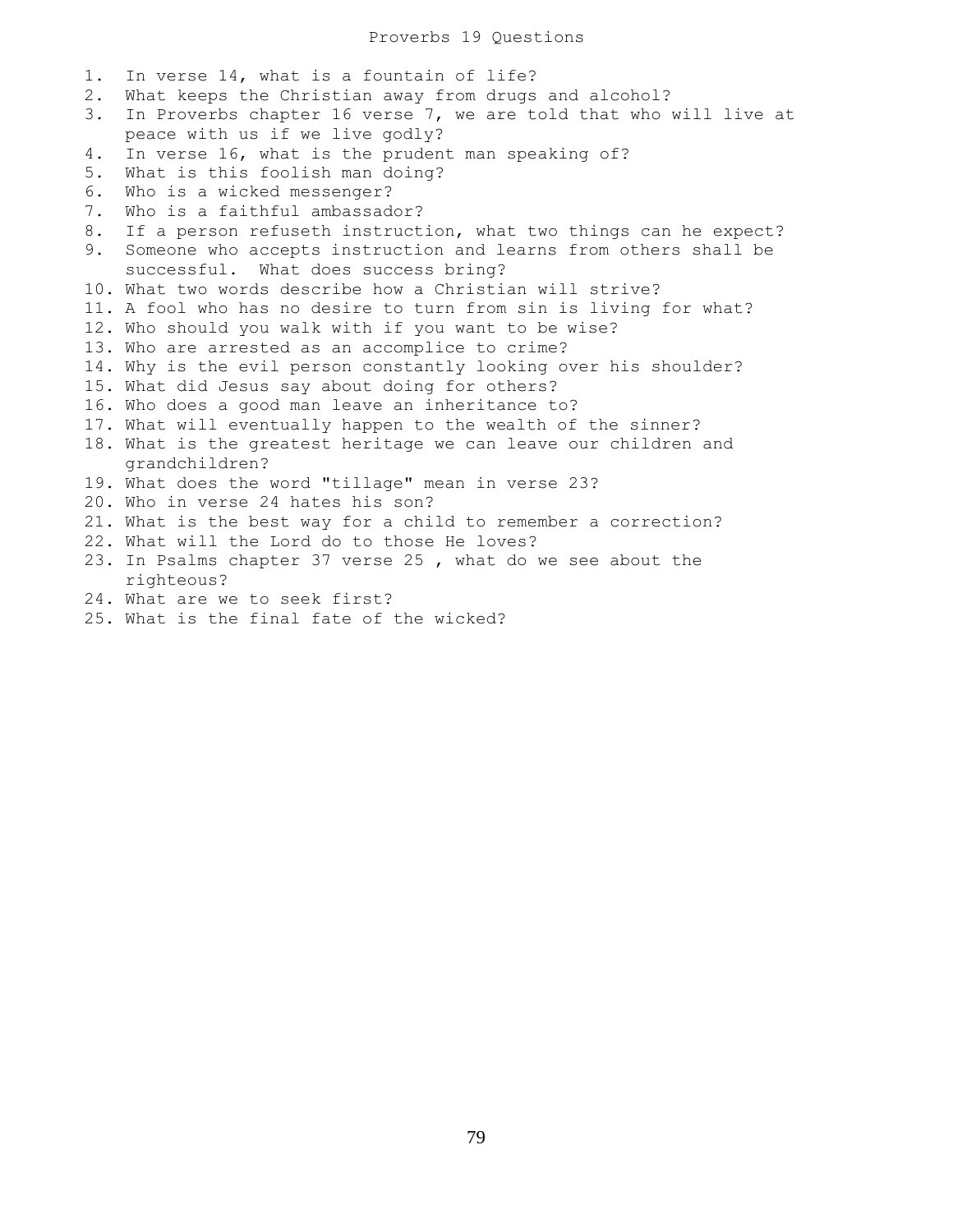# Proverbs 19 Questions

1. In verse 14, what is a fountain of life?
2. What keeps the Christian away from drugs and alcohol?
3. In Proverbs chapter 16 verse 7, we are told that who will live at peace with us if we live godly?
4. In verse 16, what is the prudent man speaking of?
5. What is this foolish man doing?
6. Who is a wicked messenger?
7. Who is a faithful ambassador?
8. If a person refuseth instruction, what two things can he expect?
9. Someone who accepts instruction and learns from others shall be successful. What does success bring?
10. What two words describe how a Christian will strive?
11. A fool who has no desire to turn from sin is living for what?
12. Who should you walk with if you want to be wise?
13. Who are arrested as an accomplice to crime?
14. Why is the evil person constantly looking over his shoulder?
15. What did Jesus say about doing for others?
16. Who does a good man leave an inheritance to?
17. What will eventually happen to the wealth of the sinner?
18. What is the greatest heritage we can leave our children and grandchildren?
19. What does the word "tillage" mean in verse 23?
20. Who in verse 24 hates his son?
21. What is the best way for a child to remember a correction?
22. What will the Lord do to those He loves?
23. In Psalms chapter 37 verse 25 , what do we see about the righteous?
24. What are we to seek first?
25. What is the final fate of the wicked?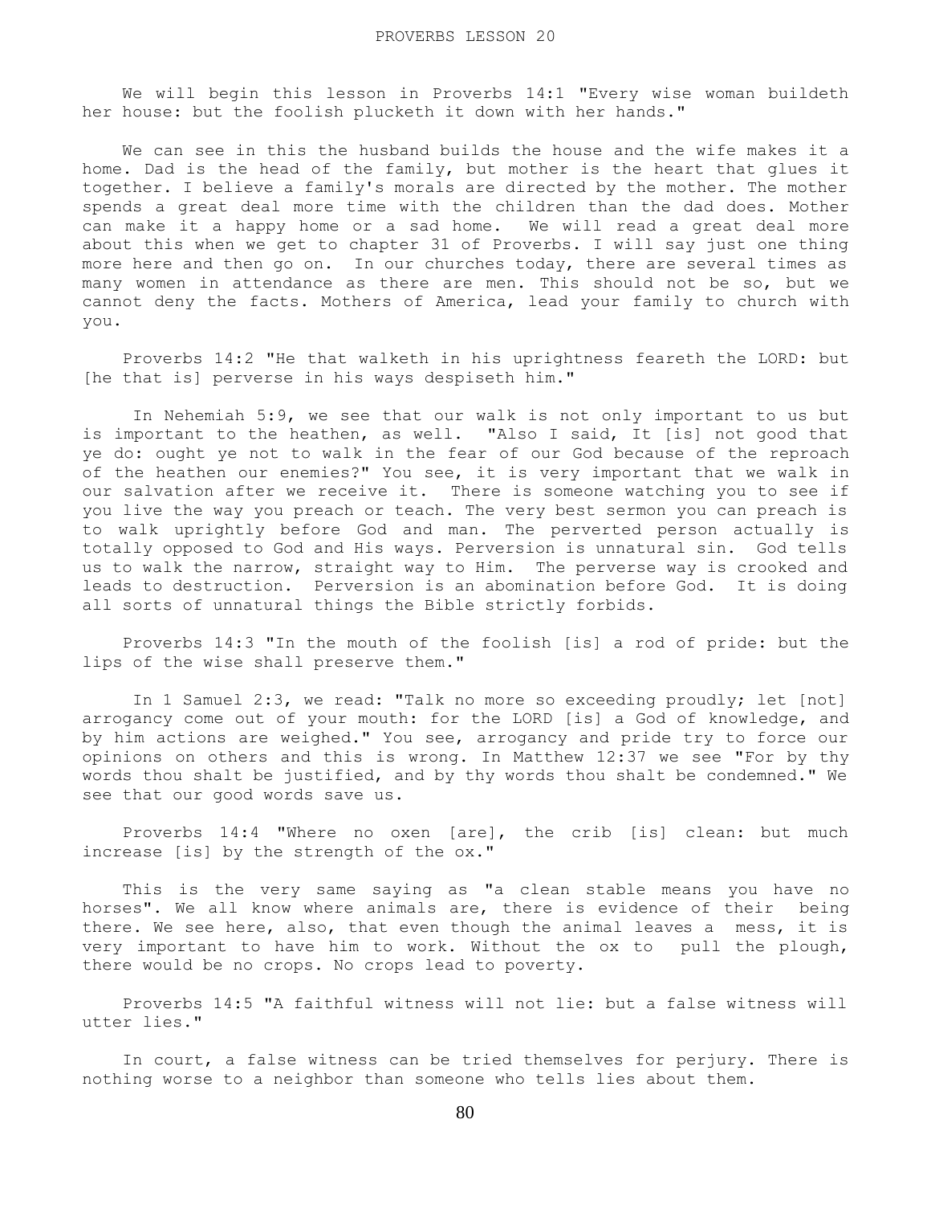# PROVERBS LESSON 20

We will begin this lesson in Proverbs 14:1 "Every wise woman buildeth her house: but the foolish plucketh it down with her hands."

We can see in this the husband builds the house and the wife makes it a home. Dad is the head of the family, but mother is the heart that glues it together. I believe a family's morals are directed by the mother. The mother spends a great deal more time with the children than the dad does. Mother can make it a happy home or a sad home. We will read a great deal more about this when we get to chapter 31 of Proverbs. I will say just one thing more here and then go on. In our churches today, there are several times as many women in attendance as there are men. This should not be so, but we cannot deny the facts. Mothers of America, lead your family to church with you.

Proverbs 14:2 "He that walketh in his uprightness feareth the LORD: but [he that is] perverse in his ways despiseth him."

In Nehemiah 5:9, we see that our walk is not only important to us but is important to the heathen, as well. "Also I said, It [is] not good that ye do: ought ye not to walk in the fear of our God because of the reproach of the heathen our enemies?" You see, it is very important that we walk in our salvation after we receive it. There is someone watching you to see if you live the way you preach or teach. The very best sermon you can preach is to walk uprightly before God and man. The perverted person actually is totally opposed to God and His ways. Perversion is unnatural sin. God tells us to walk the narrow, straight way to Him. The perverse way is crooked and leads to destruction. Perversion is an abomination before God. It is doing all sorts of unnatural things the Bible strictly forbids.

Proverbs 14:3 "In the mouth of the foolish [is] a rod of pride: but the lips of the wise shall preserve them."

In 1 Samuel 2:3, we read: "Talk no more so exceeding proudly; let [not] arrogancy come out of your mouth: for the LORD [is] a God of knowledge, and by him actions are weighed." You see, arrogancy and pride try to force our opinions on others and this is wrong. In Matthew 12:37 we see "For by thy words thou shalt be justified, and by thy words thou shalt be condemned." We see that our good words save us.

Proverbs 14:4 "Where no oxen [are], the crib [is] clean: but much increase [is] by the strength of the ox."

This is the very same saying as "a clean stable means you have no horses". We all know where animals are, there is evidence of their being there. We see here, also, that even though the animal leaves a mess, it is very important to have him to work. Without the ox to pull the plough, there would be no crops. No crops lead to poverty.

Proverbs 14:5 "A faithful witness will not lie: but a false witness will utter lies."

In court, a false witness can be tried themselves for perjury. There is nothing worse to a neighbor than someone who tells lies about them.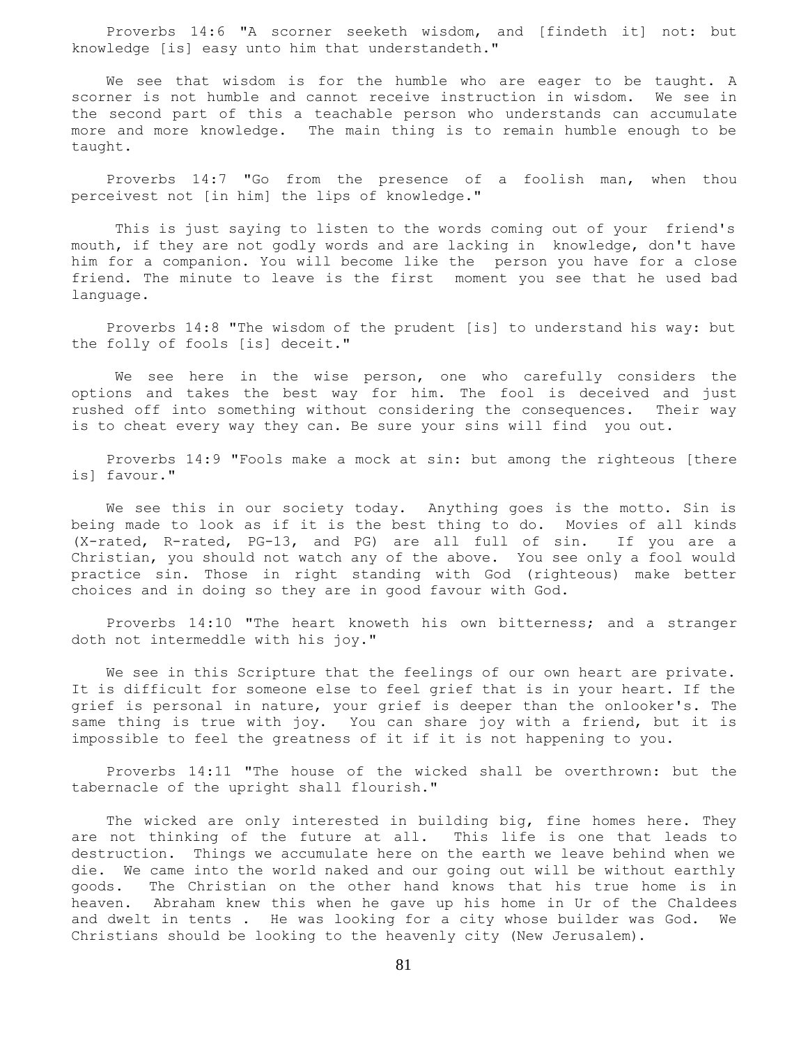Proverbs 14:6 "A scorner seeketh wisdom, and [findeth it] not: but knowledge [is] easy unto him that understandeth."

We see that wisdom is for the humble who are eager to be taught. A scorner is not humble and cannot receive instruction in wisdom. We see in the second part of this a teachable person who understands can accumulate more and more knowledge. The main thing is to remain humble enough to be taught.

Proverbs 14:7 "Go from the presence of a foolish man, when thou perceivest not [in him] the lips of knowledge."

This is just saying to listen to the words coming out of your friend's mouth, if they are not godly words and are lacking in knowledge, don't have him for a companion. You will become like the person you have for a close friend. The minute to leave is the first moment you see that he used bad language.

Proverbs 14:8 "The wisdom of the prudent [is] to understand his way: but the folly of fools [is] deceit."

We see here in the wise person, one who carefully considers the options and takes the best way for him. The fool is deceived and just rushed off into something without considering the consequences. Their way is to cheat every way they can. Be sure your sins will find you out.

Proverbs 14:9 "Fools make a mock at sin: but among the righteous [there is] favour."

We see this in our society today. Anything goes is the motto. Sin is being made to look as if it is the best thing to do. Movies of all kinds (X-rated, R-rated, PG-13, and PG) are all full of sin. If you are a Christian, you should not watch any of the above. You see only a fool would practice sin. Those in right standing with God (righteous) make better choices and in doing so they are in good favour with God.

Proverbs 14:10 "The heart knoweth his own bitterness; and a stranger doth not intermeddle with his joy."

We see in this Scripture that the feelings of our own heart are private. It is difficult for someone else to feel grief that is in your heart. If the grief is personal in nature, your grief is deeper than the onlooker's. The same thing is true with joy. You can share joy with a friend, but it is impossible to feel the greatness of it if it is not happening to you.

Proverbs 14:11 "The house of the wicked shall be overthrown: but the tabernacle of the upright shall flourish."

The wicked are only interested in building big, fine homes here. They are not thinking of the future at all. This life is one that leads to destruction. Things we accumulate here on the earth we leave behind when we die. We came into the world naked and our going out will be without earthly goods. The Christian on the other hand knows that his true home is in heaven. Abraham knew this when he gave up his home in Ur of the Chaldees and dwelt in tents . He was looking for a city whose builder was God. We Christians should be looking to the heavenly city (New Jerusalem).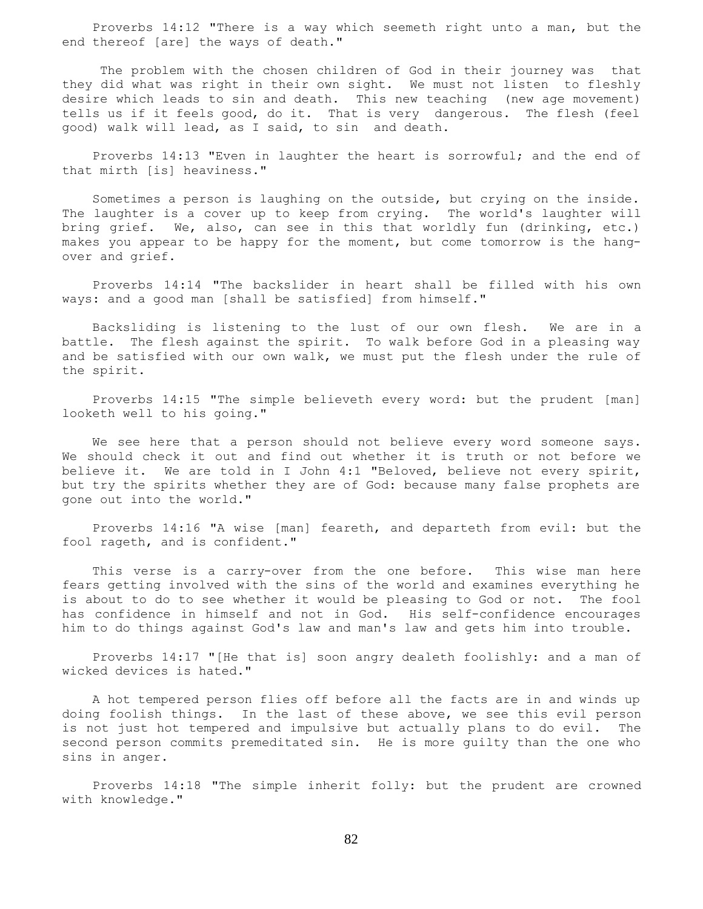Proverbs 14:12 "There is a way which seemeth right unto a man, but the end thereof [are] the ways of death."

The problem with the chosen children of God in their journey was that they did what was right in their own sight. We must not listen to fleshly desire which leads to sin and death. This new teaching (new age movement) tells us if it feels good, do it. That is very dangerous. The flesh (feel good) walk will lead, as I said, to sin and death.

Proverbs 14:13 "Even in laughter the heart is sorrowful; and the end of that mirth [is] heaviness."

Sometimes a person is laughing on the outside, but crying on the inside. The laughter is a cover up to keep from crying. The world's laughter will bring grief. We, also, can see in this that worldly fun (drinking, etc.) makes you appear to be happy for the moment, but come tomorrow is the hang-over and grief.

Proverbs 14:14 "The backslider in heart shall be filled with his own ways: and a good man [shall be satisfied] from himself."

Backsliding is listening to the lust of our own flesh. We are in a battle. The flesh against the spirit. To walk before God in a pleasing way and be satisfied with our own walk, we must put the flesh under the rule of the spirit.

Proverbs 14:15 "The simple believeth every word: but the prudent [man] looketh well to his going."

We see here that a person should not believe every word someone says. We should check it out and find out whether it is truth or not before we believe it. We are told in I John 4:1 "Beloved, believe not every spirit, but try the spirits whether they are of God: because many false prophets are gone out into the world."

Proverbs 14:16 "A wise [man] feareth, and departeth from evil: but the fool rageth, and is confident."

This verse is a carry-over from the one before. This wise man here fears getting involved with the sins of the world and examines everything he is about to do to see whether it would be pleasing to God or not. The fool has confidence in himself and not in God. His self-confidence encourages him to do things against God's law and man's law and gets him into trouble.

Proverbs 14:17 "[He that is] soon angry dealeth foolishly: and a man of wicked devices is hated."

A hot tempered person flies off before all the facts are in and winds up doing foolish things. In the last of these above, we see this evil person is not just hot tempered and impulsive but actually plans to do evil. The second person commits premeditated sin. He is more guilty than the one who sins in anger.

Proverbs 14:18 "The simple inherit folly: but the prudent are crowned with knowledge."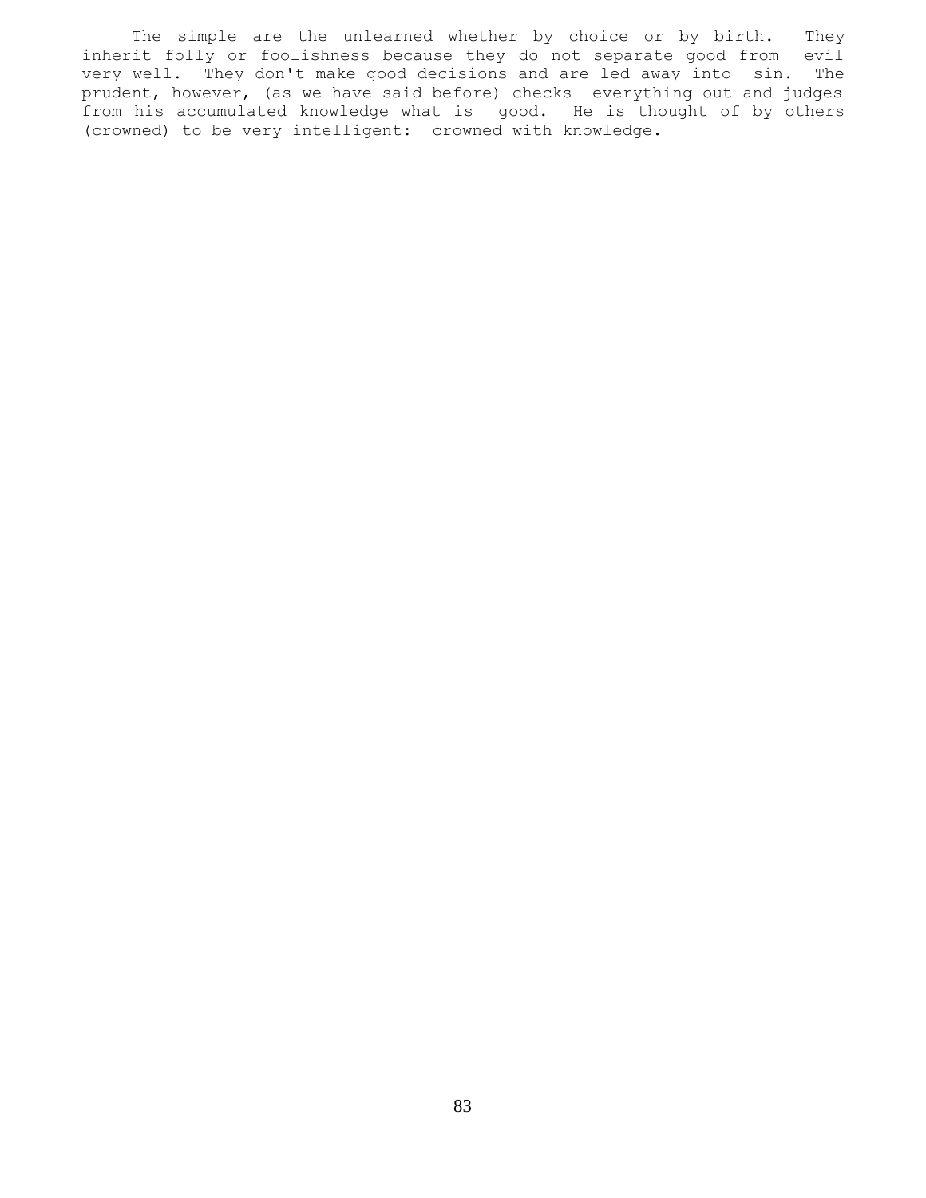The simple are the unlearned whether by choice or by birth. They inherit folly or foolishness because they do not separate good from evil very well. They don't make good decisions and are led away into sin. The prudent, however, (as we have said before) checks everything out and judges from his accumulated knowledge what is good. He is thought of by others (crowned) to be very intelligent: crowned with knowledge.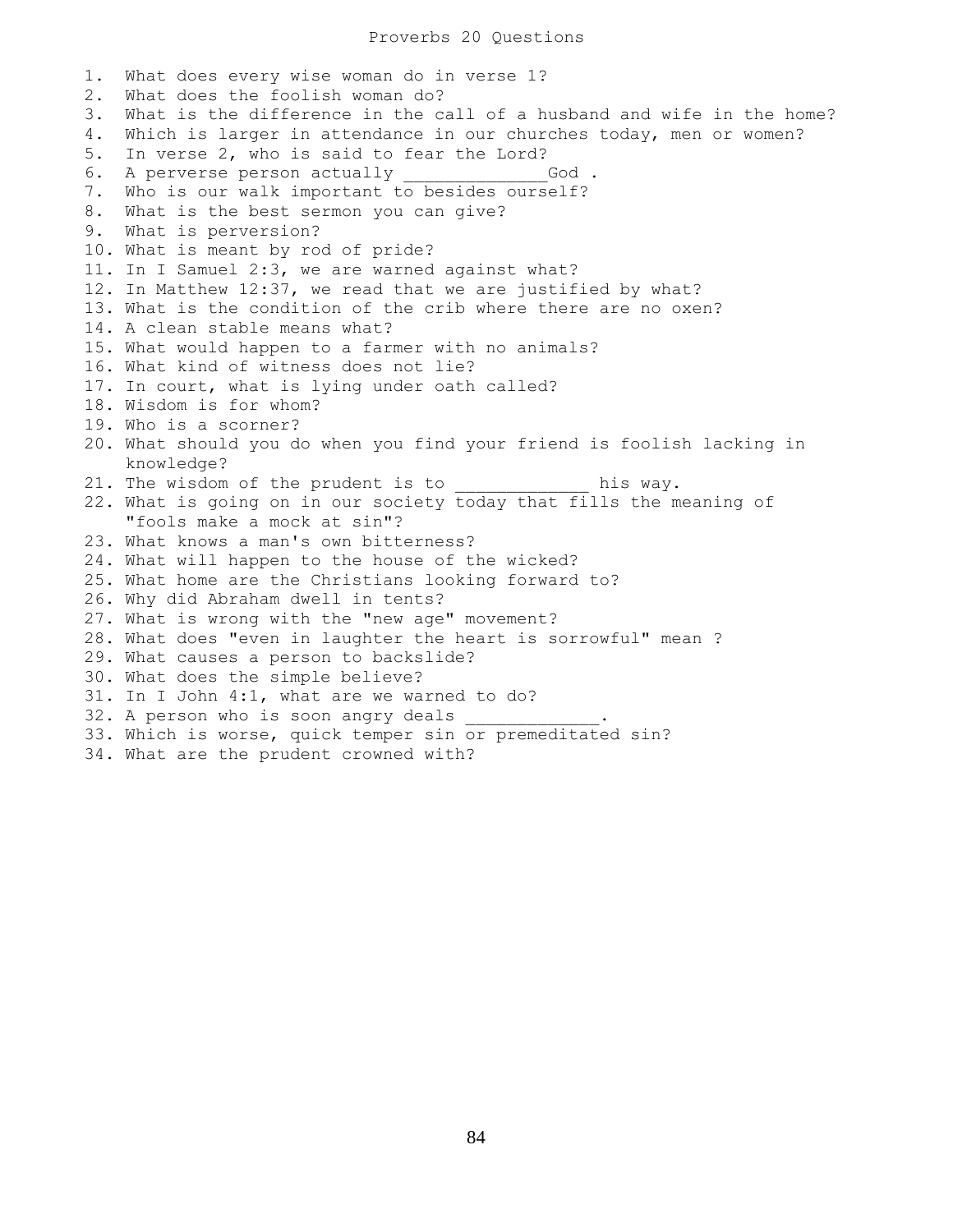# Proverbs 20 Questions

1. What does every wise woman do in verse 1?
2. What does the foolish woman do?
3. What is the difference in the call of a husband and wife in the home?
4. Which is larger in attendance in our churches today, men or women?
5. In verse 2, who is said to fear the Lord?
6. A perverse person actually _____________God .
7. Who is our walk important to besides ourself?
8. What is the best sermon you can give?
9. What is perversion?
10. What is meant by rod of pride?
11. In I Samuel 2:3, we are warned against what?
12. In Matthew 12:37, we read that we are justified by what?
13. What is the condition of the crib where there are no oxen?
14. A clean stable means what?
15. What would happen to a farmer with no animals?
16. What kind of witness does not lie?
17. In court, what is lying under oath called?
18. Wisdom is for whom?
19. Who is a scorner?
20. What should you do when you find your friend is foolish lacking in knowledge?
21. The wisdom of the prudent is to ____________ his way.
22. What is going on in our society today that fills the meaning of "fools make a mock at sin"?
23. What knows a man's own bitterness?
24. What will happen to the house of the wicked?
25. What home are the Christians looking forward to?
26. Why did Abraham dwell in tents?
27. What is wrong with the "new age" movement?
28. What does "even in laughter the heart is sorrowful" mean ?
29. What causes a person to backslide?
30. What does the simple believe?
31. In I John 4:1, what are we warned to do?
32. A person who is soon angry deals _____________.
33. Which is worse, quick temper sin or premeditated sin?
34. What are the prudent crowned with?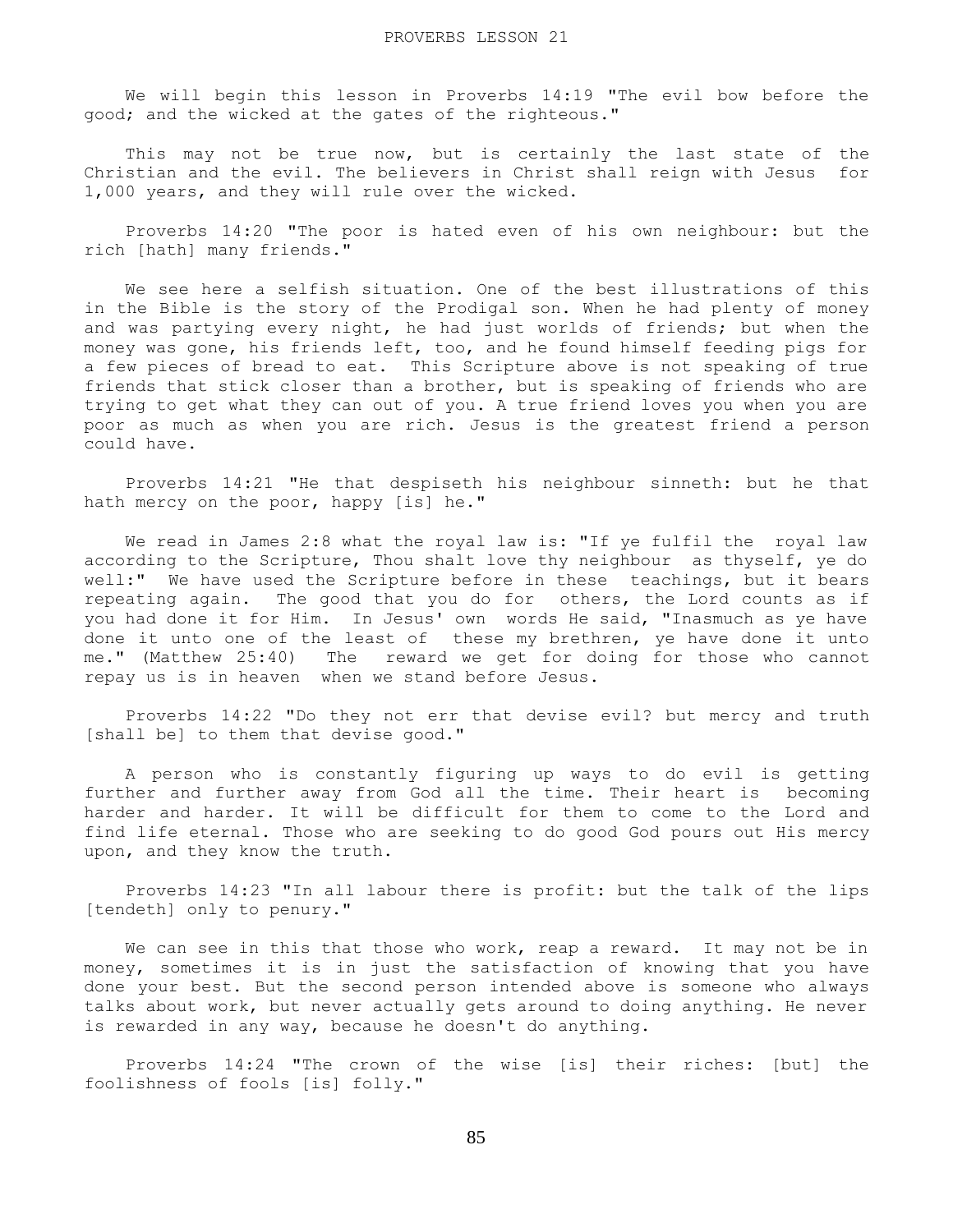# PROVERBS LESSON 21

We will begin this lesson in Proverbs 14:19 "The evil bow before the good; and the wicked at the gates of the righteous."

This may not be true now, but is certainly the last state of the Christian and the evil. The believers in Christ shall reign with Jesus for 1,000 years, and they will rule over the wicked.

Proverbs 14:20 "The poor is hated even of his own neighbour: but the rich [hath] many friends."

We see here a selfish situation. One of the best illustrations of this in the Bible is the story of the Prodigal son. When he had plenty of money and was partying every night, he had just worlds of friends; but when the money was gone, his friends left, too, and he found himself feeding pigs for a few pieces of bread to eat. This Scripture above is not speaking of true friends that stick closer than a brother, but is speaking of friends who are trying to get what they can out of you. A true friend loves you when you are poor as much as when you are rich. Jesus is the greatest friend a person could have.

Proverbs 14:21 "He that despiseth his neighbour sinneth: but he that hath mercy on the poor, happy [is] he."

We read in James 2:8 what the royal law is: "If ye fulfil the royal law according to the Scripture, Thou shalt love thy neighbour as thyself, ye do well:" We have used the Scripture before in these teachings, but it bears repeating again. The good that you do for others, the Lord counts as if you had done it for Him. In Jesus' own words He said, "Inasmuch as ye have done it unto one of the least of these my brethren, ye have done it unto me." (Matthew 25:40) The reward we get for doing for those who cannot repay us is in heaven when we stand before Jesus.

Proverbs 14:22 "Do they not err that devise evil? but mercy and truth [shall be] to them that devise good."

A person who is constantly figuring up ways to do evil is getting further and further away from God all the time. Their heart is becoming harder and harder. It will be difficult for them to come to the Lord and find life eternal. Those who are seeking to do good God pours out His mercy upon, and they know the truth.

Proverbs 14:23 "In all labour there is profit: but the talk of the lips [tendeth] only to penury."

We can see in this that those who work, reap a reward. It may not be in money, sometimes it is in just the satisfaction of knowing that you have done your best. But the second person intended above is someone who always talks about work, but never actually gets around to doing anything. He never is rewarded in any way, because he doesn't do anything.

Proverbs 14:24 "The crown of the wise [is] their riches: [but] the foolishness of fools [is] folly."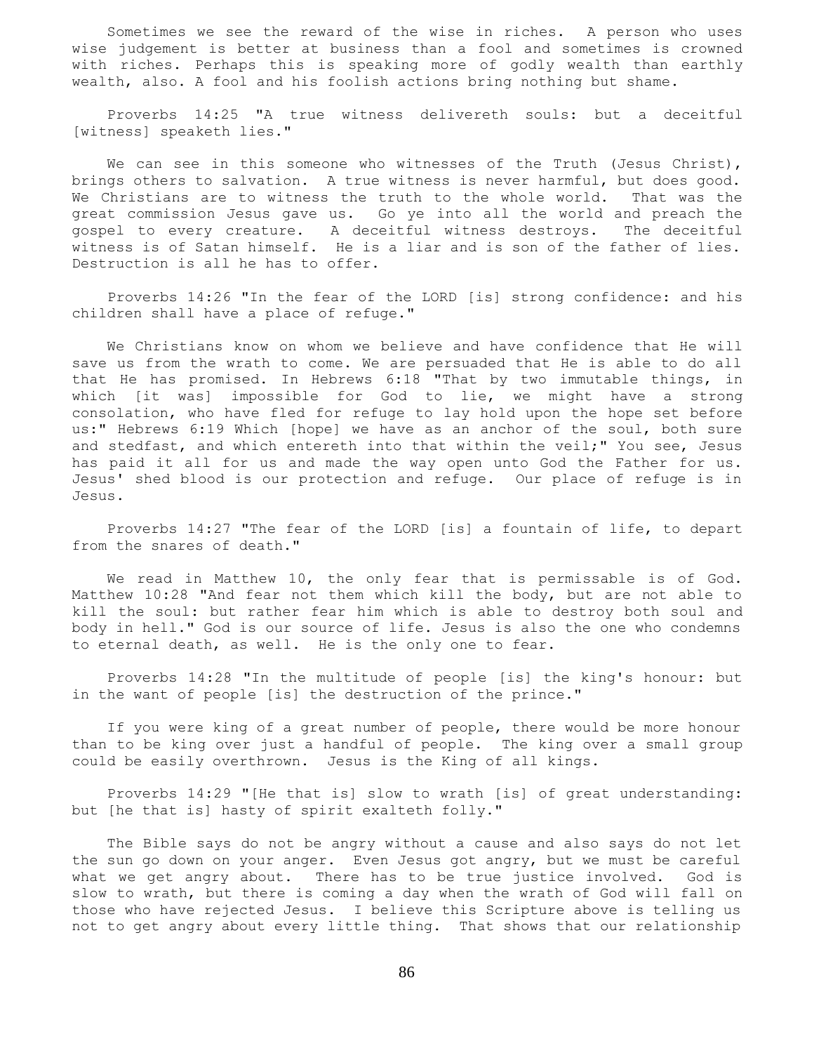Sometimes we see the reward of the wise in riches. A person who uses wise judgement is better at business than a fool and sometimes is crowned with riches. Perhaps this is speaking more of godly wealth than earthly wealth, also. A fool and his foolish actions bring nothing but shame.

Proverbs 14:25 "A true witness delivereth souls: but a deceitful [witness] speaketh lies."

We can see in this someone who witnesses of the Truth (Jesus Christ), brings others to salvation. A true witness is never harmful, but does good. We Christians are to witness the truth to the whole world. That was the great commission Jesus gave us. Go ye into all the world and preach the gospel to every creature. A deceitful witness destroys. The deceitful witness is of Satan himself. He is a liar and is son of the father of lies. Destruction is all he has to offer.

Proverbs 14:26 "In the fear of the LORD [is] strong confidence: and his children shall have a place of refuge."

We Christians know on whom we believe and have confidence that He will save us from the wrath to come. We are persuaded that He is able to do all that He has promised. In Hebrews 6:18 "That by two immutable things, in which [it was] impossible for God to lie, we might have a strong consolation, who have fled for refuge to lay hold upon the hope set before us:" Hebrews 6:19 Which [hope] we have as an anchor of the soul, both sure and stedfast, and which entereth into that within the veil;" You see, Jesus has paid it all for us and made the way open unto God the Father for us. Jesus' shed blood is our protection and refuge. Our place of refuge is in Jesus.

Proverbs 14:27 "The fear of the LORD [is] a fountain of life, to depart from the snares of death."

We read in Matthew 10, the only fear that is permissable is of God. Matthew 10:28 "And fear not them which kill the body, but are not able to kill the soul: but rather fear him which is able to destroy both soul and body in hell." God is our source of life. Jesus is also the one who condemns to eternal death, as well. He is the only one to fear.

Proverbs 14:28 "In the multitude of people [is] the king's honour: but in the want of people [is] the destruction of the prince."

If you were king of a great number of people, there would be more honour than to be king over just a handful of people. The king over a small group could be easily overthrown. Jesus is the King of all kings.

Proverbs 14:29 "[He that is] slow to wrath [is] of great understanding: but [he that is] hasty of spirit exalteth folly."

The Bible says do not be angry without a cause and also says do not let the sun go down on your anger. Even Jesus got angry, but we must be careful what we get angry about. There has to be true justice involved. God is slow to wrath, but there is coming a day when the wrath of God will fall on those who have rejected Jesus. I believe this Scripture above is telling us not to get angry about every little thing. That shows that our relationship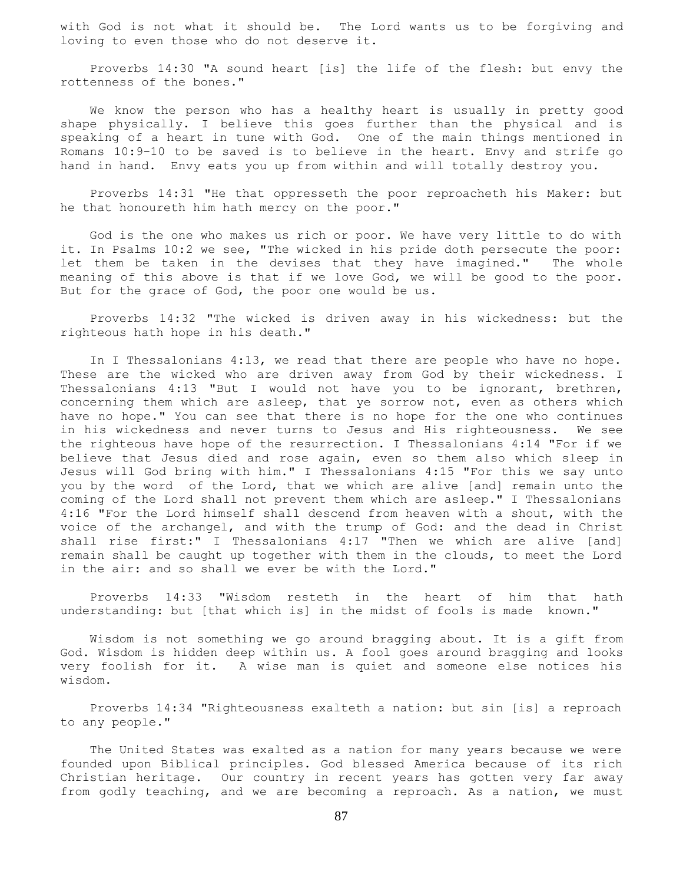with God is not what it should be. The Lord wants us to be forgiving and loving to even those who do not deserve it.

Proverbs 14:30 "A sound heart [is] the life of the flesh: but envy the rottenness of the bones."

We know the person who has a healthy heart is usually in pretty good shape physically. I believe this goes further than the physical and is speaking of a heart in tune with God. One of the main things mentioned in Romans 10:9-10 to be saved is to believe in the heart. Envy and strife go hand in hand. Envy eats you up from within and will totally destroy you.

Proverbs 14:31 "He that oppresseth the poor reproacheth his Maker: but he that honoureth him hath mercy on the poor."

God is the one who makes us rich or poor. We have very little to do with it. In Psalms 10:2 we see, "The wicked in his pride doth persecute the poor: let them be taken in the devises that they have imagined." The whole meaning of this above is that if we love God, we will be good to the poor. But for the grace of God, the poor one would be us.

Proverbs 14:32 "The wicked is driven away in his wickedness: but the righteous hath hope in his death."

In I Thessalonians 4:13, we read that there are people who have no hope. These are the wicked who are driven away from God by their wickedness. I Thessalonians 4:13 "But I would not have you to be ignorant, brethren, concerning them which are asleep, that ye sorrow not, even as others which have no hope." You can see that there is no hope for the one who continues in his wickedness and never turns to Jesus and His righteousness. We see the righteous have hope of the resurrection. I Thessalonians 4:14 "For if we believe that Jesus died and rose again, even so them also which sleep in Jesus will God bring with him." I Thessalonians 4:15 "For this we say unto you by the word of the Lord, that we which are alive [and] remain unto the coming of the Lord shall not prevent them which are asleep." I Thessalonians 4:16 "For the Lord himself shall descend from heaven with a shout, with the voice of the archangel, and with the trump of God: and the dead in Christ shall rise first:" I Thessalonians 4:17 "Then we which are alive [and] remain shall be caught up together with them in the clouds, to meet the Lord in the air: and so shall we ever be with the Lord."

Proverbs 14:33 "Wisdom resteth in the heart of him that hath understanding: but [that which is] in the midst of fools is made known."

Wisdom is not something we go around bragging about. It is a gift from God. Wisdom is hidden deep within us. A fool goes around bragging and looks very foolish for it. A wise man is quiet and someone else notices his wisdom.

Proverbs 14:34 "Righteousness exalteth a nation: but sin [is] a reproach to any people."

The United States was exalted as a nation for many years because we were founded upon Biblical principles. God blessed America because of its rich Christian heritage. Our country in recent years has gotten very far away from godly teaching, and we are becoming a reproach. As a nation, we must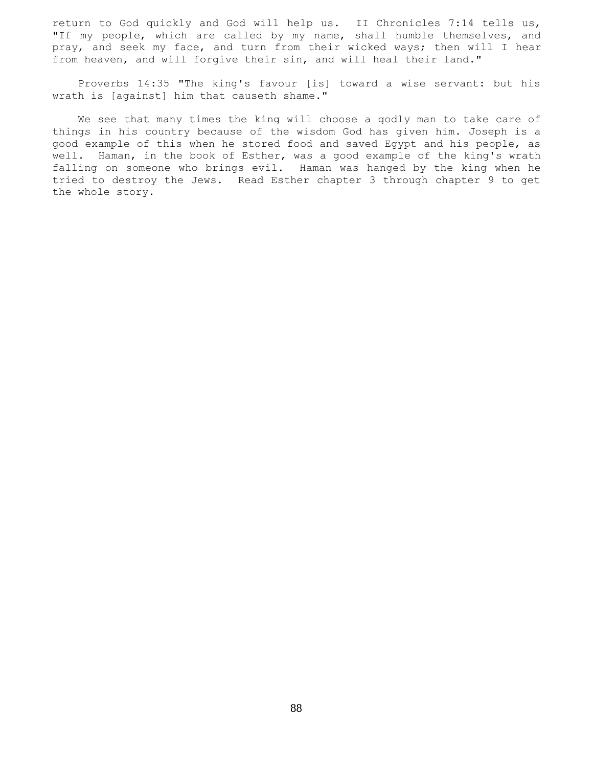return to God quickly and God will help us. II Chronicles 7:14 tells us, "If my people, which are called by my name, shall humble themselves, and pray, and seek my face, and turn from their wicked ways; then will I hear from heaven, and will forgive their sin, and will heal their land."

Proverbs 14:35 "The king's favour [is] toward a wise servant: but his wrath is [against] him that causeth shame."

We see that many times the king will choose a godly man to take care of things in his country because of the wisdom God has given him. Joseph is a good example of this when he stored food and saved Egypt and his people, as well. Haman, in the book of Esther, was a good example of the king's wrath falling on someone who brings evil. Haman was hanged by the king when he tried to destroy the Jews. Read Esther chapter 3 through chapter 9 to get the whole story.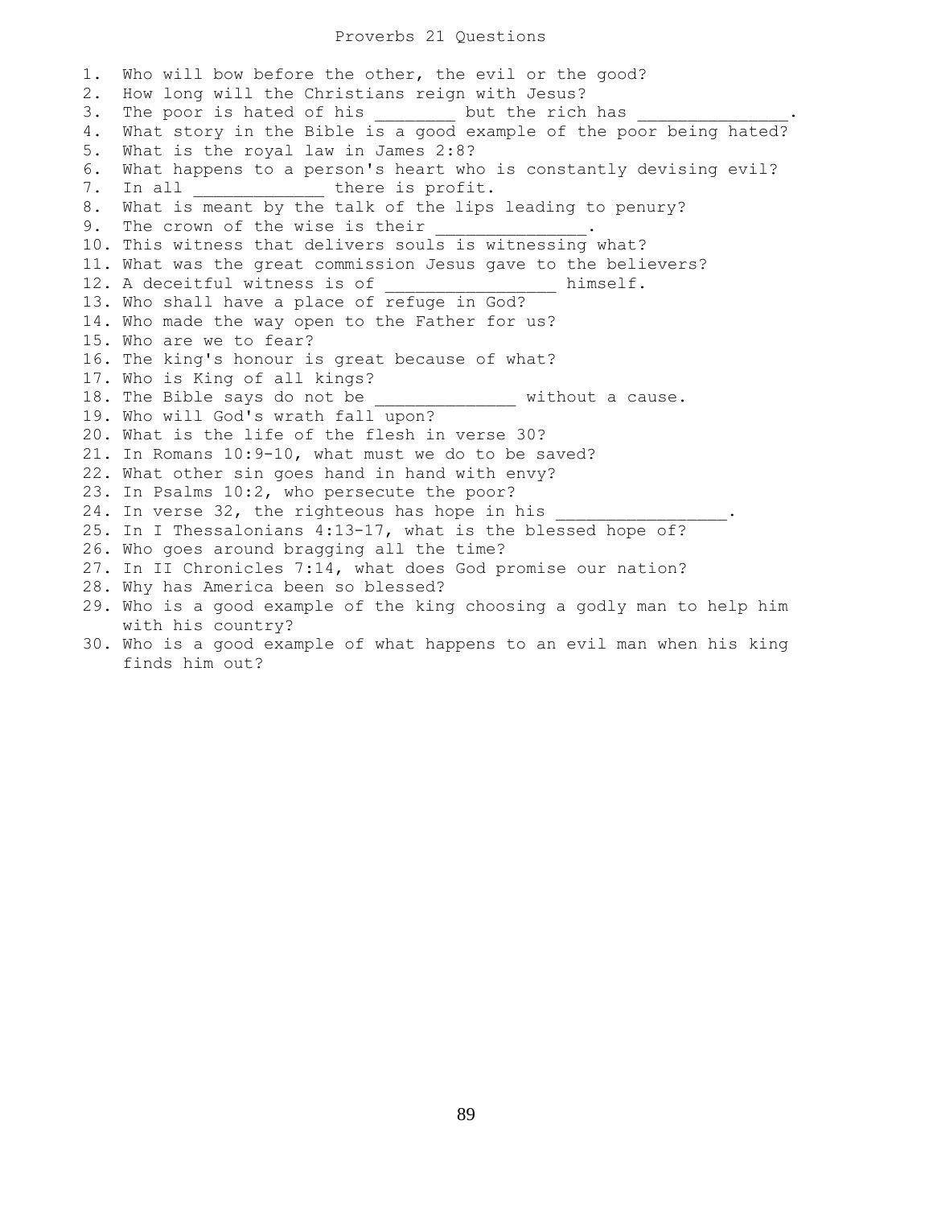# Proverbs 21 Questions

1. Who will bow before the other, the evil or the good?
2. How long will the Christians reign with Jesus?
3. The poor is hated of his ________ but the rich has _______________.
4. What story in the Bible is a good example of the poor being hated?
5. What is the royal law in James 2:8?
6. What happens to a person's heart who is constantly devising evil?
7. In all _____________ there is profit.
8. What is meant by the talk of the lips leading to penury?
9. The crown of the wise is their _______________.
10. This witness that delivers souls is witnessing what?
11. What was the great commission Jesus gave to the believers?
12. A deceitful witness is of _________________ himself.
13. Who shall have a place of refuge in God?
14. Who made the way open to the Father for us?
15. Who are we to fear?
16. The king's honour is great because of what?
17. Who is King of all kings?
18. The Bible says do not be ______________ without a cause.
19. Who will God's wrath fall upon?
20. What is the life of the flesh in verse 30?
21. In Romans 10:9-10, what must we do to be saved?
22. What other sin goes hand in hand with envy?
23. In Psalms 10:2, who persecute the poor?
24. In verse 32, the righteous has hope in his _________________.
25. In I Thessalonians 4:13-17, what is the blessed hope of?
26. Who goes around bragging all the time?
27. In II Chronicles 7:14, what does God promise our nation?
28. Why has America been so blessed?
29. Who is a good example of the king choosing a godly man to help him with his country?
30. Who is a good example of what happens to an evil man when his king finds him out?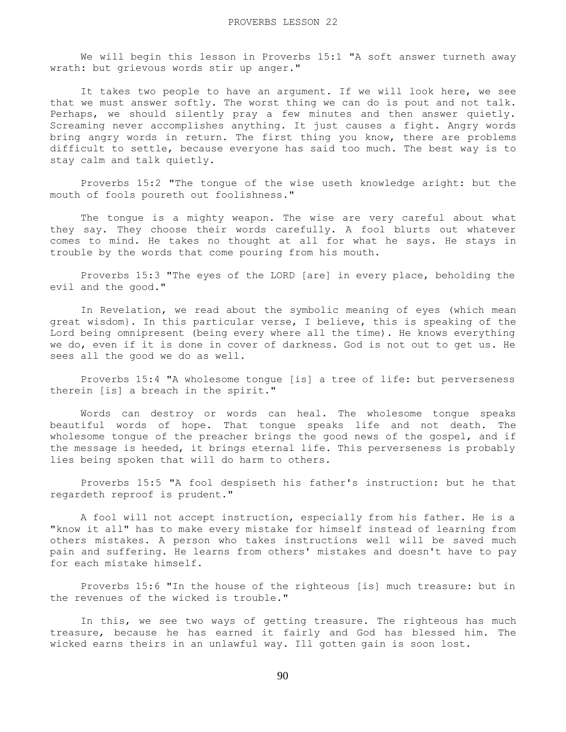PROVERBS LESSON 22

We will begin this lesson in Proverbs 15:1 "A soft answer turneth away wrath: but grievous words stir up anger."

It takes two people to have an argument. If we will look here, we see that we must answer softly. The worst thing we can do is pout and not talk. Perhaps, we should silently pray a few minutes and then answer quietly. Screaming never accomplishes anything. It just causes a fight. Angry words bring angry words in return. The first thing you know, there are problems difficult to settle, because everyone has said too much. The best way is to stay calm and talk quietly.

Proverbs 15:2 "The tongue of the wise useth knowledge aright: but the mouth of fools poureth out foolishness."

The tongue is a mighty weapon. The wise are very careful about what they say. They choose their words carefully. A fool blurts out whatever comes to mind. He takes no thought at all for what he says. He stays in trouble by the words that come pouring from his mouth.

Proverbs 15:3 "The eyes of the LORD [are] in every place, beholding the evil and the good."

In Revelation, we read about the symbolic meaning of eyes (which mean great wisdom}. In this particular verse, I believe, this is speaking of the Lord being omnipresent (being every where all the time). He knows everything we do, even if it is done in cover of darkness. God is not out to get us. He sees all the good we do as well.

Proverbs 15:4 "A wholesome tongue [is] a tree of life: but perverseness therein [is] a breach in the spirit."

Words can destroy or words can heal. The wholesome tongue speaks beautiful words of hope. That tongue speaks life and not death. The wholesome tongue of the preacher brings the good news of the gospel, and if the message is heeded, it brings eternal life. This perverseness is probably lies being spoken that will do harm to others.

Proverbs 15:5 "A fool despiseth his father's instruction: but he that regardeth reproof is prudent."

A fool will not accept instruction, especially from his father. He is a "know it all" has to make every mistake for himself instead of learning from others mistakes. A person who takes instructions well will be saved much pain and suffering. He learns from others' mistakes and doesn't have to pay for each mistake himself.

Proverbs 15:6 "In the house of the righteous [is] much treasure: but in the revenues of the wicked is trouble."

In this, we see two ways of getting treasure. The righteous has much treasure, because he has earned it fairly and God has blessed him. The wicked earns theirs in an unlawful way. Ill gotten gain is soon lost.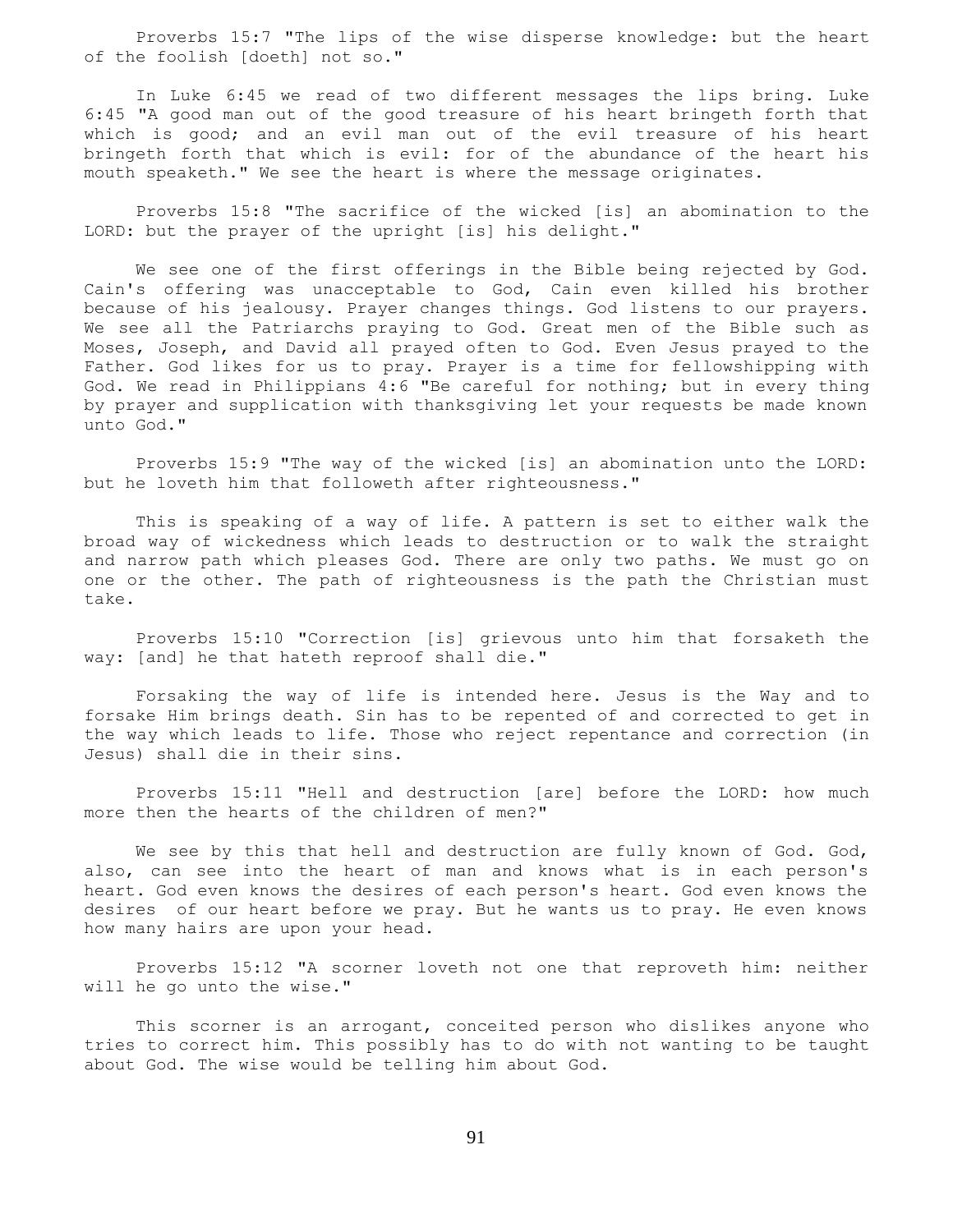Proverbs 15:7 "The lips of the wise disperse knowledge: but the heart of the foolish [doeth] not so."

In Luke 6:45 we read of two different messages the lips bring. Luke 6:45 "A good man out of the good treasure of his heart bringeth forth that which is good; and an evil man out of the evil treasure of his heart bringeth forth that which is evil: for of the abundance of the heart his mouth speaketh." We see the heart is where the message originates.

Proverbs 15:8 "The sacrifice of the wicked [is] an abomination to the LORD: but the prayer of the upright [is] his delight."

We see one of the first offerings in the Bible being rejected by God. Cain's offering was unacceptable to God, Cain even killed his brother because of his jealousy. Prayer changes things. God listens to our prayers. We see all the Patriarchs praying to God. Great men of the Bible such as Moses, Joseph, and David all prayed often to God. Even Jesus prayed to the Father. God likes for us to pray. Prayer is a time for fellowshipping with God. We read in Philippians 4:6 "Be careful for nothing; but in every thing by prayer and supplication with thanksgiving let your requests be made known unto God."

Proverbs 15:9 "The way of the wicked [is] an abomination unto the LORD: but he loveth him that followeth after righteousness."

This is speaking of a way of life. A pattern is set to either walk the broad way of wickedness which leads to destruction or to walk the straight and narrow path which pleases God. There are only two paths. We must go on one or the other. The path of righteousness is the path the Christian must take.

Proverbs 15:10 "Correction [is] grievous unto him that forsaketh the way: [and] he that hateth reproof shall die."

Forsaking the way of life is intended here. Jesus is the Way and to forsake Him brings death. Sin has to be repented of and corrected to get in the way which leads to life. Those who reject repentance and correction (in Jesus) shall die in their sins.

Proverbs 15:11 "Hell and destruction [are] before the LORD: how much more then the hearts of the children of men?"

We see by this that hell and destruction are fully known of God. God, also, can see into the heart of man and knows what is in each person's heart. God even knows the desires of each person's heart. God even knows the desires of our heart before we pray. But he wants us to pray. He even knows how many hairs are upon your head.

Proverbs 15:12 "A scorner loveth not one that reproveth him: neither will he go unto the wise."

This scorner is an arrogant, conceited person who dislikes anyone who tries to correct him. This possibly has to do with not wanting to be taught about God. The wise would be telling him about God.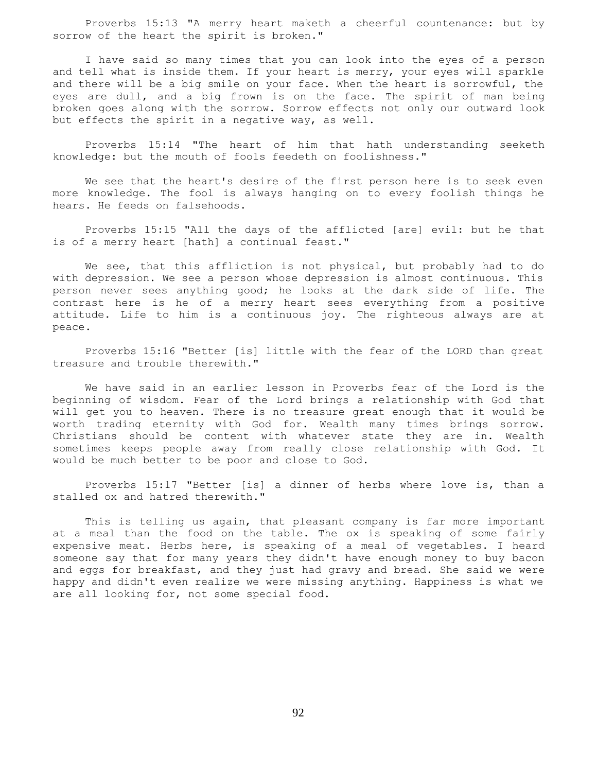Proverbs 15:13 "A merry heart maketh a cheerful countenance: but by sorrow of the heart the spirit is broken."

I have said so many times that you can look into the eyes of a person and tell what is inside them. If your heart is merry, your eyes will sparkle and there will be a big smile on your face. When the heart is sorrowful, the eyes are dull, and a big frown is on the face. The spirit of man being broken goes along with the sorrow. Sorrow effects not only our outward look but effects the spirit in a negative way, as well.

Proverbs 15:14 "The heart of him that hath understanding seeketh knowledge: but the mouth of fools feedeth on foolishness."

We see that the heart's desire of the first person here is to seek even more knowledge. The fool is always hanging on to every foolish things he hears. He feeds on falsehoods.

Proverbs 15:15 "All the days of the afflicted [are] evil: but he that is of a merry heart [hath] a continual feast."

We see, that this affliction is not physical, but probably had to do with depression. We see a person whose depression is almost continuous. This person never sees anything good; he looks at the dark side of life. The contrast here is he of a merry heart sees everything from a positive attitude. Life to him is a continuous joy. The righteous always are at peace.

Proverbs 15:16 "Better [is] little with the fear of the LORD than great treasure and trouble therewith."

We have said in an earlier lesson in Proverbs fear of the Lord is the beginning of wisdom. Fear of the Lord brings a relationship with God that will get you to heaven. There is no treasure great enough that it would be worth trading eternity with God for. Wealth many times brings sorrow. Christians should be content with whatever state they are in. Wealth sometimes keeps people away from really close relationship with God. It would be much better to be poor and close to God.

Proverbs 15:17 "Better [is] a dinner of herbs where love is, than a stalled ox and hatred therewith."

This is telling us again, that pleasant company is far more important at a meal than the food on the table. The ox is speaking of some fairly expensive meat. Herbs here, is speaking of a meal of vegetables. I heard someone say that for many years they didn't have enough money to buy bacon and eggs for breakfast, and they just had gravy and bread. She said we were happy and didn't even realize we were missing anything. Happiness is what we are all looking for, not some special food.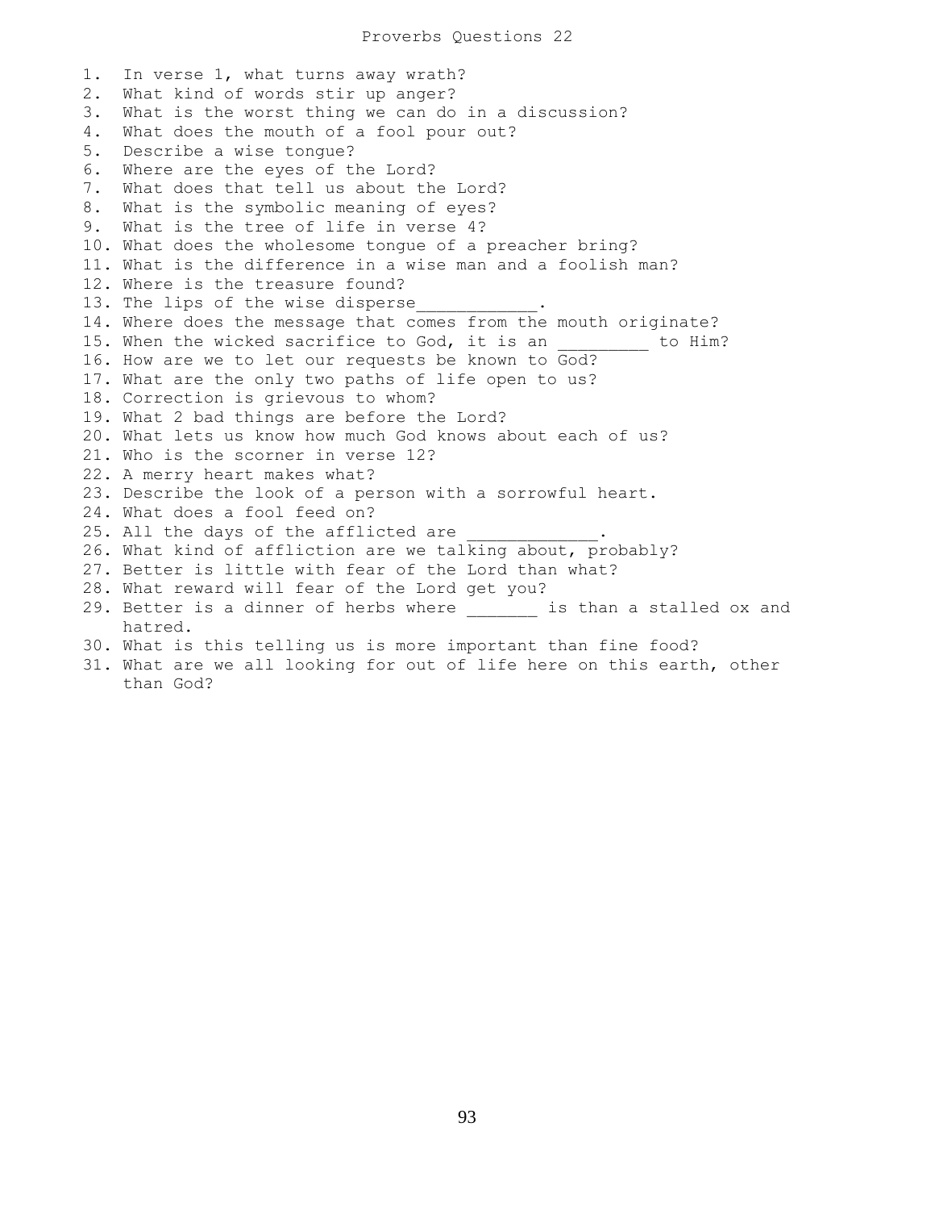# Proverbs Questions 22

1. In verse 1, what turns away wrath?
2. What kind of words stir up anger?
3. What is the worst thing we can do in a discussion?
4. What does the mouth of a fool pour out?
5. Describe a wise tongue?
6. Where are the eyes of the Lord?
7. What does that tell us about the Lord?
8. What is the symbolic meaning of eyes?
9. What is the tree of life in verse 4?
10. What does the wholesome tongue of a preacher bring?
11. What is the difference in a wise man and a foolish man?
12. Where is the treasure found?
13. The lips of the wise disperse___________.
14. Where does the message that comes from the mouth originate?
15. When the wicked sacrifice to God, it is an _________ to Him?
16. How are we to let our requests be known to God?
17. What are the only two paths of life open to us?
18. Correction is grievous to whom?
19. What 2 bad things are before the Lord?
20. What lets us know how much God knows about each of us?
21. Who is the scorner in verse 12?
22. A merry heart makes what?
23. Describe the look of a person with a sorrowful heart.
24. What does a fool feed on?
25. All the days of the afflicted are _____________.
26. What kind of affliction are we talking about, probably?
27. Better is little with fear of the Lord than what?
28. What reward will fear of the Lord get you?
29. Better is a dinner of herbs where _______ is than a stalled ox and hatred.
30. What is this telling us is more important than fine food?
31. What are we all looking for out of life here on this earth, other than God?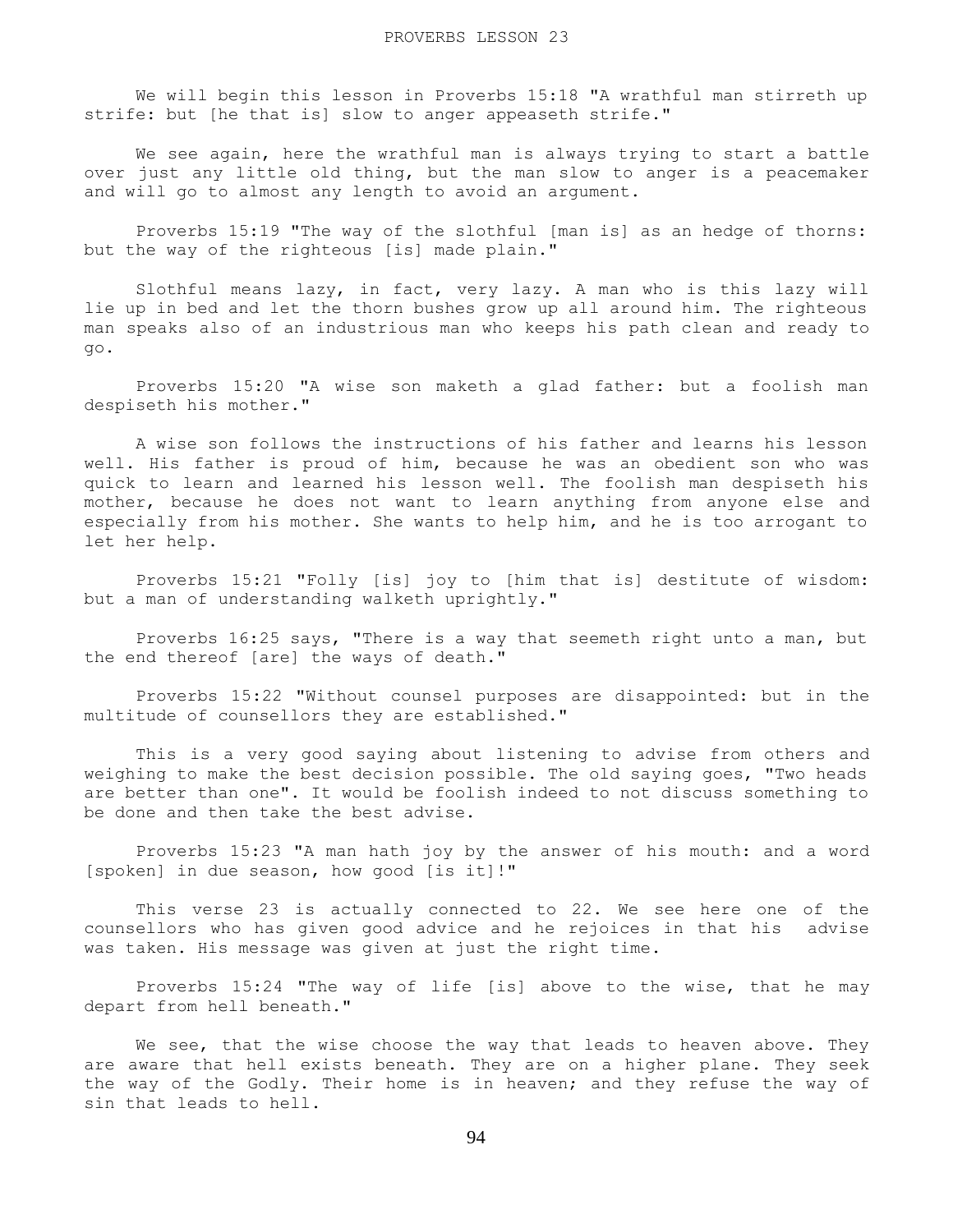# PROVERBS LESSON 23

We will begin this lesson in Proverbs 15:18 "A wrathful man stirreth up strife: but [he that is] slow to anger appeaseth strife."

We see again, here the wrathful man is always trying to start a battle over just any little old thing, but the man slow to anger is a peacemaker and will go to almost any length to avoid an argument.

Proverbs 15:19 "The way of the slothful [man is] as an hedge of thorns: but the way of the righteous [is] made plain."

Slothful means lazy, in fact, very lazy. A man who is this lazy will lie up in bed and let the thorn bushes grow up all around him. The righteous man speaks also of an industrious man who keeps his path clean and ready to go.

Proverbs 15:20 "A wise son maketh a glad father: but a foolish man despiseth his mother."

A wise son follows the instructions of his father and learns his lesson well. His father is proud of him, because he was an obedient son who was quick to learn and learned his lesson well. The foolish man despiseth his mother, because he does not want to learn anything from anyone else and especially from his mother. She wants to help him, and he is too arrogant to let her help.

Proverbs 15:21 "Folly [is] joy to [him that is] destitute of wisdom: but a man of understanding walketh uprightly."

Proverbs 16:25 says, "There is a way that seemeth right unto a man, but the end thereof [are] the ways of death."

Proverbs 15:22 "Without counsel purposes are disappointed: but in the multitude of counsellors they are established."

This is a very good saying about listening to advise from others and weighing to make the best decision possible. The old saying goes, "Two heads are better than one". It would be foolish indeed to not discuss something to be done and then take the best advise.

Proverbs 15:23 "A man hath joy by the answer of his mouth: and a word [spoken] in due season, how good [is it]!"

This verse 23 is actually connected to 22. We see here one of the counsellors who has given good advice and he rejoices in that his advise was taken. His message was given at just the right time.

Proverbs 15:24 "The way of life [is] above to the wise, that he may depart from hell beneath."

We see, that the wise choose the way that leads to heaven above. They are aware that hell exists beneath. They are on a higher plane. They seek the way of the Godly. Their home is in heaven; and they refuse the way of sin that leads to hell.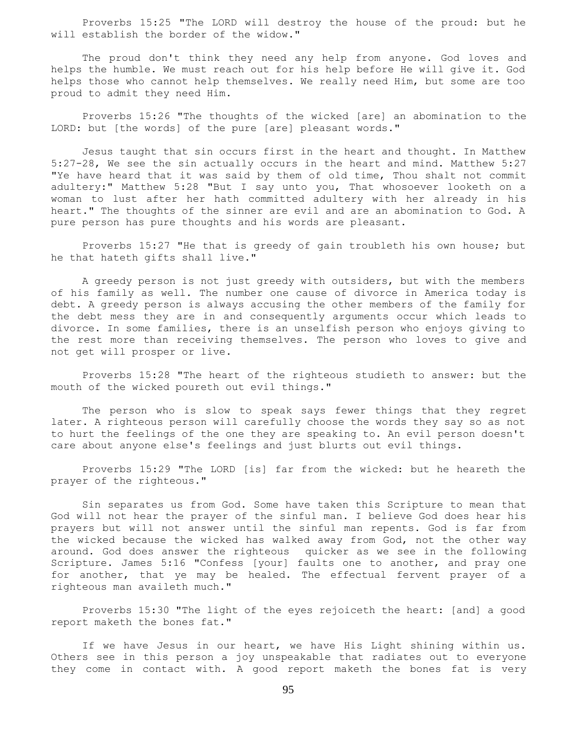Proverbs 15:25 "The LORD will destroy the house of the proud: but he will establish the border of the widow."

The proud don't think they need any help from anyone. God loves and helps the humble. We must reach out for his help before He will give it. God helps those who cannot help themselves. We really need Him, but some are too proud to admit they need Him.

Proverbs 15:26 "The thoughts of the wicked [are] an abomination to the LORD: but [the words] of the pure [are] pleasant words."

Jesus taught that sin occurs first in the heart and thought. In Matthew 5:27-28, We see the sin actually occurs in the heart and mind. Matthew 5:27 "Ye have heard that it was said by them of old time, Thou shalt not commit adultery:" Matthew 5:28 "But I say unto you, That whosoever looketh on a woman to lust after her hath committed adultery with her already in his heart." The thoughts of the sinner are evil and are an abomination to God. A pure person has pure thoughts and his words are pleasant.

Proverbs 15:27 "He that is greedy of gain troubleth his own house; but he that hateth gifts shall live."

A greedy person is not just greedy with outsiders, but with the members of his family as well. The number one cause of divorce in America today is debt. A greedy person is always accusing the other members of the family for the debt mess they are in and consequently arguments occur which leads to divorce. In some families, there is an unselfish person who enjoys giving to the rest more than receiving themselves. The person who loves to give and not get will prosper or live.

Proverbs 15:28 "The heart of the righteous studieth to answer: but the mouth of the wicked poureth out evil things."

The person who is slow to speak says fewer things that they regret later. A righteous person will carefully choose the words they say so as not to hurt the feelings of the one they are speaking to. An evil person doesn't care about anyone else's feelings and just blurts out evil things.

Proverbs 15:29 "The LORD [is] far from the wicked: but he heareth the prayer of the righteous."

Sin separates us from God. Some have taken this Scripture to mean that God will not hear the prayer of the sinful man. I believe God does hear his prayers but will not answer until the sinful man repents. God is far from the wicked because the wicked has walked away from God, not the other way around. God does answer the righteous quicker as we see in the following Scripture. James 5:16 "Confess [your] faults one to another, and pray one for another, that ye may be healed. The effectual fervent prayer of a righteous man availeth much."

Proverbs 15:30 "The light of the eyes rejoiceth the heart: [and] a good report maketh the bones fat."

If we have Jesus in our heart, we have His Light shining within us. Others see in this person a joy unspeakable that radiates out to everyone they come in contact with. A good report maketh the bones fat is very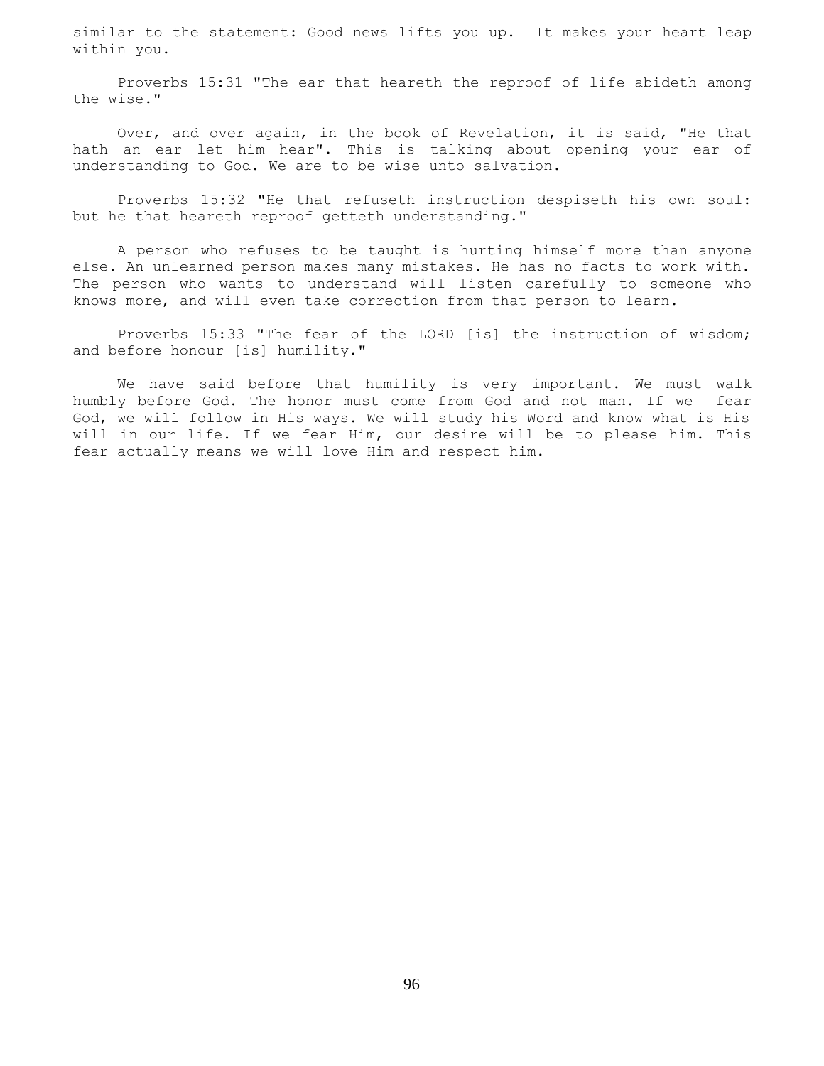similar to the statement: Good news lifts you up. It makes your heart leap within you.

Proverbs 15:31 "The ear that heareth the reproof of life abideth among the wise."

Over, and over again, in the book of Revelation, it is said, "He that hath an ear let him hear". This is talking about opening your ear of understanding to God. We are to be wise unto salvation.

Proverbs 15:32 "He that refuseth instruction despiseth his own soul: but he that heareth reproof getteth understanding."

A person who refuses to be taught is hurting himself more than anyone else. An unlearned person makes many mistakes. He has no facts to work with. The person who wants to understand will listen carefully to someone who knows more, and will even take correction from that person to learn.

Proverbs 15:33 "The fear of the LORD [is] the instruction of wisdom; and before honour [is] humility."

We have said before that humility is very important. We must walk humbly before God. The honor must come from God and not man. If we fear God, we will follow in His ways. We will study his Word and know what is His will in our life. If we fear Him, our desire will be to please him. This fear actually means we will love Him and respect him.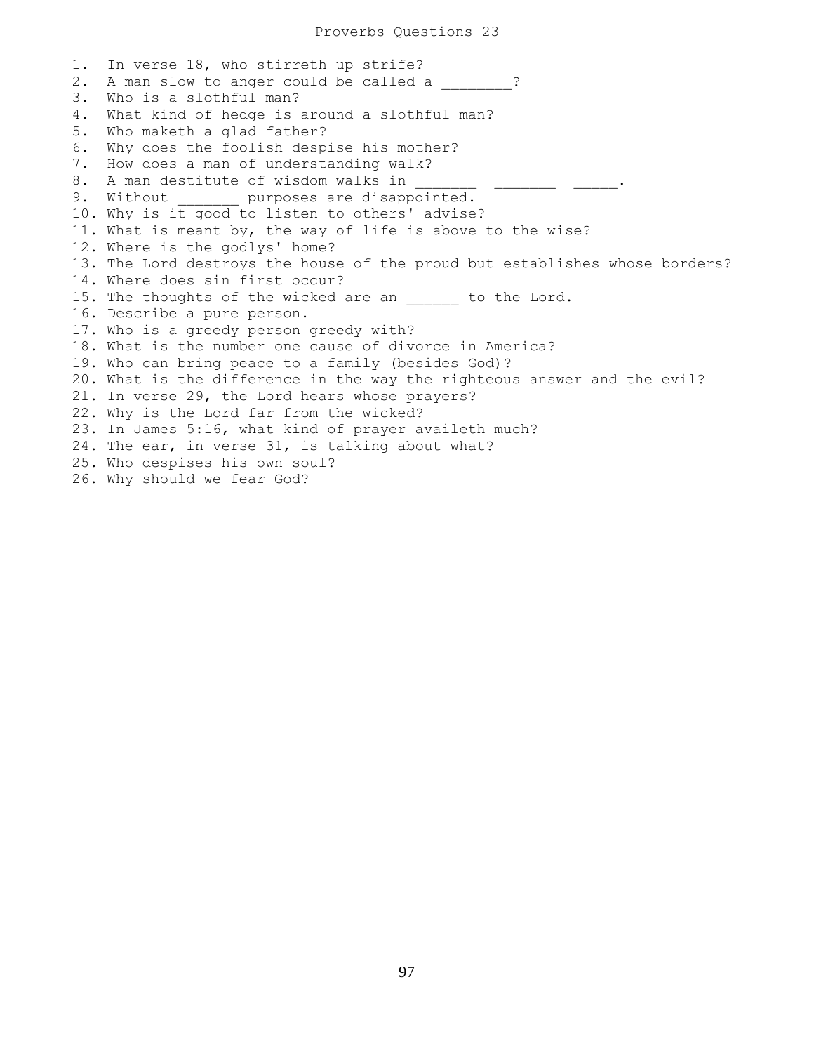# Proverbs Questions 23

1. In verse 18, who stirreth up strife?
2. A man slow to anger could be called a ________?
3. Who is a slothful man?
4. What kind of hedge is around a slothful man?
5. Who maketh a glad father?
6. Why does the foolish despise his mother?
7. How does a man of understanding walk?
8. A man destitute of wisdom walks in _______ _______ _____.
9. Without _______ purposes are disappointed.
10. Why is it good to listen to others' advise?
11. What is meant by, the way of life is above to the wise?
12. Where is the godlys' home?
13. The Lord destroys the house of the proud but establishes whose borders?
14. Where does sin first occur?
15. The thoughts of the wicked are an ______ to the Lord.
16. Describe a pure person.
17. Who is a greedy person greedy with?
18. What is the number one cause of divorce in America?
19. Who can bring peace to a family (besides God)?
20. What is the difference in the way the righteous answer and the evil?
21. In verse 29, the Lord hears whose prayers?
22. Why is the Lord far from the wicked?
23. In James 5:16, what kind of prayer availeth much?
24. The ear, in verse 31, is talking about what?
25. Who despises his own soul?
26. Why should we fear God?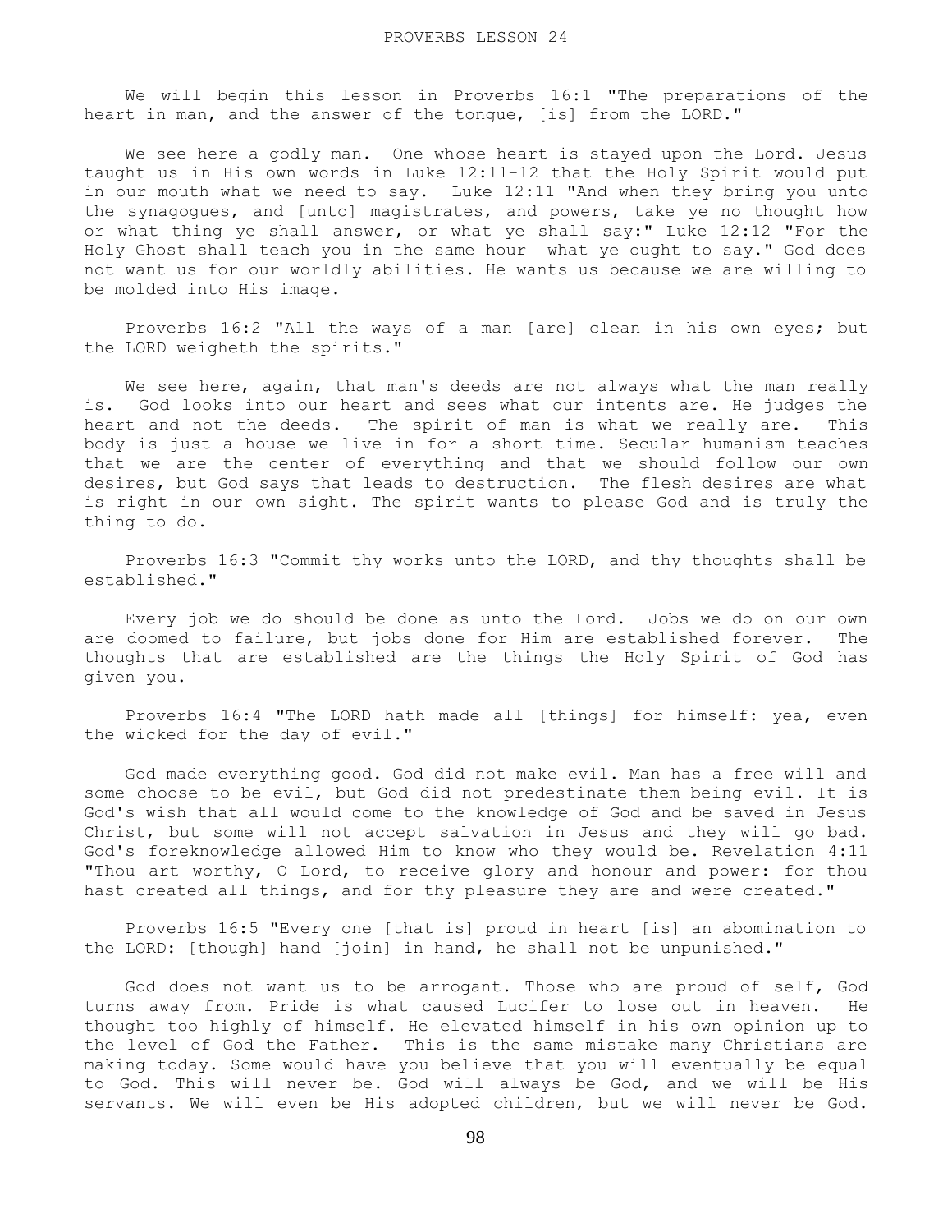# PROVERBS LESSON 24

We will begin this lesson in Proverbs 16:1 "The preparations of the heart in man, and the answer of the tongue, [is] from the LORD."

We see here a godly man. One whose heart is stayed upon the Lord. Jesus taught us in His own words in Luke 12:11-12 that the Holy Spirit would put in our mouth what we need to say. Luke 12:11 "And when they bring you unto the synagogues, and [unto] magistrates, and powers, take ye no thought how or what thing ye shall answer, or what ye shall say:" Luke 12:12 "For the Holy Ghost shall teach you in the same hour what ye ought to say." God does not want us for our worldly abilities. He wants us because we are willing to be molded into His image.

Proverbs 16:2 "All the ways of a man [are] clean in his own eyes; but the LORD weigheth the spirits."

We see here, again, that man's deeds are not always what the man really is. God looks into our heart and sees what our intents are. He judges the heart and not the deeds. The spirit of man is what we really are. This body is just a house we live in for a short time. Secular humanism teaches that we are the center of everything and that we should follow our own desires, but God says that leads to destruction. The flesh desires are what is right in our own sight. The spirit wants to please God and is truly the thing to do.

Proverbs 16:3 "Commit thy works unto the LORD, and thy thoughts shall be established."

Every job we do should be done as unto the Lord. Jobs we do on our own are doomed to failure, but jobs done for Him are established forever. The thoughts that are established are the things the Holy Spirit of God has given you.

Proverbs 16:4 "The LORD hath made all [things] for himself: yea, even the wicked for the day of evil."

God made everything good. God did not make evil. Man has a free will and some choose to be evil, but God did not predestinate them being evil. It is God's wish that all would come to the knowledge of God and be saved in Jesus Christ, but some will not accept salvation in Jesus and they will go bad. God's foreknowledge allowed Him to know who they would be. Revelation 4:11 "Thou art worthy, O Lord, to receive glory and honour and power: for thou hast created all things, and for thy pleasure they are and were created."

Proverbs 16:5 "Every one [that is] proud in heart [is] an abomination to the LORD: [though] hand [join] in hand, he shall not be unpunished."

God does not want us to be arrogant. Those who are proud of self, God turns away from. Pride is what caused Lucifer to lose out in heaven. He thought too highly of himself. He elevated himself in his own opinion up to the level of God the Father. This is the same mistake many Christians are making today. Some would have you believe that you will eventually be equal to God. This will never be. God will always be God, and we will be His servants. We will even be His adopted children, but we will never be God.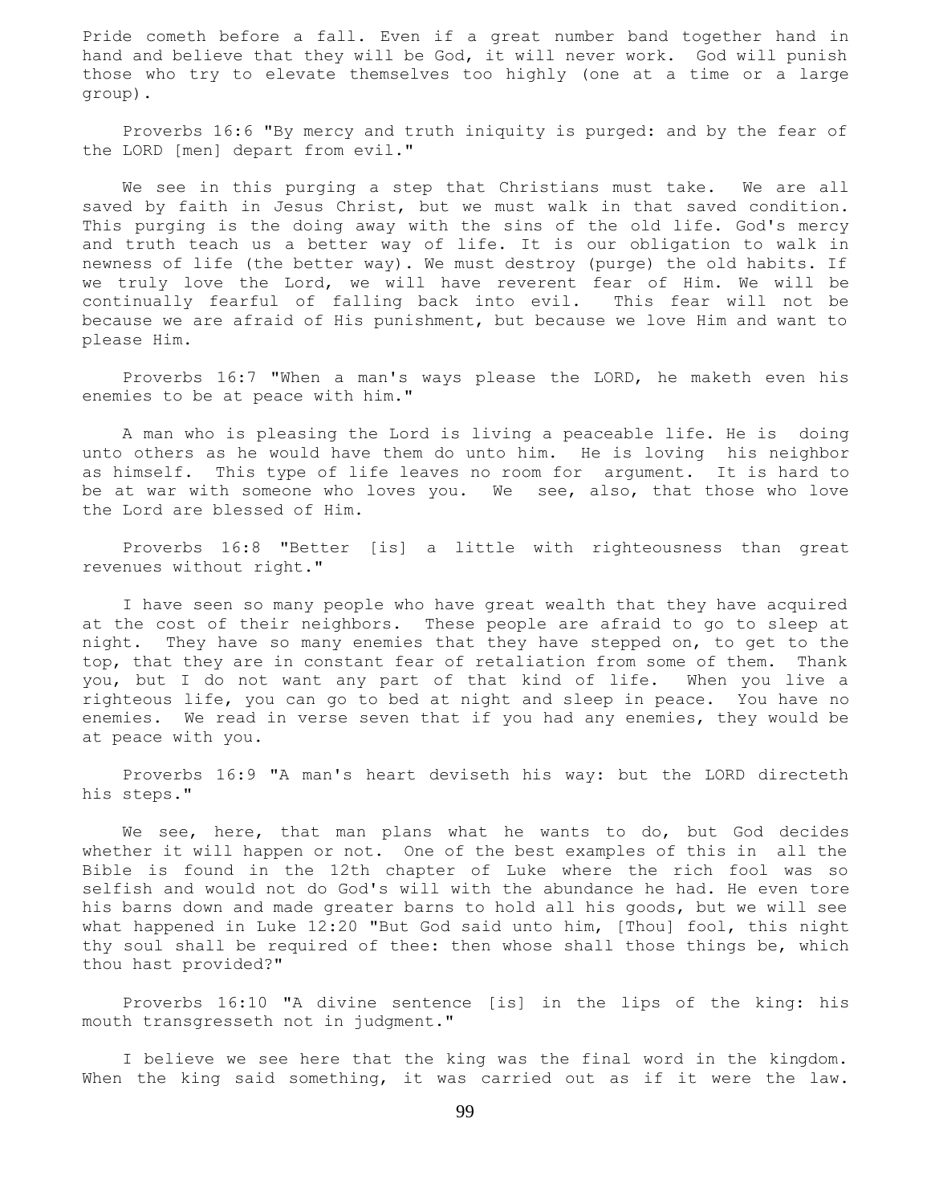Pride cometh before a fall. Even if a great number band together hand in hand and believe that they will be God, it will never work. God will punish those who try to elevate themselves too highly (one at a time or a large group).

Proverbs 16:6 "By mercy and truth iniquity is purged: and by the fear of the LORD [men] depart from evil."

We see in this purging a step that Christians must take. We are all saved by faith in Jesus Christ, but we must walk in that saved condition. This purging is the doing away with the sins of the old life. God's mercy and truth teach us a better way of life. It is our obligation to walk in newness of life (the better way). We must destroy (purge) the old habits. If we truly love the Lord, we will have reverent fear of Him. We will be continually fearful of falling back into evil. This fear will not be because we are afraid of His punishment, but because we love Him and want to please Him.

Proverbs 16:7 "When a man's ways please the LORD, he maketh even his enemies to be at peace with him."

A man who is pleasing the Lord is living a peaceable life. He is doing unto others as he would have them do unto him. He is loving his neighbor as himself. This type of life leaves no room for argument. It is hard to be at war with someone who loves you. We see, also, that those who love the Lord are blessed of Him.

Proverbs 16:8 "Better [is] a little with righteousness than great revenues without right."

I have seen so many people who have great wealth that they have acquired at the cost of their neighbors. These people are afraid to go to sleep at night. They have so many enemies that they have stepped on, to get to the top, that they are in constant fear of retaliation from some of them. Thank you, but I do not want any part of that kind of life. When you live a righteous life, you can go to bed at night and sleep in peace. You have no enemies. We read in verse seven that if you had any enemies, they would be at peace with you.

Proverbs 16:9 "A man's heart deviseth his way: but the LORD directeth his steps."

We see, here, that man plans what he wants to do, but God decides whether it will happen or not. One of the best examples of this in all the Bible is found in the 12th chapter of Luke where the rich fool was so selfish and would not do God's will with the abundance he had. He even tore his barns down and made greater barns to hold all his goods, but we will see what happened in Luke 12:20 "But God said unto him, [Thou] fool, this night thy soul shall be required of thee: then whose shall those things be, which thou hast provided?"

Proverbs 16:10 "A divine sentence [is] in the lips of the king: his mouth transgresseth not in judgment."

I believe we see here that the king was the final word in the kingdom. When the king said something, it was carried out as if it were the law.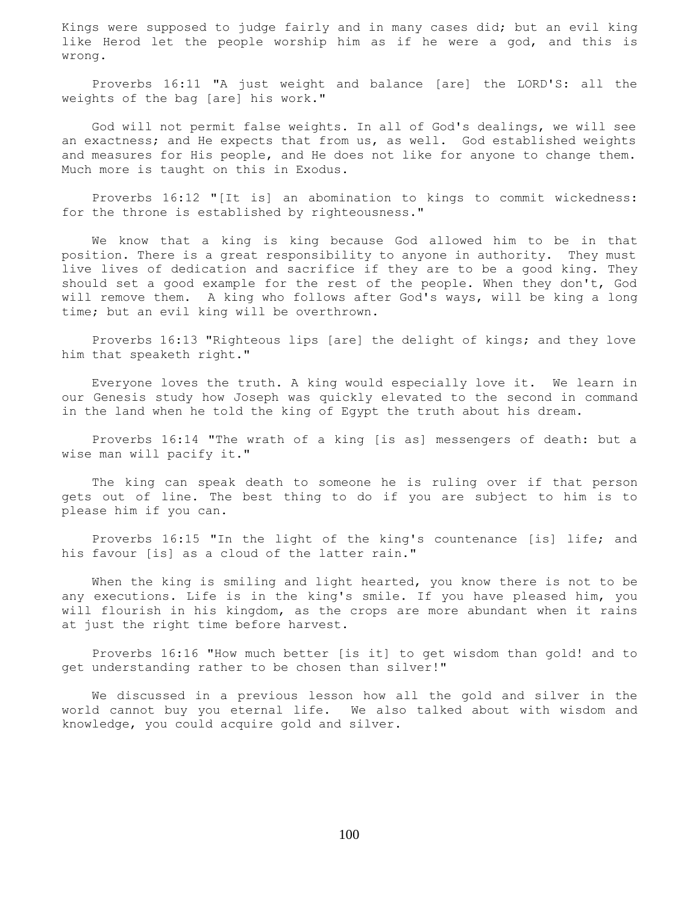Kings were supposed to judge fairly and in many cases did; but an evil king like Herod let the people worship him as if he were a god, and this is wrong.

Proverbs 16:11 "A just weight and balance [are] the LORD'S: all the weights of the bag [are] his work."

God will not permit false weights. In all of God's dealings, we will see an exactness; and He expects that from us, as well. God established weights and measures for His people, and He does not like for anyone to change them. Much more is taught on this in Exodus.

Proverbs 16:12 "[It is] an abomination to kings to commit wickedness: for the throne is established by righteousness."

We know that a king is king because God allowed him to be in that position. There is a great responsibility to anyone in authority. They must live lives of dedication and sacrifice if they are to be a good king. They should set a good example for the rest of the people. When they don't, God will remove them. A king who follows after God's ways, will be king a long time; but an evil king will be overthrown.

Proverbs 16:13 "Righteous lips [are] the delight of kings; and they love him that speaketh right."

Everyone loves the truth. A king would especially love it. We learn in our Genesis study how Joseph was quickly elevated to the second in command in the land when he told the king of Egypt the truth about his dream.

Proverbs 16:14 "The wrath of a king [is as] messengers of death: but a wise man will pacify it."

The king can speak death to someone he is ruling over if that person gets out of line. The best thing to do if you are subject to him is to please him if you can.

Proverbs 16:15 "In the light of the king's countenance [is] life; and his favour [is] as a cloud of the latter rain."

When the king is smiling and light hearted, you know there is not to be any executions. Life is in the king's smile. If you have pleased him, you will flourish in his kingdom, as the crops are more abundant when it rains at just the right time before harvest.

Proverbs 16:16 "How much better [is it] to get wisdom than gold! and to get understanding rather to be chosen than silver!"

We discussed in a previous lesson how all the gold and silver in the world cannot buy you eternal life. We also talked about with wisdom and knowledge, you could acquire gold and silver.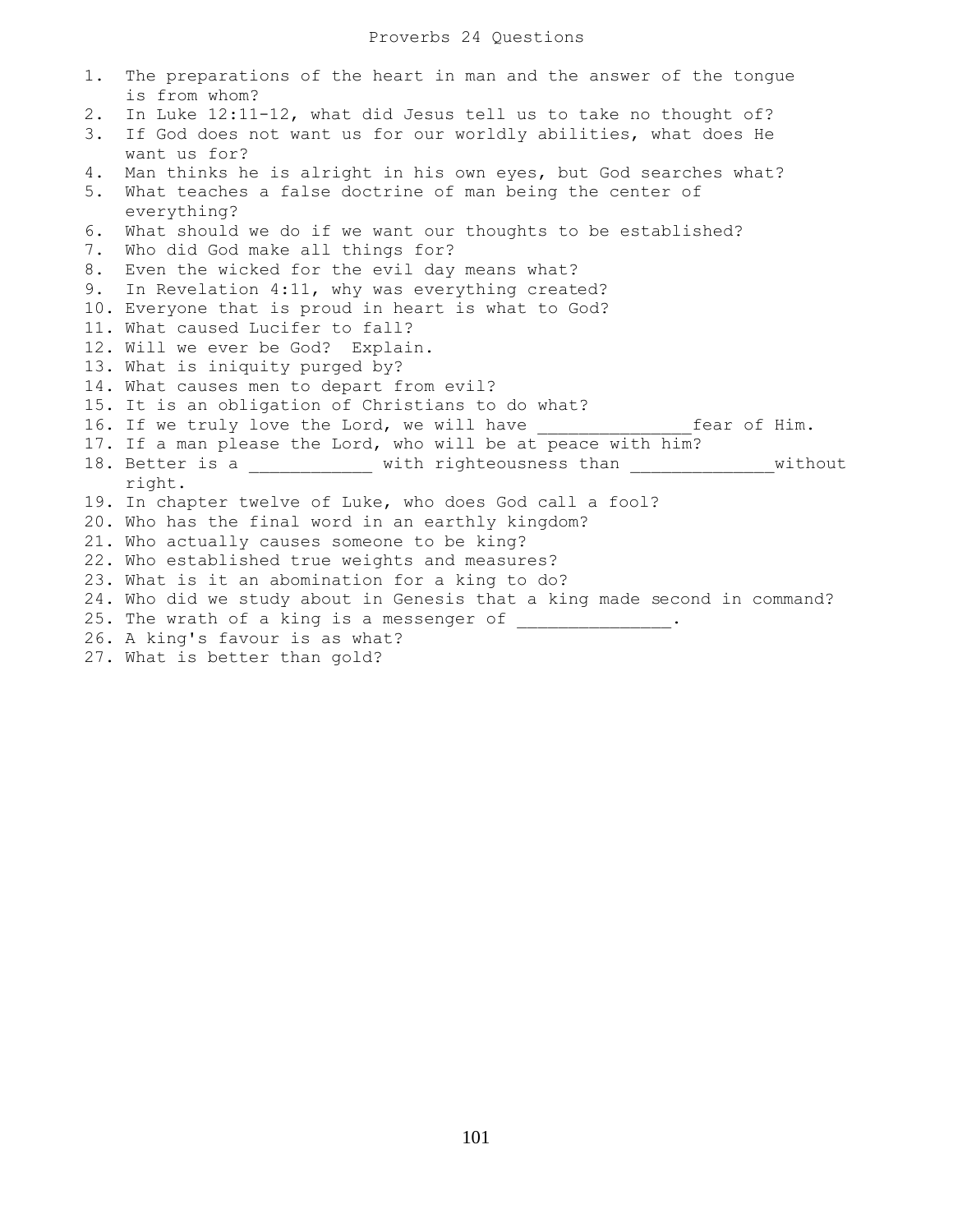# Proverbs 24 Questions

1. The preparations of the heart in man and the answer of the tongue is from whom?
2. In Luke 12:11-12, what did Jesus tell us to take no thought of?
3. If God does not want us for our worldly abilities, what does He want us for?
4. Man thinks he is alright in his own eyes, but God searches what?
5. What teaches a false doctrine of man being the center of everything?
6. What should we do if we want our thoughts to be established?
7. Who did God make all things for?
8. Even the wicked for the evil day means what?
9. In Revelation 4:11, why was everything created?
10. Everyone that is proud in heart is what to God?
11. What caused Lucifer to fall?
12. Will we ever be God? Explain.
13. What is iniquity purged by?
14. What causes men to depart from evil?
15. It is an obligation of Christians to do what?
16. If we truly love the Lord, we will have _______________fear of Him.
17. If a man please the Lord, who will be at peace with him?
18. Better is a ____________ with righteousness than ______________without right.
19. In chapter twelve of Luke, who does God call a fool?
20. Who has the final word in an earthly kingdom?
21. Who actually causes someone to be king?
22. Who established true weights and measures?
23. What is it an abomination for a king to do?
24. Who did we study about in Genesis that a king made second in command?
25. The wrath of a king is a messenger of _______________.
26. A king's favour is as what?
27. What is better than gold?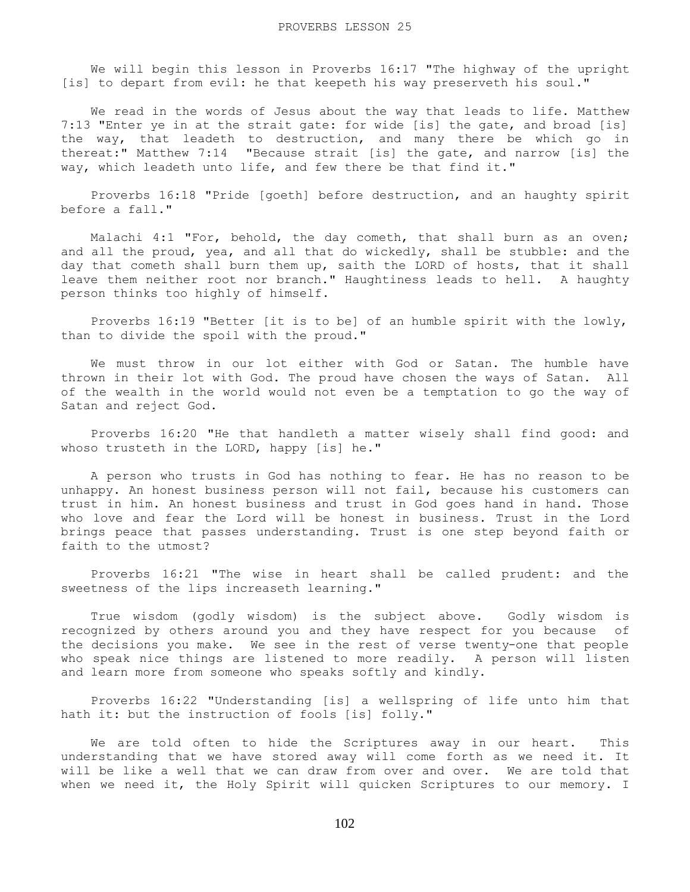# PROVERBS LESSON 25

We will begin this lesson in Proverbs 16:17 "The highway of the upright [is] to depart from evil: he that keepeth his way preserveth his soul."

We read in the words of Jesus about the way that leads to life. Matthew 7:13 "Enter ye in at the strait gate: for wide [is] the gate, and broad [is] the way, that leadeth to destruction, and many there be which go in thereat:" Matthew 7:14 "Because strait [is] the gate, and narrow [is] the way, which leadeth unto life, and few there be that find it."

Proverbs 16:18 "Pride [goeth] before destruction, and an haughty spirit before a fall."

Malachi 4:1 "For, behold, the day cometh, that shall burn as an oven; and all the proud, yea, and all that do wickedly, shall be stubble: and the day that cometh shall burn them up, saith the LORD of hosts, that it shall leave them neither root nor branch." Haughtiness leads to hell. A haughty person thinks too highly of himself.

Proverbs 16:19 "Better [it is to be] of an humble spirit with the lowly, than to divide the spoil with the proud."

We must throw in our lot either with God or Satan. The humble have thrown in their lot with God. The proud have chosen the ways of Satan. All of the wealth in the world would not even be a temptation to go the way of Satan and reject God.

Proverbs 16:20 "He that handleth a matter wisely shall find good: and whoso trusteth in the LORD, happy [is] he."

A person who trusts in God has nothing to fear. He has no reason to be unhappy. An honest business person will not fail, because his customers can trust in him. An honest business and trust in God goes hand in hand. Those who love and fear the Lord will be honest in business. Trust in the Lord brings peace that passes understanding. Trust is one step beyond faith or faith to the utmost?

Proverbs 16:21 "The wise in heart shall be called prudent: and the sweetness of the lips increaseth learning."

True wisdom (godly wisdom) is the subject above. Godly wisdom is recognized by others around you and they have respect for you because of the decisions you make. We see in the rest of verse twenty-one that people who speak nice things are listened to more readily. A person will listen and learn more from someone who speaks softly and kindly.

Proverbs 16:22 "Understanding [is] a wellspring of life unto him that hath it: but the instruction of fools [is] folly."

We are told often to hide the Scriptures away in our heart. This understanding that we have stored away will come forth as we need it. It will be like a well that we can draw from over and over. We are told that when we need it, the Holy Spirit will quicken Scriptures to our memory. I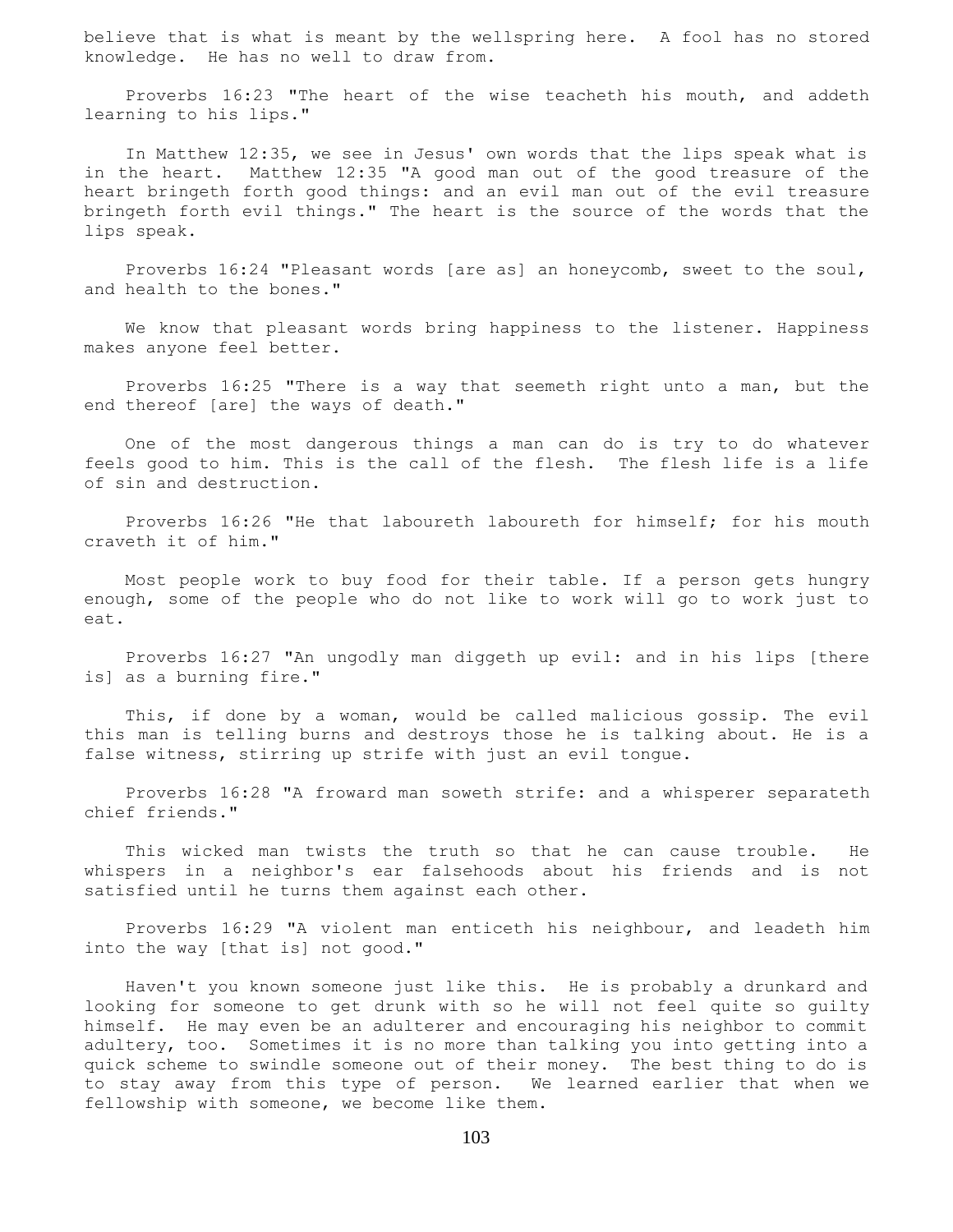believe that is what is meant by the wellspring here. A fool has no stored knowledge. He has no well to draw from.

Proverbs 16:23 "The heart of the wise teacheth his mouth, and addeth learning to his lips."

In Matthew 12:35, we see in Jesus' own words that the lips speak what is in the heart. Matthew 12:35 "A good man out of the good treasure of the heart bringeth forth good things: and an evil man out of the evil treasure bringeth forth evil things." The heart is the source of the words that the lips speak.

Proverbs 16:24 "Pleasant words [are as] an honeycomb, sweet to the soul, and health to the bones."

We know that pleasant words bring happiness to the listener. Happiness makes anyone feel better.

Proverbs 16:25 "There is a way that seemeth right unto a man, but the end thereof [are] the ways of death."

One of the most dangerous things a man can do is try to do whatever feels good to him. This is the call of the flesh. The flesh life is a life of sin and destruction.

Proverbs 16:26 "He that laboureth laboureth for himself; for his mouth craveth it of him."

Most people work to buy food for their table. If a person gets hungry enough, some of the people who do not like to work will go to work just to eat.

Proverbs 16:27 "An ungodly man diggeth up evil: and in his lips [there is] as a burning fire."

This, if done by a woman, would be called malicious gossip. The evil this man is telling burns and destroys those he is talking about. He is a false witness, stirring up strife with just an evil tongue.

Proverbs 16:28 "A froward man soweth strife: and a whisperer separateth chief friends."

This wicked man twists the truth so that he can cause trouble. He whispers in a neighbor's ear falsehoods about his friends and is not satisfied until he turns them against each other.

Proverbs 16:29 "A violent man enticeth his neighbour, and leadeth him into the way [that is] not good."

Haven't you known someone just like this. He is probably a drunkard and looking for someone to get drunk with so he will not feel quite so guilty himself. He may even be an adulterer and encouraging his neighbor to commit adultery, too. Sometimes it is no more than talking you into getting into a quick scheme to swindle someone out of their money. The best thing to do is to stay away from this type of person. We learned earlier that when we fellowship with someone, we become like them.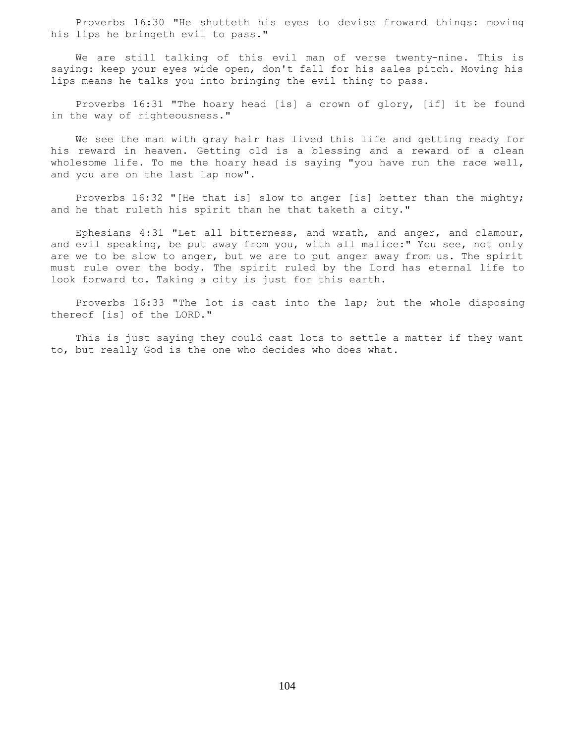Proverbs 16:30 "He shutteth his eyes to devise froward things: moving his lips he bringeth evil to pass."

We are still talking of this evil man of verse twenty-nine. This is saying: keep your eyes wide open, don't fall for his sales pitch. Moving his lips means he talks you into bringing the evil thing to pass.

Proverbs 16:31 "The hoary head [is] a crown of glory, [if] it be found in the way of righteousness."

We see the man with gray hair has lived this life and getting ready for his reward in heaven. Getting old is a blessing and a reward of a clean wholesome life. To me the hoary head is saying "you have run the race well, and you are on the last lap now".

Proverbs 16:32 "[He that is] slow to anger [is] better than the mighty; and he that ruleth his spirit than he that taketh a city."

Ephesians 4:31 "Let all bitterness, and wrath, and anger, and clamour, and evil speaking, be put away from you, with all malice:" You see, not only are we to be slow to anger, but we are to put anger away from us. The spirit must rule over the body. The spirit ruled by the Lord has eternal life to look forward to. Taking a city is just for this earth.

Proverbs 16:33 "The lot is cast into the lap; but the whole disposing thereof [is] of the LORD."

This is just saying they could cast lots to settle a matter if they want to, but really God is the one who decides who does what.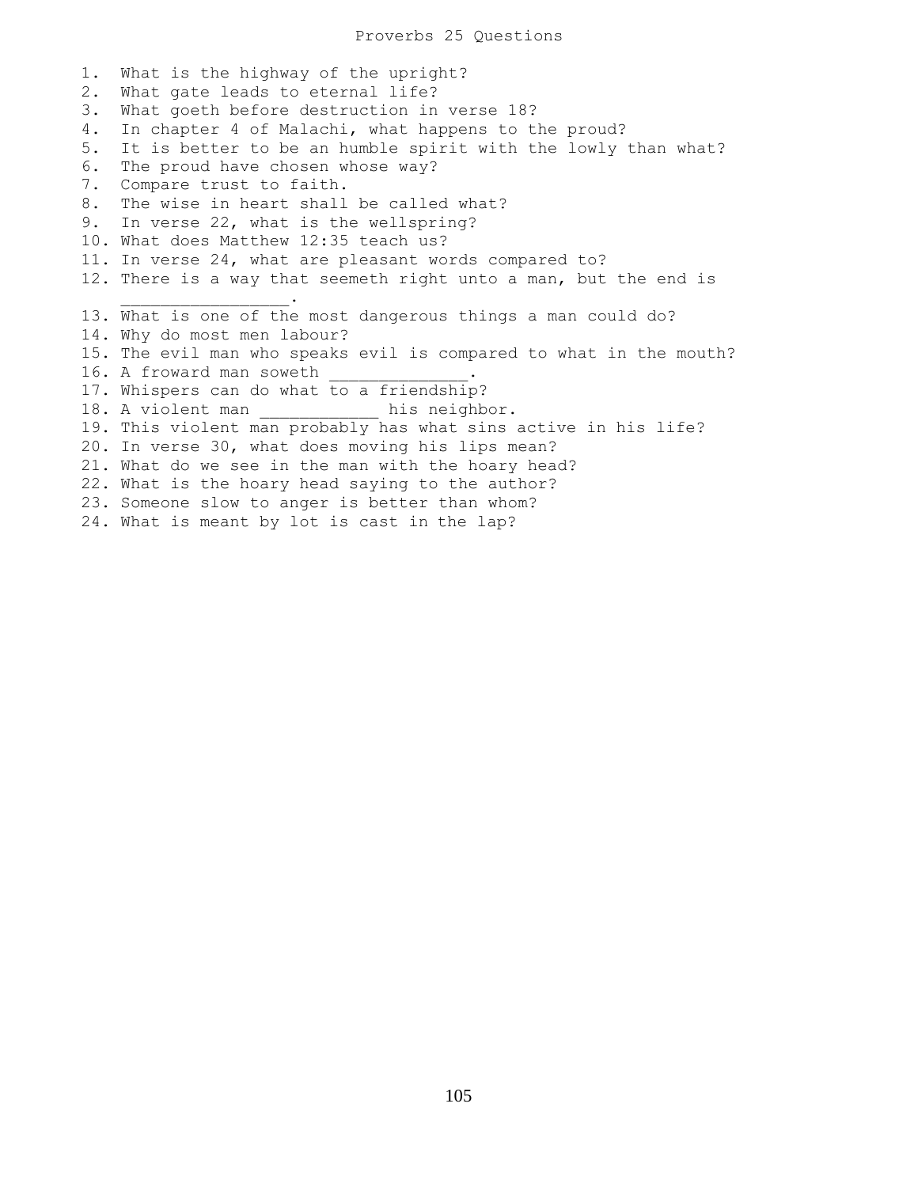# Proverbs 25 Questions

1. What is the highway of the upright?
2. What gate leads to eternal life?
3. What goeth before destruction in verse 18?
4. In chapter 4 of Malachi, what happens to the proud?
5. It is better to be an humble spirit with the lowly than what?
6. The proud have chosen whose way?
7. Compare trust to faith.
8. The wise in heart shall be called what?
9. In verse 22, what is the wellspring?
10. What does Matthew 12:35 teach us?
11. In verse 24, what are pleasant words compared to?
12. There is a way that seemeth right unto a man, but the end is ________________.
13. What is one of the most dangerous things a man could do?
14. Why do most men labour?
15. The evil man who speaks evil is compared to what in the mouth?
16. A froward man soweth ______________.
17. Whispers can do what to a friendship?
18. A violent man ____________ his neighbor.
19. This violent man probably has what sins active in his life?
20. In verse 30, what does moving his lips mean?
21. What do we see in the man with the hoary head?
22. What is the hoary head saying to the author?
23. Someone slow to anger is better than whom?
24. What is meant by lot is cast in the lap?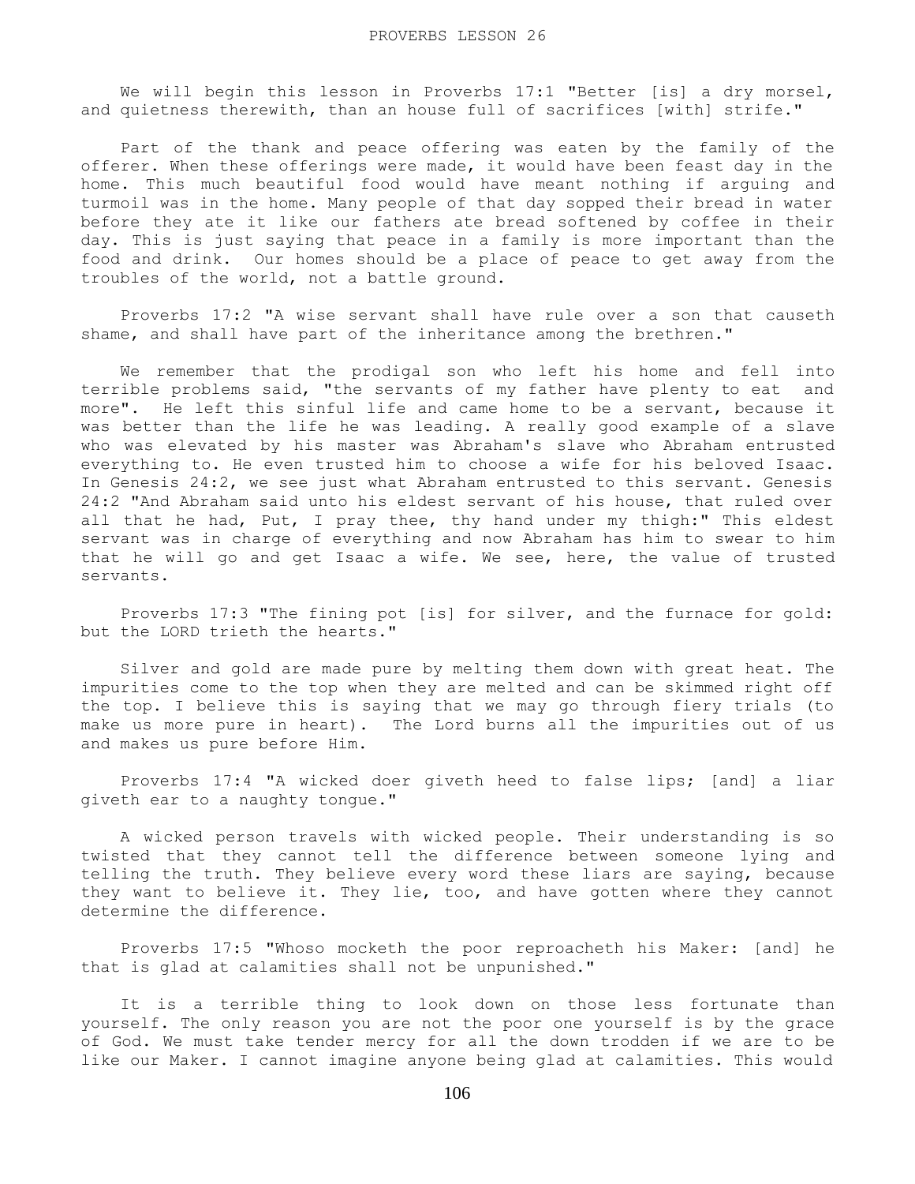We will begin this lesson in Proverbs 17:1 "Better [is] a dry morsel, and quietness therewith, than an house full of sacrifices [with] strife."

Part of the thank and peace offering was eaten by the family of the offerer. When these offerings were made, it would have been feast day in the home. This much beautiful food would have meant nothing if arguing and turmoil was in the home. Many people of that day sopped their bread in water before they ate it like our fathers ate bread softened by coffee in their day. This is just saying that peace in a family is more important than the food and drink. Our homes should be a place of peace to get away from the troubles of the world, not a battle ground.

Proverbs 17:2 "A wise servant shall have rule over a son that causeth shame, and shall have part of the inheritance among the brethren."

We remember that the prodigal son who left his home and fell into terrible problems said, "the servants of my father have plenty to eat and more". He left this sinful life and came home to be a servant, because it was better than the life he was leading. A really good example of a slave who was elevated by his master was Abraham's slave who Abraham entrusted everything to. He even trusted him to choose a wife for his beloved Isaac. In Genesis 24:2, we see just what Abraham entrusted to this servant. Genesis 24:2 "And Abraham said unto his eldest servant of his house, that ruled over all that he had, Put, I pray thee, thy hand under my thigh:" This eldest servant was in charge of everything and now Abraham has him to swear to him that he will go and get Isaac a wife. We see, here, the value of trusted servants.

Proverbs 17:3 "The fining pot [is] for silver, and the furnace for gold: but the LORD trieth the hearts."

Silver and gold are made pure by melting them down with great heat. The impurities come to the top when they are melted and can be skimmed right off the top. I believe this is saying that we may go through fiery trials (to make us more pure in heart). The Lord burns all the impurities out of us and makes us pure before Him.

Proverbs 17:4 "A wicked doer giveth heed to false lips; [and] a liar giveth ear to a naughty tongue."

A wicked person travels with wicked people. Their understanding is so twisted that they cannot tell the difference between someone lying and telling the truth. They believe every word these liars are saying, because they want to believe it. They lie, too, and have gotten where they cannot determine the difference.

Proverbs 17:5 "Whoso mocketh the poor reproacheth his Maker: [and] he that is glad at calamities shall not be unpunished."

It is a terrible thing to look down on those less fortunate than yourself. The only reason you are not the poor one yourself is by the grace of God. We must take tender mercy for all the down trodden if we are to be like our Maker. I cannot imagine anyone being glad at calamities. This would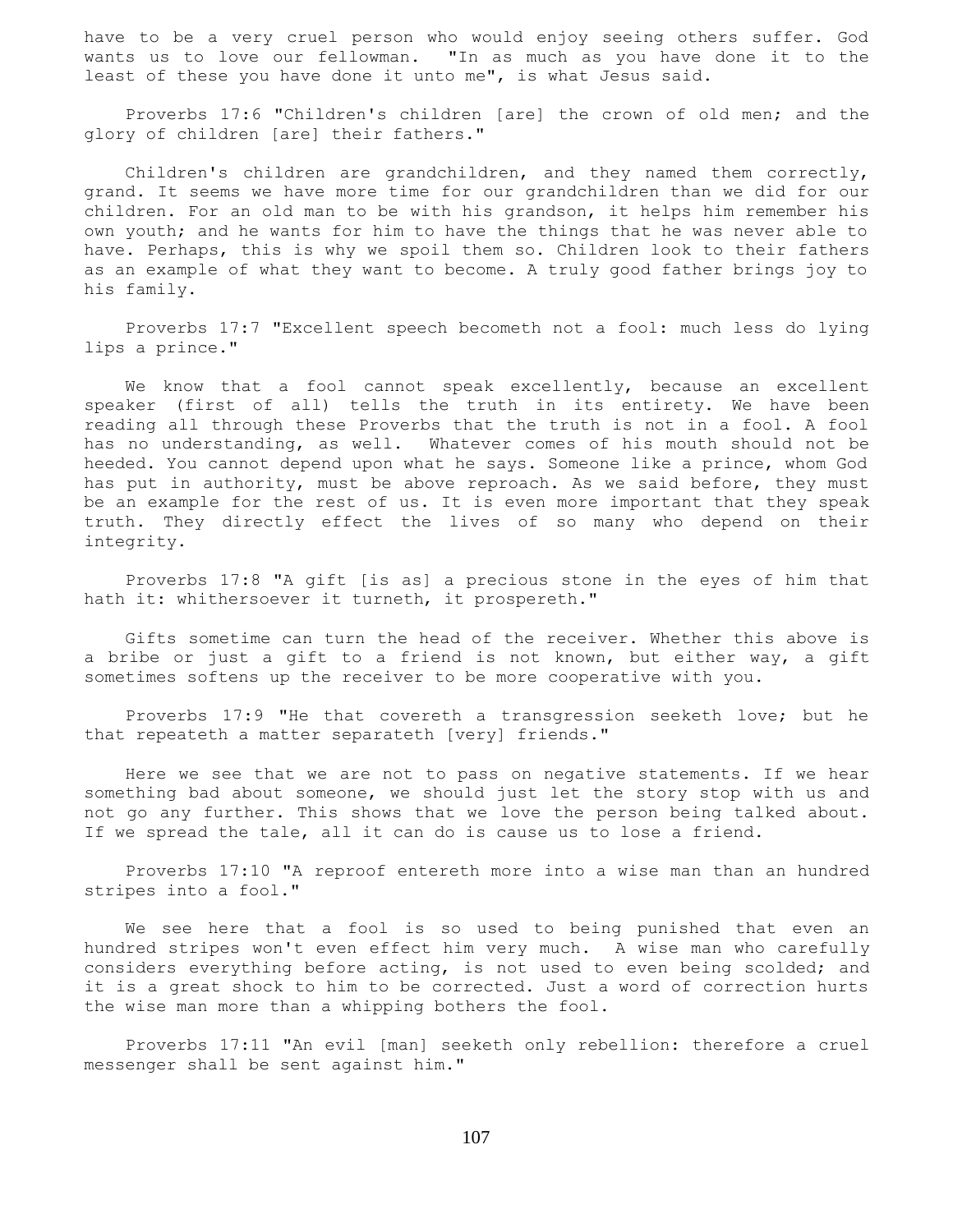have to be a very cruel person who would enjoy seeing others suffer. God wants us to love our fellowman. "In as much as you have done it to the least of these you have done it unto me", is what Jesus said.

Proverbs 17:6 "Children's children [are] the crown of old men; and the glory of children [are] their fathers."

Children's children are grandchildren, and they named them correctly, grand. It seems we have more time for our grandchildren than we did for our children. For an old man to be with his grandson, it helps him remember his own youth; and he wants for him to have the things that he was never able to have. Perhaps, this is why we spoil them so. Children look to their fathers as an example of what they want to become. A truly good father brings joy to his family.

Proverbs 17:7 "Excellent speech becometh not a fool: much less do lying lips a prince."

We know that a fool cannot speak excellently, because an excellent speaker (first of all) tells the truth in its entirety. We have been reading all through these Proverbs that the truth is not in a fool. A fool has no understanding, as well. Whatever comes of his mouth should not be heeded. You cannot depend upon what he says. Someone like a prince, whom God has put in authority, must be above reproach. As we said before, they must be an example for the rest of us. It is even more important that they speak truth. They directly effect the lives of so many who depend on their integrity.

Proverbs 17:8 "A gift [is as] a precious stone in the eyes of him that hath it: whithersoever it turneth, it prospereth."

Gifts sometime can turn the head of the receiver. Whether this above is a bribe or just a gift to a friend is not known, but either way, a gift sometimes softens up the receiver to be more cooperative with you.

Proverbs 17:9 "He that covereth a transgression seeketh love; but he that repeateth a matter separateth [very] friends."

Here we see that we are not to pass on negative statements. If we hear something bad about someone, we should just let the story stop with us and not go any further. This shows that we love the person being talked about. If we spread the tale, all it can do is cause us to lose a friend.

Proverbs 17:10 "A reproof entereth more into a wise man than an hundred stripes into a fool."

We see here that a fool is so used to being punished that even an hundred stripes won't even effect him very much. A wise man who carefully considers everything before acting, is not used to even being scolded; and it is a great shock to him to be corrected. Just a word of correction hurts the wise man more than a whipping bothers the fool.

Proverbs 17:11 "An evil [man] seeketh only rebellion: therefore a cruel messenger shall be sent against him."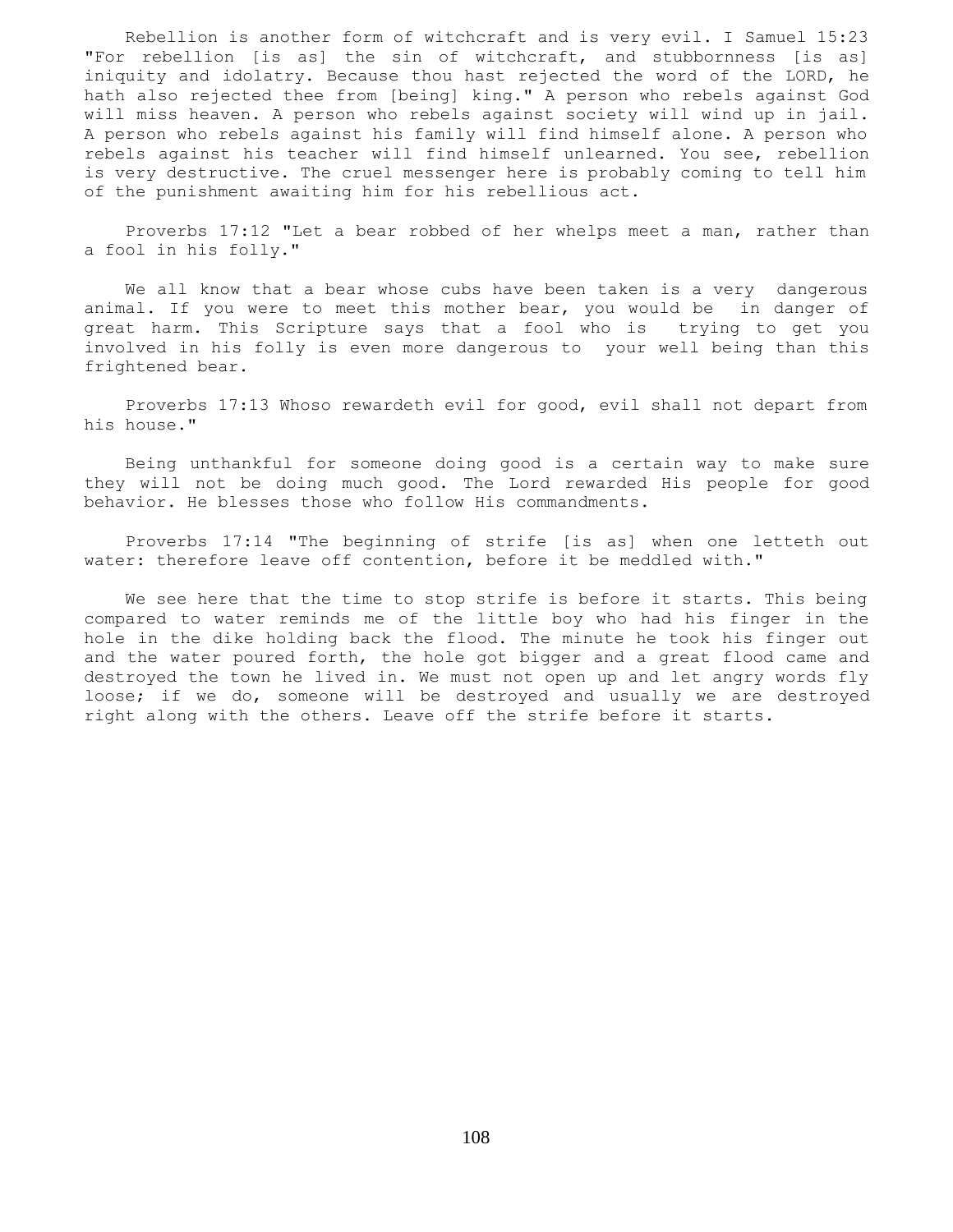Rebellion is another form of witchcraft and is very evil. I Samuel 15:23 "For rebellion [is as] the sin of witchcraft, and stubbornness [is as] iniquity and idolatry. Because thou hast rejected the word of the LORD, he hath also rejected thee from [being] king." A person who rebels against God will miss heaven. A person who rebels against society will wind up in jail. A person who rebels against his family will find himself alone. A person who rebels against his teacher will find himself unlearned. You see, rebellion is very destructive. The cruel messenger here is probably coming to tell him of the punishment awaiting him for his rebellious act.

Proverbs 17:12 "Let a bear robbed of her whelps meet a man, rather than a fool in his folly."

We all know that a bear whose cubs have been taken is a very dangerous animal. If you were to meet this mother bear, you would be in danger of great harm. This Scripture says that a fool who is trying to get you involved in his folly is even more dangerous to your well being than this frightened bear.

Proverbs 17:13 Whoso rewardeth evil for good, evil shall not depart from his house."

Being unthankful for someone doing good is a certain way to make sure they will not be doing much good. The Lord rewarded His people for good behavior. He blesses those who follow His commandments.

Proverbs 17:14 "The beginning of strife [is as] when one letteth out water: therefore leave off contention, before it be meddled with."

We see here that the time to stop strife is before it starts. This being compared to water reminds me of the little boy who had his finger in the hole in the dike holding back the flood. The minute he took his finger out and the water poured forth, the hole got bigger and a great flood came and destroyed the town he lived in. We must not open up and let angry words fly loose; if we do, someone will be destroyed and usually we are destroyed right along with the others. Leave off the strife before it starts.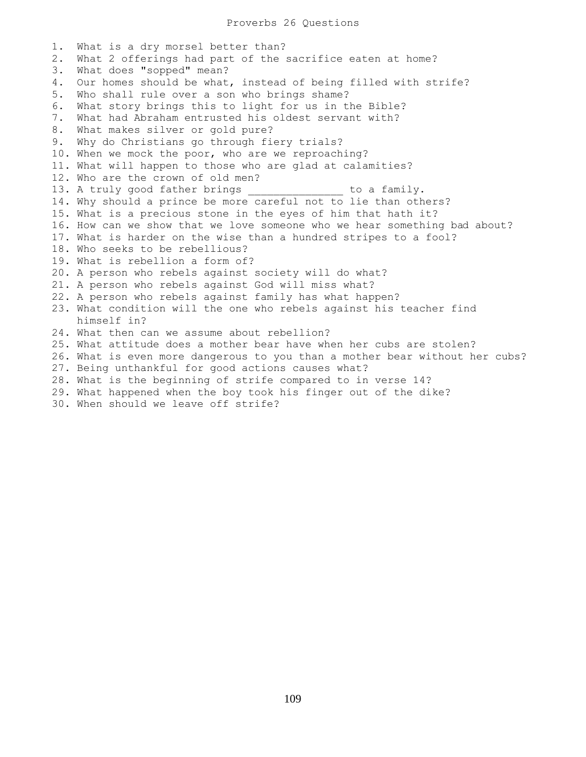# Proverbs 26 Questions

1. What is a dry morsel better than?
2. What 2 offerings had part of the sacrifice eaten at home?
3. What does "sopped" mean?
4. Our homes should be what, instead of being filled with strife?
5. Who shall rule over a son who brings shame?
6. What story brings this to light for us in the Bible?
7. What had Abraham entrusted his oldest servant with?
8. What makes silver or gold pure?
9. Why do Christians go through fiery trials?
10. When we mock the poor, who are we reproaching?
11. What will happen to those who are glad at calamities?
12. Who are the crown of old men?
13. A truly good father brings _______________ to a family.
14. Why should a prince be more careful not to lie than others?
15. What is a precious stone in the eyes of him that hath it?
16. How can we show that we love someone who we hear something bad about?
17. What is harder on the wise than a hundred stripes to a fool?
18. Who seeks to be rebellious?
19. What is rebellion a form of?
20. A person who rebels against society will do what?
21. A person who rebels against God will miss what?
22. A person who rebels against family has what happen?
23. What condition will the one who rebels against his teacher find himself in?
24. What then can we assume about rebellion?
25. What attitude does a mother bear have when her cubs are stolen?
26. What is even more dangerous to you than a mother bear without her cubs?
27. Being unthankful for good actions causes what?
28. What is the beginning of strife compared to in verse 14?
29. What happened when the boy took his finger out of the dike?
30. When should we leave off strife?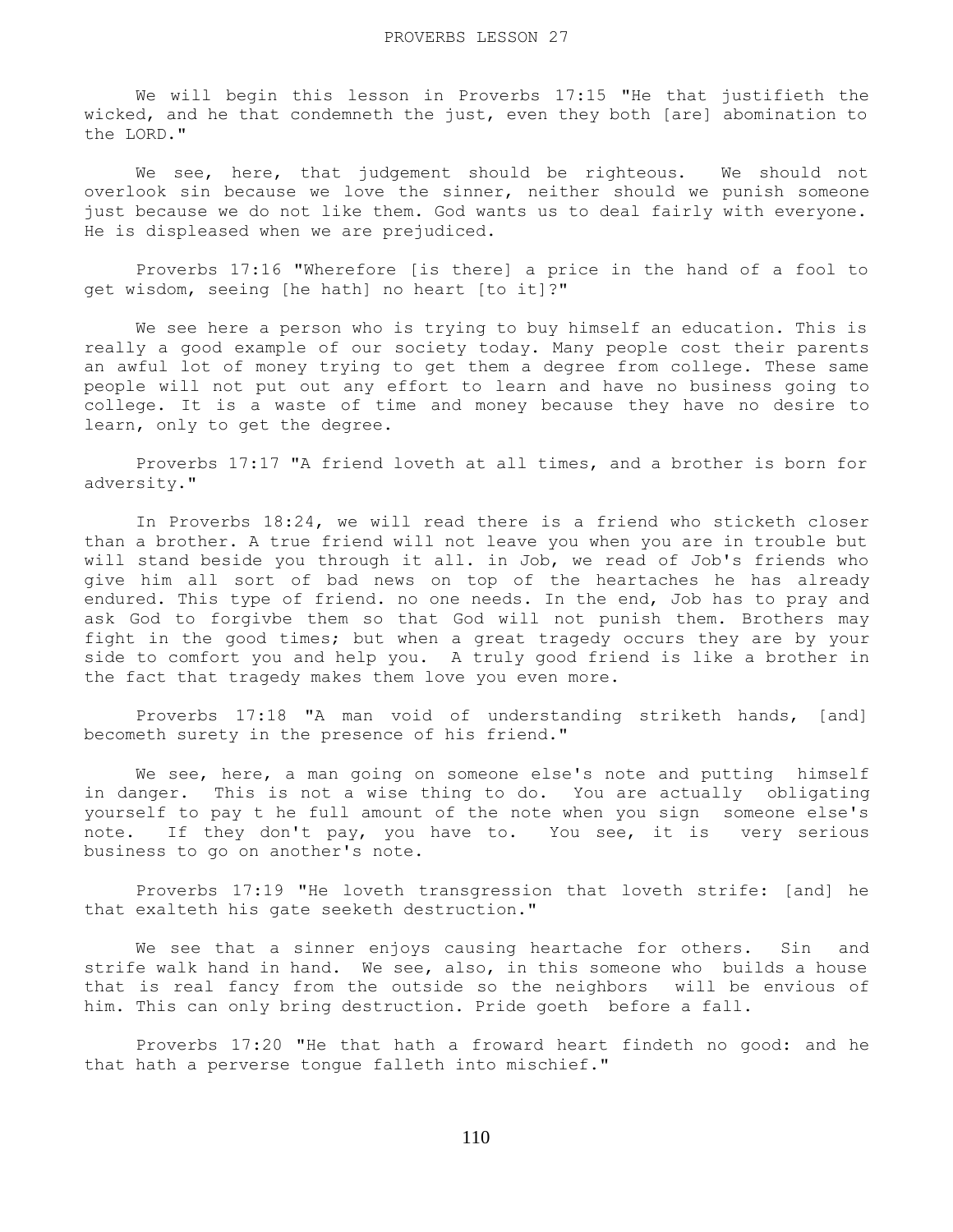# PROVERBS LESSON 27

We will begin this lesson in Proverbs 17:15 "He that justifieth the wicked, and he that condemneth the just, even they both [are] abomination to the LORD."

We see, here, that judgement should be righteous. We should not overlook sin because we love the sinner, neither should we punish someone just because we do not like them. God wants us to deal fairly with everyone. He is displeased when we are prejudiced.

Proverbs 17:16 "Wherefore [is there] a price in the hand of a fool to get wisdom, seeing [he hath] no heart [to it]?"

We see here a person who is trying to buy himself an education. This is really a good example of our society today. Many people cost their parents an awful lot of money trying to get them a degree from college. These same people will not put out any effort to learn and have no business going to college. It is a waste of time and money because they have no desire to learn, only to get the degree.

Proverbs 17:17 "A friend loveth at all times, and a brother is born for adversity."

In Proverbs 18:24, we will read there is a friend who sticketh closer than a brother. A true friend will not leave you when you are in trouble but will stand beside you through it all. in Job, we read of Job's friends who give him all sort of bad news on top of the heartaches he has already endured. This type of friend. no one needs. In the end, Job has to pray and ask God to forgivbe them so that God will not punish them. Brothers may fight in the good times; but when a great tragedy occurs they are by your side to comfort you and help you. A truly good friend is like a brother in the fact that tragedy makes them love you even more.

Proverbs 17:18 "A man void of understanding striketh hands, [and] becometh surety in the presence of his friend."

We see, here, a man going on someone else's note and putting himself in danger. This is not a wise thing to do. You are actually obligating yourself to pay t he full amount of the note when you sign someone else's note. If they don't pay, you have to. You see, it is very serious business to go on another's note.

Proverbs 17:19 "He loveth transgression that loveth strife: [and] he that exalteth his gate seeketh destruction."

We see that a sinner enjoys causing heartache for others. Sin and strife walk hand in hand. We see, also, in this someone who builds a house that is real fancy from the outside so the neighbors will be envious of him. This can only bring destruction. Pride goeth before a fall.

Proverbs 17:20 "He that hath a froward heart findeth no good: and he that hath a perverse tongue falleth into mischief."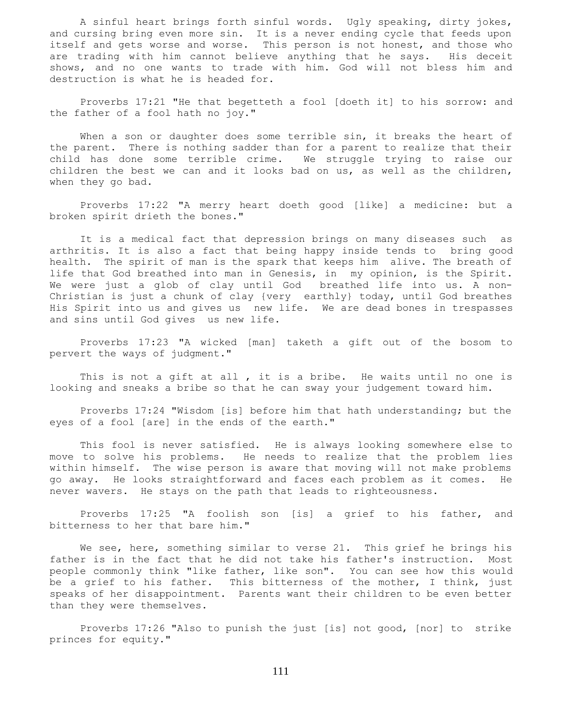A sinful heart brings forth sinful words. Ugly speaking, dirty jokes, and cursing bring even more sin. It is a never ending cycle that feeds upon itself and gets worse and worse. This person is not honest, and those who are trading with him cannot believe anything that he says. His deceit shows, and no one wants to trade with him. God will not bless him and destruction is what he is headed for.

Proverbs 17:21 "He that begetteth a fool [doeth it] to his sorrow: and the father of a fool hath no joy."

When a son or daughter does some terrible sin, it breaks the heart of the parent. There is nothing sadder than for a parent to realize that their child has done some terrible crime. We struggle trying to raise our children the best we can and it looks bad on us, as well as the children, when they go bad.

Proverbs 17:22 "A merry heart doeth good [like] a medicine: but a broken spirit drieth the bones."

It is a medical fact that depression brings on many diseases such as arthritis. It is also a fact that being happy inside tends to bring good health. The spirit of man is the spark that keeps him alive. The breath of life that God breathed into man in Genesis, in my opinion, is the Spirit. We were just a glob of clay until God breathed life into us. A non-Christian is just a chunk of clay {very earthly} today, until God breathes His Spirit into us and gives us new life. We are dead bones in trespasses and sins until God gives us new life.

Proverbs 17:23 "A wicked [man] taketh a gift out of the bosom to pervert the ways of judgment."

This is not a gift at all , it is a bribe. He waits until no one is looking and sneaks a bribe so that he can sway your judgement toward him.

Proverbs 17:24 "Wisdom [is] before him that hath understanding; but the eyes of a fool [are] in the ends of the earth."

This fool is never satisfied. He is always looking somewhere else to move to solve his problems. He needs to realize that the problem lies within himself. The wise person is aware that moving will not make problems go away. He looks straightforward and faces each problem as it comes. He never wavers. He stays on the path that leads to righteousness.

Proverbs 17:25 "A foolish son [is] a grief to his father, and bitterness to her that bare him."

We see, here, something similar to verse 21. This grief he brings his father is in the fact that he did not take his father's instruction. Most people commonly think "like father, like son". You can see how this would be a grief to his father. This bitterness of the mother, I think, just speaks of her disappointment. Parents want their children to be even better than they were themselves.

Proverbs 17:26 "Also to punish the just [is] not good, [nor] to strike princes for equity."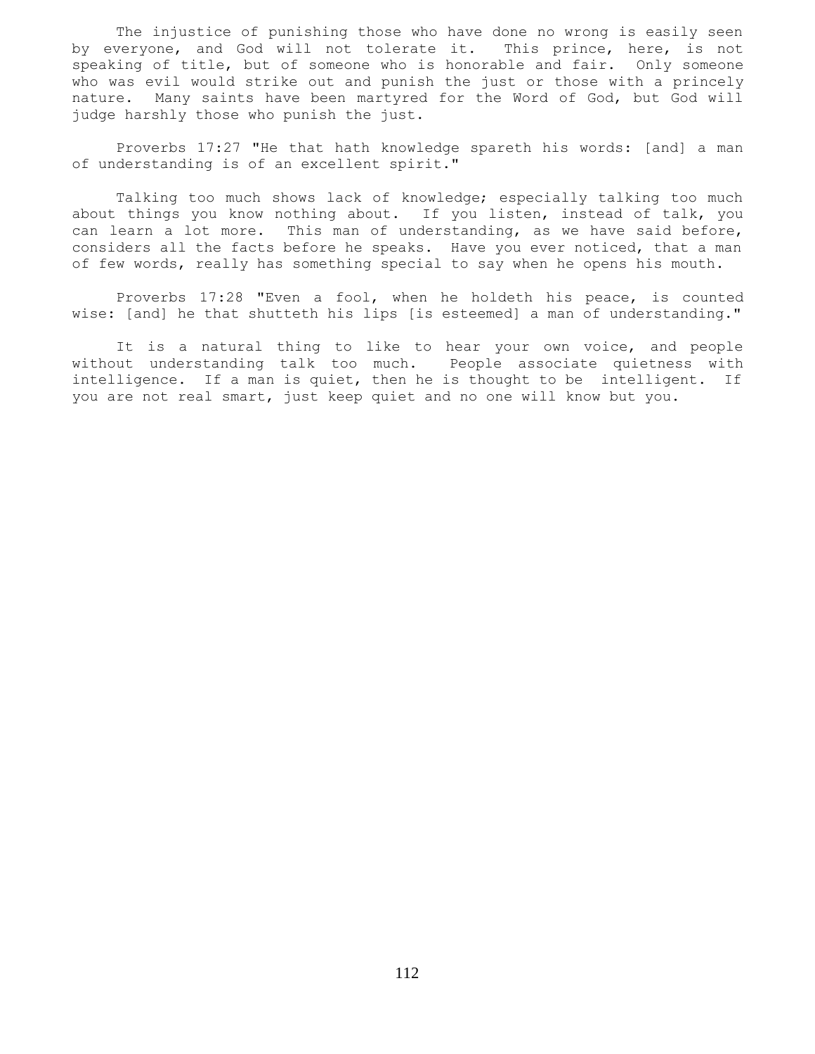The injustice of punishing those who have done no wrong is easily seen by everyone, and God will not tolerate it. This prince, here, is not speaking of title, but of someone who is honorable and fair. Only someone who was evil would strike out and punish the just or those with a princely nature. Many saints have been martyred for the Word of God, but God will judge harshly those who punish the just.

Proverbs 17:27 "He that hath knowledge spareth his words: [and] a man of understanding is of an excellent spirit."

Talking too much shows lack of knowledge; especially talking too much about things you know nothing about. If you listen, instead of talk, you can learn a lot more. This man of understanding, as we have said before, considers all the facts before he speaks. Have you ever noticed, that a man of few words, really has something special to say when he opens his mouth.

Proverbs 17:28 "Even a fool, when he holdeth his peace, is counted wise: [and] he that shutteth his lips [is esteemed] a man of understanding."

It is a natural thing to like to hear your own voice, and people without understanding talk too much. People associate quietness with intelligence. If a man is quiet, then he is thought to be intelligent. If you are not real smart, just keep quiet and no one will know but you.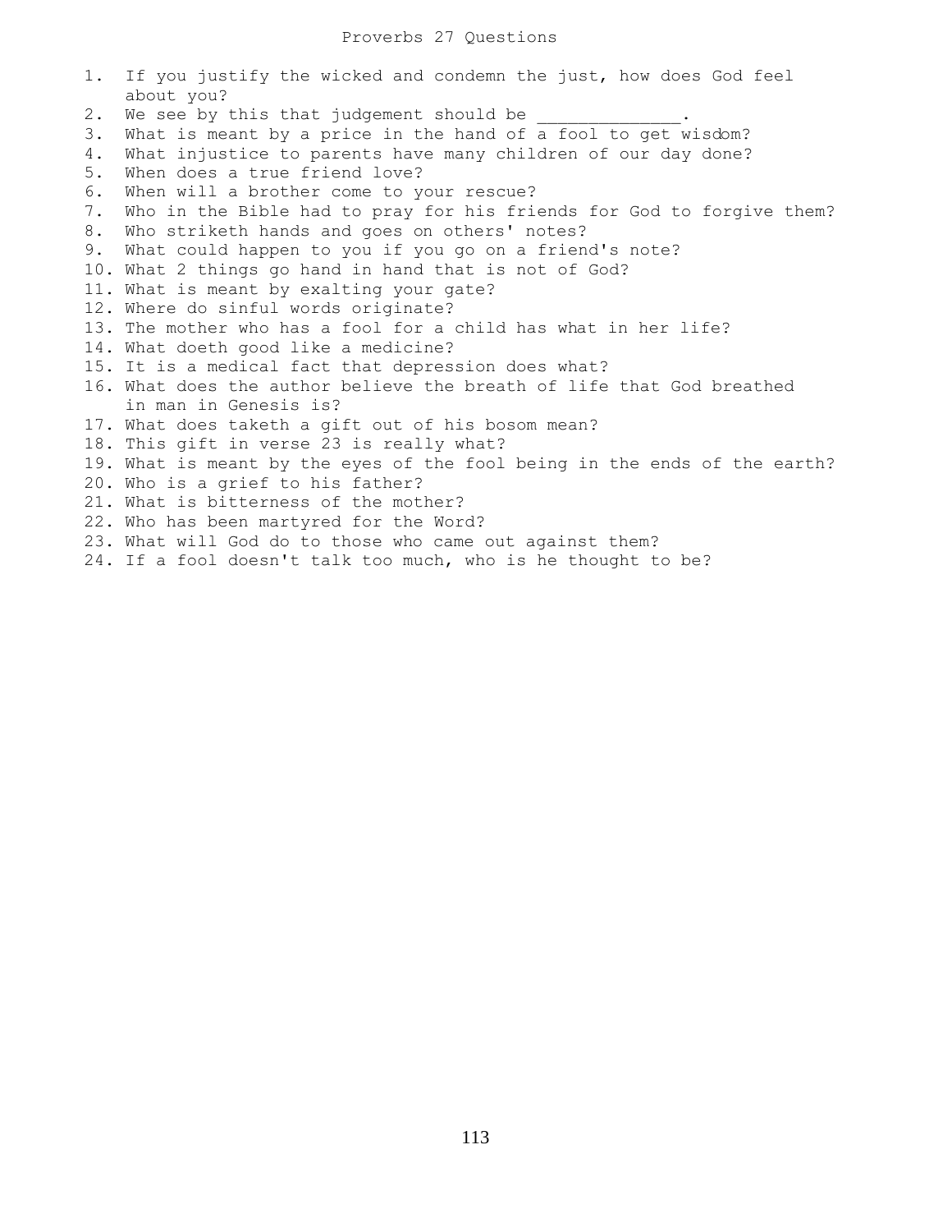# Proverbs 27 Questions

1. If you justify the wicked and condemn the just, how does God feel about you?
2. We see by this that judgement should be ______________.
3. What is meant by a price in the hand of a fool to get wisdom?
4. What injustice to parents have many children of our day done?
5. When does a true friend love?
6. When will a brother come to your rescue?
7. Who in the Bible had to pray for his friends for God to forgive them?
8. Who striketh hands and goes on others' notes?
9. What could happen to you if you go on a friend's note?
10. What 2 things go hand in hand that is not of God?
11. What is meant by exalting your gate?
12. Where do sinful words originate?
13. The mother who has a fool for a child has what in her life?
14. What doeth good like a medicine?
15. It is a medical fact that depression does what?
16. What does the author believe the breath of life that God breathed in man in Genesis is?
17. What does taketh a gift out of his bosom mean?
18. This gift in verse 23 is really what?
19. What is meant by the eyes of the fool being in the ends of the earth?
20. Who is a grief to his father?
21. What is bitterness of the mother?
22. Who has been martyred for the Word?
23. What will God do to those who came out against them?
24. If a fool doesn't talk too much, who is he thought to be?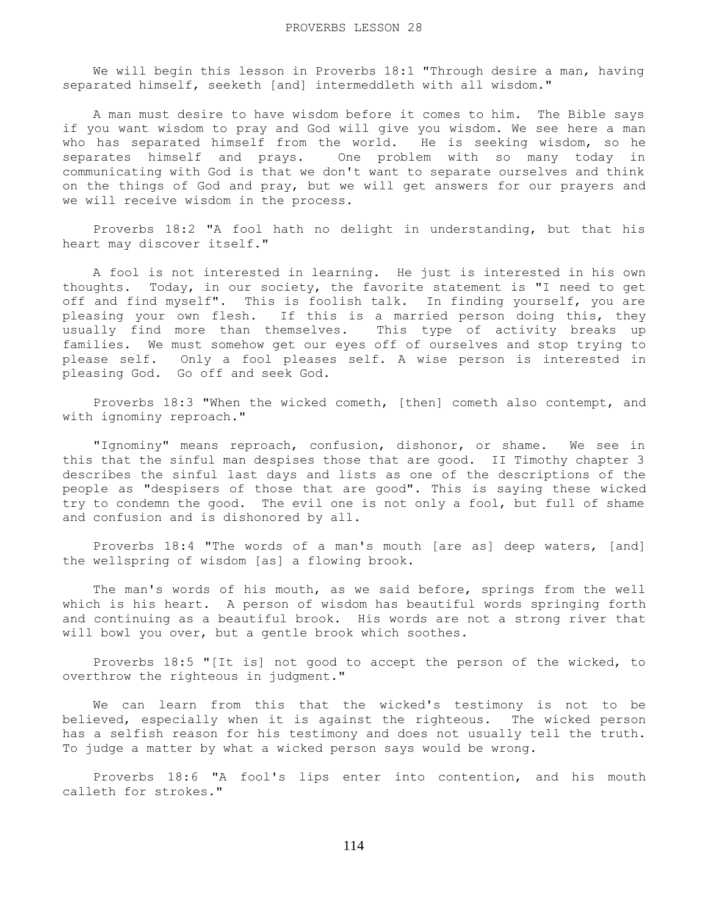# PROVERBS LESSON 28

We will begin this lesson in Proverbs 18:1 "Through desire a man, having separated himself, seeketh [and] intermeddleth with all wisdom."

A man must desire to have wisdom before it comes to him. The Bible says if you want wisdom to pray and God will give you wisdom. We see here a man who has separated himself from the world. He is seeking wisdom, so he separates himself and prays. One problem with so many today in communicating with God is that we don't want to separate ourselves and think on the things of God and pray, but we will get answers for our prayers and we will receive wisdom in the process.

Proverbs 18:2 "A fool hath no delight in understanding, but that his heart may discover itself."

A fool is not interested in learning. He just is interested in his own thoughts. Today, in our society, the favorite statement is "I need to get off and find myself". This is foolish talk. In finding yourself, you are pleasing your own flesh. If this is a married person doing this, they usually find more than themselves. This type of activity breaks up families. We must somehow get our eyes off of ourselves and stop trying to please self. Only a fool pleases self. A wise person is interested in pleasing God. Go off and seek God.

Proverbs 18:3 "When the wicked cometh, [then] cometh also contempt, and with ignominy reproach."

"Ignominy" means reproach, confusion, dishonor, or shame. We see in this that the sinful man despises those that are good. II Timothy chapter 3 describes the sinful last days and lists as one of the descriptions of the people as "despisers of those that are good". This is saying these wicked try to condemn the good. The evil one is not only a fool, but full of shame and confusion and is dishonored by all.

Proverbs 18:4 "The words of a man's mouth [are as] deep waters, [and] the wellspring of wisdom [as] a flowing brook.

The man's words of his mouth, as we said before, springs from the well which is his heart. A person of wisdom has beautiful words springing forth and continuing as a beautiful brook. His words are not a strong river that will bowl you over, but a gentle brook which soothes.

Proverbs 18:5 "[It is] not good to accept the person of the wicked, to overthrow the righteous in judgment."

We can learn from this that the wicked's testimony is not to be believed, especially when it is against the righteous. The wicked person has a selfish reason for his testimony and does not usually tell the truth. To judge a matter by what a wicked person says would be wrong.

Proverbs 18:6 "A fool's lips enter into contention, and his mouth calleth for strokes."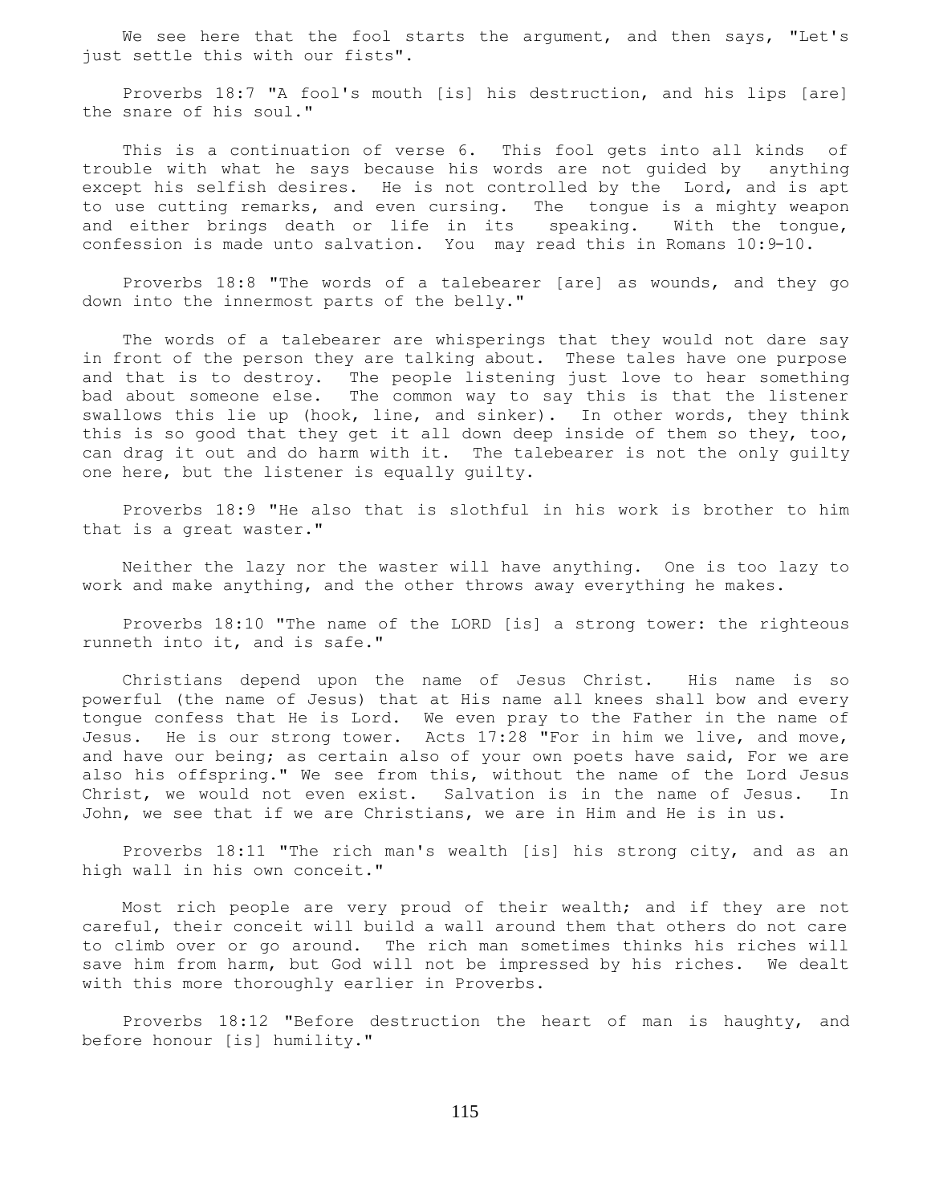We see here that the fool starts the argument, and then says, "Let's just settle this with our fists".

Proverbs 18:7 "A fool's mouth [is] his destruction, and his lips [are] the snare of his soul."

This is a continuation of verse 6. This fool gets into all kinds of trouble with what he says because his words are not guided by anything except his selfish desires. He is not controlled by the Lord, and is apt to use cutting remarks, and even cursing. The tongue is a mighty weapon and either brings death or life in its speaking. With the tongue, confession is made unto salvation. You may read this in Romans 10:9-10.

Proverbs 18:8 "The words of a talebearer [are] as wounds, and they go down into the innermost parts of the belly."

The words of a talebearer are whisperings that they would not dare say in front of the person they are talking about. These tales have one purpose and that is to destroy. The people listening just love to hear something bad about someone else. The common way to say this is that the listener swallows this lie up (hook, line, and sinker). In other words, they think this is so good that they get it all down deep inside of them so they, too, can drag it out and do harm with it. The talebearer is not the only guilty one here, but the listener is equally guilty.

Proverbs 18:9 "He also that is slothful in his work is brother to him that is a great waster."

Neither the lazy nor the waster will have anything. One is too lazy to work and make anything, and the other throws away everything he makes.

Proverbs 18:10 "The name of the LORD [is] a strong tower: the righteous runneth into it, and is safe."

Christians depend upon the name of Jesus Christ. His name is so powerful (the name of Jesus) that at His name all knees shall bow and every tongue confess that He is Lord. We even pray to the Father in the name of Jesus. He is our strong tower. Acts 17:28 "For in him we live, and move, and have our being; as certain also of your own poets have said, For we are also his offspring." We see from this, without the name of the Lord Jesus Christ, we would not even exist. Salvation is in the name of Jesus. In John, we see that if we are Christians, we are in Him and He is in us.

Proverbs 18:11 "The rich man's wealth [is] his strong city, and as an high wall in his own conceit."

Most rich people are very proud of their wealth; and if they are not careful, their conceit will build a wall around them that others do not care to climb over or go around. The rich man sometimes thinks his riches will save him from harm, but God will not be impressed by his riches. We dealt with this more thoroughly earlier in Proverbs.

Proverbs 18:12 "Before destruction the heart of man is haughty, and before honour [is] humility."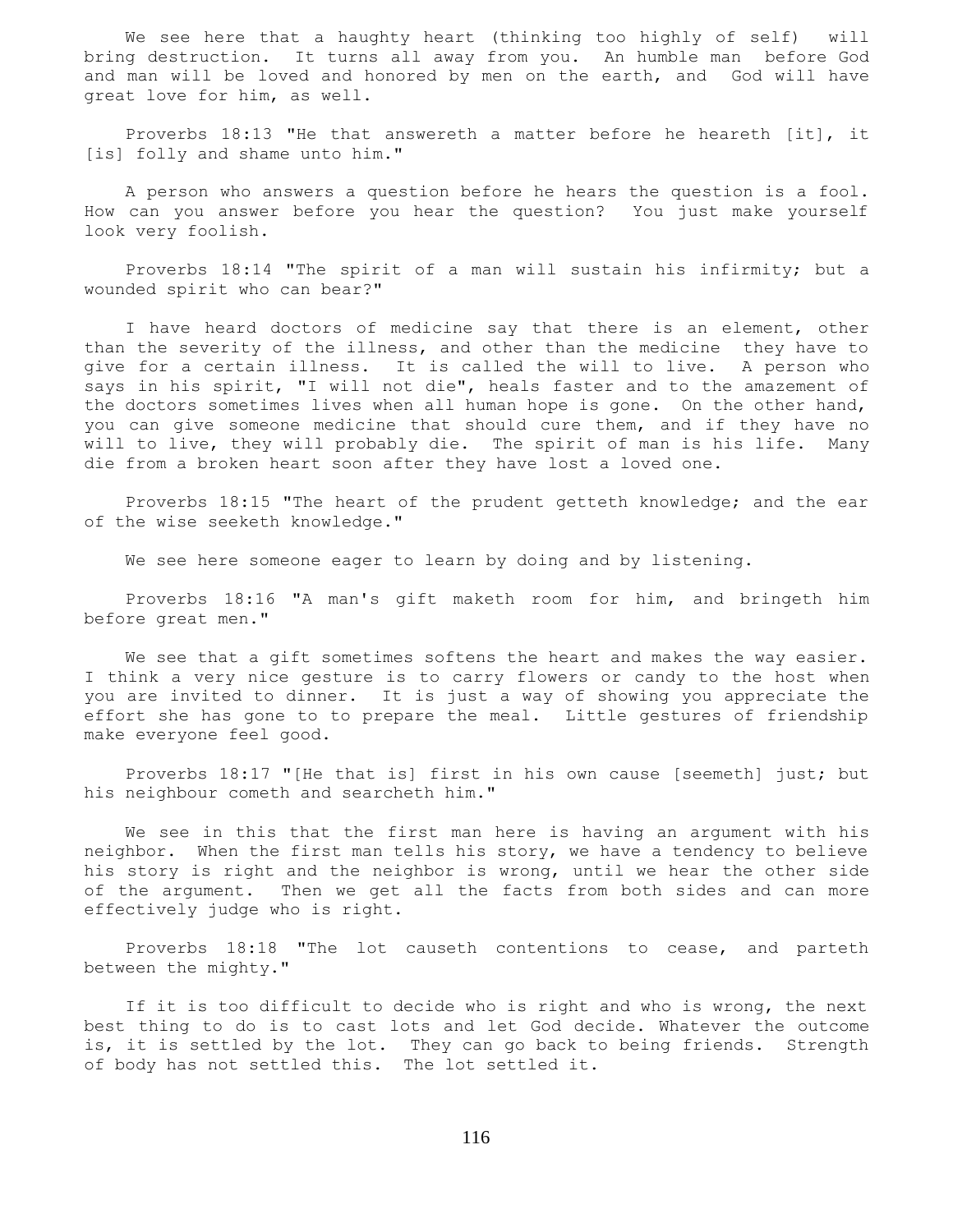We see here that a haughty heart (thinking too highly of self) will bring destruction. It turns all away from you. An humble man before God and man will be loved and honored by men on the earth, and God will have great love for him, as well.

Proverbs 18:13 "He that answereth a matter before he heareth [it], it [is] folly and shame unto him."

A person who answers a question before he hears the question is a fool. How can you answer before you hear the question? You just make yourself look very foolish.

Proverbs 18:14 "The spirit of a man will sustain his infirmity; but a wounded spirit who can bear?"

I have heard doctors of medicine say that there is an element, other than the severity of the illness, and other than the medicine they have to give for a certain illness. It is called the will to live. A person who says in his spirit, "I will not die", heals faster and to the amazement of the doctors sometimes lives when all human hope is gone. On the other hand, you can give someone medicine that should cure them, and if they have no will to live, they will probably die. The spirit of man is his life. Many die from a broken heart soon after they have lost a loved one.

Proverbs 18:15 "The heart of the prudent getteth knowledge; and the ear of the wise seeketh knowledge."

We see here someone eager to learn by doing and by listening.

Proverbs 18:16 "A man's gift maketh room for him, and bringeth him before great men."

We see that a gift sometimes softens the heart and makes the way easier. I think a very nice gesture is to carry flowers or candy to the host when you are invited to dinner. It is just a way of showing you appreciate the effort she has gone to to prepare the meal. Little gestures of friendship make everyone feel good.

Proverbs 18:17 "[He that is] first in his own cause [seemeth] just; but his neighbour cometh and searcheth him."

We see in this that the first man here is having an argument with his neighbor. When the first man tells his story, we have a tendency to believe his story is right and the neighbor is wrong, until we hear the other side of the argument. Then we get all the facts from both sides and can more effectively judge who is right.

Proverbs 18:18 "The lot causeth contentions to cease, and parteth between the mighty."

If it is too difficult to decide who is right and who is wrong, the next best thing to do is to cast lots and let God decide. Whatever the outcome is, it is settled by the lot. They can go back to being friends. Strength of body has not settled this. The lot settled it.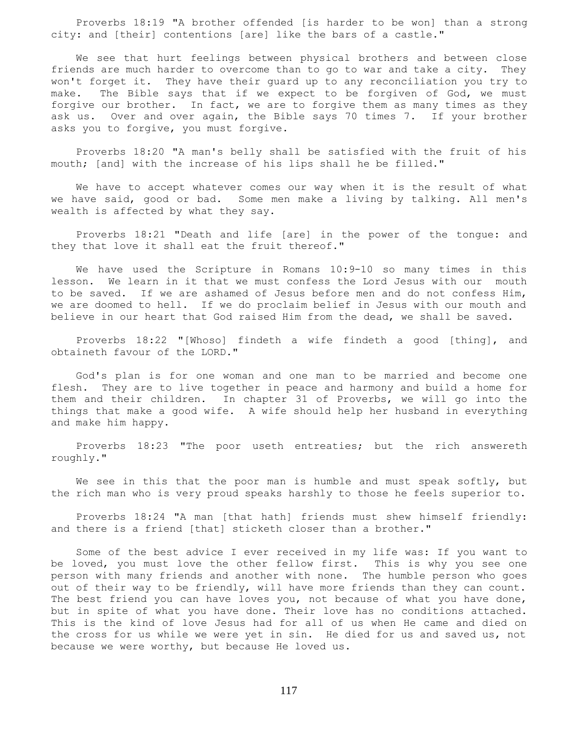Proverbs 18:19 "A brother offended [is harder to be won] than a strong city: and [their] contentions [are] like the bars of a castle."

We see that hurt feelings between physical brothers and between close friends are much harder to overcome than to go to war and take a city. They won't forget it. They have their guard up to any reconciliation you try to make. The Bible says that if we expect to be forgiven of God, we must forgive our brother. In fact, we are to forgive them as many times as they ask us. Over and over again, the Bible says 70 times 7. If your brother asks you to forgive, you must forgive.

Proverbs 18:20 "A man's belly shall be satisfied with the fruit of his mouth; [and] with the increase of his lips shall he be filled."

We have to accept whatever comes our way when it is the result of what we have said, good or bad. Some men make a living by talking. All men's wealth is affected by what they say.

Proverbs 18:21 "Death and life [are] in the power of the tongue: and they that love it shall eat the fruit thereof."

We have used the Scripture in Romans 10:9-10 so many times in this lesson. We learn in it that we must confess the Lord Jesus with our mouth to be saved. If we are ashamed of Jesus before men and do not confess Him, we are doomed to hell. If we do proclaim belief in Jesus with our mouth and believe in our heart that God raised Him from the dead, we shall be saved.

Proverbs 18:22 "[Whoso] findeth a wife findeth a good [thing], and obtaineth favour of the LORD."

God's plan is for one woman and one man to be married and become one flesh. They are to live together in peace and harmony and build a home for them and their children. In chapter 31 of Proverbs, we will go into the things that make a good wife. A wife should help her husband in everything and make him happy.

Proverbs 18:23 "The poor useth entreaties; but the rich answereth roughly."

We see in this that the poor man is humble and must speak softly, but the rich man who is very proud speaks harshly to those he feels superior to.

Proverbs 18:24 "A man [that hath] friends must shew himself friendly: and there is a friend [that] sticketh closer than a brother."

Some of the best advice I ever received in my life was: If you want to be loved, you must love the other fellow first. This is why you see one person with many friends and another with none. The humble person who goes out of their way to be friendly, will have more friends than they can count. The best friend you can have loves you, not because of what you have done, but in spite of what you have done. Their love has no conditions attached. This is the kind of love Jesus had for all of us when He came and died on the cross for us while we were yet in sin. He died for us and saved us, not because we were worthy, but because He loved us.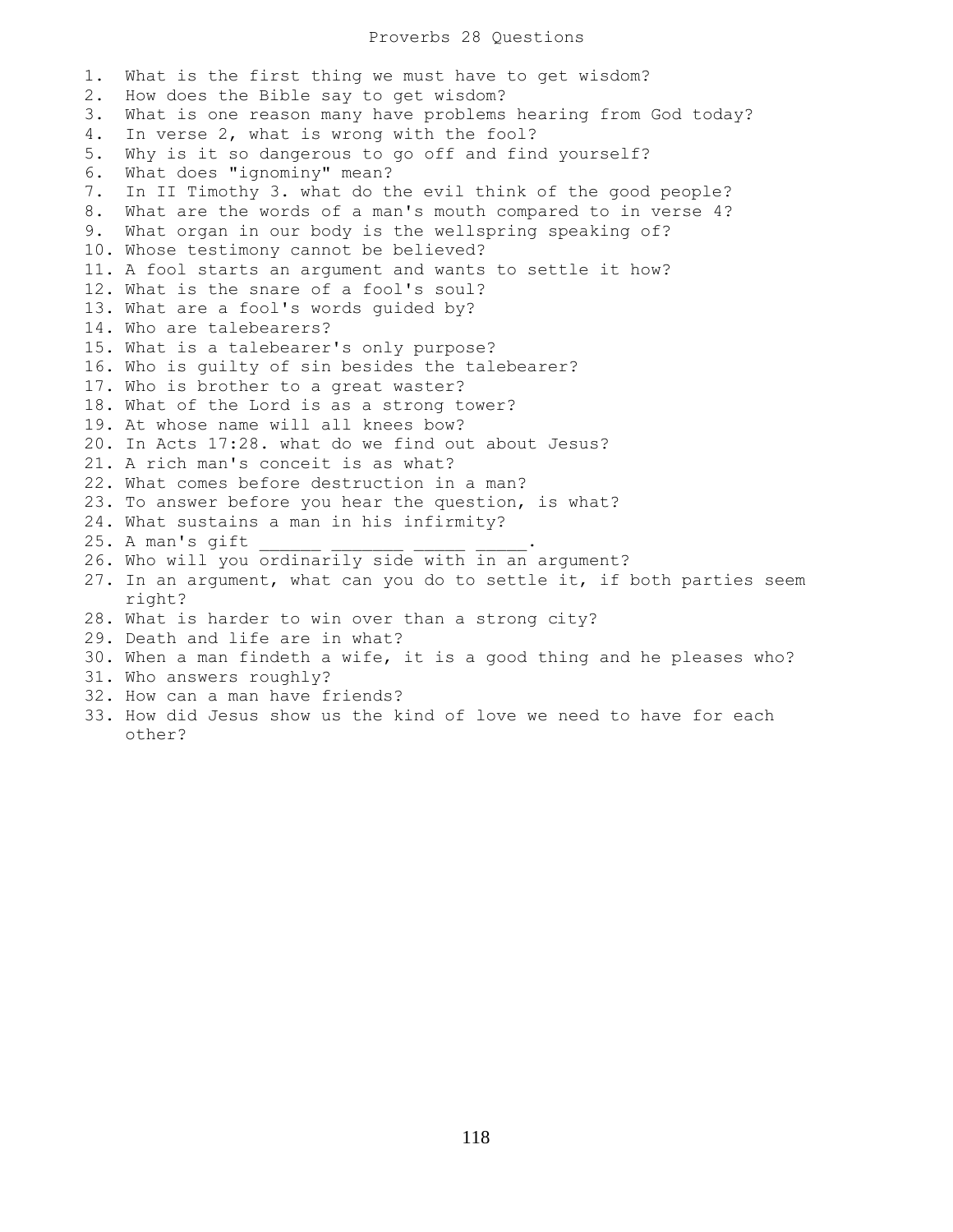# Proverbs 28 Questions

1. What is the first thing we must have to get wisdom?
2. How does the Bible say to get wisdom?
3. What is one reason many have problems hearing from God today?
4. In verse 2, what is wrong with the fool?
5. Why is it so dangerous to go off and find yourself?
6. What does "ignominy" mean?
7. In II Timothy 3. what do the evil think of the good people?
8. What are the words of a man's mouth compared to in verse 4?
9. What organ in our body is the wellspring speaking of?
10. Whose testimony cannot be believed?
11. A fool starts an argument and wants to settle it how?
12. What is the snare of a fool's soul?
13. What are a fool's words guided by?
14. Who are talebearers?
15. What is a talebearer's only purpose?
16. Who is guilty of sin besides the talebearer?
17. Who is brother to a great waster?
18. What of the Lord is as a strong tower?
19. At whose name will all knees bow?
20. In Acts 17:28. what do we find out about Jesus?
21. A rich man's conceit is as what?
22. What comes before destruction in a man?
23. To answer before you hear the question, is what?
24. What sustains a man in his infirmity?
25. A man's gift ______ _______ _____ _____.
26. Who will you ordinarily side with in an argument?
27. In an argument, what can you do to settle it, if both parties seem right?
28. What is harder to win over than a strong city?
29. Death and life are in what?
30. When a man findeth a wife, it is a good thing and he pleases who?
31. Who answers roughly?
32. How can a man have friends?
33. How did Jesus show us the kind of love we need to have for each other?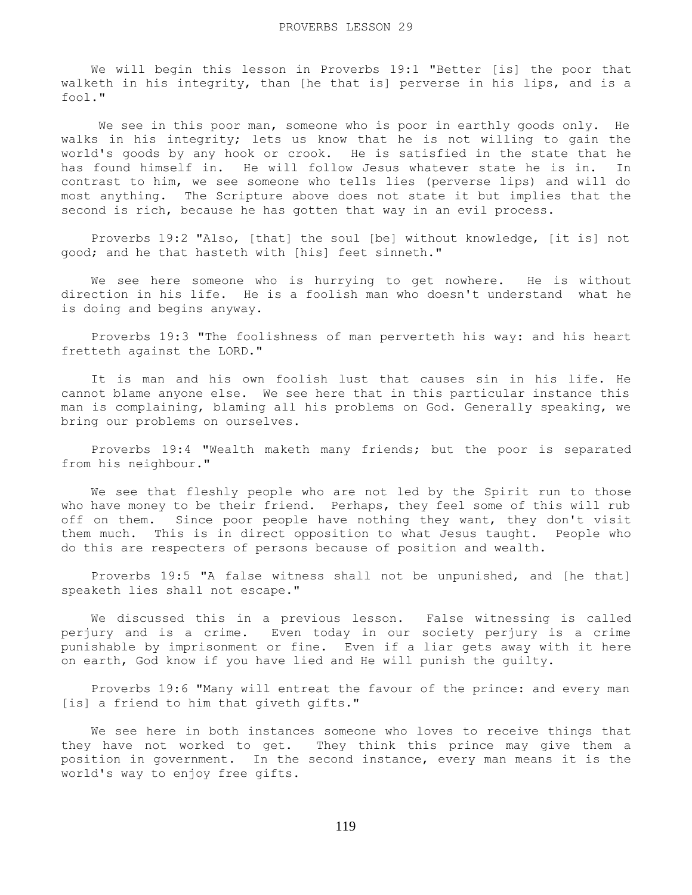# PROVERBS LESSON 29

We will begin this lesson in Proverbs 19:1 "Better [is] the poor that walketh in his integrity, than [he that is] perverse in his lips, and is a fool."

We see in this poor man, someone who is poor in earthly goods only. He walks in his integrity; lets us know that he is not willing to gain the world's goods by any hook or crook. He is satisfied in the state that he has found himself in. He will follow Jesus whatever state he is in. In contrast to him, we see someone who tells lies (perverse lips) and will do most anything. The Scripture above does not state it but implies that the second is rich, because he has gotten that way in an evil process.

Proverbs 19:2 "Also, [that] the soul [be] without knowledge, [it is] not good; and he that hasteth with [his] feet sinneth."

We see here someone who is hurrying to get nowhere. He is without direction in his life. He is a foolish man who doesn't understand what he is doing and begins anyway.

Proverbs 19:3 "The foolishness of man perverteth his way: and his heart fretteth against the LORD."

It is man and his own foolish lust that causes sin in his life. He cannot blame anyone else. We see here that in this particular instance this man is complaining, blaming all his problems on God. Generally speaking, we bring our problems on ourselves.

Proverbs 19:4 "Wealth maketh many friends; but the poor is separated from his neighbour."

We see that fleshly people who are not led by the Spirit run to those who have money to be their friend. Perhaps, they feel some of this will rub off on them. Since poor people have nothing they want, they don't visit them much. This is in direct opposition to what Jesus taught. People who do this are respecters of persons because of position and wealth.

Proverbs 19:5 "A false witness shall not be unpunished, and [he that] speaketh lies shall not escape."

We discussed this in a previous lesson. False witnessing is called perjury and is a crime. Even today in our society perjury is a crime punishable by imprisonment or fine. Even if a liar gets away with it here on earth, God know if you have lied and He will punish the guilty.

Proverbs 19:6 "Many will entreat the favour of the prince: and every man [is] a friend to him that giveth gifts."

We see here in both instances someone who loves to receive things that they have not worked to get. They think this prince may give them a position in government. In the second instance, every man means it is the world's way to enjoy free gifts.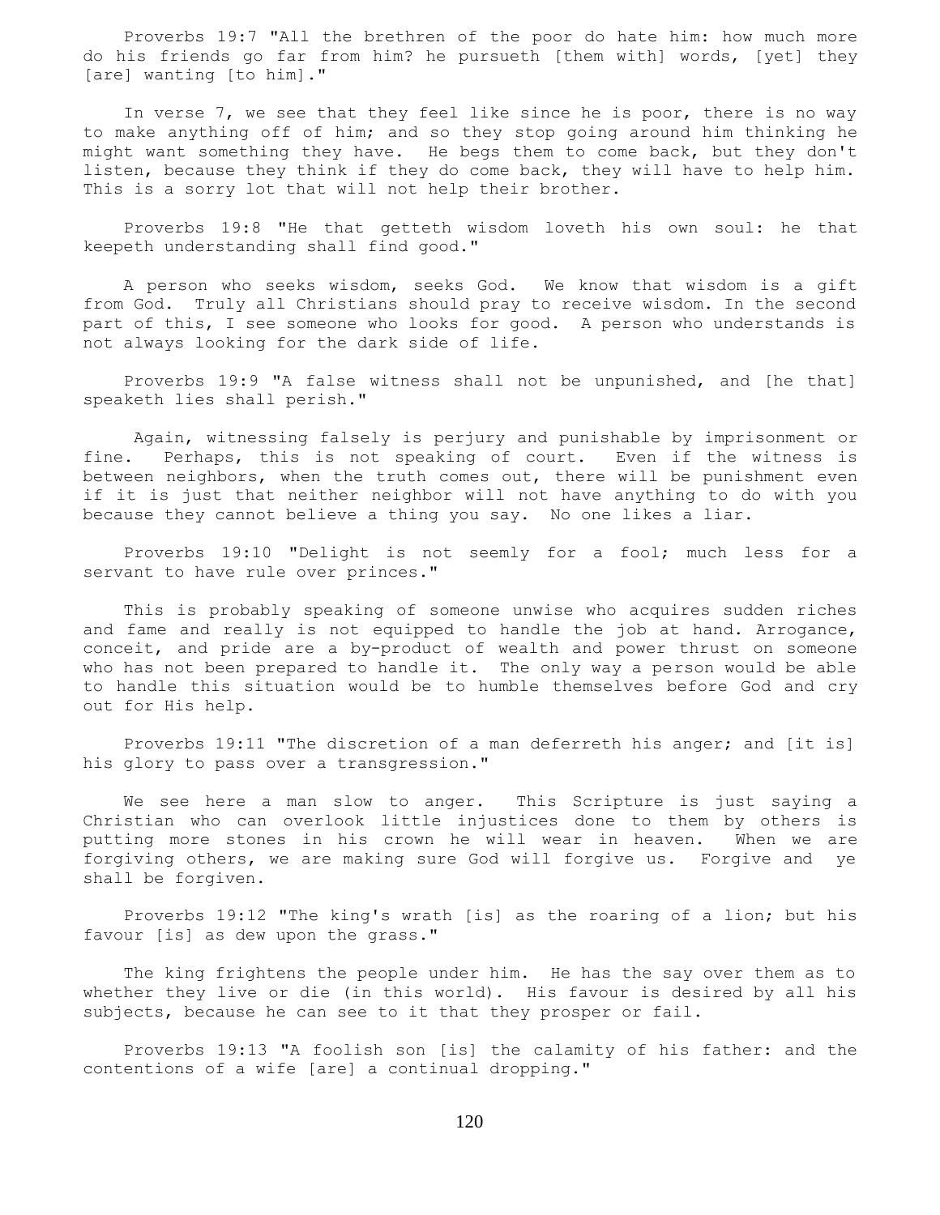Proverbs 19:7 "All the brethren of the poor do hate him: how much more do his friends go far from him? he pursueth [them with] words, [yet] they [are] wanting [to him]."

In verse 7, we see that they feel like since he is poor, there is no way to make anything off of him; and so they stop going around him thinking he might want something they have. He begs them to come back, but they don't listen, because they think if they do come back, they will have to help him. This is a sorry lot that will not help their brother.

Proverbs 19:8 "He that getteth wisdom loveth his own soul: he that keepeth understanding shall find good."

A person who seeks wisdom, seeks God. We know that wisdom is a gift from God. Truly all Christians should pray to receive wisdom. In the second part of this, I see someone who looks for good. A person who understands is not always looking for the dark side of life.

Proverbs 19:9 "A false witness shall not be unpunished, and [he that] speaketh lies shall perish."

Again, witnessing falsely is perjury and punishable by imprisonment or fine. Perhaps, this is not speaking of court. Even if the witness is between neighbors, when the truth comes out, there will be punishment even if it is just that neither neighbor will not have anything to do with you because they cannot believe a thing you say. No one likes a liar.

Proverbs 19:10 "Delight is not seemly for a fool; much less for a servant to have rule over princes."

This is probably speaking of someone unwise who acquires sudden riches and fame and really is not equipped to handle the job at hand. Arrogance, conceit, and pride are a by-product of wealth and power thrust on someone who has not been prepared to handle it. The only way a person would be able to handle this situation would be to humble themselves before God and cry out for His help.

Proverbs 19:11 "The discretion of a man deferreth his anger; and [it is] his glory to pass over a transgression."

We see here a man slow to anger. This Scripture is just saying a Christian who can overlook little injustices done to them by others is putting more stones in his crown he will wear in heaven. When we are forgiving others, we are making sure God will forgive us. Forgive and ye shall be forgiven.

Proverbs 19:12 "The king's wrath [is] as the roaring of a lion; but his favour [is] as dew upon the grass."

The king frightens the people under him. He has the say over them as to whether they live or die (in this world). His favour is desired by all his subjects, because he can see to it that they prosper or fail.

Proverbs 19:13 "A foolish son [is] the calamity of his father: and the contentions of a wife [are] a continual dropping."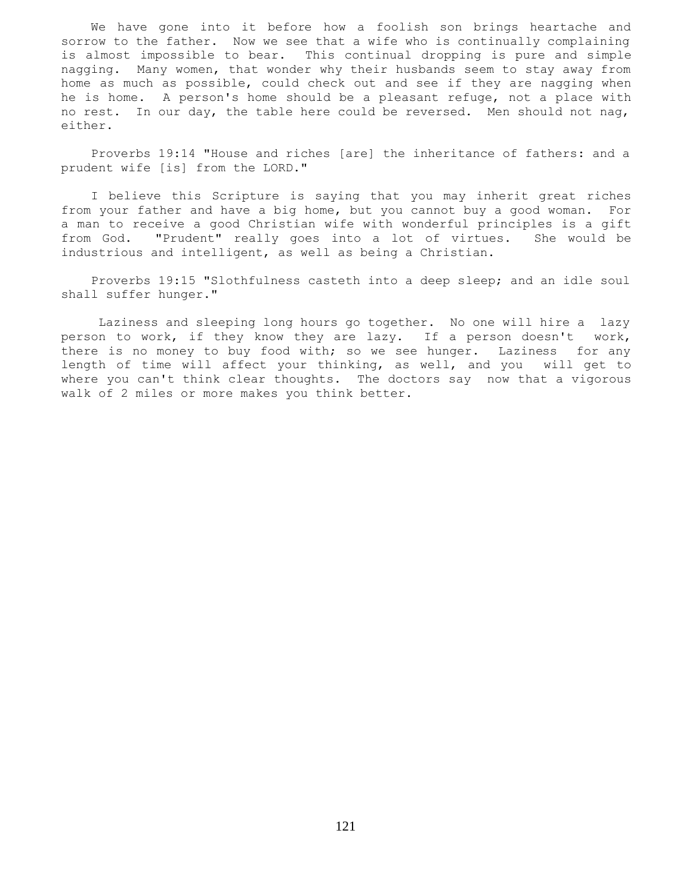We have gone into it before how a foolish son brings heartache and sorrow to the father. Now we see that a wife who is continually complaining is almost impossible to bear. This continual dropping is pure and simple nagging. Many women, that wonder why their husbands seem to stay away from home as much as possible, could check out and see if they are nagging when he is home. A person's home should be a pleasant refuge, not a place with no rest. In our day, the table here could be reversed. Men should not nag, either.

Proverbs 19:14 "House and riches [are] the inheritance of fathers: and a prudent wife [is] from the LORD."

I believe this Scripture is saying that you may inherit great riches from your father and have a big home, but you cannot buy a good woman. For a man to receive a good Christian wife with wonderful principles is a gift from God. "Prudent" really goes into a lot of virtues. She would be industrious and intelligent, as well as being a Christian.

Proverbs 19:15 "Slothfulness casteth into a deep sleep; and an idle soul shall suffer hunger."

Laziness and sleeping long hours go together. No one will hire a lazy person to work, if they know they are lazy. If a person doesn't work, there is no money to buy food with; so we see hunger. Laziness for any length of time will affect your thinking, as well, and you will get to where you can't think clear thoughts. The doctors say now that a vigorous walk of 2 miles or more makes you think better.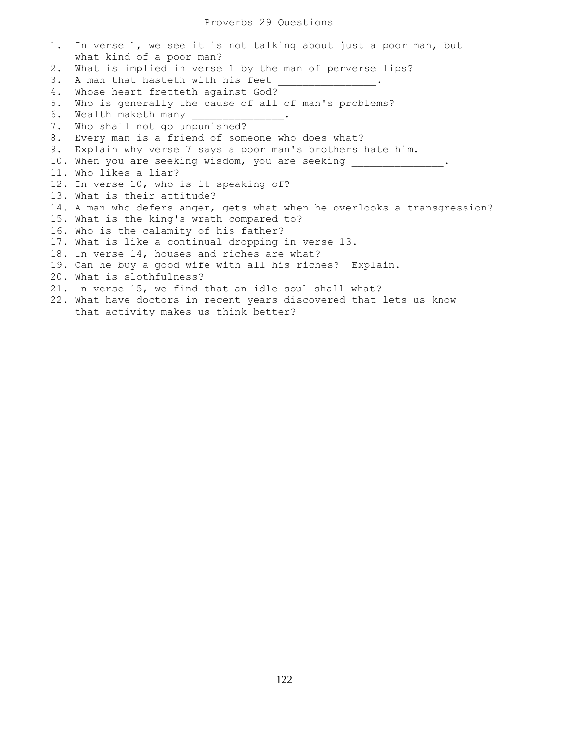# Proverbs 29 Questions

1. In verse 1, we see it is not talking about just a poor man, but what kind of a poor man?
2. What is implied in verse 1 by the man of perverse lips?
3. A man that hasteth with his feet _______________.
4. Whose heart fretteth against God?
5. Who is generally the cause of all of man's problems?
6. Wealth maketh many _______________.
7. Who shall not go unpunished?
8. Every man is a friend of someone who does what?
9. Explain why verse 7 says a poor man's brothers hate him.
10. When you are seeking wisdom, you are seeking _______________.
11. Who likes a liar?
12. In verse 10, who is it speaking of?
13. What is their attitude?
14. A man who defers anger, gets what when he overlooks a transgression?
15. What is the king's wrath compared to?
16. Who is the calamity of his father?
17. What is like a continual dropping in verse 13.
18. In verse 14, houses and riches are what?
19. Can he buy a good wife with all his riches? Explain.
20. What is slothfulness?
21. In verse 15, we find that an idle soul shall what?
22. What have doctors in recent years discovered that lets us know that activity makes us think better?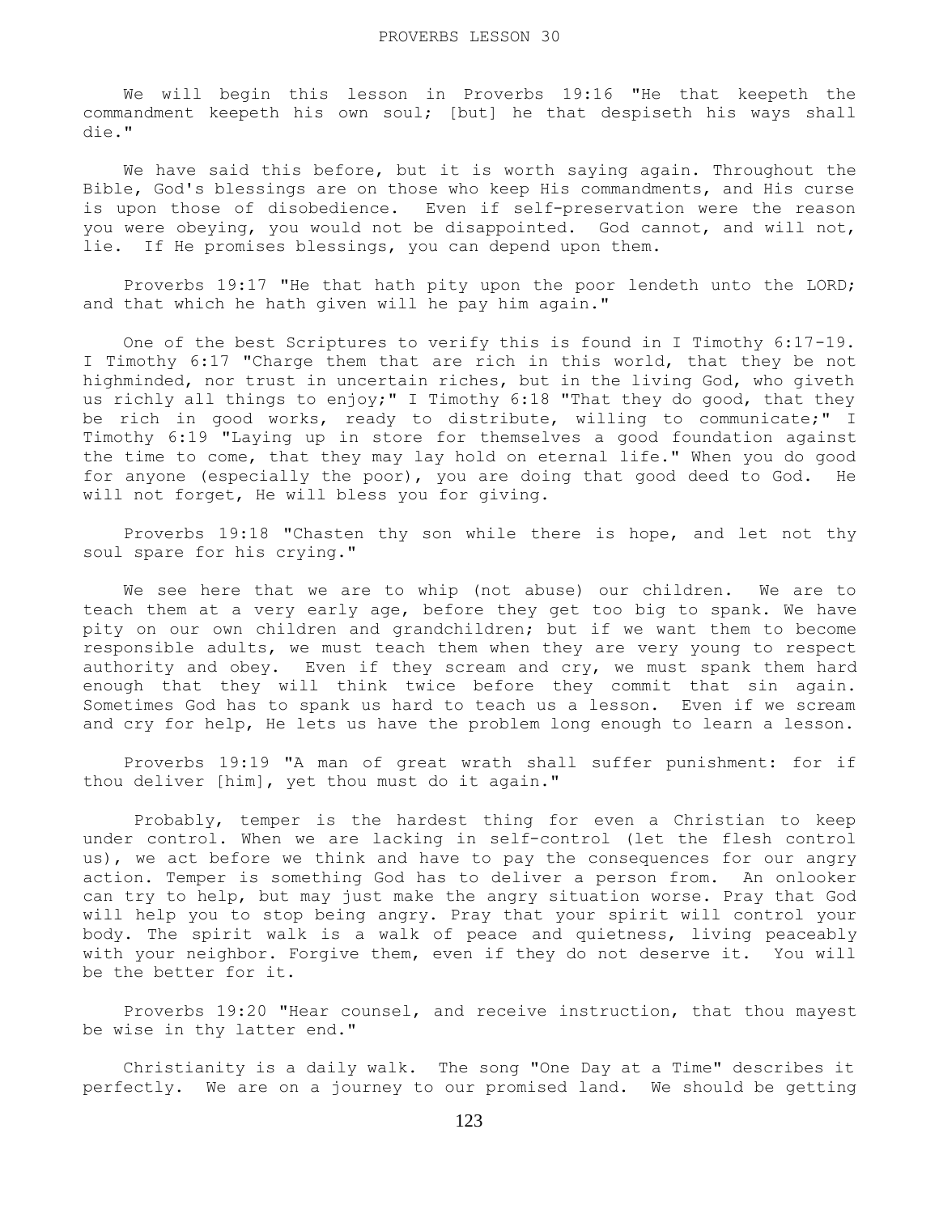# PROVERBS LESSON 30

We will begin this lesson in Proverbs 19:16 "He that keepeth the commandment keepeth his own soul; [but] he that despiseth his ways shall die."

We have said this before, but it is worth saying again. Throughout the Bible, God's blessings are on those who keep His commandments, and His curse is upon those of disobedience. Even if self-preservation were the reason you were obeying, you would not be disappointed. God cannot, and will not, lie. If He promises blessings, you can depend upon them.

Proverbs 19:17 "He that hath pity upon the poor lendeth unto the LORD; and that which he hath given will he pay him again."

One of the best Scriptures to verify this is found in I Timothy 6:17-19. I Timothy 6:17 "Charge them that are rich in this world, that they be not highminded, nor trust in uncertain riches, but in the living God, who giveth us richly all things to enjoy;" I Timothy 6:18 "That they do good, that they be rich in good works, ready to distribute, willing to communicate;" I Timothy 6:19 "Laying up in store for themselves a good foundation against the time to come, that they may lay hold on eternal life." When you do good for anyone (especially the poor), you are doing that good deed to God. He will not forget, He will bless you for giving.

Proverbs 19:18 "Chasten thy son while there is hope, and let not thy soul spare for his crying."

We see here that we are to whip (not abuse) our children. We are to teach them at a very early age, before they get too big to spank. We have pity on our own children and grandchildren; but if we want them to become responsible adults, we must teach them when they are very young to respect authority and obey. Even if they scream and cry, we must spank them hard enough that they will think twice before they commit that sin again. Sometimes God has to spank us hard to teach us a lesson. Even if we scream and cry for help, He lets us have the problem long enough to learn a lesson.

Proverbs 19:19 "A man of great wrath shall suffer punishment: for if thou deliver [him], yet thou must do it again."

Probably, temper is the hardest thing for even a Christian to keep under control. When we are lacking in self-control (let the flesh control us), we act before we think and have to pay the consequences for our angry action. Temper is something God has to deliver a person from. An onlooker can try to help, but may just make the angry situation worse. Pray that God will help you to stop being angry. Pray that your spirit will control your body. The spirit walk is a walk of peace and quietness, living peaceably with your neighbor. Forgive them, even if they do not deserve it. You will be the better for it.

Proverbs 19:20 "Hear counsel, and receive instruction, that thou mayest be wise in thy latter end."

Christianity is a daily walk. The song "One Day at a Time" describes it perfectly. We are on a journey to our promised land. We should be getting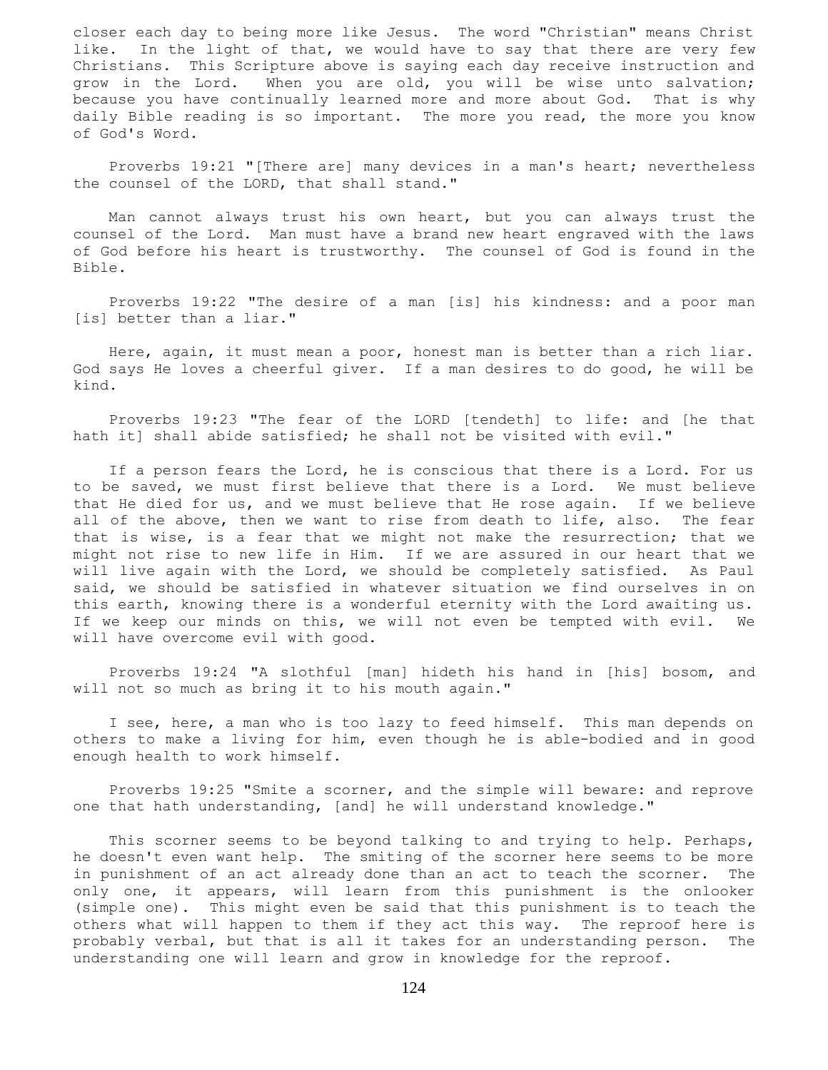closer each day to being more like Jesus. The word "Christian" means Christ like. In the light of that, we would have to say that there are very few Christians. This Scripture above is saying each day receive instruction and grow in the Lord. When you are old, you will be wise unto salvation; because you have continually learned more and more about God. That is why daily Bible reading is so important. The more you read, the more you know of God's Word.

Proverbs 19:21 "[There are] many devices in a man's heart; nevertheless the counsel of the LORD, that shall stand."

Man cannot always trust his own heart, but you can always trust the counsel of the Lord. Man must have a brand new heart engraved with the laws of God before his heart is trustworthy. The counsel of God is found in the Bible.

Proverbs 19:22 "The desire of a man [is] his kindness: and a poor man [is] better than a liar."

Here, again, it must mean a poor, honest man is better than a rich liar. God says He loves a cheerful giver. If a man desires to do good, he will be kind.

Proverbs 19:23 "The fear of the LORD [tendeth] to life: and [he that hath it] shall abide satisfied; he shall not be visited with evil."

If a person fears the Lord, he is conscious that there is a Lord. For us to be saved, we must first believe that there is a Lord. We must believe that He died for us, and we must believe that He rose again. If we believe all of the above, then we want to rise from death to life, also. The fear that is wise, is a fear that we might not make the resurrection; that we might not rise to new life in Him. If we are assured in our heart that we will live again with the Lord, we should be completely satisfied. As Paul said, we should be satisfied in whatever situation we find ourselves in on this earth, knowing there is a wonderful eternity with the Lord awaiting us. If we keep our minds on this, we will not even be tempted with evil. We will have overcome evil with good.

Proverbs 19:24 "A slothful [man] hideth his hand in [his] bosom, and will not so much as bring it to his mouth again."

I see, here, a man who is too lazy to feed himself. This man depends on others to make a living for him, even though he is able-bodied and in good enough health to work himself.

Proverbs 19:25 "Smite a scorner, and the simple will beware: and reprove one that hath understanding, [and] he will understand knowledge."

This scorner seems to be beyond talking to and trying to help. Perhaps, he doesn't even want help. The smiting of the scorner here seems to be more in punishment of an act already done than an act to teach the scorner. The only one, it appears, will learn from this punishment is the onlooker (simple one). This might even be said that this punishment is to teach the others what will happen to them if they act this way. The reproof here is probably verbal, but that is all it takes for an understanding person. The understanding one will learn and grow in knowledge for the reproof.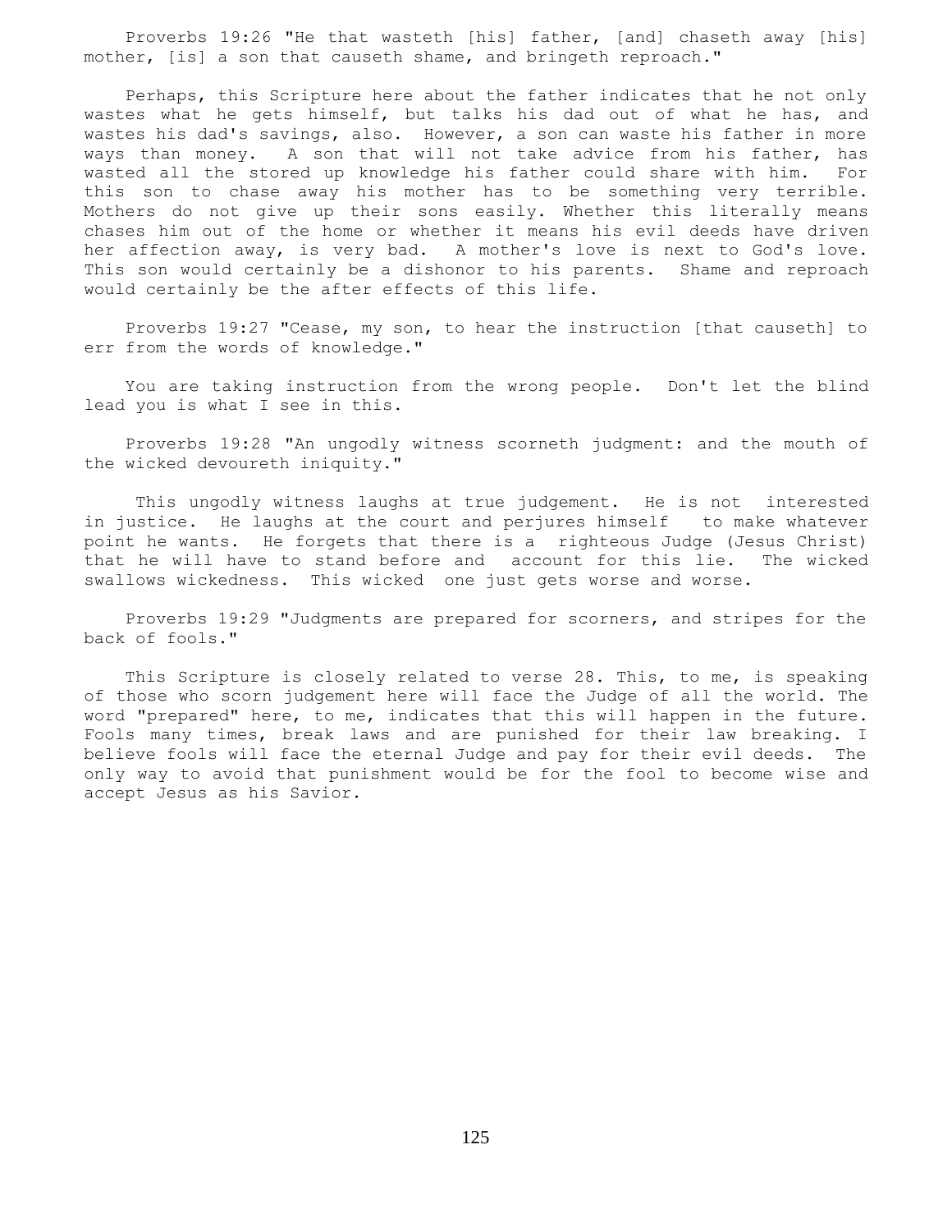Proverbs 19:26 "He that wasteth [his] father, [and] chaseth away [his] mother, [is] a son that causeth shame, and bringeth reproach."

Perhaps, this Scripture here about the father indicates that he not only wastes what he gets himself, but talks his dad out of what he has, and wastes his dad's savings, also. However, a son can waste his father in more ways than money. A son that will not take advice from his father, has wasted all the stored up knowledge his father could share with him. For this son to chase away his mother has to be something very terrible. Mothers do not give up their sons easily. Whether this literally means chases him out of the home or whether it means his evil deeds have driven her affection away, is very bad. A mother's love is next to God's love. This son would certainly be a dishonor to his parents. Shame and reproach would certainly be the after effects of this life.

Proverbs 19:27 "Cease, my son, to hear the instruction [that causeth] to err from the words of knowledge."

You are taking instruction from the wrong people. Don't let the blind lead you is what I see in this.

Proverbs 19:28 "An ungodly witness scorneth judgment: and the mouth of the wicked devoureth iniquity."

This ungodly witness laughs at true judgement. He is not interested in justice. He laughs at the court and perjures himself to make whatever point he wants. He forgets that there is a righteous Judge (Jesus Christ) that he will have to stand before and account for this lie. The wicked swallows wickedness. This wicked one just gets worse and worse.

Proverbs 19:29 "Judgments are prepared for scorners, and stripes for the back of fools."

This Scripture is closely related to verse 28. This, to me, is speaking of those who scorn judgement here will face the Judge of all the world. The word "prepared" here, to me, indicates that this will happen in the future. Fools many times, break laws and are punished for their law breaking. I believe fools will face the eternal Judge and pay for their evil deeds. The only way to avoid that punishment would be for the fool to become wise and accept Jesus as his Savior.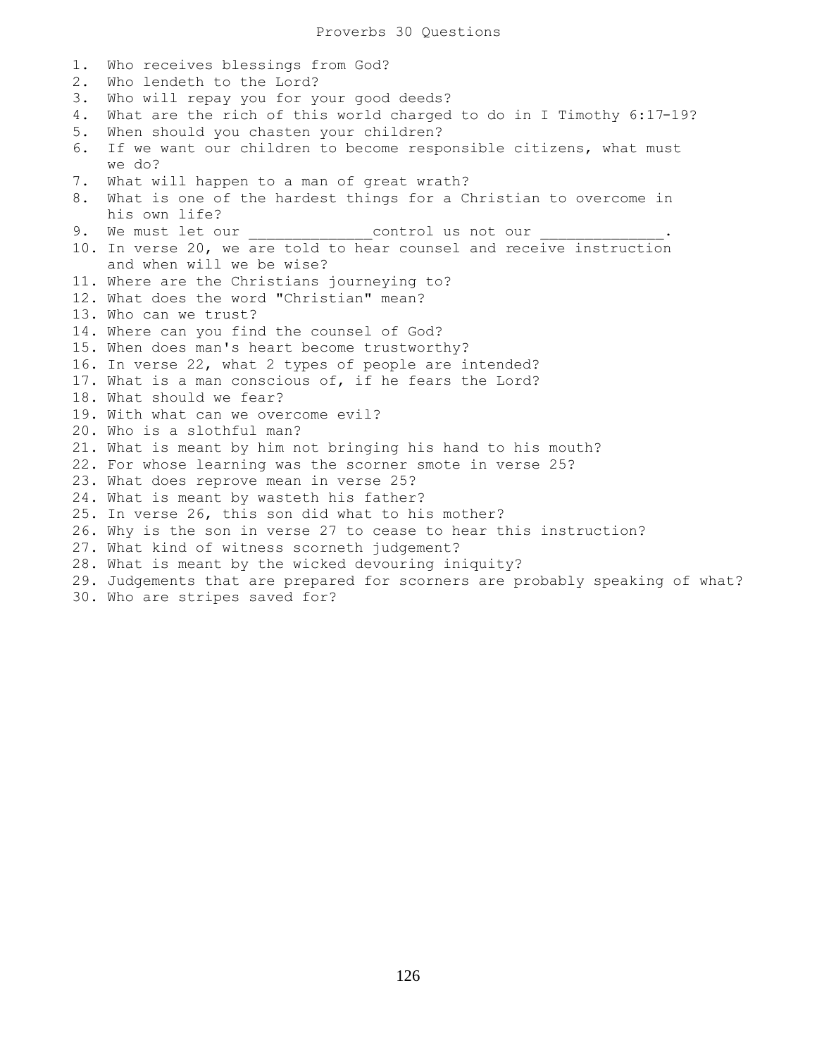# Proverbs 30 Questions

1. Who receives blessings from God?
2. Who lendeth to the Lord?
3. Who will repay you for your good deeds?
4. What are the rich of this world charged to do in I Timothy 6:17-19?
5. When should you chasten your children?
6. If we want our children to become responsible citizens, what must we do?
7. What will happen to a man of great wrath?
8. What is one of the hardest things for a Christian to overcome in his own life?
9. We must let our _____________control us not our _____________.
10. In verse 20, we are told to hear counsel and receive instruction and when will we be wise?
11. Where are the Christians journeying to?
12. What does the word "Christian" mean?
13. Who can we trust?
14. Where can you find the counsel of God?
15. When does man's heart become trustworthy?
16. In verse 22, what 2 types of people are intended?
17. What is a man conscious of, if he fears the Lord?
18. What should we fear?
19. With what can we overcome evil?
20. Who is a slothful man?
21. What is meant by him not bringing his hand to his mouth?
22. For whose learning was the scorner smote in verse 25?
23. What does reprove mean in verse 25?
24. What is meant by wasteth his father?
25. In verse 26, this son did what to his mother?
26. Why is the son in verse 27 to cease to hear this instruction?
27. What kind of witness scorneth judgement?
28. What is meant by the wicked devouring iniquity?
29. Judgements that are prepared for scorners are probably speaking of what?
30. Who are stripes saved for?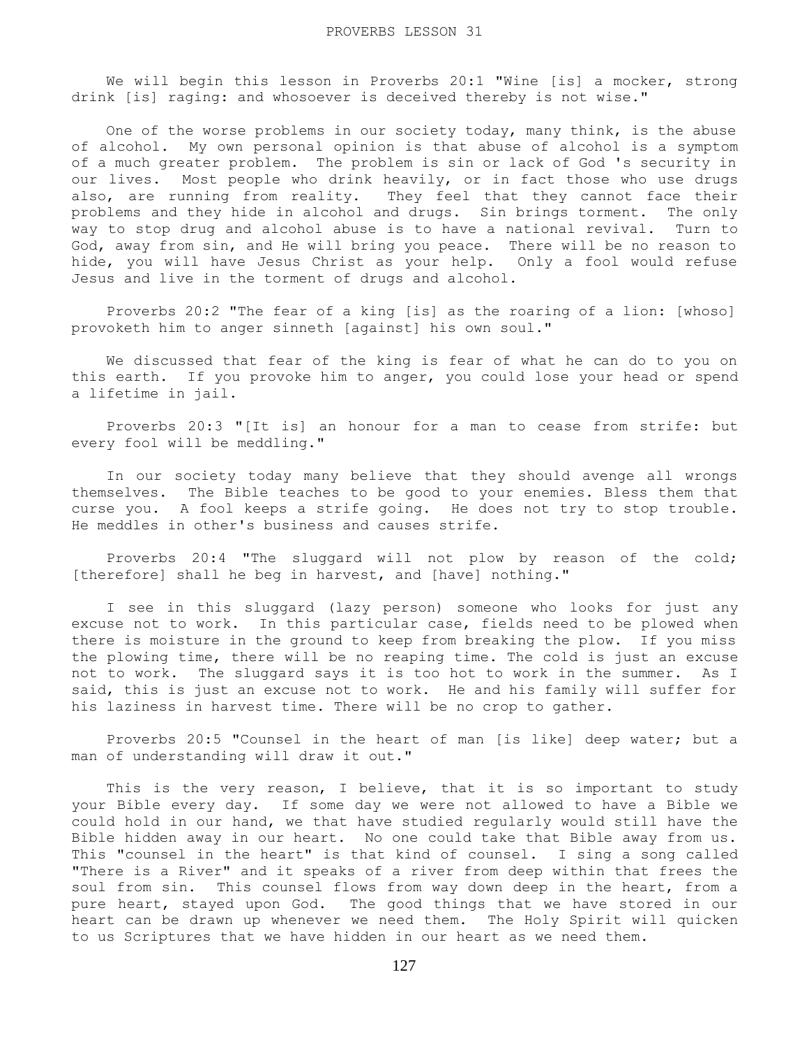PROVERBS LESSON 31

We will begin this lesson in Proverbs 20:1 "Wine [is] a mocker, strong drink [is] raging: and whosoever is deceived thereby is not wise."

One of the worse problems in our society today, many think, is the abuse of alcohol. My own personal opinion is that abuse of alcohol is a symptom of a much greater problem. The problem is sin or lack of God 's security in our lives. Most people who drink heavily, or in fact those who use drugs also, are running from reality. They feel that they cannot face their problems and they hide in alcohol and drugs. Sin brings torment. The only way to stop drug and alcohol abuse is to have a national revival. Turn to God, away from sin, and He will bring you peace. There will be no reason to hide, you will have Jesus Christ as your help. Only a fool would refuse Jesus and live in the torment of drugs and alcohol.

Proverbs 20:2 "The fear of a king [is] as the roaring of a lion: [whoso] provoketh him to anger sinneth [against] his own soul."

We discussed that fear of the king is fear of what he can do to you on this earth. If you provoke him to anger, you could lose your head or spend a lifetime in jail.

Proverbs 20:3 "[It is] an honour for a man to cease from strife: but every fool will be meddling."

In our society today many believe that they should avenge all wrongs themselves. The Bible teaches to be good to your enemies. Bless them that curse you. A fool keeps a strife going. He does not try to stop trouble. He meddles in other's business and causes strife.

Proverbs 20:4 "The sluggard will not plow by reason of the cold; [therefore] shall he beg in harvest, and [have] nothing."

I see in this sluggard (lazy person) someone who looks for just any excuse not to work. In this particular case, fields need to be plowed when there is moisture in the ground to keep from breaking the plow. If you miss the plowing time, there will be no reaping time. The cold is just an excuse not to work. The sluggard says it is too hot to work in the summer. As I said, this is just an excuse not to work. He and his family will suffer for his laziness in harvest time. There will be no crop to gather.

Proverbs 20:5 "Counsel in the heart of man [is like] deep water; but a man of understanding will draw it out."

This is the very reason, I believe, that it is so important to study your Bible every day. If some day we were not allowed to have a Bible we could hold in our hand, we that have studied regularly would still have the Bible hidden away in our heart. No one could take that Bible away from us. This "counsel in the heart" is that kind of counsel. I sing a song called "There is a River" and it speaks of a river from deep within that frees the soul from sin. This counsel flows from way down deep in the heart, from a pure heart, stayed upon God. The good things that we have stored in our heart can be drawn up whenever we need them. The Holy Spirit will quicken to us Scriptures that we have hidden in our heart as we need them.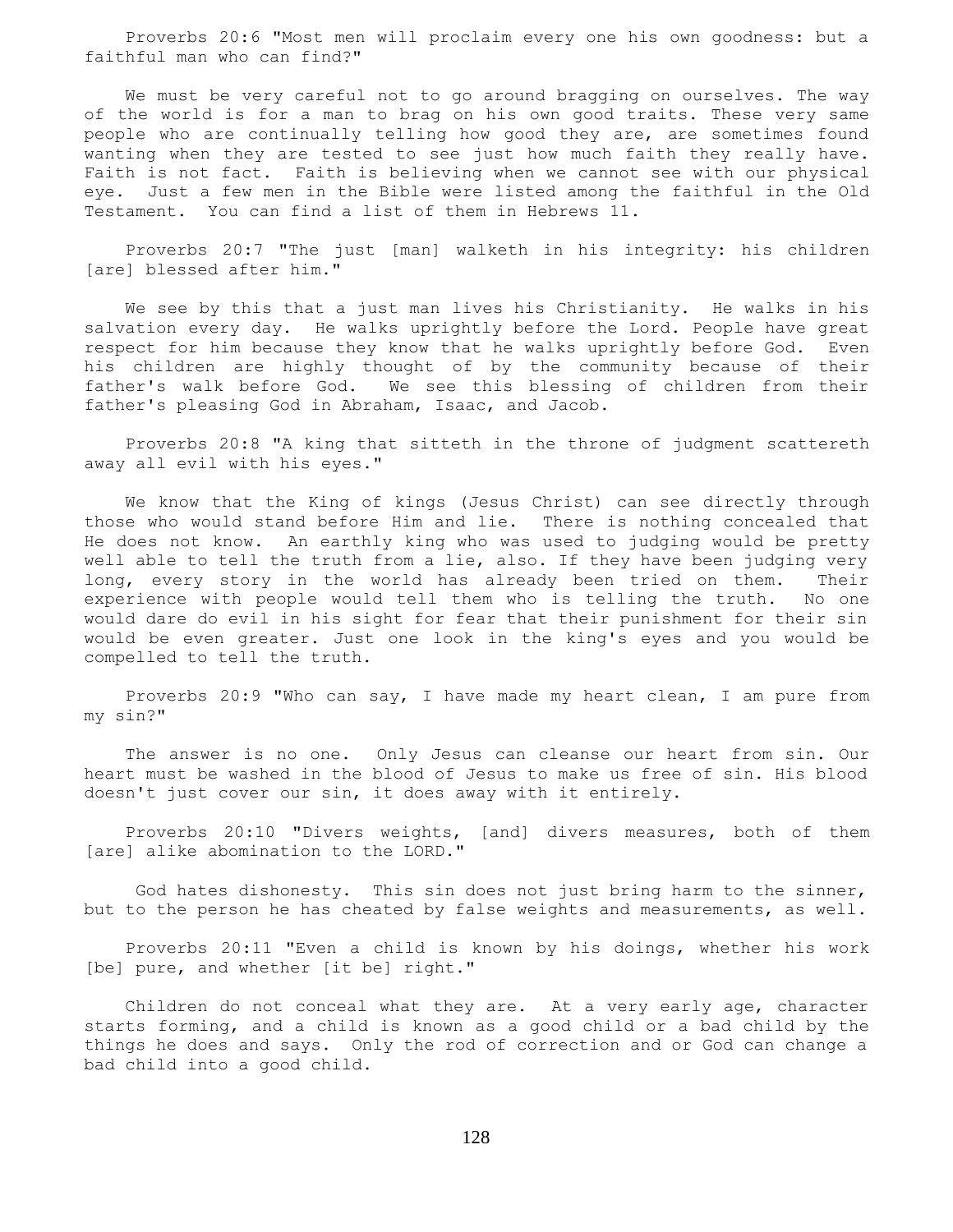Proverbs 20:6 "Most men will proclaim every one his own goodness: but a faithful man who can find?"

We must be very careful not to go around bragging on ourselves. The way of the world is for a man to brag on his own good traits. These very same people who are continually telling how good they are, are sometimes found wanting when they are tested to see just how much faith they really have. Faith is not fact. Faith is believing when we cannot see with our physical eye. Just a few men in the Bible were listed among the faithful in the Old Testament. You can find a list of them in Hebrews 11.

Proverbs 20:7 "The just [man] walketh in his integrity: his children [are] blessed after him."

We see by this that a just man lives his Christianity. He walks in his salvation every day. He walks uprightly before the Lord. People have great respect for him because they know that he walks uprightly before God. Even his children are highly thought of by the community because of their father's walk before God. We see this blessing of children from their father's pleasing God in Abraham, Isaac, and Jacob.

Proverbs 20:8 "A king that sitteth in the throne of judgment scattereth away all evil with his eyes."

We know that the King of kings (Jesus Christ) can see directly through those who would stand before Him and lie. There is nothing concealed that He does not know. An earthly king who was used to judging would be pretty well able to tell the truth from a lie, also. If they have been judging very long, every story in the world has already been tried on them. Their experience with people would tell them who is telling the truth. No one would dare do evil in his sight for fear that their punishment for their sin would be even greater. Just one look in the king's eyes and you would be compelled to tell the truth.

Proverbs 20:9 "Who can say, I have made my heart clean, I am pure from my sin?"

The answer is no one. Only Jesus can cleanse our heart from sin. Our heart must be washed in the blood of Jesus to make us free of sin. His blood doesn't just cover our sin, it does away with it entirely.

Proverbs 20:10 "Divers weights, [and] divers measures, both of them [are] alike abomination to the LORD."

God hates dishonesty. This sin does not just bring harm to the sinner, but to the person he has cheated by false weights and measurements, as well.

Proverbs 20:11 "Even a child is known by his doings, whether his work [be] pure, and whether [it be] right."

Children do not conceal what they are. At a very early age, character starts forming, and a child is known as a good child or a bad child by the things he does and says. Only the rod of correction and or God can change a bad child into a good child.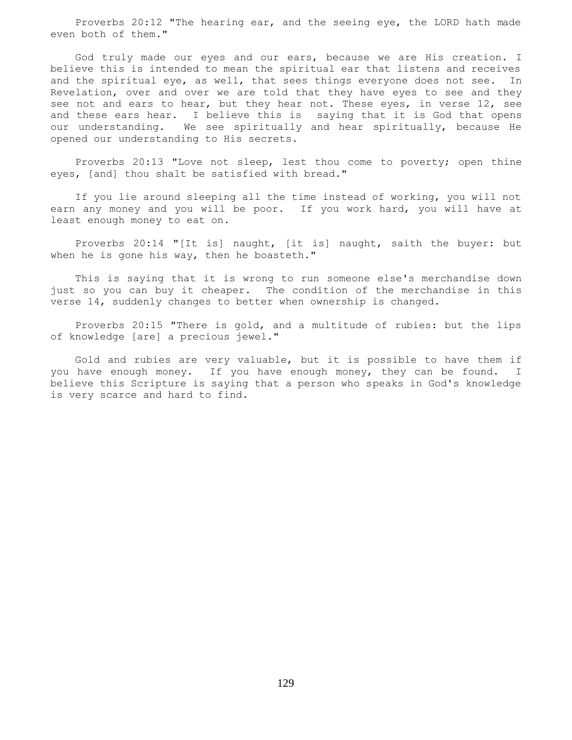Proverbs 20:12 "The hearing ear, and the seeing eye, the LORD hath made even both of them."

God truly made our eyes and our ears, because we are His creation. I believe this is intended to mean the spiritual ear that listens and receives and the spiritual eye, as well, that sees things everyone does not see. In Revelation, over and over we are told that they have eyes to see and they see not and ears to hear, but they hear not. These eyes, in verse 12, see and these ears hear. I believe this is saying that it is God that opens our understanding. We see spiritually and hear spiritually, because He opened our understanding to His secrets.

Proverbs 20:13 "Love not sleep, lest thou come to poverty; open thine eyes, [and] thou shalt be satisfied with bread."

If you lie around sleeping all the time instead of working, you will not earn any money and you will be poor. If you work hard, you will have at least enough money to eat on.

Proverbs 20:14 "[It is] naught, [it is] naught, saith the buyer: but when he is gone his way, then he boasteth."

This is saying that it is wrong to run someone else's merchandise down just so you can buy it cheaper. The condition of the merchandise in this verse 14, suddenly changes to better when ownership is changed.

Proverbs 20:15 "There is gold, and a multitude of rubies: but the lips of knowledge [are] a precious jewel."

Gold and rubies are very valuable, but it is possible to have them if you have enough money. If you have enough money, they can be found. I believe this Scripture is saying that a person who speaks in God's knowledge is very scarce and hard to find.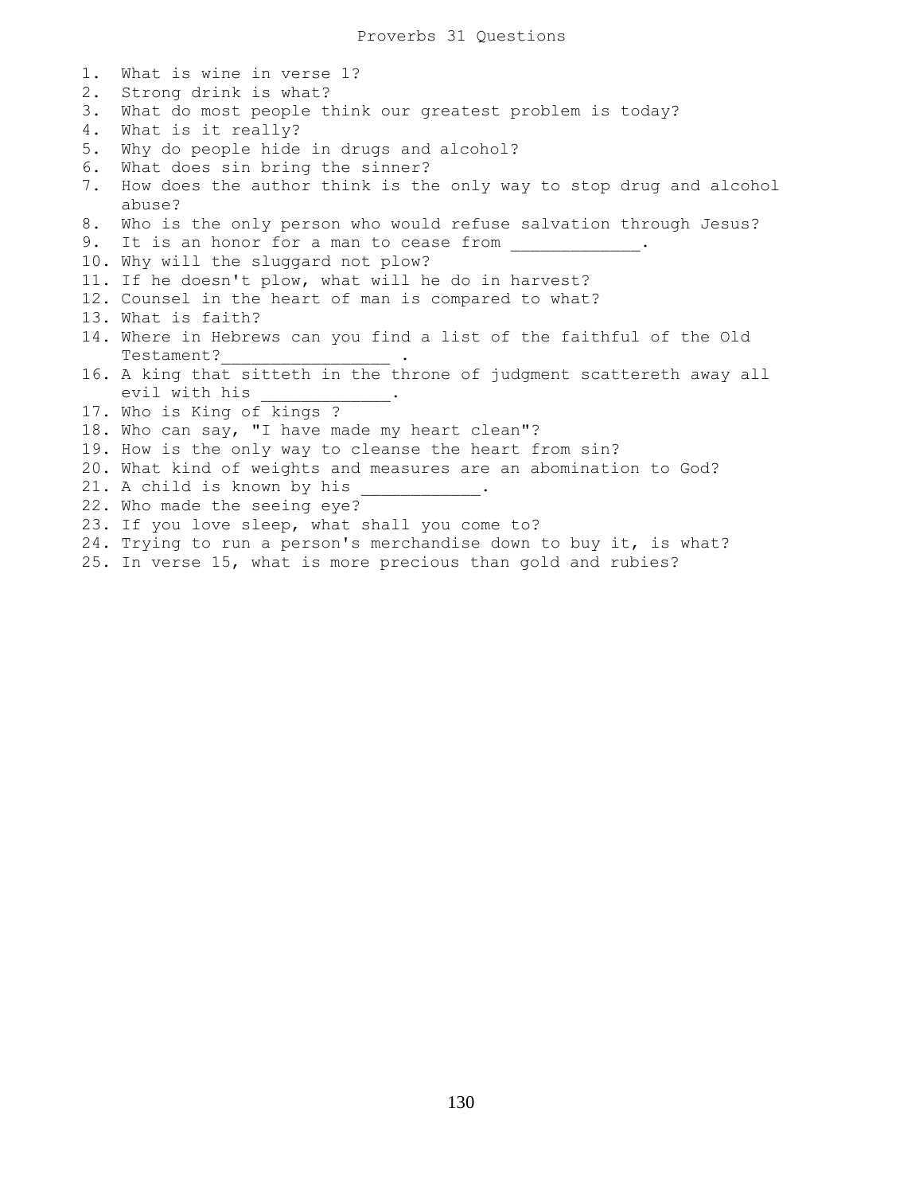# Proverbs 31 Questions

1. What is wine in verse 1?
2. Strong drink is what?
3. What do most people think our greatest problem is today?
4. What is it really?
5. Why do people hide in drugs and alcohol?
6. What does sin bring the sinner?
7. How does the author think is the only way to stop drug and alcohol abuse?
8. Who is the only person who would refuse salvation through Jesus?
9. It is an honor for a man to cease from _____________.
10. Why will the sluggard not plow?
11. If he doesn't plow, what will he do in harvest?
12. Counsel in the heart of man is compared to what?
13. What is faith?
14. Where in Hebrews can you find a list of the faithful of the Old Testament?_________________ .
16. A king that sitteth in the throne of judgment scattereth away all evil with his _____________.
17. Who is King of kings ?
18. Who can say, "I have made my heart clean"?
19. How is the only way to cleanse the heart from sin?
20. What kind of weights and measures are an abomination to God?
21. A child is known by his ____________.
22. Who made the seeing eye?
23. If you love sleep, what shall you come to?
24. Trying to run a person's merchandise down to buy it, is what?
25. In verse 15, what is more precious than gold and rubies?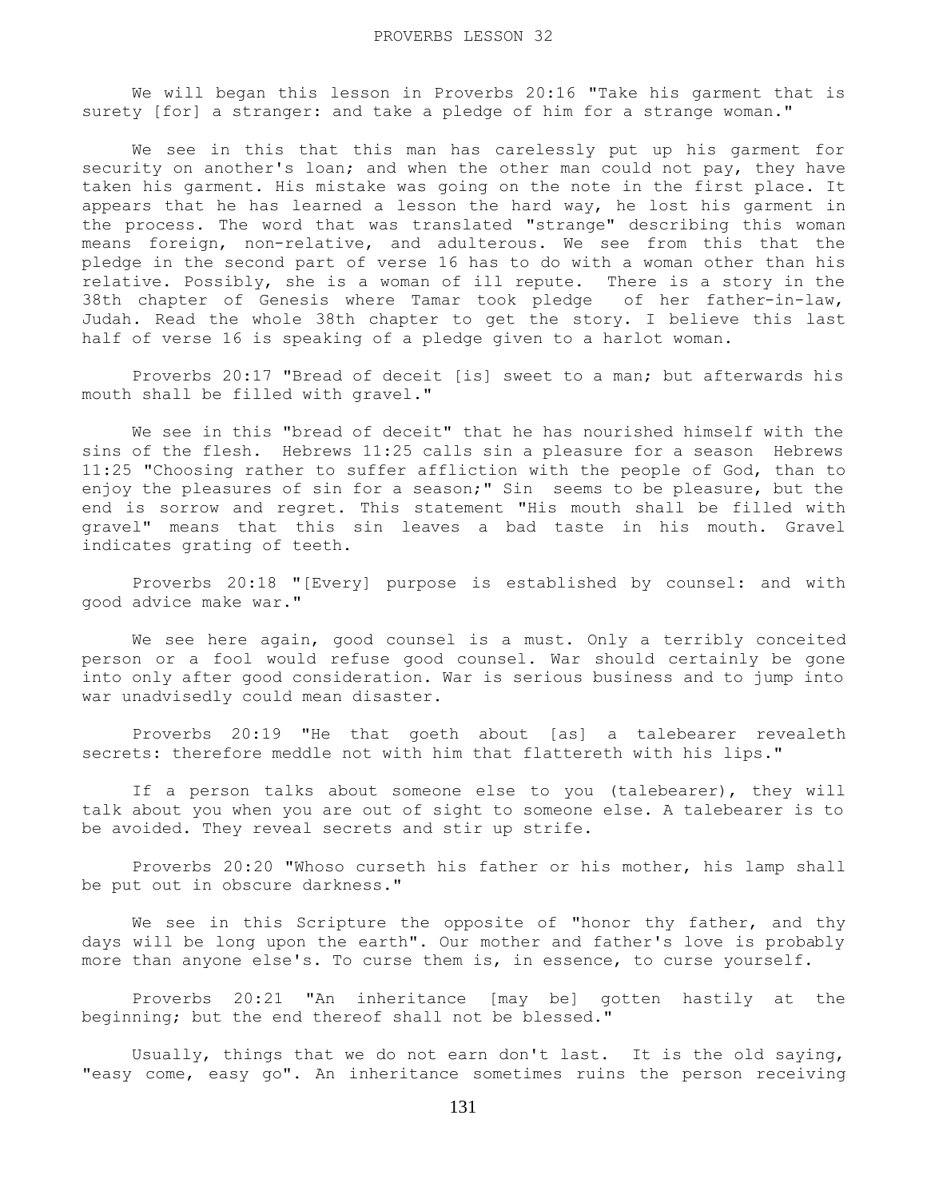# PROVERBS LESSON 32

We will began this lesson in Proverbs 20:16 "Take his garment that is surety [for] a stranger: and take a pledge of him for a strange woman."

We see in this that this man has carelessly put up his garment for security on another's loan; and when the other man could not pay, they have taken his garment. His mistake was going on the note in the first place. It appears that he has learned a lesson the hard way, he lost his garment in the process. The word that was translated "strange" describing this woman means foreign, non-relative, and adulterous. We see from this that the pledge in the second part of verse 16 has to do with a woman other than his relative. Possibly, she is a woman of ill repute. There is a story in the 38th chapter of Genesis where Tamar took pledge of her father-in-law, Judah. Read the whole 38th chapter to get the story. I believe this last half of verse 16 is speaking of a pledge given to a harlot woman.

Proverbs 20:17 "Bread of deceit [is] sweet to a man; but afterwards his mouth shall be filled with gravel."

We see in this "bread of deceit" that he has nourished himself with the sins of the flesh. Hebrews 11:25 calls sin a pleasure for a season Hebrews 11:25 "Choosing rather to suffer affliction with the people of God, than to enjoy the pleasures of sin for a season;" Sin seems to be pleasure, but the end is sorrow and regret. This statement "His mouth shall be filled with gravel" means that this sin leaves a bad taste in his mouth. Gravel indicates grating of teeth.

Proverbs 20:18 "[Every] purpose is established by counsel: and with good advice make war."

We see here again, good counsel is a must. Only a terribly conceited person or a fool would refuse good counsel. War should certainly be gone into only after good consideration. War is serious business and to jump into war unadvisedly could mean disaster.

Proverbs 20:19 "He that goeth about [as] a talebearer revealeth secrets: therefore meddle not with him that flattereth with his lips."

If a person talks about someone else to you (talebearer), they will talk about you when you are out of sight to someone else. A talebearer is to be avoided. They reveal secrets and stir up strife.

Proverbs 20:20 "Whoso curseth his father or his mother, his lamp shall be put out in obscure darkness."

We see in this Scripture the opposite of "honor thy father, and thy days will be long upon the earth". Our mother and father's love is probably more than anyone else's. To curse them is, in essence, to curse yourself.

Proverbs 20:21 "An inheritance [may be] gotten hastily at the beginning; but the end thereof shall not be blessed."

Usually, things that we do not earn don't last. It is the old saying, "easy come, easy go". An inheritance sometimes ruins the person receiving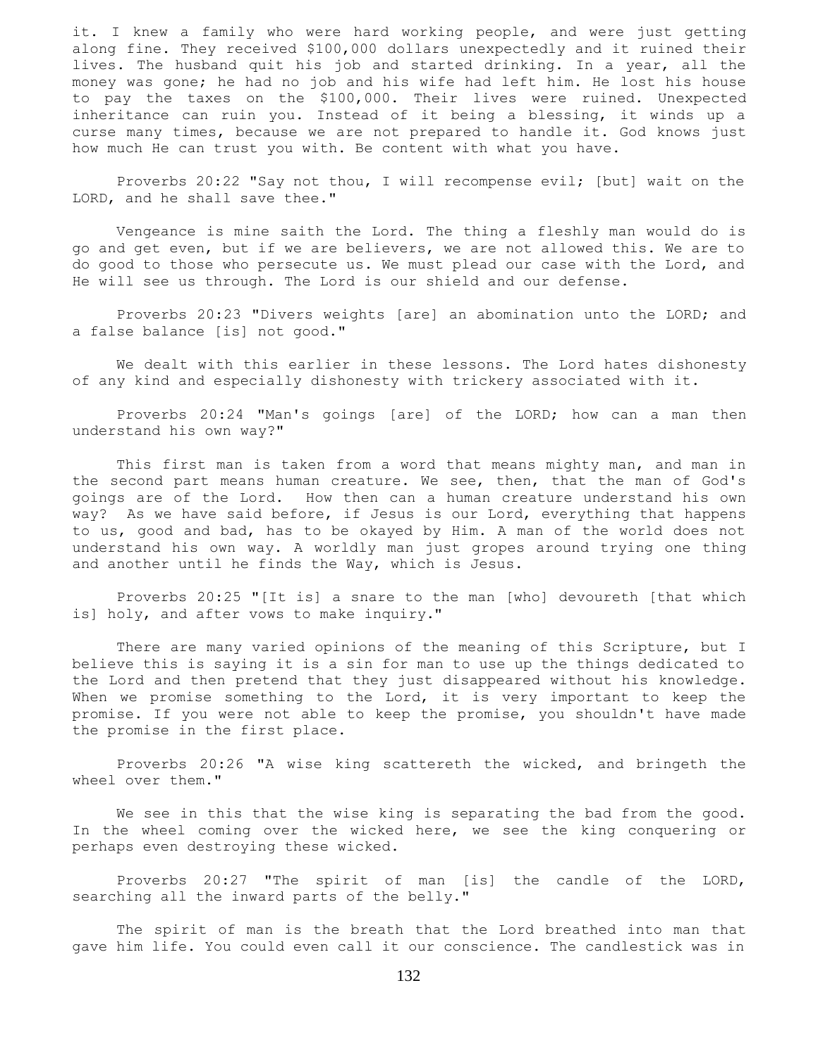it. I knew a family who were hard working people, and were just getting along fine. They received $100,000 dollars unexpectedly and it ruined their lives. The husband quit his job and started drinking. In a year, all the money was gone; he had no job and his wife had left him. He lost his house to pay the taxes on the $100,000. Their lives were ruined. Unexpected inheritance can ruin you. Instead of it being a blessing, it winds up a curse many times, because we are not prepared to handle it. God knows just how much He can trust you with. Be content with what you have.

Proverbs 20:22 "Say not thou, I will recompense evil; [but] wait on the LORD, and he shall save thee."

Vengeance is mine saith the Lord. The thing a fleshly man would do is go and get even, but if we are believers, we are not allowed this. We are to do good to those who persecute us. We must plead our case with the Lord, and He will see us through. The Lord is our shield and our defense.

Proverbs 20:23 "Divers weights [are] an abomination unto the LORD; and a false balance [is] not good."

We dealt with this earlier in these lessons. The Lord hates dishonesty of any kind and especially dishonesty with trickery associated with it.

Proverbs 20:24 "Man's goings [are] of the LORD; how can a man then understand his own way?"

This first man is taken from a word that means mighty man, and man in the second part means human creature. We see, then, that the man of God's goings are of the Lord. How then can a human creature understand his own way? As we have said before, if Jesus is our Lord, everything that happens to us, good and bad, has to be okayed by Him. A man of the world does not understand his own way. A worldly man just gropes around trying one thing and another until he finds the Way, which is Jesus.

Proverbs 20:25 "[It is] a snare to the man [who] devoureth [that which is] holy, and after vows to make inquiry."

There are many varied opinions of the meaning of this Scripture, but I believe this is saying it is a sin for man to use up the things dedicated to the Lord and then pretend that they just disappeared without his knowledge. When we promise something to the Lord, it is very important to keep the promise. If you were not able to keep the promise, you shouldn't have made the promise in the first place.

Proverbs 20:26 "A wise king scattereth the wicked, and bringeth the wheel over them."

We see in this that the wise king is separating the bad from the good. In the wheel coming over the wicked here, we see the king conquering or perhaps even destroying these wicked.

Proverbs 20:27 "The spirit of man [is] the candle of the LORD, searching all the inward parts of the belly."

The spirit of man is the breath that the Lord breathed into man that gave him life. You could even call it our conscience. The candlestick was in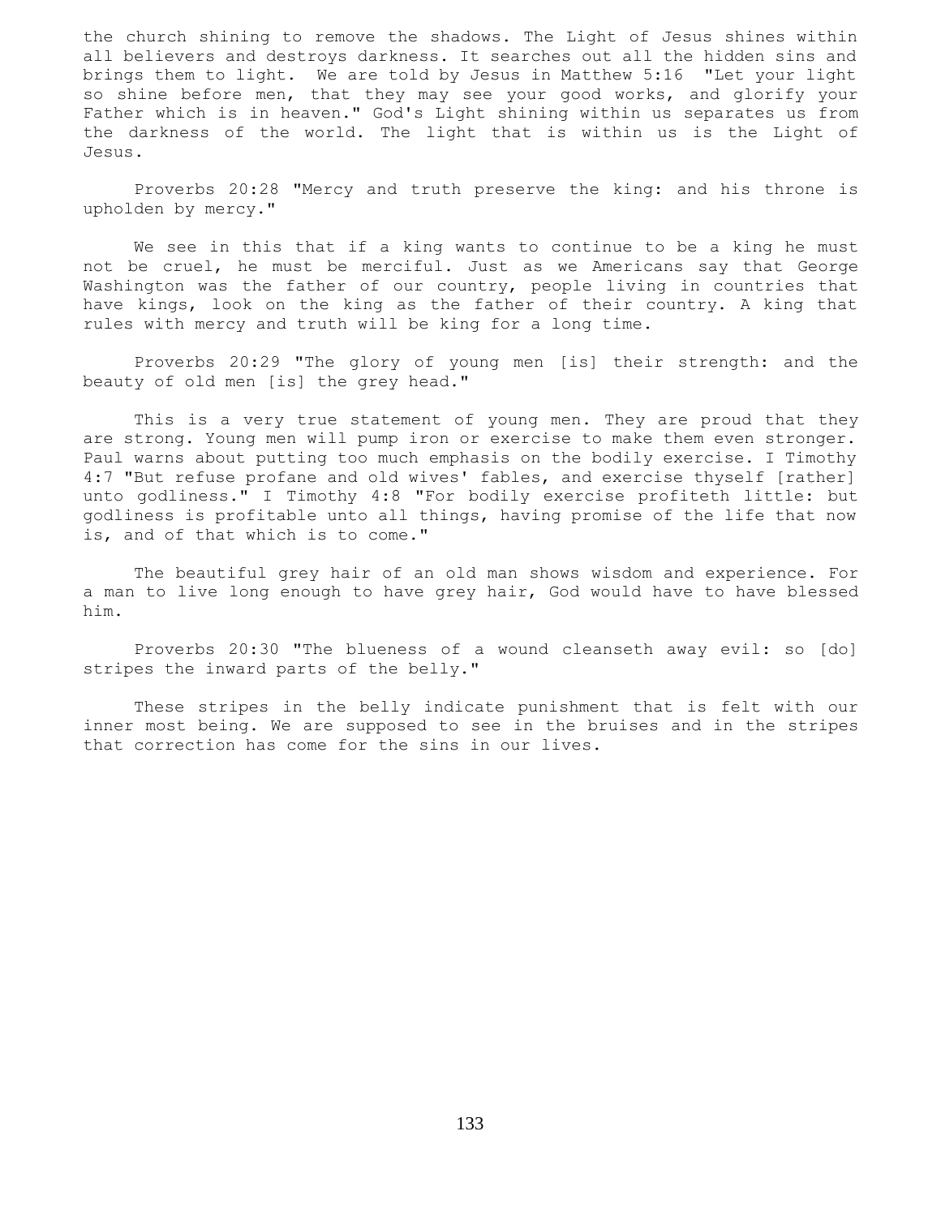the church shining to remove the shadows. The Light of Jesus shines within all believers and destroys darkness. It searches out all the hidden sins and brings them to light. We are told by Jesus in Matthew 5:16 "Let your light so shine before men, that they may see your good works, and glorify your Father which is in heaven." God's Light shining within us separates us from the darkness of the world. The light that is within us is the Light of Jesus.

Proverbs 20:28 "Mercy and truth preserve the king: and his throne is upholden by mercy."

We see in this that if a king wants to continue to be a king he must not be cruel, he must be merciful. Just as we Americans say that George Washington was the father of our country, people living in countries that have kings, look on the king as the father of their country. A king that rules with mercy and truth will be king for a long time.

Proverbs 20:29 "The glory of young men [is] their strength: and the beauty of old men [is] the grey head."

This is a very true statement of young men. They are proud that they are strong. Young men will pump iron or exercise to make them even stronger. Paul warns about putting too much emphasis on the bodily exercise. I Timothy 4:7 "But refuse profane and old wives' fables, and exercise thyself [rather] unto godliness." I Timothy 4:8 "For bodily exercise profiteth little: but godliness is profitable unto all things, having promise of the life that now is, and of that which is to come."

The beautiful grey hair of an old man shows wisdom and experience. For a man to live long enough to have grey hair, God would have to have blessed him.

Proverbs 20:30 "The blueness of a wound cleanseth away evil: so [do] stripes the inward parts of the belly."

These stripes in the belly indicate punishment that is felt with our inner most being. We are supposed to see in the bruises and in the stripes that correction has come for the sins in our lives.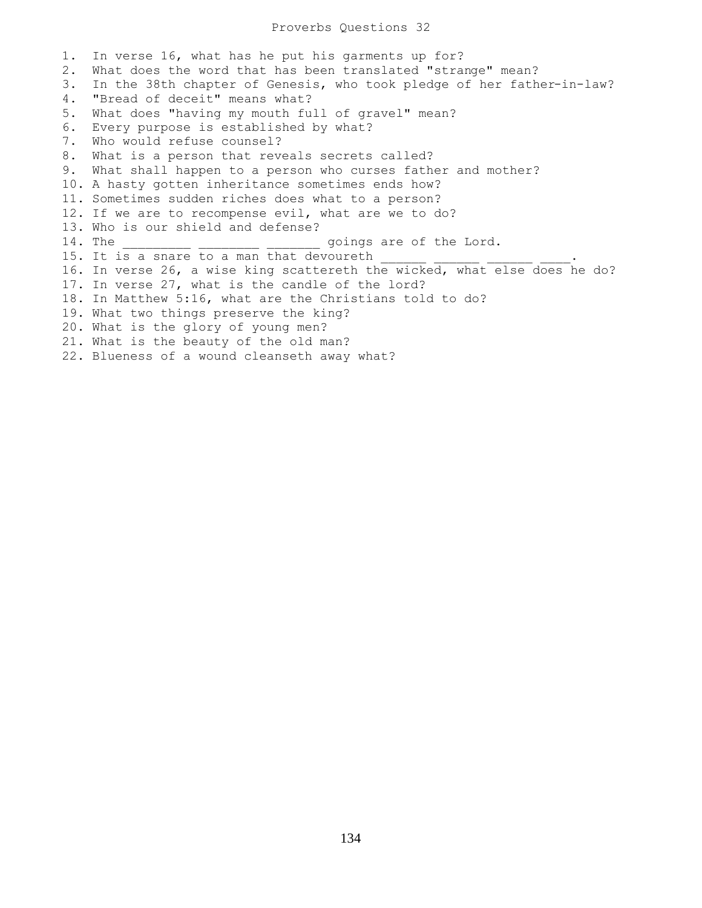# Proverbs Questions 32

1. In verse 16, what has he put his garments up for?
2. What does the word that has been translated "strange" mean?
3. In the 38th chapter of Genesis, who took pledge of her father-in-law?
4. "Bread of deceit" means what?
5. What does "having my mouth full of gravel" mean?
6. Every purpose is established by what?
7. Who would refuse counsel?
8. What is a person that reveals secrets called?
9. What shall happen to a person who curses father and mother?
10. A hasty gotten inheritance sometimes ends how?
11. Sometimes sudden riches does what to a person?
12. If we are to recompense evil, what are we to do?
13. Who is our shield and defense?
14. The _________ ________ _______ goings are of the Lord.
15. It is a snare to a man that devoureth ______ ______ ______ ____.
16. In verse 26, a wise king scattereth the wicked, what else does he do?
17. In verse 27, what is the candle of the lord?
18. In Matthew 5:16, what are the Christians told to do?
19. What two things preserve the king?
20. What is the glory of young men?
21. What is the beauty of the old man?
22. Blueness of a wound cleanseth away what?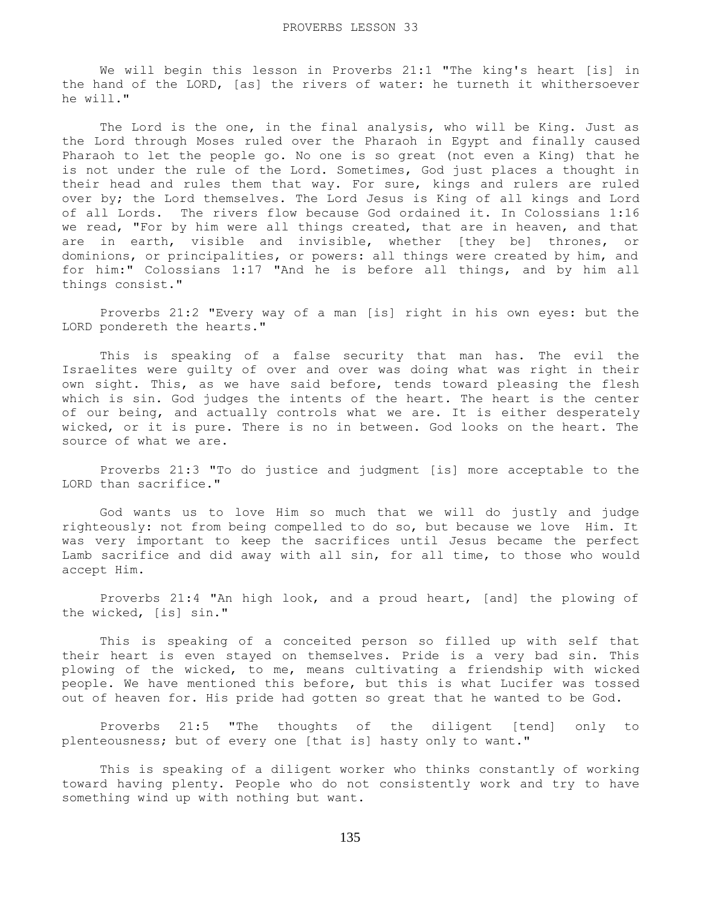# PROVERBS LESSON 33

We will begin this lesson in Proverbs 21:1 "The king's heart [is] in the hand of the LORD, [as] the rivers of water: he turneth it whithersoever he will."

The Lord is the one, in the final analysis, who will be King. Just as the Lord through Moses ruled over the Pharaoh in Egypt and finally caused Pharaoh to let the people go. No one is so great (not even a King) that he is not under the rule of the Lord. Sometimes, God just places a thought in their head and rules them that way. For sure, kings and rulers are ruled over by; the Lord themselves. The Lord Jesus is King of all kings and Lord of all Lords. The rivers flow because God ordained it. In Colossians 1:16 we read, "For by him were all things created, that are in heaven, and that are in earth, visible and invisible, whether [they be] thrones, or dominions, or principalities, or powers: all things were created by him, and for him:" Colossians 1:17 "And he is before all things, and by him all things consist."

Proverbs 21:2 "Every way of a man [is] right in his own eyes: but the LORD pondereth the hearts."

This is speaking of a false security that man has. The evil the Israelites were guilty of over and over was doing what was right in their own sight. This, as we have said before, tends toward pleasing the flesh which is sin. God judges the intents of the heart. The heart is the center of our being, and actually controls what we are. It is either desperately wicked, or it is pure. There is no in between. God looks on the heart. The source of what we are.

Proverbs 21:3 "To do justice and judgment [is] more acceptable to the LORD than sacrifice."

God wants us to love Him so much that we will do justly and judge righteously: not from being compelled to do so, but because we love Him. It was very important to keep the sacrifices until Jesus became the perfect Lamb sacrifice and did away with all sin, for all time, to those who would accept Him.

Proverbs 21:4 "An high look, and a proud heart, [and] the plowing of the wicked, [is] sin."

This is speaking of a conceited person so filled up with self that their heart is even stayed on themselves. Pride is a very bad sin. This plowing of the wicked, to me, means cultivating a friendship with wicked people. We have mentioned this before, but this is what Lucifer was tossed out of heaven for. His pride had gotten so great that he wanted to be God.

Proverbs 21:5 "The thoughts of the diligent [tend] only to plenteousness; but of every one [that is] hasty only to want."

This is speaking of a diligent worker who thinks constantly of working toward having plenty. People who do not consistently work and try to have something wind up with nothing but want.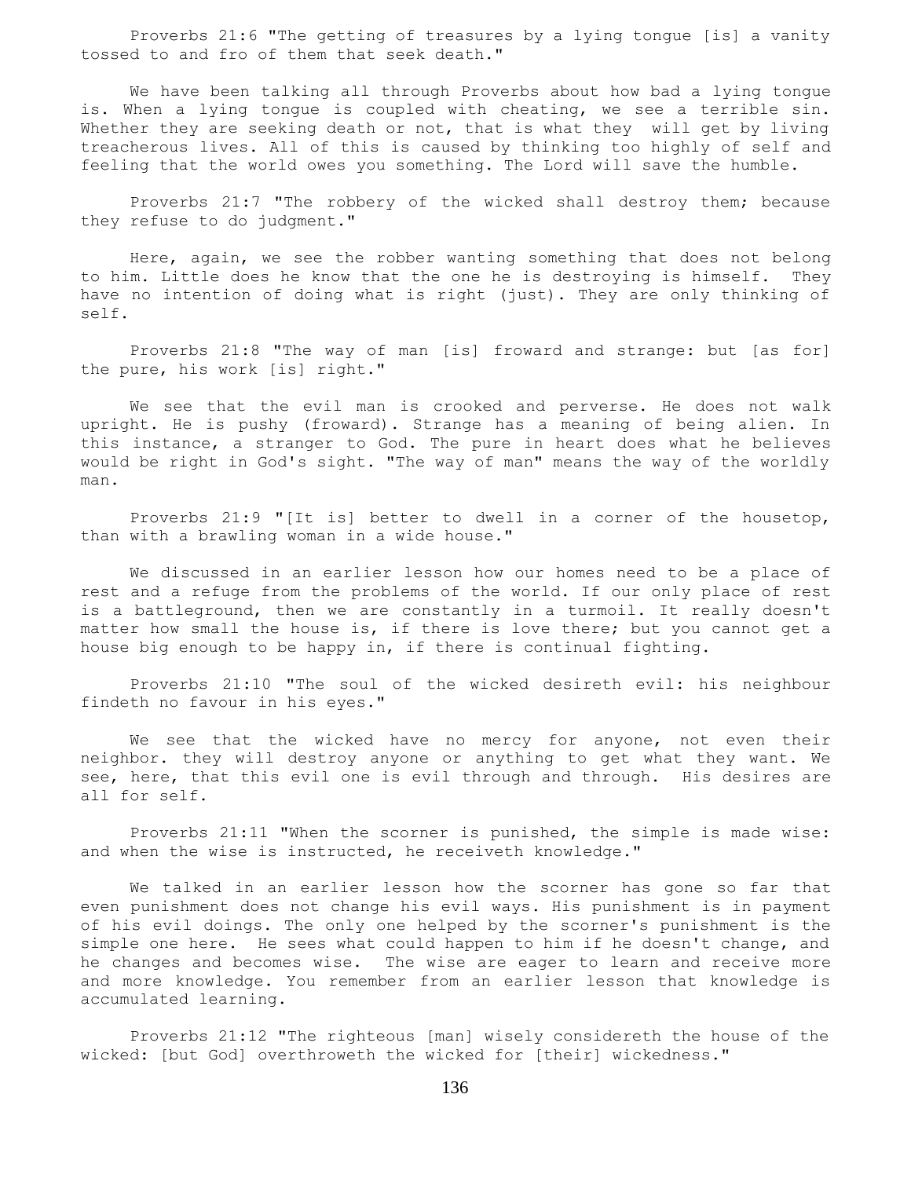Proverbs 21:6 "The getting of treasures by a lying tongue [is] a vanity tossed to and fro of them that seek death."

We have been talking all through Proverbs about how bad a lying tongue is. When a lying tongue is coupled with cheating, we see a terrible sin. Whether they are seeking death or not, that is what they will get by living treacherous lives. All of this is caused by thinking too highly of self and feeling that the world owes you something. The Lord will save the humble.

Proverbs 21:7 "The robbery of the wicked shall destroy them; because they refuse to do judgment."

Here, again, we see the robber wanting something that does not belong to him. Little does he know that the one he is destroying is himself. They have no intention of doing what is right (just). They are only thinking of self.

Proverbs 21:8 "The way of man [is] froward and strange: but [as for] the pure, his work [is] right."

We see that the evil man is crooked and perverse. He does not walk upright. He is pushy (froward). Strange has a meaning of being alien. In this instance, a stranger to God. The pure in heart does what he believes would be right in God's sight. "The way of man" means the way of the worldly man.

Proverbs 21:9 "[It is] better to dwell in a corner of the housetop, than with a brawling woman in a wide house."

We discussed in an earlier lesson how our homes need to be a place of rest and a refuge from the problems of the world. If our only place of rest is a battleground, then we are constantly in a turmoil. It really doesn't matter how small the house is, if there is love there; but you cannot get a house big enough to be happy in, if there is continual fighting.

Proverbs 21:10 "The soul of the wicked desireth evil: his neighbour findeth no favour in his eyes."

We see that the wicked have no mercy for anyone, not even their neighbor. they will destroy anyone or anything to get what they want. We see, here, that this evil one is evil through and through. His desires are all for self.

Proverbs 21:11 "When the scorner is punished, the simple is made wise: and when the wise is instructed, he receiveth knowledge."

We talked in an earlier lesson how the scorner has gone so far that even punishment does not change his evil ways. His punishment is in payment of his evil doings. The only one helped by the scorner's punishment is the simple one here. He sees what could happen to him if he doesn't change, and he changes and becomes wise. The wise are eager to learn and receive more and more knowledge. You remember from an earlier lesson that knowledge is accumulated learning.

Proverbs 21:12 "The righteous [man] wisely considereth the house of the wicked: [but God] overthroweth the wicked for [their] wickedness."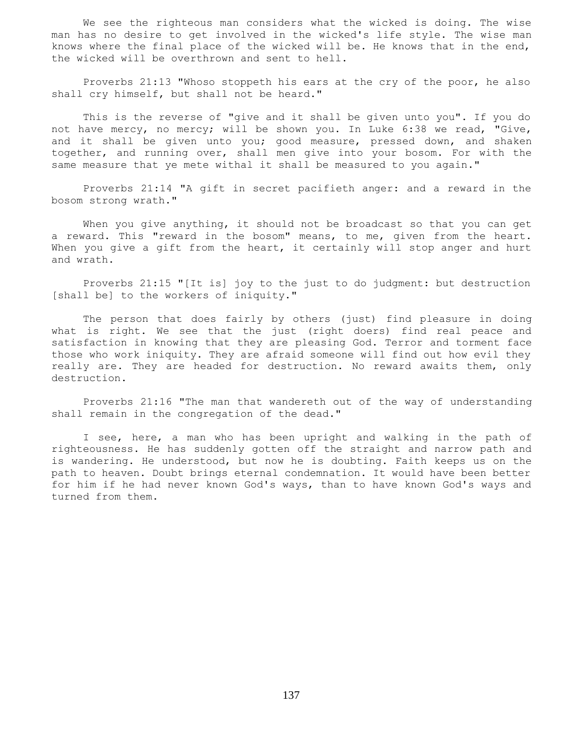We see the righteous man considers what the wicked is doing. The wise man has no desire to get involved in the wicked's life style. The wise man knows where the final place of the wicked will be. He knows that in the end, the wicked will be overthrown and sent to hell.

Proverbs 21:13 "Whoso stoppeth his ears at the cry of the poor, he also shall cry himself, but shall not be heard."

This is the reverse of "give and it shall be given unto you". If you do not have mercy, no mercy; will be shown you. In Luke 6:38 we read, "Give, and it shall be given unto you; good measure, pressed down, and shaken together, and running over, shall men give into your bosom. For with the same measure that ye mete withal it shall be measured to you again."

Proverbs 21:14 "A gift in secret pacifieth anger: and a reward in the bosom strong wrath."

When you give anything, it should not be broadcast so that you can get a reward. This "reward in the bosom" means, to me, given from the heart. When you give a gift from the heart, it certainly will stop anger and hurt and wrath.

Proverbs 21:15 "[It is] joy to the just to do judgment: but destruction [shall be] to the workers of iniquity."

The person that does fairly by others (just) find pleasure in doing what is right. We see that the just (right doers) find real peace and satisfaction in knowing that they are pleasing God. Terror and torment face those who work iniquity. They are afraid someone will find out how evil they really are. They are headed for destruction. No reward awaits them, only destruction.

Proverbs 21:16 "The man that wandereth out of the way of understanding shall remain in the congregation of the dead."

I see, here, a man who has been upright and walking in the path of righteousness. He has suddenly gotten off the straight and narrow path and is wandering. He understood, but now he is doubting. Faith keeps us on the path to heaven. Doubt brings eternal condemnation. It would have been better for him if he had never known God's ways, than to have known God's ways and turned from them.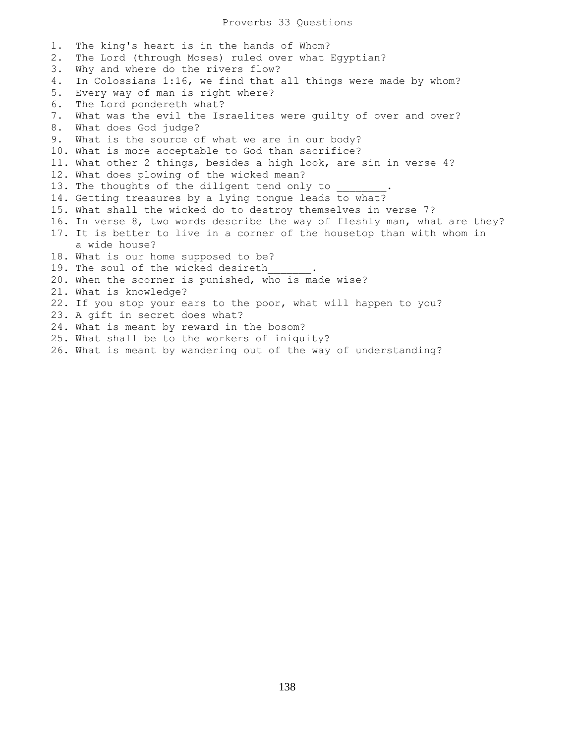# Proverbs 33 Questions

1. The king's heart is in the hands of Whom?
2. The Lord (through Moses) ruled over what Egyptian?
3. Why and where do the rivers flow?
4. In Colossians 1:16, we find that all things were made by whom?
5. Every way of man is right where?
6. The Lord pondereth what?
7. What was the evil the Israelites were guilty of over and over?
8. What does God judge?
9. What is the source of what we are in our body?
10. What is more acceptable to God than sacrifice?
11. What other 2 things, besides a high look, are sin in verse 4?
12. What does plowing of the wicked mean?
13. The thoughts of the diligent tend only to ________.
14. Getting treasures by a lying tongue leads to what?
15. What shall the wicked do to destroy themselves in verse 7?
16. In verse 8, two words describe the way of fleshly man, what are they?
17. It is better to live in a corner of the housetop than with whom in a wide house?
18. What is our home supposed to be?
19. The soul of the wicked desireth_______.
20. When the scorner is punished, who is made wise?
21. What is knowledge?
22. If you stop your ears to the poor, what will happen to you?
23. A gift in secret does what?
24. What is meant by reward in the bosom?
25. What shall be to the workers of iniquity?
26. What is meant by wandering out of the way of understanding?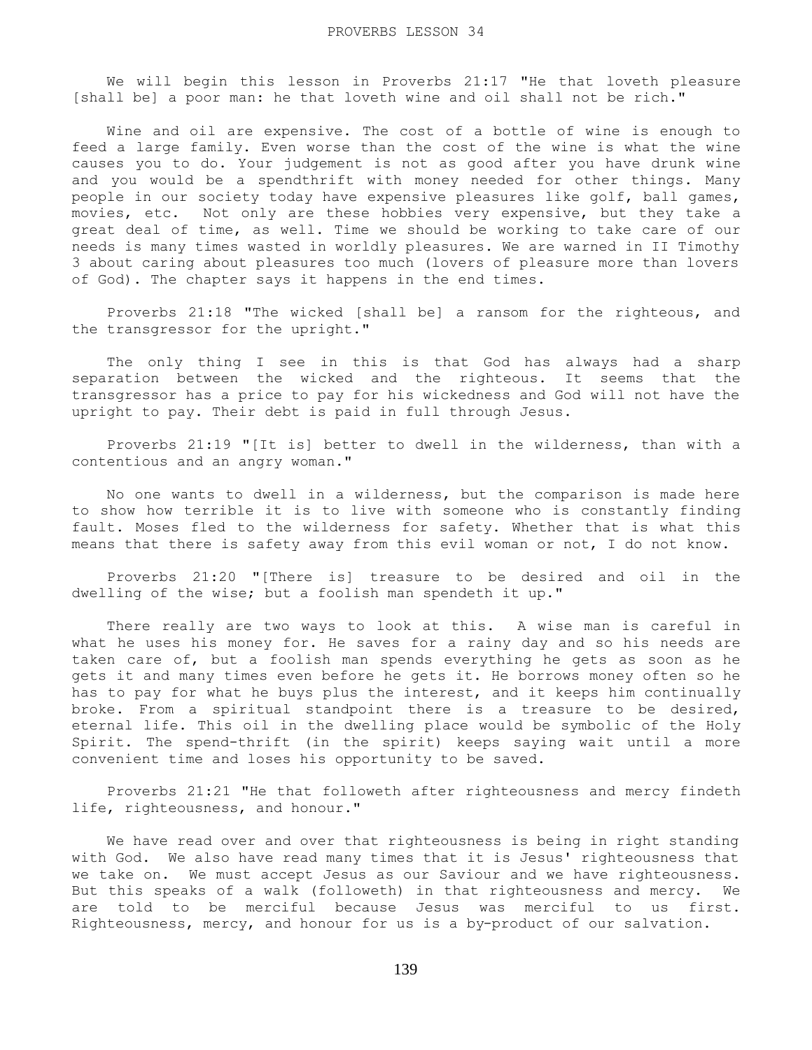# PROVERBS LESSON 34

We will begin this lesson in Proverbs 21:17 "He that loveth pleasure [shall be] a poor man: he that loveth wine and oil shall not be rich."

Wine and oil are expensive. The cost of a bottle of wine is enough to feed a large family. Even worse than the cost of the wine is what the wine causes you to do. Your judgement is not as good after you have drunk wine and you would be a spendthrift with money needed for other things. Many people in our society today have expensive pleasures like golf, ball games, movies, etc. Not only are these hobbies very expensive, but they take a great deal of time, as well. Time we should be working to take care of our needs is many times wasted in worldly pleasures. We are warned in II Timothy 3 about caring about pleasures too much (lovers of pleasure more than lovers of God). The chapter says it happens in the end times.

Proverbs 21:18 "The wicked [shall be] a ransom for the righteous, and the transgressor for the upright."

The only thing I see in this is that God has always had a sharp separation between the wicked and the righteous. It seems that the transgressor has a price to pay for his wickedness and God will not have the upright to pay. Their debt is paid in full through Jesus.

Proverbs 21:19 "[It is] better to dwell in the wilderness, than with a contentious and an angry woman."

No one wants to dwell in a wilderness, but the comparison is made here to show how terrible it is to live with someone who is constantly finding fault. Moses fled to the wilderness for safety. Whether that is what this means that there is safety away from this evil woman or not, I do not know.

Proverbs 21:20 "[There is] treasure to be desired and oil in the dwelling of the wise; but a foolish man spendeth it up."

There really are two ways to look at this. A wise man is careful in what he uses his money for. He saves for a rainy day and so his needs are taken care of, but a foolish man spends everything he gets as soon as he gets it and many times even before he gets it. He borrows money often so he has to pay for what he buys plus the interest, and it keeps him continually broke. From a spiritual standpoint there is a treasure to be desired, eternal life. This oil in the dwelling place would be symbolic of the Holy Spirit. The spend-thrift (in the spirit) keeps saying wait until a more convenient time and loses his opportunity to be saved.

Proverbs 21:21 "He that followeth after righteousness and mercy findeth life, righteousness, and honour."

We have read over and over that righteousness is being in right standing with God. We also have read many times that it is Jesus' righteousness that we take on. We must accept Jesus as our Saviour and we have righteousness. But this speaks of a walk (followeth) in that righteousness and mercy. We are told to be merciful because Jesus was merciful to us first. Righteousness, mercy, and honour for us is a by-product of our salvation.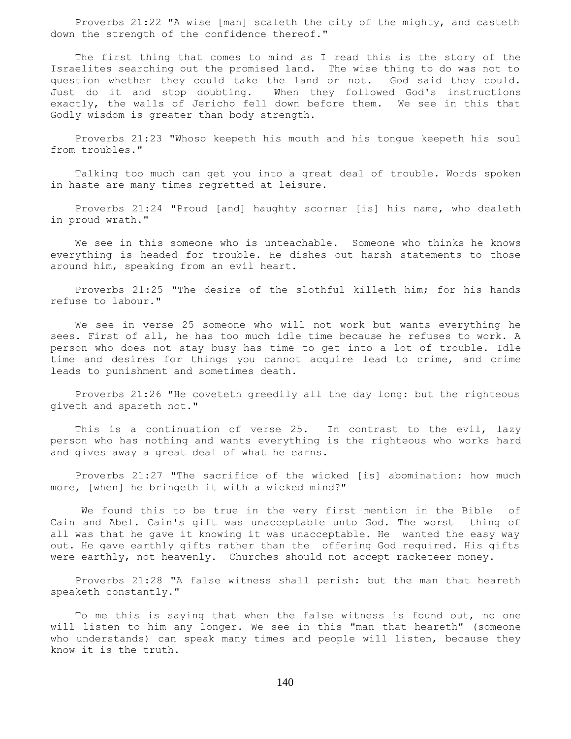Proverbs 21:22 "A wise [man] scaleth the city of the mighty, and casteth down the strength of the confidence thereof."

The first thing that comes to mind as I read this is the story of the Israelites searching out the promised land. The wise thing to do was not to question whether they could take the land or not. God said they could. Just do it and stop doubting. When they followed God's instructions exactly, the walls of Jericho fell down before them. We see in this that Godly wisdom is greater than body strength.

Proverbs 21:23 "Whoso keepeth his mouth and his tongue keepeth his soul from troubles."

Talking too much can get you into a great deal of trouble. Words spoken in haste are many times regretted at leisure.

Proverbs 21:24 "Proud [and] haughty scorner [is] his name, who dealeth in proud wrath."

We see in this someone who is unteachable. Someone who thinks he knows everything is headed for trouble. He dishes out harsh statements to those around him, speaking from an evil heart.

Proverbs 21:25 "The desire of the slothful killeth him; for his hands refuse to labour."

We see in verse 25 someone who will not work but wants everything he sees. First of all, he has too much idle time because he refuses to work. A person who does not stay busy has time to get into a lot of trouble. Idle time and desires for things you cannot acquire lead to crime, and crime leads to punishment and sometimes death.

Proverbs 21:26 "He coveteth greedily all the day long: but the righteous giveth and spareth not."

This is a continuation of verse 25. In contrast to the evil, lazy person who has nothing and wants everything is the righteous who works hard and gives away a great deal of what he earns.

Proverbs 21:27 "The sacrifice of the wicked [is] abomination: how much more, [when] he bringeth it with a wicked mind?"

We found this to be true in the very first mention in the Bible of Cain and Abel. Cain's gift was unacceptable unto God. The worst thing of all was that he gave it knowing it was unacceptable. He wanted the easy way out. He gave earthly gifts rather than the offering God required. His gifts were earthly, not heavenly. Churches should not accept racketeer money.

Proverbs 21:28 "A false witness shall perish: but the man that heareth speaketh constantly."

To me this is saying that when the false witness is found out, no one will listen to him any longer. We see in this "man that heareth" (someone who understands) can speak many times and people will listen, because they know it is the truth.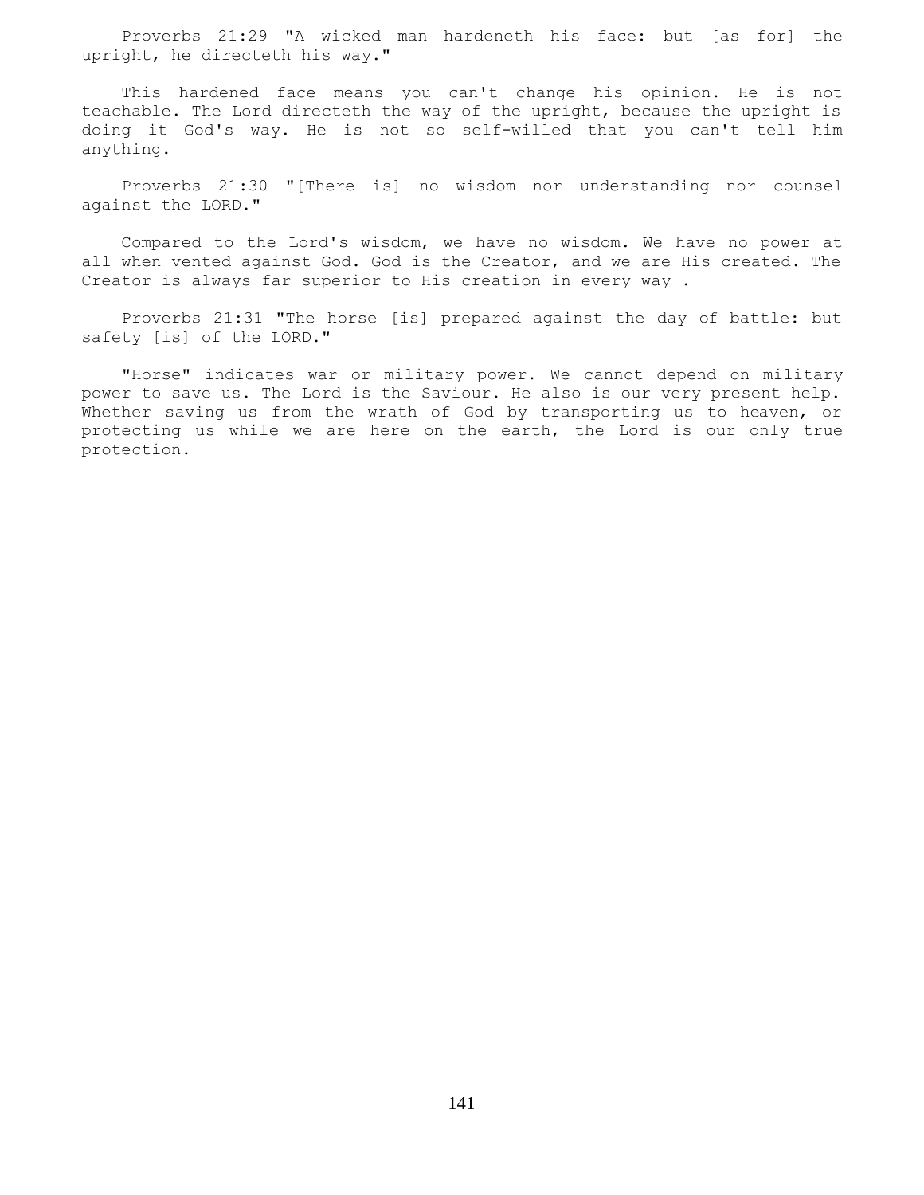Proverbs 21:29 "A wicked man hardeneth his face: but [as for] the upright, he directeth his way."

This hardened face means you can't change his opinion. He is not teachable. The Lord directeth the way of the upright, because the upright is doing it God's way. He is not so self-willed that you can't tell him anything.

Proverbs 21:30 "[There is] no wisdom nor understanding nor counsel against the LORD."

Compared to the Lord's wisdom, we have no wisdom. We have no power at all when vented against God. God is the Creator, and we are His created. The Creator is always far superior to His creation in every way .

Proverbs 21:31 "The horse [is] prepared against the day of battle: but safety [is] of the LORD."

"Horse" indicates war or military power. We cannot depend on military power to save us. The Lord is the Saviour. He also is our very present help. Whether saving us from the wrath of God by transporting us to heaven, or protecting us while we are here on the earth, the Lord is our only true protection.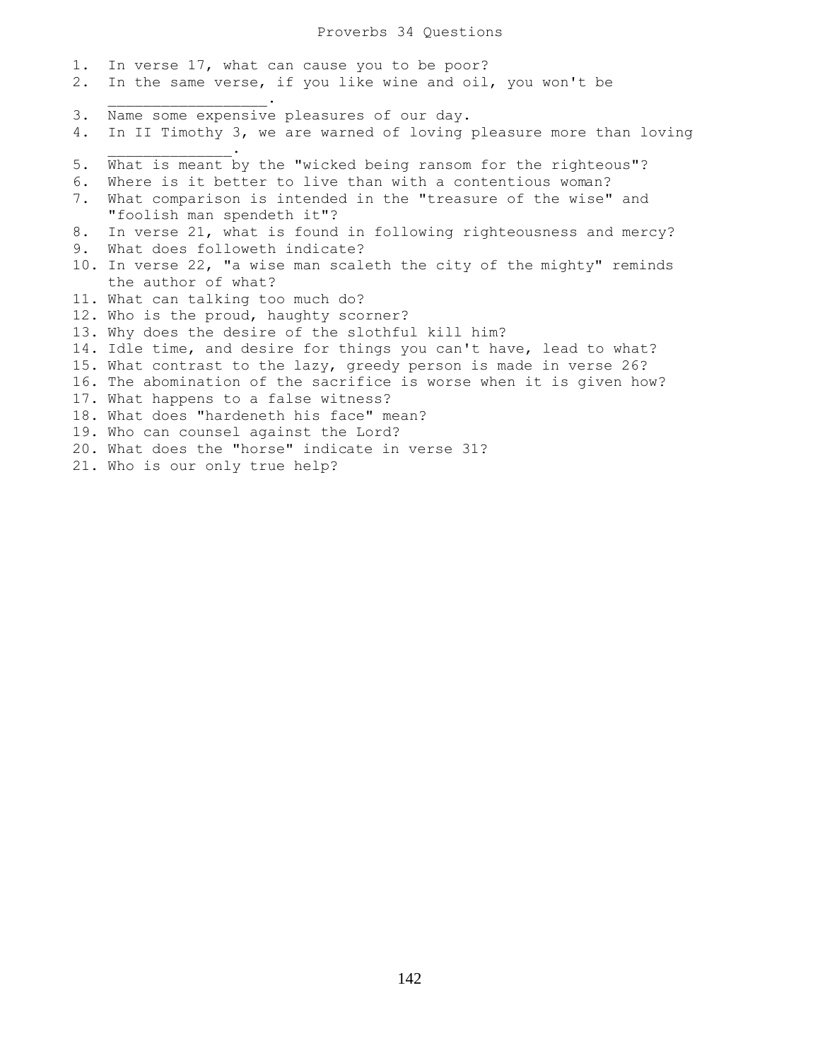# Proverbs 34 Questions

1. In verse 17, what can cause you to be poor?
2. In the same verse, if you like wine and oil, you won't be _________________.
3. Name some expensive pleasures of our day.
4. In II Timothy 3, we are warned of loving pleasure more than loving _____________.
5. What is meant by the "wicked being ransom for the righteous"?
6. Where is it better to live than with a contentious woman?
7. What comparison is intended in the "treasure of the wise" and "foolish man spendeth it"?
8. In verse 21, what is found in following righteousness and mercy?
9. What does followeth indicate?
10. In verse 22, "a wise man scaleth the city of the mighty" reminds the author of what?
11. What can talking too much do?
12. Who is the proud, haughty scorner?
13. Why does the desire of the slothful kill him?
14. Idle time, and desire for things you can't have, lead to what?
15. What contrast to the lazy, greedy person is made in verse 26?
16. The abomination of the sacrifice is worse when it is given how?
17. What happens to a false witness?
18. What does "hardeneth his face" mean?
19. Who can counsel against the Lord?
20. What does the "horse" indicate in verse 31?
21. Who is our only true help?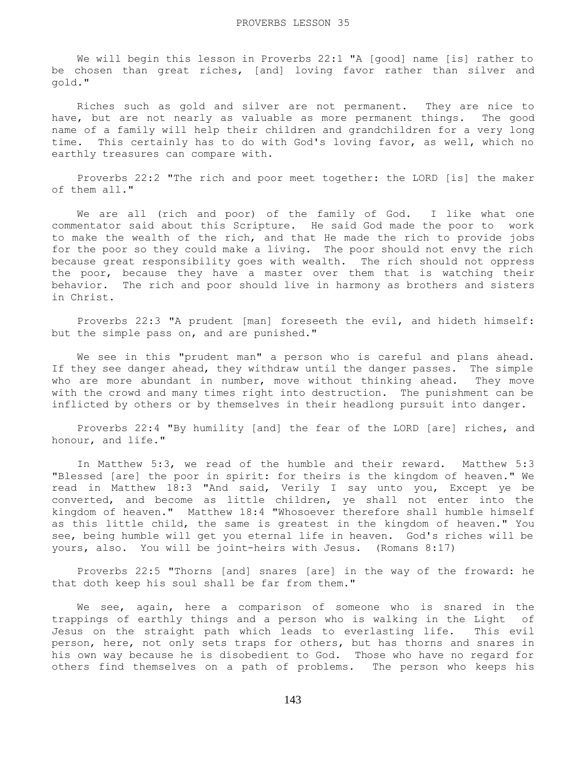# PROVERBS LESSON 35

We will begin this lesson in Proverbs 22:1 "A [good] name [is] rather to be chosen than great riches, [and] loving favor rather than silver and gold."

Riches such as gold and silver are not permanent. They are nice to have, but are not nearly as valuable as more permanent things. The good name of a family will help their children and grandchildren for a very long time. This certainly has to do with God's loving favor, as well, which no earthly treasures can compare with.

Proverbs 22:2 "The rich and poor meet together: the LORD [is] the maker of them all."

We are all (rich and poor) of the family of God. I like what one commentator said about this Scripture. He said God made the poor to work to make the wealth of the rich, and that He made the rich to provide jobs for the poor so they could make a living. The poor should not envy the rich because great responsibility goes with wealth. The rich should not oppress the poor, because they have a master over them that is watching their behavior. The rich and poor should live in harmony as brothers and sisters in Christ.

Proverbs 22:3 "A prudent [man] foreseeth the evil, and hideth himself: but the simple pass on, and are punished."

We see in this "prudent man" a person who is careful and plans ahead. If they see danger ahead, they withdraw until the danger passes. The simple who are more abundant in number, move without thinking ahead. They move with the crowd and many times right into destruction. The punishment can be inflicted by others or by themselves in their headlong pursuit into danger.

Proverbs 22:4 "By humility [and] the fear of the LORD [are] riches, and honour, and life."

In Matthew 5:3, we read of the humble and their reward. Matthew 5:3 "Blessed [are] the poor in spirit: for theirs is the kingdom of heaven." We read in Matthew 18:3 "And said, Verily I say unto you, Except ye be converted, and become as little children, ye shall not enter into the kingdom of heaven." Matthew 18:4 "Whosoever therefore shall humble himself as this little child, the same is greatest in the kingdom of heaven." You see, being humble will get you eternal life in heaven. God's riches will be yours, also. You will be joint-heirs with Jesus. (Romans 8:17)

Proverbs 22:5 "Thorns [and] snares [are] in the way of the froward: he that doth keep his soul shall be far from them."

We see, again, here a comparison of someone who is snared in the trappings of earthly things and a person who is walking in the Light of Jesus on the straight path which leads to everlasting life. This evil person, here, not only sets traps for others, but has thorns and snares in his own way because he is disobedient to God. Those who have no regard for others find themselves on a path of problems. The person who keeps his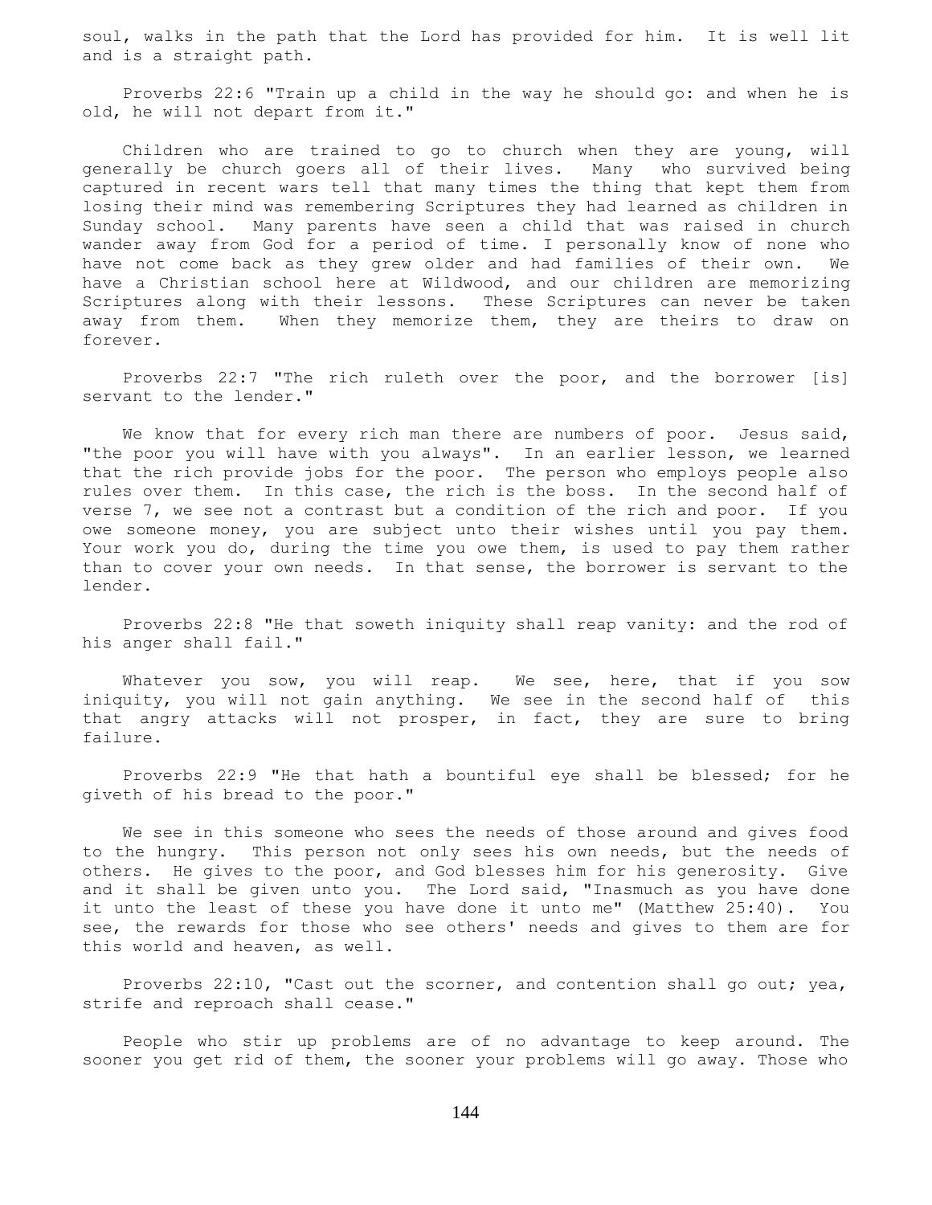soul, walks in the path that the Lord has provided for him. It is well lit and is a straight path.

Proverbs 22:6 "Train up a child in the way he should go: and when he is old, he will not depart from it."

Children who are trained to go to church when they are young, will generally be church goers all of their lives. Many who survived being captured in recent wars tell that many times the thing that kept them from losing their mind was remembering Scriptures they had learned as children in Sunday school. Many parents have seen a child that was raised in church wander away from God for a period of time. I personally know of none who have not come back as they grew older and had families of their own. We have a Christian school here at Wildwood, and our children are memorizing Scriptures along with their lessons. These Scriptures can never be taken away from them. When they memorize them, they are theirs to draw on forever.

Proverbs 22:7 "The rich ruleth over the poor, and the borrower [is] servant to the lender."

We know that for every rich man there are numbers of poor. Jesus said, "the poor you will have with you always". In an earlier lesson, we learned that the rich provide jobs for the poor. The person who employs people also rules over them. In this case, the rich is the boss. In the second half of verse 7, we see not a contrast but a condition of the rich and poor. If you owe someone money, you are subject unto their wishes until you pay them. Your work you do, during the time you owe them, is used to pay them rather than to cover your own needs. In that sense, the borrower is servant to the lender.

Proverbs 22:8 "He that soweth iniquity shall reap vanity: and the rod of his anger shall fail."

Whatever you sow, you will reap. We see, here, that if you sow iniquity, you will not gain anything. We see in the second half of this that angry attacks will not prosper, in fact, they are sure to bring failure.

Proverbs 22:9 "He that hath a bountiful eye shall be blessed; for he giveth of his bread to the poor."

We see in this someone who sees the needs of those around and gives food to the hungry. This person not only sees his own needs, but the needs of others. He gives to the poor, and God blesses him for his generosity. Give and it shall be given unto you. The Lord said, "Inasmuch as you have done it unto the least of these you have done it unto me" (Matthew 25:40). You see, the rewards for those who see others' needs and gives to them are for this world and heaven, as well.

Proverbs 22:10, "Cast out the scorner, and contention shall go out; yea, strife and reproach shall cease."

People who stir up problems are of no advantage to keep around. The sooner you get rid of them, the sooner your problems will go away. Those who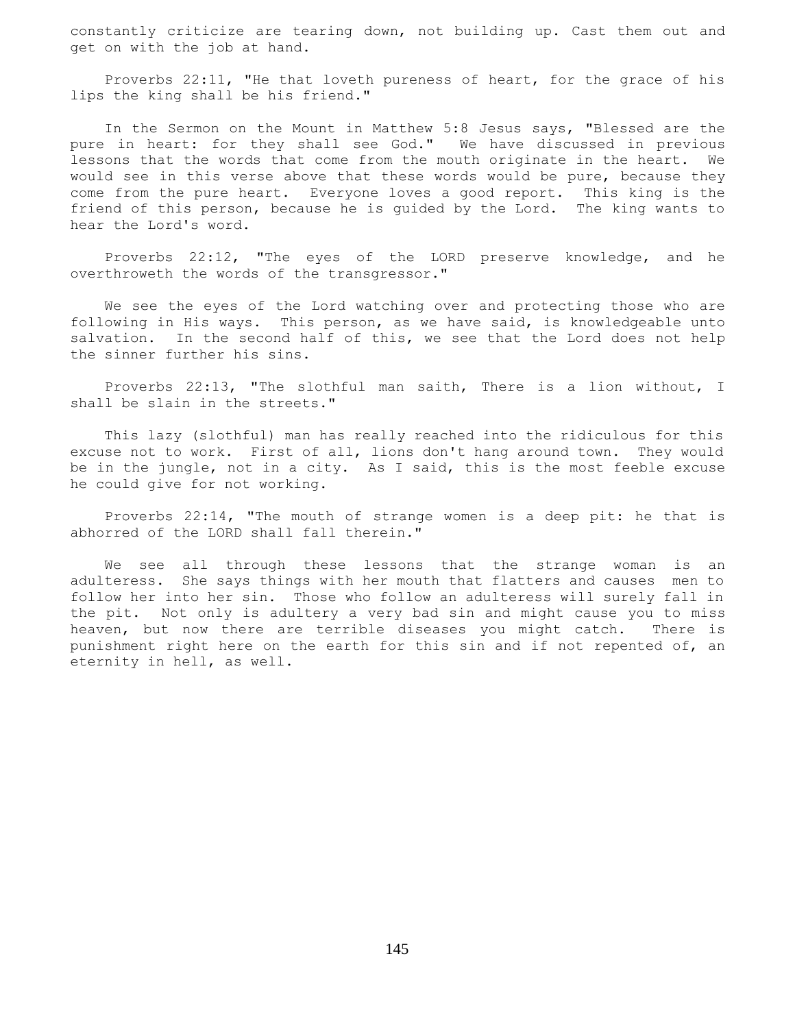constantly criticize are tearing down, not building up. Cast them out and get on with the job at hand.

Proverbs 22:11, "He that loveth pureness of heart, for the grace of his lips the king shall be his friend."

In the Sermon on the Mount in Matthew 5:8 Jesus says, "Blessed are the pure in heart: for they shall see God." We have discussed in previous lessons that the words that come from the mouth originate in the heart. We would see in this verse above that these words would be pure, because they come from the pure heart. Everyone loves a good report. This king is the friend of this person, because he is guided by the Lord. The king wants to hear the Lord's word.

Proverbs 22:12, "The eyes of the LORD preserve knowledge, and he overthroweth the words of the transgressor."

We see the eyes of the Lord watching over and protecting those who are following in His ways. This person, as we have said, is knowledgeable unto salvation. In the second half of this, we see that the Lord does not help the sinner further his sins.

Proverbs 22:13, "The slothful man saith, There is a lion without, I shall be slain in the streets."

This lazy (slothful) man has really reached into the ridiculous for this excuse not to work. First of all, lions don't hang around town. They would be in the jungle, not in a city. As I said, this is the most feeble excuse he could give for not working.

Proverbs 22:14, "The mouth of strange women is a deep pit: he that is abhorred of the LORD shall fall therein."

We see all through these lessons that the strange woman is an adulteress. She says things with her mouth that flatters and causes men to follow her into her sin. Those who follow an adulteress will surely fall in the pit. Not only is adultery a very bad sin and might cause you to miss heaven, but now there are terrible diseases you might catch. There is punishment right here on the earth for this sin and if not repented of, an eternity in hell, as well.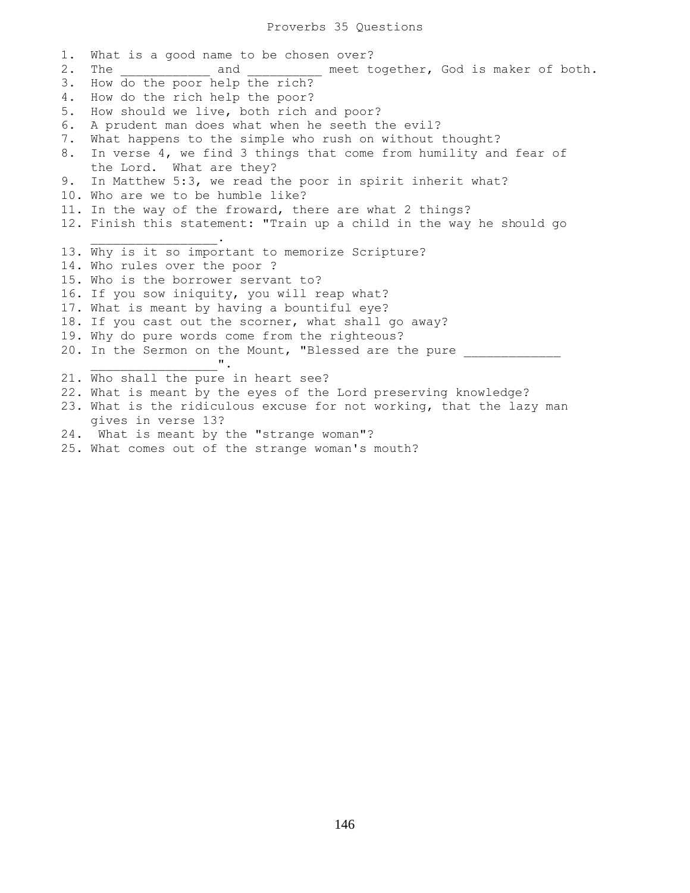# Proverbs 35 Questions

1. What is a good name to be chosen over?
2. The ____________ and __________ meet together, God is maker of both.
3. How do the poor help the rich?
4. How do the rich help the poor?
5. How should we live, both rich and poor?
6. A prudent man does what when he seeth the evil?
7. What happens to the simple who rush on without thought?
8. In verse 4, we find 3 things that come from humility and fear of the Lord. What are they?
9. In Matthew 5:3, we read the poor in spirit inherit what?
10. Who are we to be humble like?
11. In the way of the froward, there are what 2 things?
12. Finish this statement: "Train up a child in the way he should go _________________.
13. Why is it so important to memorize Scripture?
14. Who rules over the poor ?
15. Who is the borrower servant to?
16. If you sow iniquity, you will reap what?
17. What is meant by having a bountiful eye?
18. If you cast out the scorner, what shall go away?
19. Why do pure words come from the righteous?
20. In the Sermon on the Mount, "Blessed are the pure _____________ ________________".
21. Who shall the pure in heart see?
22. What is meant by the eyes of the Lord preserving knowledge?
23. What is the ridiculous excuse for not working, that the lazy man gives in verse 13?
24. What is meant by the "strange woman"?
25. What comes out of the strange woman's mouth?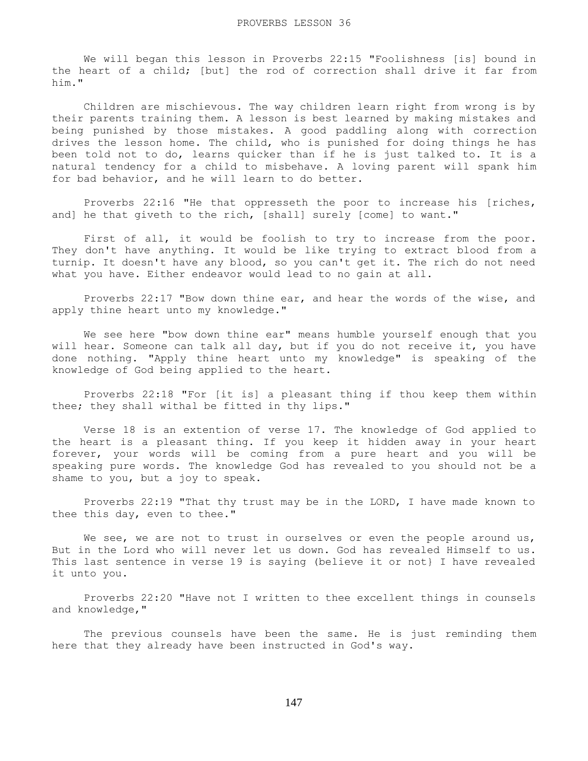# PROVERBS LESSON 36

We will began this lesson in Proverbs 22:15 "Foolishness [is] bound in the heart of a child; [but] the rod of correction shall drive it far from him."

Children are mischievous. The way children learn right from wrong is by their parents training them. A lesson is best learned by making mistakes and being punished by those mistakes. A good paddling along with correction drives the lesson home. The child, who is punished for doing things he has been told not to do, learns quicker than if he is just talked to. It is a natural tendency for a child to misbehave. A loving parent will spank him for bad behavior, and he will learn to do better.

Proverbs 22:16 "He that oppresseth the poor to increase his [riches, and] he that giveth to the rich, [shall] surely [come] to want."

First of all, it would be foolish to try to increase from the poor. They don't have anything. It would be like trying to extract blood from a turnip. It doesn't have any blood, so you can't get it. The rich do not need what you have. Either endeavor would lead to no gain at all.

Proverbs 22:17 "Bow down thine ear, and hear the words of the wise, and apply thine heart unto my knowledge."

We see here "bow down thine ear" means humble yourself enough that you will hear. Someone can talk all day, but if you do not receive it, you have done nothing. "Apply thine heart unto my knowledge" is speaking of the knowledge of God being applied to the heart.

Proverbs 22:18 "For [it is] a pleasant thing if thou keep them within thee; they shall withal be fitted in thy lips."

Verse 18 is an extention of verse 17. The knowledge of God applied to the heart is a pleasant thing. If you keep it hidden away in your heart forever, your words will be coming from a pure heart and you will be speaking pure words. The knowledge God has revealed to you should not be a shame to you, but a joy to speak.

Proverbs 22:19 "That thy trust may be in the LORD, I have made known to thee this day, even to thee."

We see, we are not to trust in ourselves or even the people around us, But in the Lord who will never let us down. God has revealed Himself to us. This last sentence in verse 19 is saying (believe it or not} I have revealed it unto you.

Proverbs 22:20 "Have not I written to thee excellent things in counsels and knowledge,"

The previous counsels have been the same. He is just reminding them here that they already have been instructed in God's way.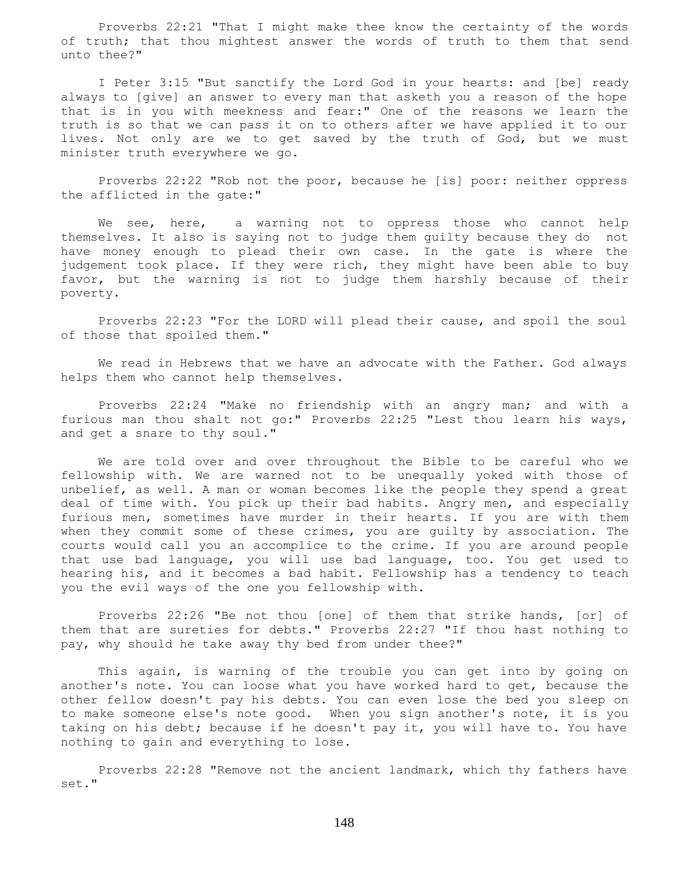Proverbs 22:21 "That I might make thee know the certainty of the words of truth; that thou mightest answer the words of truth to them that send unto thee?"

I Peter 3:15 "But sanctify the Lord God in your hearts: and [be] ready always to [give] an answer to every man that asketh you a reason of the hope that is in you with meekness and fear:" One of the reasons we learn the truth is so that we can pass it on to others after we have applied it to our lives. Not only are we to get saved by the truth of God, but we must minister truth everywhere we go.

Proverbs 22:22 "Rob not the poor, because he [is] poor: neither oppress the afflicted in the gate:"

We see, here, a warning not to oppress those who cannot help themselves. It also is saying not to judge them guilty because they do not have money enough to plead their own case. In the gate is where the judgement took place. If they were rich, they might have been able to buy favor, but the warning is not to judge them harshly because of their poverty.

Proverbs 22:23 "For the LORD will plead their cause, and spoil the soul of those that spoiled them."

We read in Hebrews that we have an advocate with the Father. God always helps them who cannot help themselves.

Proverbs 22:24 "Make no friendship with an angry man; and with a furious man thou shalt not go:" Proverbs 22:25 "Lest thou learn his ways, and get a snare to thy soul."

We are told over and over throughout the Bible to be careful who we fellowship with. We are warned not to be unequally yoked with those of unbelief, as well. A man or woman becomes like the people they spend a great deal of time with. You pick up their bad habits. Angry men, and especially furious men, sometimes have murder in their hearts. If you are with them when they commit some of these crimes, you are guilty by association. The courts would call you an accomplice to the crime. If you are around people that use bad language, you will use bad language, too. You get used to hearing his, and it becomes a bad habit. Fellowship has a tendency to teach you the evil ways of the one you fellowship with.

Proverbs 22:26 "Be not thou [one] of them that strike hands, [or] of them that are sureties for debts." Proverbs 22:27 "If thou hast nothing to pay, why should he take away thy bed from under thee?"

This again, is warning of the trouble you can get into by going on another's note. You can loose what you have worked hard to get, because the other fellow doesn't pay his debts. You can even lose the bed you sleep on to make someone else's note good. When you sign another's note, it is you taking on his debt; because if he doesn't pay it, you will have to. You have nothing to gain and everything to lose.

Proverbs 22:28 "Remove not the ancient landmark, which thy fathers have set."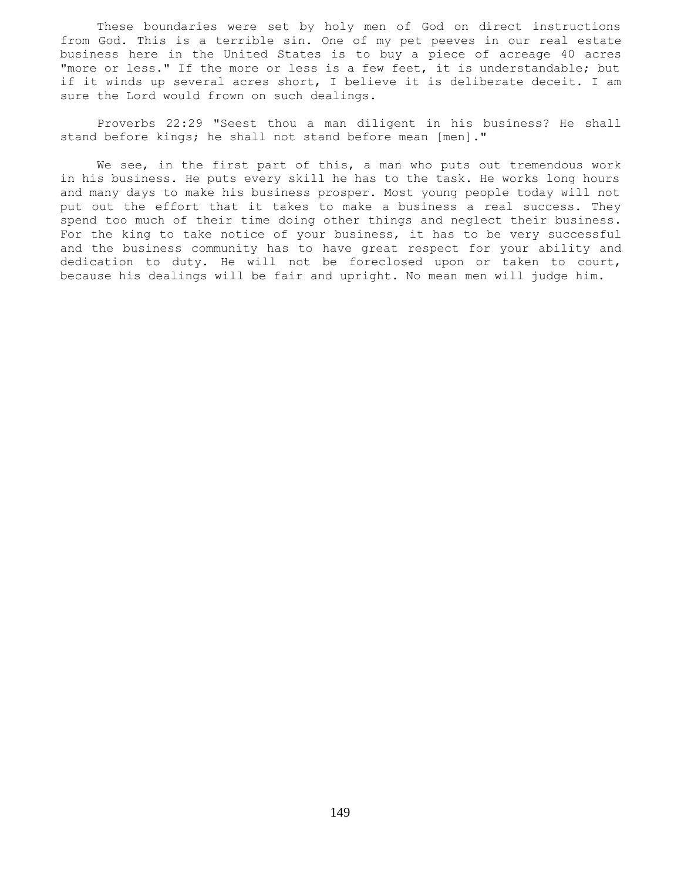These boundaries were set by holy men of God on direct instructions from God. This is a terrible sin. One of my pet peeves in our real estate business here in the United States is to buy a piece of acreage 40 acres "more or less." If the more or less is a few feet, it is understandable; but if it winds up several acres short, I believe it is deliberate deceit. I am sure the Lord would frown on such dealings.

Proverbs 22:29 "Seest thou a man diligent in his business? He shall stand before kings; he shall not stand before mean [men]."

We see, in the first part of this, a man who puts out tremendous work in his business. He puts every skill he has to the task. He works long hours and many days to make his business prosper. Most young people today will not put out the effort that it takes to make a business a real success. They spend too much of their time doing other things and neglect their business. For the king to take notice of your business, it has to be very successful and the business community has to have great respect for your ability and dedication to duty. He will not be foreclosed upon or taken to court, because his dealings will be fair and upright. No mean men will judge him.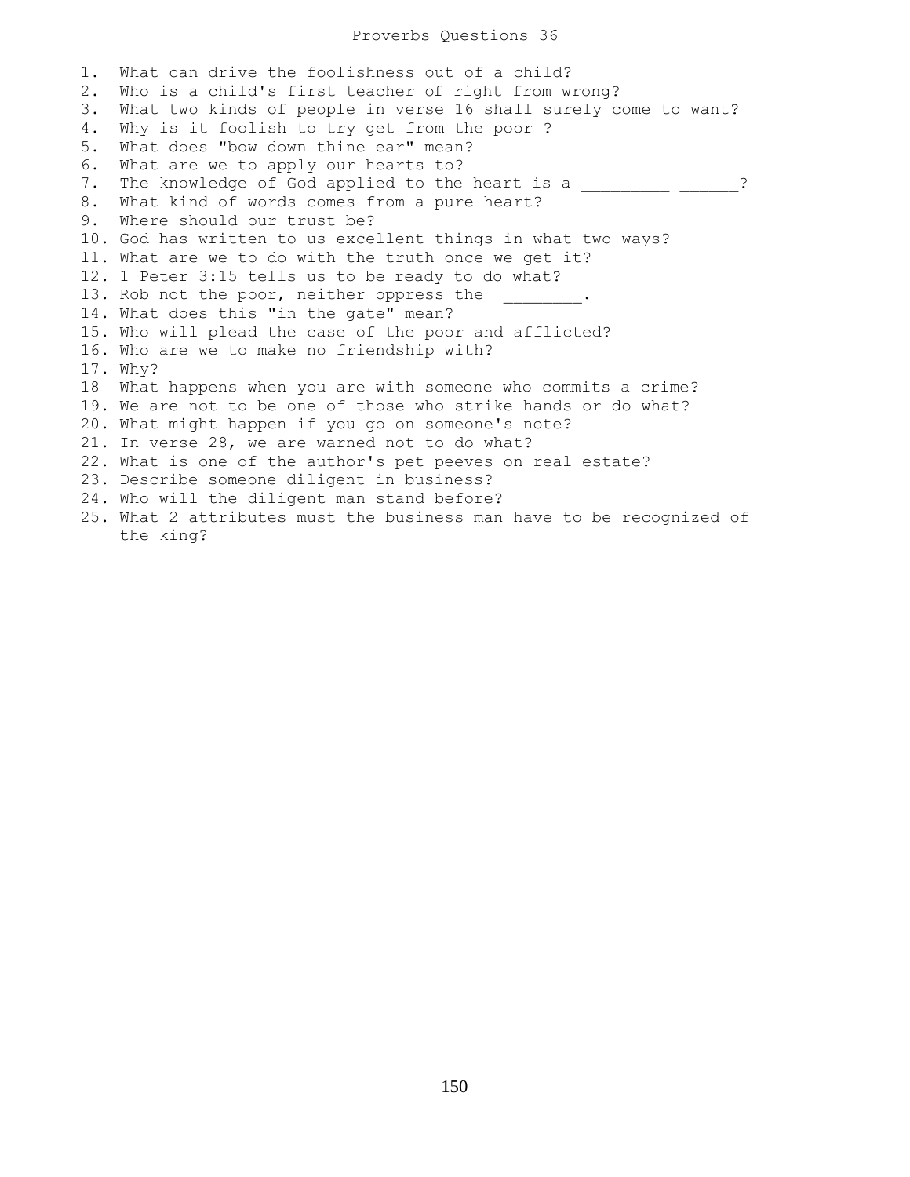# Proverbs Questions 36

1. What can drive the foolishness out of a child?
2. Who is a child's first teacher of right from wrong?
3. What two kinds of people in verse 16 shall surely come to want?
4. Why is it foolish to try get from the poor ?
5. What does "bow down thine ear" mean?
6. What are we to apply our hearts to?
7. The knowledge of God applied to the heart is a _________ ______?
8. What kind of words comes from a pure heart?
9. Where should our trust be?
10. God has written to us excellent things in what two ways?
11. What are we to do with the truth once we get it?
12. 1 Peter 3:15 tells us to be ready to do what?
13. Rob not the poor, neither oppress the ________.
14. What does this "in the gate" mean?
15. Who will plead the case of the poor and afflicted?
16. Who are we to make no friendship with?
17. Why?
18 What happens when you are with someone who commits a crime?
19. We are not to be one of those who strike hands or do what?
20. What might happen if you go on someone's note?
21. In verse 28, we are warned not to do what?
22. What is one of the author's pet peeves on real estate?
23. Describe someone diligent in business?
24. Who will the diligent man stand before?
25. What 2 attributes must the business man have to be recognized of the king?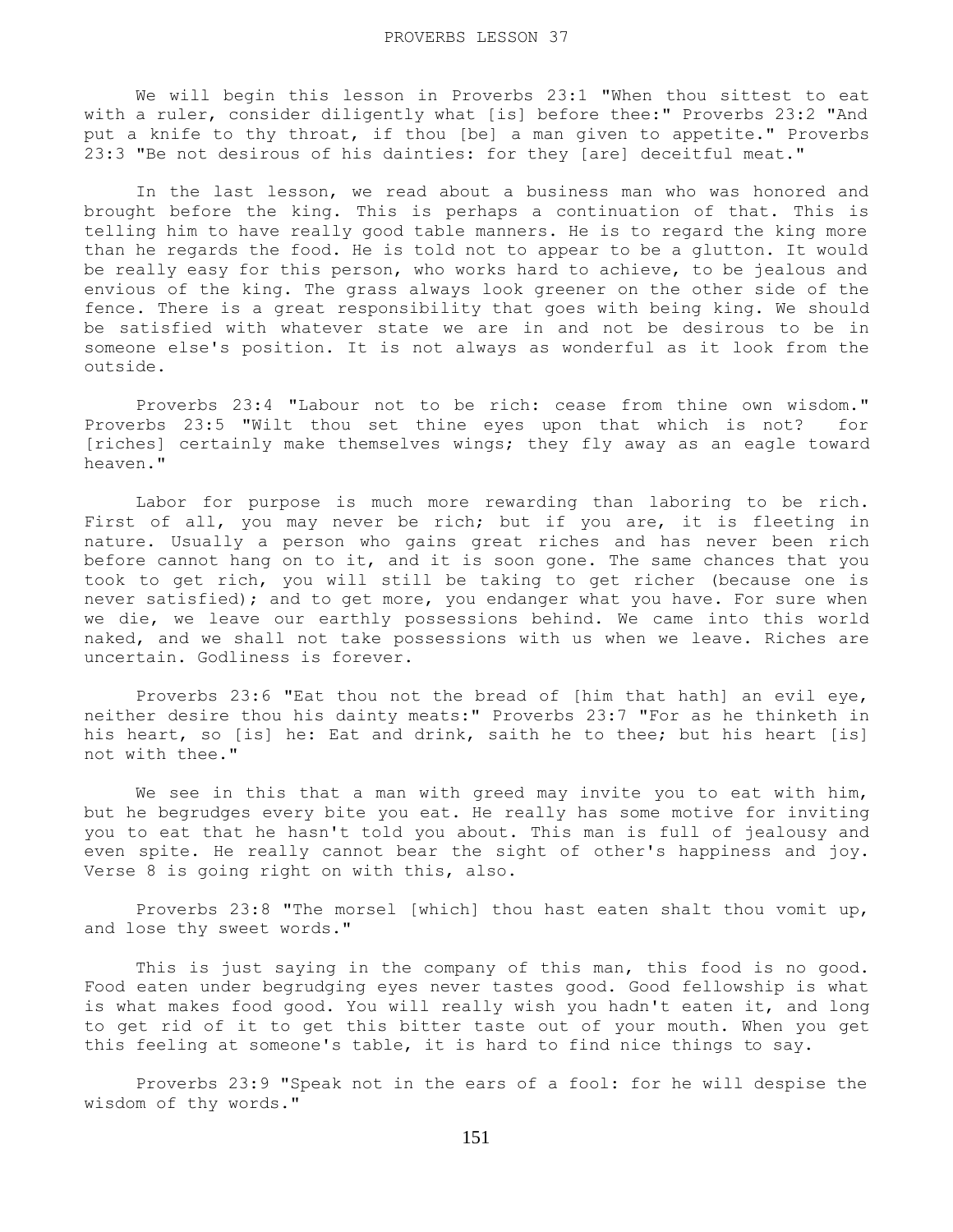PROVERBS LESSON 37

We will begin this lesson in Proverbs 23:1 "When thou sittest to eat with a ruler, consider diligently what [is] before thee:" Proverbs 23:2 "And put a knife to thy throat, if thou [be] a man given to appetite." Proverbs 23:3 "Be not desirous of his dainties: for they [are] deceitful meat."

In the last lesson, we read about a business man who was honored and brought before the king. This is perhaps a continuation of that. This is telling him to have really good table manners. He is to regard the king more than he regards the food. He is told not to appear to be a glutton. It would be really easy for this person, who works hard to achieve, to be jealous and envious of the king. The grass always look greener on the other side of the fence. There is a great responsibility that goes with being king. We should be satisfied with whatever state we are in and not be desirous to be in someone else's position. It is not always as wonderful as it look from the outside.

Proverbs 23:4 "Labour not to be rich: cease from thine own wisdom." Proverbs 23:5 "Wilt thou set thine eyes upon that which is not? for [riches] certainly make themselves wings; they fly away as an eagle toward heaven."

Labor for purpose is much more rewarding than laboring to be rich. First of all, you may never be rich; but if you are, it is fleeting in nature. Usually a person who gains great riches and has never been rich before cannot hang on to it, and it is soon gone. The same chances that you took to get rich, you will still be taking to get richer (because one is never satisfied); and to get more, you endanger what you have. For sure when we die, we leave our earthly possessions behind. We came into this world naked, and we shall not take possessions with us when we leave. Riches are uncertain. Godliness is forever.

Proverbs 23:6 "Eat thou not the bread of [him that hath] an evil eye, neither desire thou his dainty meats:" Proverbs 23:7 "For as he thinketh in his heart, so [is] he: Eat and drink, saith he to thee; but his heart [is] not with thee."

We see in this that a man with greed may invite you to eat with him, but he begrudges every bite you eat. He really has some motive for inviting you to eat that he hasn't told you about. This man is full of jealousy and even spite. He really cannot bear the sight of other's happiness and joy. Verse 8 is going right on with this, also.

Proverbs 23:8 "The morsel [which] thou hast eaten shalt thou vomit up, and lose thy sweet words."

This is just saying in the company of this man, this food is no good. Food eaten under begrudging eyes never tastes good. Good fellowship is what is what makes food good. You will really wish you hadn't eaten it, and long to get rid of it to get this bitter taste out of your mouth. When you get this feeling at someone's table, it is hard to find nice things to say.

Proverbs 23:9 "Speak not in the ears of a fool: for he will despise the wisdom of thy words."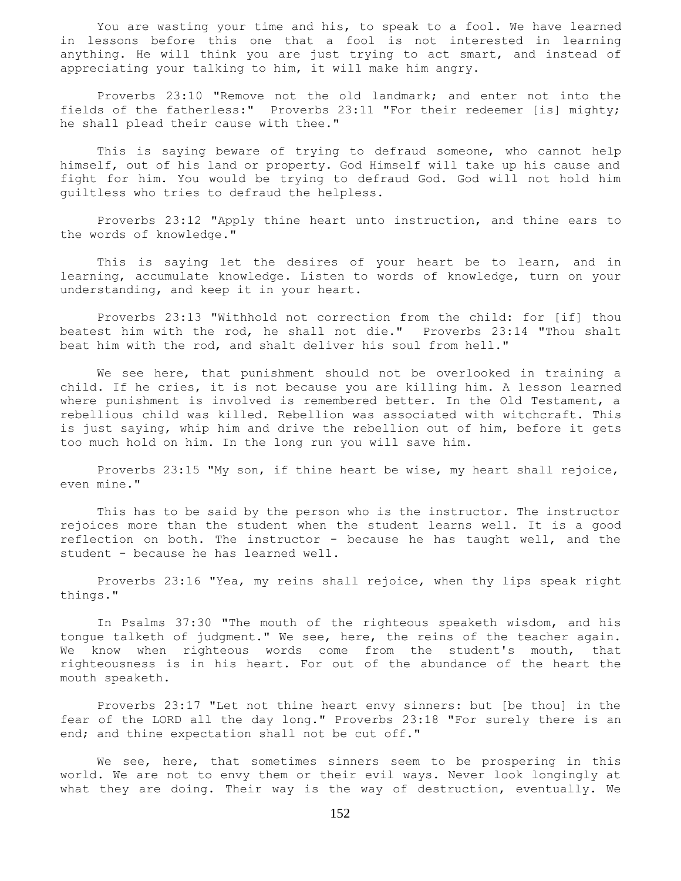You are wasting your time and his, to speak to a fool. We have learned in lessons before this one that a fool is not interested in learning anything. He will think you are just trying to act smart, and instead of appreciating your talking to him, it will make him angry.

Proverbs 23:10 "Remove not the old landmark; and enter not into the fields of the fatherless:" Proverbs 23:11 "For their redeemer [is] mighty; he shall plead their cause with thee."

This is saying beware of trying to defraud someone, who cannot help himself, out of his land or property. God Himself will take up his cause and fight for him. You would be trying to defraud God. God will not hold him guiltless who tries to defraud the helpless.

Proverbs 23:12 "Apply thine heart unto instruction, and thine ears to the words of knowledge."

This is saying let the desires of your heart be to learn, and in learning, accumulate knowledge. Listen to words of knowledge, turn on your understanding, and keep it in your heart.

Proverbs 23:13 "Withhold not correction from the child: for [if] thou beatest him with the rod, he shall not die." Proverbs 23:14 "Thou shalt beat him with the rod, and shalt deliver his soul from hell."

We see here, that punishment should not be overlooked in training a child. If he cries, it is not because you are killing him. A lesson learned where punishment is involved is remembered better. In the Old Testament, a rebellious child was killed. Rebellion was associated with witchcraft. This is just saying, whip him and drive the rebellion out of him, before it gets too much hold on him. In the long run you will save him.

Proverbs 23:15 "My son, if thine heart be wise, my heart shall rejoice, even mine."

This has to be said by the person who is the instructor. The instructor rejoices more than the student when the student learns well. It is a good reflection on both. The instructor - because he has taught well, and the student - because he has learned well.

Proverbs 23:16 "Yea, my reins shall rejoice, when thy lips speak right things."

In Psalms 37:30 "The mouth of the righteous speaketh wisdom, and his tongue talketh of judgment." We see, here, the reins of the teacher again. We know when righteous words come from the student's mouth, that righteousness is in his heart. For out of the abundance of the heart the mouth speaketh.

Proverbs 23:17 "Let not thine heart envy sinners: but [be thou] in the fear of the LORD all the day long." Proverbs 23:18 "For surely there is an end; and thine expectation shall not be cut off."

We see, here, that sometimes sinners seem to be prospering in this world. We are not to envy them or their evil ways. Never look longingly at what they are doing. Their way is the way of destruction, eventually. We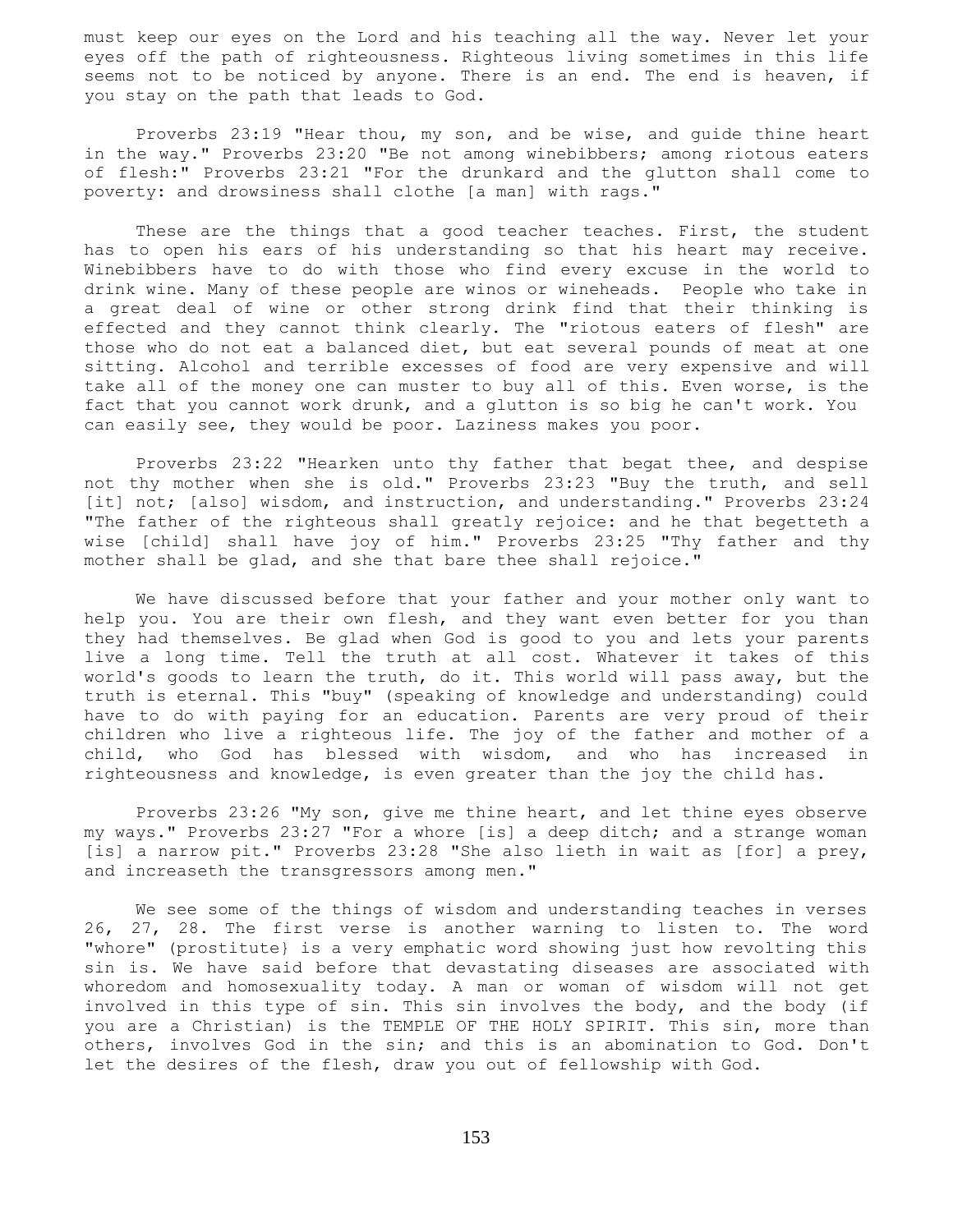must keep our eyes on the Lord and his teaching all the way. Never let your eyes off the path of righteousness. Righteous living sometimes in this life seems not to be noticed by anyone. There is an end. The end is heaven, if you stay on the path that leads to God.

Proverbs 23:19 "Hear thou, my son, and be wise, and guide thine heart in the way." Proverbs 23:20 "Be not among winebibbers; among riotous eaters of flesh:" Proverbs 23:21 "For the drunkard and the glutton shall come to poverty: and drowsiness shall clothe [a man] with rags."

These are the things that a good teacher teaches. First, the student has to open his ears of his understanding so that his heart may receive. Winebibbers have to do with those who find every excuse in the world to drink wine. Many of these people are winos or wineheads. People who take in a great deal of wine or other strong drink find that their thinking is effected and they cannot think clearly. The "riotous eaters of flesh" are those who do not eat a balanced diet, but eat several pounds of meat at one sitting. Alcohol and terrible excesses of food are very expensive and will take all of the money one can muster to buy all of this. Even worse, is the fact that you cannot work drunk, and a glutton is so big he can't work. You can easily see, they would be poor. Laziness makes you poor.

Proverbs 23:22 "Hearken unto thy father that begat thee, and despise not thy mother when she is old." Proverbs 23:23 "Buy the truth, and sell [it] not; [also] wisdom, and instruction, and understanding." Proverbs 23:24 "The father of the righteous shall greatly rejoice: and he that begetteth a wise [child] shall have joy of him." Proverbs 23:25 "Thy father and thy mother shall be glad, and she that bare thee shall rejoice."

We have discussed before that your father and your mother only want to help you. You are their own flesh, and they want even better for you than they had themselves. Be glad when God is good to you and lets your parents live a long time. Tell the truth at all cost. Whatever it takes of this world's goods to learn the truth, do it. This world will pass away, but the truth is eternal. This "buy" (speaking of knowledge and understanding) could have to do with paying for an education. Parents are very proud of their children who live a righteous life. The joy of the father and mother of a child, who God has blessed with wisdom, and who has increased in righteousness and knowledge, is even greater than the joy the child has.

Proverbs 23:26 "My son, give me thine heart, and let thine eyes observe my ways." Proverbs 23:27 "For a whore [is] a deep ditch; and a strange woman [is] a narrow pit." Proverbs 23:28 "She also lieth in wait as [for] a prey, and increaseth the transgressors among men."

We see some of the things of wisdom and understanding teaches in verses 26, 27, 28. The first verse is another warning to listen to. The word "whore" (prostitute} is a very emphatic word showing just how revolting this sin is. We have said before that devastating diseases are associated with whoredom and homosexuality today. A man or woman of wisdom will not get involved in this type of sin. This sin involves the body, and the body (if you are a Christian) is the TEMPLE OF THE HOLY SPIRIT. This sin, more than others, involves God in the sin; and this is an abomination to God. Don't let the desires of the flesh, draw you out of fellowship with God.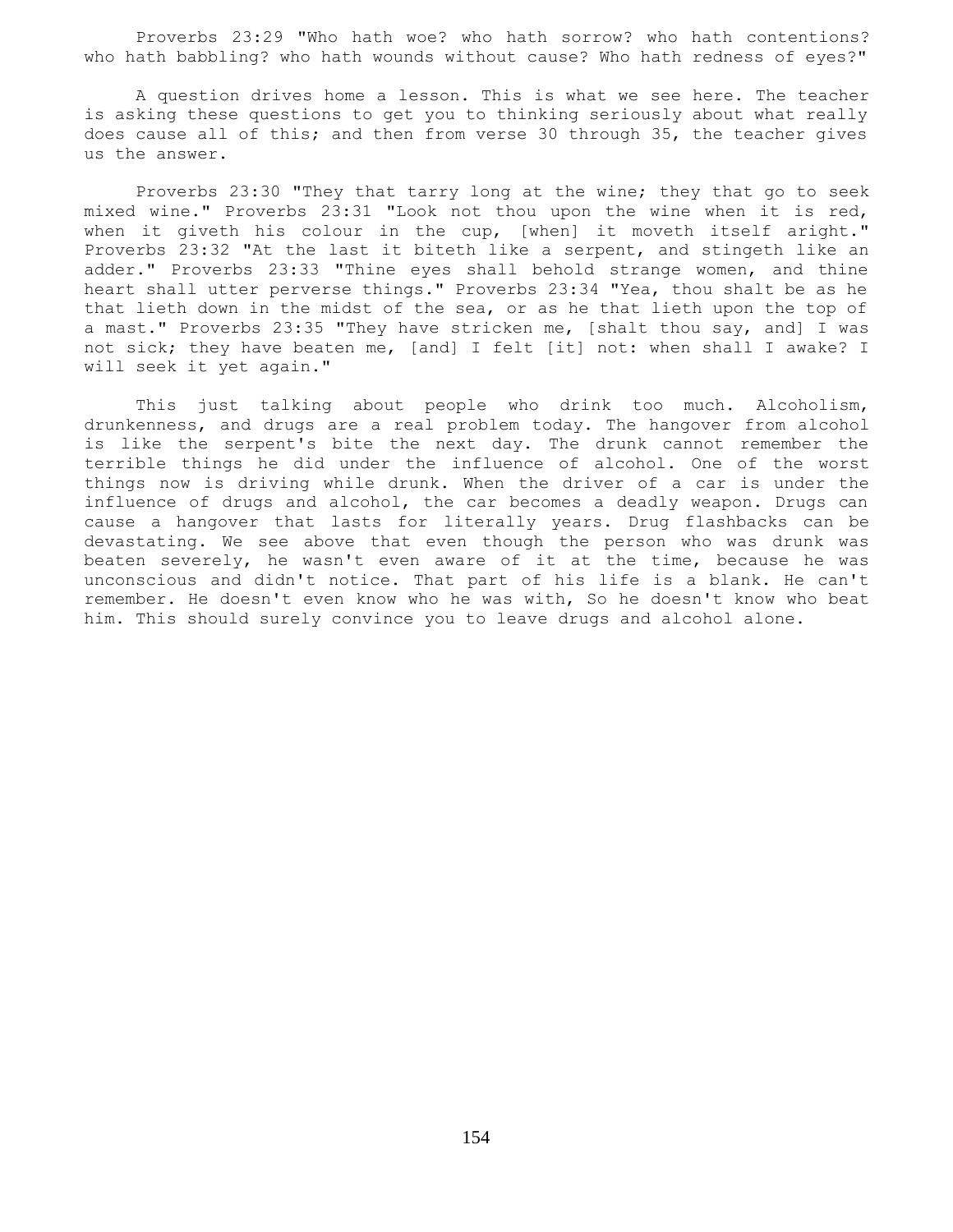Proverbs 23:29 "Who hath woe? who hath sorrow? who hath contentions? who hath babbling? who hath wounds without cause? Who hath redness of eyes?"

A question drives home a lesson. This is what we see here. The teacher is asking these questions to get you to thinking seriously about what really does cause all of this; and then from verse 30 through 35, the teacher gives us the answer.

Proverbs 23:30 "They that tarry long at the wine; they that go to seek mixed wine." Proverbs 23:31 "Look not thou upon the wine when it is red, when it giveth his colour in the cup, [when] it moveth itself aright." Proverbs 23:32 "At the last it biteth like a serpent, and stingeth like an adder." Proverbs 23:33 "Thine eyes shall behold strange women, and thine heart shall utter perverse things." Proverbs 23:34 "Yea, thou shalt be as he that lieth down in the midst of the sea, or as he that lieth upon the top of a mast." Proverbs 23:35 "They have stricken me, [shalt thou say, and] I was not sick; they have beaten me, [and] I felt [it] not: when shall I awake? I will seek it yet again."

This just talking about people who drink too much. Alcoholism, drunkenness, and drugs are a real problem today. The hangover from alcohol is like the serpent's bite the next day. The drunk cannot remember the terrible things he did under the influence of alcohol. One of the worst things now is driving while drunk. When the driver of a car is under the influence of drugs and alcohol, the car becomes a deadly weapon. Drugs can cause a hangover that lasts for literally years. Drug flashbacks can be devastating. We see above that even though the person who was drunk was beaten severely, he wasn't even aware of it at the time, because he was unconscious and didn't notice. That part of his life is a blank. He can't remember. He doesn't even know who he was with, So he doesn't know who beat him. This should surely convince you to leave drugs and alcohol alone.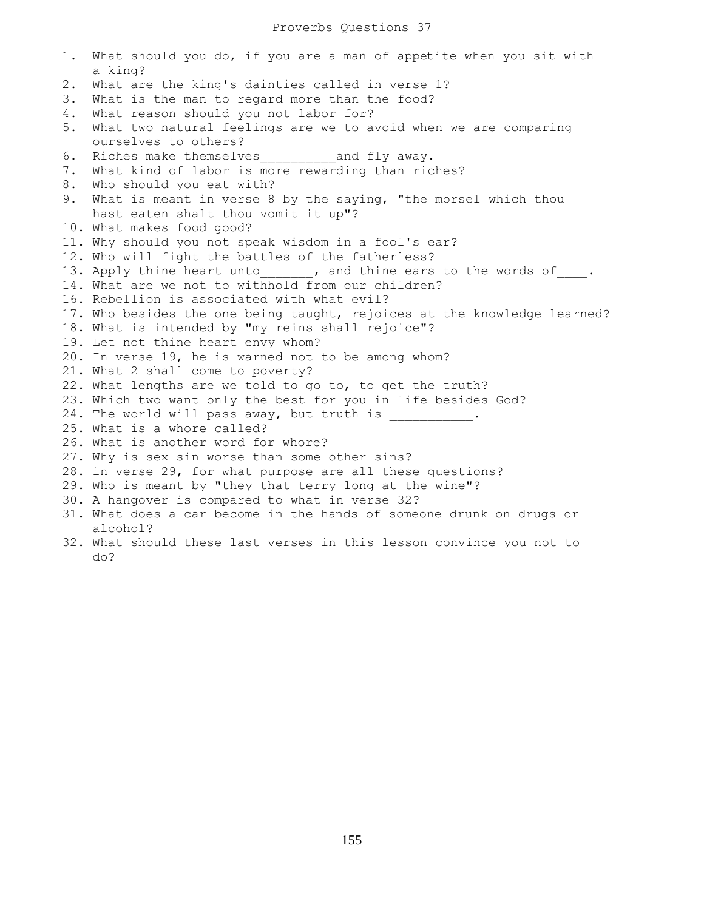# Proverbs Questions 37

1. What should you do, if you are a man of appetite when you sit with a king?
2. What are the king's dainties called in verse 1?
3. What is the man to regard more than the food?
4. What reason should you not labor for?
5. What two natural feelings are we to avoid when we are comparing ourselves to others?
6. Riches make themselves__________and fly away.
7. What kind of labor is more rewarding than riches?
8. Who should you eat with?
9. What is meant in verse 8 by the saying, "the morsel which thou hast eaten shalt thou vomit it up"?
10. What makes food good?
11. Why should you not speak wisdom in a fool's ear?
12. Who will fight the battles of the fatherless?
13. Apply thine heart unto_______, and thine ears to the words of____.
14. What are we not to withhold from our children?
16. Rebellion is associated with what evil?
17. Who besides the one being taught, rejoices at the knowledge learned?
18. What is intended by "my reins shall rejoice"?
19. Let not thine heart envy whom?
20. In verse 19, he is warned not to be among whom?
21. What 2 shall come to poverty?
22. What lengths are we told to go to, to get the truth?
23. Which two want only the best for you in life besides God?
24. The world will pass away, but truth is ___________.
25. What is a whore called?
26. What is another word for whore?
27. Why is sex sin worse than some other sins?
28. in verse 29, for what purpose are all these questions?
29. Who is meant by "they that terry long at the wine"?
30. A hangover is compared to what in verse 32?
31. What does a car become in the hands of someone drunk on drugs or alcohol?
32. What should these last verses in this lesson convince you not to do?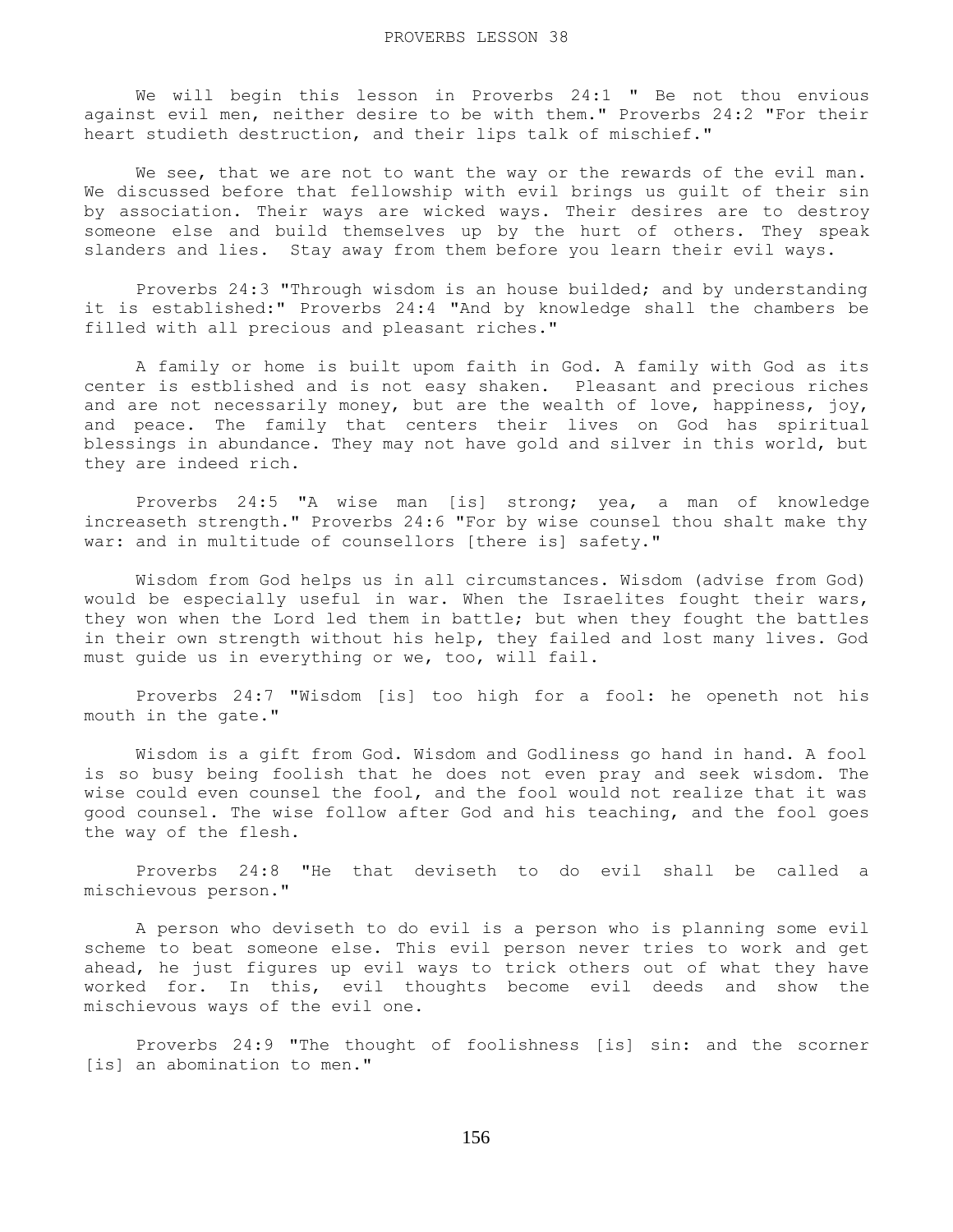# PROVERBS LESSON 38

We will begin this lesson in Proverbs 24:1 " Be not thou envious against evil men, neither desire to be with them." Proverbs 24:2 "For their heart studieth destruction, and their lips talk of mischief."

We see, that we are not to want the way or the rewards of the evil man. We discussed before that fellowship with evil brings us guilt of their sin by association. Their ways are wicked ways. Their desires are to destroy someone else and build themselves up by the hurt of others. They speak slanders and lies. Stay away from them before you learn their evil ways.

Proverbs 24:3 "Through wisdom is an house builded; and by understanding it is established:" Proverbs 24:4 "And by knowledge shall the chambers be filled with all precious and pleasant riches."

A family or home is built upom faith in God. A family with God as its center is estblished and is not easy shaken. Pleasant and precious riches and are not necessarily money, but are the wealth of love, happiness, joy, and peace. The family that centers their lives on God has spiritual blessings in abundance. They may not have gold and silver in this world, but they are indeed rich.

Proverbs 24:5 "A wise man [is] strong; yea, a man of knowledge increaseth strength." Proverbs 24:6 "For by wise counsel thou shalt make thy war: and in multitude of counsellors [there is] safety."

Wisdom from God helps us in all circumstances. Wisdom (advise from God) would be especially useful in war. When the Israelites fought their wars, they won when the Lord led them in battle; but when they fought the battles in their own strength without his help, they failed and lost many lives. God must guide us in everything or we, too, will fail.

Proverbs 24:7 "Wisdom [is] too high for a fool: he openeth not his mouth in the gate."

Wisdom is a gift from God. Wisdom and Godliness go hand in hand. A fool is so busy being foolish that he does not even pray and seek wisdom. The wise could even counsel the fool, and the fool would not realize that it was good counsel. The wise follow after God and his teaching, and the fool goes the way of the flesh.

Proverbs 24:8 "He that deviseth to do evil shall be called a mischievous person."

A person who deviseth to do evil is a person who is planning some evil scheme to beat someone else. This evil person never tries to work and get ahead, he just figures up evil ways to trick others out of what they have worked for. In this, evil thoughts become evil deeds and show the mischievous ways of the evil one.

Proverbs 24:9 "The thought of foolishness [is] sin: and the scorner [is] an abomination to men."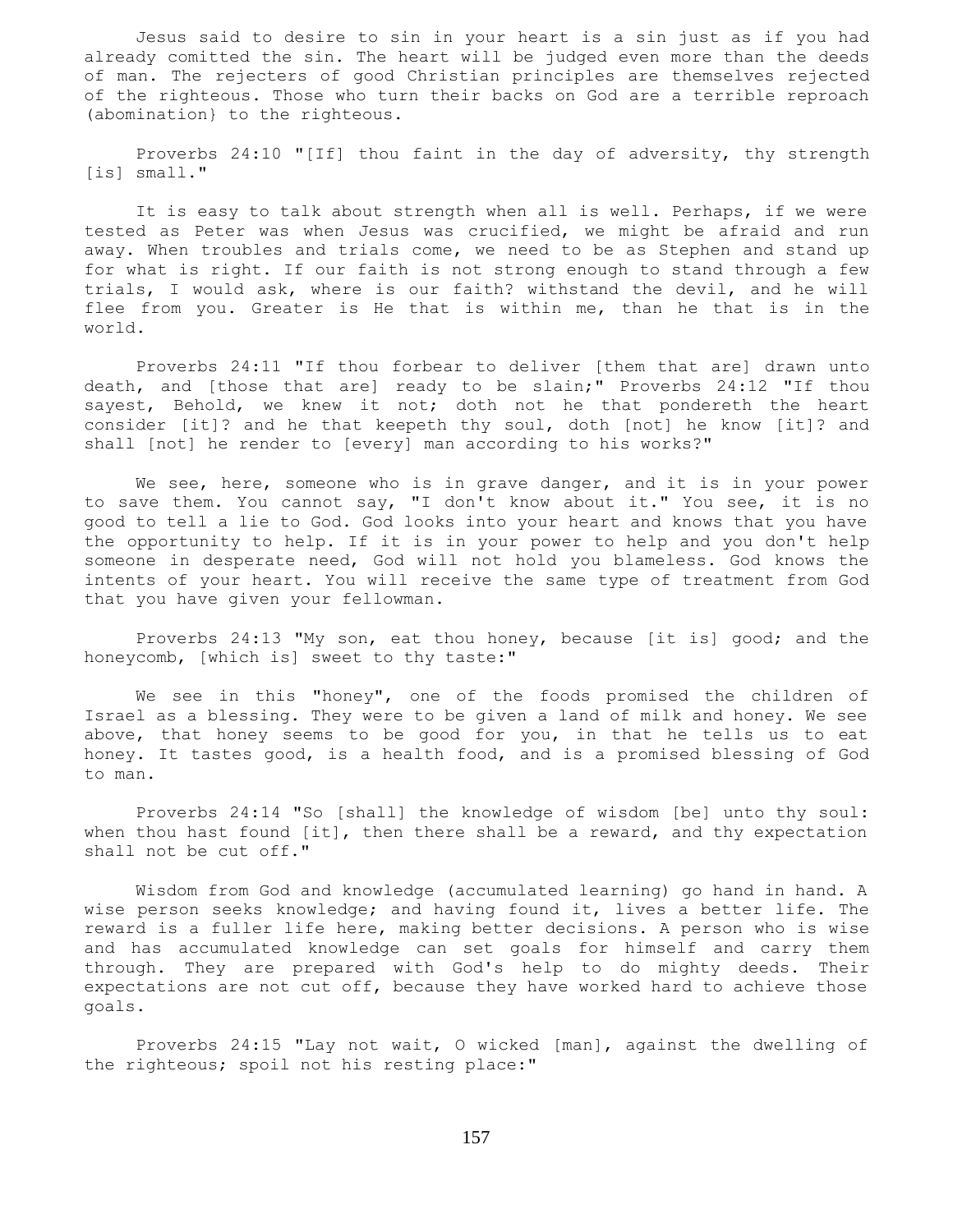Jesus said to desire to sin in your heart is a sin just as if you had already comitted the sin. The heart will be judged even more than the deeds of man. The rejecters of good Christian principles are themselves rejected of the righteous. Those who turn their backs on God are a terrible reproach (abomination} to the righteous.

Proverbs 24:10 "[If] thou faint in the day of adversity, thy strength [is] small."

It is easy to talk about strength when all is well. Perhaps, if we were tested as Peter was when Jesus was crucified, we might be afraid and run away. When troubles and trials come, we need to be as Stephen and stand up for what is right. If our faith is not strong enough to stand through a few trials, I would ask, where is our faith? withstand the devil, and he will flee from you. Greater is He that is within me, than he that is in the world.

Proverbs 24:11 "If thou forbear to deliver [them that are] drawn unto death, and [those that are] ready to be slain;" Proverbs 24:12 "If thou sayest, Behold, we knew it not; doth not he that pondereth the heart consider [it]? and he that keepeth thy soul, doth [not] he know [it]? and shall [not] he render to [every] man according to his works?"

We see, here, someone who is in grave danger, and it is in your power to save them. You cannot say, "I don't know about it." You see, it is no good to tell a lie to God. God looks into your heart and knows that you have the opportunity to help. If it is in your power to help and you don't help someone in desperate need, God will not hold you blameless. God knows the intents of your heart. You will receive the same type of treatment from God that you have given your fellowman.

Proverbs 24:13 "My son, eat thou honey, because [it is] good; and the honeycomb, [which is] sweet to thy taste:"

We see in this "honey", one of the foods promised the children of Israel as a blessing. They were to be given a land of milk and honey. We see above, that honey seems to be good for you, in that he tells us to eat honey. It tastes good, is a health food, and is a promised blessing of God to man.

Proverbs 24:14 "So [shall] the knowledge of wisdom [be] unto thy soul: when thou hast found [it], then there shall be a reward, and thy expectation shall not be cut off."

Wisdom from God and knowledge (accumulated learning) go hand in hand. A wise person seeks knowledge; and having found it, lives a better life. The reward is a fuller life here, making better decisions. A person who is wise and has accumulated knowledge can set goals for himself and carry them through. They are prepared with God's help to do mighty deeds. Their expectations are not cut off, because they have worked hard to achieve those goals.

Proverbs 24:15 "Lay not wait, O wicked [man], against the dwelling of the righteous; spoil not his resting place:"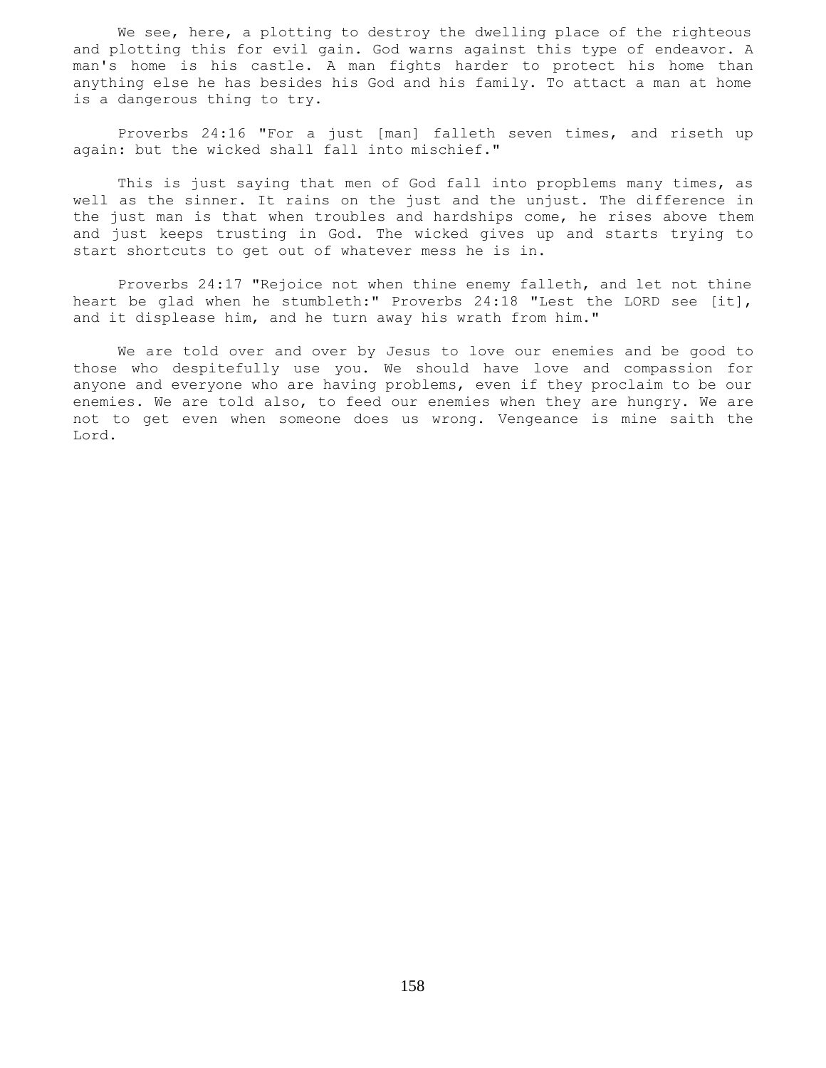We see, here, a plotting to destroy the dwelling place of the righteous and plotting this for evil gain. God warns against this type of endeavor. A man's home is his castle. A man fights harder to protect his home than anything else he has besides his God and his family. To attact a man at home is a dangerous thing to try.

Proverbs 24:16 "For a just [man] falleth seven times, and riseth up again: but the wicked shall fall into mischief."

This is just saying that men of God fall into propblems many times, as well as the sinner. It rains on the just and the unjust. The difference in the just man is that when troubles and hardships come, he rises above them and just keeps trusting in God. The wicked gives up and starts trying to start shortcuts to get out of whatever mess he is in.

Proverbs 24:17 "Rejoice not when thine enemy falleth, and let not thine heart be glad when he stumbleth:" Proverbs 24:18 "Lest the LORD see [it], and it displease him, and he turn away his wrath from him."

We are told over and over by Jesus to love our enemies and be good to those who despitefully use you. We should have love and compassion for anyone and everyone who are having problems, even if they proclaim to be our enemies. We are told also, to feed our enemies when they are hungry. We are not to get even when someone does us wrong. Vengeance is mine saith the Lord.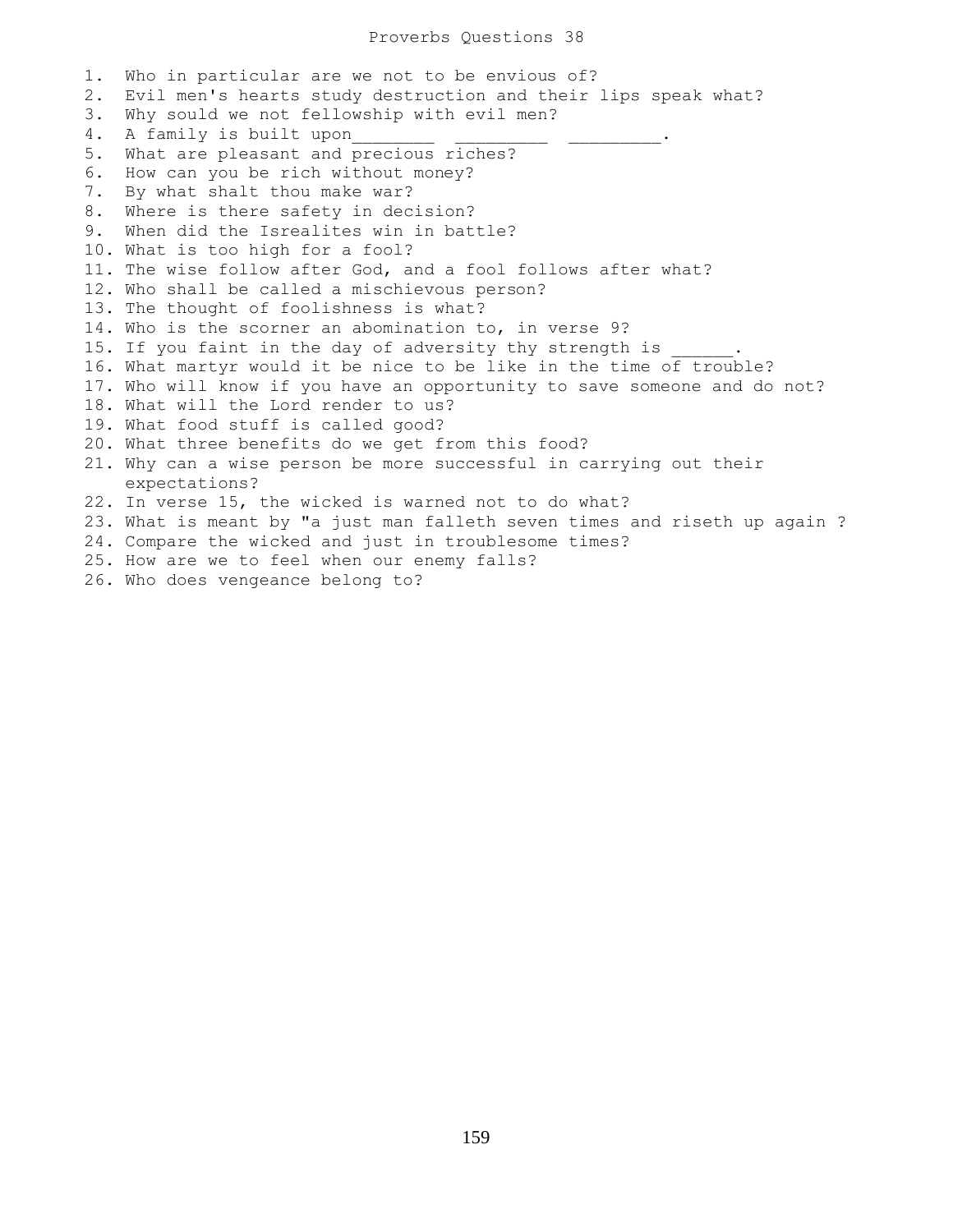# Proverbs Questions 38

1. Who in particular are we not to be envious of?
2. Evil men's hearts study destruction and their lips speak what?
3. Why sould we not fellowship with evil men?
4. A family is built upon_______ _________ _________.
5. What are pleasant and precious riches?
6. How can you be rich without money?
7. By what shalt thou make war?
8. Where is there safety in decision?
9. When did the Isrealites win in battle?
10. What is too high for a fool?
11. The wise follow after God, and a fool follows after what?
12. Who shall be called a mischievous person?
13. The thought of foolishness is what?
14. Who is the scorner an abomination to, in verse 9?
15. If you faint in the day of adversity thy strength is ______.
16. What martyr would it be nice to be like in the time of trouble?
17. Who will know if you have an opportunity to save someone and do not?
18. What will the Lord render to us?
19. What food stuff is called good?
20. What three benefits do we get from this food?
21. Why can a wise person be more successful in carrying out their expectations?
22. In verse 15, the wicked is warned not to do what?
23. What is meant by "a just man falleth seven times and riseth up again ?
24. Compare the wicked and just in troublesome times?
25. How are we to feel when our enemy falls?
26. Who does vengeance belong to?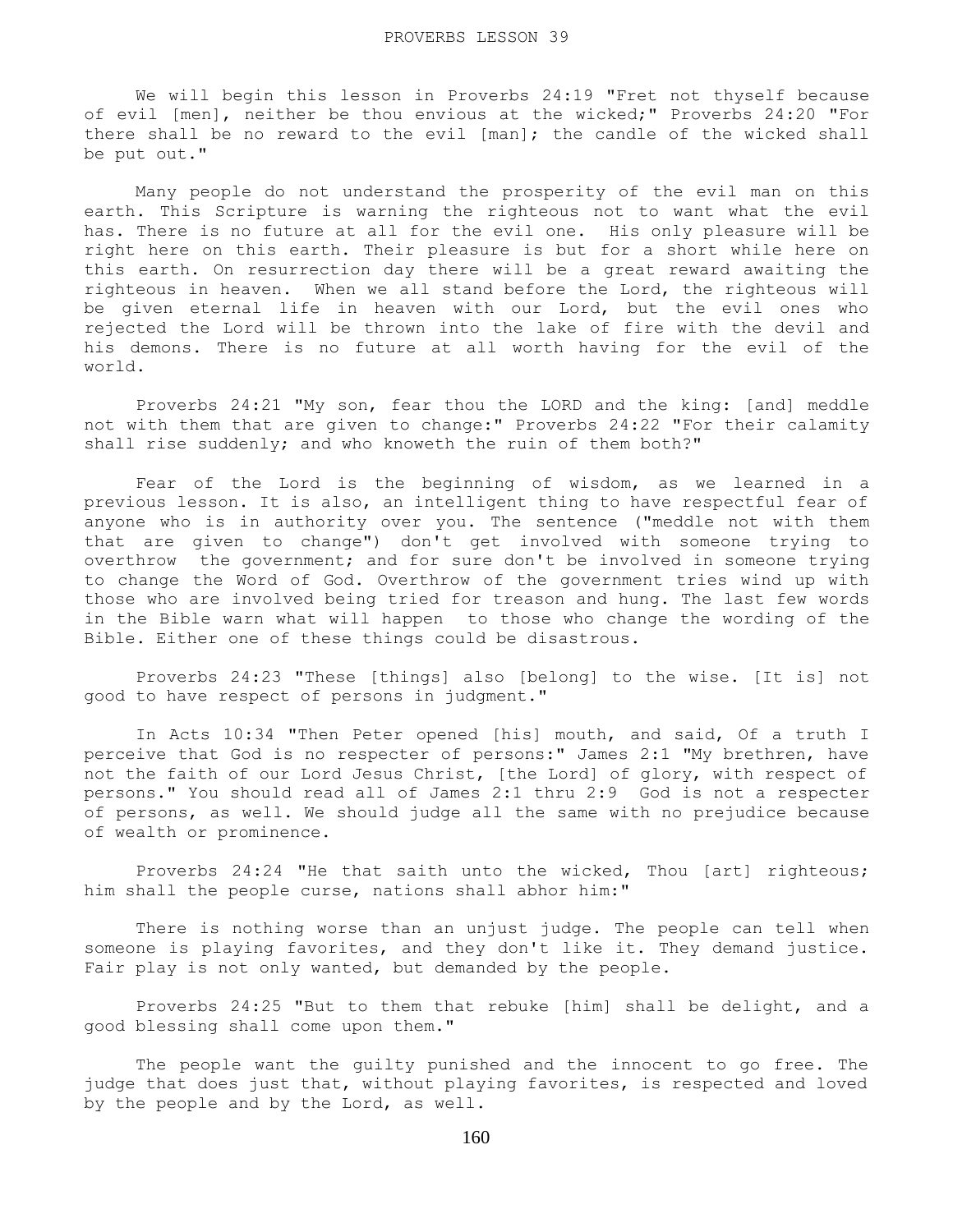PROVERBS LESSON 39

We will begin this lesson in Proverbs 24:19 "Fret not thyself because of evil [men], neither be thou envious at the wicked;" Proverbs 24:20 "For there shall be no reward to the evil [man]; the candle of the wicked shall be put out."

Many people do not understand the prosperity of the evil man on this earth. This Scripture is warning the righteous not to want what the evil has. There is no future at all for the evil one. His only pleasure will be right here on this earth. Their pleasure is but for a short while here on this earth. On resurrection day there will be a great reward awaiting the righteous in heaven. When we all stand before the Lord, the righteous will be given eternal life in heaven with our Lord, but the evil ones who rejected the Lord will be thrown into the lake of fire with the devil and his demons. There is no future at all worth having for the evil of the world.

Proverbs 24:21 "My son, fear thou the LORD and the king: [and] meddle not with them that are given to change:" Proverbs 24:22 "For their calamity shall rise suddenly; and who knoweth the ruin of them both?"

Fear of the Lord is the beginning of wisdom, as we learned in a previous lesson. It is also, an intelligent thing to have respectful fear of anyone who is in authority over you. The sentence ("meddle not with them that are given to change") don't get involved with someone trying to overthrow the government; and for sure don't be involved in someone trying to change the Word of God. Overthrow of the government tries wind up with those who are involved being tried for treason and hung. The last few words in the Bible warn what will happen to those who change the wording of the Bible. Either one of these things could be disastrous.

Proverbs 24:23 "These [things] also [belong] to the wise. [It is] not good to have respect of persons in judgment."

In Acts 10:34 "Then Peter opened [his] mouth, and said, Of a truth I perceive that God is no respecter of persons:" James 2:1 "My brethren, have not the faith of our Lord Jesus Christ, [the Lord] of glory, with respect of persons." You should read all of James 2:1 thru 2:9 God is not a respecter of persons, as well. We should judge all the same with no prejudice because of wealth or prominence.

Proverbs 24:24 "He that saith unto the wicked, Thou [art] righteous; him shall the people curse, nations shall abhor him:"

There is nothing worse than an unjust judge. The people can tell when someone is playing favorites, and they don't like it. They demand justice. Fair play is not only wanted, but demanded by the people.

Proverbs 24:25 "But to them that rebuke [him] shall be delight, and a good blessing shall come upon them."

The people want the guilty punished and the innocent to go free. The judge that does just that, without playing favorites, is respected and loved by the people and by the Lord, as well.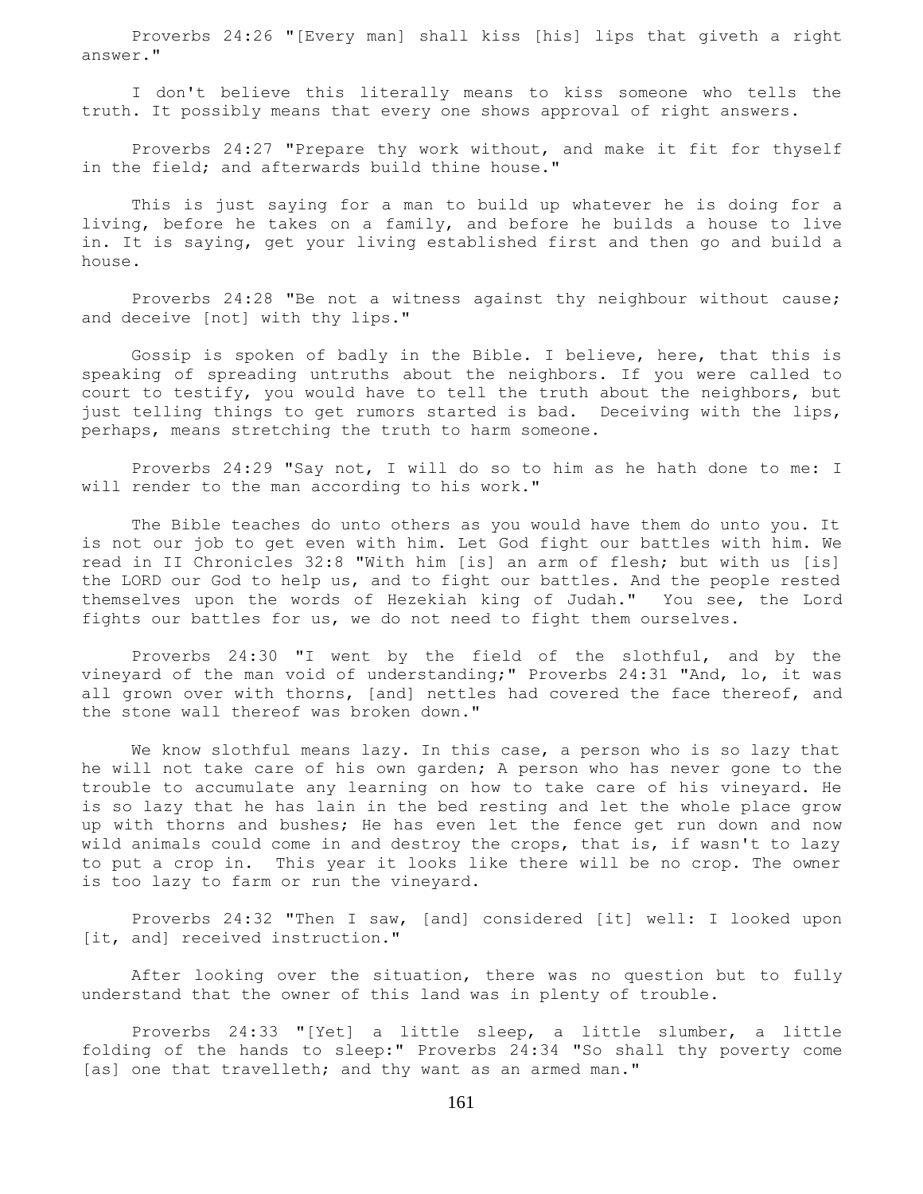Proverbs 24:26 "[Every man] shall kiss [his] lips that giveth a right answer."

I don't believe this literally means to kiss someone who tells the truth. It possibly means that every one shows approval of right answers.

Proverbs 24:27 "Prepare thy work without, and make it fit for thyself in the field; and afterwards build thine house."

This is just saying for a man to build up whatever he is doing for a living, before he takes on a family, and before he builds a house to live in. It is saying, get your living established first and then go and build a house.

Proverbs 24:28 "Be not a witness against thy neighbour without cause; and deceive [not] with thy lips."

Gossip is spoken of badly in the Bible. I believe, here, that this is speaking of spreading untruths about the neighbors. If you were called to court to testify, you would have to tell the truth about the neighbors, but just telling things to get rumors started is bad. Deceiving with the lips, perhaps, means stretching the truth to harm someone.

Proverbs 24:29 "Say not, I will do so to him as he hath done to me: I will render to the man according to his work."

The Bible teaches do unto others as you would have them do unto you. It is not our job to get even with him. Let God fight our battles with him. We read in II Chronicles 32:8 "With him [is] an arm of flesh; but with us [is] the LORD our God to help us, and to fight our battles. And the people rested themselves upon the words of Hezekiah king of Judah." You see, the Lord fights our battles for us, we do not need to fight them ourselves.

Proverbs 24:30 "I went by the field of the slothful, and by the vineyard of the man void of understanding;" Proverbs 24:31 "And, lo, it was all grown over with thorns, [and] nettles had covered the face thereof, and the stone wall thereof was broken down."

We know slothful means lazy. In this case, a person who is so lazy that he will not take care of his own garden; A person who has never gone to the trouble to accumulate any learning on how to take care of his vineyard. He is so lazy that he has lain in the bed resting and let the whole place grow up with thorns and bushes; He has even let the fence get run down and now wild animals could come in and destroy the crops, that is, if wasn't to lazy to put a crop in. This year it looks like there will be no crop. The owner is too lazy to farm or run the vineyard.

Proverbs 24:32 "Then I saw, [and] considered [it] well: I looked upon [it, and] received instruction."

After looking over the situation, there was no question but to fully understand that the owner of this land was in plenty of trouble.

Proverbs 24:33 "[Yet] a little sleep, a little slumber, a little folding of the hands to sleep:" Proverbs 24:34 "So shall thy poverty come [as] one that travelleth; and thy want as an armed man."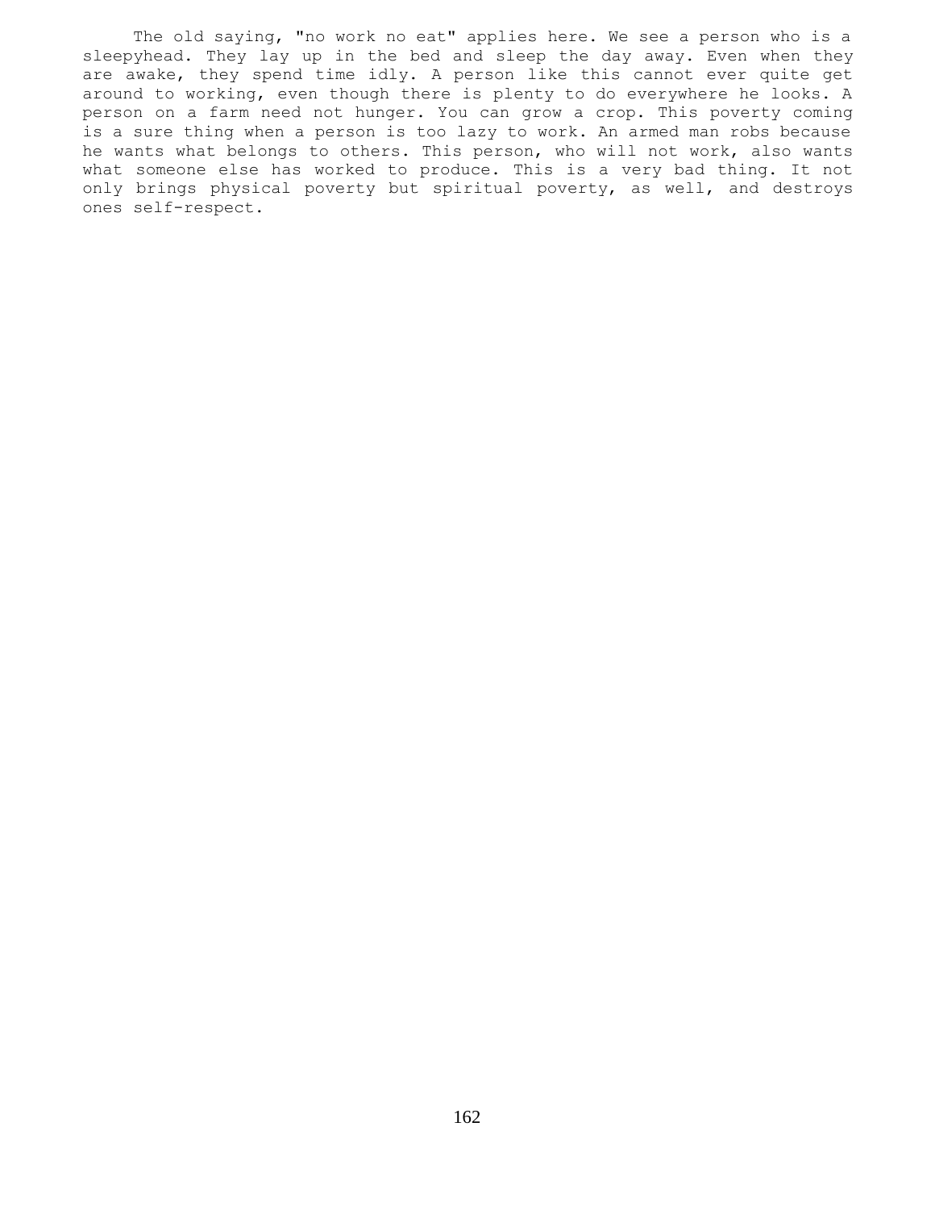The old saying, "no work no eat" applies here. We see a person who is a sleepyhead. They lay up in the bed and sleep the day away. Even when they are awake, they spend time idly. A person like this cannot ever quite get around to working, even though there is plenty to do everywhere he looks. A person on a farm need not hunger. You can grow a crop. This poverty coming is a sure thing when a person is too lazy to work. An armed man robs because he wants what belongs to others. This person, who will not work, also wants what someone else has worked to produce. This is a very bad thing. It not only brings physical poverty but spiritual poverty, as well, and destroys ones self-respect.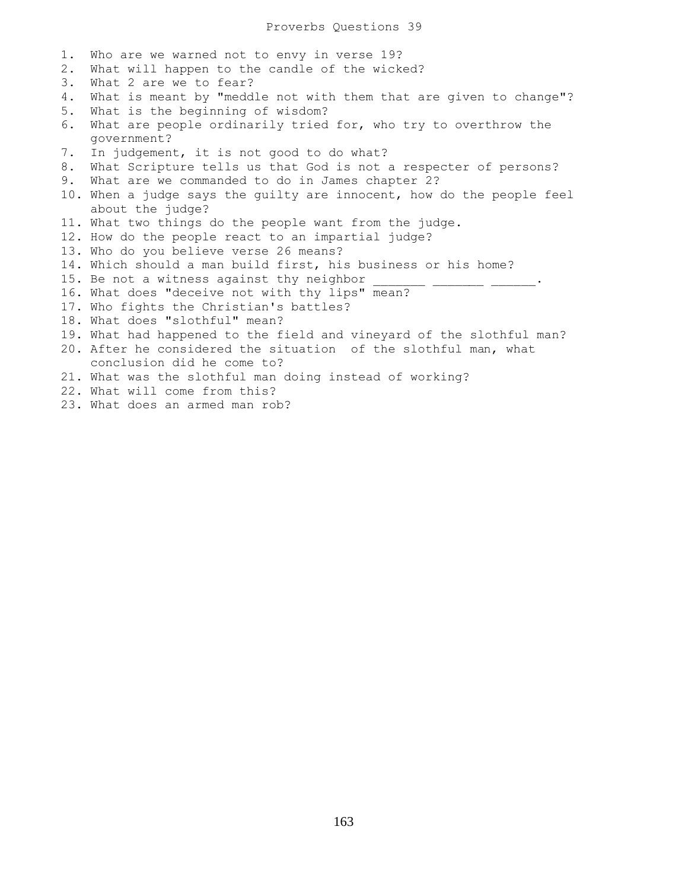# Proverbs Questions 39

1. Who are we warned not to envy in verse 19?
2. What will happen to the candle of the wicked?
3. What 2 are we to fear?
4. What is meant by "meddle not with them that are given to change"?
5. What is the beginning of wisdom?
6. What are people ordinarily tried for, who try to overthrow the government?
7. In judgement, it is not good to do what?
8. What Scripture tells us that God is not a respecter of persons?
9. What are we commanded to do in James chapter 2?
10. When a judge says the guilty are innocent, how do the people feel about the judge?
11. What two things do the people want from the judge.
12. How do the people react to an impartial judge?
13. Who do you believe verse 26 means?
14. Which should a man build first, his business or his home?
15. Be not a witness against thy neighbor _______ _______ ______.
16. What does "deceive not with thy lips" mean?
17. Who fights the Christian's battles?
18. What does "slothful" mean?
19. What had happened to the field and vineyard of the slothful man?
20. After he considered the situation of the slothful man, what conclusion did he come to?
21. What was the slothful man doing instead of working?
22. What will come from this?
23. What does an armed man rob?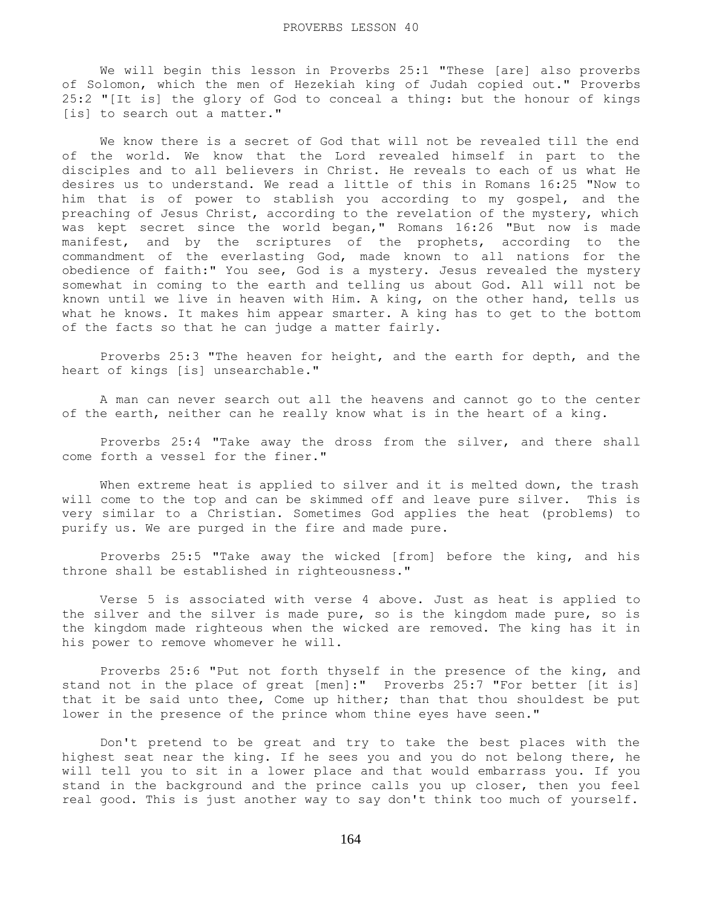PROVERBS LESSON 40

We will begin this lesson in Proverbs 25:1 "These [are] also proverbs of Solomon, which the men of Hezekiah king of Judah copied out." Proverbs 25:2 "[It is] the glory of God to conceal a thing: but the honour of kings [is] to search out a matter."

We know there is a secret of God that will not be revealed till the end of the world. We know that the Lord revealed himself in part to the disciples and to all believers in Christ. He reveals to each of us what He desires us to understand. We read a little of this in Romans 16:25 "Now to him that is of power to stablish you according to my gospel, and the preaching of Jesus Christ, according to the revelation of the mystery, which was kept secret since the world began," Romans 16:26 "But now is made manifest, and by the scriptures of the prophets, according to the commandment of the everlasting God, made known to all nations for the obedience of faith:" You see, God is a mystery. Jesus revealed the mystery somewhat in coming to the earth and telling us about God. All will not be known until we live in heaven with Him. A king, on the other hand, tells us what he knows. It makes him appear smarter. A king has to get to the bottom of the facts so that he can judge a matter fairly.

Proverbs 25:3 "The heaven for height, and the earth for depth, and the heart of kings [is] unsearchable."

A man can never search out all the heavens and cannot go to the center of the earth, neither can he really know what is in the heart of a king.

Proverbs 25:4 "Take away the dross from the silver, and there shall come forth a vessel for the finer."

When extreme heat is applied to silver and it is melted down, the trash will come to the top and can be skimmed off and leave pure silver. This is very similar to a Christian. Sometimes God applies the heat (problems) to purify us. We are purged in the fire and made pure.

Proverbs 25:5 "Take away the wicked [from] before the king, and his throne shall be established in righteousness."

Verse 5 is associated with verse 4 above. Just as heat is applied to the silver and the silver is made pure, so is the kingdom made pure, so is the kingdom made righteous when the wicked are removed. The king has it in his power to remove whomever he will.

Proverbs 25:6 "Put not forth thyself in the presence of the king, and stand not in the place of great [men]:" Proverbs 25:7 "For better [it is] that it be said unto thee, Come up hither; than that thou shouldest be put lower in the presence of the prince whom thine eyes have seen."

Don't pretend to be great and try to take the best places with the highest seat near the king. If he sees you and you do not belong there, he will tell you to sit in a lower place and that would embarrass you. If you stand in the background and the prince calls you up closer, then you feel real good. This is just another way to say don't think too much of yourself.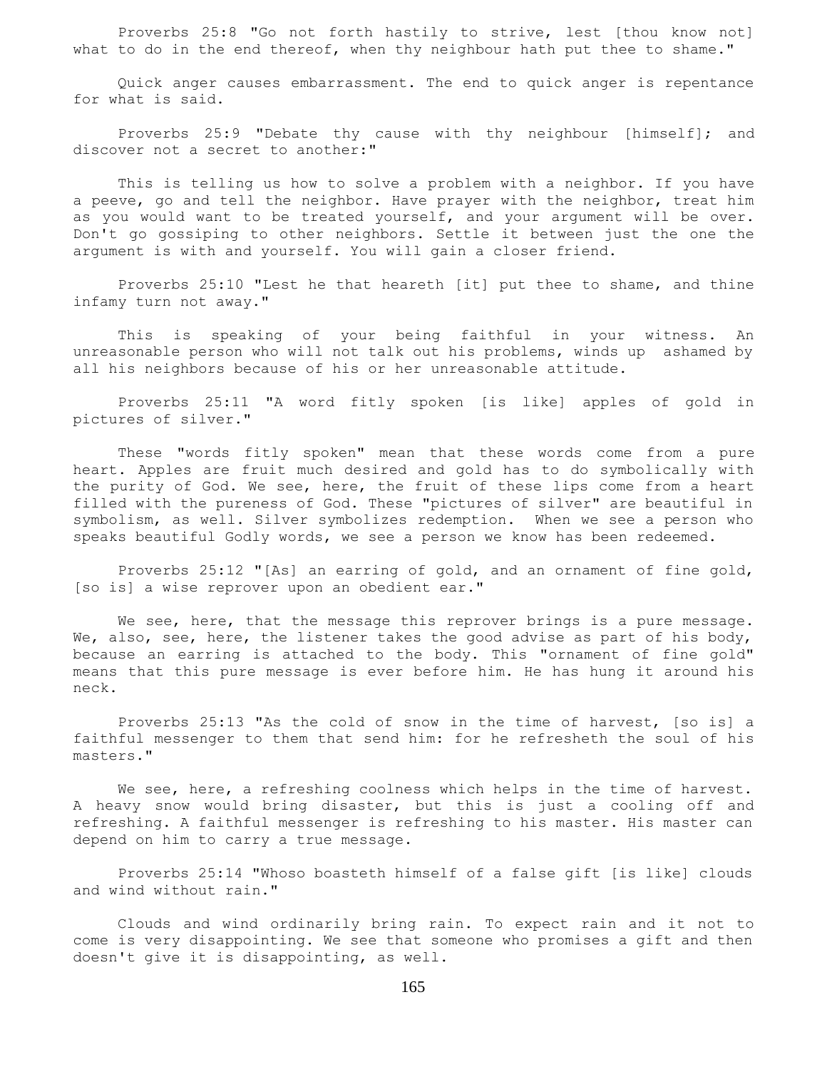Proverbs 25:8 "Go not forth hastily to strive, lest [thou know not] what to do in the end thereof, when thy neighbour hath put thee to shame."

Quick anger causes embarrassment. The end to quick anger is repentance for what is said.

Proverbs 25:9 "Debate thy cause with thy neighbour [himself]; and discover not a secret to another:"

This is telling us how to solve a problem with a neighbor. If you have a peeve, go and tell the neighbor. Have prayer with the neighbor, treat him as you would want to be treated yourself, and your argument will be over. Don't go gossiping to other neighbors. Settle it between just the one the argument is with and yourself. You will gain a closer friend.

Proverbs 25:10 "Lest he that heareth [it] put thee to shame, and thine infamy turn not away."

This is speaking of your being faithful in your witness. An unreasonable person who will not talk out his problems, winds up ashamed by all his neighbors because of his or her unreasonable attitude.

Proverbs 25:11 "A word fitly spoken [is like] apples of gold in pictures of silver."

These "words fitly spoken" mean that these words come from a pure heart. Apples are fruit much desired and gold has to do symbolically with the purity of God. We see, here, the fruit of these lips come from a heart filled with the pureness of God. These "pictures of silver" are beautiful in symbolism, as well. Silver symbolizes redemption. When we see a person who speaks beautiful Godly words, we see a person we know has been redeemed.

Proverbs 25:12 "[As] an earring of gold, and an ornament of fine gold, [so is] a wise reprover upon an obedient ear."

We see, here, that the message this reprover brings is a pure message. We, also, see, here, the listener takes the good advise as part of his body, because an earring is attached to the body. This "ornament of fine gold" means that this pure message is ever before him. He has hung it around his neck.

Proverbs 25:13 "As the cold of snow in the time of harvest, [so is] a faithful messenger to them that send him: for he refresheth the soul of his masters."

We see, here, a refreshing coolness which helps in the time of harvest. A heavy snow would bring disaster, but this is just a cooling off and refreshing. A faithful messenger is refreshing to his master. His master can depend on him to carry a true message.

Proverbs 25:14 "Whoso boasteth himself of a false gift [is like] clouds and wind without rain."

Clouds and wind ordinarily bring rain. To expect rain and it not to come is very disappointing. We see that someone who promises a gift and then doesn't give it is disappointing, as well.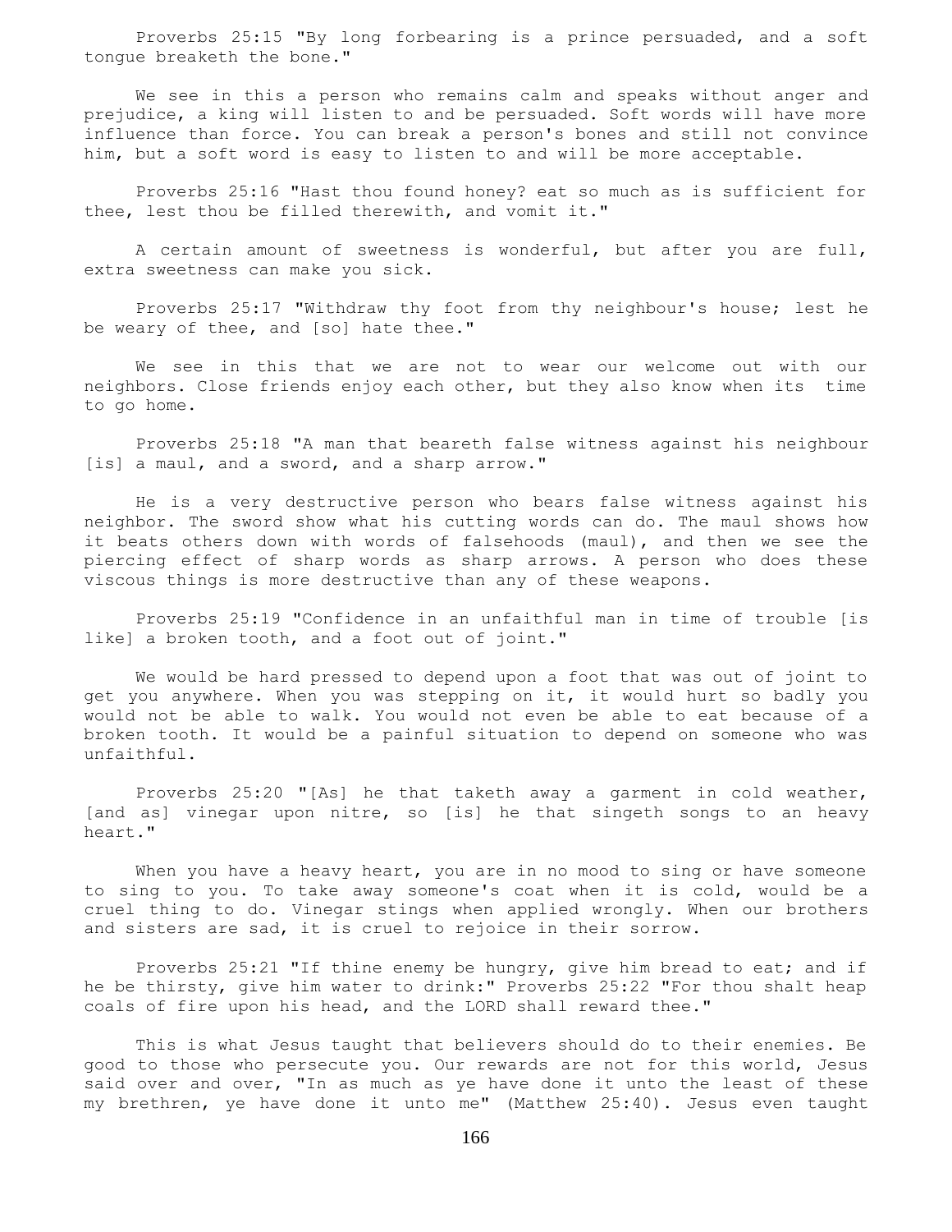Proverbs 25:15 "By long forbearing is a prince persuaded, and a soft tongue breaketh the bone."

We see in this a person who remains calm and speaks without anger and prejudice, a king will listen to and be persuaded. Soft words will have more influence than force. You can break a person's bones and still not convince him, but a soft word is easy to listen to and will be more acceptable.

Proverbs 25:16 "Hast thou found honey? eat so much as is sufficient for thee, lest thou be filled therewith, and vomit it."

A certain amount of sweetness is wonderful, but after you are full, extra sweetness can make you sick.

Proverbs 25:17 "Withdraw thy foot from thy neighbour's house; lest he be weary of thee, and [so] hate thee."

We see in this that we are not to wear our welcome out with our neighbors. Close friends enjoy each other, but they also know when its time to go home.

Proverbs 25:18 "A man that beareth false witness against his neighbour [is] a maul, and a sword, and a sharp arrow."

He is a very destructive person who bears false witness against his neighbor. The sword show what his cutting words can do. The maul shows how it beats others down with words of falsehoods (maul), and then we see the piercing effect of sharp words as sharp arrows. A person who does these viscous things is more destructive than any of these weapons.

Proverbs 25:19 "Confidence in an unfaithful man in time of trouble [is like] a broken tooth, and a foot out of joint."

We would be hard pressed to depend upon a foot that was out of joint to get you anywhere. When you was stepping on it, it would hurt so badly you would not be able to walk. You would not even be able to eat because of a broken tooth. It would be a painful situation to depend on someone who was unfaithful.

Proverbs 25:20 "[As] he that taketh away a garment in cold weather, [and as] vinegar upon nitre, so [is] he that singeth songs to an heavy heart."

When you have a heavy heart, you are in no mood to sing or have someone to sing to you. To take away someone's coat when it is cold, would be a cruel thing to do. Vinegar stings when applied wrongly. When our brothers and sisters are sad, it is cruel to rejoice in their sorrow.

Proverbs 25:21 "If thine enemy be hungry, give him bread to eat; and if he be thirsty, give him water to drink:" Proverbs 25:22 "For thou shalt heap coals of fire upon his head, and the LORD shall reward thee."

This is what Jesus taught that believers should do to their enemies. Be good to those who persecute you. Our rewards are not for this world, Jesus said over and over, "In as much as ye have done it unto the least of these my brethren, ye have done it unto me" (Matthew 25:40). Jesus even taught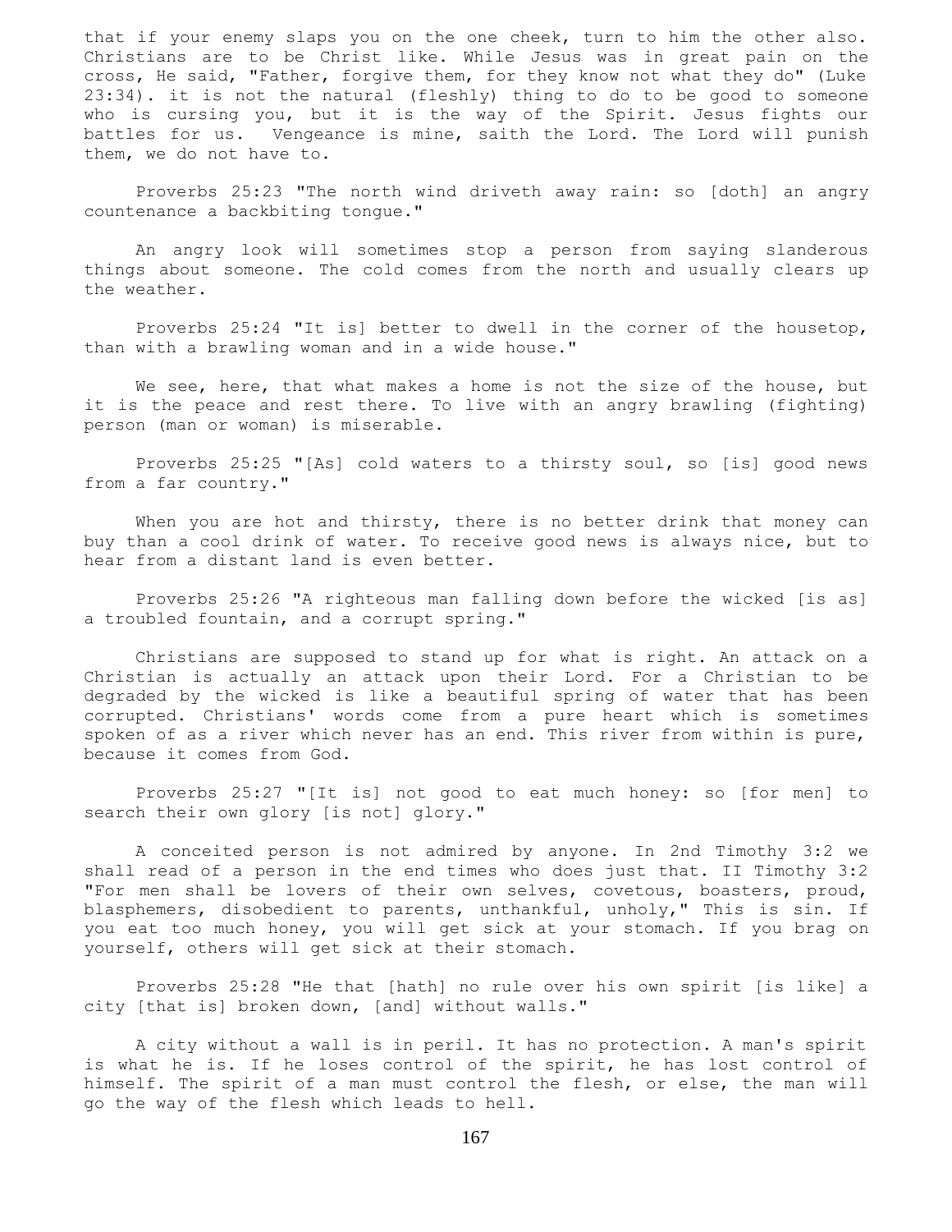that if your enemy slaps you on the one cheek, turn to him the other also. Christians are to be Christ like. While Jesus was in great pain on the cross, He said, "Father, forgive them, for they know not what they do" (Luke 23:34). it is not the natural (fleshly) thing to do to be good to someone who is cursing you, but it is the way of the Spirit. Jesus fights our battles for us. Vengeance is mine, saith the Lord. The Lord will punish them, we do not have to.

Proverbs 25:23 "The north wind driveth away rain: so [doth] an angry countenance a backbiting tongue."

An angry look will sometimes stop a person from saying slanderous things about someone. The cold comes from the north and usually clears up the weather.

Proverbs 25:24 "It is] better to dwell in the corner of the housetop, than with a brawling woman and in a wide house."

We see, here, that what makes a home is not the size of the house, but it is the peace and rest there. To live with an angry brawling (fighting) person (man or woman) is miserable.

Proverbs 25:25 "[As] cold waters to a thirsty soul, so [is] good news from a far country."

When you are hot and thirsty, there is no better drink that money can buy than a cool drink of water. To receive good news is always nice, but to hear from a distant land is even better.

Proverbs 25:26 "A righteous man falling down before the wicked [is as] a troubled fountain, and a corrupt spring."

Christians are supposed to stand up for what is right. An attack on a Christian is actually an attack upon their Lord. For a Christian to be degraded by the wicked is like a beautiful spring of water that has been corrupted. Christians' words come from a pure heart which is sometimes spoken of as a river which never has an end. This river from within is pure, because it comes from God.

Proverbs 25:27 "[It is] not good to eat much honey: so [for men] to search their own glory [is not] glory."

A conceited person is not admired by anyone. In 2nd Timothy 3:2 we shall read of a person in the end times who does just that. II Timothy 3:2 "For men shall be lovers of their own selves, covetous, boasters, proud, blasphemers, disobedient to parents, unthankful, unholy," This is sin. If you eat too much honey, you will get sick at your stomach. If you brag on yourself, others will get sick at their stomach.

Proverbs 25:28 "He that [hath] no rule over his own spirit [is like] a city [that is] broken down, [and] without walls."

A city without a wall is in peril. It has no protection. A man's spirit is what he is. If he loses control of the spirit, he has lost control of himself. The spirit of a man must control the flesh, or else, the man will go the way of the flesh which leads to hell.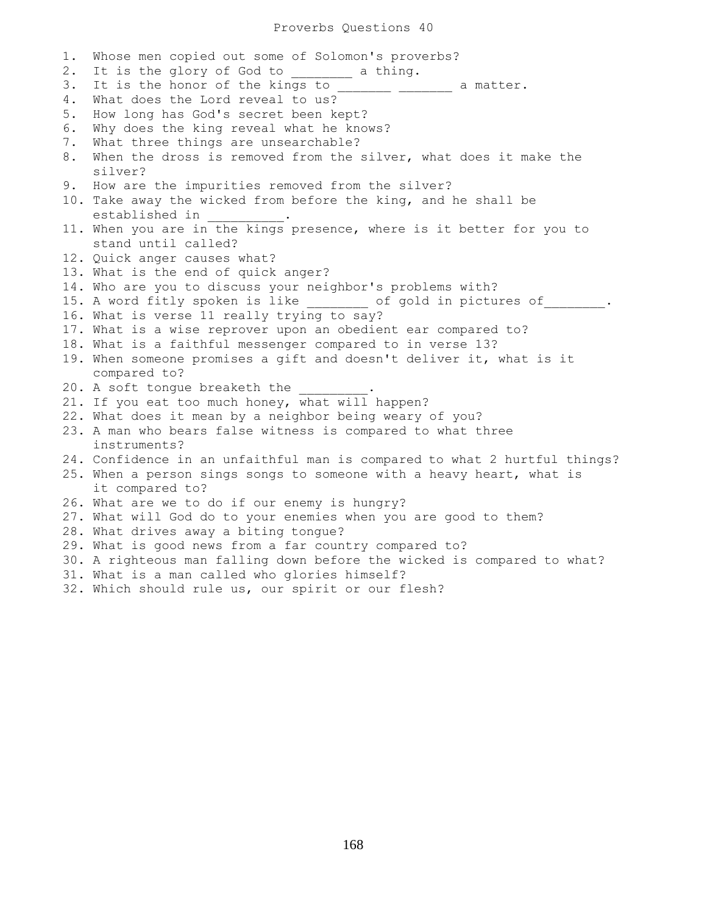# Proverbs Questions 40

1. Whose men copied out some of Solomon's proverbs?
2. It is the glory of God to ________ a thing.
3. It is the honor of the kings to _______ _______ a matter.
4. What does the Lord reveal to us?
5. How long has God's secret been kept?
6. Why does the king reveal what he knows?
7. What three things are unsearchable?
8. When the dross is removed from the silver, what does it make the silver?
9. How are the impurities removed from the silver?
10. Take away the wicked from before the king, and he shall be established in __________.
11. When you are in the kings presence, where is it better for you to stand until called?
12. Quick anger causes what?
13. What is the end of quick anger?
14. Who are you to discuss your neighbor's problems with?
15. A word fitly spoken is like ________ of gold in pictures of________.
16. What is verse 11 really trying to say?
17. What is a wise reprover upon an obedient ear compared to?
18. What is a faithful messenger compared to in verse 13?
19. When someone promises a gift and doesn't deliver it, what is it compared to?
20. A soft tongue breaketh the _________.
21. If you eat too much honey, what will happen?
22. What does it mean by a neighbor being weary of you?
23. A man who bears false witness is compared to what three instruments?
24. Confidence in an unfaithful man is compared to what 2 hurtful things?
25. When a person sings songs to someone with a heavy heart, what is it compared to?
26. What are we to do if our enemy is hungry?
27. What will God do to your enemies when you are good to them?
28. What drives away a biting tongue?
29. What is good news from a far country compared to?
30. A righteous man falling down before the wicked is compared to what?
31. What is a man called who glories himself?
32. Which should rule us, our spirit or our flesh?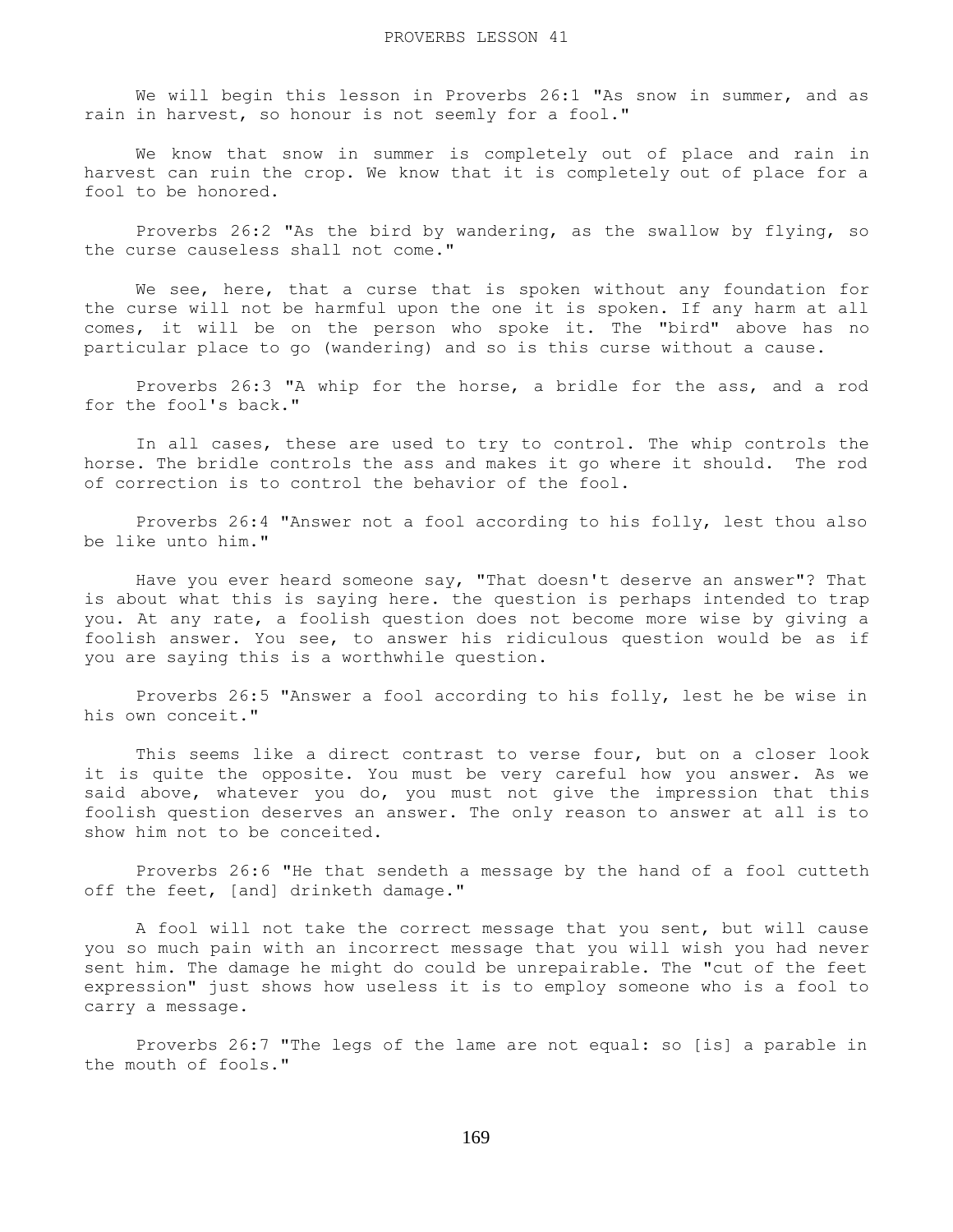# PROVERBS LESSON 41

We will begin this lesson in Proverbs 26:1 "As snow in summer, and as rain in harvest, so honour is not seemly for a fool."

We know that snow in summer is completely out of place and rain in harvest can ruin the crop. We know that it is completely out of place for a fool to be honored.

Proverbs 26:2 "As the bird by wandering, as the swallow by flying, so the curse causeless shall not come."

We see, here, that a curse that is spoken without any foundation for the curse will not be harmful upon the one it is spoken. If any harm at all comes, it will be on the person who spoke it. The "bird" above has no particular place to go (wandering) and so is this curse without a cause.

Proverbs 26:3 "A whip for the horse, a bridle for the ass, and a rod for the fool's back."

In all cases, these are used to try to control. The whip controls the horse. The bridle controls the ass and makes it go where it should. The rod of correction is to control the behavior of the fool.

Proverbs 26:4 "Answer not a fool according to his folly, lest thou also be like unto him."

Have you ever heard someone say, "That doesn't deserve an answer"? That is about what this is saying here. the question is perhaps intended to trap you. At any rate, a foolish question does not become more wise by giving a foolish answer. You see, to answer his ridiculous question would be as if you are saying this is a worthwhile question.

Proverbs 26:5 "Answer a fool according to his folly, lest he be wise in his own conceit."

This seems like a direct contrast to verse four, but on a closer look it is quite the opposite. You must be very careful how you answer. As we said above, whatever you do, you must not give the impression that this foolish question deserves an answer. The only reason to answer at all is to show him not to be conceited.

Proverbs 26:6 "He that sendeth a message by the hand of a fool cutteth off the feet, [and] drinketh damage."

A fool will not take the correct message that you sent, but will cause you so much pain with an incorrect message that you will wish you had never sent him. The damage he might do could be unrepairable. The "cut of the feet expression" just shows how useless it is to employ someone who is a fool to carry a message.

Proverbs 26:7 "The legs of the lame are not equal: so [is] a parable in the mouth of fools."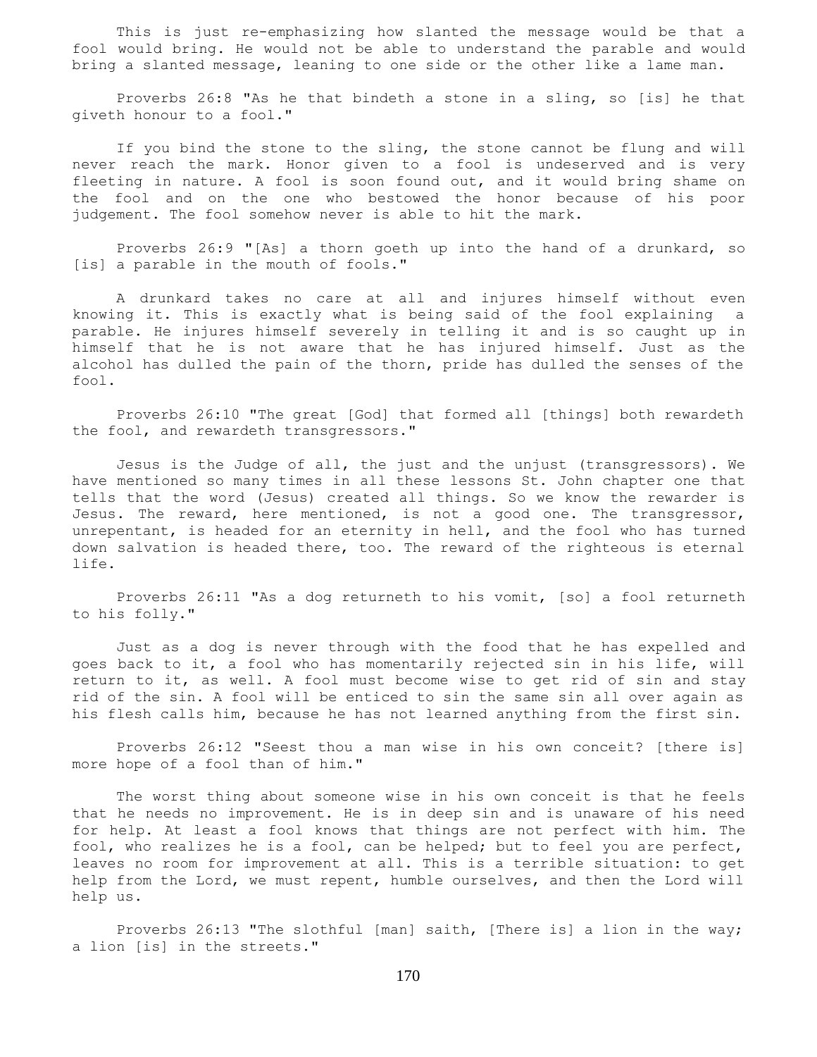This is just re-emphasizing how slanted the message would be that a fool would bring. He would not be able to understand the parable and would bring a slanted message, leaning to one side or the other like a lame man.

Proverbs 26:8 "As he that bindeth a stone in a sling, so [is] he that giveth honour to a fool."

If you bind the stone to the sling, the stone cannot be flung and will never reach the mark. Honor given to a fool is undeserved and is very fleeting in nature. A fool is soon found out, and it would bring shame on the fool and on the one who bestowed the honor because of his poor judgement. The fool somehow never is able to hit the mark.

Proverbs 26:9 "[As] a thorn goeth up into the hand of a drunkard, so [is] a parable in the mouth of fools."

A drunkard takes no care at all and injures himself without even knowing it. This is exactly what is being said of the fool explaining a parable. He injures himself severely in telling it and is so caught up in himself that he is not aware that he has injured himself. Just as the alcohol has dulled the pain of the thorn, pride has dulled the senses of the fool.

Proverbs 26:10 "The great [God] that formed all [things] both rewardeth the fool, and rewardeth transgressors."

Jesus is the Judge of all, the just and the unjust (transgressors). We have mentioned so many times in all these lessons St. John chapter one that tells that the word (Jesus) created all things. So we know the rewarder is Jesus. The reward, here mentioned, is not a good one. The transgressor, unrepentant, is headed for an eternity in hell, and the fool who has turned down salvation is headed there, too. The reward of the righteous is eternal life.

Proverbs 26:11 "As a dog returneth to his vomit, [so] a fool returneth to his folly."

Just as a dog is never through with the food that he has expelled and goes back to it, a fool who has momentarily rejected sin in his life, will return to it, as well. A fool must become wise to get rid of sin and stay rid of the sin. A fool will be enticed to sin the same sin all over again as his flesh calls him, because he has not learned anything from the first sin.

Proverbs 26:12 "Seest thou a man wise in his own conceit? [there is] more hope of a fool than of him."

The worst thing about someone wise in his own conceit is that he feels that he needs no improvement. He is in deep sin and is unaware of his need for help. At least a fool knows that things are not perfect with him. The fool, who realizes he is a fool, can be helped; but to feel you are perfect, leaves no room for improvement at all. This is a terrible situation: to get help from the Lord, we must repent, humble ourselves, and then the Lord will help us.

Proverbs 26:13 "The slothful [man] saith, [There is] a lion in the way; a lion [is] in the streets."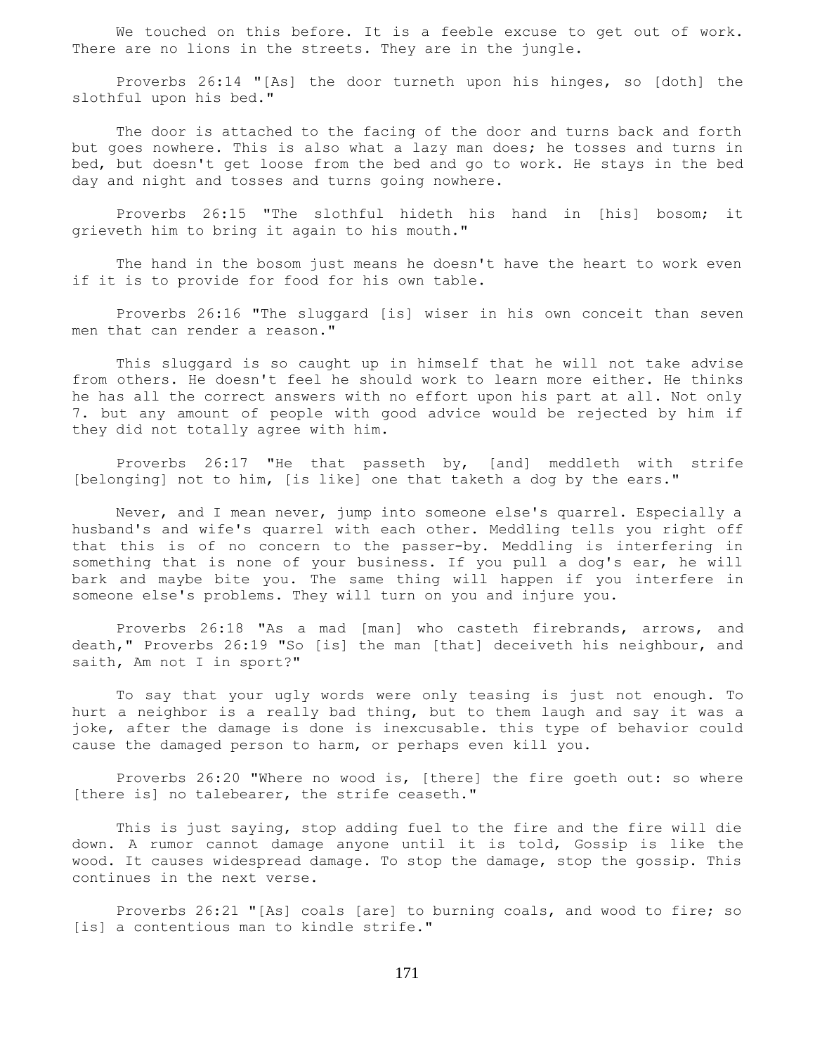We touched on this before. It is a feeble excuse to get out of work. There are no lions in the streets. They are in the jungle.

Proverbs 26:14 "[As] the door turneth upon his hinges, so [doth] the slothful upon his bed."

The door is attached to the facing of the door and turns back and forth but goes nowhere. This is also what a lazy man does; he tosses and turns in bed, but doesn't get loose from the bed and go to work. He stays in the bed day and night and tosses and turns going nowhere.

Proverbs 26:15 "The slothful hideth his hand in [his] bosom; it grieveth him to bring it again to his mouth."

The hand in the bosom just means he doesn't have the heart to work even if it is to provide for food for his own table.

Proverbs 26:16 "The sluggard [is] wiser in his own conceit than seven men that can render a reason."

This sluggard is so caught up in himself that he will not take advise from others. He doesn't feel he should work to learn more either. He thinks he has all the correct answers with no effort upon his part at all. Not only 7. but any amount of people with good advice would be rejected by him if they did not totally agree with him.

Proverbs 26:17 "He that passeth by, [and] meddleth with strife [belonging] not to him, [is like] one that taketh a dog by the ears."

Never, and I mean never, jump into someone else's quarrel. Especially a husband's and wife's quarrel with each other. Meddling tells you right off that this is of no concern to the passer-by. Meddling is interfering in something that is none of your business. If you pull a dog's ear, he will bark and maybe bite you. The same thing will happen if you interfere in someone else's problems. They will turn on you and injure you.

Proverbs 26:18 "As a mad [man] who casteth firebrands, arrows, and death," Proverbs 26:19 "So [is] the man [that] deceiveth his neighbour, and saith, Am not I in sport?"

To say that your ugly words were only teasing is just not enough. To hurt a neighbor is a really bad thing, but to them laugh and say it was a joke, after the damage is done is inexcusable. this type of behavior could cause the damaged person to harm, or perhaps even kill you.

Proverbs 26:20 "Where no wood is, [there] the fire goeth out: so where [there is] no talebearer, the strife ceaseth."

This is just saying, stop adding fuel to the fire and the fire will die down. A rumor cannot damage anyone until it is told, Gossip is like the wood. It causes widespread damage. To stop the damage, stop the gossip. This continues in the next verse.

Proverbs 26:21 "[As] coals [are] to burning coals, and wood to fire; so [is] a contentious man to kindle strife."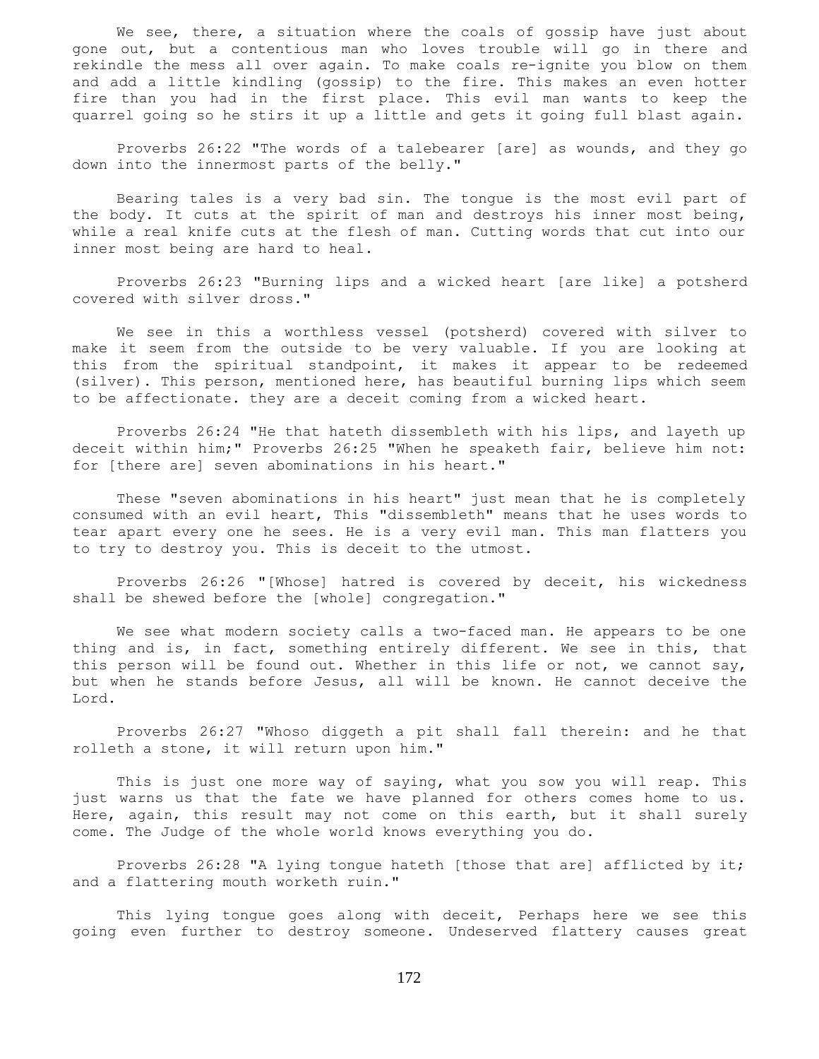We see, there, a situation where the coals of gossip have just about gone out, but a contentious man who loves trouble will go in there and rekindle the mess all over again. To make coals re-ignite you blow on them and add a little kindling (gossip) to the fire. This makes an even hotter fire than you had in the first place. This evil man wants to keep the quarrel going so he stirs it up a little and gets it going full blast again.

Proverbs 26:22 "The words of a talebearer [are] as wounds, and they go down into the innermost parts of the belly."

Bearing tales is a very bad sin. The tongue is the most evil part of the body. It cuts at the spirit of man and destroys his inner most being, while a real knife cuts at the flesh of man. Cutting words that cut into our inner most being are hard to heal.

Proverbs 26:23 "Burning lips and a wicked heart [are like] a potsherd covered with silver dross."

We see in this a worthless vessel (potsherd) covered with silver to make it seem from the outside to be very valuable. If you are looking at this from the spiritual standpoint, it makes it appear to be redeemed (silver). This person, mentioned here, has beautiful burning lips which seem to be affectionate. they are a deceit coming from a wicked heart.

Proverbs 26:24 "He that hateth dissembleth with his lips, and layeth up deceit within him;" Proverbs 26:25 "When he speaketh fair, believe him not: for [there are] seven abominations in his heart."

These "seven abominations in his heart" just mean that he is completely consumed with an evil heart, This "dissembleth" means that he uses words to tear apart every one he sees. He is a very evil man. This man flatters you to try to destroy you. This is deceit to the utmost.

Proverbs 26:26 "[Whose] hatred is covered by deceit, his wickedness shall be shewed before the [whole] congregation."

We see what modern society calls a two-faced man. He appears to be one thing and is, in fact, something entirely different. We see in this, that this person will be found out. Whether in this life or not, we cannot say, but when he stands before Jesus, all will be known. He cannot deceive the Lord.

Proverbs 26:27 "Whoso diggeth a pit shall fall therein: and he that rolleth a stone, it will return upon him."

This is just one more way of saying, what you sow you will reap. This just warns us that the fate we have planned for others comes home to us. Here, again, this result may not come on this earth, but it shall surely come. The Judge of the whole world knows everything you do.

Proverbs 26:28 "A lying tongue hateth [those that are] afflicted by it; and a flattering mouth worketh ruin."

This lying tongue goes along with deceit, Perhaps here we see this going even further to destroy someone. Undeserved flattery causes great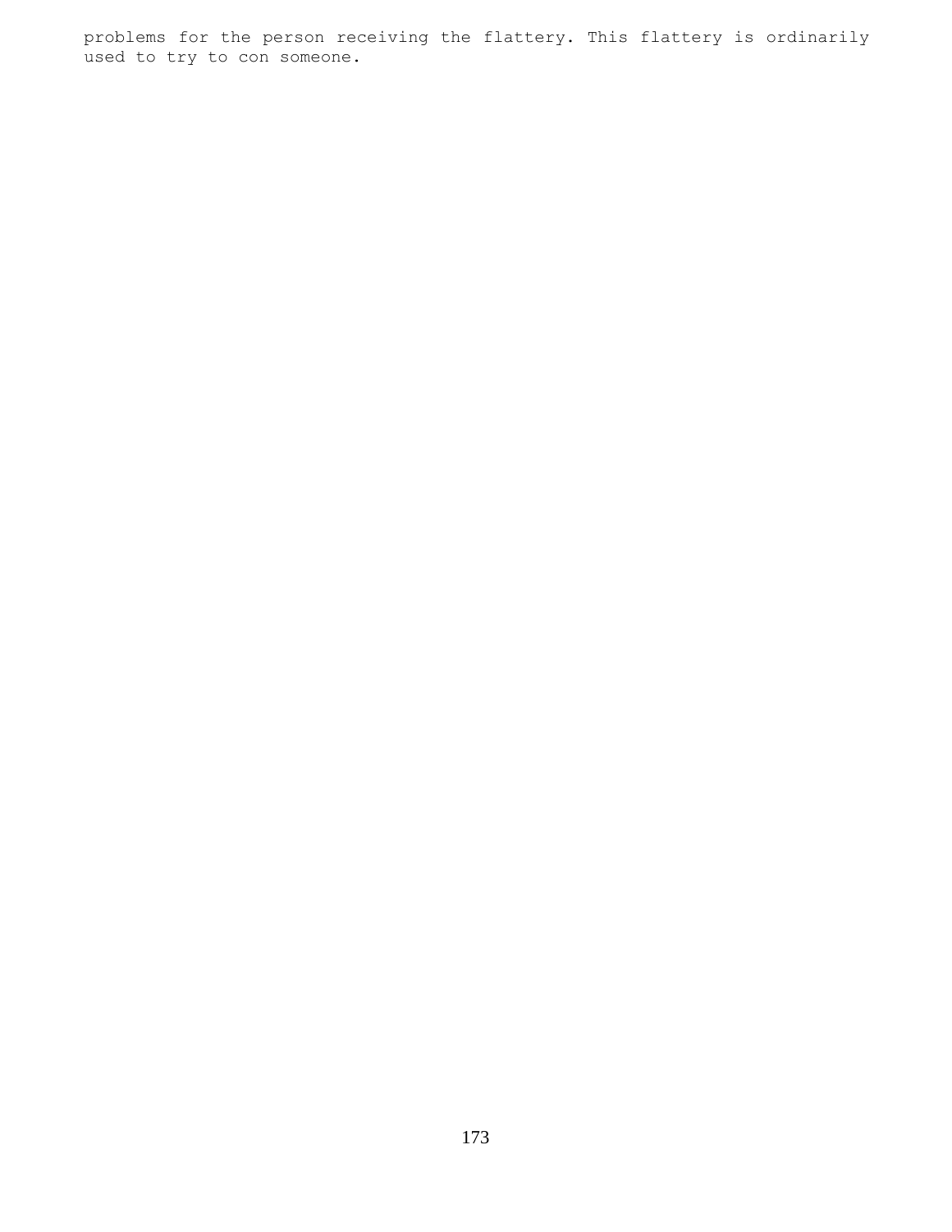problems for the person receiving the flattery. This flattery is ordinarily used to try to con someone.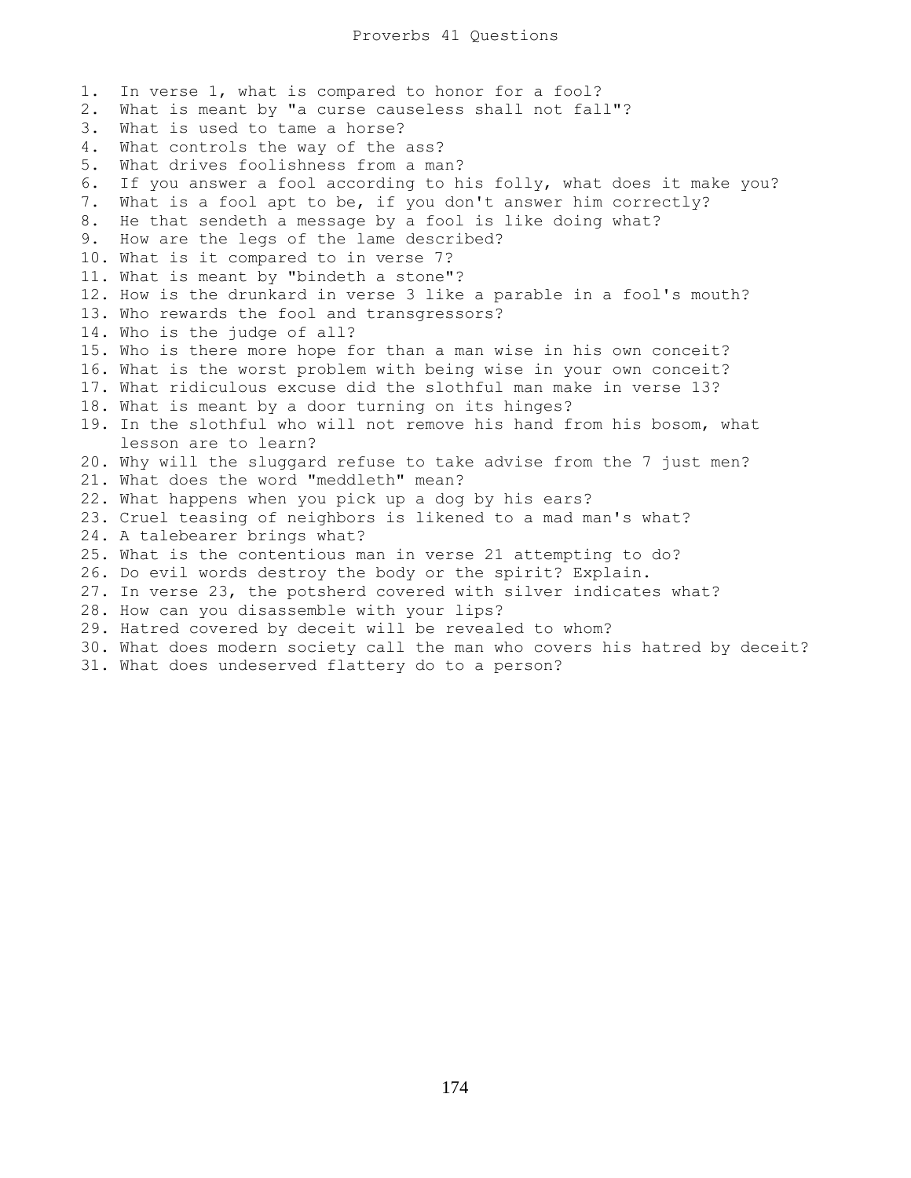# Proverbs 41 Questions

1. In verse 1, what is compared to honor for a fool?
2. What is meant by "a curse causeless shall not fall"?
3. What is used to tame a horse?
4. What controls the way of the ass?
5. What drives foolishness from a man?
6. If you answer a fool according to his folly, what does it make you?
7. What is a fool apt to be, if you don't answer him correctly?
8. He that sendeth a message by a fool is like doing what?
9. How are the legs of the lame described?
10. What is it compared to in verse 7?
11. What is meant by "bindeth a stone"?
12. How is the drunkard in verse 3 like a parable in a fool's mouth?
13. Who rewards the fool and transgressors?
14. Who is the judge of all?
15. Who is there more hope for than a man wise in his own conceit?
16. What is the worst problem with being wise in your own conceit?
17. What ridiculous excuse did the slothful man make in verse 13?
18. What is meant by a door turning on its hinges?
19. In the slothful who will not remove his hand from his bosom, what lesson are to learn?
20. Why will the sluggard refuse to take advise from the 7 just men?
21. What does the word "meddleth" mean?
22. What happens when you pick up a dog by his ears?
23. Cruel teasing of neighbors is likened to a mad man's what?
24. A talebearer brings what?
25. What is the contentious man in verse 21 attempting to do?
26. Do evil words destroy the body or the spirit? Explain.
27. In verse 23, the potsherd covered with silver indicates what?
28. How can you disassemble with your lips?
29. Hatred covered by deceit will be revealed to whom?
30. What does modern society call the man who covers his hatred by deceit?
31. What does undeserved flattery do to a person?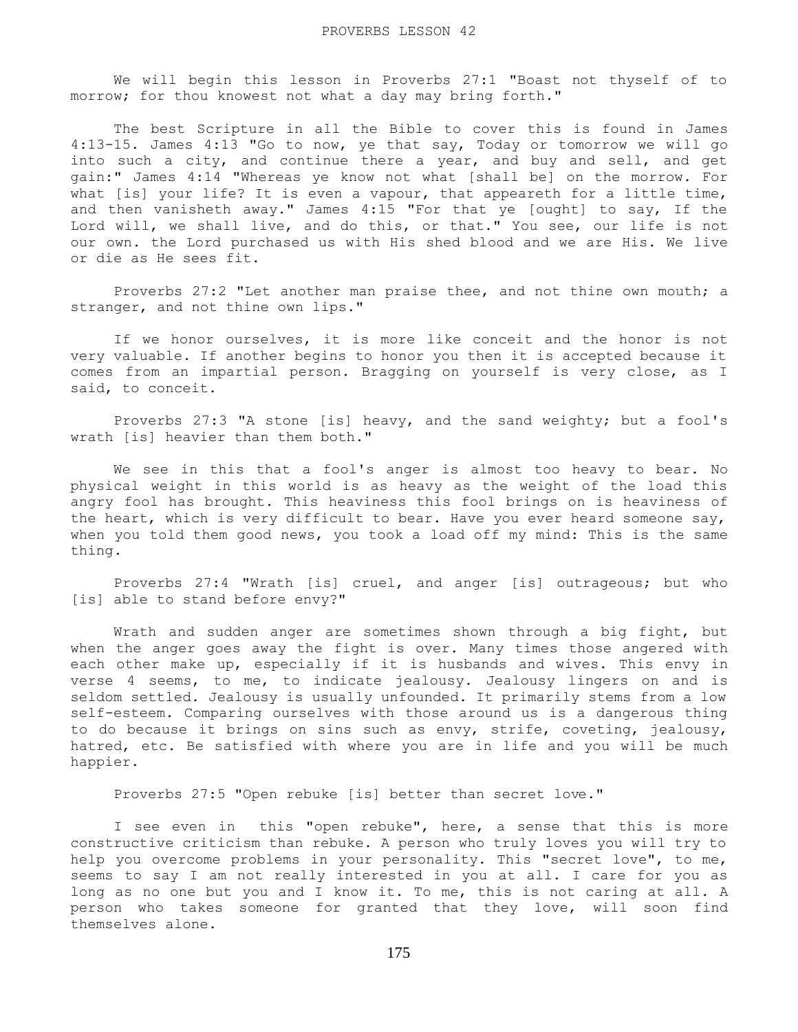# PROVERBS LESSON 42

We will begin this lesson in Proverbs 27:1 "Boast not thyself of to morrow; for thou knowest not what a day may bring forth."

The best Scripture in all the Bible to cover this is found in James 4:13-15. James 4:13 "Go to now, ye that say, Today or tomorrow we will go into such a city, and continue there a year, and buy and sell, and get gain:" James 4:14 "Whereas ye know not what [shall be] on the morrow. For what [is] your life? It is even a vapour, that appeareth for a little time, and then vanisheth away." James 4:15 "For that ye [ought] to say, If the Lord will, we shall live, and do this, or that." You see, our life is not our own. the Lord purchased us with His shed blood and we are His. We live or die as He sees fit.

Proverbs 27:2 "Let another man praise thee, and not thine own mouth; a stranger, and not thine own lips."

If we honor ourselves, it is more like conceit and the honor is not very valuable. If another begins to honor you then it is accepted because it comes from an impartial person. Bragging on yourself is very close, as I said, to conceit.

Proverbs 27:3 "A stone [is] heavy, and the sand weighty; but a fool's wrath [is] heavier than them both."

We see in this that a fool's anger is almost too heavy to bear. No physical weight in this world is as heavy as the weight of the load this angry fool has brought. This heaviness this fool brings on is heaviness of the heart, which is very difficult to bear. Have you ever heard someone say, when you told them good news, you took a load off my mind: This is the same thing.

Proverbs 27:4 "Wrath [is] cruel, and anger [is] outrageous; but who [is] able to stand before envy?"

Wrath and sudden anger are sometimes shown through a big fight, but when the anger goes away the fight is over. Many times those angered with each other make up, especially if it is husbands and wives. This envy in verse 4 seems, to me, to indicate jealousy. Jealousy lingers on and is seldom settled. Jealousy is usually unfounded. It primarily stems from a low self-esteem. Comparing ourselves with those around us is a dangerous thing to do because it brings on sins such as envy, strife, coveting, jealousy, hatred, etc. Be satisfied with where you are in life and you will be much happier.

Proverbs 27:5 "Open rebuke [is] better than secret love."

I see even in this "open rebuke", here, a sense that this is more constructive criticism than rebuke. A person who truly loves you will try to help you overcome problems in your personality. This "secret love", to me, seems to say I am not really interested in you at all. I care for you as long as no one but you and I know it. To me, this is not caring at all. A person who takes someone for granted that they love, will soon find themselves alone.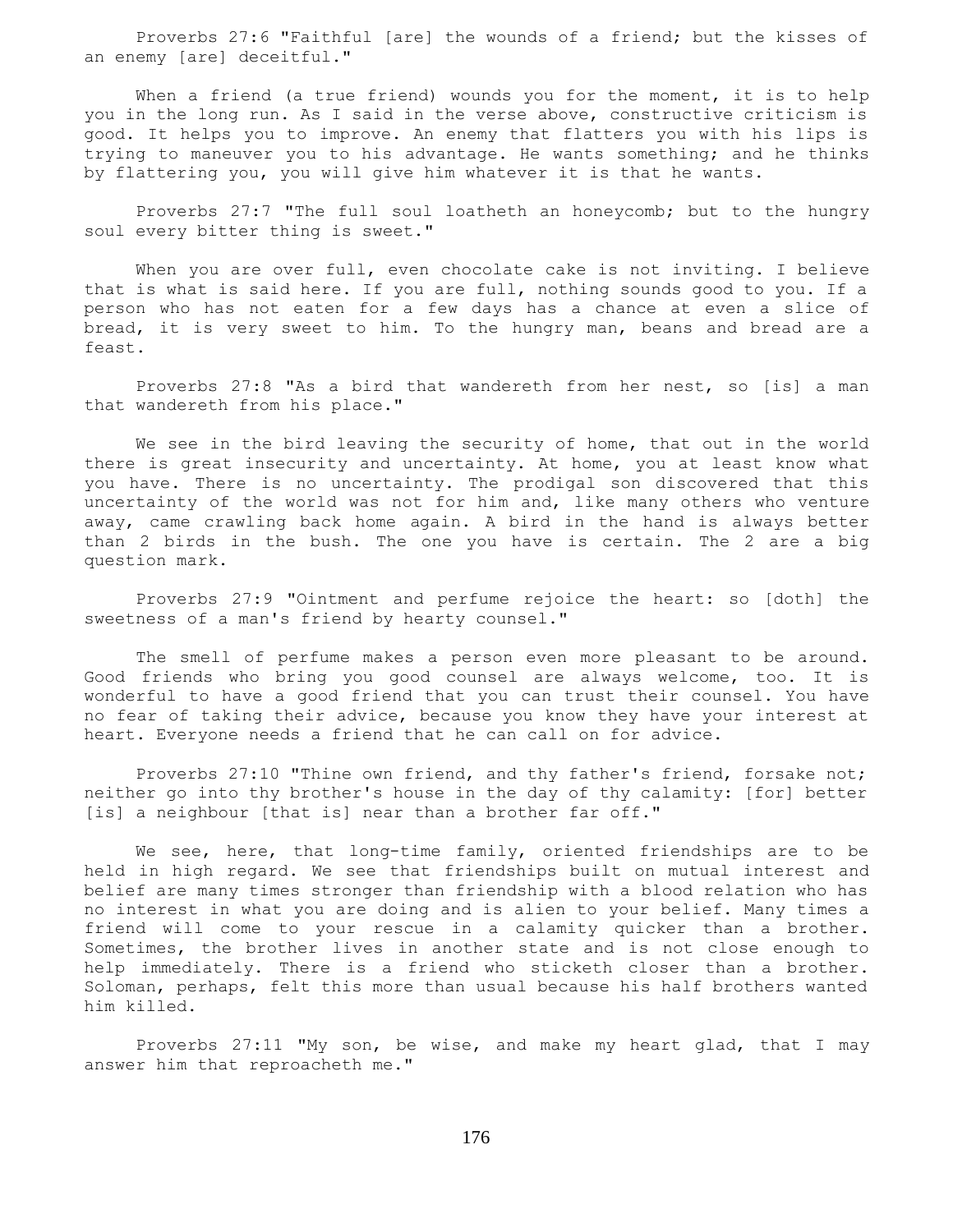Proverbs 27:6 "Faithful [are] the wounds of a friend; but the kisses of an enemy [are] deceitful."

When a friend (a true friend) wounds you for the moment, it is to help you in the long run. As I said in the verse above, constructive criticism is good. It helps you to improve. An enemy that flatters you with his lips is trying to maneuver you to his advantage. He wants something; and he thinks by flattering you, you will give him whatever it is that he wants.

Proverbs 27:7 "The full soul loatheth an honeycomb; but to the hungry soul every bitter thing is sweet."

When you are over full, even chocolate cake is not inviting. I believe that is what is said here. If you are full, nothing sounds good to you. If a person who has not eaten for a few days has a chance at even a slice of bread, it is very sweet to him. To the hungry man, beans and bread are a feast.

Proverbs 27:8 "As a bird that wandereth from her nest, so [is] a man that wandereth from his place."

We see in the bird leaving the security of home, that out in the world there is great insecurity and uncertainty. At home, you at least know what you have. There is no uncertainty. The prodigal son discovered that this uncertainty of the world was not for him and, like many others who venture away, came crawling back home again. A bird in the hand is always better than 2 birds in the bush. The one you have is certain. The 2 are a big question mark.

Proverbs 27:9 "Ointment and perfume rejoice the heart: so [doth] the sweetness of a man's friend by hearty counsel."

The smell of perfume makes a person even more pleasant to be around. Good friends who bring you good counsel are always welcome, too. It is wonderful to have a good friend that you can trust their counsel. You have no fear of taking their advice, because you know they have your interest at heart. Everyone needs a friend that he can call on for advice.

Proverbs 27:10 "Thine own friend, and thy father's friend, forsake not; neither go into thy brother's house in the day of thy calamity: [for] better [is] a neighbour [that is] near than a brother far off."

We see, here, that long-time family, oriented friendships are to be held in high regard. We see that friendships built on mutual interest and belief are many times stronger than friendship with a blood relation who has no interest in what you are doing and is alien to your belief. Many times a friend will come to your rescue in a calamity quicker than a brother. Sometimes, the brother lives in another state and is not close enough to help immediately. There is a friend who sticketh closer than a brother. Soloman, perhaps, felt this more than usual because his half brothers wanted him killed.

Proverbs 27:11 "My son, be wise, and make my heart glad, that I may answer him that reproacheth me."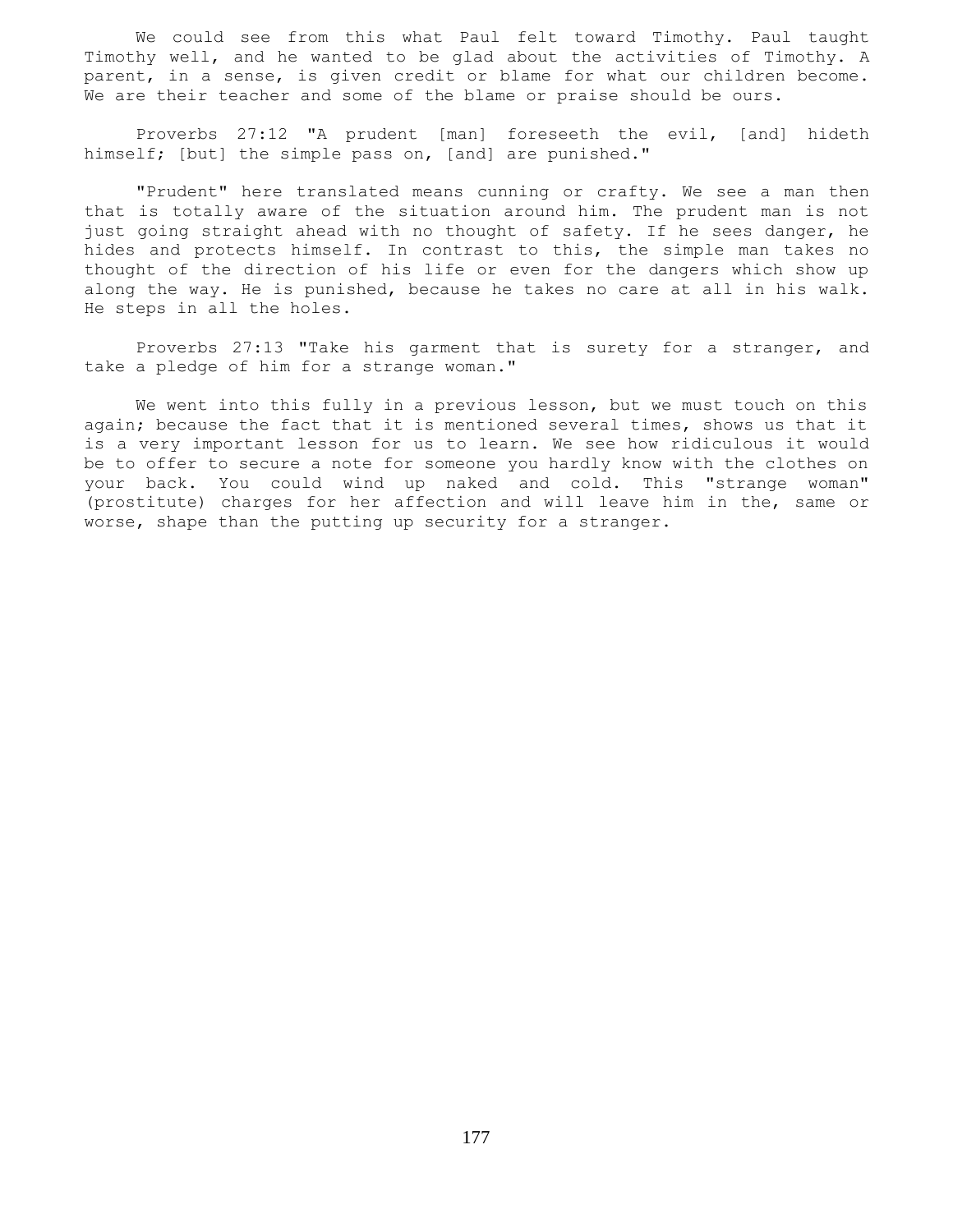We could see from this what Paul felt toward Timothy. Paul taught Timothy well, and he wanted to be glad about the activities of Timothy. A parent, in a sense, is given credit or blame for what our children become. We are their teacher and some of the blame or praise should be ours.

Proverbs 27:12 "A prudent [man] foreseeth the evil, [and] hideth himself; [but] the simple pass on, [and] are punished."

"Prudent" here translated means cunning or crafty. We see a man then that is totally aware of the situation around him. The prudent man is not just going straight ahead with no thought of safety. If he sees danger, he hides and protects himself. In contrast to this, the simple man takes no thought of the direction of his life or even for the dangers which show up along the way. He is punished, because he takes no care at all in his walk. He steps in all the holes.

Proverbs 27:13 "Take his garment that is surety for a stranger, and take a pledge of him for a strange woman."

We went into this fully in a previous lesson, but we must touch on this again; because the fact that it is mentioned several times, shows us that it is a very important lesson for us to learn. We see how ridiculous it would be to offer to secure a note for someone you hardly know with the clothes on your back. You could wind up naked and cold. This "strange woman" (prostitute) charges for her affection and will leave him in the, same or worse, shape than the putting up security for a stranger.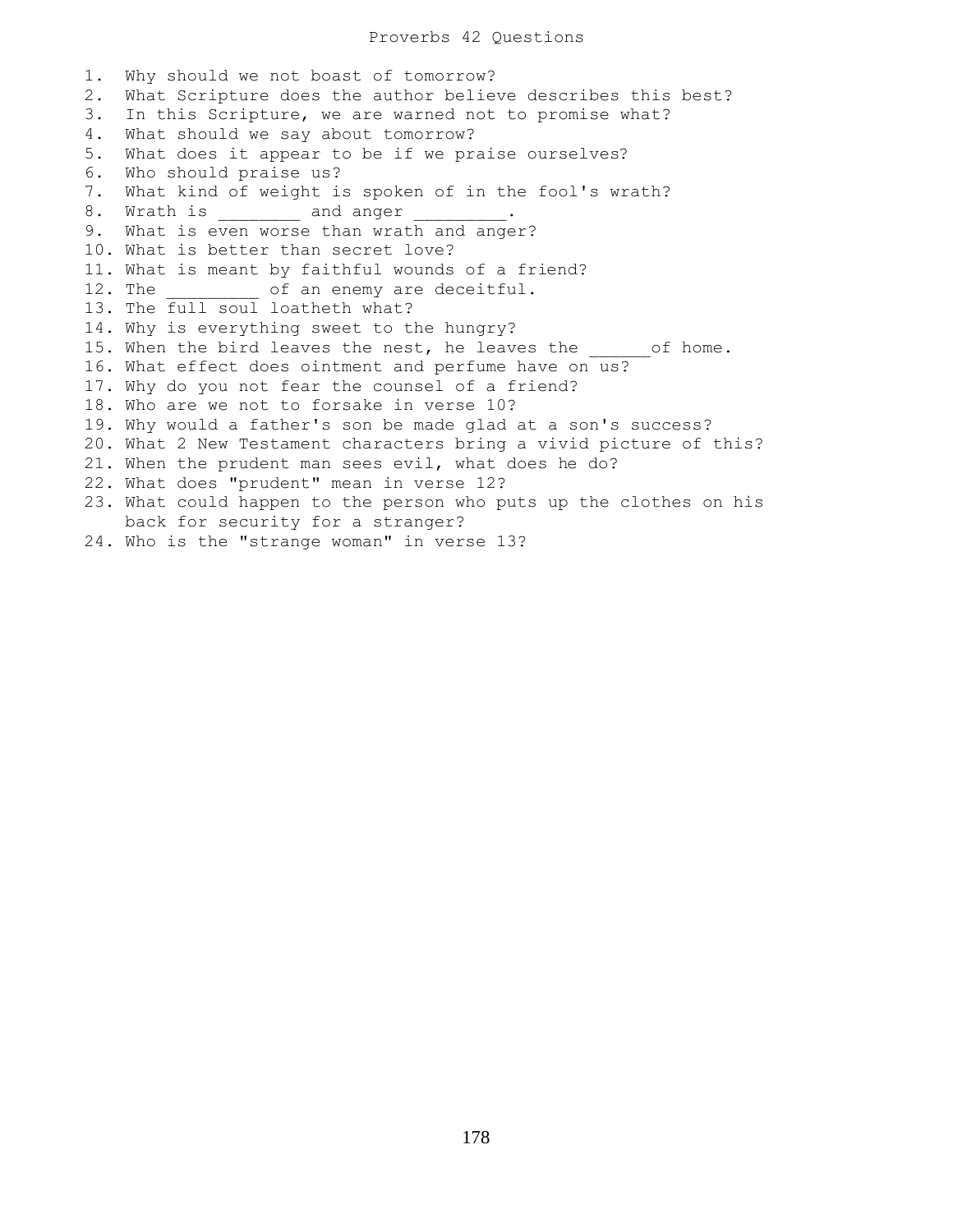# Proverbs 42 Questions

1. Why should we not boast of tomorrow?
2. What Scripture does the author believe describes this best?
3. In this Scripture, we are warned not to promise what?
4. What should we say about tomorrow?
5. What does it appear to be if we praise ourselves?
6. Who should praise us?
7. What kind of weight is spoken of in the fool's wrath?
8. Wrath is ________ and anger _________.
9. What is even worse than wrath and anger?
10. What is better than secret love?
11. What is meant by faithful wounds of a friend?
12. The _________ of an enemy are deceitful.
13. The full soul loatheth what?
14. Why is everything sweet to the hungry?
15. When the bird leaves the nest, he leaves the ______of home.
16. What effect does ointment and perfume have on us?
17. Why do you not fear the counsel of a friend?
18. Who are we not to forsake in verse 10?
19. Why would a father's son be made glad at a son's success?
20. What 2 New Testament characters bring a vivid picture of this?
21. When the prudent man sees evil, what does he do?
22. What does "prudent" mean in verse 12?
23. What could happen to the person who puts up the clothes on his back for security for a stranger?
24. Who is the "strange woman" in verse 13?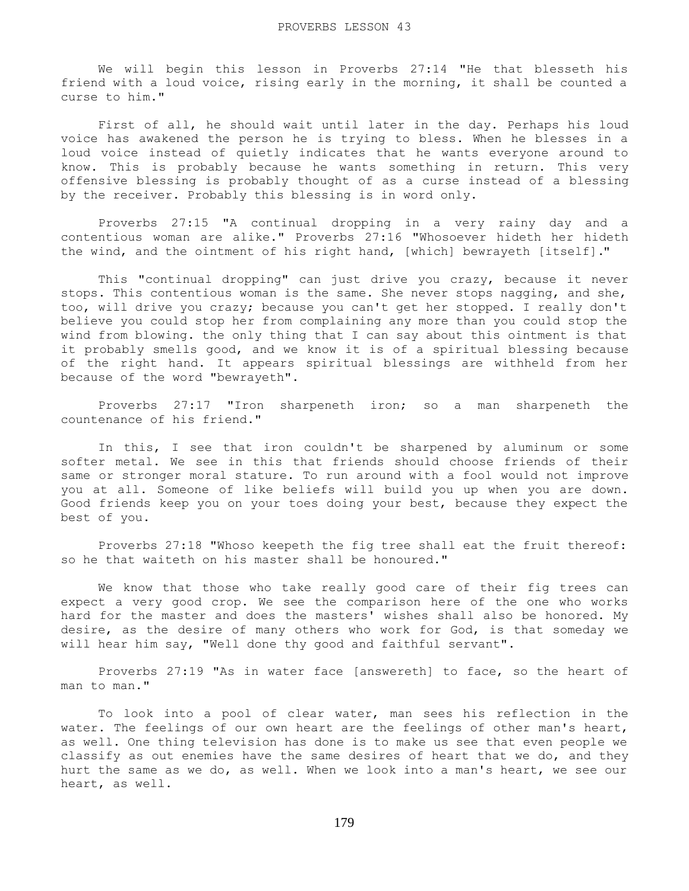We will begin this lesson in Proverbs 27:14 "He that blesseth his friend with a loud voice, rising early in the morning, it shall be counted a curse to him."

First of all, he should wait until later in the day. Perhaps his loud voice has awakened the person he is trying to bless. When he blesses in a loud voice instead of quietly indicates that he wants everyone around to know. This is probably because he wants something in return. This very offensive blessing is probably thought of as a curse instead of a blessing by the receiver. Probably this blessing is in word only.

Proverbs 27:15 "A continual dropping in a very rainy day and a contentious woman are alike." Proverbs 27:16 "Whosoever hideth her hideth the wind, and the ointment of his right hand, [which] bewrayeth [itself]."

This "continual dropping" can just drive you crazy, because it never stops. This contentious woman is the same. She never stops nagging, and she, too, will drive you crazy; because you can't get her stopped. I really don't believe you could stop her from complaining any more than you could stop the wind from blowing. the only thing that I can say about this ointment is that it probably smells good, and we know it is of a spiritual blessing because of the right hand. It appears spiritual blessings are withheld from her because of the word "bewrayeth".

Proverbs 27:17 "Iron sharpeneth iron; so a man sharpeneth the countenance of his friend."

In this, I see that iron couldn't be sharpened by aluminum or some softer metal. We see in this that friends should choose friends of their same or stronger moral stature. To run around with a fool would not improve you at all. Someone of like beliefs will build you up when you are down. Good friends keep you on your toes doing your best, because they expect the best of you.

Proverbs 27:18 "Whoso keepeth the fig tree shall eat the fruit thereof: so he that waiteth on his master shall be honoured."

We know that those who take really good care of their fig trees can expect a very good crop. We see the comparison here of the one who works hard for the master and does the masters' wishes shall also be honored. My desire, as the desire of many others who work for God, is that someday we will hear him say, "Well done thy good and faithful servant".

Proverbs 27:19 "As in water face [answereth] to face, so the heart of man to man."

To look into a pool of clear water, man sees his reflection in the water. The feelings of our own heart are the feelings of other man's heart, as well. One thing television has done is to make us see that even people we classify as out enemies have the same desires of heart that we do, and they hurt the same as we do, as well. When we look into a man's heart, we see our heart, as well.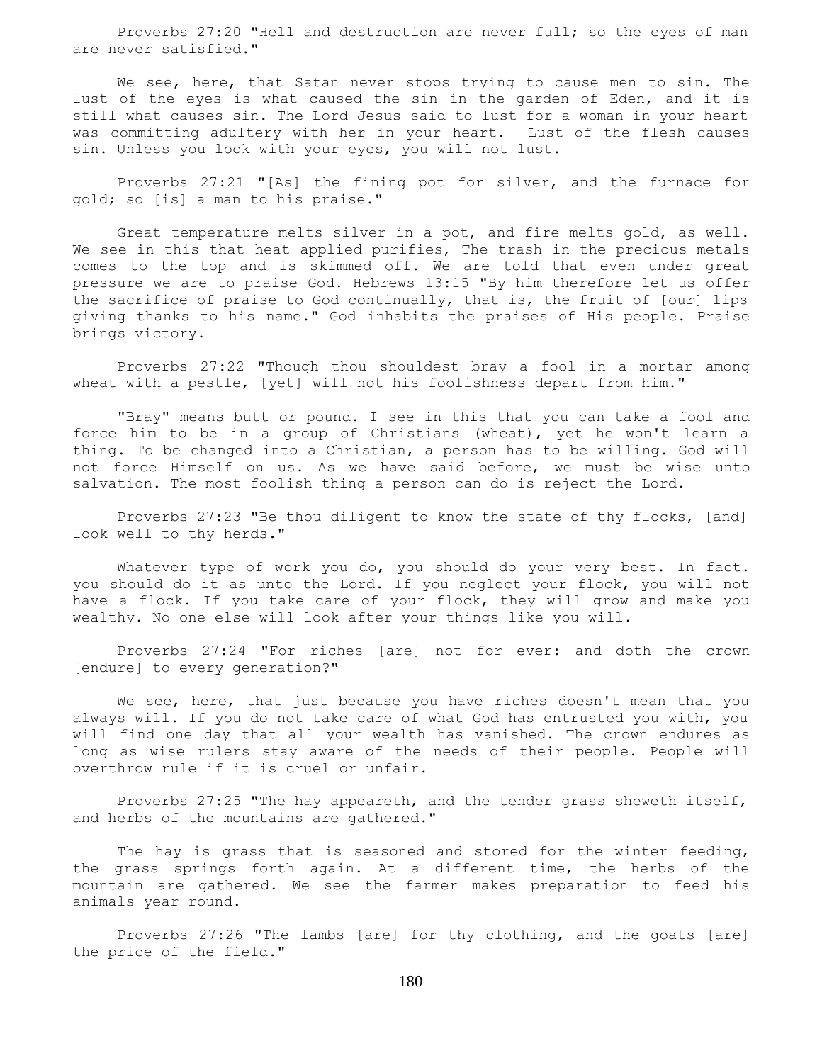Proverbs 27:20 "Hell and destruction are never full; so the eyes of man are never satisfied."

We see, here, that Satan never stops trying to cause men to sin. The lust of the eyes is what caused the sin in the garden of Eden, and it is still what causes sin. The Lord Jesus said to lust for a woman in your heart was committing adultery with her in your heart. Lust of the flesh causes sin. Unless you look with your eyes, you will not lust.

Proverbs 27:21 "[As] the fining pot for silver, and the furnace for gold; so [is] a man to his praise."

Great temperature melts silver in a pot, and fire melts gold, as well. We see in this that heat applied purifies, The trash in the precious metals comes to the top and is skimmed off. We are told that even under great pressure we are to praise God. Hebrews 13:15 "By him therefore let us offer the sacrifice of praise to God continually, that is, the fruit of [our] lips giving thanks to his name." God inhabits the praises of His people. Praise brings victory.

Proverbs 27:22 "Though thou shouldest bray a fool in a mortar among wheat with a pestle, [yet] will not his foolishness depart from him."

"Bray" means butt or pound. I see in this that you can take a fool and force him to be in a group of Christians (wheat), yet he won't learn a thing. To be changed into a Christian, a person has to be willing. God will not force Himself on us. As we have said before, we must be wise unto salvation. The most foolish thing a person can do is reject the Lord.

Proverbs 27:23 "Be thou diligent to know the state of thy flocks, [and] look well to thy herds."

Whatever type of work you do, you should do your very best. In fact. you should do it as unto the Lord. If you neglect your flock, you will not have a flock. If you take care of your flock, they will grow and make you wealthy. No one else will look after your things like you will.

Proverbs 27:24 "For riches [are] not for ever: and doth the crown [endure] to every generation?"

We see, here, that just because you have riches doesn't mean that you always will. If you do not take care of what God has entrusted you with, you will find one day that all your wealth has vanished. The crown endures as long as wise rulers stay aware of the needs of their people. People will overthrow rule if it is cruel or unfair.

Proverbs 27:25 "The hay appeareth, and the tender grass sheweth itself, and herbs of the mountains are gathered."

The hay is grass that is seasoned and stored for the winter feeding, the grass springs forth again. At a different time, the herbs of the mountain are gathered. We see the farmer makes preparation to feed his animals year round.

Proverbs 27:26 "The lambs [are] for thy clothing, and the goats [are] the price of the field."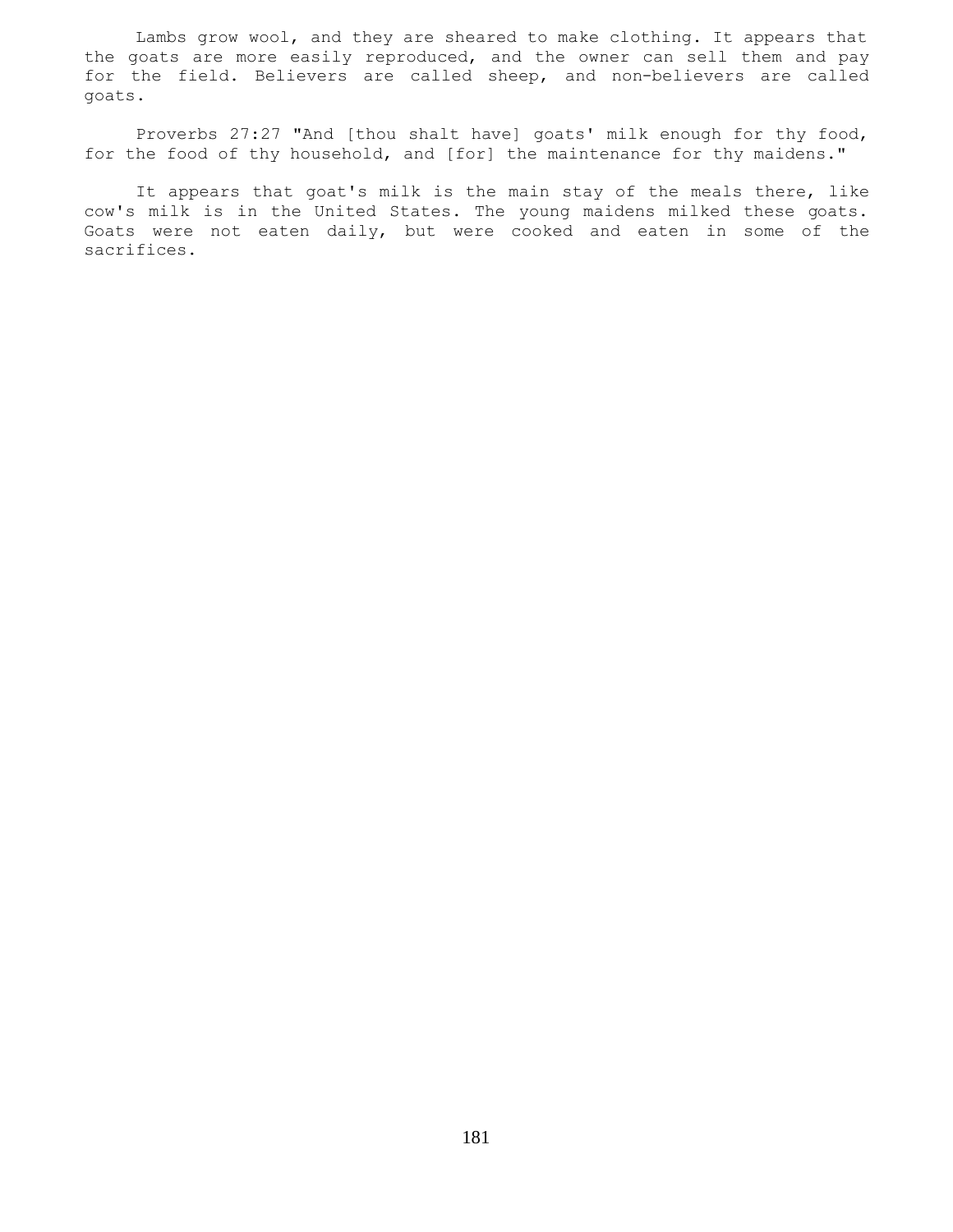Lambs grow wool, and they are sheared to make clothing. It appears that the goats are more easily reproduced, and the owner can sell them and pay for the field. Believers are called sheep, and non-believers are called goats.

Proverbs 27:27 "And [thou shalt have] goats' milk enough for thy food, for the food of thy household, and [for] the maintenance for thy maidens."

It appears that goat's milk is the main stay of the meals there, like cow's milk is in the United States. The young maidens milked these goats. Goats were not eaten daily, but were cooked and eaten in some of the sacrifices.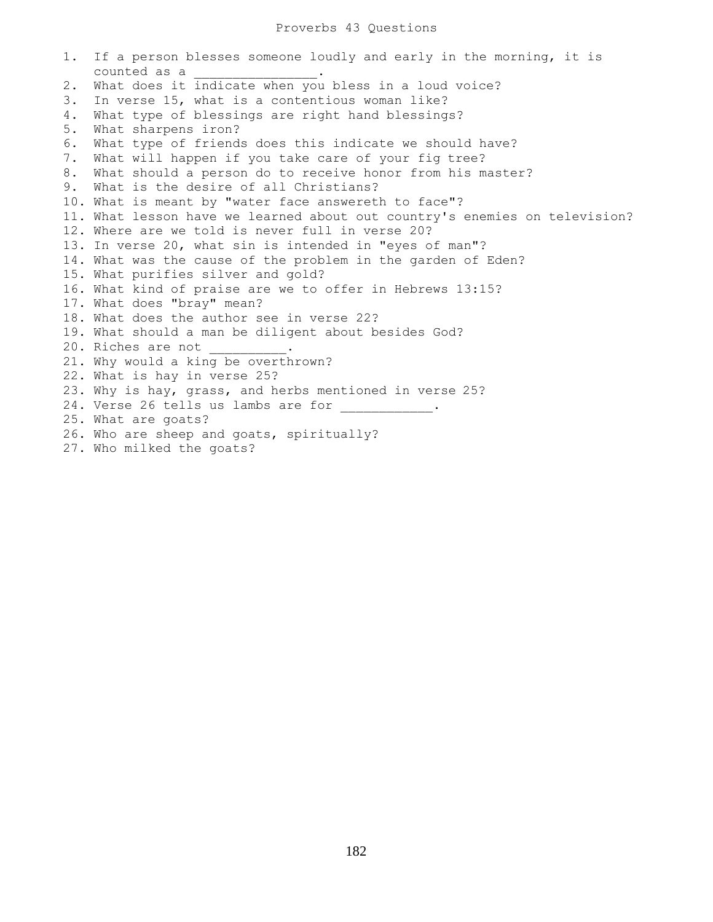# Proverbs 43 Questions

1. If a person blesses someone loudly and early in the morning, it is counted as a _______________.
2. What does it indicate when you bless in a loud voice?
3. In verse 15, what is a contentious woman like?
4. What type of blessings are right hand blessings?
5. What sharpens iron?
6. What type of friends does this indicate we should have?
7. What will happen if you take care of your fig tree?
8. What should a person do to receive honor from his master?
9. What is the desire of all Christians?
10. What is meant by "water face answereth to face"?
11. What lesson have we learned about out country's enemies on television?
12. Where are we told is never full in verse 20?
13. In verse 20, what sin is intended in "eyes of man"?
14. What was the cause of the problem in the garden of Eden?
15. What purifies silver and gold?
16. What kind of praise are we to offer in Hebrews 13:15?
17. What does "bray" mean?
18. What does the author see in verse 22?
19. What should a man be diligent about besides God?
20. Riches are not __________.
21. Why would a king be overthrown?
22. What is hay in verse 25?
23. Why is hay, grass, and herbs mentioned in verse 25?
24. Verse 26 tells us lambs are for ____________.
25. What are goats?
26. Who are sheep and goats, spiritually?
27. Who milked the goats?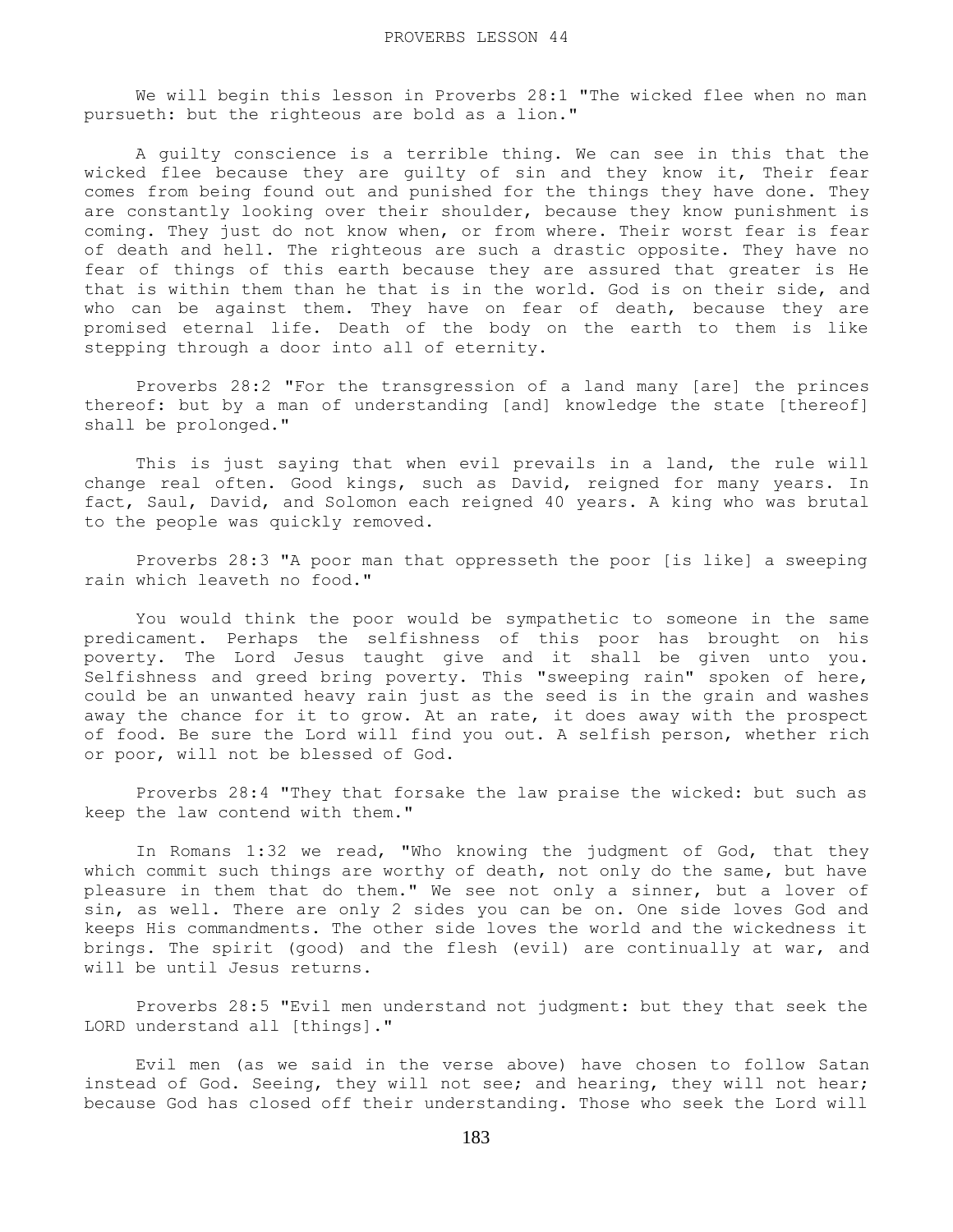PROVERBS LESSON 44

We will begin this lesson in Proverbs 28:1 "The wicked flee when no man pursueth: but the righteous are bold as a lion."

A guilty conscience is a terrible thing. We can see in this that the wicked flee because they are guilty of sin and they know it, Their fear comes from being found out and punished for the things they have done. They are constantly looking over their shoulder, because they know punishment is coming. They just do not know when, or from where. Their worst fear is fear of death and hell. The righteous are such a drastic opposite. They have no fear of things of this earth because they are assured that greater is He that is within them than he that is in the world. God is on their side, and who can be against them. They have on fear of death, because they are promised eternal life. Death of the body on the earth to them is like stepping through a door into all of eternity.

Proverbs 28:2 "For the transgression of a land many [are] the princes thereof: but by a man of understanding [and] knowledge the state [thereof] shall be prolonged."

This is just saying that when evil prevails in a land, the rule will change real often. Good kings, such as David, reigned for many years. In fact, Saul, David, and Solomon each reigned 40 years. A king who was brutal to the people was quickly removed.

Proverbs 28:3 "A poor man that oppresseth the poor [is like] a sweeping rain which leaveth no food."

You would think the poor would be sympathetic to someone in the same predicament. Perhaps the selfishness of this poor has brought on his poverty. The Lord Jesus taught give and it shall be given unto you. Selfishness and greed bring poverty. This "sweeping rain" spoken of here, could be an unwanted heavy rain just as the seed is in the grain and washes away the chance for it to grow. At an rate, it does away with the prospect of food. Be sure the Lord will find you out. A selfish person, whether rich or poor, will not be blessed of God.

Proverbs 28:4 "They that forsake the law praise the wicked: but such as keep the law contend with them."

In Romans 1:32 we read, "Who knowing the judgment of God, that they which commit such things are worthy of death, not only do the same, but have pleasure in them that do them." We see not only a sinner, but a lover of sin, as well. There are only 2 sides you can be on. One side loves God and keeps His commandments. The other side loves the world and the wickedness it brings. The spirit (good) and the flesh (evil) are continually at war, and will be until Jesus returns.

Proverbs 28:5 "Evil men understand not judgment: but they that seek the LORD understand all [things]."

Evil men (as we said in the verse above) have chosen to follow Satan instead of God. Seeing, they will not see; and hearing, they will not hear; because God has closed off their understanding. Those who seek the Lord will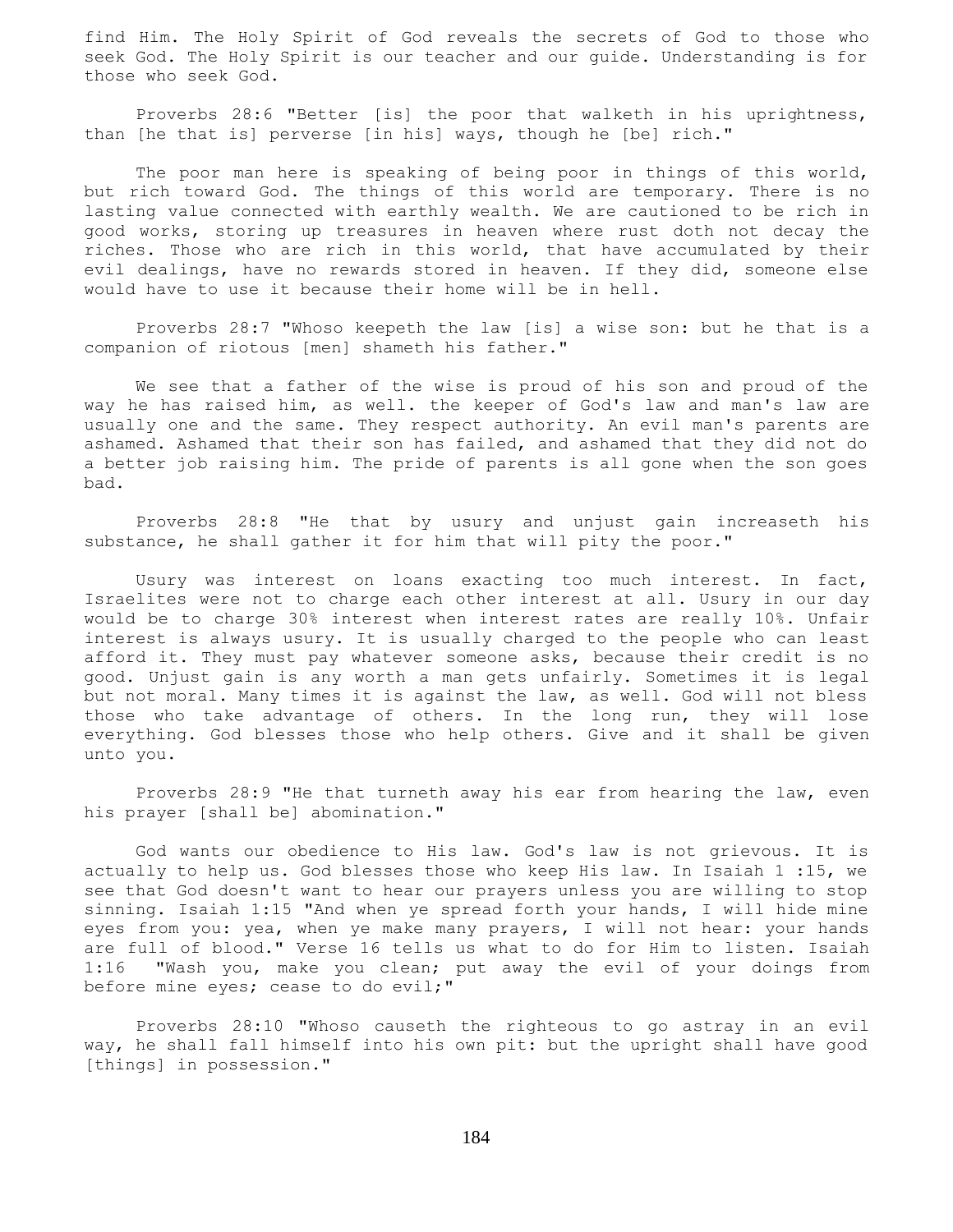find Him. The Holy Spirit of God reveals the secrets of God to those who seek God. The Holy Spirit is our teacher and our guide. Understanding is for those who seek God.

Proverbs 28:6 "Better [is] the poor that walketh in his uprightness, than [he that is] perverse [in his] ways, though he [be] rich."

The poor man here is speaking of being poor in things of this world, but rich toward God. The things of this world are temporary. There is no lasting value connected with earthly wealth. We are cautioned to be rich in good works, storing up treasures in heaven where rust doth not decay the riches. Those who are rich in this world, that have accumulated by their evil dealings, have no rewards stored in heaven. If they did, someone else would have to use it because their home will be in hell.

Proverbs 28:7 "Whoso keepeth the law [is] a wise son: but he that is a companion of riotous [men] shameth his father."

We see that a father of the wise is proud of his son and proud of the way he has raised him, as well. the keeper of God's law and man's law are usually one and the same. They respect authority. An evil man's parents are ashamed. Ashamed that their son has failed, and ashamed that they did not do a better job raising him. The pride of parents is all gone when the son goes bad.

Proverbs 28:8 "He that by usury and unjust gain increaseth his substance, he shall gather it for him that will pity the poor."

Usury was interest on loans exacting too much interest. In fact, Israelites were not to charge each other interest at all. Usury in our day would be to charge 30% interest when interest rates are really 10%. Unfair interest is always usury. It is usually charged to the people who can least afford it. They must pay whatever someone asks, because their credit is no good. Unjust gain is any worth a man gets unfairly. Sometimes it is legal but not moral. Many times it is against the law, as well. God will not bless those who take advantage of others. In the long run, they will lose everything. God blesses those who help others. Give and it shall be given unto you.

Proverbs 28:9 "He that turneth away his ear from hearing the law, even his prayer [shall be] abomination."

God wants our obedience to His law. God's law is not grievous. It is actually to help us. God blesses those who keep His law. In Isaiah 1 :15, we see that God doesn't want to hear our prayers unless you are willing to stop sinning. Isaiah 1:15 "And when ye spread forth your hands, I will hide mine eyes from you: yea, when ye make many prayers, I will not hear: your hands are full of blood." Verse 16 tells us what to do for Him to listen. Isaiah 1:16 "Wash you, make you clean; put away the evil of your doings from before mine eyes; cease to do evil;"

Proverbs 28:10 "Whoso causeth the righteous to go astray in an evil way, he shall fall himself into his own pit: but the upright shall have good [things] in possession."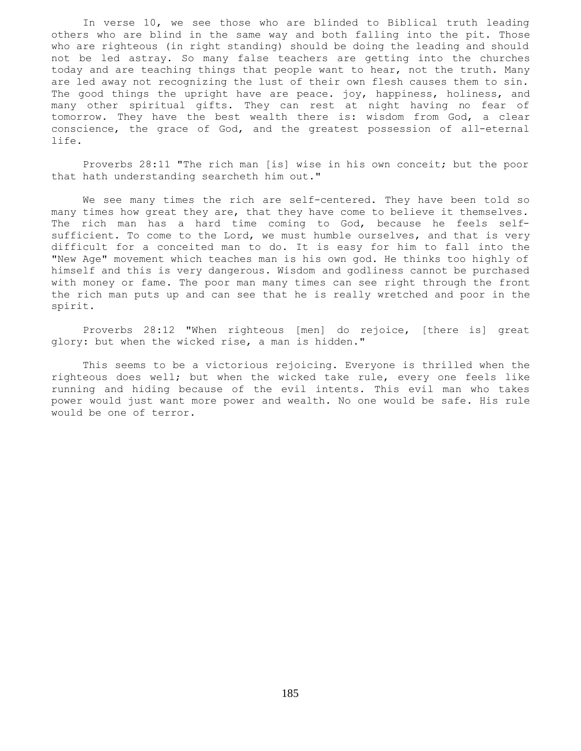In verse 10, we see those who are blinded to Biblical truth leading others who are blind in the same way and both falling into the pit. Those who are righteous (in right standing) should be doing the leading and should not be led astray. So many false teachers are getting into the churches today and are teaching things that people want to hear, not the truth. Many are led away not recognizing the lust of their own flesh causes them to sin. The good things the upright have are peace. joy, happiness, holiness, and many other spiritual gifts. They can rest at night having no fear of tomorrow. They have the best wealth there is: wisdom from God, a clear conscience, the grace of God, and the greatest possession of all-eternal life.

Proverbs 28:11 "The rich man [is] wise in his own conceit; but the poor that hath understanding searcheth him out."

We see many times the rich are self-centered. They have been told so many times how great they are, that they have come to believe it themselves. The rich man has a hard time coming to God, because he feels self-sufficient. To come to the Lord, we must humble ourselves, and that is very difficult for a conceited man to do. It is easy for him to fall into the "New Age" movement which teaches man is his own god. He thinks too highly of himself and this is very dangerous. Wisdom and godliness cannot be purchased with money or fame. The poor man many times can see right through the front the rich man puts up and can see that he is really wretched and poor in the spirit.

Proverbs 28:12 "When righteous [men] do rejoice, [there is] great glory: but when the wicked rise, a man is hidden."

This seems to be a victorious rejoicing. Everyone is thrilled when the righteous does well; but when the wicked take rule, every one feels like running and hiding because of the evil intents. This evil man who takes power would just want more power and wealth. No one would be safe. His rule would be one of terror.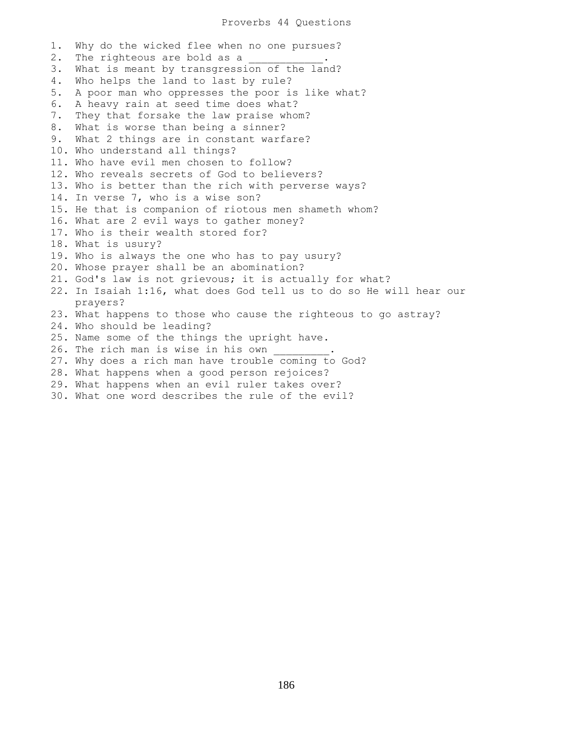# Proverbs 44 Questions

1. Why do the wicked flee when no one pursues?
2. The righteous are bold as a ____________.
3. What is meant by transgression of the land?
4. Who helps the land to last by rule?
5. A poor man who oppresses the poor is like what?
6. A heavy rain at seed time does what?
7. They that forsake the law praise whom?
8. What is worse than being a sinner?
9. What 2 things are in constant warfare?
10. Who understand all things?
11. Who have evil men chosen to follow?
12. Who reveals secrets of God to believers?
13. Who is better than the rich with perverse ways?
14. In verse 7, who is a wise son?
15. He that is companion of riotous men shameth whom?
16. What are 2 evil ways to gather money?
17. Who is their wealth stored for?
18. What is usury?
19. Who is always the one who has to pay usury?
20. Whose prayer shall be an abomination?
21. God's law is not grievous; it is actually for what?
22. In Isaiah 1:16, what does God tell us to do so He will hear our prayers?
23. What happens to those who cause the righteous to go astray?
24. Who should be leading?
25. Name some of the things the upright have.
26. The rich man is wise in his own _________.
27. Why does a rich man have trouble coming to God?
28. What happens when a good person rejoices?
29. What happens when an evil ruler takes over?
30. What one word describes the rule of the evil?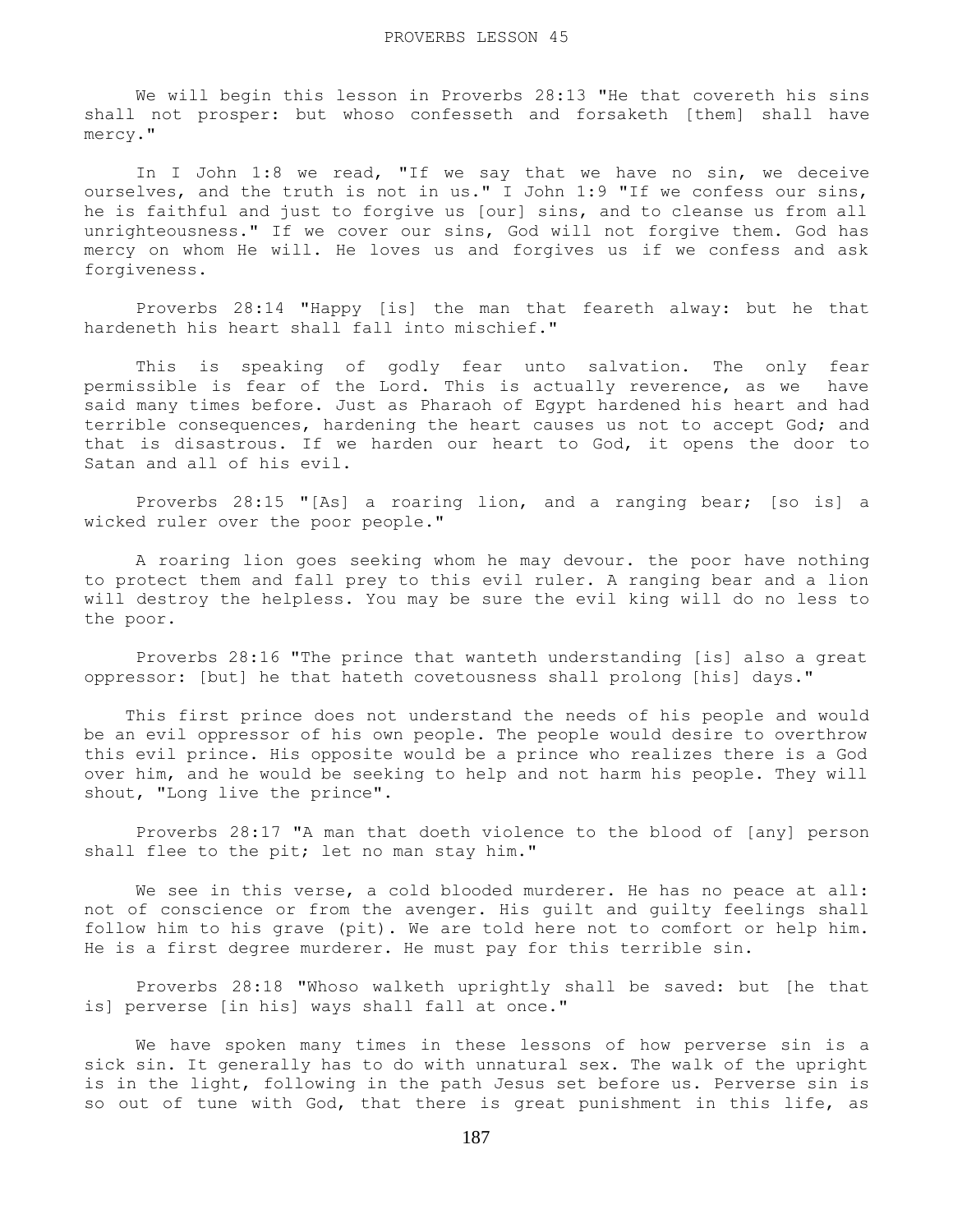We will begin this lesson in Proverbs 28:13 "He that covereth his sins shall not prosper: but whoso confesseth and forsaketh [them] shall have mercy."

In I John 1:8 we read, "If we say that we have no sin, we deceive ourselves, and the truth is not in us." I John 1:9 "If we confess our sins, he is faithful and just to forgive us [our] sins, and to cleanse us from all unrighteousness." If we cover our sins, God will not forgive them. God has mercy on whom He will. He loves us and forgives us if we confess and ask forgiveness.

Proverbs 28:14 "Happy [is] the man that feareth alway: but he that hardeneth his heart shall fall into mischief."

This is speaking of godly fear unto salvation. The only fear permissible is fear of the Lord. This is actually reverence, as we have said many times before. Just as Pharaoh of Egypt hardened his heart and had terrible consequences, hardening the heart causes us not to accept God; and that is disastrous. If we harden our heart to God, it opens the door to Satan and all of his evil.

Proverbs 28:15 "[As] a roaring lion, and a ranging bear; [so is] a wicked ruler over the poor people."

A roaring lion goes seeking whom he may devour. the poor have nothing to protect them and fall prey to this evil ruler. A ranging bear and a lion will destroy the helpless. You may be sure the evil king will do no less to the poor.

Proverbs 28:16 "The prince that wanteth understanding [is] also a great oppressor: [but] he that hateth covetousness shall prolong [his] days."

This first prince does not understand the needs of his people and would be an evil oppressor of his own people. The people would desire to overthrow this evil prince. His opposite would be a prince who realizes there is a God over him, and he would be seeking to help and not harm his people. They will shout, "Long live the prince".

Proverbs 28:17 "A man that doeth violence to the blood of [any] person shall flee to the pit; let no man stay him."

We see in this verse, a cold blooded murderer. He has no peace at all: not of conscience or from the avenger. His guilt and guilty feelings shall follow him to his grave (pit). We are told here not to comfort or help him. He is a first degree murderer. He must pay for this terrible sin.

Proverbs 28:18 "Whoso walketh uprightly shall be saved: but [he that is] perverse [in his] ways shall fall at once."

We have spoken many times in these lessons of how perverse sin is a sick sin. It generally has to do with unnatural sex. The walk of the upright is in the light, following in the path Jesus set before us. Perverse sin is so out of tune with God, that there is great punishment in this life, as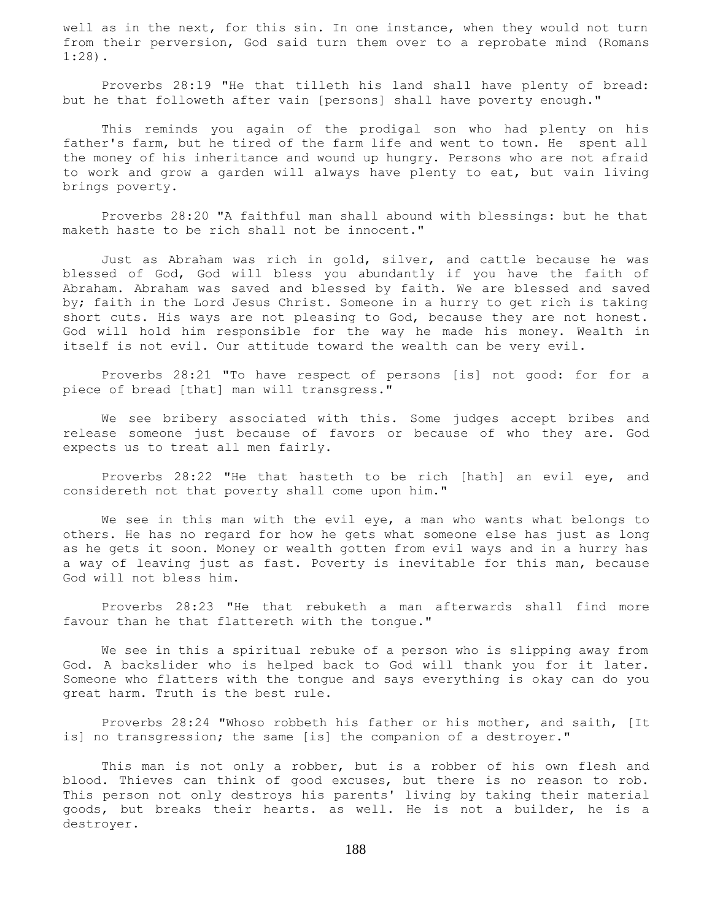well as in the next, for this sin. In one instance, when they would not turn from their perversion, God said turn them over to a reprobate mind (Romans 1:28).

Proverbs 28:19 "He that tilleth his land shall have plenty of bread: but he that followeth after vain [persons] shall have poverty enough."

This reminds you again of the prodigal son who had plenty on his father's farm, but he tired of the farm life and went to town. He spent all the money of his inheritance and wound up hungry. Persons who are not afraid to work and grow a garden will always have plenty to eat, but vain living brings poverty.

Proverbs 28:20 "A faithful man shall abound with blessings: but he that maketh haste to be rich shall not be innocent."

Just as Abraham was rich in gold, silver, and cattle because he was blessed of God, God will bless you abundantly if you have the faith of Abraham. Abraham was saved and blessed by faith. We are blessed and saved by; faith in the Lord Jesus Christ. Someone in a hurry to get rich is taking short cuts. His ways are not pleasing to God, because they are not honest. God will hold him responsible for the way he made his money. Wealth in itself is not evil. Our attitude toward the wealth can be very evil.

Proverbs 28:21 "To have respect of persons [is] not good: for for a piece of bread [that] man will transgress."

We see bribery associated with this. Some judges accept bribes and release someone just because of favors or because of who they are. God expects us to treat all men fairly.

Proverbs 28:22 "He that hasteth to be rich [hath] an evil eye, and considereth not that poverty shall come upon him."

We see in this man with the evil eye, a man who wants what belongs to others. He has no regard for how he gets what someone else has just as long as he gets it soon. Money or wealth gotten from evil ways and in a hurry has a way of leaving just as fast. Poverty is inevitable for this man, because God will not bless him.

Proverbs 28:23 "He that rebuketh a man afterwards shall find more favour than he that flattereth with the tongue."

We see in this a spiritual rebuke of a person who is slipping away from God. A backslider who is helped back to God will thank you for it later. Someone who flatters with the tongue and says everything is okay can do you great harm. Truth is the best rule.

Proverbs 28:24 "Whoso robbeth his father or his mother, and saith, [It is] no transgression; the same [is] the companion of a destroyer."

This man is not only a robber, but is a robber of his own flesh and blood. Thieves can think of good excuses, but there is no reason to rob. This person not only destroys his parents' living by taking their material goods, but breaks their hearts. as well. He is not a builder, he is a destroyer.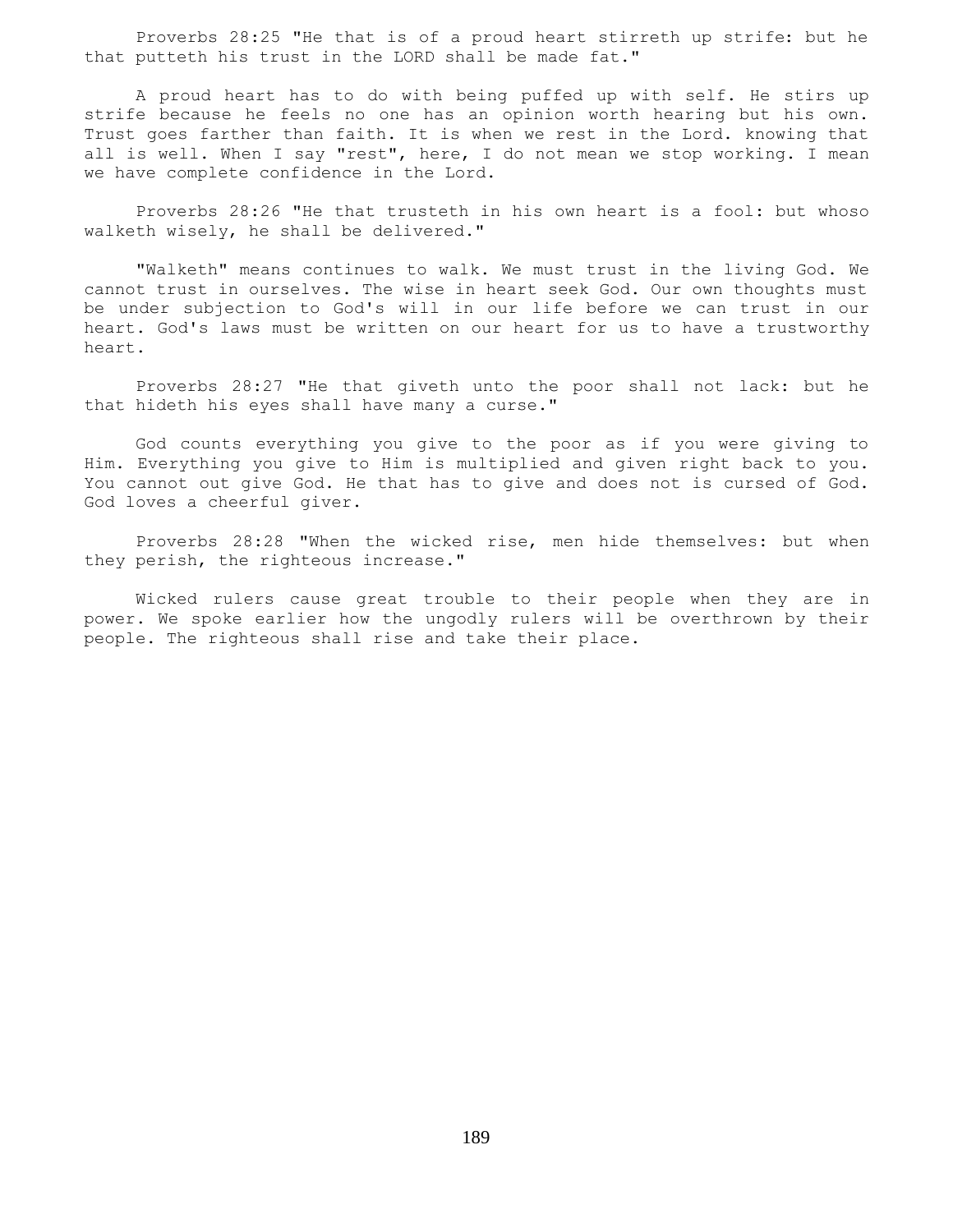Proverbs 28:25 "He that is of a proud heart stirreth up strife: but he that putteth his trust in the LORD shall be made fat."

A proud heart has to do with being puffed up with self. He stirs up strife because he feels no one has an opinion worth hearing but his own. Trust goes farther than faith. It is when we rest in the Lord. knowing that all is well. When I say "rest", here, I do not mean we stop working. I mean we have complete confidence in the Lord.

Proverbs 28:26 "He that trusteth in his own heart is a fool: but whoso walketh wisely, he shall be delivered."

"Walketh" means continues to walk. We must trust in the living God. We cannot trust in ourselves. The wise in heart seek God. Our own thoughts must be under subjection to God's will in our life before we can trust in our heart. God's laws must be written on our heart for us to have a trustworthy heart.

Proverbs 28:27 "He that giveth unto the poor shall not lack: but he that hideth his eyes shall have many a curse."

God counts everything you give to the poor as if you were giving to Him. Everything you give to Him is multiplied and given right back to you. You cannot out give God. He that has to give and does not is cursed of God. God loves a cheerful giver.

Proverbs 28:28 "When the wicked rise, men hide themselves: but when they perish, the righteous increase."

Wicked rulers cause great trouble to their people when they are in power. We spoke earlier how the ungodly rulers will be overthrown by their people. The righteous shall rise and take their place.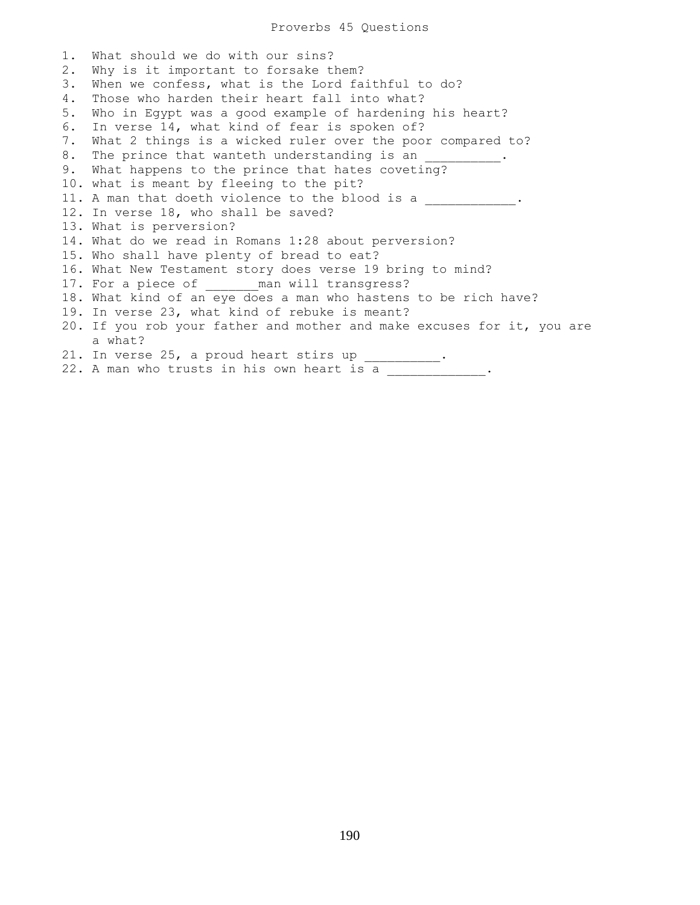# Proverbs 45 Questions

1. What should we do with our sins?
2. Why is it important to forsake them?
3. When we confess, what is the Lord faithful to do?
4. Those who harden their heart fall into what?
5. Who in Egypt was a good example of hardening his heart?
6. In verse 14, what kind of fear is spoken of?
7. What 2 things is a wicked ruler over the poor compared to?
8. The prince that wanteth understanding is an __________.
9. What happens to the prince that hates coveting?
10. what is meant by fleeing to the pit?
11. A man that doeth violence to the blood is a ____________.
12. In verse 18, who shall be saved?
13. What is perversion?
14. What do we read in Romans 1:28 about perversion?
15. Who shall have plenty of bread to eat?
16. What New Testament story does verse 19 bring to mind?
17. For a piece of _______man will transgress?
18. What kind of an eye does a man who hastens to be rich have?
19. In verse 23, what kind of rebuke is meant?
20. If you rob your father and mother and make excuses for it, you are a what?
21. In verse 25, a proud heart stirs up __________.
22. A man who trusts in his own heart is a _____________.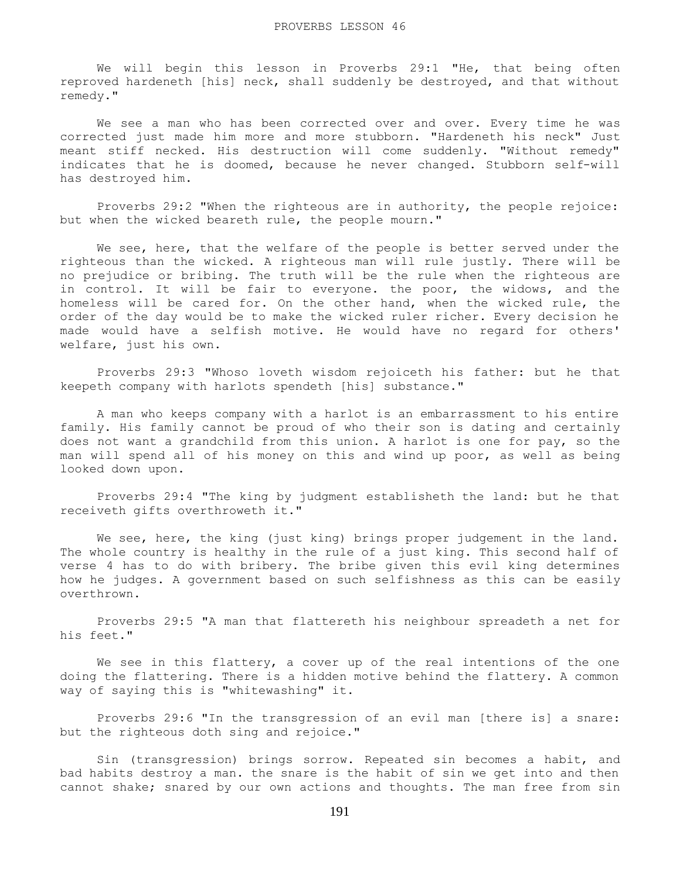We will begin this lesson in Proverbs 29:1 "He, that being often reproved hardeneth [his] neck, shall suddenly be destroyed, and that without remedy."

We see a man who has been corrected over and over. Every time he was corrected just made him more and more stubborn. "Hardeneth his neck" Just meant stiff necked. His destruction will come suddenly. "Without remedy" indicates that he is doomed, because he never changed. Stubborn self-will has destroyed him.

Proverbs 29:2 "When the righteous are in authority, the people rejoice: but when the wicked beareth rule, the people mourn."

We see, here, that the welfare of the people is better served under the righteous than the wicked. A righteous man will rule justly. There will be no prejudice or bribing. The truth will be the rule when the righteous are in control. It will be fair to everyone. the poor, the widows, and the homeless will be cared for. On the other hand, when the wicked rule, the order of the day would be to make the wicked ruler richer. Every decision he made would have a selfish motive. He would have no regard for others' welfare, just his own.

Proverbs 29:3 "Whoso loveth wisdom rejoiceth his father: but he that keepeth company with harlots spendeth [his] substance."

A man who keeps company with a harlot is an embarrassment to his entire family. His family cannot be proud of who their son is dating and certainly does not want a grandchild from this union. A harlot is one for pay, so the man will spend all of his money on this and wind up poor, as well as being looked down upon.

Proverbs 29:4 "The king by judgment establisheth the land: but he that receiveth gifts overthroweth it."

We see, here, the king (just king) brings proper judgement in the land. The whole country is healthy in the rule of a just king. This second half of verse 4 has to do with bribery. The bribe given this evil king determines how he judges. A government based on such selfishness as this can be easily overthrown.

Proverbs 29:5 "A man that flattereth his neighbour spreadeth a net for his feet."

We see in this flattery, a cover up of the real intentions of the one doing the flattering. There is a hidden motive behind the flattery. A common way of saying this is "whitewashing" it.

Proverbs 29:6 "In the transgression of an evil man [there is] a snare: but the righteous doth sing and rejoice."

Sin (transgression) brings sorrow. Repeated sin becomes a habit, and bad habits destroy a man. the snare is the habit of sin we get into and then cannot shake; snared by our own actions and thoughts. The man free from sin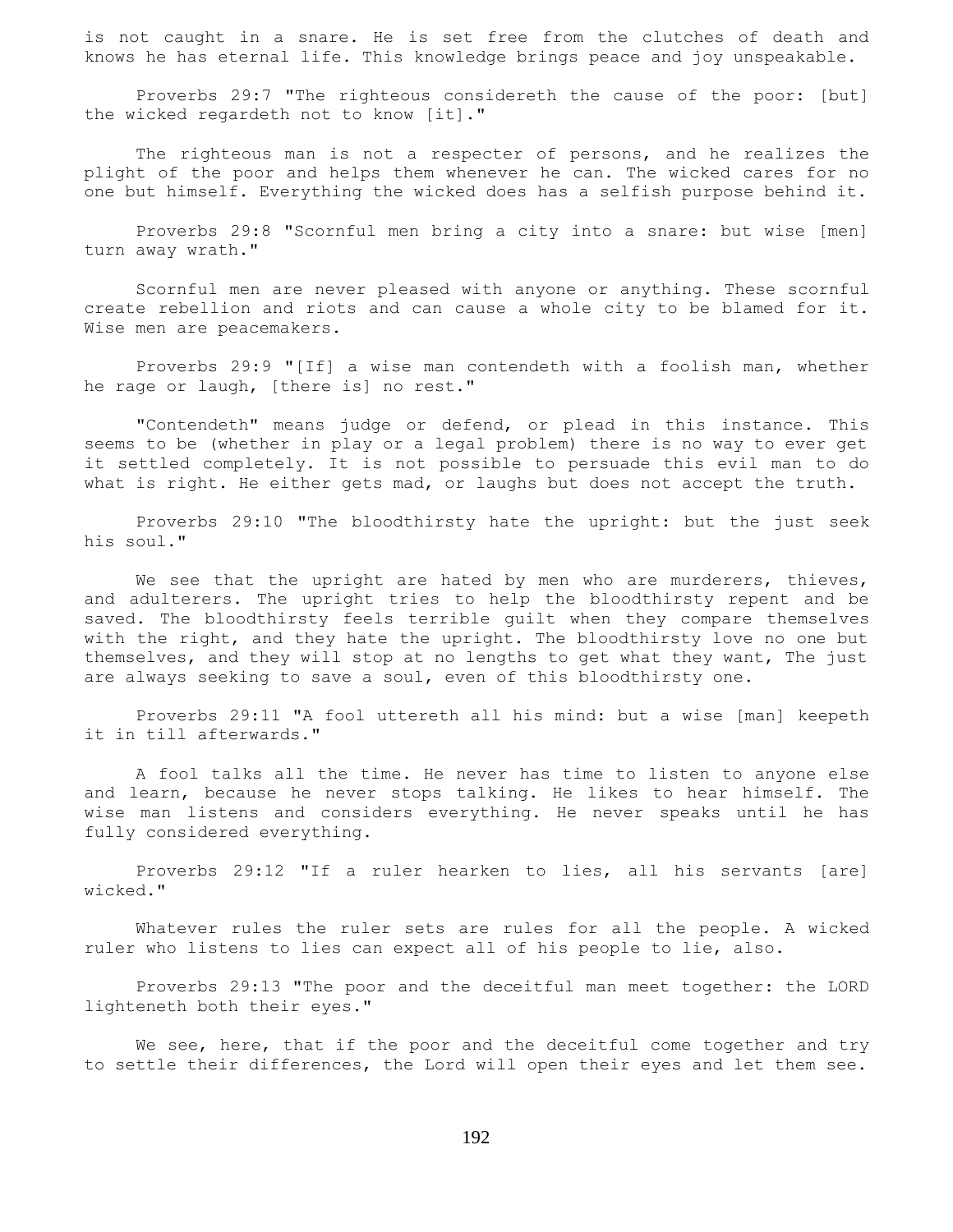is not caught in a snare. He is set free from the clutches of death and knows he has eternal life. This knowledge brings peace and joy unspeakable.

Proverbs 29:7 "The righteous considereth the cause of the poor: [but] the wicked regardeth not to know [it]."

The righteous man is not a respecter of persons, and he realizes the plight of the poor and helps them whenever he can. The wicked cares for no one but himself. Everything the wicked does has a selfish purpose behind it.

Proverbs 29:8 "Scornful men bring a city into a snare: but wise [men] turn away wrath."

Scornful men are never pleased with anyone or anything. These scornful create rebellion and riots and can cause a whole city to be blamed for it. Wise men are peacemakers.

Proverbs 29:9 "[If] a wise man contendeth with a foolish man, whether he rage or laugh, [there is] no rest."

"Contendeth" means judge or defend, or plead in this instance. This seems to be (whether in play or a legal problem) there is no way to ever get it settled completely. It is not possible to persuade this evil man to do what is right. He either gets mad, or laughs but does not accept the truth.

Proverbs 29:10 "The bloodthirsty hate the upright: but the just seek his soul."

We see that the upright are hated by men who are murderers, thieves, and adulterers. The upright tries to help the bloodthirsty repent and be saved. The bloodthirsty feels terrible guilt when they compare themselves with the right, and they hate the upright. The bloodthirsty love no one but themselves, and they will stop at no lengths to get what they want, The just are always seeking to save a soul, even of this bloodthirsty one.

Proverbs 29:11 "A fool uttereth all his mind: but a wise [man] keepeth it in till afterwards."

A fool talks all the time. He never has time to listen to anyone else and learn, because he never stops talking. He likes to hear himself. The wise man listens and considers everything. He never speaks until he has fully considered everything.

Proverbs 29:12 "If a ruler hearken to lies, all his servants [are] wicked."

Whatever rules the ruler sets are rules for all the people. A wicked ruler who listens to lies can expect all of his people to lie, also.

Proverbs 29:13 "The poor and the deceitful man meet together: the LORD lighteneth both their eyes."

We see, here, that if the poor and the deceitful come together and try to settle their differences, the Lord will open their eyes and let them see.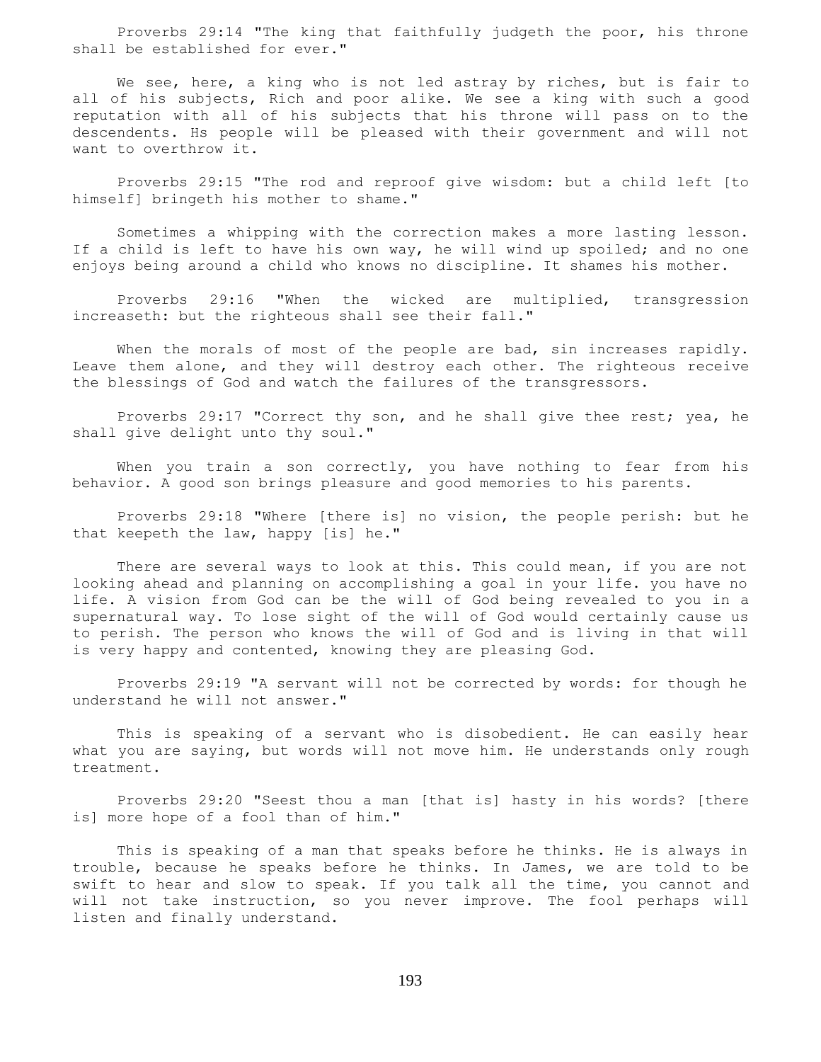Proverbs 29:14 "The king that faithfully judgeth the poor, his throne shall be established for ever."

We see, here, a king who is not led astray by riches, but is fair to all of his subjects, Rich and poor alike. We see a king with such a good reputation with all of his subjects that his throne will pass on to the descendents. Hs people will be pleased with their government and will not want to overthrow it.

Proverbs 29:15 "The rod and reproof give wisdom: but a child left [to himself] bringeth his mother to shame."

Sometimes a whipping with the correction makes a more lasting lesson. If a child is left to have his own way, he will wind up spoiled; and no one enjoys being around a child who knows no discipline. It shames his mother.

Proverbs 29:16 "When the wicked are multiplied, transgression increaseth: but the righteous shall see their fall."

When the morals of most of the people are bad, sin increases rapidly. Leave them alone, and they will destroy each other. The righteous receive the blessings of God and watch the failures of the transgressors.

Proverbs 29:17 "Correct thy son, and he shall give thee rest; yea, he shall give delight unto thy soul."

When you train a son correctly, you have nothing to fear from his behavior. A good son brings pleasure and good memories to his parents.

Proverbs 29:18 "Where [there is] no vision, the people perish: but he that keepeth the law, happy [is] he."

There are several ways to look at this. This could mean, if you are not looking ahead and planning on accomplishing a goal in your life. you have no life. A vision from God can be the will of God being revealed to you in a supernatural way. To lose sight of the will of God would certainly cause us to perish. The person who knows the will of God and is living in that will is very happy and contented, knowing they are pleasing God.

Proverbs 29:19 "A servant will not be corrected by words: for though he understand he will not answer."

This is speaking of a servant who is disobedient. He can easily hear what you are saying, but words will not move him. He understands only rough treatment.

Proverbs 29:20 "Seest thou a man [that is] hasty in his words? [there is] more hope of a fool than of him."

This is speaking of a man that speaks before he thinks. He is always in trouble, because he speaks before he thinks. In James, we are told to be swift to hear and slow to speak. If you talk all the time, you cannot and will not take instruction, so you never improve. The fool perhaps will listen and finally understand.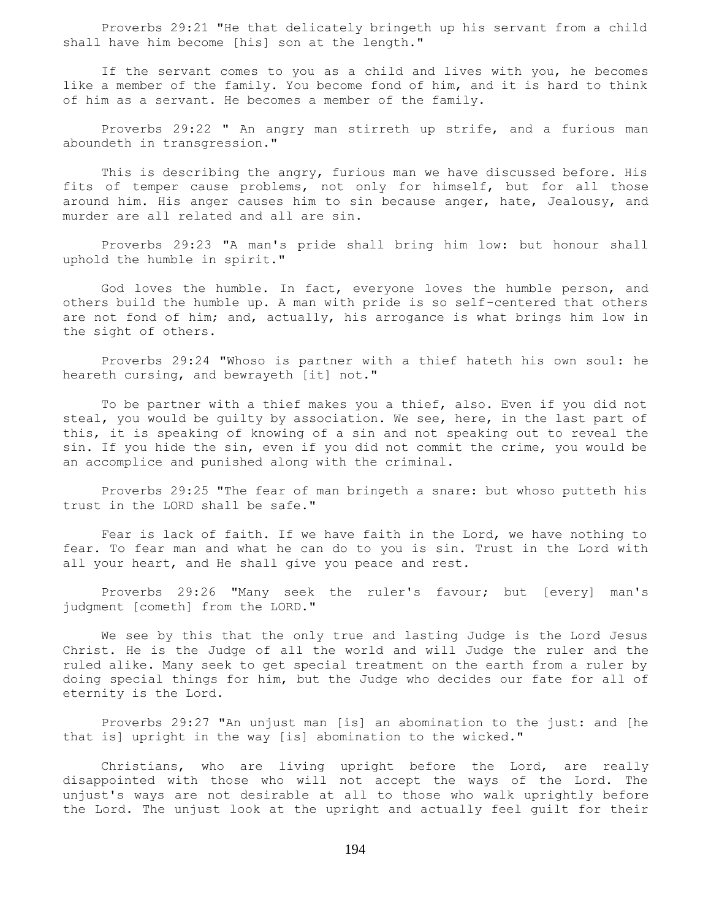Proverbs 29:21 "He that delicately bringeth up his servant from a child shall have him become [his] son at the length."

If the servant comes to you as a child and lives with you, he becomes like a member of the family. You become fond of him, and it is hard to think of him as a servant. He becomes a member of the family.

Proverbs 29:22 " An angry man stirreth up strife, and a furious man aboundeth in transgression."

This is describing the angry, furious man we have discussed before. His fits of temper cause problems, not only for himself, but for all those around him. His anger causes him to sin because anger, hate, Jealousy, and murder are all related and all are sin.

Proverbs 29:23 "A man's pride shall bring him low: but honour shall uphold the humble in spirit."

God loves the humble. In fact, everyone loves the humble person, and others build the humble up. A man with pride is so self-centered that others are not fond of him; and, actually, his arrogance is what brings him low in the sight of others.

Proverbs 29:24 "Whoso is partner with a thief hateth his own soul: he heareth cursing, and bewrayeth [it] not."

To be partner with a thief makes you a thief, also. Even if you did not steal, you would be guilty by association. We see, here, in the last part of this, it is speaking of knowing of a sin and not speaking out to reveal the sin. If you hide the sin, even if you did not commit the crime, you would be an accomplice and punished along with the criminal.

Proverbs 29:25 "The fear of man bringeth a snare: but whoso putteth his trust in the LORD shall be safe."

Fear is lack of faith. If we have faith in the Lord, we have nothing to fear. To fear man and what he can do to you is sin. Trust in the Lord with all your heart, and He shall give you peace and rest.

Proverbs 29:26 "Many seek the ruler's favour; but [every] man's judgment [cometh] from the LORD."

We see by this that the only true and lasting Judge is the Lord Jesus Christ. He is the Judge of all the world and will Judge the ruler and the ruled alike. Many seek to get special treatment on the earth from a ruler by doing special things for him, but the Judge who decides our fate for all of eternity is the Lord.

Proverbs 29:27 "An unjust man [is] an abomination to the just: and [he that is] upright in the way [is] abomination to the wicked."

Christians, who are living upright before the Lord, are really disappointed with those who will not accept the ways of the Lord. The unjust's ways are not desirable at all to those who walk uprightly before the Lord. The unjust look at the upright and actually feel guilt for their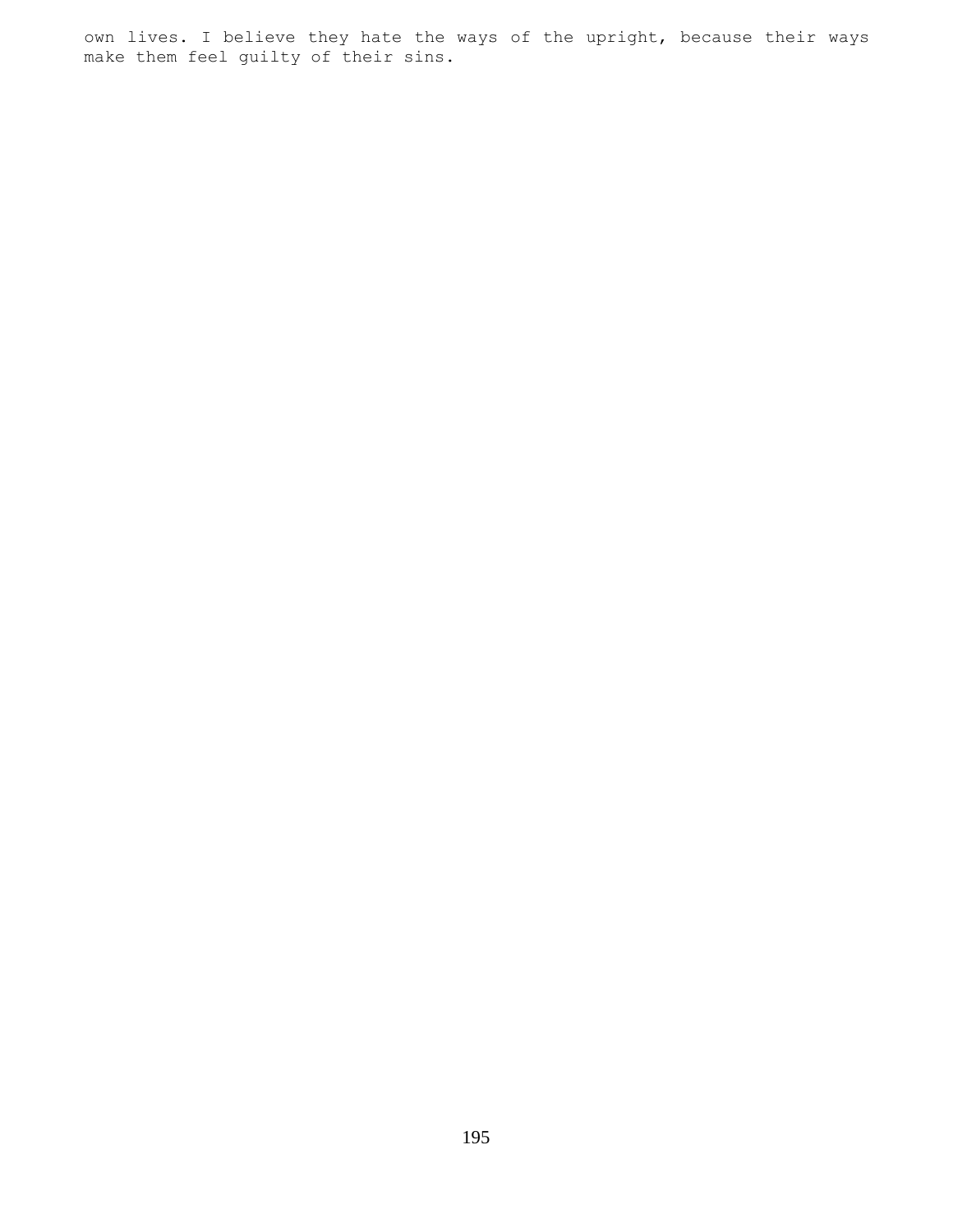own lives. I believe they hate the ways of the upright, because their ways make them feel guilty of their sins.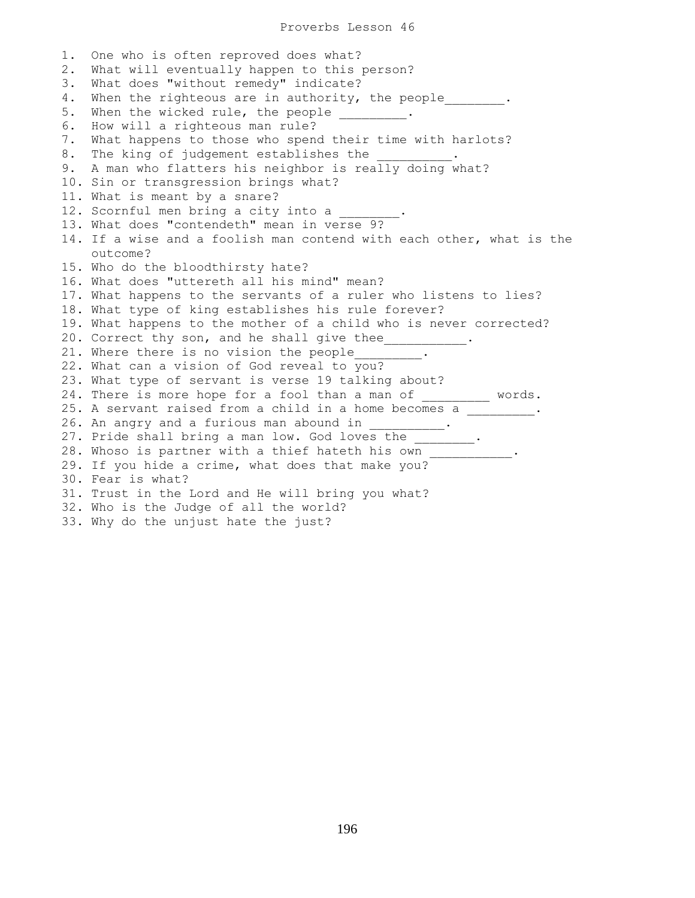# Proverbs Lesson 46

1. One who is often reproved does what?
2. What will eventually happen to this person?
3. What does "without remedy" indicate?
4. When the righteous are in authority, the people________.
5. When the wicked rule, the people _________.
6. How will a righteous man rule?
7. What happens to those who spend their time with harlots?
8. The king of judgement establishes the __________.
9. A man who flatters his neighbor is really doing what?
10. Sin or transgression brings what?
11. What is meant by a snare?
12. Scornful men bring a city into a ________.
13. What does "contendeth" mean in verse 9?
14. If a wise and a foolish man contend with each other, what is the outcome?
15. Who do the bloodthirsty hate?
16. What does "uttereth all his mind" mean?
17. What happens to the servants of a ruler who listens to lies?
18. What type of king establishes his rule forever?
19. What happens to the mother of a child who is never corrected?
20. Correct thy son, and he shall give thee___________.
21. Where there is no vision the people_________.
22. What can a vision of God reveal to you?
23. What type of servant is verse 19 talking about?
24. There is more hope for a fool than a man of _________ words.
25. A servant raised from a child in a home becomes a _________.
26. An angry and a furious man abound in __________.
27. Pride shall bring a man low. God loves the ________.
28. Whoso is partner with a thief hateth his own ___________.
29. If you hide a crime, what does that make you?
30. Fear is what?
31. Trust in the Lord and He will bring you what?
32. Who is the Judge of all the world?
33. Why do the unjust hate the just?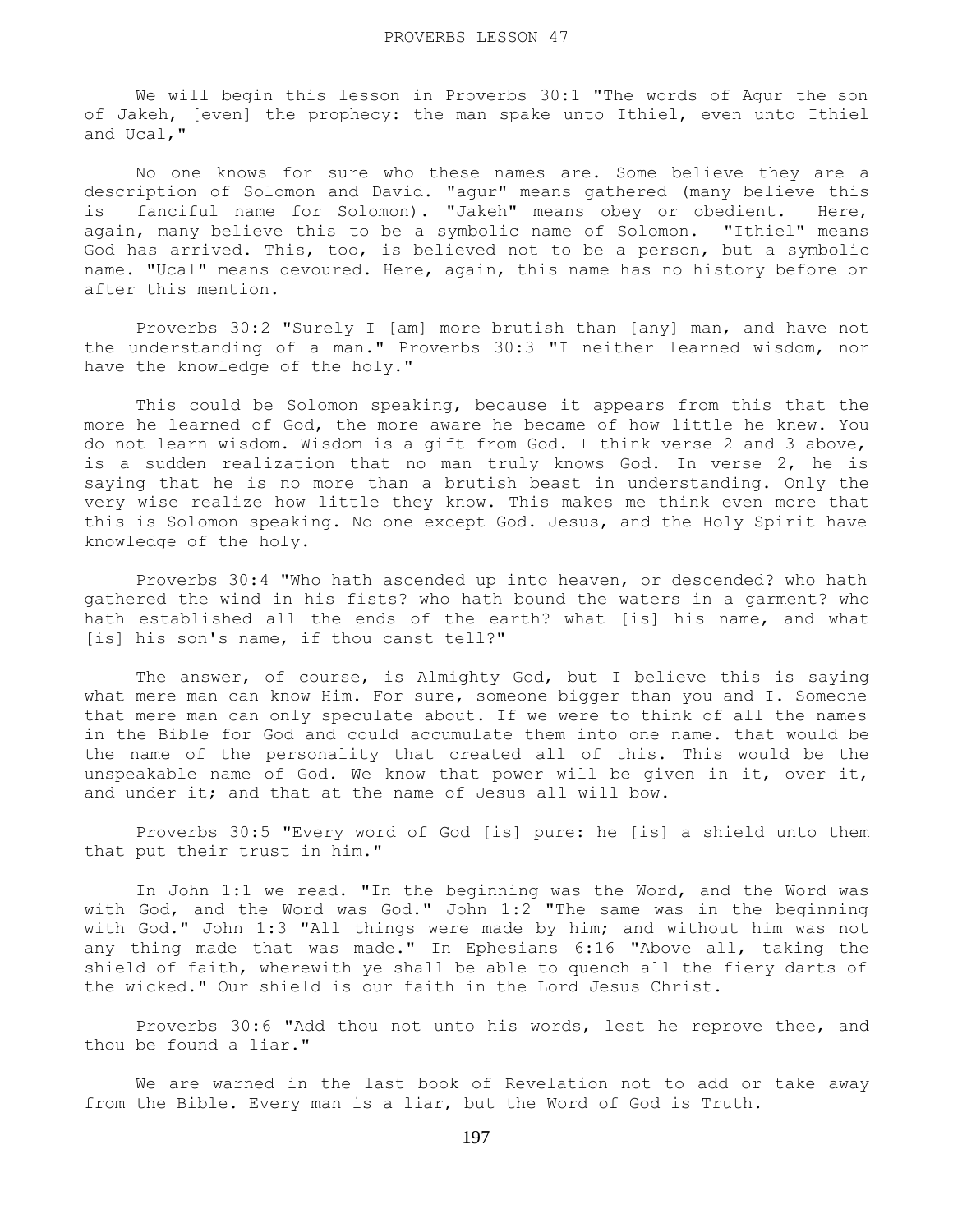# PROVERBS LESSON 47

We will begin this lesson in Proverbs 30:1 "The words of Agur the son of Jakeh, [even] the prophecy: the man spake unto Ithiel, even unto Ithiel and Ucal,"

No one knows for sure who these names are. Some believe they are a description of Solomon and David. "agur" means gathered (many believe this is fanciful name for Solomon). "Jakeh" means obey or obedient. Here, again, many believe this to be a symbolic name of Solomon. "Ithiel" means God has arrived. This, too, is believed not to be a person, but a symbolic name. "Ucal" means devoured. Here, again, this name has no history before or after this mention.

Proverbs 30:2 "Surely I [am] more brutish than [any] man, and have not the understanding of a man." Proverbs 30:3 "I neither learned wisdom, nor have the knowledge of the holy."

This could be Solomon speaking, because it appears from this that the more he learned of God, the more aware he became of how little he knew. You do not learn wisdom. Wisdom is a gift from God. I think verse 2 and 3 above, is a sudden realization that no man truly knows God. In verse 2, he is saying that he is no more than a brutish beast in understanding. Only the very wise realize how little they know. This makes me think even more that this is Solomon speaking. No one except God. Jesus, and the Holy Spirit have knowledge of the holy.

Proverbs 30:4 "Who hath ascended up into heaven, or descended? who hath gathered the wind in his fists? who hath bound the waters in a garment? who hath established all the ends of the earth? what [is] his name, and what [is] his son's name, if thou canst tell?"

The answer, of course, is Almighty God, but I believe this is saying what mere man can know Him. For sure, someone bigger than you and I. Someone that mere man can only speculate about. If we were to think of all the names in the Bible for God and could accumulate them into one name. that would be the name of the personality that created all of this. This would be the unspeakable name of God. We know that power will be given in it, over it, and under it; and that at the name of Jesus all will bow.

Proverbs 30:5 "Every word of God [is] pure: he [is] a shield unto them that put their trust in him."

In John 1:1 we read. "In the beginning was the Word, and the Word was with God, and the Word was God." John 1:2 "The same was in the beginning with God." John 1:3 "All things were made by him; and without him was not any thing made that was made." In Ephesians 6:16 "Above all, taking the shield of faith, wherewith ye shall be able to quench all the fiery darts of the wicked." Our shield is our faith in the Lord Jesus Christ.

Proverbs 30:6 "Add thou not unto his words, lest he reprove thee, and thou be found a liar."

We are warned in the last book of Revelation not to add or take away from the Bible. Every man is a liar, but the Word of God is Truth.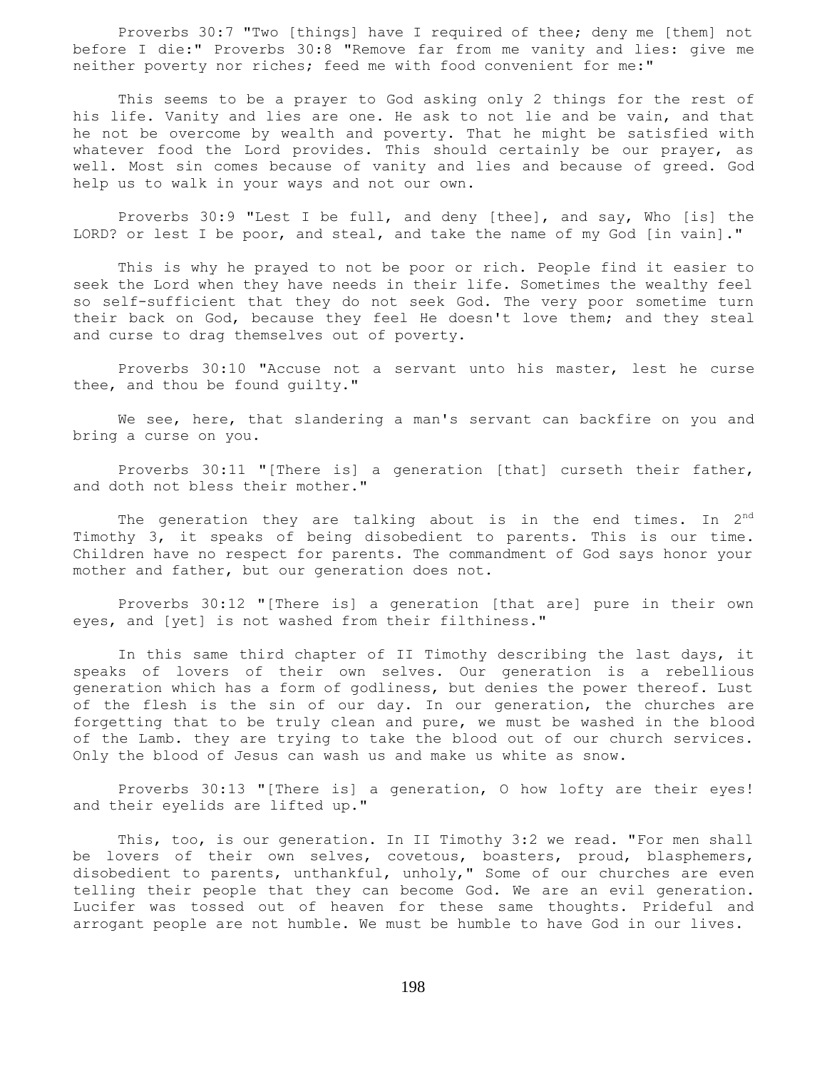Proverbs 30:7 "Two [things] have I required of thee; deny me [them] not before I die:" Proverbs 30:8 "Remove far from me vanity and lies: give me neither poverty nor riches; feed me with food convenient for me:"

This seems to be a prayer to God asking only 2 things for the rest of his life. Vanity and lies are one. He ask to not lie and be vain, and that he not be overcome by wealth and poverty. That he might be satisfied with whatever food the Lord provides. This should certainly be our prayer, as well. Most sin comes because of vanity and lies and because of greed. God help us to walk in your ways and not our own.

Proverbs 30:9 "Lest I be full, and deny [thee], and say, Who [is] the LORD? or lest I be poor, and steal, and take the name of my God [in vain]."

This is why he prayed to not be poor or rich. People find it easier to seek the Lord when they have needs in their life. Sometimes the wealthy feel so self-sufficient that they do not seek God. The very poor sometime turn their back on God, because they feel He doesn't love them; and they steal and curse to drag themselves out of poverty.

Proverbs 30:10 "Accuse not a servant unto his master, lest he curse thee, and thou be found guilty."

We see, here, that slandering a man's servant can backfire on you and bring a curse on you.

Proverbs 30:11 "[There is] a generation [that] curseth their father, and doth not bless their mother."

The generation they are talking about is in the end times. In 2nd Timothy 3, it speaks of being disobedient to parents. This is our time. Children have no respect for parents. The commandment of God says honor your mother and father, but our generation does not.

Proverbs 30:12 "[There is] a generation [that are] pure in their own eyes, and [yet] is not washed from their filthiness."

In this same third chapter of II Timothy describing the last days, it speaks of lovers of their own selves. Our generation is a rebellious generation which has a form of godliness, but denies the power thereof. Lust of the flesh is the sin of our day. In our generation, the churches are forgetting that to be truly clean and pure, we must be washed in the blood of the Lamb. they are trying to take the blood out of our church services. Only the blood of Jesus can wash us and make us white as snow.

Proverbs 30:13 "[There is] a generation, O how lofty are their eyes! and their eyelids are lifted up."

This, too, is our generation. In II Timothy 3:2 we read. "For men shall be lovers of their own selves, covetous, boasters, proud, blasphemers, disobedient to parents, unthankful, unholy," Some of our churches are even telling their people that they can become God. We are an evil generation. Lucifer was tossed out of heaven for these same thoughts. Prideful and arrogant people are not humble. We must be humble to have God in our lives.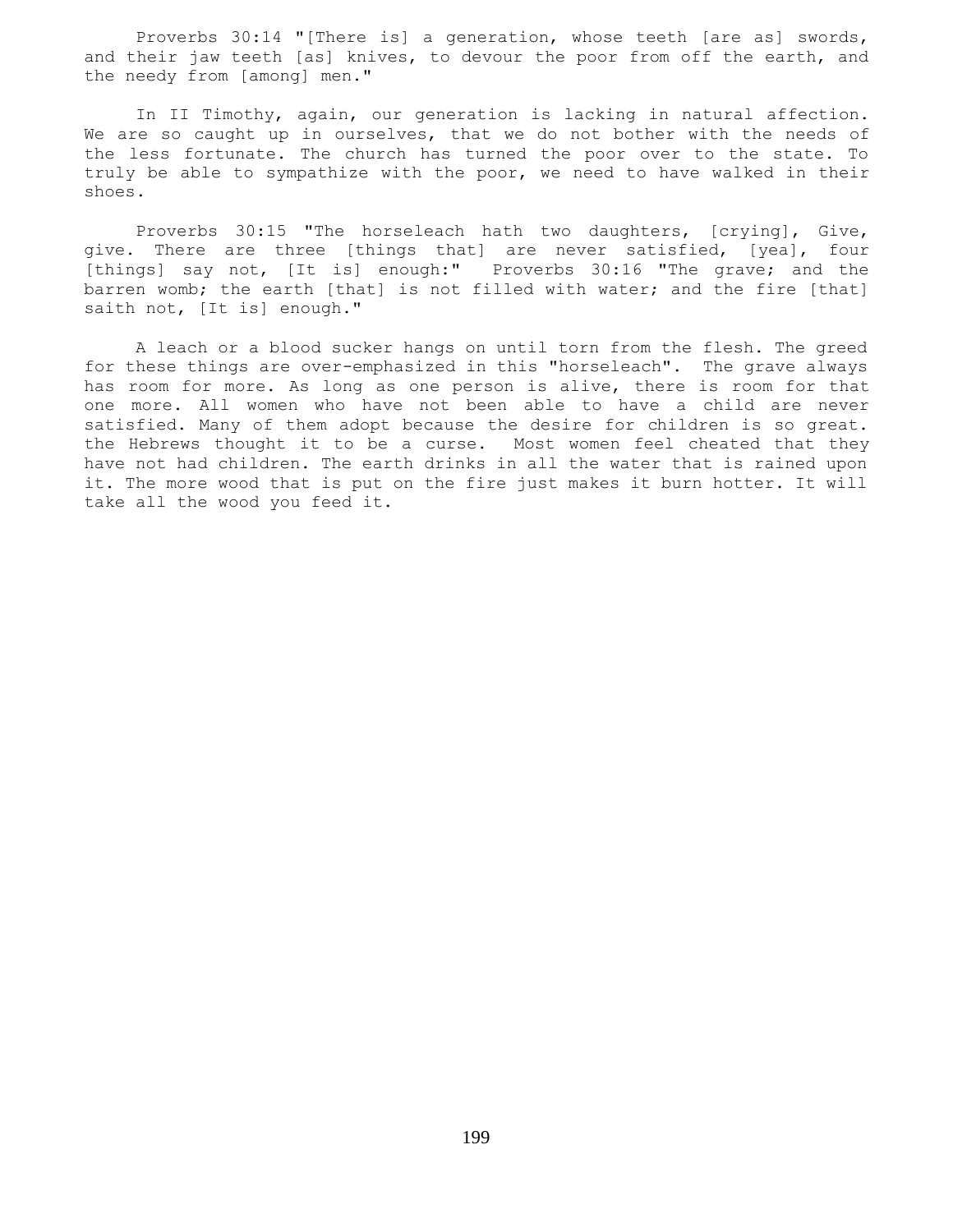Proverbs 30:14 "[There is] a generation, whose teeth [are as] swords, and their jaw teeth [as] knives, to devour the poor from off the earth, and the needy from [among] men."

In II Timothy, again, our generation is lacking in natural affection. We are so caught up in ourselves, that we do not bother with the needs of the less fortunate. The church has turned the poor over to the state. To truly be able to sympathize with the poor, we need to have walked in their shoes.

Proverbs 30:15 "The horseleach hath two daughters, [crying], Give, give. There are three [things that] are never satisfied, [yea], four [things] say not, [It is] enough:" Proverbs 30:16 "The grave; and the barren womb; the earth [that] is not filled with water; and the fire [that] saith not, [It is] enough."

A leach or a blood sucker hangs on until torn from the flesh. The greed for these things are over-emphasized in this "horseleach". The grave always has room for more. As long as one person is alive, there is room for that one more. All women who have not been able to have a child are never satisfied. Many of them adopt because the desire for children is so great. the Hebrews thought it to be a curse. Most women feel cheated that they have not had children. The earth drinks in all the water that is rained upon it. The more wood that is put on the fire just makes it burn hotter. It will take all the wood you feed it.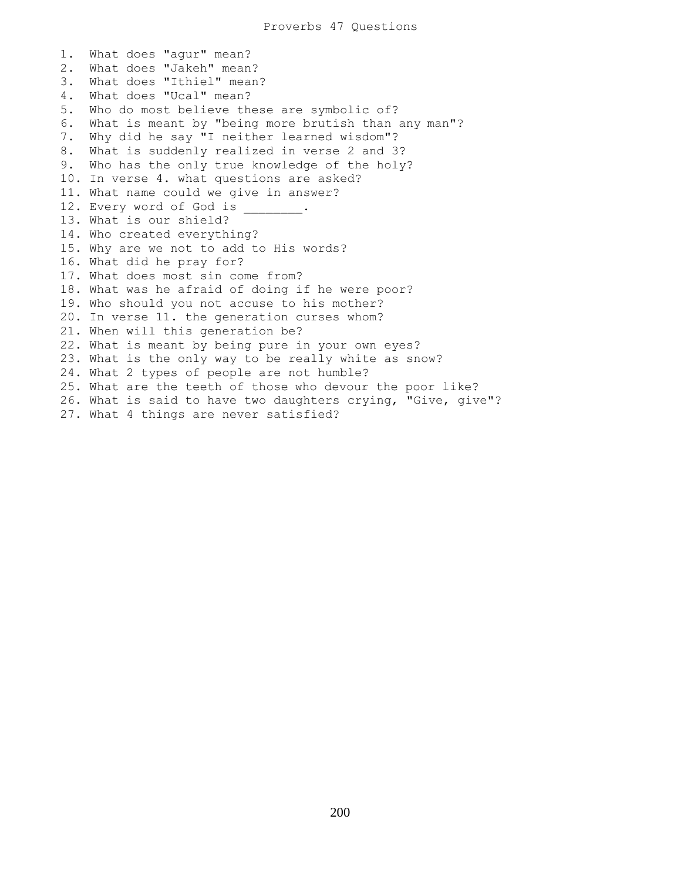# Proverbs 47 Questions

1. What does "agur" mean?
2. What does "Jakeh" mean?
3. What does "Ithiel" mean?
4. What does "Ucal" mean?
5. Who do most believe these are symbolic of?
6. What is meant by "being more brutish than any man"?
7. Why did he say "I neither learned wisdom"?
8. What is suddenly realized in verse 2 and 3?
9. Who has the only true knowledge of the holy?
10. In verse 4. what questions are asked?
11. What name could we give in answer?
12. Every word of God is ________.
13. What is our shield?
14. Who created everything?
15. Why are we not to add to His words?
16. What did he pray for?
17. What does most sin come from?
18. What was he afraid of doing if he were poor?
19. Who should you not accuse to his mother?
20. In verse 11. the generation curses whom?
21. When will this generation be?
22. What is meant by being pure in your own eyes?
23. What is the only way to be really white as snow?
24. What 2 types of people are not humble?
25. What are the teeth of those who devour the poor like?
26. What is said to have two daughters crying, "Give, give"?
27. What 4 things are never satisfied?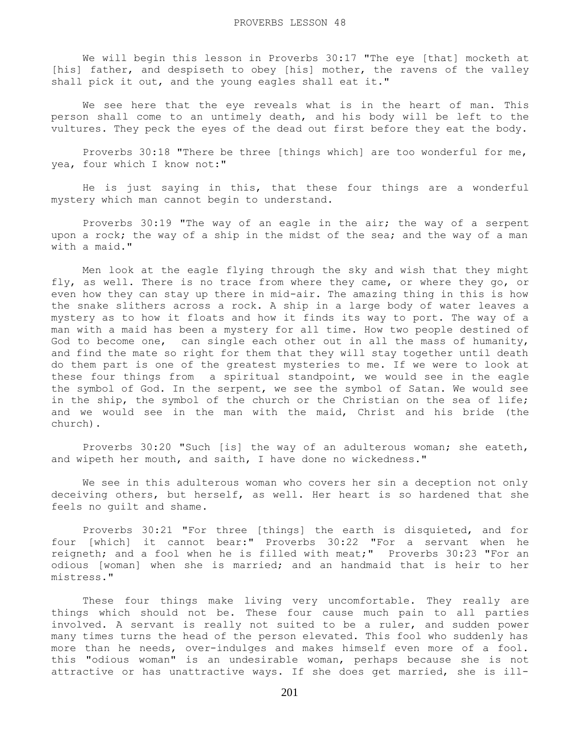# PROVERBS LESSON 48

We will begin this lesson in Proverbs 30:17 "The eye [that] mocketh at [his] father, and despiseth to obey [his] mother, the ravens of the valley shall pick it out, and the young eagles shall eat it."

We see here that the eye reveals what is in the heart of man. This person shall come to an untimely death, and his body will be left to the vultures. They peck the eyes of the dead out first before they eat the body.

Proverbs 30:18 "There be three [things which] are too wonderful for me, yea, four which I know not:"

He is just saying in this, that these four things are a wonderful mystery which man cannot begin to understand.

Proverbs 30:19 "The way of an eagle in the air; the way of a serpent upon a rock; the way of a ship in the midst of the sea; and the way of a man with a maid."

Men look at the eagle flying through the sky and wish that they might fly, as well. There is no trace from where they came, or where they go, or even how they can stay up there in mid-air. The amazing thing in this is how the snake slithers across a rock. A ship in a large body of water leaves a mystery as to how it floats and how it finds its way to port. The way of a man with a maid has been a mystery for all time. How two people destined of God to become one, can single each other out in all the mass of humanity, and find the mate so right for them that they will stay together until death do them part is one of the greatest mysteries to me. If we were to look at these four things from a spiritual standpoint, we would see in the eagle the symbol of God. In the serpent, we see the symbol of Satan. We would see in the ship, the symbol of the church or the Christian on the sea of life; and we would see in the man with the maid, Christ and his bride (the church).

Proverbs 30:20 "Such [is] the way of an adulterous woman; she eateth, and wipeth her mouth, and saith, I have done no wickedness."

We see in this adulterous woman who covers her sin a deception not only deceiving others, but herself, as well. Her heart is so hardened that she feels no guilt and shame.

Proverbs 30:21 "For three [things] the earth is disquieted, and for four [which] it cannot bear:" Proverbs 30:22 "For a servant when he reigneth; and a fool when he is filled with meat;" Proverbs 30:23 "For an odious [woman] when she is married; and an handmaid that is heir to her mistress."

These four things make living very uncomfortable. They really are things which should not be. These four cause much pain to all parties involved. A servant is really not suited to be a ruler, and sudden power many times turns the head of the person elevated. This fool who suddenly has more than he needs, over-indulges and makes himself even more of a fool. this "odious woman" is an undesirable woman, perhaps because she is not attractive or has unattractive ways. If she does get married, she is ill-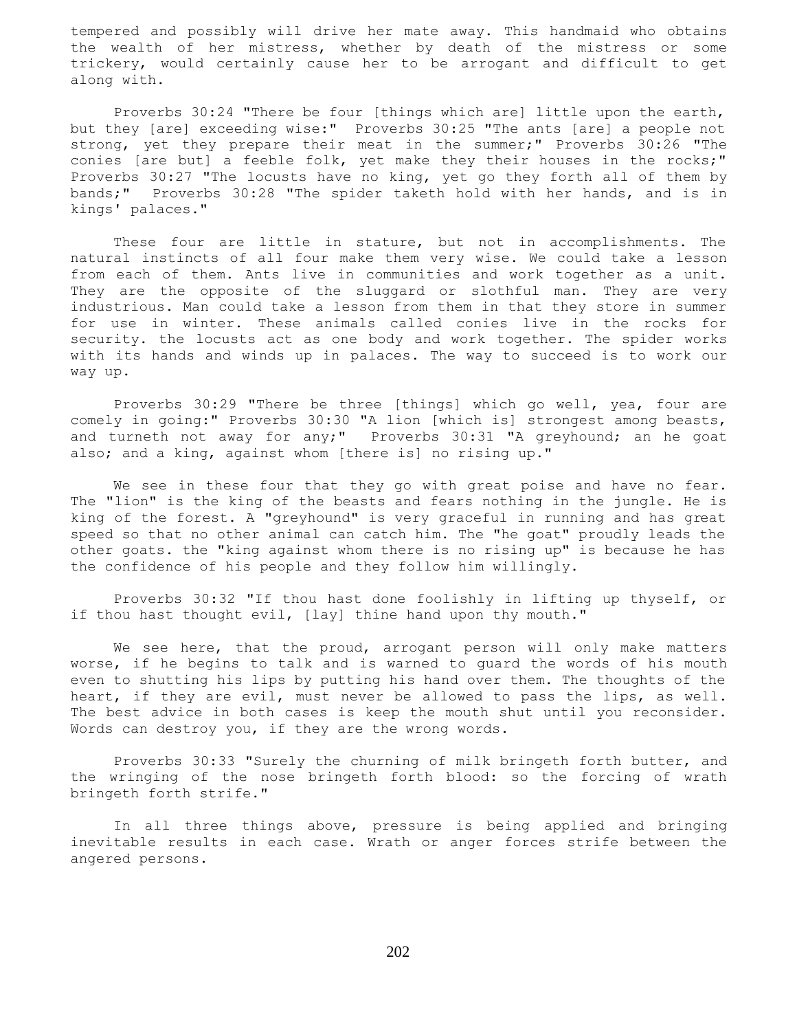tempered and possibly will drive her mate away. This handmaid who obtains the wealth of her mistress, whether by death of the mistress or some trickery, would certainly cause her to be arrogant and difficult to get along with.

Proverbs 30:24 "There be four [things which are] little upon the earth, but they [are] exceeding wise:" Proverbs 30:25 "The ants [are] a people not strong, yet they prepare their meat in the summer;" Proverbs 30:26 "The conies [are but] a feeble folk, yet make they their houses in the rocks;" Proverbs 30:27 "The locusts have no king, yet go they forth all of them by bands;" Proverbs 30:28 "The spider taketh hold with her hands, and is in kings' palaces."

These four are little in stature, but not in accomplishments. The natural instincts of all four make them very wise. We could take a lesson from each of them. Ants live in communities and work together as a unit. They are the opposite of the sluggard or slothful man. They are very industrious. Man could take a lesson from them in that they store in summer for use in winter. These animals called conies live in the rocks for security. the locusts act as one body and work together. The spider works with its hands and winds up in palaces. The way to succeed is to work our way up.

Proverbs 30:29 "There be three [things] which go well, yea, four are comely in going:" Proverbs 30:30 "A lion [which is] strongest among beasts, and turneth not away for any;" Proverbs 30:31 "A greyhound; an he goat also; and a king, against whom [there is] no rising up."

We see in these four that they go with great poise and have no fear. The "lion" is the king of the beasts and fears nothing in the jungle. He is king of the forest. A "greyhound" is very graceful in running and has great speed so that no other animal can catch him. The "he goat" proudly leads the other goats. the "king against whom there is no rising up" is because he has the confidence of his people and they follow him willingly.

Proverbs 30:32 "If thou hast done foolishly in lifting up thyself, or if thou hast thought evil, [lay] thine hand upon thy mouth."

We see here, that the proud, arrogant person will only make matters worse, if he begins to talk and is warned to guard the words of his mouth even to shutting his lips by putting his hand over them. The thoughts of the heart, if they are evil, must never be allowed to pass the lips, as well. The best advice in both cases is keep the mouth shut until you reconsider. Words can destroy you, if they are the wrong words.

Proverbs 30:33 "Surely the churning of milk bringeth forth butter, and the wringing of the nose bringeth forth blood: so the forcing of wrath bringeth forth strife."

In all three things above, pressure is being applied and bringing inevitable results in each case. Wrath or anger forces strife between the angered persons.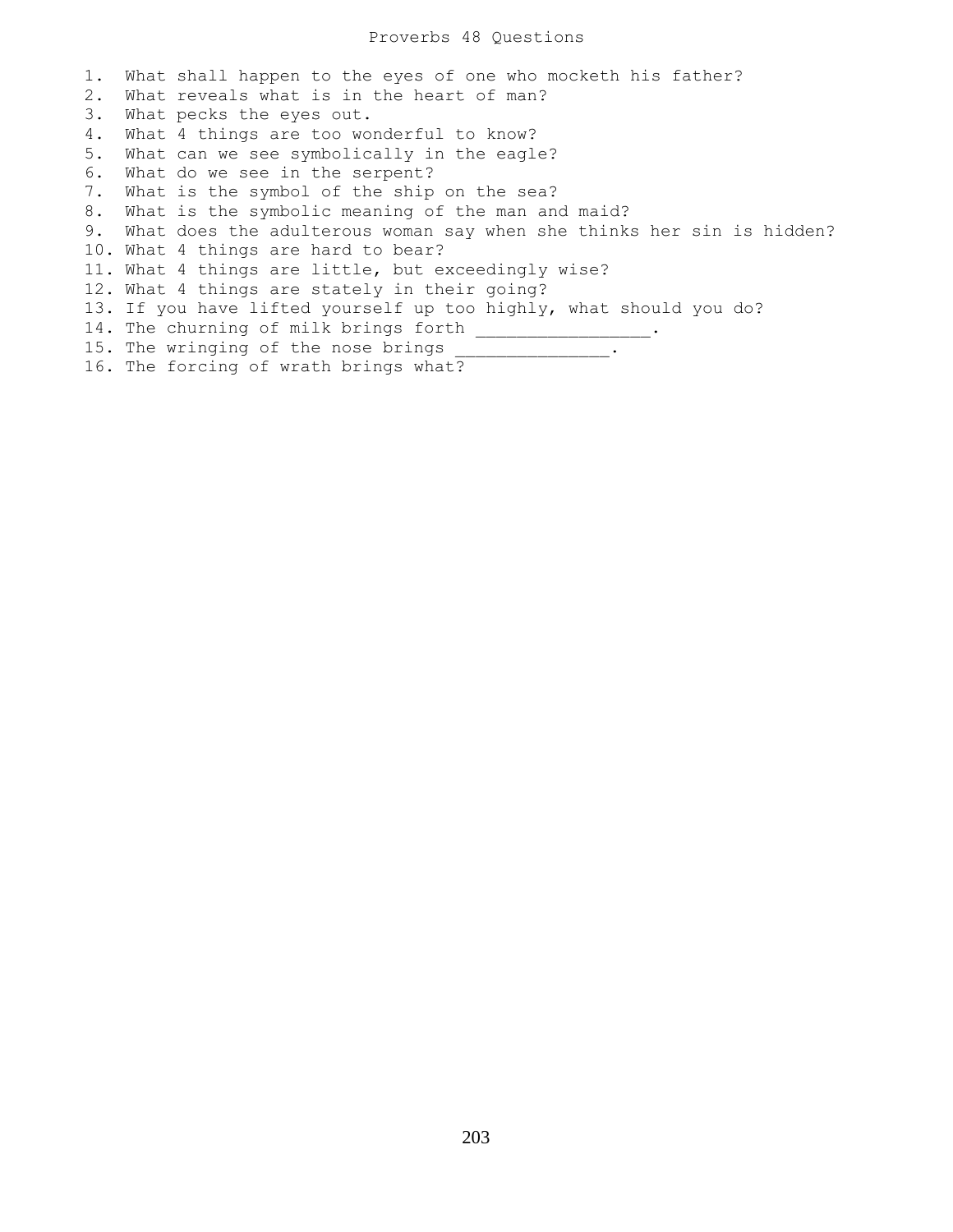# Proverbs 48 Questions

1. What shall happen to the eyes of one who mocketh his father?
2. What reveals what is in the heart of man?
3. What pecks the eyes out.
4. What 4 things are too wonderful to know?
5. What can we see symbolically in the eagle?
6. What do we see in the serpent?
7. What is the symbol of the ship on the sea?
8. What is the symbolic meaning of the man and maid?
9. What does the adulterous woman say when she thinks her sin is hidden?
10. What 4 things are hard to bear?
11. What 4 things are little, but exceedingly wise?
12. What 4 things are stately in their going?
13. If you have lifted yourself up too highly, what should you do?
14. The churning of milk brings forth _________________.
15. The wringing of the nose brings _______________.
16. The forcing of wrath brings what?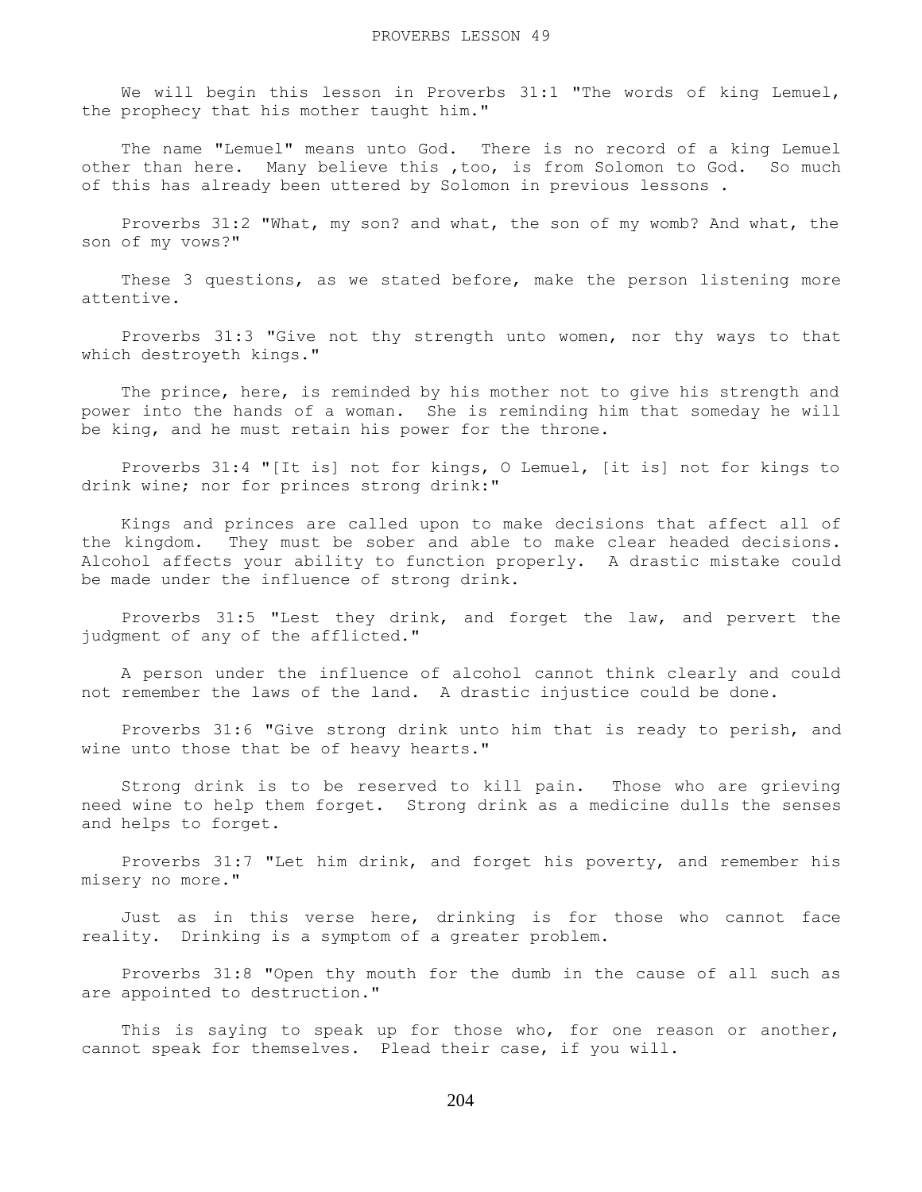# PROVERBS LESSON 49

We will begin this lesson in Proverbs 31:1 "The words of king Lemuel, the prophecy that his mother taught him."

The name "Lemuel" means unto God. There is no record of a king Lemuel other than here. Many believe this ,too, is from Solomon to God. So much of this has already been uttered by Solomon in previous lessons .

Proverbs 31:2 "What, my son? and what, the son of my womb? And what, the son of my vows?"

These 3 questions, as we stated before, make the person listening more attentive.

Proverbs 31:3 "Give not thy strength unto women, nor thy ways to that which destroyeth kings."

The prince, here, is reminded by his mother not to give his strength and power into the hands of a woman. She is reminding him that someday he will be king, and he must retain his power for the throne.

Proverbs 31:4 "[It is] not for kings, O Lemuel, [it is] not for kings to drink wine; nor for princes strong drink:"

Kings and princes are called upon to make decisions that affect all of the kingdom. They must be sober and able to make clear headed decisions. Alcohol affects your ability to function properly. A drastic mistake could be made under the influence of strong drink.

Proverbs 31:5 "Lest they drink, and forget the law, and pervert the judgment of any of the afflicted."

A person under the influence of alcohol cannot think clearly and could not remember the laws of the land. A drastic injustice could be done.

Proverbs 31:6 "Give strong drink unto him that is ready to perish, and wine unto those that be of heavy hearts."

Strong drink is to be reserved to kill pain. Those who are grieving need wine to help them forget. Strong drink as a medicine dulls the senses and helps to forget.

Proverbs 31:7 "Let him drink, and forget his poverty, and remember his misery no more."

Just as in this verse here, drinking is for those who cannot face reality. Drinking is a symptom of a greater problem.

Proverbs 31:8 "Open thy mouth for the dumb in the cause of all such as are appointed to destruction."

This is saying to speak up for those who, for one reason or another, cannot speak for themselves. Plead their case, if you will.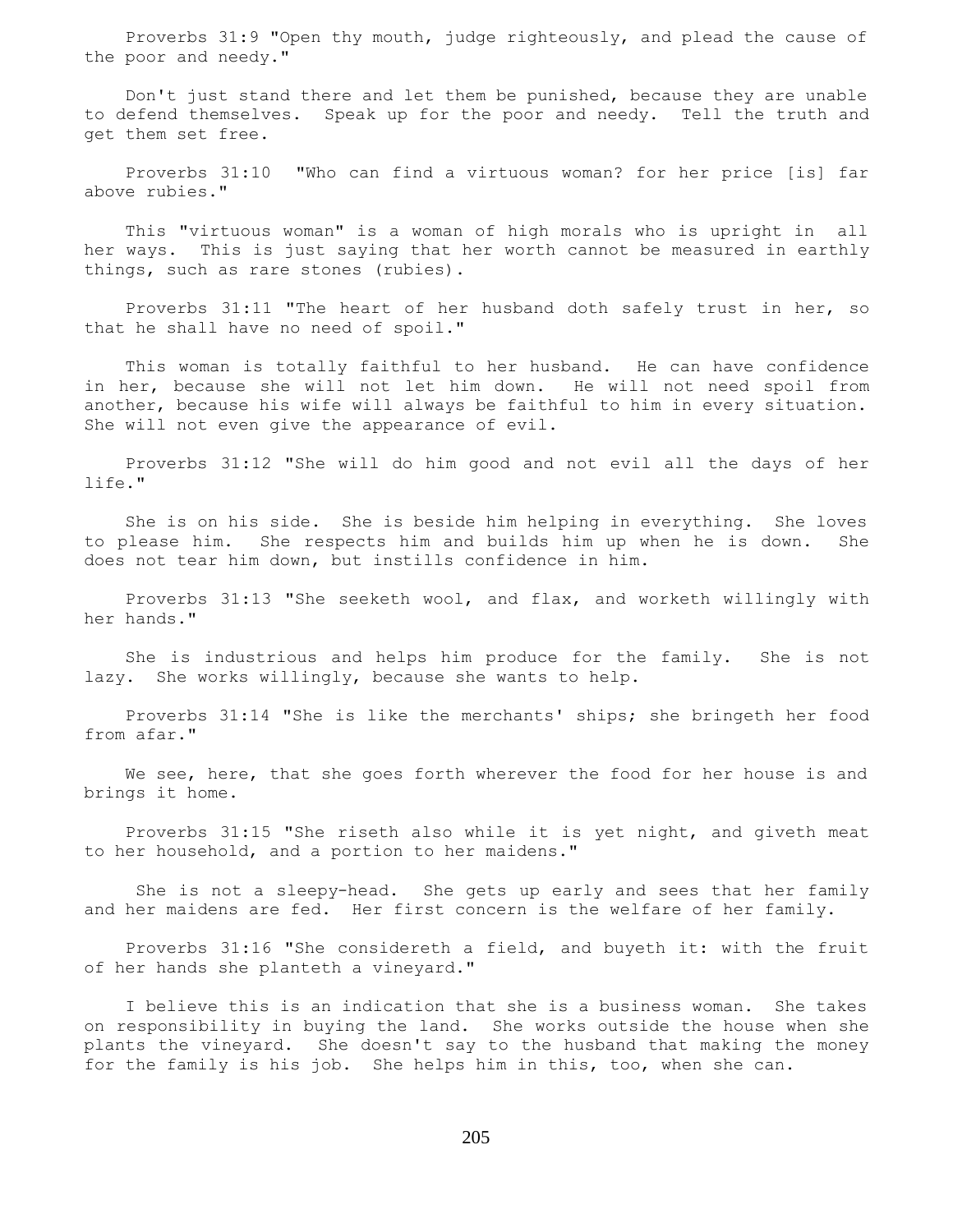Proverbs 31:9 "Open thy mouth, judge righteously, and plead the cause of the poor and needy."

Don't just stand there and let them be punished, because they are unable to defend themselves. Speak up for the poor and needy. Tell the truth and get them set free.

Proverbs 31:10 "Who can find a virtuous woman? for her price [is] far above rubies."

This "virtuous woman" is a woman of high morals who is upright in all her ways. This is just saying that her worth cannot be measured in earthly things, such as rare stones (rubies).

Proverbs 31:11 "The heart of her husband doth safely trust in her, so that he shall have no need of spoil."

This woman is totally faithful to her husband. He can have confidence in her, because she will not let him down. He will not need spoil from another, because his wife will always be faithful to him in every situation. She will not even give the appearance of evil.

Proverbs 31:12 "She will do him good and not evil all the days of her life."

She is on his side. She is beside him helping in everything. She loves to please him. She respects him and builds him up when he is down. She does not tear him down, but instills confidence in him.

Proverbs 31:13 "She seeketh wool, and flax, and worketh willingly with her hands."

She is industrious and helps him produce for the family. She is not lazy. She works willingly, because she wants to help.

Proverbs 31:14 "She is like the merchants' ships; she bringeth her food from afar."

We see, here, that she goes forth wherever the food for her house is and brings it home.

Proverbs 31:15 "She riseth also while it is yet night, and giveth meat to her household, and a portion to her maidens."

She is not a sleepy-head. She gets up early and sees that her family and her maidens are fed. Her first concern is the welfare of her family.

Proverbs 31:16 "She considereth a field, and buyeth it: with the fruit of her hands she planteth a vineyard."

I believe this is an indication that she is a business woman. She takes on responsibility in buying the land. She works outside the house when she plants the vineyard. She doesn't say to the husband that making the money for the family is his job. She helps him in this, too, when she can.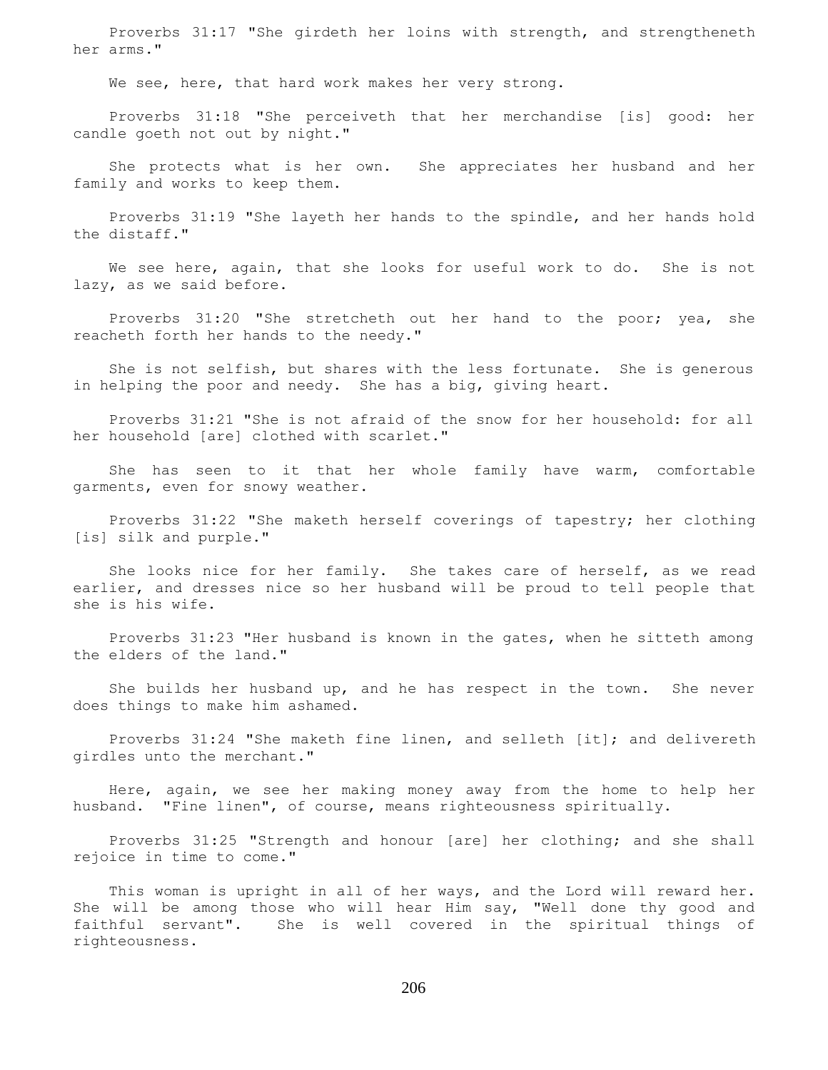Proverbs 31:17 "She girdeth her loins with strength, and strengtheneth her arms."

We see, here, that hard work makes her very strong.

Proverbs 31:18 "She perceiveth that her merchandise [is] good: her candle goeth not out by night."

She protects what is her own. She appreciates her husband and her family and works to keep them.

Proverbs 31:19 "She layeth her hands to the spindle, and her hands hold the distaff."

We see here, again, that she looks for useful work to do. She is not lazy, as we said before.

Proverbs 31:20 "She stretcheth out her hand to the poor; yea, she reacheth forth her hands to the needy."

She is not selfish, but shares with the less fortunate. She is generous in helping the poor and needy. She has a big, giving heart.

Proverbs 31:21 "She is not afraid of the snow for her household: for all her household [are] clothed with scarlet."

She has seen to it that her whole family have warm, comfortable garments, even for snowy weather.

Proverbs 31:22 "She maketh herself coverings of tapestry; her clothing [is] silk and purple."

She looks nice for her family. She takes care of herself, as we read earlier, and dresses nice so her husband will be proud to tell people that she is his wife.

Proverbs 31:23 "Her husband is known in the gates, when he sitteth among the elders of the land."

She builds her husband up, and he has respect in the town. She never does things to make him ashamed.

Proverbs 31:24 "She maketh fine linen, and selleth [it]; and delivereth girdles unto the merchant."

Here, again, we see her making money away from the home to help her husband. "Fine linen", of course, means righteousness spiritually.

Proverbs 31:25 "Strength and honour [are] her clothing; and she shall rejoice in time to come."

This woman is upright in all of her ways, and the Lord will reward her. She will be among those who will hear Him say, "Well done thy good and faithful servant". She is well covered in the spiritual things of righteousness.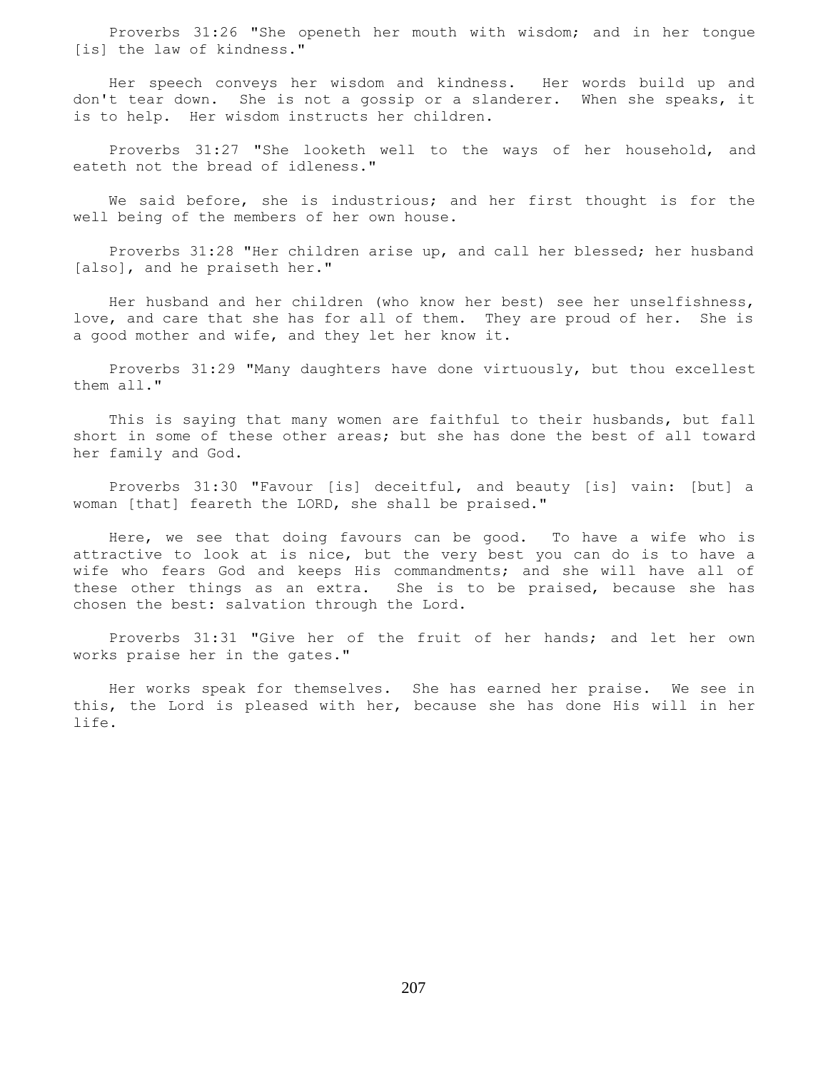Proverbs 31:26 "She openeth her mouth with wisdom; and in her tongue [is] the law of kindness."

Her speech conveys her wisdom and kindness. Her words build up and don't tear down. She is not a gossip or a slanderer. When she speaks, it is to help. Her wisdom instructs her children.

Proverbs 31:27 "She looketh well to the ways of her household, and eateth not the bread of idleness."

We said before, she is industrious; and her first thought is for the well being of the members of her own house.

Proverbs 31:28 "Her children arise up, and call her blessed; her husband [also], and he praiseth her."

Her husband and her children (who know her best) see her unselfishness, love, and care that she has for all of them. They are proud of her. She is a good mother and wife, and they let her know it.

Proverbs 31:29 "Many daughters have done virtuously, but thou excellest them all."

This is saying that many women are faithful to their husbands, but fall short in some of these other areas; but she has done the best of all toward her family and God.

Proverbs 31:30 "Favour [is] deceitful, and beauty [is] vain: [but] a woman [that] feareth the LORD, she shall be praised."

Here, we see that doing favours can be good. To have a wife who is attractive to look at is nice, but the very best you can do is to have a wife who fears God and keeps His commandments; and she will have all of these other things as an extra. She is to be praised, because she has chosen the best: salvation through the Lord.

Proverbs 31:31 "Give her of the fruit of her hands; and let her own works praise her in the gates."

Her works speak for themselves. She has earned her praise. We see in this, the Lord is pleased with her, because she has done His will in her life.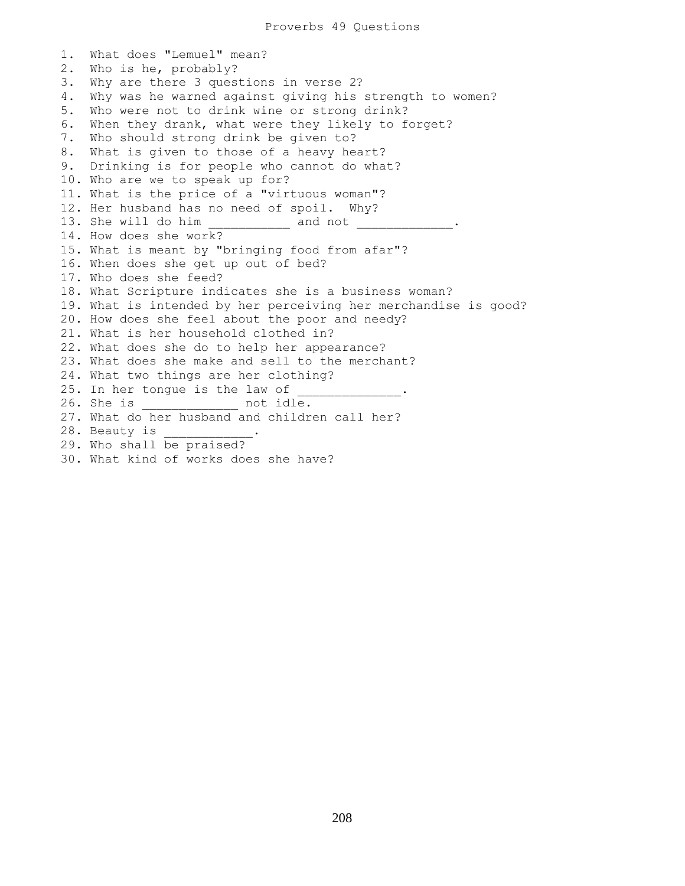# Proverbs 49 Questions

1. What does "Lemuel" mean?
2. Who is he, probably?
3. Why are there 3 questions in verse 2?
4. Why was he warned against giving his strength to women?
5. Who were not to drink wine or strong drink?
6. When they drank, what were they likely to forget?
7. Who should strong drink be given to?
8. What is given to those of a heavy heart?
9. Drinking is for people who cannot do what?
10. Who are we to speak up for?
11. What is the price of a "virtuous woman"?
12. Her husband has no need of spoil. Why?
13. She will do him ___________ and not _____________.
14. How does she work?
15. What is meant by "bringing food from afar"?
16. When does she get up out of bed?
17. Who does she feed?
18. What Scripture indicates she is a business woman?
19. What is intended by her perceiving her merchandise is good?
20. How does she feel about the poor and needy?
21. What is her household clothed in?
22. What does she do to help her appearance?
23. What does she make and sell to the merchant?
24. What two things are her clothing?
25. In her tongue is the law of ______________.
26. She is _____________ not idle.
27. What do her husband and children call her?
28. Beauty is ____________.
29. Who shall be praised?
30. What kind of works does she have?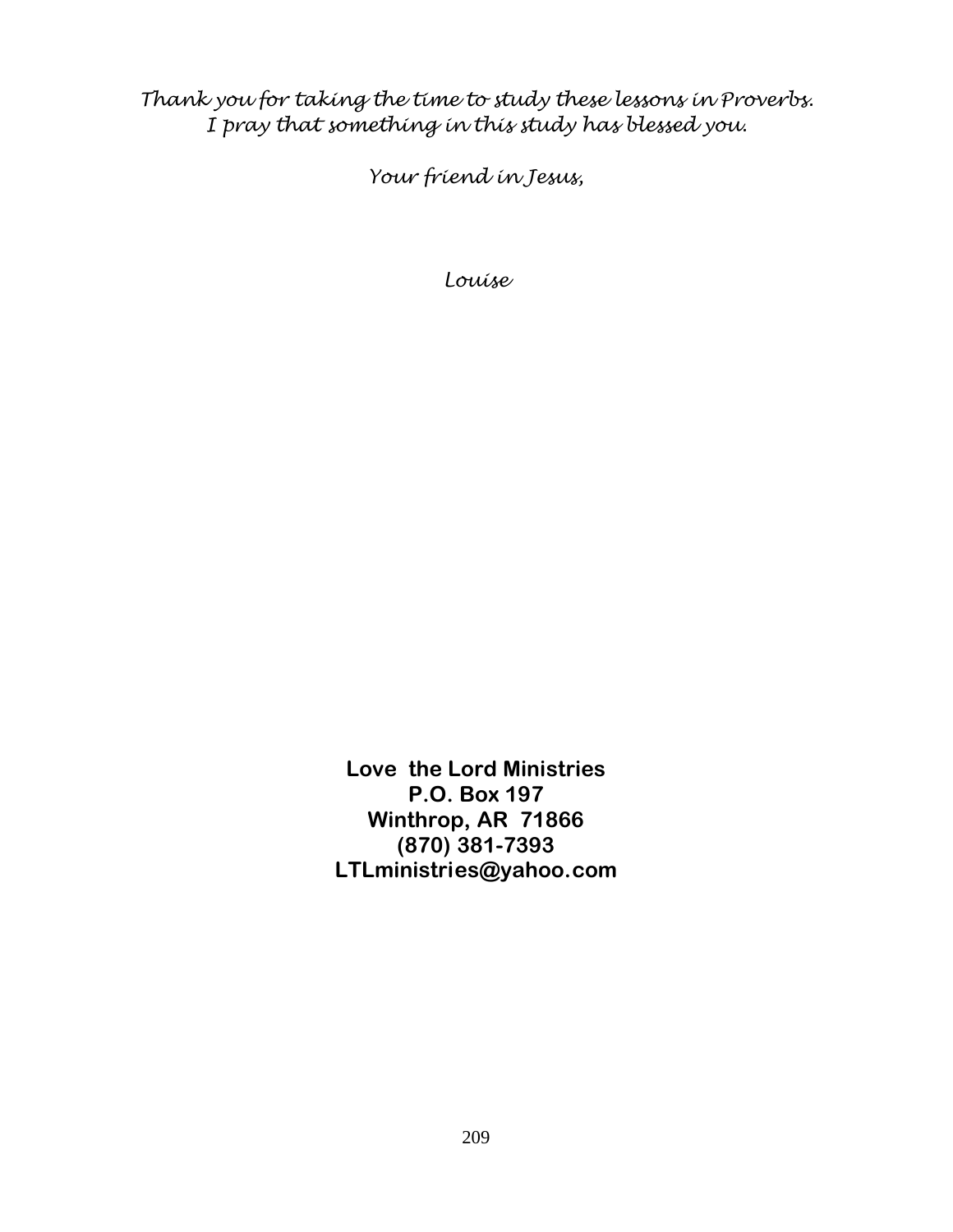*Thank you for taking the time to study these lessons in Proverbs.*
*I pray that something in this study has blessed you.*

*Your friend in Jesus,*

*Louise*

**Love the Lord Ministries**
**P.O. Box 197**
**Winthrop, AR 71866**
**(870) 381-7393**
**LTLministries@yahoo.com**